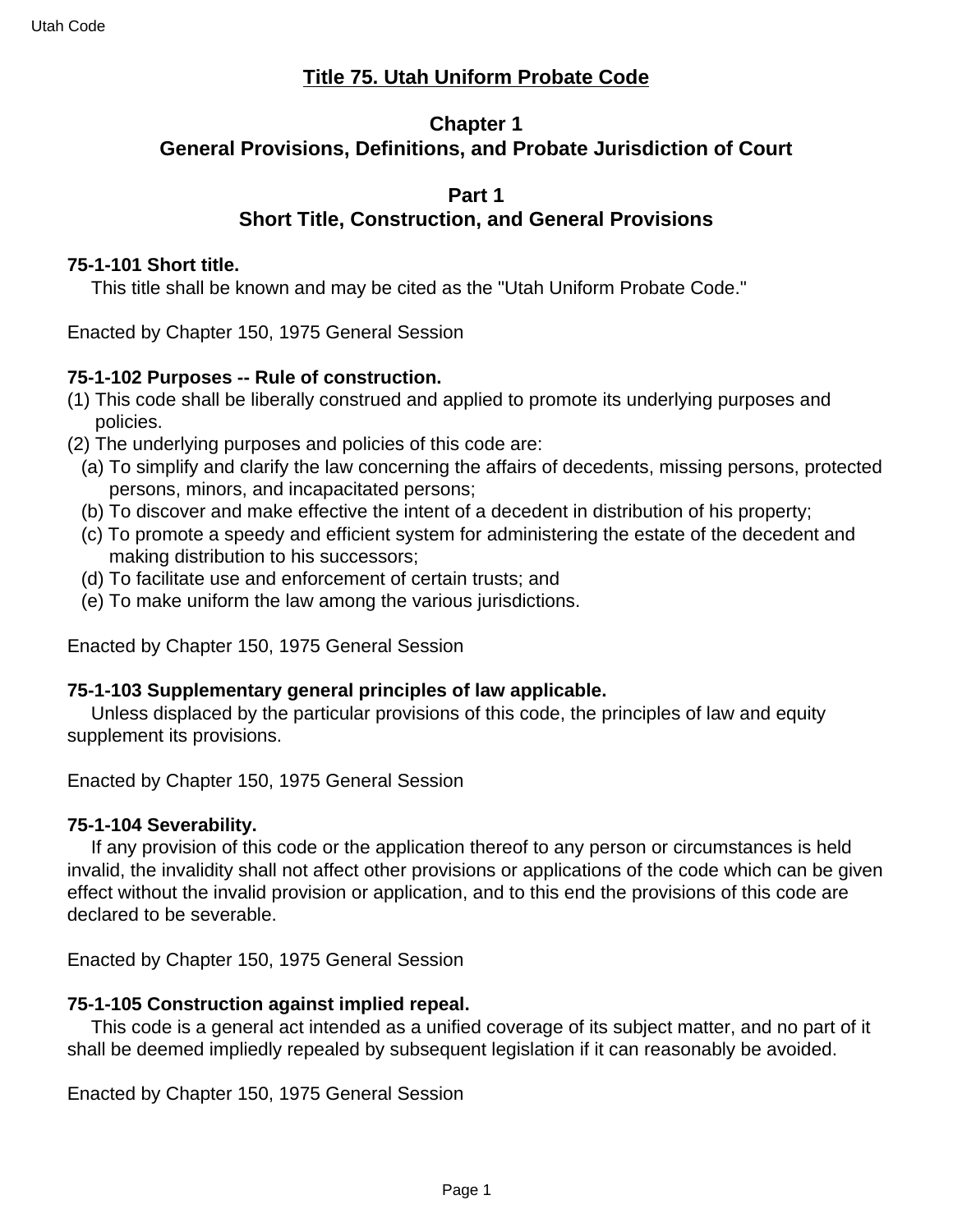# Title 75. Utah Uniform Probate Code

## Chapter 1
## General Provisions, Definitions, and Probate Jurisdiction of Court

### Part 1
### Short Title, Construction, and General Provisions

**75-1-101 Short title.**

This title shall be known and may be cited as the "Utah Uniform Probate Code."

Enacted by Chapter 150, 1975 General Session

**75-1-102 Purposes -- Rule of construction.**

(1) This code shall be liberally construed and applied to promote its underlying purposes and policies.

(2) The underlying purposes and policies of this code are:

(a) To simplify and clarify the law concerning the affairs of decedents, missing persons, protected persons, minors, and incapacitated persons;

(b) To discover and make effective the intent of a decedent in distribution of his property;

(c) To promote a speedy and efficient system for administering the estate of the decedent and making distribution to his successors;

(d) To facilitate use and enforcement of certain trusts; and

(e) To make uniform the law among the various jurisdictions.

Enacted by Chapter 150, 1975 General Session

**75-1-103 Supplementary general principles of law applicable.**

Unless displaced by the particular provisions of this code, the principles of law and equity supplement its provisions.

Enacted by Chapter 150, 1975 General Session

**75-1-104 Severability.**

If any provision of this code or the application thereof to any person or circumstances is held invalid, the invalidity shall not affect other provisions or applications of the code which can be given effect without the invalid provision or application, and to this end the provisions of this code are declared to be severable.

Enacted by Chapter 150, 1975 General Session

**75-1-105 Construction against implied repeal.**

This code is a general act intended as a unified coverage of its subject matter, and no part of it shall be deemed impliedly repealed by subsequent legislation if it can reasonably be avoided.

Enacted by Chapter 150, 1975 General Session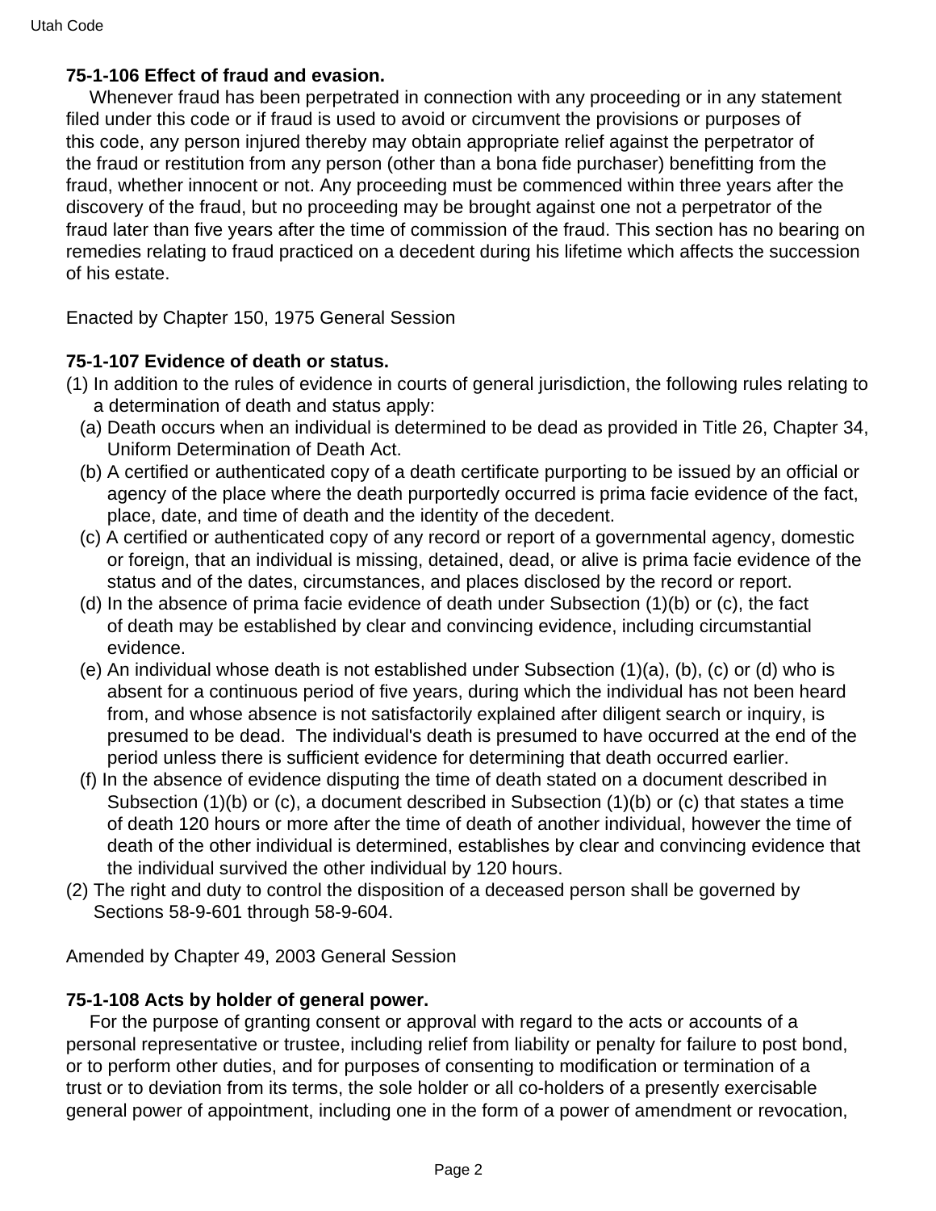**75-1-106 Effect of fraud and evasion.**

Whenever fraud has been perpetrated in connection with any proceeding or in any statement filed under this code or if fraud is used to avoid or circumvent the provisions or purposes of this code, any person injured thereby may obtain appropriate relief against the perpetrator of the fraud or restitution from any person (other than a bona fide purchaser) benefitting from the fraud, whether innocent or not. Any proceeding must be commenced within three years after the discovery of the fraud, but no proceeding may be brought against one not a perpetrator of the fraud later than five years after the time of commission of the fraud. This section has no bearing on remedies relating to fraud practiced on a decedent during his lifetime which affects the succession of his estate.

Enacted by Chapter 150, 1975 General Session

**75-1-107 Evidence of death or status.**

(1) In addition to the rules of evidence in courts of general jurisdiction, the following rules relating to a determination of death and status apply:

(a) Death occurs when an individual is determined to be dead as provided in Title 26, Chapter 34, Uniform Determination of Death Act.

(b) A certified or authenticated copy of a death certificate purporting to be issued by an official or agency of the place where the death purportedly occurred is prima facie evidence of the fact, place, date, and time of death and the identity of the decedent.

(c) A certified or authenticated copy of any record or report of a governmental agency, domestic or foreign, that an individual is missing, detained, dead, or alive is prima facie evidence of the status and of the dates, circumstances, and places disclosed by the record or report.

(d) In the absence of prima facie evidence of death under Subsection (1)(b) or (c), the fact of death may be established by clear and convincing evidence, including circumstantial evidence.

(e) An individual whose death is not established under Subsection (1)(a), (b), (c) or (d) who is absent for a continuous period of five years, during which the individual has not been heard from, and whose absence is not satisfactorily explained after diligent search or inquiry, is presumed to be dead. The individual's death is presumed to have occurred at the end of the period unless there is sufficient evidence for determining that death occurred earlier.

(f) In the absence of evidence disputing the time of death stated on a document described in Subsection (1)(b) or (c), a document described in Subsection (1)(b) or (c) that states a time of death 120 hours or more after the time of death of another individual, however the time of death of the other individual is determined, establishes by clear and convincing evidence that the individual survived the other individual by 120 hours.

(2) The right and duty to control the disposition of a deceased person shall be governed by Sections 58-9-601 through 58-9-604.

Amended by Chapter 49, 2003 General Session

**75-1-108 Acts by holder of general power.**

For the purpose of granting consent or approval with regard to the acts or accounts of a personal representative or trustee, including relief from liability or penalty for failure to post bond, or to perform other duties, and for purposes of consenting to modification or termination of a trust or to deviation from its terms, the sole holder or all co-holders of a presently exercisable general power of appointment, including one in the form of a power of amendment or revocation,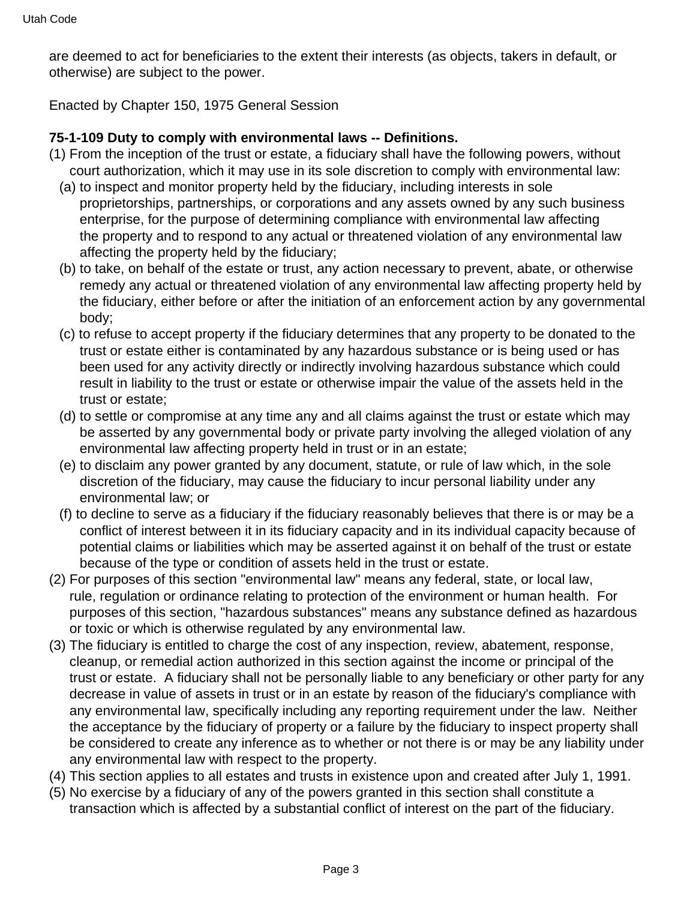are deemed to act for beneficiaries to the extent their interests (as objects, takers in default, or otherwise) are subject to the power.

Enacted by Chapter 150, 1975 General Session

**75-1-109 Duty to comply with environmental laws -- Definitions.**

(1) From the inception of the trust or estate, a fiduciary shall have the following powers, without court authorization, which it may use in its sole discretion to comply with environmental law:
  (a) to inspect and monitor property held by the fiduciary, including interests in sole proprietorships, partnerships, or corporations and any assets owned by any such business enterprise, for the purpose of determining compliance with environmental law affecting the property and to respond to any actual or threatened violation of any environmental law affecting the property held by the fiduciary;
  (b) to take, on behalf of the estate or trust, any action necessary to prevent, abate, or otherwise remedy any actual or threatened violation of any environmental law affecting property held by the fiduciary, either before or after the initiation of an enforcement action by any governmental body;
  (c) to refuse to accept property if the fiduciary determines that any property to be donated to the trust or estate either is contaminated by any hazardous substance or is being used or has been used for any activity directly or indirectly involving hazardous substance which could result in liability to the trust or estate or otherwise impair the value of the assets held in the trust or estate;
  (d) to settle or compromise at any time any and all claims against the trust or estate which may be asserted by any governmental body or private party involving the alleged violation of any environmental law affecting property held in trust or in an estate;
  (e) to disclaim any power granted by any document, statute, or rule of law which, in the sole discretion of the fiduciary, may cause the fiduciary to incur personal liability under any environmental law; or
  (f) to decline to serve as a fiduciary if the fiduciary reasonably believes that there is or may be a conflict of interest between it in its fiduciary capacity and in its individual capacity because of potential claims or liabilities which may be asserted against it on behalf of the trust or estate because of the type or condition of assets held in the trust or estate.

(2) For purposes of this section "environmental law" means any federal, state, or local law, rule, regulation or ordinance relating to protection of the environment or human health. For purposes of this section, "hazardous substances" means any substance defined as hazardous or toxic or which is otherwise regulated by any environmental law.

(3) The fiduciary is entitled to charge the cost of any inspection, review, abatement, response, cleanup, or remedial action authorized in this section against the income or principal of the trust or estate. A fiduciary shall not be personally liable to any beneficiary or other party for any decrease in value of assets in trust or in an estate by reason of the fiduciary's compliance with any environmental law, specifically including any reporting requirement under the law. Neither the acceptance by the fiduciary of property or a failure by the fiduciary to inspect property shall be considered to create any inference as to whether or not there is or may be any liability under any environmental law with respect to the property.

(4) This section applies to all estates and trusts in existence upon and created after July 1, 1991.

(5) No exercise by a fiduciary of any of the powers granted in this section shall constitute a transaction which is affected by a substantial conflict of interest on the part of the fiduciary.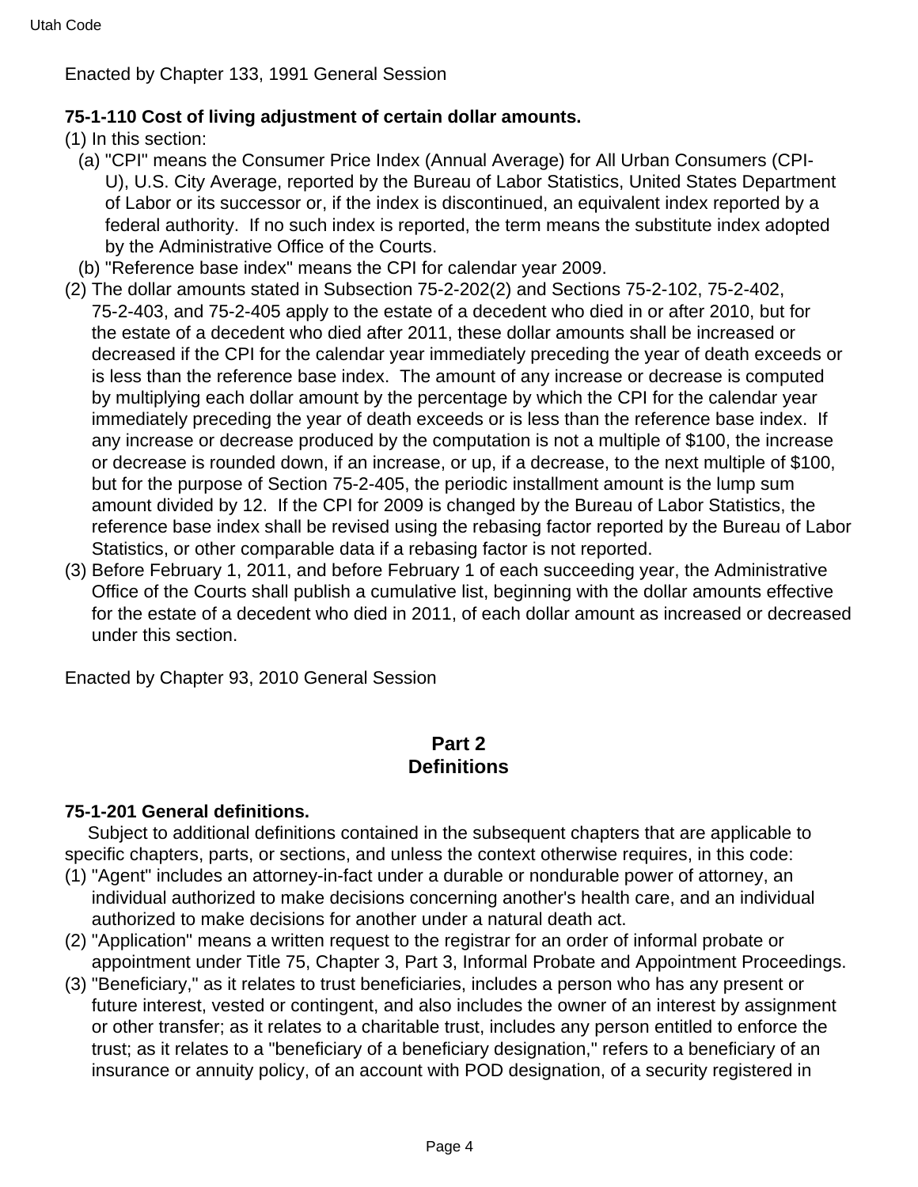Enacted by Chapter 133, 1991 General Session

**75-1-110 Cost of living adjustment of certain dollar amounts.**

(1) In this section:

(a) "CPI" means the Consumer Price Index (Annual Average) for All Urban Consumers (CPI-U), U.S. City Average, reported by the Bureau of Labor Statistics, United States Department of Labor or its successor or, if the index is discontinued, an equivalent index reported by a federal authority. If no such index is reported, the term means the substitute index adopted by the Administrative Office of the Courts.

(b) "Reference base index" means the CPI for calendar year 2009.

(2) The dollar amounts stated in Subsection 75-2-202(2) and Sections 75-2-102, 75-2-402, 75-2-403, and 75-2-405 apply to the estate of a decedent who died in or after 2010, but for the estate of a decedent who died after 2011, these dollar amounts shall be increased or decreased if the CPI for the calendar year immediately preceding the year of death exceeds or is less than the reference base index. The amount of any increase or decrease is computed by multiplying each dollar amount by the percentage by which the CPI for the calendar year immediately preceding the year of death exceeds or is less than the reference base index. If any increase or decrease produced by the computation is not a multiple of $100, the increase or decrease is rounded down, if an increase, or up, if a decrease, to the next multiple of $100, but for the purpose of Section 75-2-405, the periodic installment amount is the lump sum amount divided by 12. If the CPI for 2009 is changed by the Bureau of Labor Statistics, the reference base index shall be revised using the rebasing factor reported by the Bureau of Labor Statistics, or other comparable data if a rebasing factor is not reported.

(3) Before February 1, 2011, and before February 1 of each succeeding year, the Administrative Office of the Courts shall publish a cumulative list, beginning with the dollar amounts effective for the estate of a decedent who died in 2011, of each dollar amount as increased or decreased under this section.

Enacted by Chapter 93, 2010 General Session

## Part 2
## Definitions

**75-1-201 General definitions.**

Subject to additional definitions contained in the subsequent chapters that are applicable to specific chapters, parts, or sections, and unless the context otherwise requires, in this code:

(1) "Agent" includes an attorney-in-fact under a durable or nondurable power of attorney, an individual authorized to make decisions concerning another's health care, and an individual authorized to make decisions for another under a natural death act.

(2) "Application" means a written request to the registrar for an order of informal probate or appointment under Title 75, Chapter 3, Part 3, Informal Probate and Appointment Proceedings.

(3) "Beneficiary," as it relates to trust beneficiaries, includes a person who has any present or future interest, vested or contingent, and also includes the owner of an interest by assignment or other transfer; as it relates to a charitable trust, includes any person entitled to enforce the trust; as it relates to a "beneficiary of a beneficiary designation," refers to a beneficiary of an insurance or annuity policy, of an account with POD designation, of a security registered in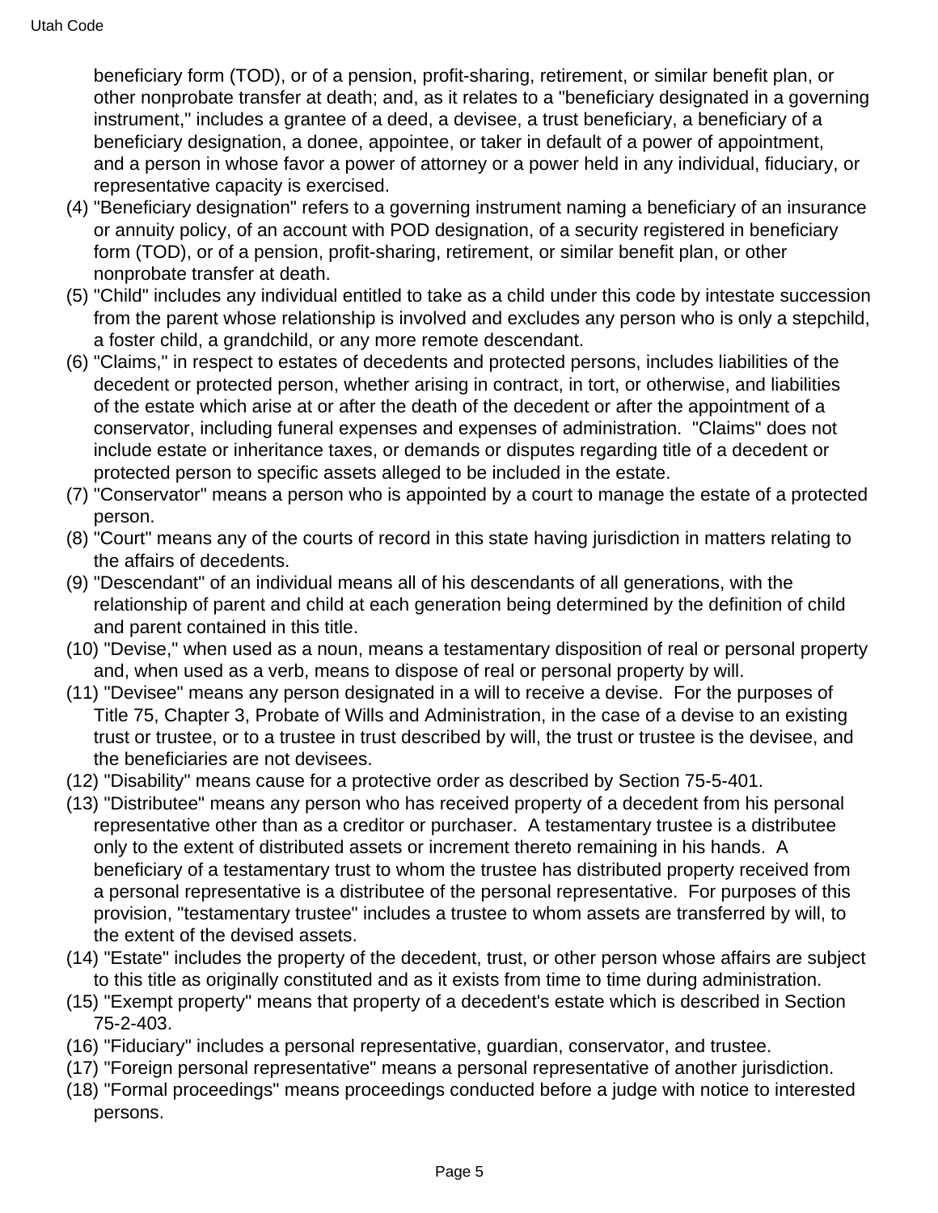beneficiary form (TOD), or of a pension, profit-sharing, retirement, or similar benefit plan, or other nonprobate transfer at death; and, as it relates to a "beneficiary designated in a governing instrument," includes a grantee of a deed, a devisee, a trust beneficiary, a beneficiary of a beneficiary designation, a donee, appointee, or taker in default of a power of appointment, and a person in whose favor a power of attorney or a power held in any individual, fiduciary, or representative capacity is exercised.

(4) "Beneficiary designation" refers to a governing instrument naming a beneficiary of an insurance or annuity policy, of an account with POD designation, of a security registered in beneficiary form (TOD), or of a pension, profit-sharing, retirement, or similar benefit plan, or other nonprobate transfer at death.

(5) "Child" includes any individual entitled to take as a child under this code by intestate succession from the parent whose relationship is involved and excludes any person who is only a stepchild, a foster child, a grandchild, or any more remote descendant.

(6) "Claims," in respect to estates of decedents and protected persons, includes liabilities of the decedent or protected person, whether arising in contract, in tort, or otherwise, and liabilities of the estate which arise at or after the death of the decedent or after the appointment of a conservator, including funeral expenses and expenses of administration. "Claims" does not include estate or inheritance taxes, or demands or disputes regarding title of a decedent or protected person to specific assets alleged to be included in the estate.

(7) "Conservator" means a person who is appointed by a court to manage the estate of a protected person.

(8) "Court" means any of the courts of record in this state having jurisdiction in matters relating to the affairs of decedents.

(9) "Descendant" of an individual means all of his descendants of all generations, with the relationship of parent and child at each generation being determined by the definition of child and parent contained in this title.

(10) "Devise," when used as a noun, means a testamentary disposition of real or personal property and, when used as a verb, means to dispose of real or personal property by will.

(11) "Devisee" means any person designated in a will to receive a devise. For the purposes of Title 75, Chapter 3, Probate of Wills and Administration, in the case of a devise to an existing trust or trustee, or to a trustee in trust described by will, the trust or trustee is the devisee, and the beneficiaries are not devisees.

(12) "Disability" means cause for a protective order as described by Section 75-5-401.

(13) "Distributee" means any person who has received property of a decedent from his personal representative other than as a creditor or purchaser. A testamentary trustee is a distributee only to the extent of distributed assets or increment thereto remaining in his hands. A beneficiary of a testamentary trust to whom the trustee has distributed property received from a personal representative is a distributee of the personal representative. For purposes of this provision, "testamentary trustee" includes a trustee to whom assets are transferred by will, to the extent of the devised assets.

(14) "Estate" includes the property of the decedent, trust, or other person whose affairs are subject to this title as originally constituted and as it exists from time to time during administration.

(15) "Exempt property" means that property of a decedent's estate which is described in Section 75-2-403.

(16) "Fiduciary" includes a personal representative, guardian, conservator, and trustee.

(17) "Foreign personal representative" means a personal representative of another jurisdiction.

(18) "Formal proceedings" means proceedings conducted before a judge with notice to interested persons.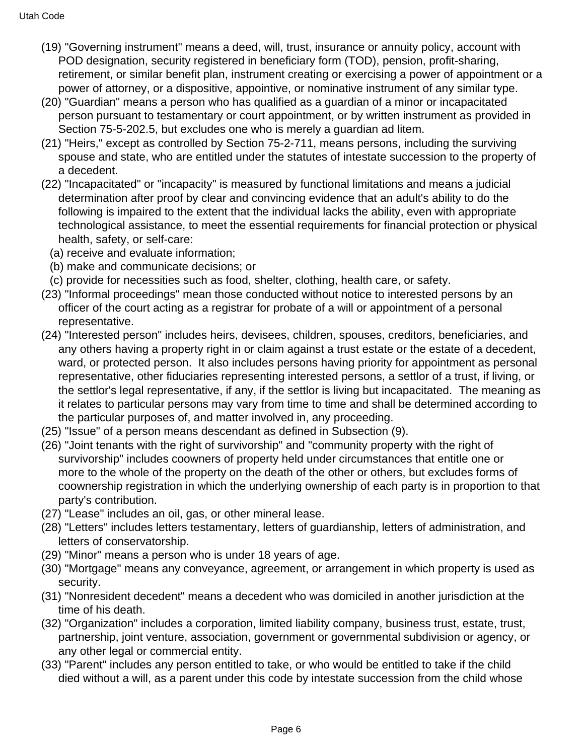(19) "Governing instrument" means a deed, will, trust, insurance or annuity policy, account with POD designation, security registered in beneficiary form (TOD), pension, profit-sharing, retirement, or similar benefit plan, instrument creating or exercising a power of appointment or a power of attorney, or a dispositive, appointive, or nominative instrument of any similar type.

(20) "Guardian" means a person who has qualified as a guardian of a minor or incapacitated person pursuant to testamentary or court appointment, or by written instrument as provided in Section 75-5-202.5, but excludes one who is merely a guardian ad litem.

(21) "Heirs," except as controlled by Section 75-2-711, means persons, including the surviving spouse and state, who are entitled under the statutes of intestate succession to the property of a decedent.

(22) "Incapacitated" or "incapacity" is measured by functional limitations and means a judicial determination after proof by clear and convincing evidence that an adult's ability to do the following is impaired to the extent that the individual lacks the ability, even with appropriate technological assistance, to meet the essential requirements for financial protection or physical health, safety, or self-care:

  (a) receive and evaluate information;

  (b) make and communicate decisions; or

  (c) provide for necessities such as food, shelter, clothing, health care, or safety.

(23) "Informal proceedings" mean those conducted without notice to interested persons by an officer of the court acting as a registrar for probate of a will or appointment of a personal representative.

(24) "Interested person" includes heirs, devisees, children, spouses, creditors, beneficiaries, and any others having a property right in or claim against a trust estate or the estate of a decedent, ward, or protected person. It also includes persons having priority for appointment as personal representative, other fiduciaries representing interested persons, a settlor of a trust, if living, or the settlor's legal representative, if any, if the settlor is living but incapacitated. The meaning as it relates to particular persons may vary from time to time and shall be determined according to the particular purposes of, and matter involved in, any proceeding.

(25) "Issue" of a person means descendant as defined in Subsection (9).

(26) "Joint tenants with the right of survivorship" and "community property with the right of survivorship" includes coowners of property held under circumstances that entitle one or more to the whole of the property on the death of the other or others, but excludes forms of coownership registration in which the underlying ownership of each party is in proportion to that party's contribution.

(27) "Lease" includes an oil, gas, or other mineral lease.

(28) "Letters" includes letters testamentary, letters of guardianship, letters of administration, and letters of conservatorship.

(29) "Minor" means a person who is under 18 years of age.

(30) "Mortgage" means any conveyance, agreement, or arrangement in which property is used as security.

(31) "Nonresident decedent" means a decedent who was domiciled in another jurisdiction at the time of his death.

(32) "Organization" includes a corporation, limited liability company, business trust, estate, trust, partnership, joint venture, association, government or governmental subdivision or agency, or any other legal or commercial entity.

(33) "Parent" includes any person entitled to take, or who would be entitled to take if the child died without a will, as a parent under this code by intestate succession from the child whose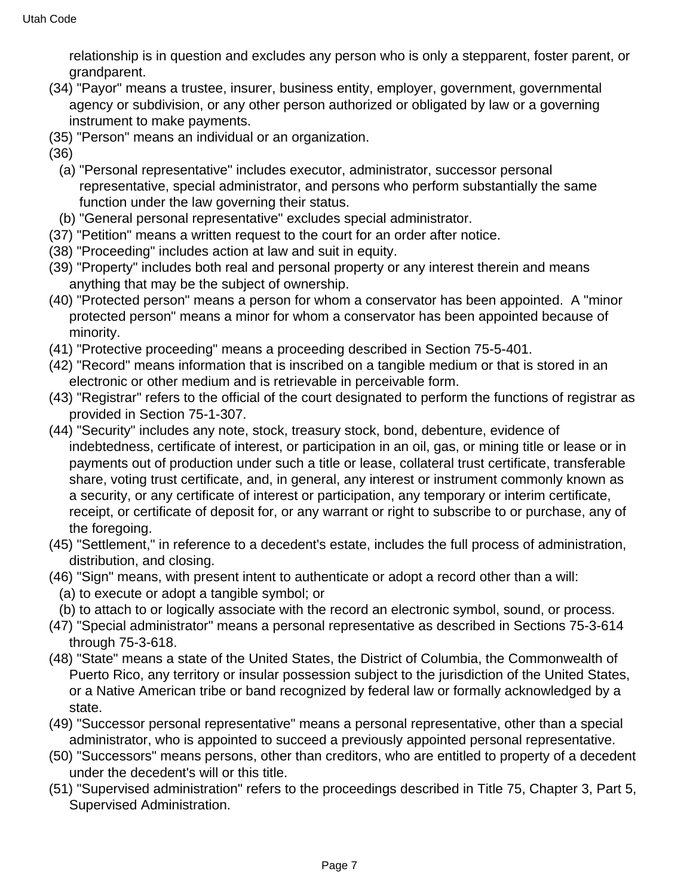relationship is in question and excludes any person who is only a stepparent, foster parent, or grandparent.

(34) "Payor" means a trustee, insurer, business entity, employer, government, governmental agency or subdivision, or any other person authorized or obligated by law or a governing instrument to make payments.

(35) "Person" means an individual or an organization.

(36)

(a) "Personal representative" includes executor, administrator, successor personal representative, special administrator, and persons who perform substantially the same function under the law governing their status.

(b) "General personal representative" excludes special administrator.

(37) "Petition" means a written request to the court for an order after notice.

(38) "Proceeding" includes action at law and suit in equity.

(39) "Property" includes both real and personal property or any interest therein and means anything that may be the subject of ownership.

(40) "Protected person" means a person for whom a conservator has been appointed. A "minor protected person" means a minor for whom a conservator has been appointed because of minority.

(41) "Protective proceeding" means a proceeding described in Section 75-5-401.

(42) "Record" means information that is inscribed on a tangible medium or that is stored in an electronic or other medium and is retrievable in perceivable form.

(43) "Registrar" refers to the official of the court designated to perform the functions of registrar as provided in Section 75-1-307.

(44) "Security" includes any note, stock, treasury stock, bond, debenture, evidence of indebtedness, certificate of interest, or participation in an oil, gas, or mining title or lease or in payments out of production under such a title or lease, collateral trust certificate, transferable share, voting trust certificate, and, in general, any interest or instrument commonly known as a security, or any certificate of interest or participation, any temporary or interim certificate, receipt, or certificate of deposit for, or any warrant or right to subscribe to or purchase, any of the foregoing.

(45) "Settlement," in reference to a decedent's estate, includes the full process of administration, distribution, and closing.

(46) "Sign" means, with present intent to authenticate or adopt a record other than a will:

(a) to execute or adopt a tangible symbol; or

(b) to attach to or logically associate with the record an electronic symbol, sound, or process.

(47) "Special administrator" means a personal representative as described in Sections 75-3-614 through 75-3-618.

(48) "State" means a state of the United States, the District of Columbia, the Commonwealth of Puerto Rico, any territory or insular possession subject to the jurisdiction of the United States, or a Native American tribe or band recognized by federal law or formally acknowledged by a state.

(49) "Successor personal representative" means a personal representative, other than a special administrator, who is appointed to succeed a previously appointed personal representative.

(50) "Successors" means persons, other than creditors, who are entitled to property of a decedent under the decedent's will or this title.

(51) "Supervised administration" refers to the proceedings described in Title 75, Chapter 3, Part 5, Supervised Administration.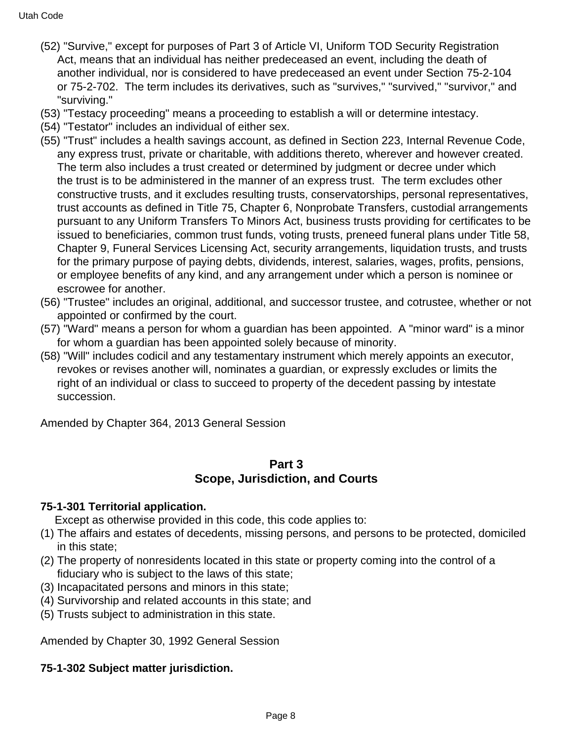(52) "Survive," except for purposes of Part 3 of Article VI, Uniform TOD Security Registration Act, means that an individual has neither predeceased an event, including the death of another individual, nor is considered to have predeceased an event under Section 75-2-104 or 75-2-702. The term includes its derivatives, such as "survives," "survived," "survivor," and "surviving."

(53) "Testacy proceeding" means a proceeding to establish a will or determine intestacy.

(54) "Testator" includes an individual of either sex.

(55) "Trust" includes a health savings account, as defined in Section 223, Internal Revenue Code, any express trust, private or charitable, with additions thereto, wherever and however created. The term also includes a trust created or determined by judgment or decree under which the trust is to be administered in the manner of an express trust. The term excludes other constructive trusts, and it excludes resulting trusts, conservatorships, personal representatives, trust accounts as defined in Title 75, Chapter 6, Nonprobate Transfers, custodial arrangements pursuant to any Uniform Transfers To Minors Act, business trusts providing for certificates to be issued to beneficiaries, common trust funds, voting trusts, preneed funeral plans under Title 58, Chapter 9, Funeral Services Licensing Act, security arrangements, liquidation trusts, and trusts for the primary purpose of paying debts, dividends, interest, salaries, wages, profits, pensions, or employee benefits of any kind, and any arrangement under which a person is nominee or escrowee for another.

(56) "Trustee" includes an original, additional, and successor trustee, and cotrustee, whether or not appointed or confirmed by the court.

(57) "Ward" means a person for whom a guardian has been appointed. A "minor ward" is a minor for whom a guardian has been appointed solely because of minority.

(58) "Will" includes codicil and any testamentary instrument which merely appoints an executor, revokes or revises another will, nominates a guardian, or expressly excludes or limits the right of an individual or class to succeed to property of the decedent passing by intestate succession.

Amended by Chapter 364, 2013 General Session

## Part 3
## Scope, Jurisdiction, and Courts

### 75-1-301 Territorial application.

Except as otherwise provided in this code, this code applies to:

(1) The affairs and estates of decedents, missing persons, and persons to be protected, domiciled in this state;

(2) The property of nonresidents located in this state or property coming into the control of a fiduciary who is subject to the laws of this state;

(3) Incapacitated persons and minors in this state;

(4) Survivorship and related accounts in this state; and

(5) Trusts subject to administration in this state.

Amended by Chapter 30, 1992 General Session

### 75-1-302 Subject matter jurisdiction.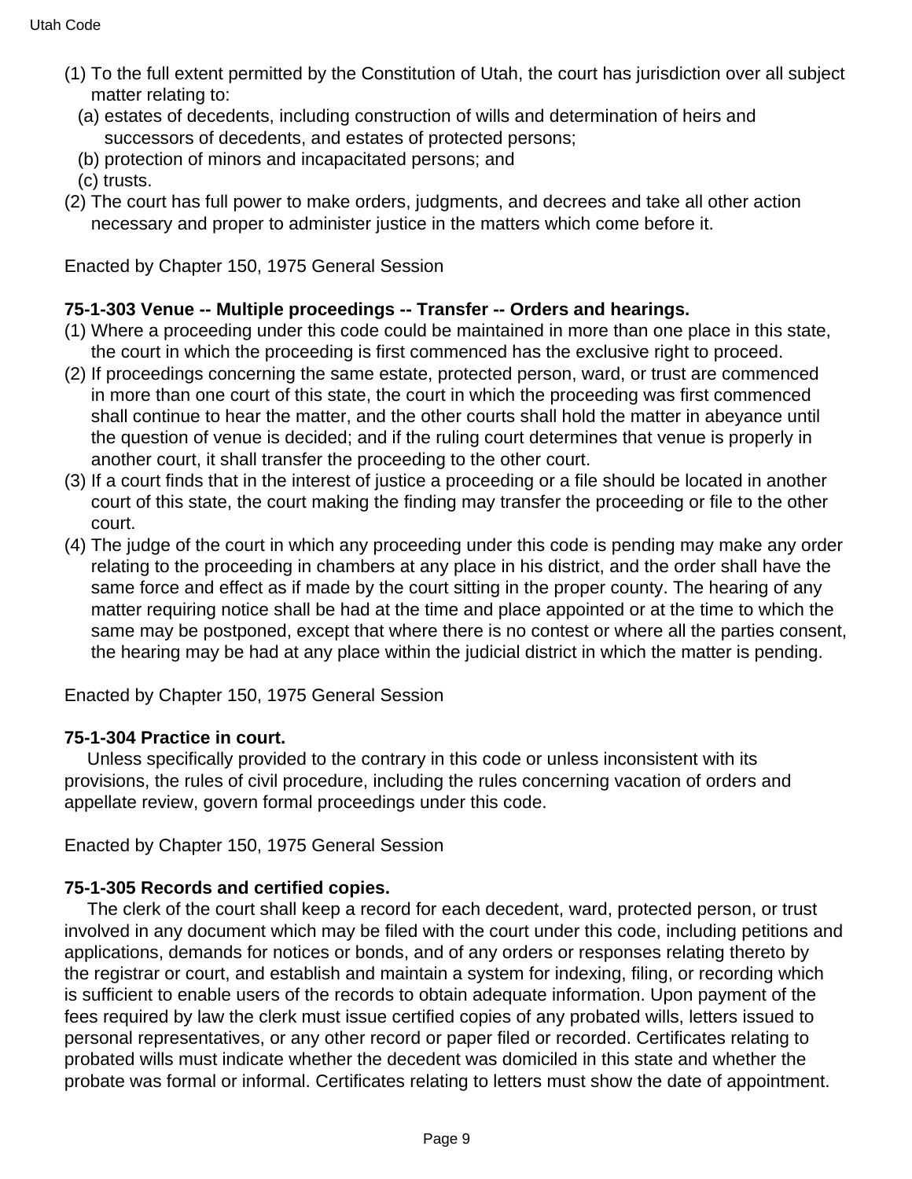(1) To the full extent permitted by the Constitution of Utah, the court has jurisdiction over all subject matter relating to:
  (a) estates of decedents, including construction of wills and determination of heirs and successors of decedents, and estates of protected persons;
  (b) protection of minors and incapacitated persons; and
  (c) trusts.
(2) The court has full power to make orders, judgments, and decrees and take all other action necessary and proper to administer justice in the matters which come before it.

Enacted by Chapter 150, 1975 General Session

**75-1-303 Venue -- Multiple proceedings -- Transfer -- Orders and hearings.**

(1) Where a proceeding under this code could be maintained in more than one place in this state, the court in which the proceeding is first commenced has the exclusive right to proceed.
(2) If proceedings concerning the same estate, protected person, ward, or trust are commenced in more than one court of this state, the court in which the proceeding was first commenced shall continue to hear the matter, and the other courts shall hold the matter in abeyance until the question of venue is decided; and if the ruling court determines that venue is properly in another court, it shall transfer the proceeding to the other court.
(3) If a court finds that in the interest of justice a proceeding or a file should be located in another court of this state, the court making the finding may transfer the proceeding or file to the other court.
(4) The judge of the court in which any proceeding under this code is pending may make any order relating to the proceeding in chambers at any place in his district, and the order shall have the same force and effect as if made by the court sitting in the proper county. The hearing of any matter requiring notice shall be had at the time and place appointed or at the time to which the same may be postponed, except that where there is no contest or where all the parties consent, the hearing may be had at any place within the judicial district in which the matter is pending.

Enacted by Chapter 150, 1975 General Session

**75-1-304 Practice in court.**

Unless specifically provided to the contrary in this code or unless inconsistent with its provisions, the rules of civil procedure, including the rules concerning vacation of orders and appellate review, govern formal proceedings under this code.

Enacted by Chapter 150, 1975 General Session

**75-1-305 Records and certified copies.**

The clerk of the court shall keep a record for each decedent, ward, protected person, or trust involved in any document which may be filed with the court under this code, including petitions and applications, demands for notices or bonds, and of any orders or responses relating thereto by the registrar or court, and establish and maintain a system for indexing, filing, or recording which is sufficient to enable users of the records to obtain adequate information. Upon payment of the fees required by law the clerk must issue certified copies of any probated wills, letters issued to personal representatives, or any other record or paper filed or recorded. Certificates relating to probated wills must indicate whether the decedent was domiciled in this state and whether the probate was formal or informal. Certificates relating to letters must show the date of appointment.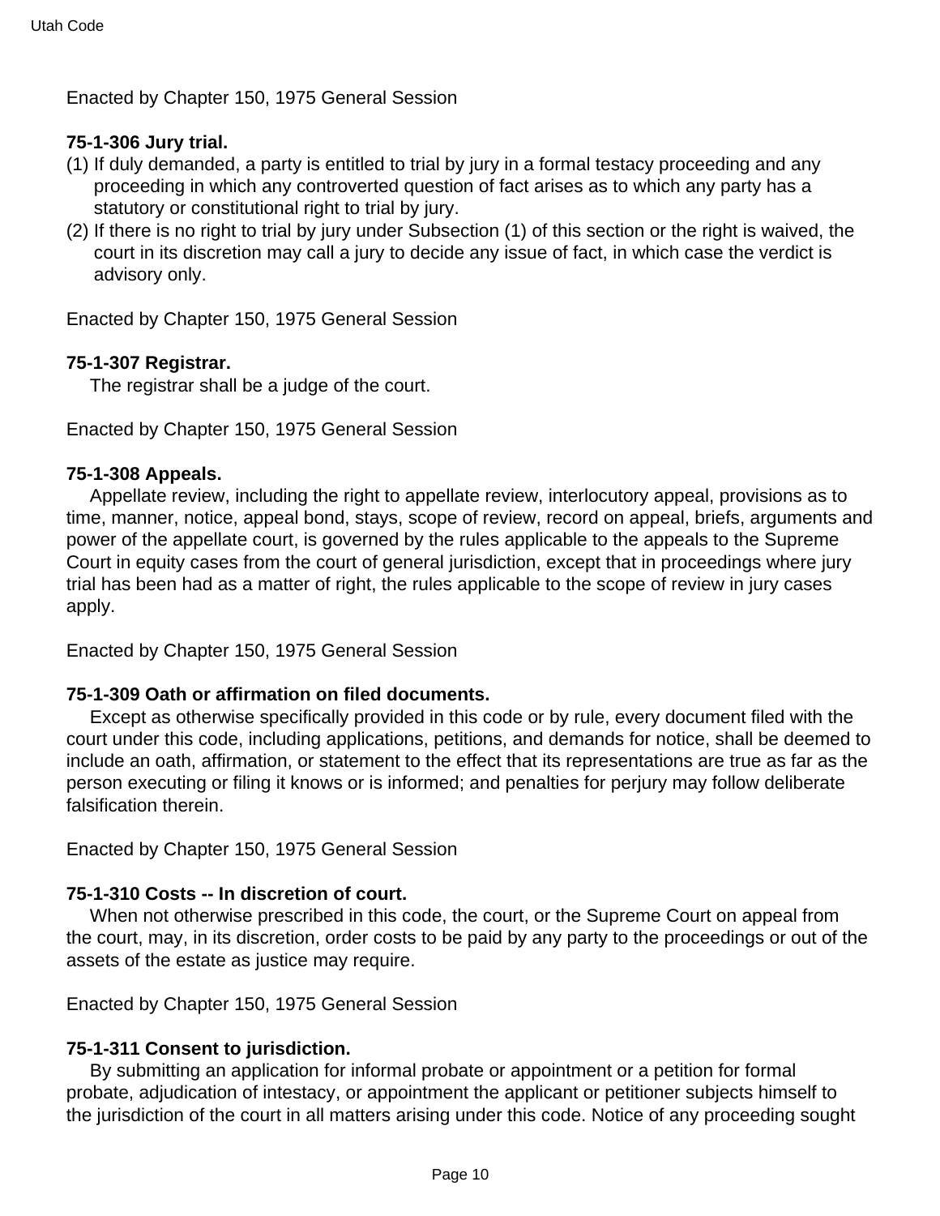Enacted by Chapter 150, 1975 General Session

**75-1-306 Jury trial.**

(1) If duly demanded, a party is entitled to trial by jury in a formal testacy proceeding and any proceeding in which any controverted question of fact arises as to which any party has a statutory or constitutional right to trial by jury.

(2) If there is no right to trial by jury under Subsection (1) of this section or the right is waived, the court in its discretion may call a jury to decide any issue of fact, in which case the verdict is advisory only.

Enacted by Chapter 150, 1975 General Session

**75-1-307 Registrar.**

The registrar shall be a judge of the court.

Enacted by Chapter 150, 1975 General Session

**75-1-308 Appeals.**

Appellate review, including the right to appellate review, interlocutory appeal, provisions as to time, manner, notice, appeal bond, stays, scope of review, record on appeal, briefs, arguments and power of the appellate court, is governed by the rules applicable to the appeals to the Supreme Court in equity cases from the court of general jurisdiction, except that in proceedings where jury trial has been had as a matter of right, the rules applicable to the scope of review in jury cases apply.

Enacted by Chapter 150, 1975 General Session

**75-1-309 Oath or affirmation on filed documents.**

Except as otherwise specifically provided in this code or by rule, every document filed with the court under this code, including applications, petitions, and demands for notice, shall be deemed to include an oath, affirmation, or statement to the effect that its representations are true as far as the person executing or filing it knows or is informed; and penalties for perjury may follow deliberate falsification therein.

Enacted by Chapter 150, 1975 General Session

**75-1-310 Costs -- In discretion of court.**

When not otherwise prescribed in this code, the court, or the Supreme Court on appeal from the court, may, in its discretion, order costs to be paid by any party to the proceedings or out of the assets of the estate as justice may require.

Enacted by Chapter 150, 1975 General Session

**75-1-311 Consent to jurisdiction.**

By submitting an application for informal probate or appointment or a petition for formal probate, adjudication of intestacy, or appointment the applicant or petitioner subjects himself to the jurisdiction of the court in all matters arising under this code. Notice of any proceeding sought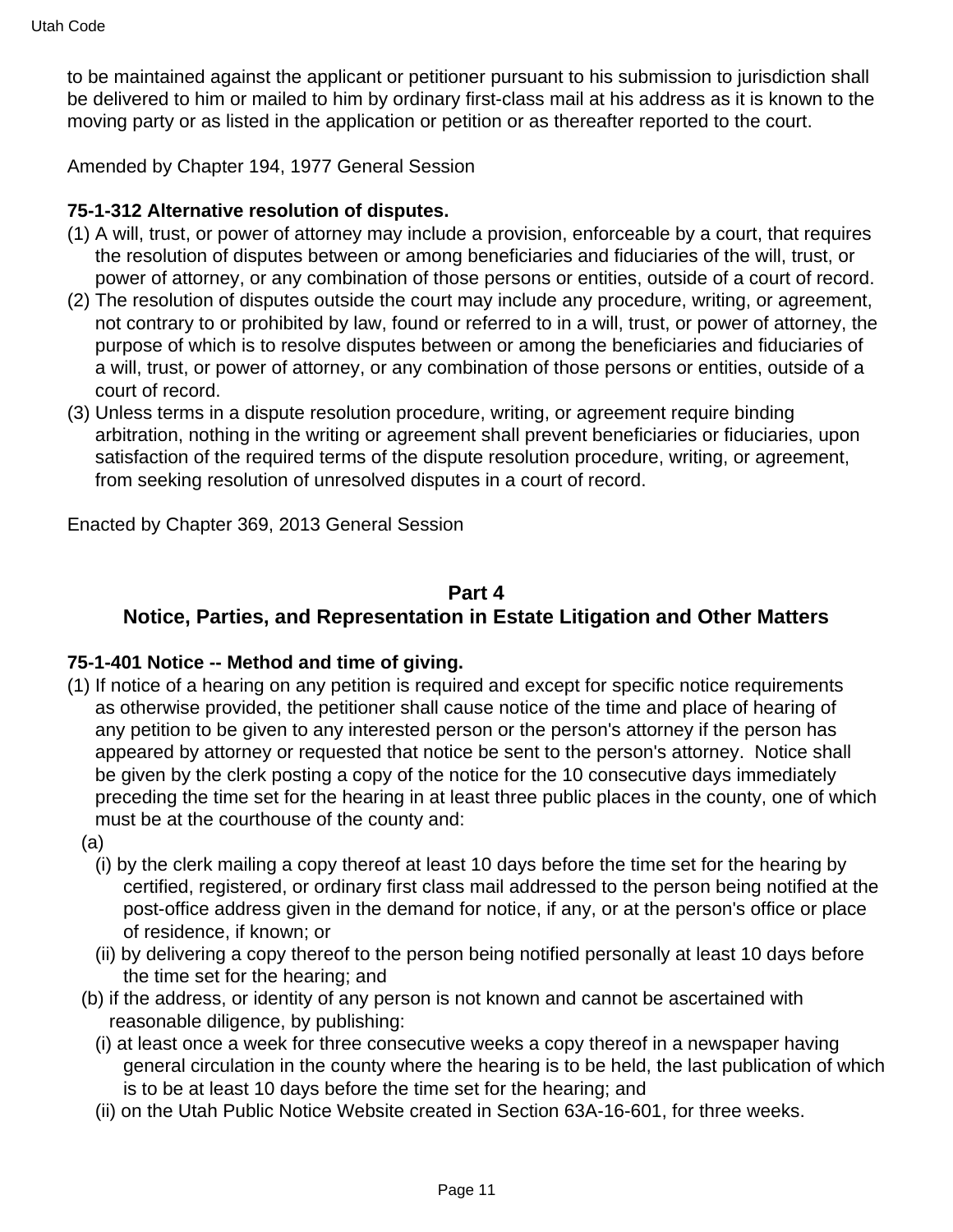to be maintained against the applicant or petitioner pursuant to his submission to jurisdiction shall be delivered to him or mailed to him by ordinary first-class mail at his address as it is known to the moving party or as listed in the application or petition or as thereafter reported to the court.

Amended by Chapter 194, 1977 General Session

**75-1-312 Alternative resolution of disputes.**

(1) A will, trust, or power of attorney may include a provision, enforceable by a court, that requires the resolution of disputes between or among beneficiaries and fiduciaries of the will, trust, or power of attorney, or any combination of those persons or entities, outside of a court of record.

(2) The resolution of disputes outside the court may include any procedure, writing, or agreement, not contrary to or prohibited by law, found or referred to in a will, trust, or power of attorney, the purpose of which is to resolve disputes between or among the beneficiaries and fiduciaries of a will, trust, or power of attorney, or any combination of those persons or entities, outside of a court of record.

(3) Unless terms in a dispute resolution procedure, writing, or agreement require binding arbitration, nothing in the writing or agreement shall prevent beneficiaries or fiduciaries, upon satisfaction of the required terms of the dispute resolution procedure, writing, or agreement, from seeking resolution of unresolved disputes in a court of record.

Enacted by Chapter 369, 2013 General Session

## Part 4
## Notice, Parties, and Representation in Estate Litigation and Other Matters

**75-1-401 Notice -- Method and time of giving.**

(1) If notice of a hearing on any petition is required and except for specific notice requirements as otherwise provided, the petitioner shall cause notice of the time and place of hearing of any petition to be given to any interested person or the person's attorney if the person has appeared by attorney or requested that notice be sent to the person's attorney. Notice shall be given by the clerk posting a copy of the notice for the 10 consecutive days immediately preceding the time set for the hearing in at least three public places in the county, one of which must be at the courthouse of the county and:

(a)

(i) by the clerk mailing a copy thereof at least 10 days before the time set for the hearing by certified, registered, or ordinary first class mail addressed to the person being notified at the post-office address given in the demand for notice, if any, or at the person's office or place of residence, if known; or

(ii) by delivering a copy thereof to the person being notified personally at least 10 days before the time set for the hearing; and

(b) if the address, or identity of any person is not known and cannot be ascertained with reasonable diligence, by publishing:

(i) at least once a week for three consecutive weeks a copy thereof in a newspaper having general circulation in the county where the hearing is to be held, the last publication of which is to be at least 10 days before the time set for the hearing; and

(ii) on the Utah Public Notice Website created in Section 63A-16-601, for three weeks.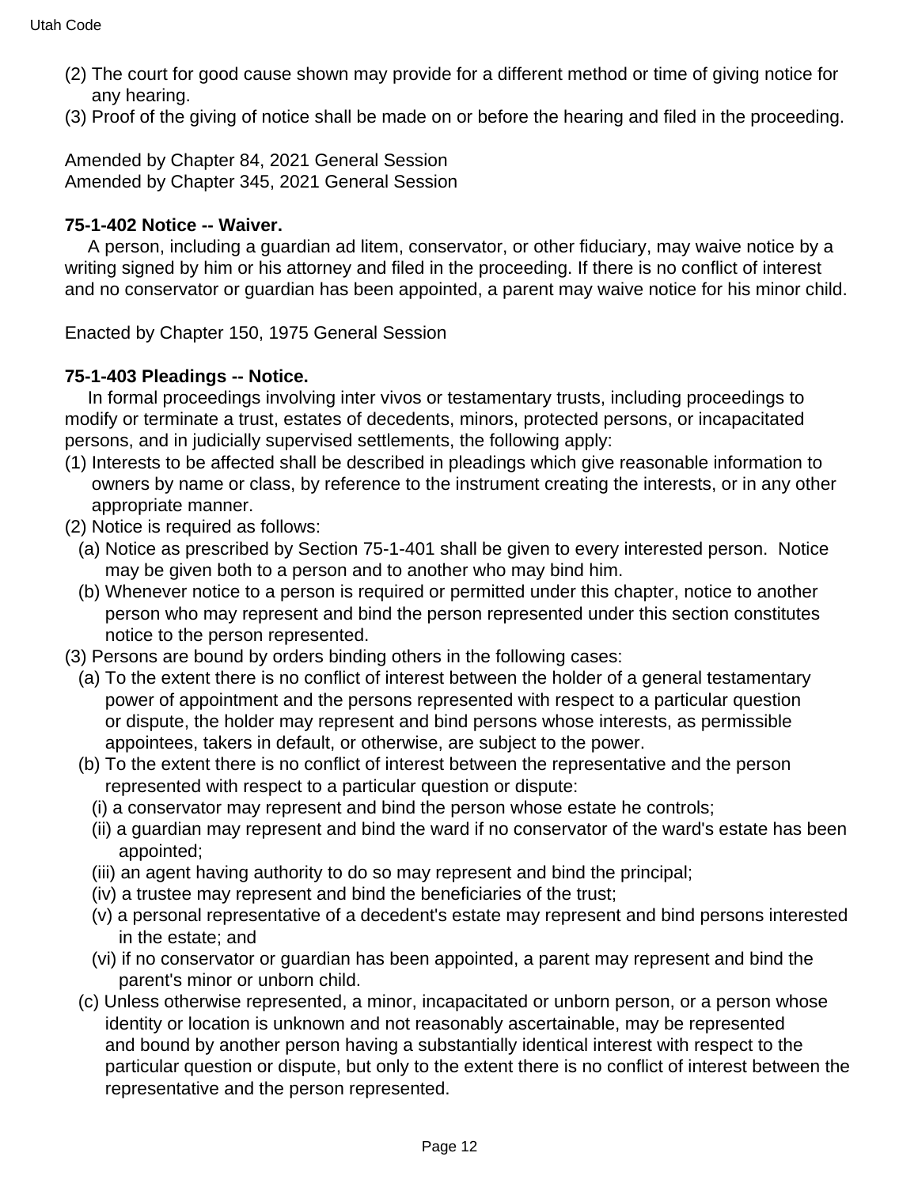(2) The court for good cause shown may provide for a different method or time of giving notice for any hearing.
(3) Proof of the giving of notice shall be made on or before the hearing and filed in the proceeding.

Amended by Chapter 84, 2021 General Session
Amended by Chapter 345, 2021 General Session

**75-1-402 Notice -- Waiver.**

A person, including a guardian ad litem, conservator, or other fiduciary, may waive notice by a writing signed by him or his attorney and filed in the proceeding. If there is no conflict of interest and no conservator or guardian has been appointed, a parent may waive notice for his minor child.

Enacted by Chapter 150, 1975 General Session

**75-1-403 Pleadings -- Notice.**

In formal proceedings involving inter vivos or testamentary trusts, including proceedings to modify or terminate a trust, estates of decedents, minors, protected persons, or incapacitated persons, and in judicially supervised settlements, the following apply:

(1) Interests to be affected shall be described in pleadings which give reasonable information to owners by name or class, by reference to the instrument creating the interests, or in any other appropriate manner.
(2) Notice is required as follows:
  (a) Notice as prescribed by Section 75-1-401 shall be given to every interested person. Notice may be given both to a person and to another who may bind him.
  (b) Whenever notice to a person is required or permitted under this chapter, notice to another person who may represent and bind the person represented under this section constitutes notice to the person represented.
(3) Persons are bound by orders binding others in the following cases:
  (a) To the extent there is no conflict of interest between the holder of a general testamentary power of appointment and the persons represented with respect to a particular question or dispute, the holder may represent and bind persons whose interests, as permissible appointees, takers in default, or otherwise, are subject to the power.
  (b) To the extent there is no conflict of interest between the representative and the person represented with respect to a particular question or dispute:
    (i) a conservator may represent and bind the person whose estate he controls;
    (ii) a guardian may represent and bind the ward if no conservator of the ward's estate has been appointed;
    (iii) an agent having authority to do so may represent and bind the principal;
    (iv) a trustee may represent and bind the beneficiaries of the trust;
    (v) a personal representative of a decedent's estate may represent and bind persons interested in the estate; and
    (vi) if no conservator or guardian has been appointed, a parent may represent and bind the parent's minor or unborn child.
  (c) Unless otherwise represented, a minor, incapacitated or unborn person, or a person whose identity or location is unknown and not reasonably ascertainable, may be represented and bound by another person having a substantially identical interest with respect to the particular question or dispute, but only to the extent there is no conflict of interest between the representative and the person represented.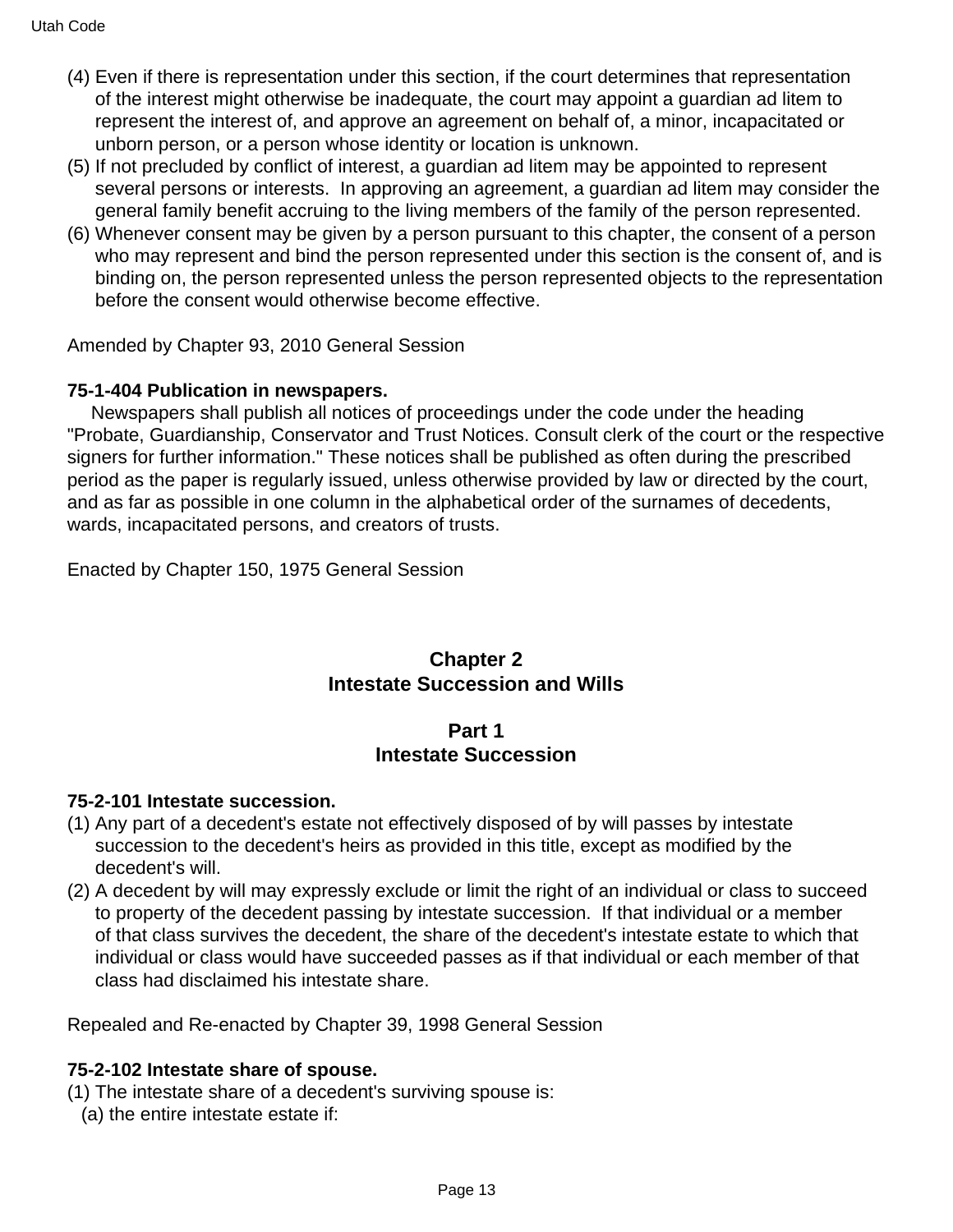(4) Even if there is representation under this section, if the court determines that representation of the interest might otherwise be inadequate, the court may appoint a guardian ad litem to represent the interest of, and approve an agreement on behalf of, a minor, incapacitated or unborn person, or a person whose identity or location is unknown.

(5) If not precluded by conflict of interest, a guardian ad litem may be appointed to represent several persons or interests. In approving an agreement, a guardian ad litem may consider the general family benefit accruing to the living members of the family of the person represented.

(6) Whenever consent may be given by a person pursuant to this chapter, the consent of a person who may represent and bind the person represented under this section is the consent of, and is binding on, the person represented unless the person represented objects to the representation before the consent would otherwise become effective.

Amended by Chapter 93, 2010 General Session

**75-1-404 Publication in newspapers.**

Newspapers shall publish all notices of proceedings under the code under the heading "Probate, Guardianship, Conservator and Trust Notices. Consult clerk of the court or the respective signers for further information." These notices shall be published as often during the prescribed period as the paper is regularly issued, unless otherwise provided by law or directed by the court, and as far as possible in one column in the alphabetical order of the surnames of decedents, wards, incapacitated persons, and creators of trusts.

Enacted by Chapter 150, 1975 General Session

# Chapter 2
# Intestate Succession and Wills

## Part 1
## Intestate Succession

**75-2-101 Intestate succession.**

(1) Any part of a decedent's estate not effectively disposed of by will passes by intestate succession to the decedent's heirs as provided in this title, except as modified by the decedent's will.

(2) A decedent by will may expressly exclude or limit the right of an individual or class to succeed to property of the decedent passing by intestate succession. If that individual or a member of that class survives the decedent, the share of the decedent's intestate estate to which that individual or class would have succeeded passes as if that individual or each member of that class had disclaimed his intestate share.

Repealed and Re-enacted by Chapter 39, 1998 General Session

**75-2-102 Intestate share of spouse.**

(1) The intestate share of a decedent's surviving spouse is:

(a) the entire intestate estate if: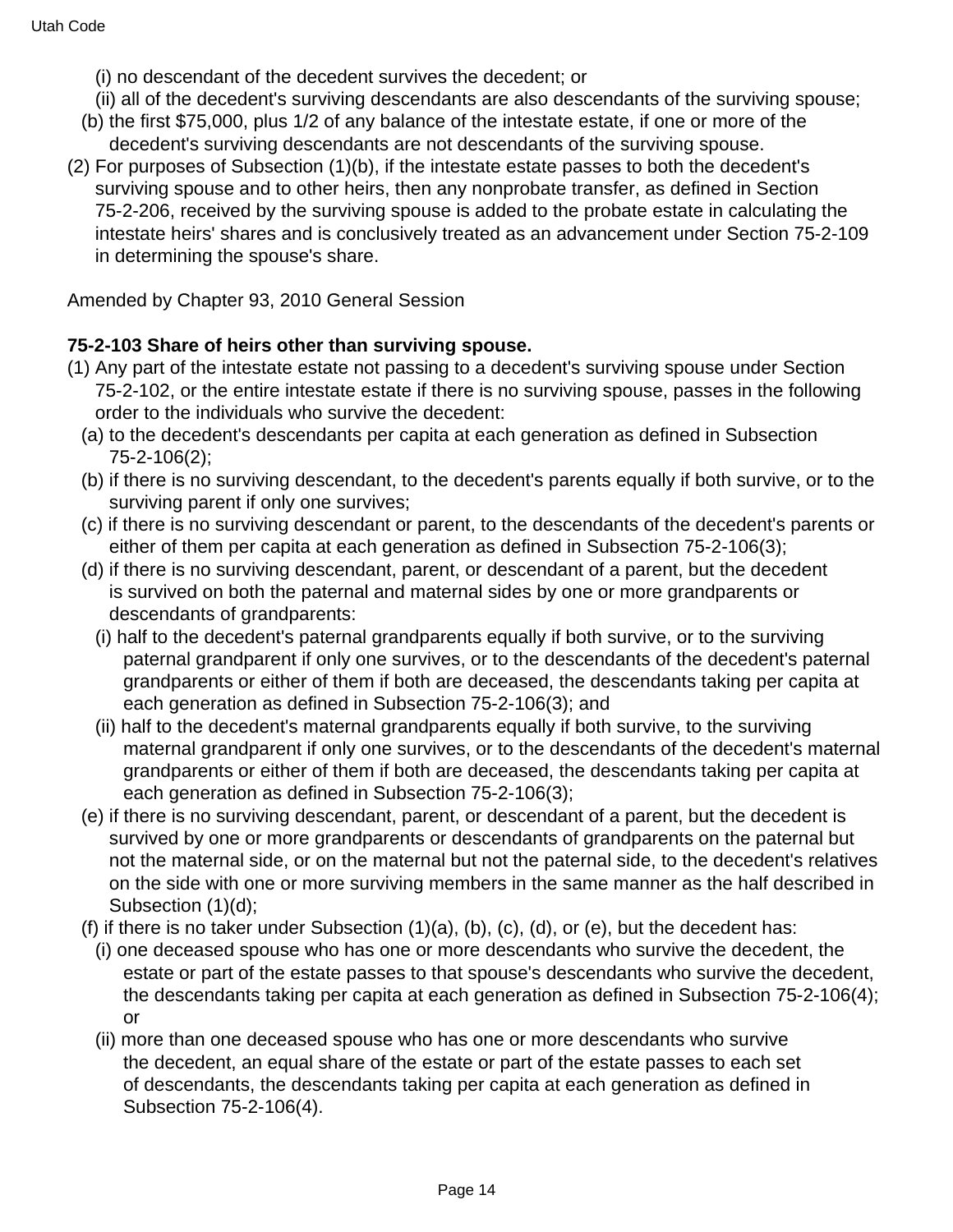(i) no descendant of the decedent survives the decedent; or

(ii) all of the decedent's surviving descendants are also descendants of the surviving spouse;

(b) the first $75,000, plus 1/2 of any balance of the intestate estate, if one or more of the decedent's surviving descendants are not descendants of the surviving spouse.

(2) For purposes of Subsection (1)(b), if the intestate estate passes to both the decedent's surviving spouse and to other heirs, then any nonprobate transfer, as defined in Section 75-2-206, received by the surviving spouse is added to the probate estate in calculating the intestate heirs' shares and is conclusively treated as an advancement under Section 75-2-109 in determining the spouse's share.

Amended by Chapter 93, 2010 General Session

**75-2-103 Share of heirs other than surviving spouse.**

(1) Any part of the intestate estate not passing to a decedent's surviving spouse under Section 75-2-102, or the entire intestate estate if there is no surviving spouse, passes in the following order to the individuals who survive the decedent:

(a) to the decedent's descendants per capita at each generation as defined in Subsection 75-2-106(2);

(b) if there is no surviving descendant, to the decedent's parents equally if both survive, or to the surviving parent if only one survives;

(c) if there is no surviving descendant or parent, to the descendants of the decedent's parents or either of them per capita at each generation as defined in Subsection 75-2-106(3);

(d) if there is no surviving descendant, parent, or descendant of a parent, but the decedent is survived on both the paternal and maternal sides by one or more grandparents or descendants of grandparents:

(i) half to the decedent's paternal grandparents equally if both survive, or to the surviving paternal grandparent if only one survives, or to the descendants of the decedent's paternal grandparents or either of them if both are deceased, the descendants taking per capita at each generation as defined in Subsection 75-2-106(3); and

(ii) half to the decedent's maternal grandparents equally if both survive, to the surviving maternal grandparent if only one survives, or to the descendants of the decedent's maternal grandparents or either of them if both are deceased, the descendants taking per capita at each generation as defined in Subsection 75-2-106(3);

(e) if there is no surviving descendant, parent, or descendant of a parent, but the decedent is survived by one or more grandparents or descendants of grandparents on the paternal but not the maternal side, or on the maternal but not the paternal side, to the decedent's relatives on the side with one or more surviving members in the same manner as the half described in Subsection (1)(d);

(f) if there is no taker under Subsection (1)(a), (b), (c), (d), or (e), but the decedent has:

(i) one deceased spouse who has one or more descendants who survive the decedent, the estate or part of the estate passes to that spouse's descendants who survive the decedent, the descendants taking per capita at each generation as defined in Subsection 75-2-106(4); or

(ii) more than one deceased spouse who has one or more descendants who survive the decedent, an equal share of the estate or part of the estate passes to each set of descendants, the descendants taking per capita at each generation as defined in Subsection 75-2-106(4).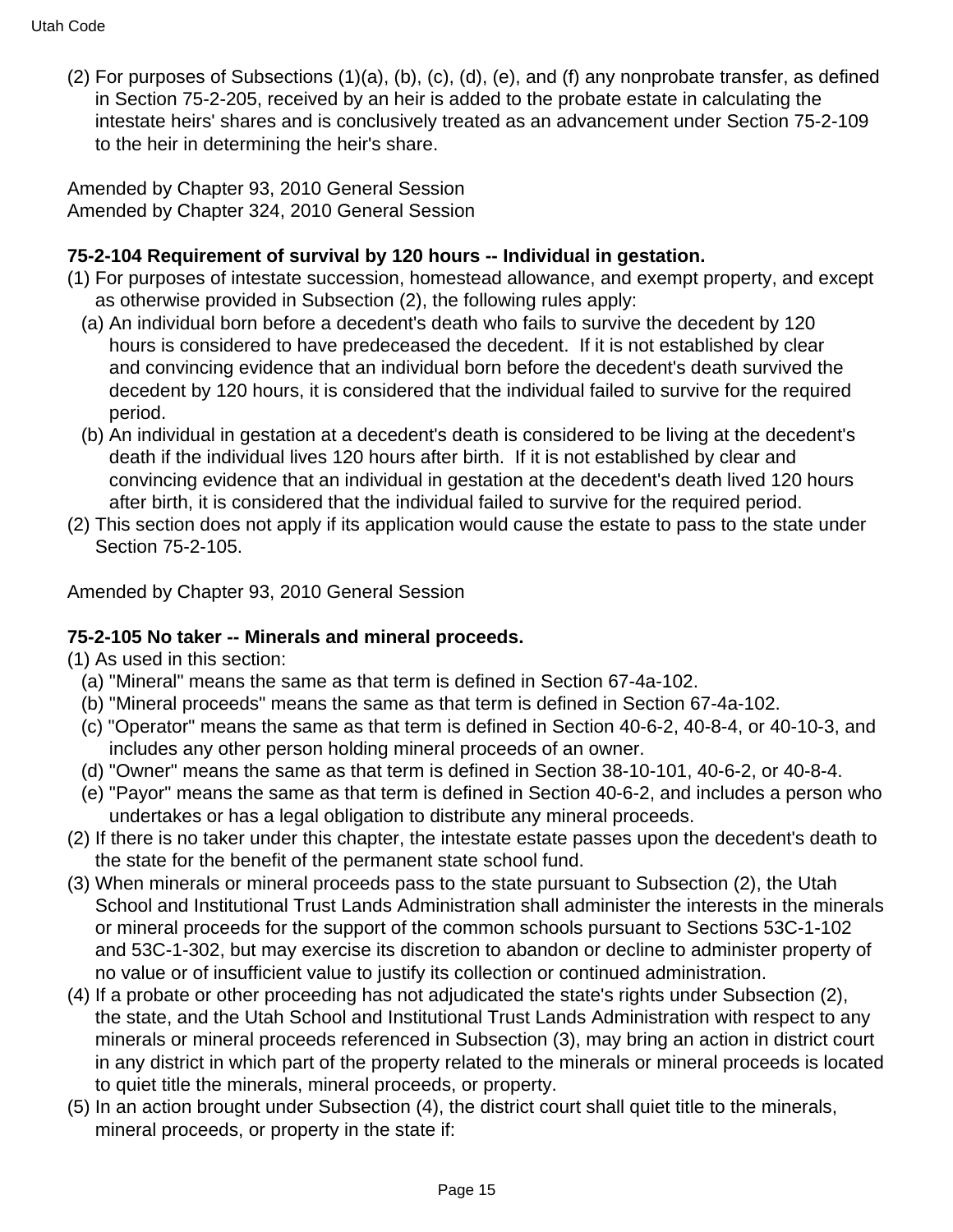(2) For purposes of Subsections (1)(a), (b), (c), (d), (e), and (f) any nonprobate transfer, as defined in Section 75-2-205, received by an heir is added to the probate estate in calculating the intestate heirs' shares and is conclusively treated as an advancement under Section 75-2-109 to the heir in determining the heir's share.

Amended by Chapter 93, 2010 General Session
Amended by Chapter 324, 2010 General Session

**75-2-104 Requirement of survival by 120 hours -- Individual in gestation.**

(1) For purposes of intestate succession, homestead allowance, and exempt property, and except as otherwise provided in Subsection (2), the following rules apply:

(a) An individual born before a decedent's death who fails to survive the decedent by 120 hours is considered to have predeceased the decedent. If it is not established by clear and convincing evidence that an individual born before the decedent's death survived the decedent by 120 hours, it is considered that the individual failed to survive for the required period.

(b) An individual in gestation at a decedent's death is considered to be living at the decedent's death if the individual lives 120 hours after birth. If it is not established by clear and convincing evidence that an individual in gestation at the decedent's death lived 120 hours after birth, it is considered that the individual failed to survive for the required period.

(2) This section does not apply if its application would cause the estate to pass to the state under Section 75-2-105.

Amended by Chapter 93, 2010 General Session

**75-2-105 No taker -- Minerals and mineral proceeds.**

(1) As used in this section:

(a) "Mineral" means the same as that term is defined in Section 67-4a-102.

(b) "Mineral proceeds" means the same as that term is defined in Section 67-4a-102.

(c) "Operator" means the same as that term is defined in Section 40-6-2, 40-8-4, or 40-10-3, and includes any other person holding mineral proceeds of an owner.

(d) "Owner" means the same as that term is defined in Section 38-10-101, 40-6-2, or 40-8-4.

(e) "Payor" means the same as that term is defined in Section 40-6-2, and includes a person who undertakes or has a legal obligation to distribute any mineral proceeds.

(2) If there is no taker under this chapter, the intestate estate passes upon the decedent's death to the state for the benefit of the permanent state school fund.

(3) When minerals or mineral proceeds pass to the state pursuant to Subsection (2), the Utah School and Institutional Trust Lands Administration shall administer the interests in the minerals or mineral proceeds for the support of the common schools pursuant to Sections 53C-1-102 and 53C-1-302, but may exercise its discretion to abandon or decline to administer property of no value or of insufficient value to justify its collection or continued administration.

(4) If a probate or other proceeding has not adjudicated the state's rights under Subsection (2), the state, and the Utah School and Institutional Trust Lands Administration with respect to any minerals or mineral proceeds referenced in Subsection (3), may bring an action in district court in any district in which part of the property related to the minerals or mineral proceeds is located to quiet title the minerals, mineral proceeds, or property.

(5) In an action brought under Subsection (4), the district court shall quiet title to the minerals, mineral proceeds, or property in the state if: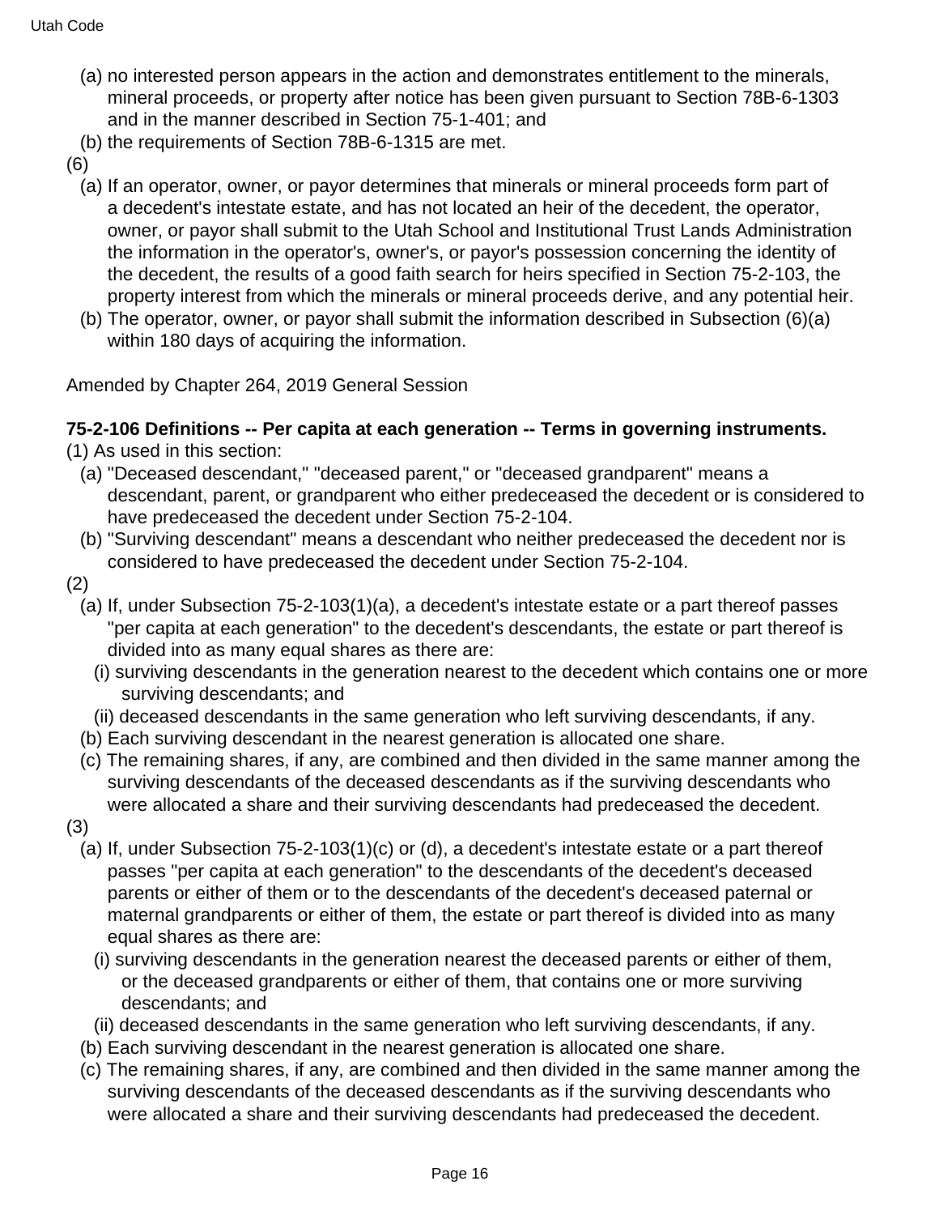(a) no interested person appears in the action and demonstrates entitlement to the minerals, mineral proceeds, or property after notice has been given pursuant to Section 78B-6-1303 and in the manner described in Section 75-1-401; and

(b) the requirements of Section 78B-6-1315 are met.

(6)

(a) If an operator, owner, or payor determines that minerals or mineral proceeds form part of a decedent's intestate estate, and has not located an heir of the decedent, the operator, owner, or payor shall submit to the Utah School and Institutional Trust Lands Administration the information in the operator's, owner's, or payor's possession concerning the identity of the decedent, the results of a good faith search for heirs specified in Section 75-2-103, the property interest from which the minerals or mineral proceeds derive, and any potential heir.

(b) The operator, owner, or payor shall submit the information described in Subsection (6)(a) within 180 days of acquiring the information.

Amended by Chapter 264, 2019 General Session

**75-2-106 Definitions -- Per capita at each generation -- Terms in governing instruments.**

(1) As used in this section:

(a) "Deceased descendant," "deceased parent," or "deceased grandparent" means a descendant, parent, or grandparent who either predeceased the decedent or is considered to have predeceased the decedent under Section 75-2-104.

(b) "Surviving descendant" means a descendant who neither predeceased the decedent nor is considered to have predeceased the decedent under Section 75-2-104.

(2)

(a) If, under Subsection 75-2-103(1)(a), a decedent's intestate estate or a part thereof passes "per capita at each generation" to the decedent's descendants, the estate or part thereof is divided into as many equal shares as there are:

(i) surviving descendants in the generation nearest to the decedent which contains one or more surviving descendants; and

(ii) deceased descendants in the same generation who left surviving descendants, if any.

(b) Each surviving descendant in the nearest generation is allocated one share.

(c) The remaining shares, if any, are combined and then divided in the same manner among the surviving descendants of the deceased descendants as if the surviving descendants who were allocated a share and their surviving descendants had predeceased the decedent.

(3)

(a) If, under Subsection 75-2-103(1)(c) or (d), a decedent's intestate estate or a part thereof passes "per capita at each generation" to the descendants of the decedent's deceased parents or either of them or to the descendants of the decedent's deceased paternal or maternal grandparents or either of them, the estate or part thereof is divided into as many equal shares as there are:

(i) surviving descendants in the generation nearest the deceased parents or either of them, or the deceased grandparents or either of them, that contains one or more surviving descendants; and

(ii) deceased descendants in the same generation who left surviving descendants, if any.

(b) Each surviving descendant in the nearest generation is allocated one share.

(c) The remaining shares, if any, are combined and then divided in the same manner among the surviving descendants of the deceased descendants as if the surviving descendants who were allocated a share and their surviving descendants had predeceased the decedent.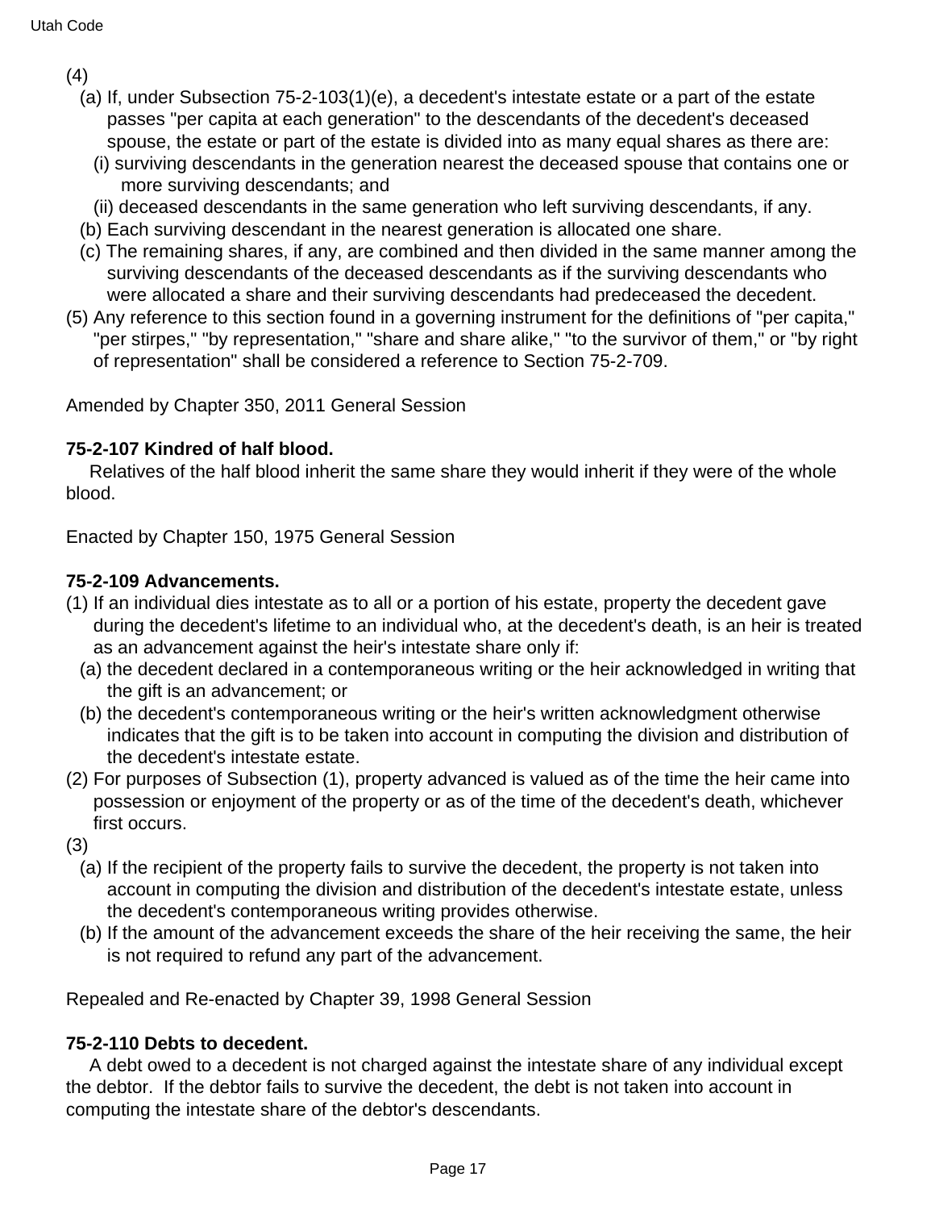(4)

(a) If, under Subsection 75-2-103(1)(e), a decedent's intestate estate or a part of the estate passes "per capita at each generation" to the descendants of the decedent's deceased spouse, the estate or part of the estate is divided into as many equal shares as there are:

(i) surviving descendants in the generation nearest the deceased spouse that contains one or more surviving descendants; and

(ii) deceased descendants in the same generation who left surviving descendants, if any.

(b) Each surviving descendant in the nearest generation is allocated one share.

(c) The remaining shares, if any, are combined and then divided in the same manner among the surviving descendants of the deceased descendants as if the surviving descendants who were allocated a share and their surviving descendants had predeceased the decedent.

(5) Any reference to this section found in a governing instrument for the definitions of "per capita," "per stirpes," "by representation," "share and share alike," "to the survivor of them," or "by right of representation" shall be considered a reference to Section 75-2-709.

Amended by Chapter 350, 2011 General Session

**75-2-107 Kindred of half blood.**

Relatives of the half blood inherit the same share they would inherit if they were of the whole blood.

Enacted by Chapter 150, 1975 General Session

**75-2-109 Advancements.**

(1) If an individual dies intestate as to all or a portion of his estate, property the decedent gave during the decedent's lifetime to an individual who, at the decedent's death, is an heir is treated as an advancement against the heir's intestate share only if:

(a) the decedent declared in a contemporaneous writing or the heir acknowledged in writing that the gift is an advancement; or

(b) the decedent's contemporaneous writing or the heir's written acknowledgment otherwise indicates that the gift is to be taken into account in computing the division and distribution of the decedent's intestate estate.

(2) For purposes of Subsection (1), property advanced is valued as of the time the heir came into possession or enjoyment of the property or as of the time of the decedent's death, whichever first occurs.

(3)

(a) If the recipient of the property fails to survive the decedent, the property is not taken into account in computing the division and distribution of the decedent's intestate estate, unless the decedent's contemporaneous writing provides otherwise.

(b) If the amount of the advancement exceeds the share of the heir receiving the same, the heir is not required to refund any part of the advancement.

Repealed and Re-enacted by Chapter 39, 1998 General Session

**75-2-110 Debts to decedent.**

A debt owed to a decedent is not charged against the intestate share of any individual except the debtor. If the debtor fails to survive the decedent, the debt is not taken into account in computing the intestate share of the debtor's descendants.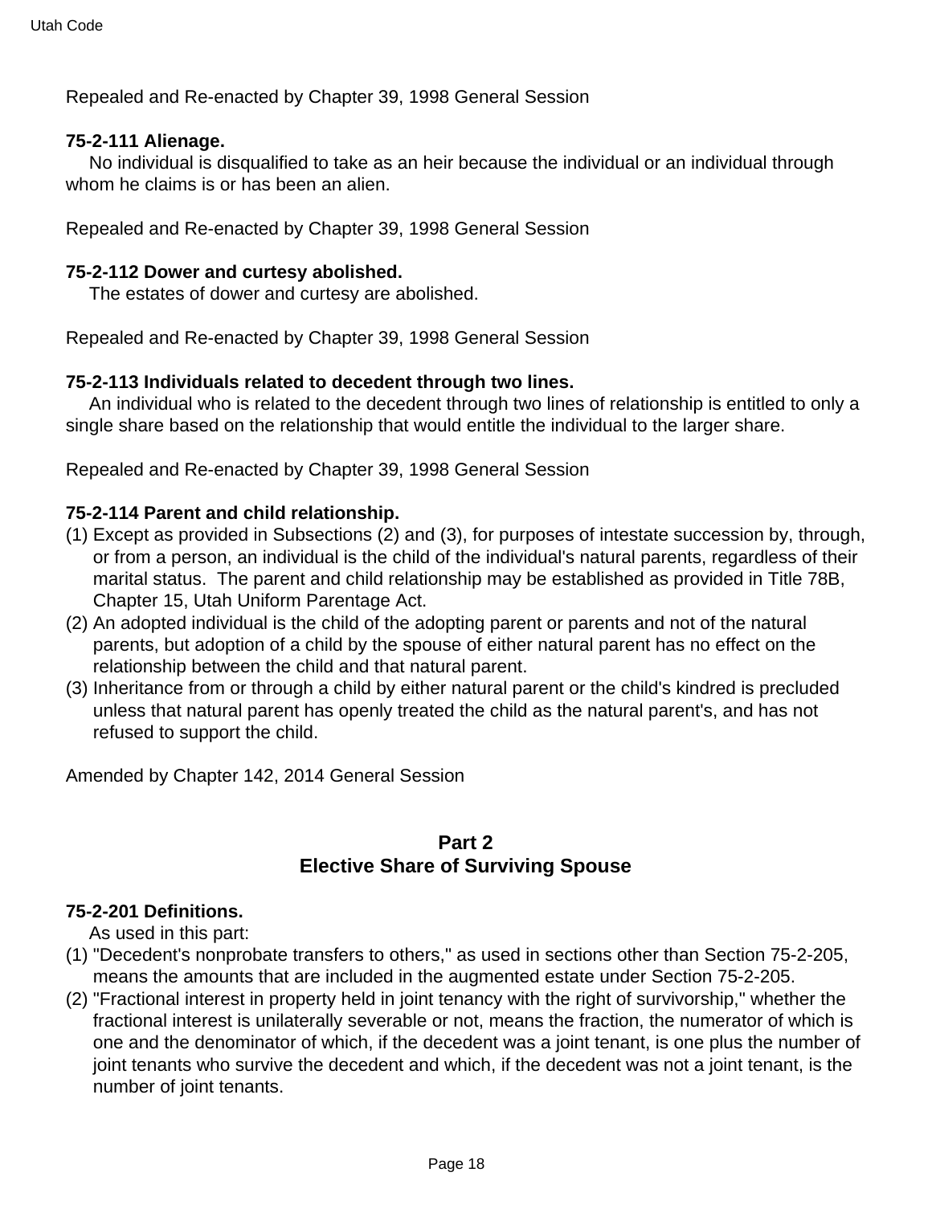Repealed and Re-enacted by Chapter 39, 1998 General Session

**75-2-111 Alienage.**

No individual is disqualified to take as an heir because the individual or an individual through whom he claims is or has been an alien.

Repealed and Re-enacted by Chapter 39, 1998 General Session

**75-2-112 Dower and curtesy abolished.**

The estates of dower and curtesy are abolished.

Repealed and Re-enacted by Chapter 39, 1998 General Session

**75-2-113 Individuals related to decedent through two lines.**

An individual who is related to the decedent through two lines of relationship is entitled to only a single share based on the relationship that would entitle the individual to the larger share.

Repealed and Re-enacted by Chapter 39, 1998 General Session

**75-2-114 Parent and child relationship.**

(1) Except as provided in Subsections (2) and (3), for purposes of intestate succession by, through, or from a person, an individual is the child of the individual's natural parents, regardless of their marital status. The parent and child relationship may be established as provided in Title 78B, Chapter 15, Utah Uniform Parentage Act.

(2) An adopted individual is the child of the adopting parent or parents and not of the natural parents, but adoption of a child by the spouse of either natural parent has no effect on the relationship between the child and that natural parent.

(3) Inheritance from or through a child by either natural parent or the child's kindred is precluded unless that natural parent has openly treated the child as the natural parent's, and has not refused to support the child.

Amended by Chapter 142, 2014 General Session

## Part 2
## Elective Share of Surviving Spouse

**75-2-201 Definitions.**

As used in this part:

(1) "Decedent's nonprobate transfers to others," as used in sections other than Section 75-2-205, means the amounts that are included in the augmented estate under Section 75-2-205.

(2) "Fractional interest in property held in joint tenancy with the right of survivorship," whether the fractional interest is unilaterally severable or not, means the fraction, the numerator of which is one and the denominator of which, if the decedent was a joint tenant, is one plus the number of joint tenants who survive the decedent and which, if the decedent was not a joint tenant, is the number of joint tenants.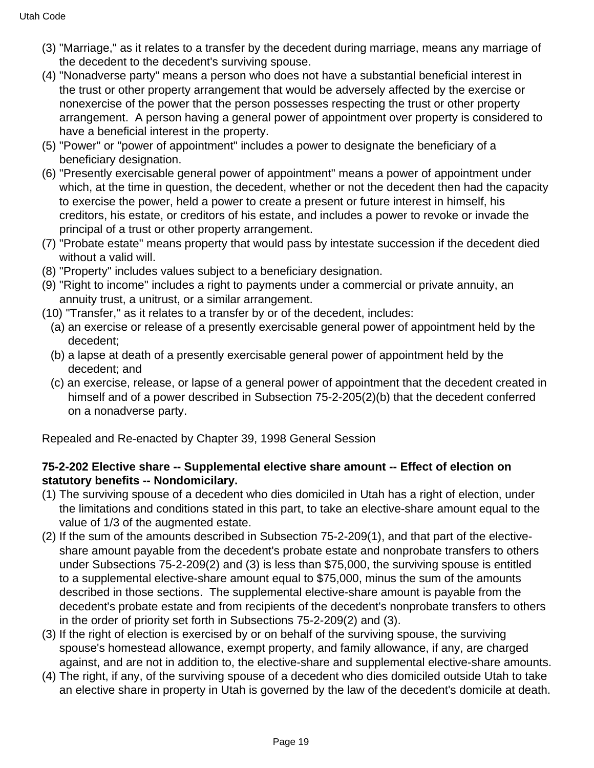(3) "Marriage," as it relates to a transfer by the decedent during marriage, means any marriage of the decedent to the decedent's surviving spouse.

(4) "Nonadverse party" means a person who does not have a substantial beneficial interest in the trust or other property arrangement that would be adversely affected by the exercise or nonexercise of the power that the person possesses respecting the trust or other property arrangement. A person having a general power of appointment over property is considered to have a beneficial interest in the property.

(5) "Power" or "power of appointment" includes a power to designate the beneficiary of a beneficiary designation.

(6) "Presently exercisable general power of appointment" means a power of appointment under which, at the time in question, the decedent, whether or not the decedent then had the capacity to exercise the power, held a power to create a present or future interest in himself, his creditors, his estate, or creditors of his estate, and includes a power to revoke or invade the principal of a trust or other property arrangement.

(7) "Probate estate" means property that would pass by intestate succession if the decedent died without a valid will.

(8) "Property" includes values subject to a beneficiary designation.

(9) "Right to income" includes a right to payments under a commercial or private annuity, an annuity trust, a unitrust, or a similar arrangement.

(10) "Transfer," as it relates to a transfer by or of the decedent, includes:

- (a) an exercise or release of a presently exercisable general power of appointment held by the decedent;
- (b) a lapse at death of a presently exercisable general power of appointment held by the decedent; and
- (c) an exercise, release, or lapse of a general power of appointment that the decedent created in himself and of a power described in Subsection 75-2-205(2)(b) that the decedent conferred on a nonadverse party.

Repealed and Re-enacted by Chapter 39, 1998 General Session

**75-2-202 Elective share -- Supplemental elective share amount -- Effect of election on statutory benefits -- Nondomicilary.**

(1) The surviving spouse of a decedent who dies domiciled in Utah has a right of election, under the limitations and conditions stated in this part, to take an elective-share amount equal to the value of 1/3 of the augmented estate.

(2) If the sum of the amounts described in Subsection 75-2-209(1), and that part of the elective-share amount payable from the decedent's probate estate and nonprobate transfers to others under Subsections 75-2-209(2) and (3) is less than $75,000, the surviving spouse is entitled to a supplemental elective-share amount equal to $75,000, minus the sum of the amounts described in those sections. The supplemental elective-share amount is payable from the decedent's probate estate and from recipients of the decedent's nonprobate transfers to others in the order of priority set forth in Subsections 75-2-209(2) and (3).

(3) If the right of election is exercised by or on behalf of the surviving spouse, the surviving spouse's homestead allowance, exempt property, and family allowance, if any, are charged against, and are not in addition to, the elective-share and supplemental elective-share amounts.

(4) The right, if any, of the surviving spouse of a decedent who dies domiciled outside Utah to take an elective share in property in Utah is governed by the law of the decedent's domicile at death.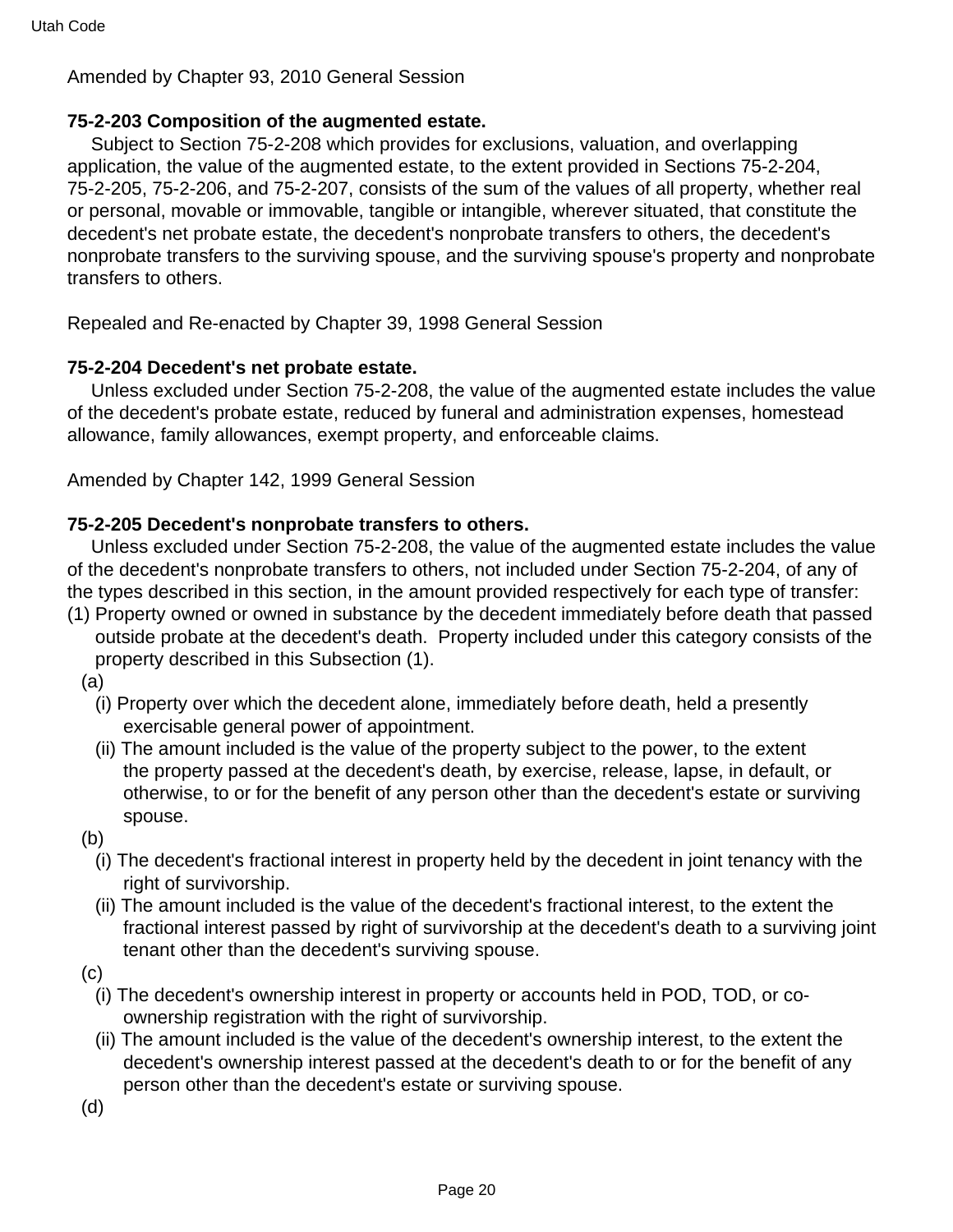Amended by Chapter 93, 2010 General Session

**75-2-203 Composition of the augmented estate.**

Subject to Section 75-2-208 which provides for exclusions, valuation, and overlapping application, the value of the augmented estate, to the extent provided in Sections 75-2-204, 75-2-205, 75-2-206, and 75-2-207, consists of the sum of the values of all property, whether real or personal, movable or immovable, tangible or intangible, wherever situated, that constitute the decedent's net probate estate, the decedent's nonprobate transfers to others, the decedent's nonprobate transfers to the surviving spouse, and the surviving spouse's property and nonprobate transfers to others.

Repealed and Re-enacted by Chapter 39, 1998 General Session

**75-2-204 Decedent's net probate estate.**

Unless excluded under Section 75-2-208, the value of the augmented estate includes the value of the decedent's probate estate, reduced by funeral and administration expenses, homestead allowance, family allowances, exempt property, and enforceable claims.

Amended by Chapter 142, 1999 General Session

**75-2-205 Decedent's nonprobate transfers to others.**

Unless excluded under Section 75-2-208, the value of the augmented estate includes the value of the decedent's nonprobate transfers to others, not included under Section 75-2-204, of any of the types described in this section, in the amount provided respectively for each type of transfer:

(1) Property owned or owned in substance by the decedent immediately before death that passed outside probate at the decedent's death. Property included under this category consists of the property described in this Subsection (1).

(a)

(i) Property over which the decedent alone, immediately before death, held a presently exercisable general power of appointment.

(ii) The amount included is the value of the property subject to the power, to the extent the property passed at the decedent's death, by exercise, release, lapse, in default, or otherwise, to or for the benefit of any person other than the decedent's estate or surviving spouse.

(b)

(i) The decedent's fractional interest in property held by the decedent in joint tenancy with the right of survivorship.

(ii) The amount included is the value of the decedent's fractional interest, to the extent the fractional interest passed by right of survivorship at the decedent's death to a surviving joint tenant other than the decedent's surviving spouse.

(c)

(i) The decedent's ownership interest in property or accounts held in POD, TOD, or co-ownership registration with the right of survivorship.

(ii) The amount included is the value of the decedent's ownership interest, to the extent the decedent's ownership interest passed at the decedent's death to or for the benefit of any person other than the decedent's estate or surviving spouse.

(d)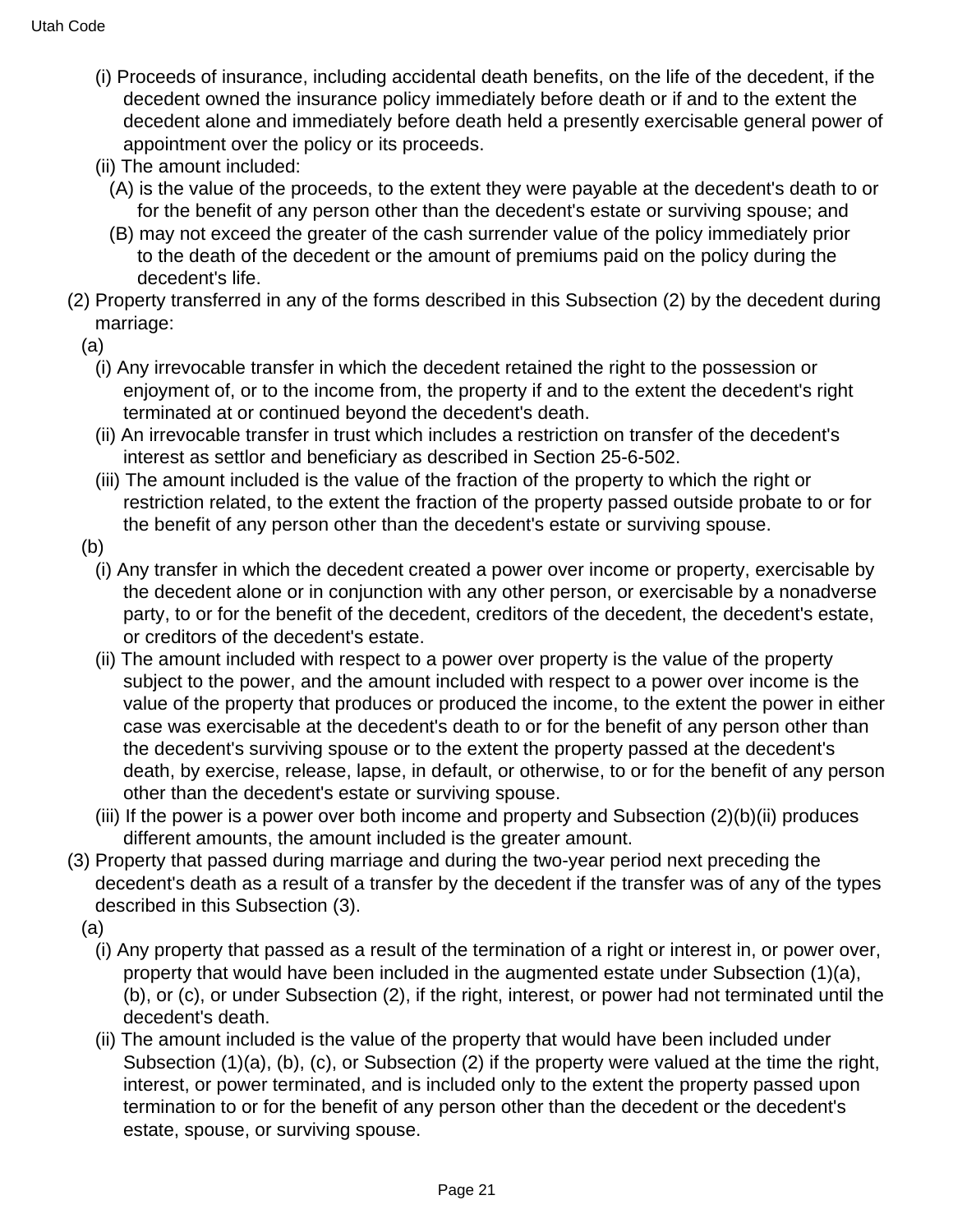(i) Proceeds of insurance, including accidental death benefits, on the life of the decedent, if the decedent owned the insurance policy immediately before death or if and to the extent the decedent alone and immediately before death held a presently exercisable general power of appointment over the policy or its proceeds.

(ii) The amount included:

(A) is the value of the proceeds, to the extent they were payable at the decedent's death to or for the benefit of any person other than the decedent's estate or surviving spouse; and

(B) may not exceed the greater of the cash surrender value of the policy immediately prior to the death of the decedent or the amount of premiums paid on the policy during the decedent's life.

(2) Property transferred in any of the forms described in this Subsection (2) by the decedent during marriage:

(a)

(i) Any irrevocable transfer in which the decedent retained the right to the possession or enjoyment of, or to the income from, the property if and to the extent the decedent's right terminated at or continued beyond the decedent's death.

(ii) An irrevocable transfer in trust which includes a restriction on transfer of the decedent's interest as settlor and beneficiary as described in Section 25-6-502.

(iii) The amount included is the value of the fraction of the property to which the right or restriction related, to the extent the fraction of the property passed outside probate to or for the benefit of any person other than the decedent's estate or surviving spouse.

(b)

(i) Any transfer in which the decedent created a power over income or property, exercisable by the decedent alone or in conjunction with any other person, or exercisable by a nonadverse party, to or for the benefit of the decedent, creditors of the decedent, the decedent's estate, or creditors of the decedent's estate.

(ii) The amount included with respect to a power over property is the value of the property subject to the power, and the amount included with respect to a power over income is the value of the property that produces or produced the income, to the extent the power in either case was exercisable at the decedent's death to or for the benefit of any person other than the decedent's surviving spouse or to the extent the property passed at the decedent's death, by exercise, release, lapse, in default, or otherwise, to or for the benefit of any person other than the decedent's estate or surviving spouse.

(iii) If the power is a power over both income and property and Subsection (2)(b)(ii) produces different amounts, the amount included is the greater amount.

(3) Property that passed during marriage and during the two-year period next preceding the decedent's death as a result of a transfer by the decedent if the transfer was of any of the types described in this Subsection (3).

(a)

(i) Any property that passed as a result of the termination of a right or interest in, or power over, property that would have been included in the augmented estate under Subsection (1)(a), (b), or (c), or under Subsection (2), if the right, interest, or power had not terminated until the decedent's death.

(ii) The amount included is the value of the property that would have been included under Subsection (1)(a), (b), (c), or Subsection (2) if the property were valued at the time the right, interest, or power terminated, and is included only to the extent the property passed upon termination to or for the benefit of any person other than the decedent or the decedent's estate, spouse, or surviving spouse.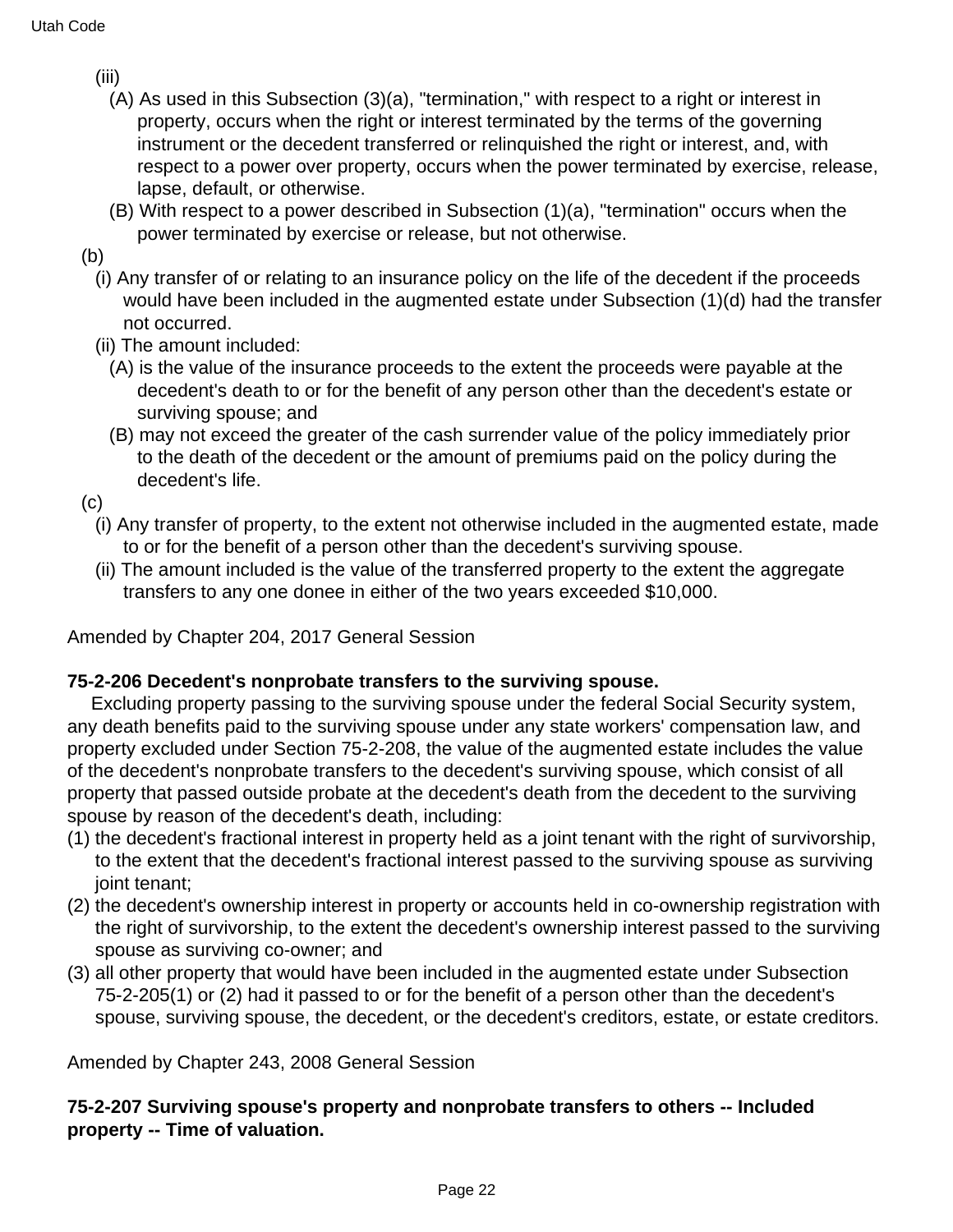(iii)

(A) As used in this Subsection (3)(a), "termination," with respect to a right or interest in property, occurs when the right or interest terminated by the terms of the governing instrument or the decedent transferred or relinquished the right or interest, and, with respect to a power over property, occurs when the power terminated by exercise, release, lapse, default, or otherwise.

(B) With respect to a power described in Subsection (1)(a), "termination" occurs when the power terminated by exercise or release, but not otherwise.

(b)

(i) Any transfer of or relating to an insurance policy on the life of the decedent if the proceeds would have been included in the augmented estate under Subsection (1)(d) had the transfer not occurred.

(ii) The amount included:

(A) is the value of the insurance proceeds to the extent the proceeds were payable at the decedent's death to or for the benefit of any person other than the decedent's estate or surviving spouse; and

(B) may not exceed the greater of the cash surrender value of the policy immediately prior to the death of the decedent or the amount of premiums paid on the policy during the decedent's life.

(c)

(i) Any transfer of property, to the extent not otherwise included in the augmented estate, made to or for the benefit of a person other than the decedent's surviving spouse.

(ii) The amount included is the value of the transferred property to the extent the aggregate transfers to any one donee in either of the two years exceeded $10,000.

Amended by Chapter 204, 2017 General Session

**75-2-206 Decedent's nonprobate transfers to the surviving spouse.**

Excluding property passing to the surviving spouse under the federal Social Security system, any death benefits paid to the surviving spouse under any state workers' compensation law, and property excluded under Section 75-2-208, the value of the augmented estate includes the value of the decedent's nonprobate transfers to the decedent's surviving spouse, which consist of all property that passed outside probate at the decedent's death from the decedent to the surviving spouse by reason of the decedent's death, including:

(1) the decedent's fractional interest in property held as a joint tenant with the right of survivorship, to the extent that the decedent's fractional interest passed to the surviving spouse as surviving joint tenant;

(2) the decedent's ownership interest in property or accounts held in co-ownership registration with the right of survivorship, to the extent the decedent's ownership interest passed to the surviving spouse as surviving co-owner; and

(3) all other property that would have been included in the augmented estate under Subsection 75-2-205(1) or (2) had it passed to or for the benefit of a person other than the decedent's spouse, surviving spouse, the decedent, or the decedent's creditors, estate, or estate creditors.

Amended by Chapter 243, 2008 General Session

**75-2-207 Surviving spouse's property and nonprobate transfers to others -- Included property -- Time of valuation.**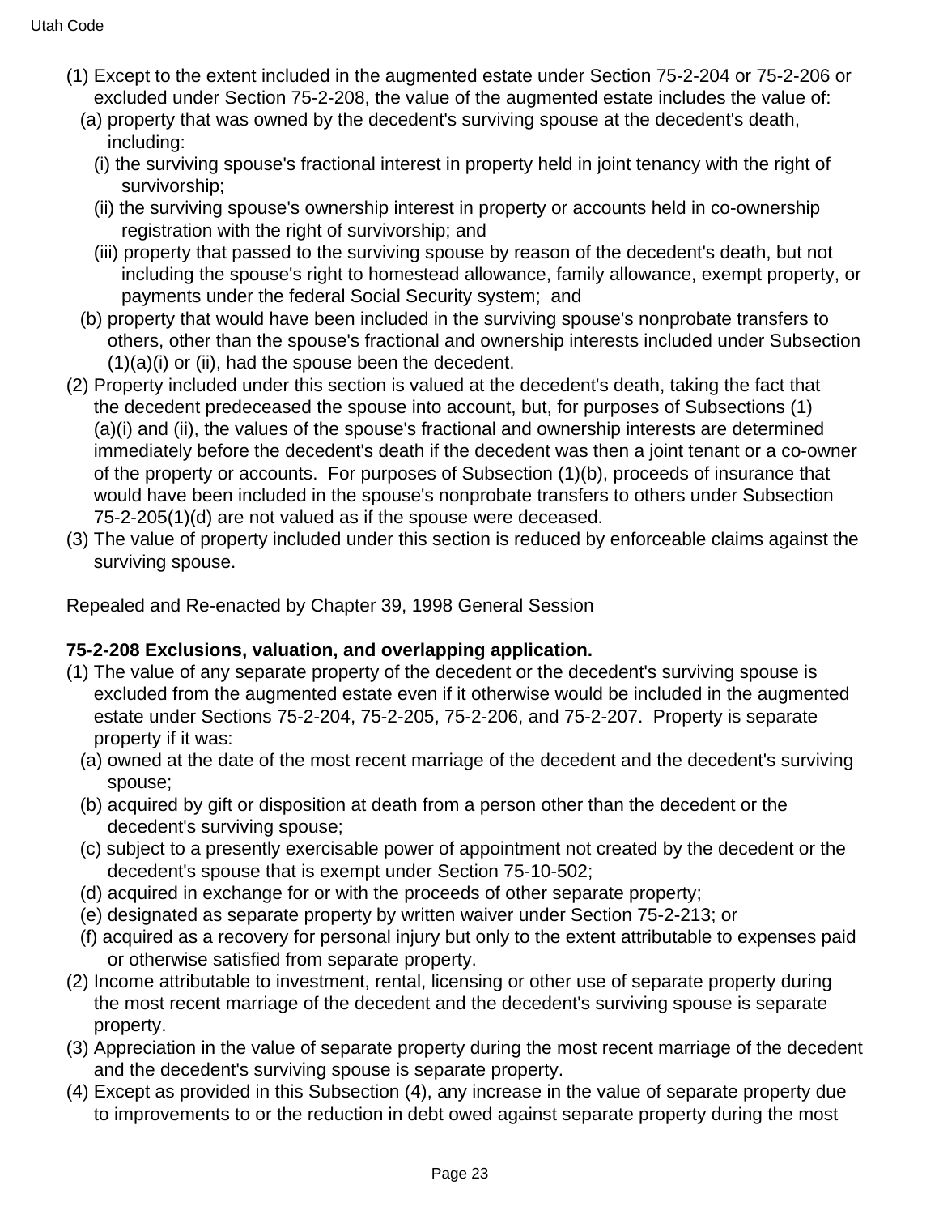(1) Except to the extent included in the augmented estate under Section 75-2-204 or 75-2-206 or excluded under Section 75-2-208, the value of the augmented estate includes the value of:

(a) property that was owned by the decedent's surviving spouse at the decedent's death, including:

(i) the surviving spouse's fractional interest in property held in joint tenancy with the right of survivorship;

(ii) the surviving spouse's ownership interest in property or accounts held in co-ownership registration with the right of survivorship; and

(iii) property that passed to the surviving spouse by reason of the decedent's death, but not including the spouse's right to homestead allowance, family allowance, exempt property, or payments under the federal Social Security system; and

(b) property that would have been included in the surviving spouse's nonprobate transfers to others, other than the spouse's fractional and ownership interests included under Subsection (1)(a)(i) or (ii), had the spouse been the decedent.

(2) Property included under this section is valued at the decedent's death, taking the fact that the decedent predeceased the spouse into account, but, for purposes of Subsections (1)(a)(i) and (ii), the values of the spouse's fractional and ownership interests are determined immediately before the decedent's death if the decedent was then a joint tenant or a co-owner of the property or accounts. For purposes of Subsection (1)(b), proceeds of insurance that would have been included in the spouse's nonprobate transfers to others under Subsection 75-2-205(1)(d) are not valued as if the spouse were deceased.

(3) The value of property included under this section is reduced by enforceable claims against the surviving spouse.

Repealed and Re-enacted by Chapter 39, 1998 General Session

**75-2-208 Exclusions, valuation, and overlapping application.**

(1) The value of any separate property of the decedent or the decedent's surviving spouse is excluded from the augmented estate even if it otherwise would be included in the augmented estate under Sections 75-2-204, 75-2-205, 75-2-206, and 75-2-207. Property is separate property if it was:

(a) owned at the date of the most recent marriage of the decedent and the decedent's surviving spouse;

(b) acquired by gift or disposition at death from a person other than the decedent or the decedent's surviving spouse;

(c) subject to a presently exercisable power of appointment not created by the decedent or the decedent's spouse that is exempt under Section 75-10-502;

(d) acquired in exchange for or with the proceeds of other separate property;

(e) designated as separate property by written waiver under Section 75-2-213; or

(f) acquired as a recovery for personal injury but only to the extent attributable to expenses paid or otherwise satisfied from separate property.

(2) Income attributable to investment, rental, licensing or other use of separate property during the most recent marriage of the decedent and the decedent's surviving spouse is separate property.

(3) Appreciation in the value of separate property during the most recent marriage of the decedent and the decedent's surviving spouse is separate property.

(4) Except as provided in this Subsection (4), any increase in the value of separate property due to improvements to or the reduction in debt owed against separate property during the most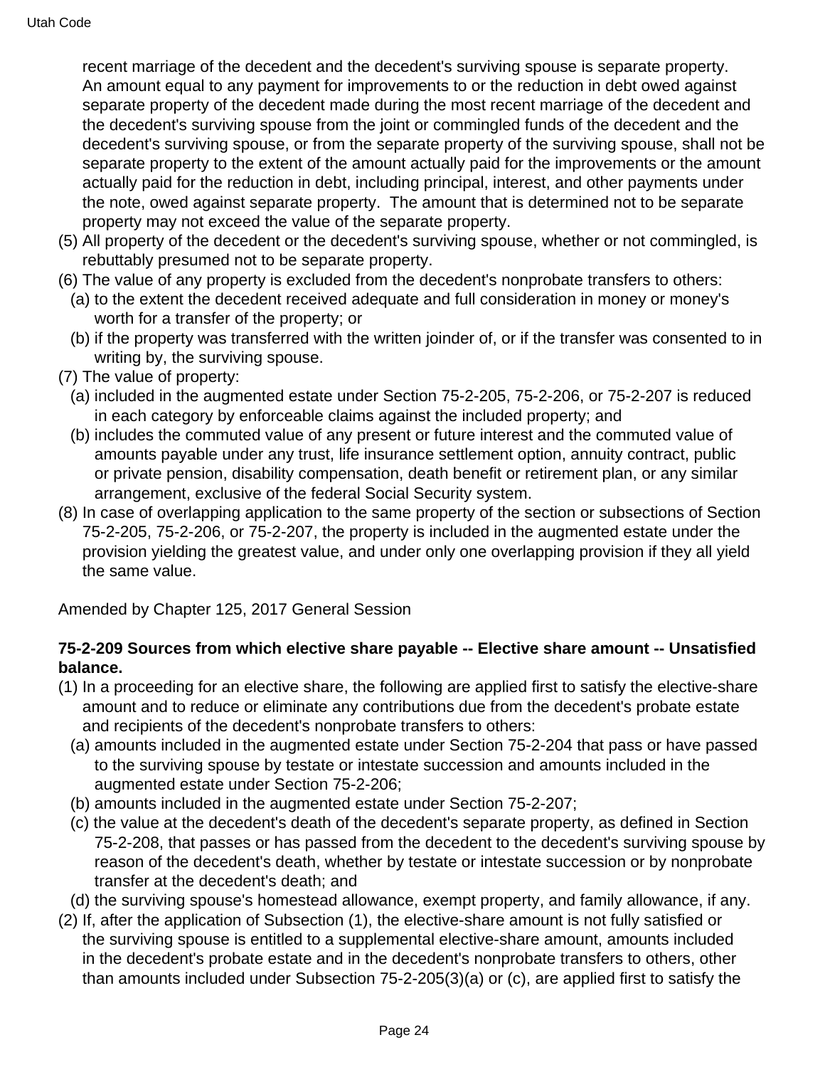recent marriage of the decedent and the decedent's surviving spouse is separate property. An amount equal to any payment for improvements to or the reduction in debt owed against separate property of the decedent made during the most recent marriage of the decedent and the decedent's surviving spouse from the joint or commingled funds of the decedent and the decedent's surviving spouse, or from the separate property of the surviving spouse, shall not be separate property to the extent of the amount actually paid for the improvements or the amount actually paid for the reduction in debt, including principal, interest, and other payments under the note, owed against separate property. The amount that is determined not to be separate property may not exceed the value of the separate property.

(5) All property of the decedent or the decedent's surviving spouse, whether or not commingled, is rebuttably presumed not to be separate property.

(6) The value of any property is excluded from the decedent's nonprobate transfers to others:

(a) to the extent the decedent received adequate and full consideration in money or money's worth for a transfer of the property; or

(b) if the property was transferred with the written joinder of, or if the transfer was consented to in writing by, the surviving spouse.

(7) The value of property:

(a) included in the augmented estate under Section 75-2-205, 75-2-206, or 75-2-207 is reduced in each category by enforceable claims against the included property; and

(b) includes the commuted value of any present or future interest and the commuted value of amounts payable under any trust, life insurance settlement option, annuity contract, public or private pension, disability compensation, death benefit or retirement plan, or any similar arrangement, exclusive of the federal Social Security system.

(8) In case of overlapping application to the same property of the section or subsections of Section 75-2-205, 75-2-206, or 75-2-207, the property is included in the augmented estate under the provision yielding the greatest value, and under only one overlapping provision if they all yield the same value.

Amended by Chapter 125, 2017 General Session

**75-2-209 Sources from which elective share payable -- Elective share amount -- Unsatisfied balance.**

(1) In a proceeding for an elective share, the following are applied first to satisfy the elective-share amount and to reduce or eliminate any contributions due from the decedent's probate estate and recipients of the decedent's nonprobate transfers to others:

(a) amounts included in the augmented estate under Section 75-2-204 that pass or have passed to the surviving spouse by testate or intestate succession and amounts included in the augmented estate under Section 75-2-206;

(b) amounts included in the augmented estate under Section 75-2-207;

(c) the value at the decedent's death of the decedent's separate property, as defined in Section 75-2-208, that passes or has passed from the decedent to the decedent's surviving spouse by reason of the decedent's death, whether by testate or intestate succession or by nonprobate transfer at the decedent's death; and

(d) the surviving spouse's homestead allowance, exempt property, and family allowance, if any.

(2) If, after the application of Subsection (1), the elective-share amount is not fully satisfied or the surviving spouse is entitled to a supplemental elective-share amount, amounts included in the decedent's probate estate and in the decedent's nonprobate transfers to others, other than amounts included under Subsection 75-2-205(3)(a) or (c), are applied first to satisfy the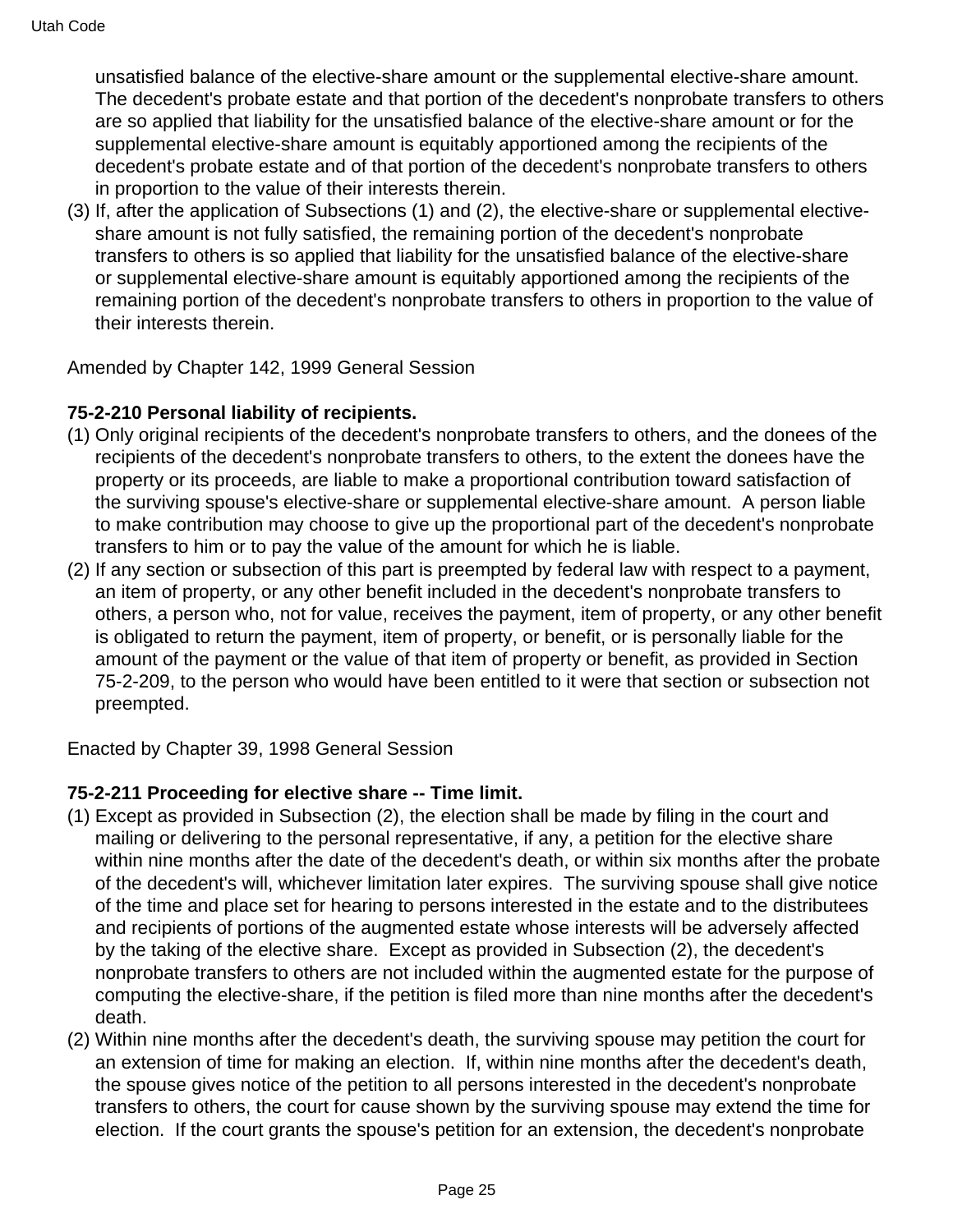unsatisfied balance of the elective-share amount or the supplemental elective-share amount. The decedent's probate estate and that portion of the decedent's nonprobate transfers to others are so applied that liability for the unsatisfied balance of the elective-share amount or for the supplemental elective-share amount is equitably apportioned among the recipients of the decedent's probate estate and of that portion of the decedent's nonprobate transfers to others in proportion to the value of their interests therein.

(3) If, after the application of Subsections (1) and (2), the elective-share or supplemental elective-share amount is not fully satisfied, the remaining portion of the decedent's nonprobate transfers to others is so applied that liability for the unsatisfied balance of the elective-share or supplemental elective-share amount is equitably apportioned among the recipients of the remaining portion of the decedent's nonprobate transfers to others in proportion to the value of their interests therein.

Amended by Chapter 142, 1999 General Session

**75-2-210 Personal liability of recipients.**

(1) Only original recipients of the decedent's nonprobate transfers to others, and the donees of the recipients of the decedent's nonprobate transfers to others, to the extent the donees have the property or its proceeds, are liable to make a proportional contribution toward satisfaction of the surviving spouse's elective-share or supplemental elective-share amount. A person liable to make contribution may choose to give up the proportional part of the decedent's nonprobate transfers to him or to pay the value of the amount for which he is liable.

(2) If any section or subsection of this part is preempted by federal law with respect to a payment, an item of property, or any other benefit included in the decedent's nonprobate transfers to others, a person who, not for value, receives the payment, item of property, or any other benefit is obligated to return the payment, item of property, or benefit, or is personally liable for the amount of the payment or the value of that item of property or benefit, as provided in Section 75-2-209, to the person who would have been entitled to it were that section or subsection not preempted.

Enacted by Chapter 39, 1998 General Session

**75-2-211 Proceeding for elective share -- Time limit.**

(1) Except as provided in Subsection (2), the election shall be made by filing in the court and mailing or delivering to the personal representative, if any, a petition for the elective share within nine months after the date of the decedent's death, or within six months after the probate of the decedent's will, whichever limitation later expires. The surviving spouse shall give notice of the time and place set for hearing to persons interested in the estate and to the distributees and recipients of portions of the augmented estate whose interests will be adversely affected by the taking of the elective share. Except as provided in Subsection (2), the decedent's nonprobate transfers to others are not included within the augmented estate for the purpose of computing the elective-share, if the petition is filed more than nine months after the decedent's death.

(2) Within nine months after the decedent's death, the surviving spouse may petition the court for an extension of time for making an election. If, within nine months after the decedent's death, the spouse gives notice of the petition to all persons interested in the decedent's nonprobate transfers to others, the court for cause shown by the surviving spouse may extend the time for election. If the court grants the spouse's petition for an extension, the decedent's nonprobate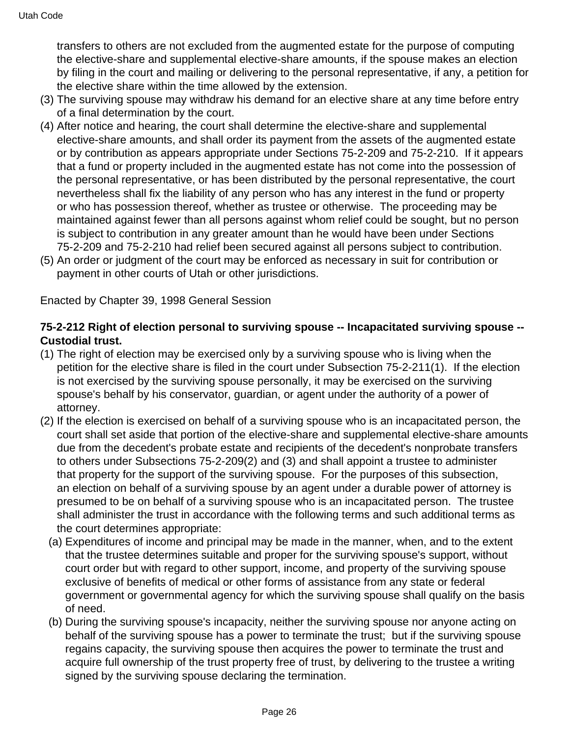transfers to others are not excluded from the augmented estate for the purpose of computing the elective-share and supplemental elective-share amounts, if the spouse makes an election by filing in the court and mailing or delivering to the personal representative, if any, a petition for the elective share within the time allowed by the extension.

(3) The surviving spouse may withdraw his demand for an elective share at any time before entry of a final determination by the court.

(4) After notice and hearing, the court shall determine the elective-share and supplemental elective-share amounts, and shall order its payment from the assets of the augmented estate or by contribution as appears appropriate under Sections 75-2-209 and 75-2-210. If it appears that a fund or property included in the augmented estate has not come into the possession of the personal representative, or has been distributed by the personal representative, the court nevertheless shall fix the liability of any person who has any interest in the fund or property or who has possession thereof, whether as trustee or otherwise. The proceeding may be maintained against fewer than all persons against whom relief could be sought, but no person is subject to contribution in any greater amount than he would have been under Sections 75-2-209 and 75-2-210 had relief been secured against all persons subject to contribution.

(5) An order or judgment of the court may be enforced as necessary in suit for contribution or payment in other courts of Utah or other jurisdictions.

Enacted by Chapter 39, 1998 General Session

**75-2-212 Right of election personal to surviving spouse -- Incapacitated surviving spouse -- Custodial trust.**

(1) The right of election may be exercised only by a surviving spouse who is living when the petition for the elective share is filed in the court under Subsection 75-2-211(1). If the election is not exercised by the surviving spouse personally, it may be exercised on the surviving spouse's behalf by his conservator, guardian, or agent under the authority of a power of attorney.

(2) If the election is exercised on behalf of a surviving spouse who is an incapacitated person, the court shall set aside that portion of the elective-share and supplemental elective-share amounts due from the decedent's probate estate and recipients of the decedent's nonprobate transfers to others under Subsections 75-2-209(2) and (3) and shall appoint a trustee to administer that property for the support of the surviving spouse. For the purposes of this subsection, an election on behalf of a surviving spouse by an agent under a durable power of attorney is presumed to be on behalf of a surviving spouse who is an incapacitated person. The trustee shall administer the trust in accordance with the following terms and such additional terms as the court determines appropriate:

  (a) Expenditures of income and principal may be made in the manner, when, and to the extent that the trustee determines suitable and proper for the surviving spouse's support, without court order but with regard to other support, income, and property of the surviving spouse exclusive of benefits of medical or other forms of assistance from any state or federal government or governmental agency for which the surviving spouse shall qualify on the basis of need.

  (b) During the surviving spouse's incapacity, neither the surviving spouse nor anyone acting on behalf of the surviving spouse has a power to terminate the trust; but if the surviving spouse regains capacity, the surviving spouse then acquires the power to terminate the trust and acquire full ownership of the trust property free of trust, by delivering to the trustee a writing signed by the surviving spouse declaring the termination.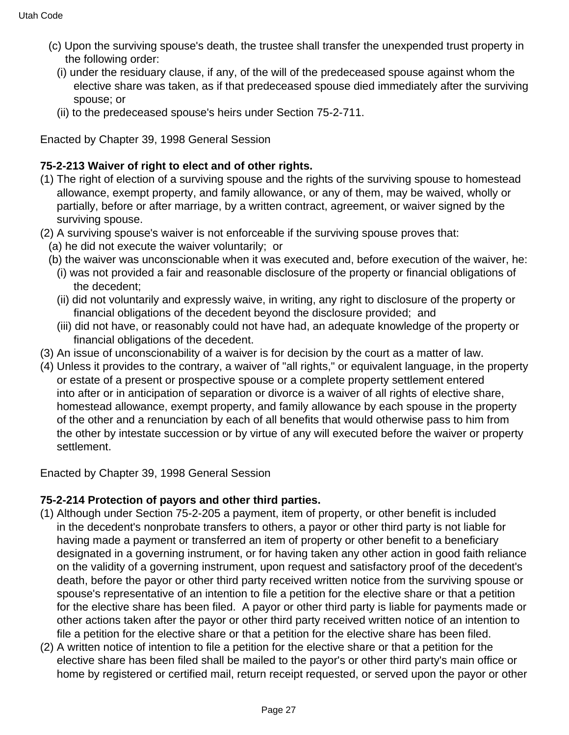(c) Upon the surviving spouse's death, the trustee shall transfer the unexpended trust property in the following order:

(i) under the residuary clause, if any, of the will of the predeceased spouse against whom the elective share was taken, as if that predeceased spouse died immediately after the surviving spouse; or

(ii) to the predeceased spouse's heirs under Section 75-2-711.

Enacted by Chapter 39, 1998 General Session

**75-2-213 Waiver of right to elect and of other rights.**

(1) The right of election of a surviving spouse and the rights of the surviving spouse to homestead allowance, exempt property, and family allowance, or any of them, may be waived, wholly or partially, before or after marriage, by a written contract, agreement, or waiver signed by the surviving spouse.

(2) A surviving spouse's waiver is not enforceable if the surviving spouse proves that:

(a) he did not execute the waiver voluntarily; or

(b) the waiver was unconscionable when it was executed and, before execution of the waiver, he:

(i) was not provided a fair and reasonable disclosure of the property or financial obligations of the decedent;

(ii) did not voluntarily and expressly waive, in writing, any right to disclosure of the property or financial obligations of the decedent beyond the disclosure provided; and

(iii) did not have, or reasonably could not have had, an adequate knowledge of the property or financial obligations of the decedent.

(3) An issue of unconscionability of a waiver is for decision by the court as a matter of law.

(4) Unless it provides to the contrary, a waiver of "all rights," or equivalent language, in the property or estate of a present or prospective spouse or a complete property settlement entered into after or in anticipation of separation or divorce is a waiver of all rights of elective share, homestead allowance, exempt property, and family allowance by each spouse in the property of the other and a renunciation by each of all benefits that would otherwise pass to him from the other by intestate succession or by virtue of any will executed before the waiver or property settlement.

Enacted by Chapter 39, 1998 General Session

**75-2-214 Protection of payors and other third parties.**

(1) Although under Section 75-2-205 a payment, item of property, or other benefit is included in the decedent's nonprobate transfers to others, a payor or other third party is not liable for having made a payment or transferred an item of property or other benefit to a beneficiary designated in a governing instrument, or for having taken any other action in good faith reliance on the validity of a governing instrument, upon request and satisfactory proof of the decedent's death, before the payor or other third party received written notice from the surviving spouse or spouse's representative of an intention to file a petition for the elective share or that a petition for the elective share has been filed. A payor or other third party is liable for payments made or other actions taken after the payor or other third party received written notice of an intention to file a petition for the elective share or that a petition for the elective share has been filed.

(2) A written notice of intention to file a petition for the elective share or that a petition for the elective share has been filed shall be mailed to the payor's or other third party's main office or home by registered or certified mail, return receipt requested, or served upon the payor or other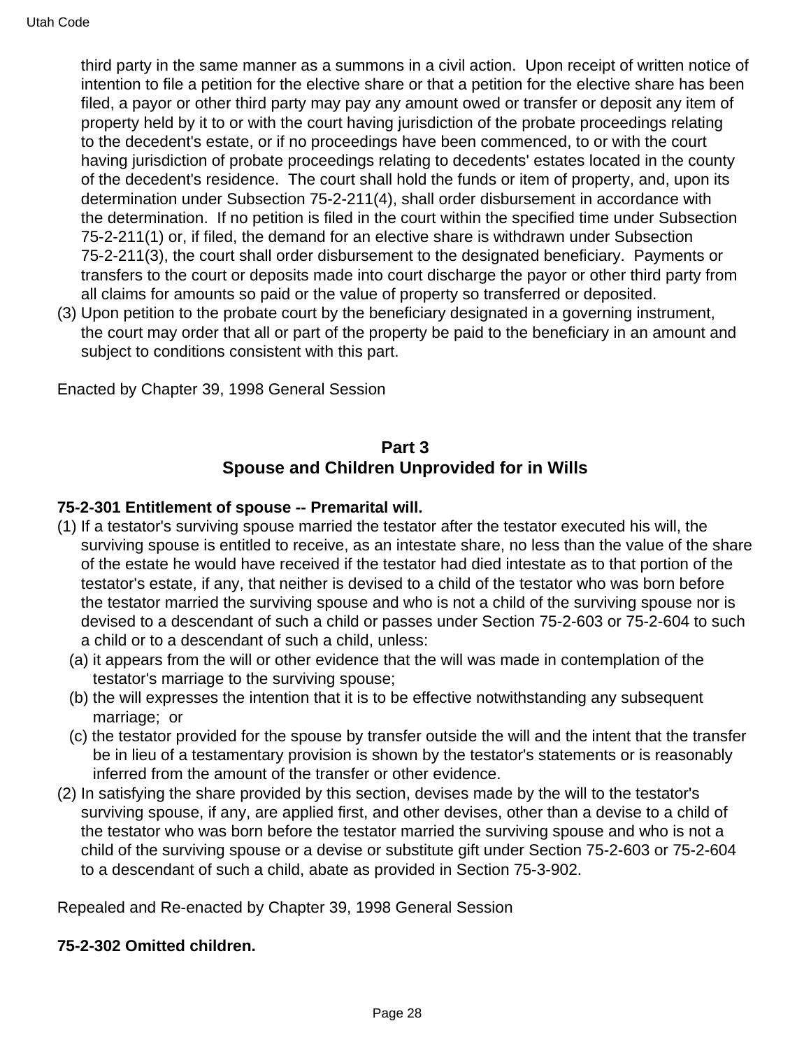third party in the same manner as a summons in a civil action. Upon receipt of written notice of intention to file a petition for the elective share or that a petition for the elective share has been filed, a payor or other third party may pay any amount owed or transfer or deposit any item of property held by it to or with the court having jurisdiction of the probate proceedings relating to the decedent's estate, or if no proceedings have been commenced, to or with the court having jurisdiction of probate proceedings relating to decedents' estates located in the county of the decedent's residence. The court shall hold the funds or item of property, and, upon its determination under Subsection 75-2-211(4), shall order disbursement in accordance with the determination. If no petition is filed in the court within the specified time under Subsection 75-2-211(1) or, if filed, the demand for an elective share is withdrawn under Subsection 75-2-211(3), the court shall order disbursement to the designated beneficiary. Payments or transfers to the court or deposits made into court discharge the payor or other third party from all claims for amounts so paid or the value of property so transferred or deposited.

(3) Upon petition to the probate court by the beneficiary designated in a governing instrument, the court may order that all or part of the property be paid to the beneficiary in an amount and subject to conditions consistent with this part.

Enacted by Chapter 39, 1998 General Session

## Part 3
## Spouse and Children Unprovided for in Wills

### 75-2-301 Entitlement of spouse -- Premarital will.

(1) If a testator's surviving spouse married the testator after the testator executed his will, the surviving spouse is entitled to receive, as an intestate share, no less than the value of the share of the estate he would have received if the testator had died intestate as to that portion of the testator's estate, if any, that neither is devised to a child of the testator who was born before the testator married the surviving spouse and who is not a child of the surviving spouse nor is devised to a descendant of such a child or passes under Section 75-2-603 or 75-2-604 to such a child or to a descendant of such a child, unless:

  (a) it appears from the will or other evidence that the will was made in contemplation of the testator's marriage to the surviving spouse;

  (b) the will expresses the intention that it is to be effective notwithstanding any subsequent marriage; or

  (c) the testator provided for the spouse by transfer outside the will and the intent that the transfer be in lieu of a testamentary provision is shown by the testator's statements or is reasonably inferred from the amount of the transfer or other evidence.

(2) In satisfying the share provided by this section, devises made by the will to the testator's surviving spouse, if any, are applied first, and other devises, other than a devise to a child of the testator who was born before the testator married the surviving spouse and who is not a child of the surviving spouse or a devise or substitute gift under Section 75-2-603 or 75-2-604 to a descendant of such a child, abate as provided in Section 75-3-902.

Repealed and Re-enacted by Chapter 39, 1998 General Session

### 75-2-302 Omitted children.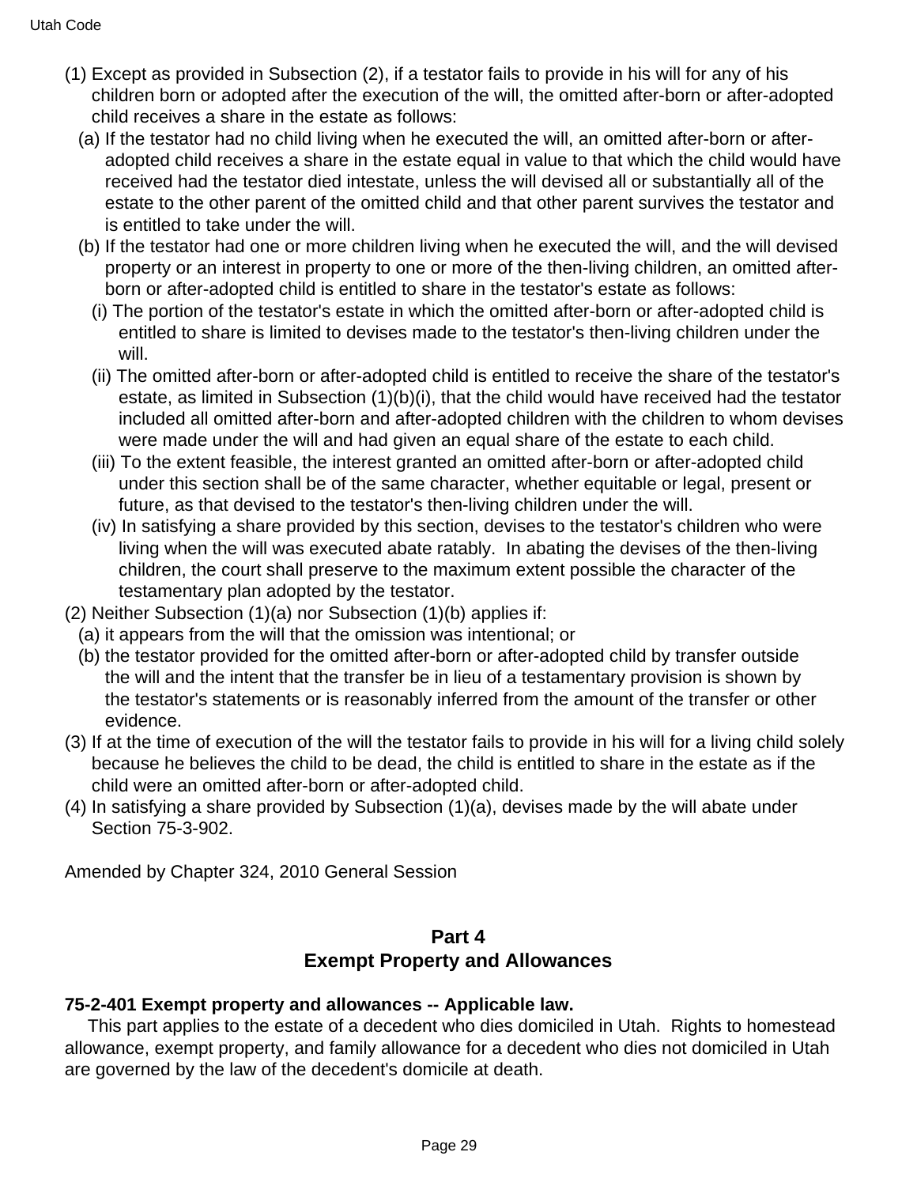(1) Except as provided in Subsection (2), if a testator fails to provide in his will for any of his children born or adopted after the execution of the will, the omitted after-born or after-adopted child receives a share in the estate as follows:

(a) If the testator had no child living when he executed the will, an omitted after-born or after-adopted child receives a share in the estate equal in value to that which the child would have received had the testator died intestate, unless the will devised all or substantially all of the estate to the other parent of the omitted child and that other parent survives the testator and is entitled to take under the will.

(b) If the testator had one or more children living when he executed the will, and the will devised property or an interest in property to one or more of the then-living children, an omitted after-born or after-adopted child is entitled to share in the testator's estate as follows:

(i) The portion of the testator's estate in which the omitted after-born or after-adopted child is entitled to share is limited to devises made to the testator's then-living children under the will.

(ii) The omitted after-born or after-adopted child is entitled to receive the share of the testator's estate, as limited in Subsection (1)(b)(i), that the child would have received had the testator included all omitted after-born and after-adopted children with the children to whom devises were made under the will and had given an equal share of the estate to each child.

(iii) To the extent feasible, the interest granted an omitted after-born or after-adopted child under this section shall be of the same character, whether equitable or legal, present or future, as that devised to the testator's then-living children under the will.

(iv) In satisfying a share provided by this section, devises to the testator's children who were living when the will was executed abate ratably. In abating the devises of the then-living children, the court shall preserve to the maximum extent possible the character of the testamentary plan adopted by the testator.

(2) Neither Subsection (1)(a) nor Subsection (1)(b) applies if:

(a) it appears from the will that the omission was intentional; or

(b) the testator provided for the omitted after-born or after-adopted child by transfer outside the will and the intent that the transfer be in lieu of a testamentary provision is shown by the testator's statements or is reasonably inferred from the amount of the transfer or other evidence.

(3) If at the time of execution of the will the testator fails to provide in his will for a living child solely because he believes the child to be dead, the child is entitled to share in the estate as if the child were an omitted after-born or after-adopted child.

(4) In satisfying a share provided by Subsection (1)(a), devises made by the will abate under Section 75-3-902.

Amended by Chapter 324, 2010 General Session

## Part 4
## Exempt Property and Allowances

### 75-2-401 Exempt property and allowances -- Applicable law.

This part applies to the estate of a decedent who dies domiciled in Utah. Rights to homestead allowance, exempt property, and family allowance for a decedent who dies not domiciled in Utah are governed by the law of the decedent's domicile at death.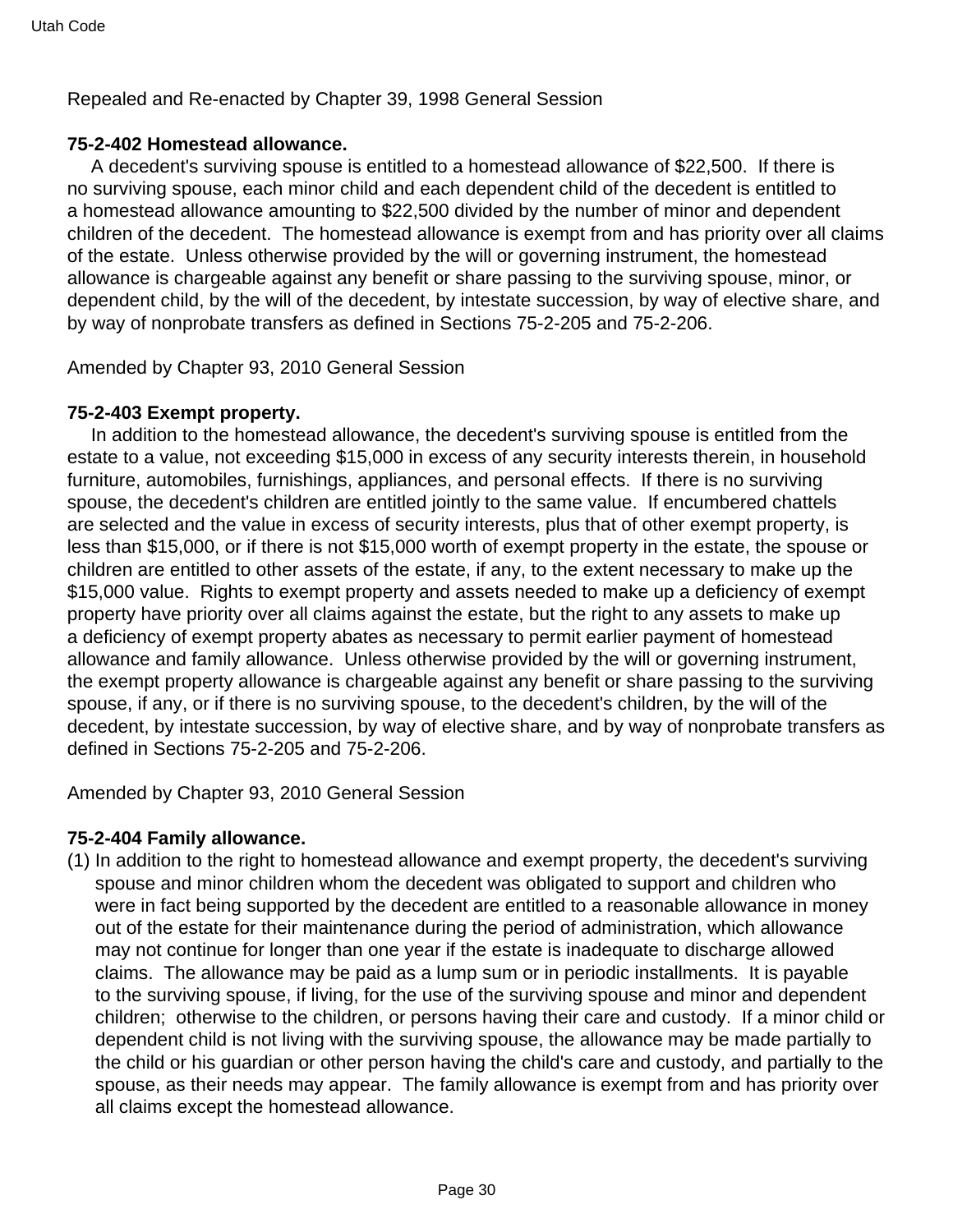Repealed and Re-enacted by Chapter 39, 1998 General Session

**75-2-402 Homestead allowance.**

A decedent's surviving spouse is entitled to a homestead allowance of $22,500. If there is no surviving spouse, each minor child and each dependent child of the decedent is entitled to a homestead allowance amounting to $22,500 divided by the number of minor and dependent children of the decedent. The homestead allowance is exempt from and has priority over all claims of the estate. Unless otherwise provided by the will or governing instrument, the homestead allowance is chargeable against any benefit or share passing to the surviving spouse, minor, or dependent child, by the will of the decedent, by intestate succession, by way of elective share, and by way of nonprobate transfers as defined in Sections 75-2-205 and 75-2-206.

Amended by Chapter 93, 2010 General Session

**75-2-403 Exempt property.**

In addition to the homestead allowance, the decedent's surviving spouse is entitled from the estate to a value, not exceeding $15,000 in excess of any security interests therein, in household furniture, automobiles, furnishings, appliances, and personal effects. If there is no surviving spouse, the decedent's children are entitled jointly to the same value. If encumbered chattels are selected and the value in excess of security interests, plus that of other exempt property, is less than $15,000, or if there is not $15,000 worth of exempt property in the estate, the spouse or children are entitled to other assets of the estate, if any, to the extent necessary to make up the $15,000 value. Rights to exempt property and assets needed to make up a deficiency of exempt property have priority over all claims against the estate, but the right to any assets to make up a deficiency of exempt property abates as necessary to permit earlier payment of homestead allowance and family allowance. Unless otherwise provided by the will or governing instrument, the exempt property allowance is chargeable against any benefit or share passing to the surviving spouse, if any, or if there is no surviving spouse, to the decedent's children, by the will of the decedent, by intestate succession, by way of elective share, and by way of nonprobate transfers as defined in Sections 75-2-205 and 75-2-206.

Amended by Chapter 93, 2010 General Session

**75-2-404 Family allowance.**

(1) In addition to the right to homestead allowance and exempt property, the decedent's surviving spouse and minor children whom the decedent was obligated to support and children who were in fact being supported by the decedent are entitled to a reasonable allowance in money out of the estate for their maintenance during the period of administration, which allowance may not continue for longer than one year if the estate is inadequate to discharge allowed claims. The allowance may be paid as a lump sum or in periodic installments. It is payable to the surviving spouse, if living, for the use of the surviving spouse and minor and dependent children; otherwise to the children, or persons having their care and custody. If a minor child or dependent child is not living with the surviving spouse, the allowance may be made partially to the child or his guardian or other person having the child's care and custody, and partially to the spouse, as their needs may appear. The family allowance is exempt from and has priority over all claims except the homestead allowance.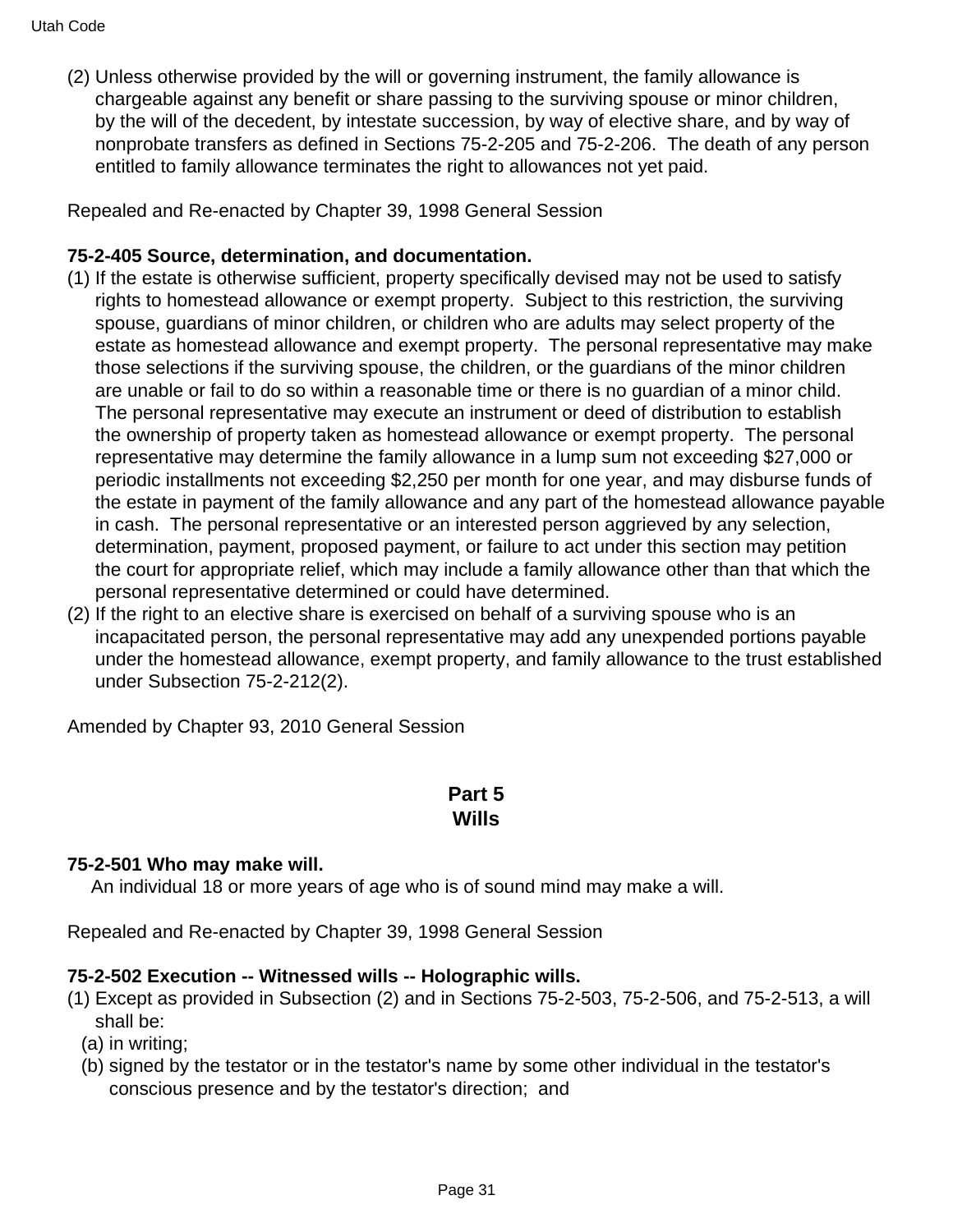(2) Unless otherwise provided by the will or governing instrument, the family allowance is chargeable against any benefit or share passing to the surviving spouse or minor children, by the will of the decedent, by intestate succession, by way of elective share, and by way of nonprobate transfers as defined in Sections 75-2-205 and 75-2-206. The death of any person entitled to family allowance terminates the right to allowances not yet paid.

Repealed and Re-enacted by Chapter 39, 1998 General Session

**75-2-405 Source, determination, and documentation.**

(1) If the estate is otherwise sufficient, property specifically devised may not be used to satisfy rights to homestead allowance or exempt property. Subject to this restriction, the surviving spouse, guardians of minor children, or children who are adults may select property of the estate as homestead allowance and exempt property. The personal representative may make those selections if the surviving spouse, the children, or the guardians of the minor children are unable or fail to do so within a reasonable time or there is no guardian of a minor child. The personal representative may execute an instrument or deed of distribution to establish the ownership of property taken as homestead allowance or exempt property. The personal representative may determine the family allowance in a lump sum not exceeding $27,000 or periodic installments not exceeding $2,250 per month for one year, and may disburse funds of the estate in payment of the family allowance and any part of the homestead allowance payable in cash. The personal representative or an interested person aggrieved by any selection, determination, payment, proposed payment, or failure to act under this section may petition the court for appropriate relief, which may include a family allowance other than that which the personal representative determined or could have determined.

(2) If the right to an elective share is exercised on behalf of a surviving spouse who is an incapacitated person, the personal representative may add any unexpended portions payable under the homestead allowance, exempt property, and family allowance to the trust established under Subsection 75-2-212(2).

Amended by Chapter 93, 2010 General Session

## Part 5
## Wills

**75-2-501 Who may make will.**

An individual 18 or more years of age who is of sound mind may make a will.

Repealed and Re-enacted by Chapter 39, 1998 General Session

**75-2-502 Execution -- Witnessed wills -- Holographic wills.**

(1) Except as provided in Subsection (2) and in Sections 75-2-503, 75-2-506, and 75-2-513, a will shall be:

(a) in writing;

(b) signed by the testator or in the testator's name by some other individual in the testator's conscious presence and by the testator's direction; and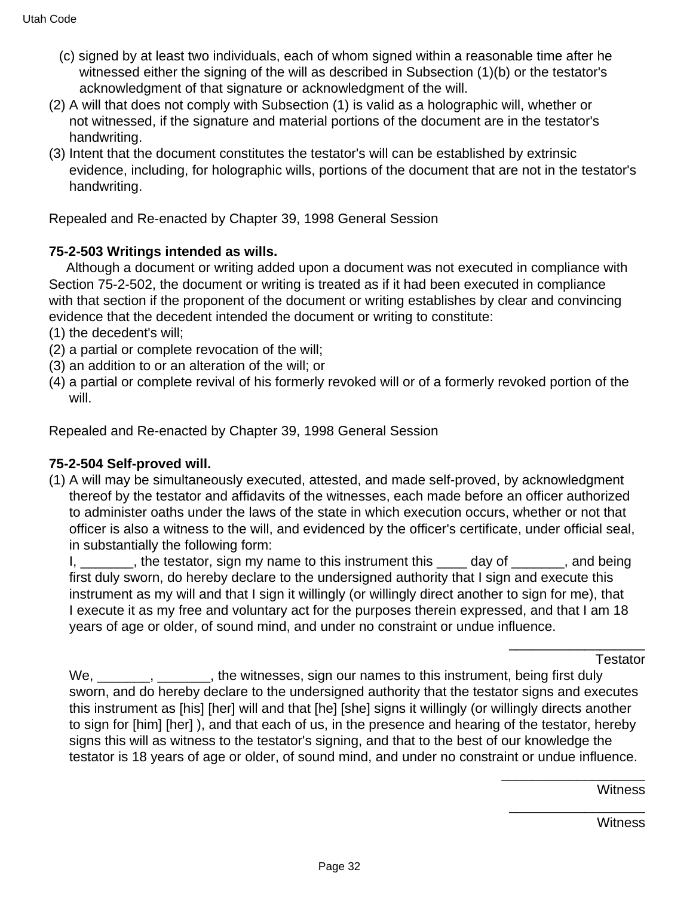(c) signed by at least two individuals, each of whom signed within a reasonable time after he witnessed either the signing of the will as described in Subsection (1)(b) or the testator's acknowledgment of that signature or acknowledgment of the will.

(2) A will that does not comply with Subsection (1) is valid as a holographic will, whether or not witnessed, if the signature and material portions of the document are in the testator's handwriting.

(3) Intent that the document constitutes the testator's will can be established by extrinsic evidence, including, for holographic wills, portions of the document that are not in the testator's handwriting.

Repealed and Re-enacted by Chapter 39, 1998 General Session

**75-2-503 Writings intended as wills.**

Although a document or writing added upon a document was not executed in compliance with Section 75-2-502, the document or writing is treated as if it had been executed in compliance with that section if the proponent of the document or writing establishes by clear and convincing evidence that the decedent intended the document or writing to constitute:

(1) the decedent's will;

(2) a partial or complete revocation of the will;

(3) an addition to or an alteration of the will; or

(4) a partial or complete revival of his formerly revoked will or of a formerly revoked portion of the will.

Repealed and Re-enacted by Chapter 39, 1998 General Session

**75-2-504 Self-proved will.**

(1) A will may be simultaneously executed, attested, and made self-proved, by acknowledgment thereof by the testator and affidavits of the witnesses, each made before an officer authorized to administer oaths under the laws of the state in which execution occurs, whether or not that officer is also a witness to the will, and evidenced by the officer's certificate, under official seal, in substantially the following form:

I, _______, the testator, sign my name to this instrument this ____ day of _______, and being first duly sworn, do hereby declare to the undersigned authority that I sign and execute this instrument as my will and that I sign it willingly (or willingly direct another to sign for me), that I execute it as my free and voluntary act for the purposes therein expressed, and that I am 18 years of age or older, of sound mind, and under no constraint or undue influence.

__________________
Testator

We, _______, _______, the witnesses, sign our names to this instrument, being first duly sworn, and do hereby declare to the undersigned authority that the testator signs and executes this instrument as [his] [her] will and that [he] [she] signs it willingly (or willingly directs another to sign for [him] [her] ), and that each of us, in the presence and hearing of the testator, hereby signs this will as witness to the testator's signing, and that to the best of our knowledge the testator is 18 years of age or older, of sound mind, and under no constraint or undue influence.

__________________
Witness

__________________
Witness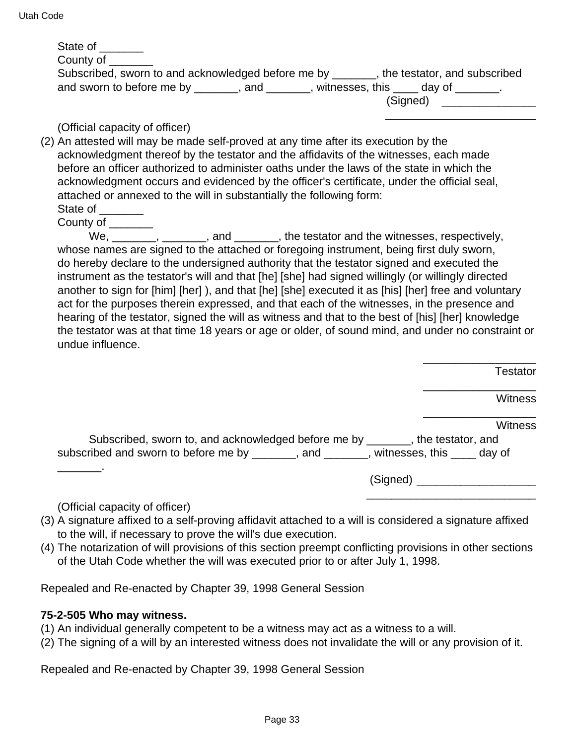State of _______
County of _______
Subscribed, sworn to and acknowledged before me by _______, the testator, and subscribed and sworn to before me by _______, and _______, witnesses, this ____ day of _______.

(Signed) _______________
________________________

(Official capacity of officer)

(2) An attested will may be made self-proved at any time after its execution by the acknowledgment thereof by the testator and the affidavits of the witnesses, each made before an officer authorized to administer oaths under the laws of the state in which the acknowledgment occurs and evidenced by the officer's certificate, under the official seal, attached or annexed to the will in substantially the following form:

State of _______
County of _______

We, _______, _______, and _______, the testator and the witnesses, respectively, whose names are signed to the attached or foregoing instrument, being first duly sworn, do hereby declare to the undersigned authority that the testator signed and executed the instrument as the testator's will and that [he] [she] had signed willingly (or willingly directed another to sign for [him] [her] ), and that [he] [she] executed it as [his] [her] free and voluntary act for the purposes therein expressed, and that each of the witnesses, in the presence and hearing of the testator, signed the will as witness and that to the best of [his] [her] knowledge the testator was at that time 18 years or age or older, of sound mind, and under no constraint or undue influence.

__________________
Testator

__________________
Witness

__________________
Witness

Subscribed, sworn to, and acknowledged before me by _______, the testator, and subscribed and sworn to before me by _______, and _______, witnesses, this ____ day of _______.

(Signed) ___________________
___________________________

(Official capacity of officer)

(3) A signature affixed to a self-proving affidavit attached to a will is considered a signature affixed to the will, if necessary to prove the will's due execution.

(4) The notarization of will provisions of this section preempt conflicting provisions in other sections of the Utah Code whether the will was executed prior to or after July 1, 1998.

Repealed and Re-enacted by Chapter 39, 1998 General Session

**75-2-505 Who may witness.**

(1) An individual generally competent to be a witness may act as a witness to a will.

(2) The signing of a will by an interested witness does not invalidate the will or any provision of it.

Repealed and Re-enacted by Chapter 39, 1998 General Session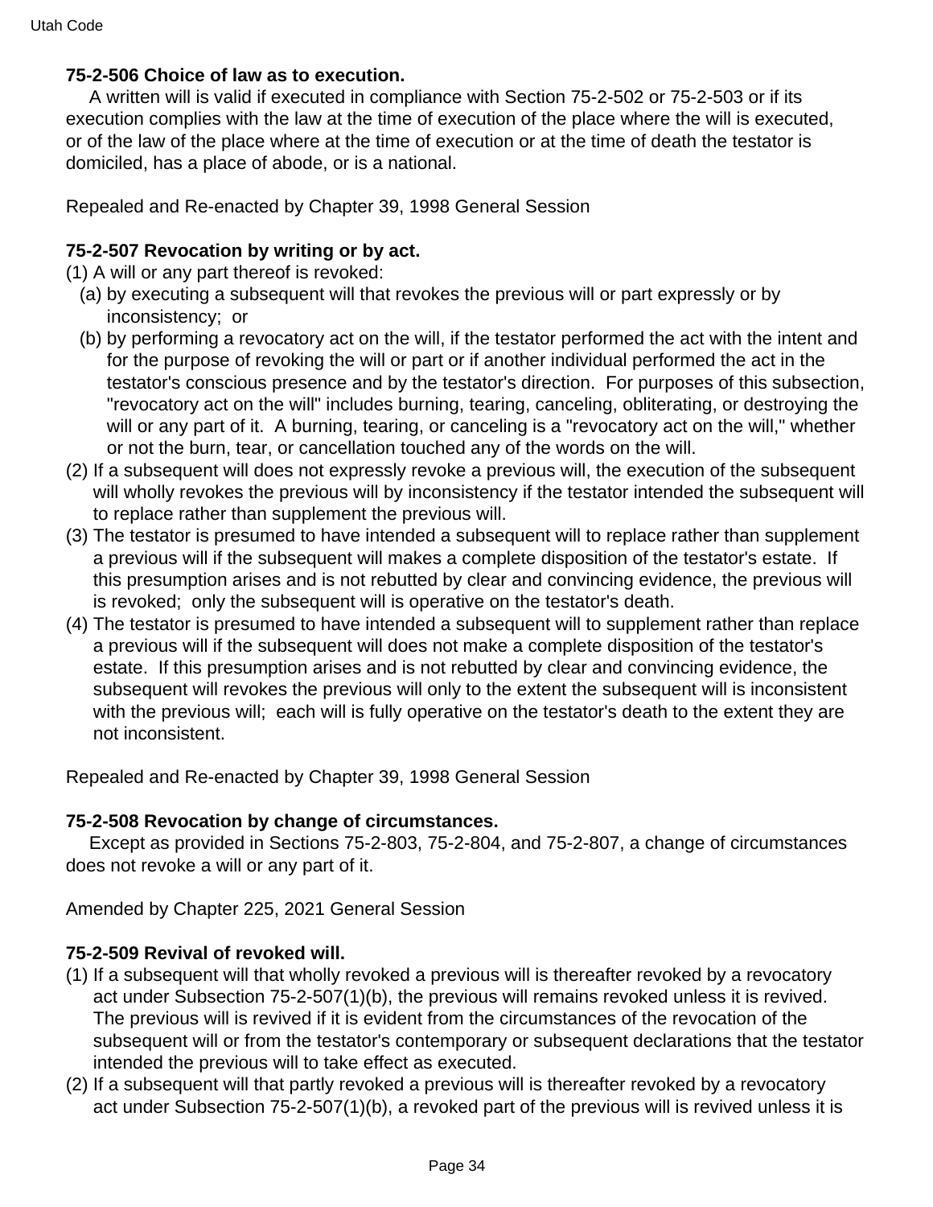**75-2-506 Choice of law as to execution.**

A written will is valid if executed in compliance with Section 75-2-502 or 75-2-503 or if its execution complies with the law at the time of execution of the place where the will is executed, or of the law of the place where at the time of execution or at the time of death the testator is domiciled, has a place of abode, or is a national.

Repealed and Re-enacted by Chapter 39, 1998 General Session

**75-2-507 Revocation by writing or by act.**

(1) A will or any part thereof is revoked:

- (a) by executing a subsequent will that revokes the previous will or part expressly or by inconsistency; or
- (b) by performing a revocatory act on the will, if the testator performed the act with the intent and for the purpose of revoking the will or part or if another individual performed the act in the testator's conscious presence and by the testator's direction. For purposes of this subsection, "revocatory act on the will" includes burning, tearing, canceling, obliterating, or destroying the will or any part of it. A burning, tearing, or canceling is a "revocatory act on the will," whether or not the burn, tear, or cancellation touched any of the words on the will.

(2) If a subsequent will does not expressly revoke a previous will, the execution of the subsequent will wholly revokes the previous will by inconsistency if the testator intended the subsequent will to replace rather than supplement the previous will.

(3) The testator is presumed to have intended a subsequent will to replace rather than supplement a previous will if the subsequent will makes a complete disposition of the testator's estate. If this presumption arises and is not rebutted by clear and convincing evidence, the previous will is revoked; only the subsequent will is operative on the testator's death.

(4) The testator is presumed to have intended a subsequent will to supplement rather than replace a previous will if the subsequent will does not make a complete disposition of the testator's estate. If this presumption arises and is not rebutted by clear and convincing evidence, the subsequent will revokes the previous will only to the extent the subsequent will is inconsistent with the previous will; each will is fully operative on the testator's death to the extent they are not inconsistent.

Repealed and Re-enacted by Chapter 39, 1998 General Session

**75-2-508 Revocation by change of circumstances.**

Except as provided in Sections 75-2-803, 75-2-804, and 75-2-807, a change of circumstances does not revoke a will or any part of it.

Amended by Chapter 225, 2021 General Session

**75-2-509 Revival of revoked will.**

(1) If a subsequent will that wholly revoked a previous will is thereafter revoked by a revocatory act under Subsection 75-2-507(1)(b), the previous will remains revoked unless it is revived. The previous will is revived if it is evident from the circumstances of the revocation of the subsequent will or from the testator's contemporary or subsequent declarations that the testator intended the previous will to take effect as executed.

(2) If a subsequent will that partly revoked a previous will is thereafter revoked by a revocatory act under Subsection 75-2-507(1)(b), a revoked part of the previous will is revived unless it is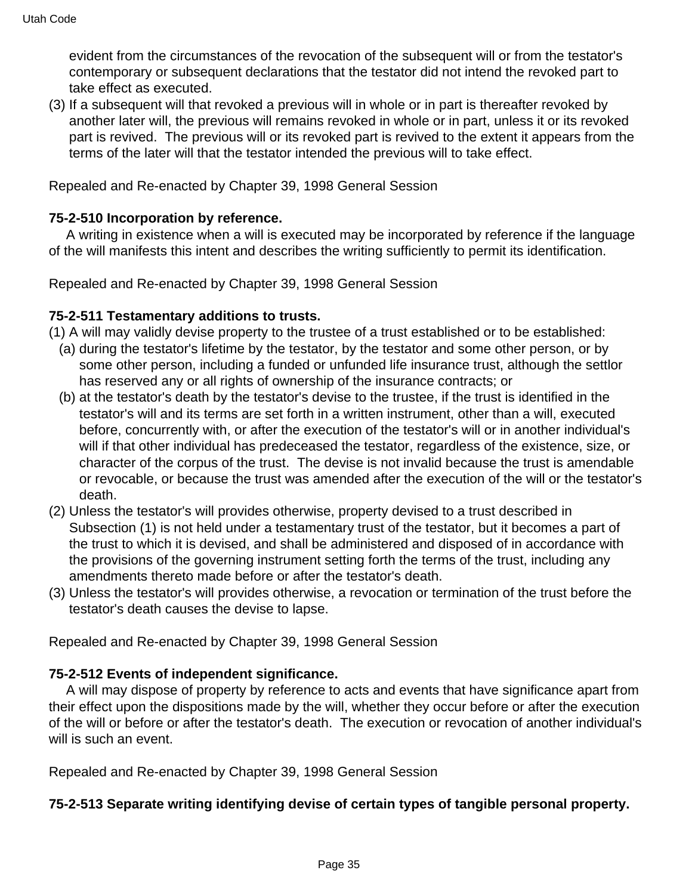evident from the circumstances of the revocation of the subsequent will or from the testator's contemporary or subsequent declarations that the testator did not intend the revoked part to take effect as executed.

(3) If a subsequent will that revoked a previous will in whole or in part is thereafter revoked by another later will, the previous will remains revoked in whole or in part, unless it or its revoked part is revived. The previous will or its revoked part is revived to the extent it appears from the terms of the later will that the testator intended the previous will to take effect.

Repealed and Re-enacted by Chapter 39, 1998 General Session

**75-2-510 Incorporation by reference.**

A writing in existence when a will is executed may be incorporated by reference if the language of the will manifests this intent and describes the writing sufficiently to permit its identification.

Repealed and Re-enacted by Chapter 39, 1998 General Session

**75-2-511 Testamentary additions to trusts.**

(1) A will may validly devise property to the trustee of a trust established or to be established:

(a) during the testator's lifetime by the testator, by the testator and some other person, or by some other person, including a funded or unfunded life insurance trust, although the settlor has reserved any or all rights of ownership of the insurance contracts; or

(b) at the testator's death by the testator's devise to the trustee, if the trust is identified in the testator's will and its terms are set forth in a written instrument, other than a will, executed before, concurrently with, or after the execution of the testator's will or in another individual's will if that other individual has predeceased the testator, regardless of the existence, size, or character of the corpus of the trust. The devise is not invalid because the trust is amendable or revocable, or because the trust was amended after the execution of the will or the testator's death.

(2) Unless the testator's will provides otherwise, property devised to a trust described in Subsection (1) is not held under a testamentary trust of the testator, but it becomes a part of the trust to which it is devised, and shall be administered and disposed of in accordance with the provisions of the governing instrument setting forth the terms of the trust, including any amendments thereto made before or after the testator's death.

(3) Unless the testator's will provides otherwise, a revocation or termination of the trust before the testator's death causes the devise to lapse.

Repealed and Re-enacted by Chapter 39, 1998 General Session

**75-2-512 Events of independent significance.**

A will may dispose of property by reference to acts and events that have significance apart from their effect upon the dispositions made by the will, whether they occur before or after the execution of the will or before or after the testator's death. The execution or revocation of another individual's will is such an event.

Repealed and Re-enacted by Chapter 39, 1998 General Session

**75-2-513 Separate writing identifying devise of certain types of tangible personal property.**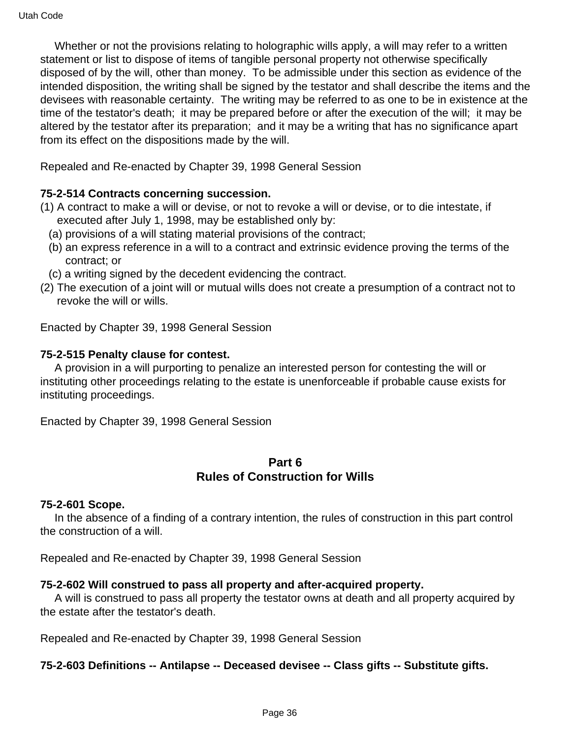Whether or not the provisions relating to holographic wills apply, a will may refer to a written statement or list to dispose of items of tangible personal property not otherwise specifically disposed of by the will, other than money. To be admissible under this section as evidence of the intended disposition, the writing shall be signed by the testator and shall describe the items and the devisees with reasonable certainty. The writing may be referred to as one to be in existence at the time of the testator's death; it may be prepared before or after the execution of the will; it may be altered by the testator after its preparation; and it may be a writing that has no significance apart from its effect on the dispositions made by the will.

Repealed and Re-enacted by Chapter 39, 1998 General Session

**75-2-514 Contracts concerning succession.**

(1) A contract to make a will or devise, or not to revoke a will or devise, or to die intestate, if executed after July 1, 1998, may be established only by:
  (a) provisions of a will stating material provisions of the contract;
  (b) an express reference in a will to a contract and extrinsic evidence proving the terms of the contract; or
  (c) a writing signed by the decedent evidencing the contract.

(2) The execution of a joint will or mutual wills does not create a presumption of a contract not to revoke the will or wills.

Enacted by Chapter 39, 1998 General Session

**75-2-515 Penalty clause for contest.**

A provision in a will purporting to penalize an interested person for contesting the will or instituting other proceedings relating to the estate is unenforceable if probable cause exists for instituting proceedings.

Enacted by Chapter 39, 1998 General Session

## Part 6
## Rules of Construction for Wills

**75-2-601 Scope.**

In the absence of a finding of a contrary intention, the rules of construction in this part control the construction of a will.

Repealed and Re-enacted by Chapter 39, 1998 General Session

**75-2-602 Will construed to pass all property and after-acquired property.**

A will is construed to pass all property the testator owns at death and all property acquired by the estate after the testator's death.

Repealed and Re-enacted by Chapter 39, 1998 General Session

**75-2-603 Definitions -- Antilapse -- Deceased devisee -- Class gifts -- Substitute gifts.**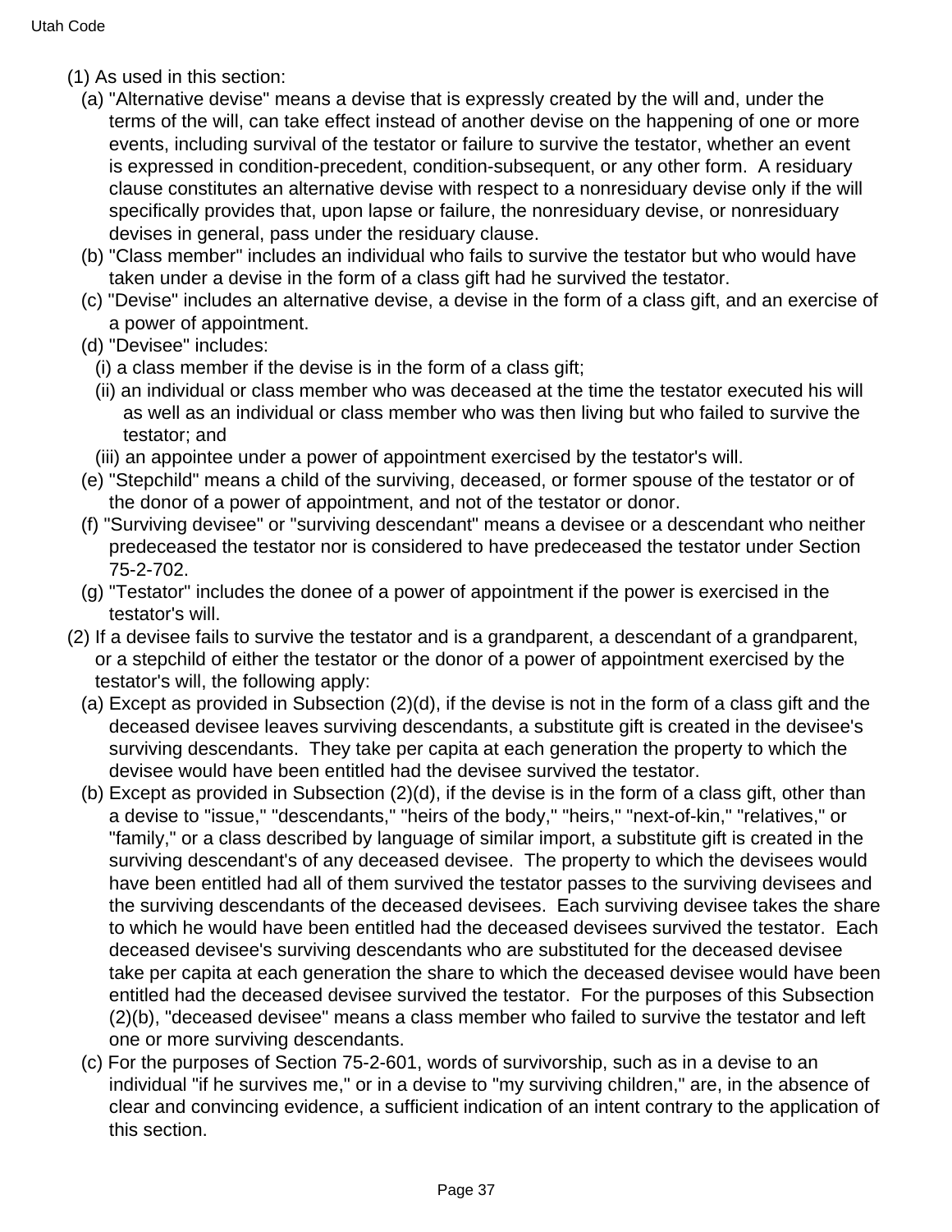(1) As used in this section:

(a) "Alternative devise" means a devise that is expressly created by the will and, under the terms of the will, can take effect instead of another devise on the happening of one or more events, including survival of the testator or failure to survive the testator, whether an event is expressed in condition-precedent, condition-subsequent, or any other form. A residuary clause constitutes an alternative devise with respect to a nonresiduary devise only if the will specifically provides that, upon lapse or failure, the nonresiduary devise, or nonresiduary devises in general, pass under the residuary clause.

(b) "Class member" includes an individual who fails to survive the testator but who would have taken under a devise in the form of a class gift had he survived the testator.

(c) "Devise" includes an alternative devise, a devise in the form of a class gift, and an exercise of a power of appointment.

(d) "Devisee" includes:

(i) a class member if the devise is in the form of a class gift;

(ii) an individual or class member who was deceased at the time the testator executed his will as well as an individual or class member who was then living but who failed to survive the testator; and

(iii) an appointee under a power of appointment exercised by the testator's will.

(e) "Stepchild" means a child of the surviving, deceased, or former spouse of the testator or of the donor of a power of appointment, and not of the testator or donor.

(f) "Surviving devisee" or "surviving descendant" means a devisee or a descendant who neither predeceased the testator nor is considered to have predeceased the testator under Section 75-2-702.

(g) "Testator" includes the donee of a power of appointment if the power is exercised in the testator's will.

(2) If a devisee fails to survive the testator and is a grandparent, a descendant of a grandparent, or a stepchild of either the testator or the donor of a power of appointment exercised by the testator's will, the following apply:

(a) Except as provided in Subsection (2)(d), if the devise is not in the form of a class gift and the deceased devisee leaves surviving descendants, a substitute gift is created in the devisee's surviving descendants. They take per capita at each generation the property to which the devisee would have been entitled had the devisee survived the testator.

(b) Except as provided in Subsection (2)(d), if the devise is in the form of a class gift, other than a devise to "issue," "descendants," "heirs of the body," "heirs," "next-of-kin," "relatives," or "family," or a class described by language of similar import, a substitute gift is created in the surviving descendant's of any deceased devisee. The property to which the devisees would have been entitled had all of them survived the testator passes to the surviving devisees and the surviving descendants of the deceased devisees. Each surviving devisee takes the share to which he would have been entitled had the deceased devisees survived the testator. Each deceased devisee's surviving descendants who are substituted for the deceased devisee take per capita at each generation the share to which the deceased devisee would have been entitled had the deceased devisee survived the testator. For the purposes of this Subsection (2)(b), "deceased devisee" means a class member who failed to survive the testator and left one or more surviving descendants.

(c) For the purposes of Section 75-2-601, words of survivorship, such as in a devise to an individual "if he survives me," or in a devise to "my surviving children," are, in the absence of clear and convincing evidence, a sufficient indication of an intent contrary to the application of this section.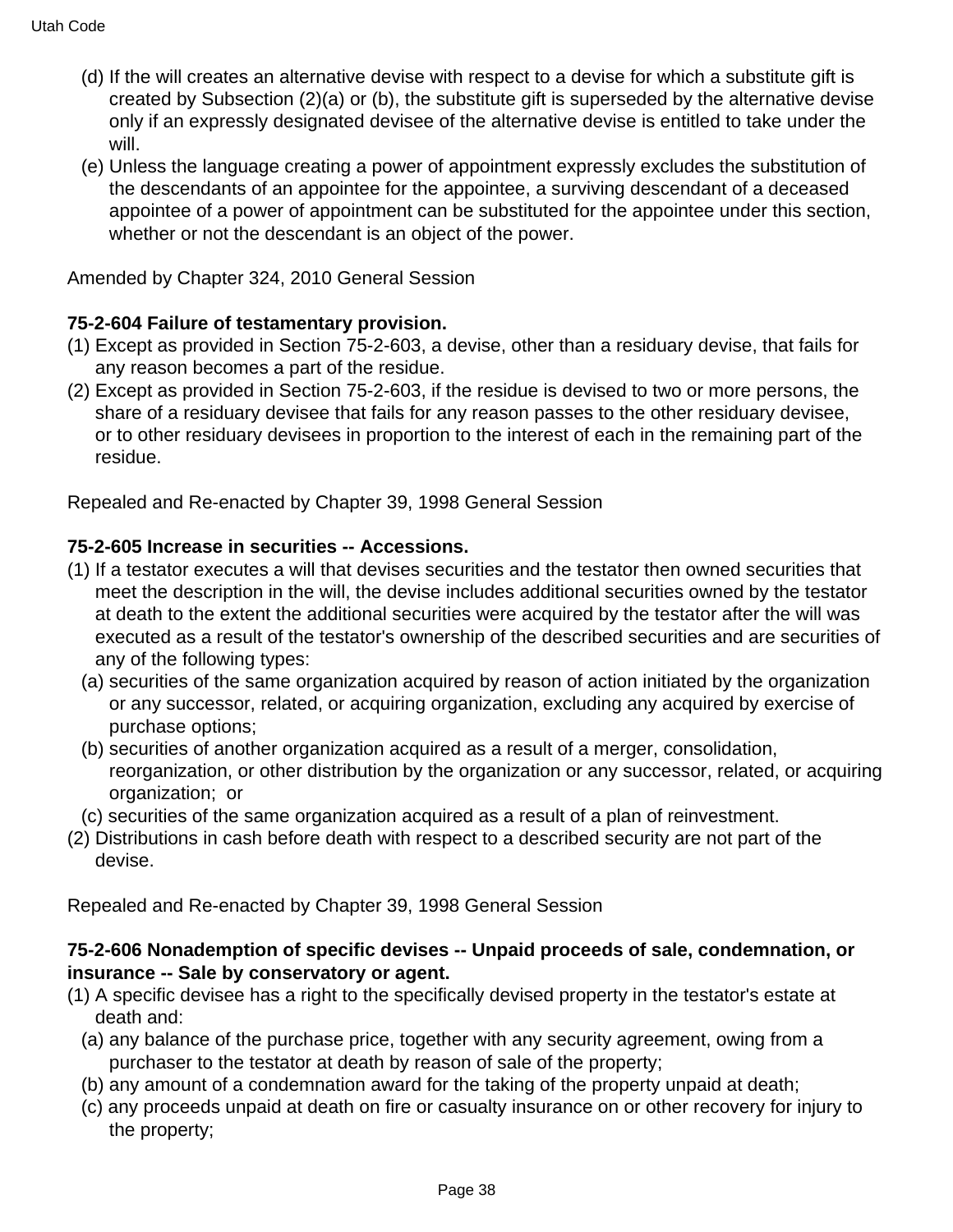(d) If the will creates an alternative devise with respect to a devise for which a substitute gift is created by Subsection (2)(a) or (b), the substitute gift is superseded by the alternative devise only if an expressly designated devisee of the alternative devise is entitled to take under the will.

(e) Unless the language creating a power of appointment expressly excludes the substitution of the descendants of an appointee for the appointee, a surviving descendant of a deceased appointee of a power of appointment can be substituted for the appointee under this section, whether or not the descendant is an object of the power.

Amended by Chapter 324, 2010 General Session

**75-2-604 Failure of testamentary provision.**

(1) Except as provided in Section 75-2-603, a devise, other than a residuary devise, that fails for any reason becomes a part of the residue.

(2) Except as provided in Section 75-2-603, if the residue is devised to two or more persons, the share of a residuary devisee that fails for any reason passes to the other residuary devisee, or to other residuary devisees in proportion to the interest of each in the remaining part of the residue.

Repealed and Re-enacted by Chapter 39, 1998 General Session

**75-2-605 Increase in securities -- Accessions.**

(1) If a testator executes a will that devises securities and the testator then owned securities that meet the description in the will, the devise includes additional securities owned by the testator at death to the extent the additional securities were acquired by the testator after the will was executed as a result of the testator's ownership of the described securities and are securities of any of the following types:

(a) securities of the same organization acquired by reason of action initiated by the organization or any successor, related, or acquiring organization, excluding any acquired by exercise of purchase options;

(b) securities of another organization acquired as a result of a merger, consolidation, reorganization, or other distribution by the organization or any successor, related, or acquiring organization; or

(c) securities of the same organization acquired as a result of a plan of reinvestment.

(2) Distributions in cash before death with respect to a described security are not part of the devise.

Repealed and Re-enacted by Chapter 39, 1998 General Session

**75-2-606 Nonademption of specific devises -- Unpaid proceeds of sale, condemnation, or insurance -- Sale by conservatory or agent.**

(1) A specific devisee has a right to the specifically devised property in the testator's estate at death and:

(a) any balance of the purchase price, together with any security agreement, owing from a purchaser to the testator at death by reason of sale of the property;

(b) any amount of a condemnation award for the taking of the property unpaid at death;

(c) any proceeds unpaid at death on fire or casualty insurance on or other recovery for injury to the property;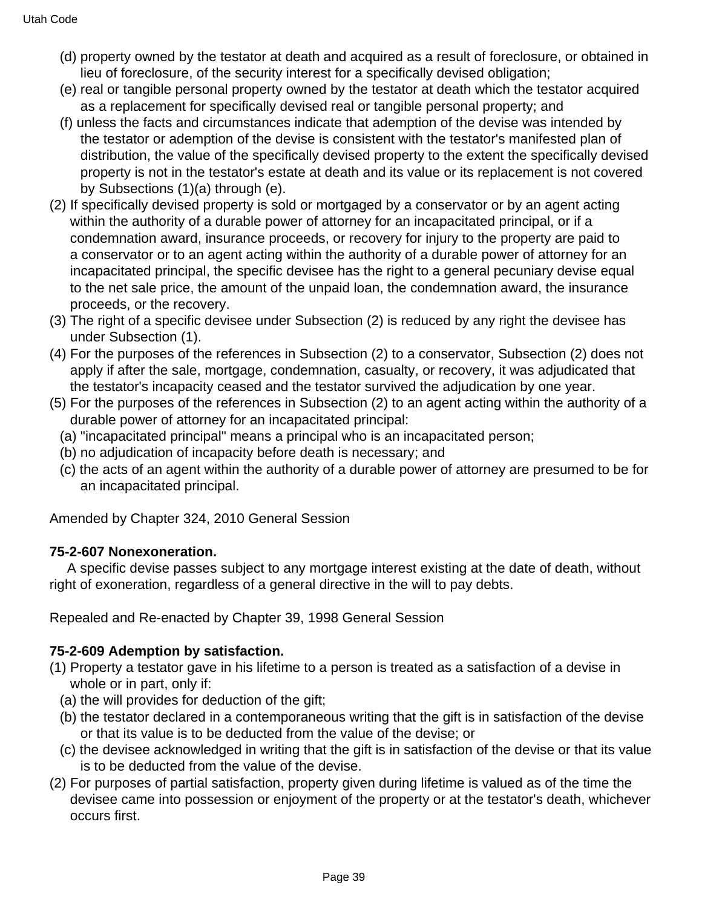(d) property owned by the testator at death and acquired as a result of foreclosure, or obtained in lieu of foreclosure, of the security interest for a specifically devised obligation;

(e) real or tangible personal property owned by the testator at death which the testator acquired as a replacement for specifically devised real or tangible personal property; and

(f) unless the facts and circumstances indicate that ademption of the devise was intended by the testator or ademption of the devise is consistent with the testator's manifested plan of distribution, the value of the specifically devised property to the extent the specifically devised property is not in the testator's estate at death and its value or its replacement is not covered by Subsections (1)(a) through (e).

(2) If specifically devised property is sold or mortgaged by a conservator or by an agent acting within the authority of a durable power of attorney for an incapacitated principal, or if a condemnation award, insurance proceeds, or recovery for injury to the property are paid to a conservator or to an agent acting within the authority of a durable power of attorney for an incapacitated principal, the specific devisee has the right to a general pecuniary devise equal to the net sale price, the amount of the unpaid loan, the condemnation award, the insurance proceeds, or the recovery.

(3) The right of a specific devisee under Subsection (2) is reduced by any right the devisee has under Subsection (1).

(4) For the purposes of the references in Subsection (2) to a conservator, Subsection (2) does not apply if after the sale, mortgage, condemnation, casualty, or recovery, it was adjudicated that the testator's incapacity ceased and the testator survived the adjudication by one year.

(5) For the purposes of the references in Subsection (2) to an agent acting within the authority of a durable power of attorney for an incapacitated principal:

(a) "incapacitated principal" means a principal who is an incapacitated person;

(b) no adjudication of incapacity before death is necessary; and

(c) the acts of an agent within the authority of a durable power of attorney are presumed to be for an incapacitated principal.

Amended by Chapter 324, 2010 General Session

**75-2-607 Nonexoneration.**

A specific devise passes subject to any mortgage interest existing at the date of death, without right of exoneration, regardless of a general directive in the will to pay debts.

Repealed and Re-enacted by Chapter 39, 1998 General Session

**75-2-609 Ademption by satisfaction.**

(1) Property a testator gave in his lifetime to a person is treated as a satisfaction of a devise in whole or in part, only if:

(a) the will provides for deduction of the gift;

(b) the testator declared in a contemporaneous writing that the gift is in satisfaction of the devise or that its value is to be deducted from the value of the devise; or

(c) the devisee acknowledged in writing that the gift is in satisfaction of the devise or that its value is to be deducted from the value of the devise.

(2) For purposes of partial satisfaction, property given during lifetime is valued as of the time the devisee came into possession or enjoyment of the property or at the testator's death, whichever occurs first.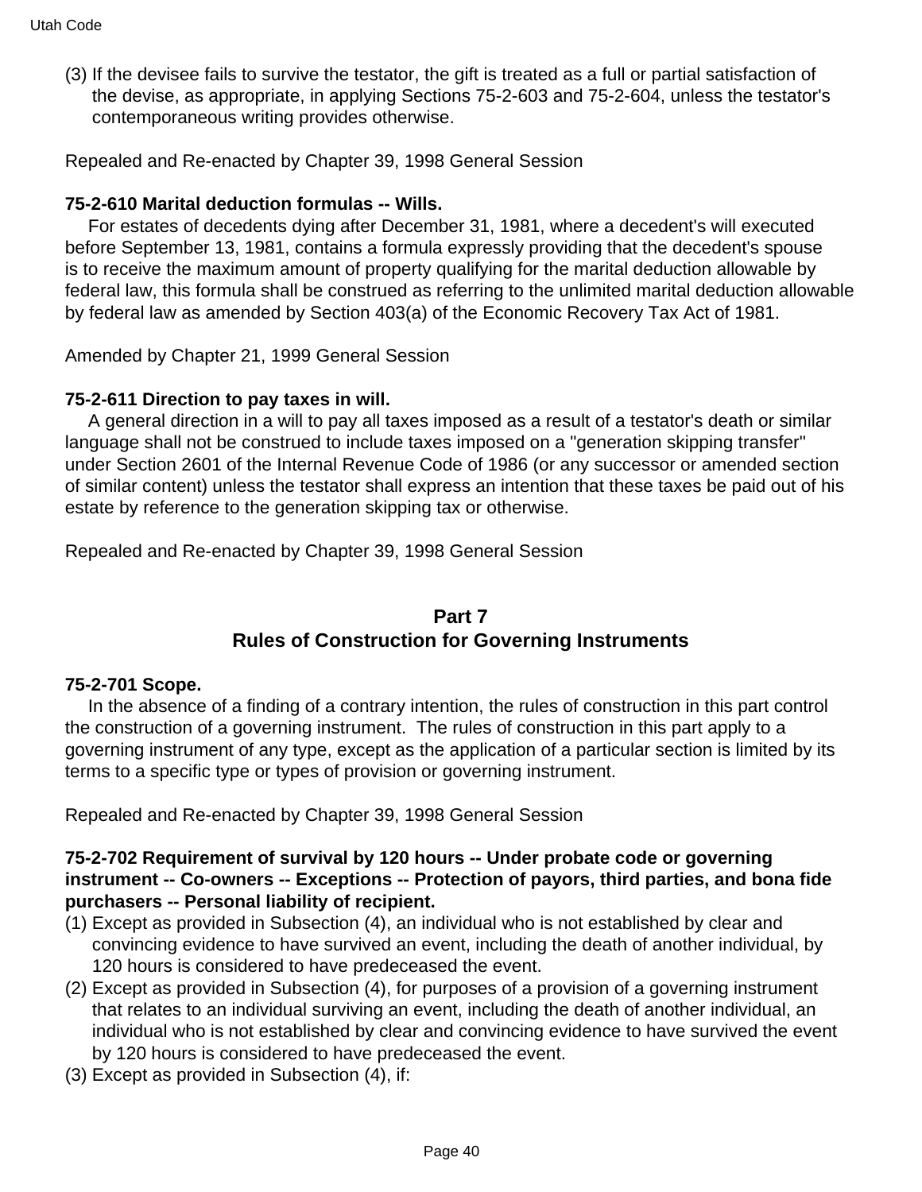(3) If the devisee fails to survive the testator, the gift is treated as a full or partial satisfaction of the devise, as appropriate, in applying Sections 75-2-603 and 75-2-604, unless the testator's contemporaneous writing provides otherwise.

Repealed and Re-enacted by Chapter 39, 1998 General Session

**75-2-610 Marital deduction formulas -- Wills.**

For estates of decedents dying after December 31, 1981, where a decedent's will executed before September 13, 1981, contains a formula expressly providing that the decedent's spouse is to receive the maximum amount of property qualifying for the marital deduction allowable by federal law, this formula shall be construed as referring to the unlimited marital deduction allowable by federal law as amended by Section 403(a) of the Economic Recovery Tax Act of 1981.

Amended by Chapter 21, 1999 General Session

**75-2-611 Direction to pay taxes in will.**

A general direction in a will to pay all taxes imposed as a result of a testator's death or similar language shall not be construed to include taxes imposed on a "generation skipping transfer" under Section 2601 of the Internal Revenue Code of 1986 (or any successor or amended section of similar content) unless the testator shall express an intention that these taxes be paid out of his estate by reference to the generation skipping tax or otherwise.

Repealed and Re-enacted by Chapter 39, 1998 General Session

## Part 7
## Rules of Construction for Governing Instruments

**75-2-701 Scope.**

In the absence of a finding of a contrary intention, the rules of construction in this part control the construction of a governing instrument. The rules of construction in this part apply to a governing instrument of any type, except as the application of a particular section is limited by its terms to a specific type or types of provision or governing instrument.

Repealed and Re-enacted by Chapter 39, 1998 General Session

**75-2-702 Requirement of survival by 120 hours -- Under probate code or governing instrument -- Co-owners -- Exceptions -- Protection of payors, third parties, and bona fide purchasers -- Personal liability of recipient.**

(1) Except as provided in Subsection (4), an individual who is not established by clear and convincing evidence to have survived an event, including the death of another individual, by 120 hours is considered to have predeceased the event.
(2) Except as provided in Subsection (4), for purposes of a provision of a governing instrument that relates to an individual surviving an event, including the death of another individual, an individual who is not established by clear and convincing evidence to have survived the event by 120 hours is considered to have predeceased the event.
(3) Except as provided in Subsection (4), if: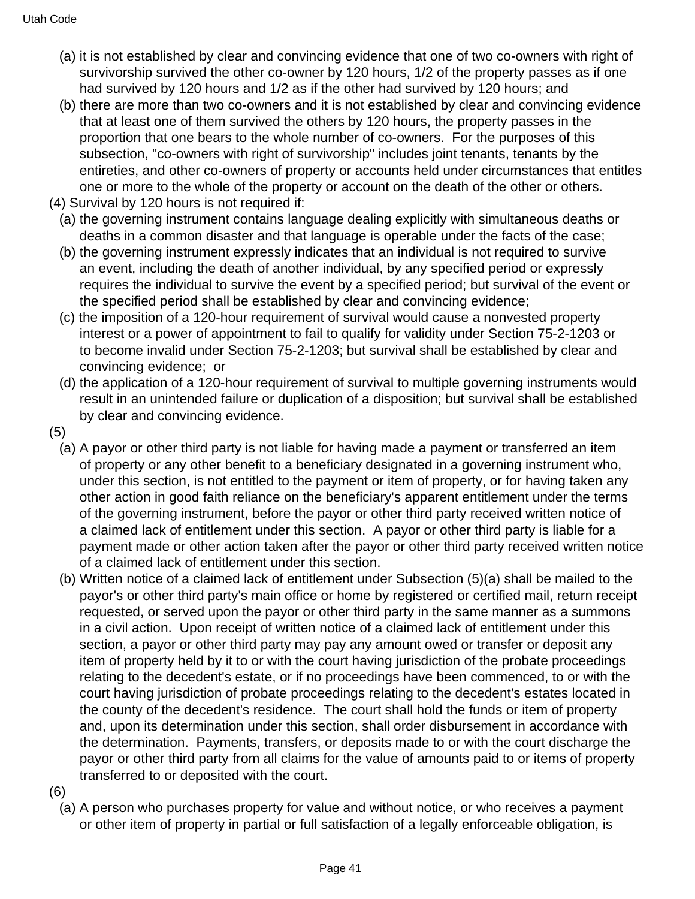(a) it is not established by clear and convincing evidence that one of two co-owners with right of survivorship survived the other co-owner by 120 hours, 1/2 of the property passes as if one had survived by 120 hours and 1/2 as if the other had survived by 120 hours; and

(b) there are more than two co-owners and it is not established by clear and convincing evidence that at least one of them survived the others by 120 hours, the property passes in the proportion that one bears to the whole number of co-owners. For the purposes of this subsection, "co-owners with right of survivorship" includes joint tenants, tenants by the entireties, and other co-owners of property or accounts held under circumstances that entitles one or more to the whole of the property or account on the death of the other or others.

(4) Survival by 120 hours is not required if:

(a) the governing instrument contains language dealing explicitly with simultaneous deaths or deaths in a common disaster and that language is operable under the facts of the case;

(b) the governing instrument expressly indicates that an individual is not required to survive an event, including the death of another individual, by any specified period or expressly requires the individual to survive the event by a specified period; but survival of the event or the specified period shall be established by clear and convincing evidence;

(c) the imposition of a 120-hour requirement of survival would cause a nonvested property interest or a power of appointment to fail to qualify for validity under Section 75-2-1203 or to become invalid under Section 75-2-1203; but survival shall be established by clear and convincing evidence; or

(d) the application of a 120-hour requirement of survival to multiple governing instruments would result in an unintended failure or duplication of a disposition; but survival shall be established by clear and convincing evidence.

(5)

(a) A payor or other third party is not liable for having made a payment or transferred an item of property or any other benefit to a beneficiary designated in a governing instrument who, under this section, is not entitled to the payment or item of property, or for having taken any other action in good faith reliance on the beneficiary's apparent entitlement under the terms of the governing instrument, before the payor or other third party received written notice of a claimed lack of entitlement under this section. A payor or other third party is liable for a payment made or other action taken after the payor or other third party received written notice of a claimed lack of entitlement under this section.

(b) Written notice of a claimed lack of entitlement under Subsection (5)(a) shall be mailed to the payor's or other third party's main office or home by registered or certified mail, return receipt requested, or served upon the payor or other third party in the same manner as a summons in a civil action. Upon receipt of written notice of a claimed lack of entitlement under this section, a payor or other third party may pay any amount owed or transfer or deposit any item of property held by it to or with the court having jurisdiction of the probate proceedings relating to the decedent's estate, or if no proceedings have been commenced, to or with the court having jurisdiction of probate proceedings relating to the decedent's estates located in the county of the decedent's residence. The court shall hold the funds or item of property and, upon its determination under this section, shall order disbursement in accordance with the determination. Payments, transfers, or deposits made to or with the court discharge the payor or other third party from all claims for the value of amounts paid to or items of property transferred to or deposited with the court.

(6)

(a) A person who purchases property for value and without notice, or who receives a payment or other item of property in partial or full satisfaction of a legally enforceable obligation, is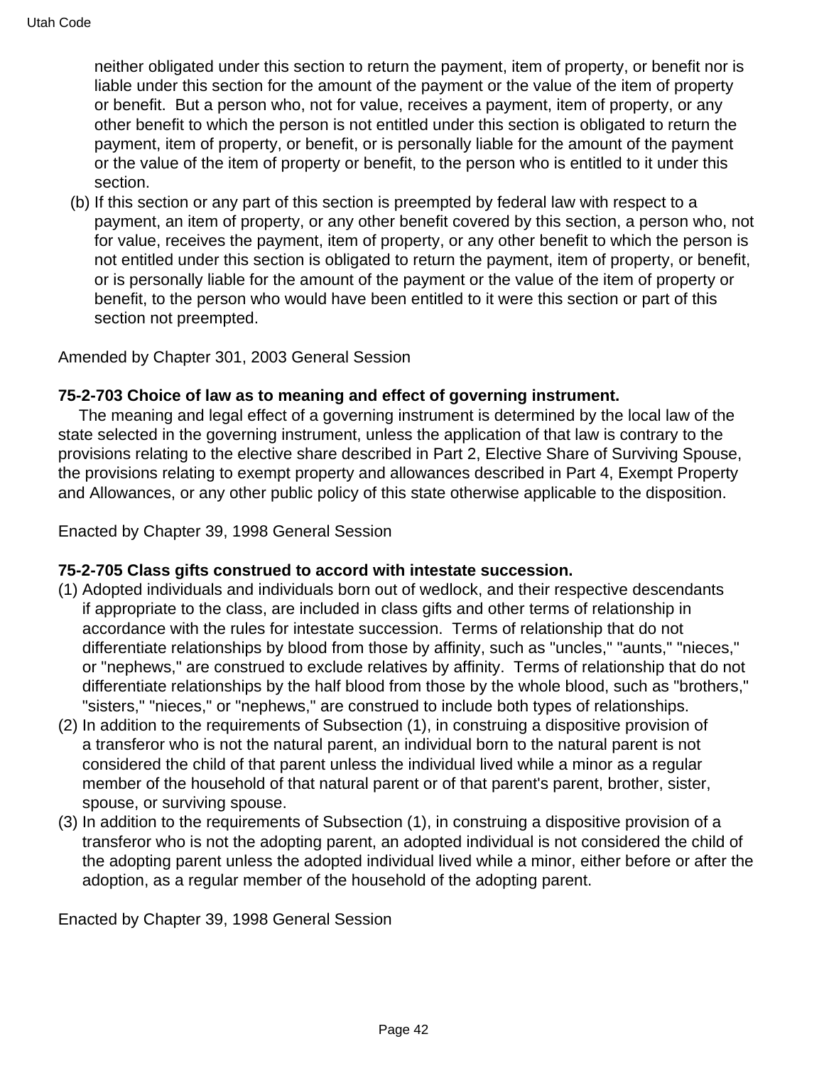neither obligated under this section to return the payment, item of property, or benefit nor is liable under this section for the amount of the payment or the value of the item of property or benefit. But a person who, not for value, receives a payment, item of property, or any other benefit to which the person is not entitled under this section is obligated to return the payment, item of property, or benefit, or is personally liable for the amount of the payment or the value of the item of property or benefit, to the person who is entitled to it under this section.

(b) If this section or any part of this section is preempted by federal law with respect to a payment, an item of property, or any other benefit covered by this section, a person who, not for value, receives the payment, item of property, or any other benefit to which the person is not entitled under this section is obligated to return the payment, item of property, or benefit, or is personally liable for the amount of the payment or the value of the item of property or benefit, to the person who would have been entitled to it were this section or part of this section not preempted.

Amended by Chapter 301, 2003 General Session

**75-2-703 Choice of law as to meaning and effect of governing instrument.**

The meaning and legal effect of a governing instrument is determined by the local law of the state selected in the governing instrument, unless the application of that law is contrary to the provisions relating to the elective share described in Part 2, Elective Share of Surviving Spouse, the provisions relating to exempt property and allowances described in Part 4, Exempt Property and Allowances, or any other public policy of this state otherwise applicable to the disposition.

Enacted by Chapter 39, 1998 General Session

**75-2-705 Class gifts construed to accord with intestate succession.**

(1) Adopted individuals and individuals born out of wedlock, and their respective descendants if appropriate to the class, are included in class gifts and other terms of relationship in accordance with the rules for intestate succession. Terms of relationship that do not differentiate relationships by blood from those by affinity, such as "uncles," "aunts," "nieces," or "nephews," are construed to exclude relatives by affinity. Terms of relationship that do not differentiate relationships by the half blood from those by the whole blood, such as "brothers," "sisters," "nieces," or "nephews," are construed to include both types of relationships.

(2) In addition to the requirements of Subsection (1), in construing a dispositive provision of a transferor who is not the natural parent, an individual born to the natural parent is not considered the child of that parent unless the individual lived while a minor as a regular member of the household of that natural parent or of that parent's parent, brother, sister, spouse, or surviving spouse.

(3) In addition to the requirements of Subsection (1), in construing a dispositive provision of a transferor who is not the adopting parent, an adopted individual is not considered the child of the adopting parent unless the adopted individual lived while a minor, either before or after the adoption, as a regular member of the household of the adopting parent.

Enacted by Chapter 39, 1998 General Session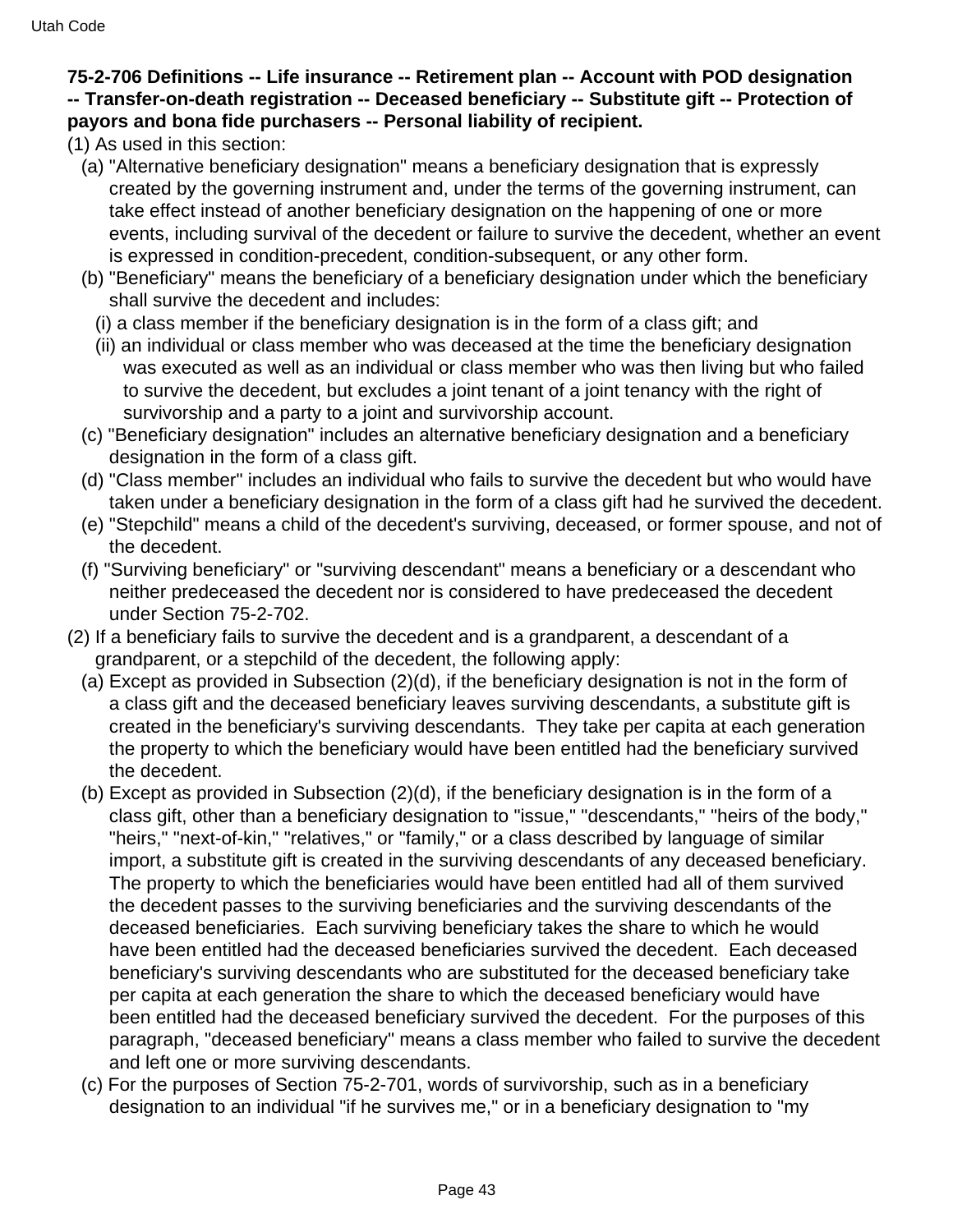**75-2-706 Definitions -- Life insurance -- Retirement plan -- Account with POD designation -- Transfer-on-death registration -- Deceased beneficiary -- Substitute gift -- Protection of payors and bona fide purchasers -- Personal liability of recipient.**

(1) As used in this section:

(a) "Alternative beneficiary designation" means a beneficiary designation that is expressly created by the governing instrument and, under the terms of the governing instrument, can take effect instead of another beneficiary designation on the happening of one or more events, including survival of the decedent or failure to survive the decedent, whether an event is expressed in condition-precedent, condition-subsequent, or any other form.

(b) "Beneficiary" means the beneficiary of a beneficiary designation under which the beneficiary shall survive the decedent and includes:

(i) a class member if the beneficiary designation is in the form of a class gift; and

(ii) an individual or class member who was deceased at the time the beneficiary designation was executed as well as an individual or class member who was then living but who failed to survive the decedent, but excludes a joint tenant of a joint tenancy with the right of survivorship and a party to a joint and survivorship account.

(c) "Beneficiary designation" includes an alternative beneficiary designation and a beneficiary designation in the form of a class gift.

(d) "Class member" includes an individual who fails to survive the decedent but who would have taken under a beneficiary designation in the form of a class gift had he survived the decedent.

(e) "Stepchild" means a child of the decedent's surviving, deceased, or former spouse, and not of the decedent.

(f) "Surviving beneficiary" or "surviving descendant" means a beneficiary or a descendant who neither predeceased the decedent nor is considered to have predeceased the decedent under Section 75-2-702.

(2) If a beneficiary fails to survive the decedent and is a grandparent, a descendant of a grandparent, or a stepchild of the decedent, the following apply:

(a) Except as provided in Subsection (2)(d), if the beneficiary designation is not in the form of a class gift and the deceased beneficiary leaves surviving descendants, a substitute gift is created in the beneficiary's surviving descendants. They take per capita at each generation the property to which the beneficiary would have been entitled had the beneficiary survived the decedent.

(b) Except as provided in Subsection (2)(d), if the beneficiary designation is in the form of a class gift, other than a beneficiary designation to "issue," "descendants," "heirs of the body," "heirs," "next-of-kin," "relatives," or "family," or a class described by language of similar import, a substitute gift is created in the surviving descendants of any deceased beneficiary. The property to which the beneficiaries would have been entitled had all of them survived the decedent passes to the surviving beneficiaries and the surviving descendants of the deceased beneficiaries. Each surviving beneficiary takes the share to which he would have been entitled had the deceased beneficiaries survived the decedent. Each deceased beneficiary's surviving descendants who are substituted for the deceased beneficiary take per capita at each generation the share to which the deceased beneficiary would have been entitled had the deceased beneficiary survived the decedent. For the purposes of this paragraph, "deceased beneficiary" means a class member who failed to survive the decedent and left one or more surviving descendants.

(c) For the purposes of Section 75-2-701, words of survivorship, such as in a beneficiary designation to an individual "if he survives me," or in a beneficiary designation to "my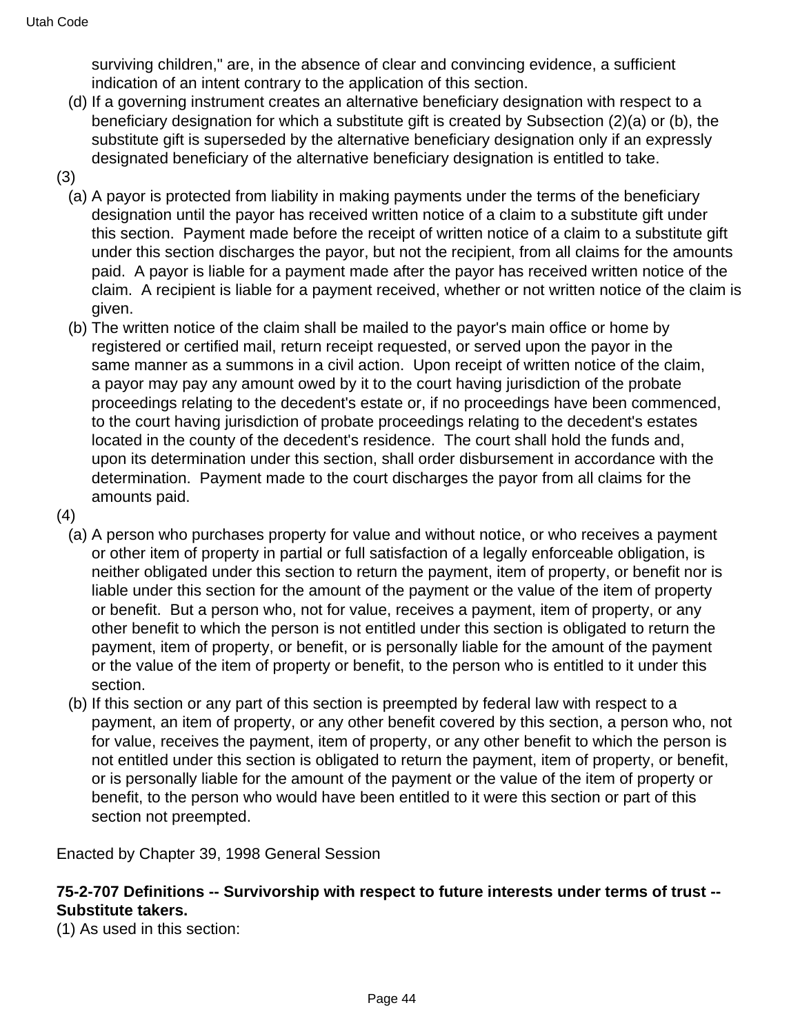surviving children," are, in the absence of clear and convincing evidence, a sufficient indication of an intent contrary to the application of this section.

(d) If a governing instrument creates an alternative beneficiary designation with respect to a beneficiary designation for which a substitute gift is created by Subsection (2)(a) or (b), the substitute gift is superseded by the alternative beneficiary designation only if an expressly designated beneficiary of the alternative beneficiary designation is entitled to take.

(3)

(a) A payor is protected from liability in making payments under the terms of the beneficiary designation until the payor has received written notice of a claim to a substitute gift under this section. Payment made before the receipt of written notice of a claim to a substitute gift under this section discharges the payor, but not the recipient, from all claims for the amounts paid. A payor is liable for a payment made after the payor has received written notice of the claim. A recipient is liable for a payment received, whether or not written notice of the claim is given.

(b) The written notice of the claim shall be mailed to the payor's main office or home by registered or certified mail, return receipt requested, or served upon the payor in the same manner as a summons in a civil action. Upon receipt of written notice of the claim, a payor may pay any amount owed by it to the court having jurisdiction of the probate proceedings relating to the decedent's estate or, if no proceedings have been commenced, to the court having jurisdiction of probate proceedings relating to the decedent's estates located in the county of the decedent's residence. The court shall hold the funds and, upon its determination under this section, shall order disbursement in accordance with the determination. Payment made to the court discharges the payor from all claims for the amounts paid.

(4)

(a) A person who purchases property for value and without notice, or who receives a payment or other item of property in partial or full satisfaction of a legally enforceable obligation, is neither obligated under this section to return the payment, item of property, or benefit nor is liable under this section for the amount of the payment or the value of the item of property or benefit. But a person who, not for value, receives a payment, item of property, or any other benefit to which the person is not entitled under this section is obligated to return the payment, item of property, or benefit, or is personally liable for the amount of the payment or the value of the item of property or benefit, to the person who is entitled to it under this section.

(b) If this section or any part of this section is preempted by federal law with respect to a payment, an item of property, or any other benefit covered by this section, a person who, not for value, receives the payment, item of property, or any other benefit to which the person is not entitled under this section is obligated to return the payment, item of property, or benefit, or is personally liable for the amount of the payment or the value of the item of property or benefit, to the person who would have been entitled to it were this section or part of this section not preempted.

Enacted by Chapter 39, 1998 General Session

**75-2-707 Definitions -- Survivorship with respect to future interests under terms of trust -- Substitute takers.**

(1) As used in this section: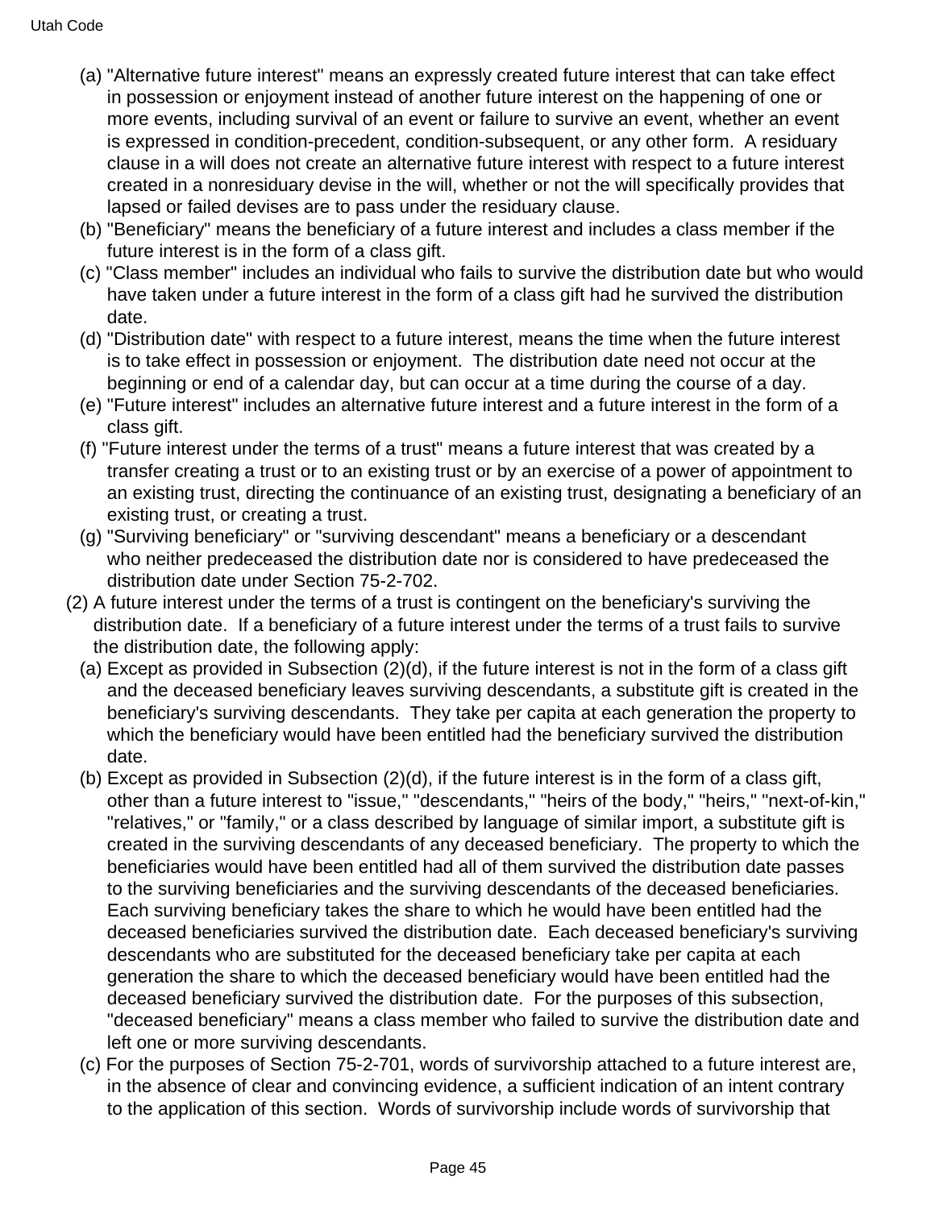(a) "Alternative future interest" means an expressly created future interest that can take effect in possession or enjoyment instead of another future interest on the happening of one or more events, including survival of an event or failure to survive an event, whether an event is expressed in condition-precedent, condition-subsequent, or any other form. A residuary clause in a will does not create an alternative future interest with respect to a future interest created in a nonresiduary devise in the will, whether or not the will specifically provides that lapsed or failed devises are to pass under the residuary clause.

(b) "Beneficiary" means the beneficiary of a future interest and includes a class member if the future interest is in the form of a class gift.

(c) "Class member" includes an individual who fails to survive the distribution date but who would have taken under a future interest in the form of a class gift had he survived the distribution date.

(d) "Distribution date" with respect to a future interest, means the time when the future interest is to take effect in possession or enjoyment. The distribution date need not occur at the beginning or end of a calendar day, but can occur at a time during the course of a day.

(e) "Future interest" includes an alternative future interest and a future interest in the form of a class gift.

(f) "Future interest under the terms of a trust" means a future interest that was created by a transfer creating a trust or to an existing trust or by an exercise of a power of appointment to an existing trust, directing the continuance of an existing trust, designating a beneficiary of an existing trust, or creating a trust.

(g) "Surviving beneficiary" or "surviving descendant" means a beneficiary or a descendant who neither predeceased the distribution date nor is considered to have predeceased the distribution date under Section 75-2-702.

(2) A future interest under the terms of a trust is contingent on the beneficiary's surviving the distribution date. If a beneficiary of a future interest under the terms of a trust fails to survive the distribution date, the following apply:

(a) Except as provided in Subsection (2)(d), if the future interest is not in the form of a class gift and the deceased beneficiary leaves surviving descendants, a substitute gift is created in the beneficiary's surviving descendants. They take per capita at each generation the property to which the beneficiary would have been entitled had the beneficiary survived the distribution date.

(b) Except as provided in Subsection (2)(d), if the future interest is in the form of a class gift, other than a future interest to "issue," "descendants," "heirs of the body," "heirs," "next-of-kin," "relatives," or "family," or a class described by language of similar import, a substitute gift is created in the surviving descendants of any deceased beneficiary. The property to which the beneficiaries would have been entitled had all of them survived the distribution date passes to the surviving beneficiaries and the surviving descendants of the deceased beneficiaries. Each surviving beneficiary takes the share to which he would have been entitled had the deceased beneficiaries survived the distribution date. Each deceased beneficiary's surviving descendants who are substituted for the deceased beneficiary take per capita at each generation the share to which the deceased beneficiary would have been entitled had the deceased beneficiary survived the distribution date. For the purposes of this subsection, "deceased beneficiary" means a class member who failed to survive the distribution date and left one or more surviving descendants.

(c) For the purposes of Section 75-2-701, words of survivorship attached to a future interest are, in the absence of clear and convincing evidence, a sufficient indication of an intent contrary to the application of this section. Words of survivorship include words of survivorship that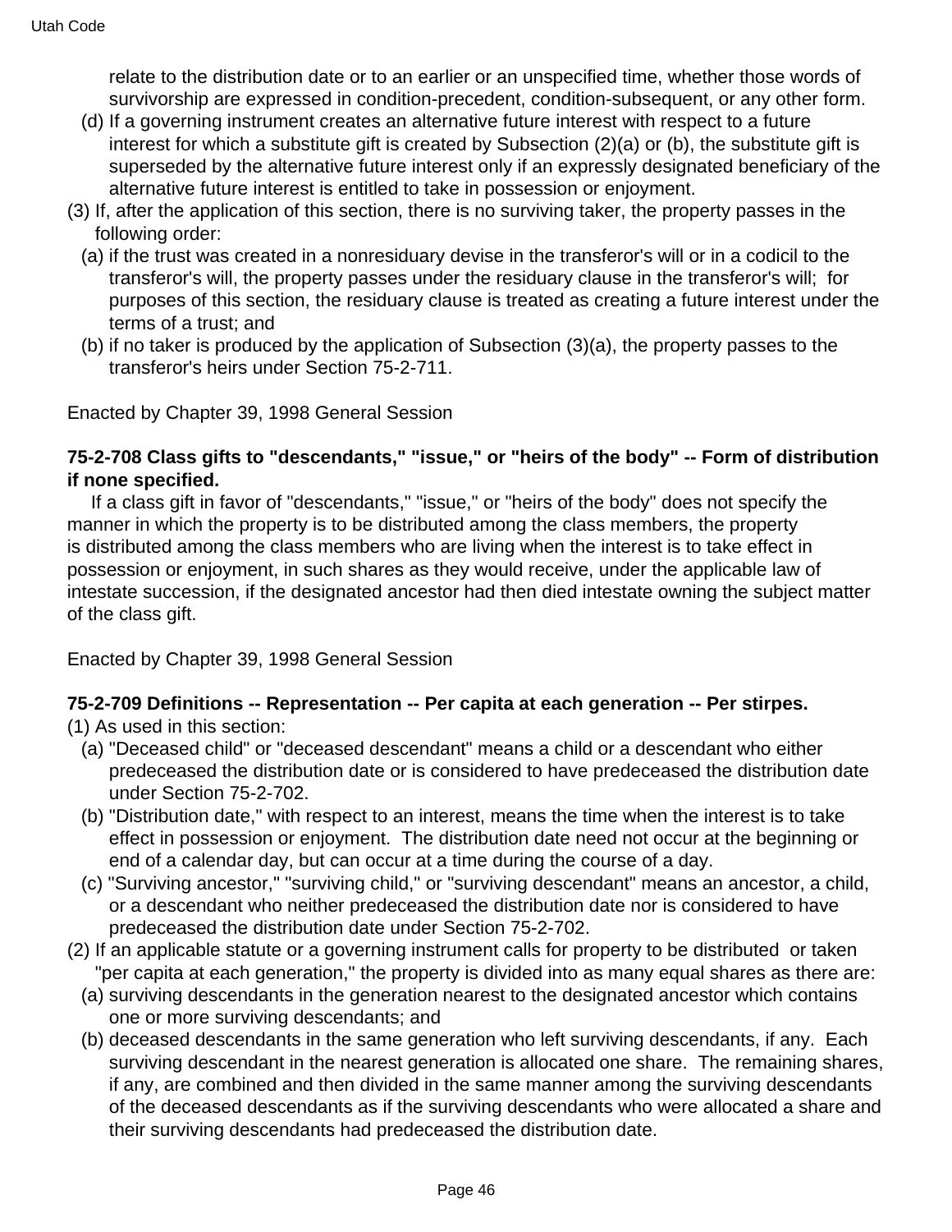relate to the distribution date or to an earlier or an unspecified time, whether those words of survivorship are expressed in condition-precedent, condition-subsequent, or any other form.

(d) If a governing instrument creates an alternative future interest with respect to a future interest for which a substitute gift is created by Subsection (2)(a) or (b), the substitute gift is superseded by the alternative future interest only if an expressly designated beneficiary of the alternative future interest is entitled to take in possession or enjoyment.

(3) If, after the application of this section, there is no surviving taker, the property passes in the following order:

(a) if the trust was created in a nonresiduary devise in the transferor's will or in a codicil to the transferor's will, the property passes under the residuary clause in the transferor's will; for purposes of this section, the residuary clause is treated as creating a future interest under the terms of a trust; and

(b) if no taker is produced by the application of Subsection (3)(a), the property passes to the transferor's heirs under Section 75-2-711.

Enacted by Chapter 39, 1998 General Session

**75-2-708 Class gifts to "descendants," "issue," or "heirs of the body" -- Form of distribution if none specified.**

If a class gift in favor of "descendants," "issue," or "heirs of the body" does not specify the manner in which the property is to be distributed among the class members, the property is distributed among the class members who are living when the interest is to take effect in possession or enjoyment, in such shares as they would receive, under the applicable law of intestate succession, if the designated ancestor had then died intestate owning the subject matter of the class gift.

Enacted by Chapter 39, 1998 General Session

**75-2-709 Definitions -- Representation -- Per capita at each generation -- Per stirpes.**

(1) As used in this section:

(a) "Deceased child" or "deceased descendant" means a child or a descendant who either predeceased the distribution date or is considered to have predeceased the distribution date under Section 75-2-702.

(b) "Distribution date," with respect to an interest, means the time when the interest is to take effect in possession or enjoyment. The distribution date need not occur at the beginning or end of a calendar day, but can occur at a time during the course of a day.

(c) "Surviving ancestor," "surviving child," or "surviving descendant" means an ancestor, a child, or a descendant who neither predeceased the distribution date nor is considered to have predeceased the distribution date under Section 75-2-702.

(2) If an applicable statute or a governing instrument calls for property to be distributed or taken "per capita at each generation," the property is divided into as many equal shares as there are:

(a) surviving descendants in the generation nearest to the designated ancestor which contains one or more surviving descendants; and

(b) deceased descendants in the same generation who left surviving descendants, if any. Each surviving descendant in the nearest generation is allocated one share. The remaining shares, if any, are combined and then divided in the same manner among the surviving descendants of the deceased descendants as if the surviving descendants who were allocated a share and their surviving descendants had predeceased the distribution date.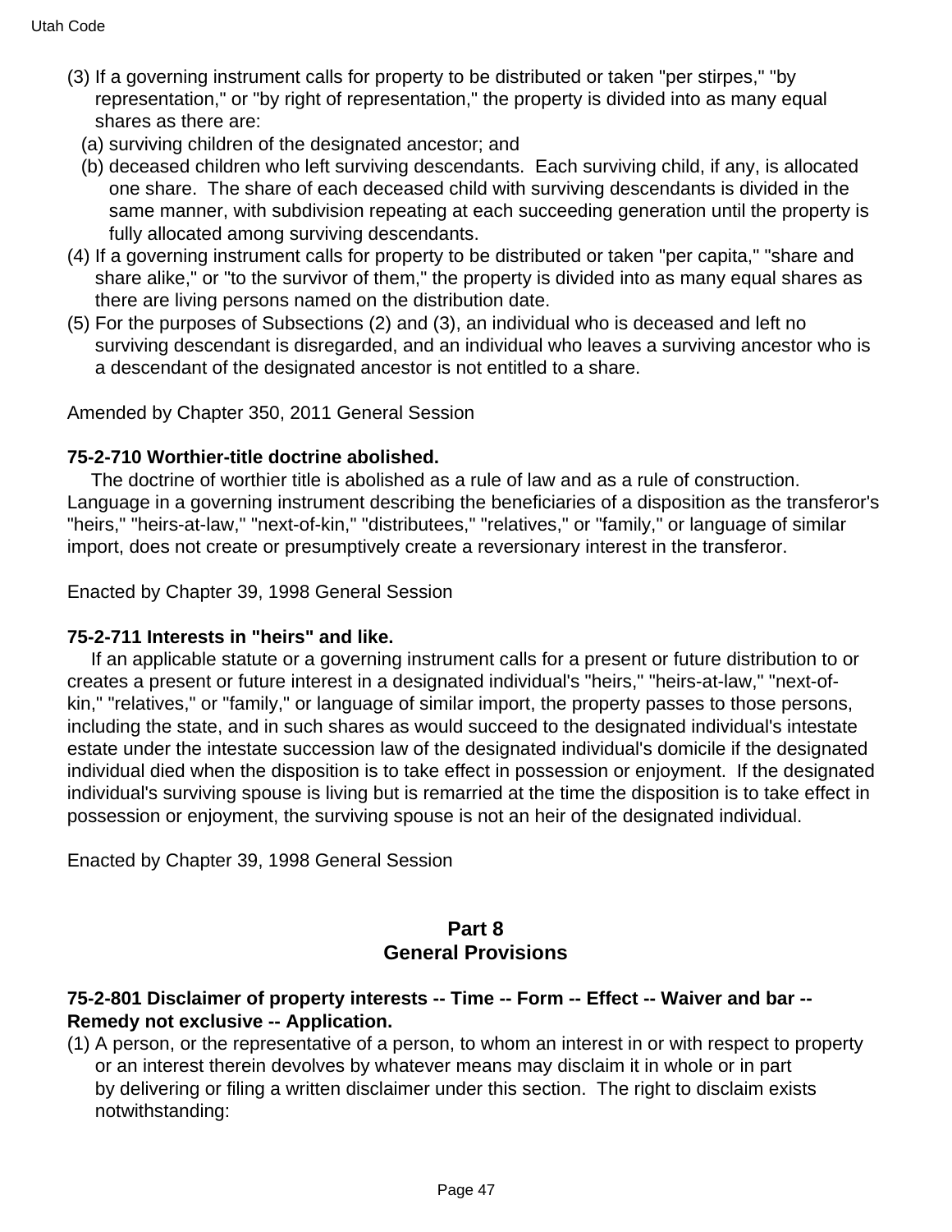(3) If a governing instrument calls for property to be distributed or taken "per stirpes," "by representation," or "by right of representation," the property is divided into as many equal shares as there are:

   (a) surviving children of the designated ancestor; and

   (b) deceased children who left surviving descendants. Each surviving child, if any, is allocated one share. The share of each deceased child with surviving descendants is divided in the same manner, with subdivision repeating at each succeeding generation until the property is fully allocated among surviving descendants.

(4) If a governing instrument calls for property to be distributed or taken "per capita," "share and share alike," or "to the survivor of them," the property is divided into as many equal shares as there are living persons named on the distribution date.

(5) For the purposes of Subsections (2) and (3), an individual who is deceased and left no surviving descendant is disregarded, and an individual who leaves a surviving ancestor who is a descendant of the designated ancestor is not entitled to a share.

Amended by Chapter 350, 2011 General Session

**75-2-710 Worthier-title doctrine abolished.**

The doctrine of worthier title is abolished as a rule of law and as a rule of construction. Language in a governing instrument describing the beneficiaries of a disposition as the transferor's "heirs," "heirs-at-law," "next-of-kin," "distributees," "relatives," or "family," or language of similar import, does not create or presumptively create a reversionary interest in the transferor.

Enacted by Chapter 39, 1998 General Session

**75-2-711 Interests in "heirs" and like.**

If an applicable statute or a governing instrument calls for a present or future distribution to or creates a present or future interest in a designated individual's "heirs," "heirs-at-law," "next-of-kin," "relatives," or "family," or language of similar import, the property passes to those persons, including the state, and in such shares as would succeed to the designated individual's intestate estate under the intestate succession law of the designated individual's domicile if the designated individual died when the disposition is to take effect in possession or enjoyment. If the designated individual's surviving spouse is living but is remarried at the time the disposition is to take effect in possession or enjoyment, the surviving spouse is not an heir of the designated individual.

Enacted by Chapter 39, 1998 General Session

## Part 8
## General Provisions

**75-2-801 Disclaimer of property interests -- Time -- Form -- Effect -- Waiver and bar -- Remedy not exclusive -- Application.**

(1) A person, or the representative of a person, to whom an interest in or with respect to property or an interest therein devolves by whatever means may disclaim it in whole or in part by delivering or filing a written disclaimer under this section. The right to disclaim exists notwithstanding: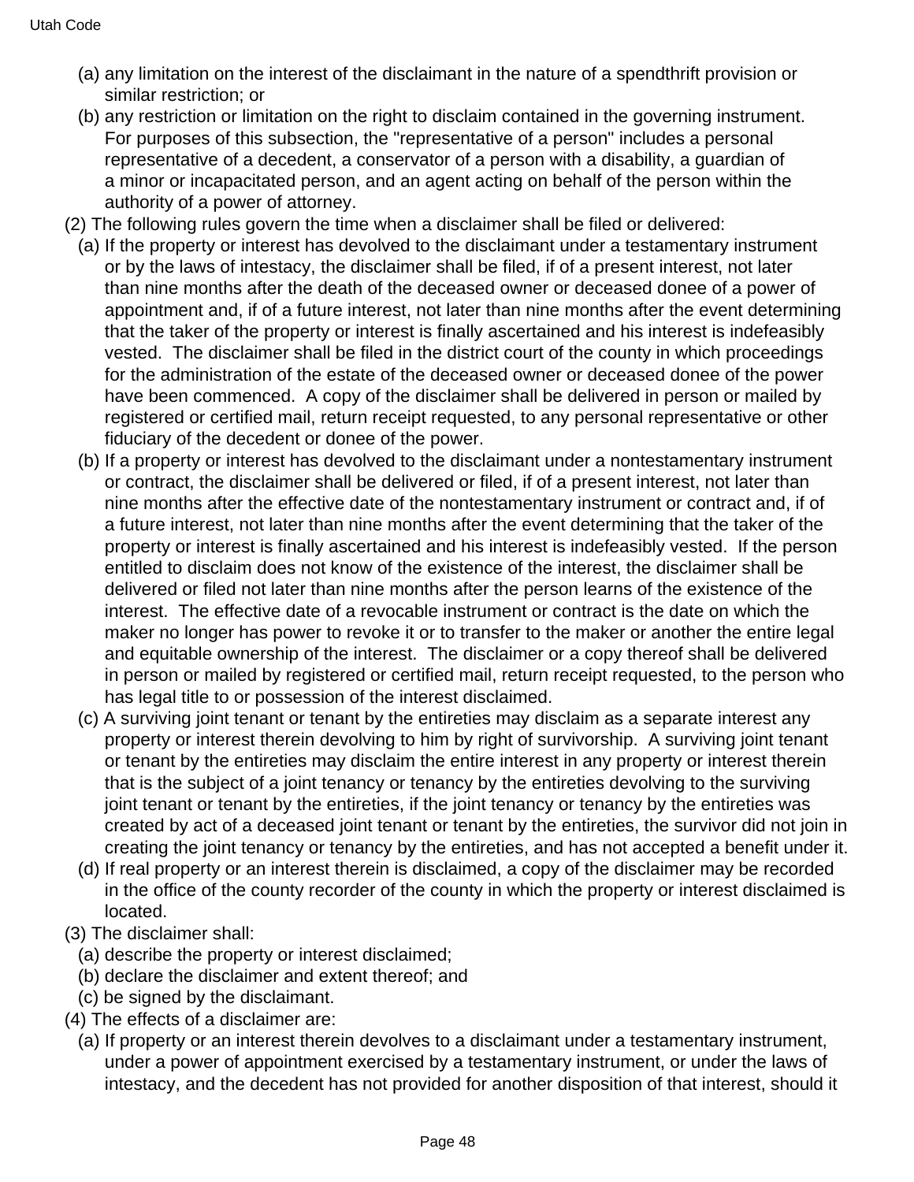(a) any limitation on the interest of the disclaimant in the nature of a spendthrift provision or similar restriction; or

(b) any restriction or limitation on the right to disclaim contained in the governing instrument. For purposes of this subsection, the "representative of a person" includes a personal representative of a decedent, a conservator of a person with a disability, a guardian of a minor or incapacitated person, and an agent acting on behalf of the person within the authority of a power of attorney.

(2) The following rules govern the time when a disclaimer shall be filed or delivered:

(a) If the property or interest has devolved to the disclaimant under a testamentary instrument or by the laws of intestacy, the disclaimer shall be filed, if of a present interest, not later than nine months after the death of the deceased owner or deceased donee of a power of appointment and, if of a future interest, not later than nine months after the event determining that the taker of the property or interest is finally ascertained and his interest is indefeasibly vested. The disclaimer shall be filed in the district court of the county in which proceedings for the administration of the estate of the deceased owner or deceased donee of the power have been commenced. A copy of the disclaimer shall be delivered in person or mailed by registered or certified mail, return receipt requested, to any personal representative or other fiduciary of the decedent or donee of the power.

(b) If a property or interest has devolved to the disclaimant under a nontestamentary instrument or contract, the disclaimer shall be delivered or filed, if of a present interest, not later than nine months after the effective date of the nontestamentary instrument or contract and, if of a future interest, not later than nine months after the event determining that the taker of the property or interest is finally ascertained and his interest is indefeasibly vested. If the person entitled to disclaim does not know of the existence of the interest, the disclaimer shall be delivered or filed not later than nine months after the person learns of the existence of the interest. The effective date of a revocable instrument or contract is the date on which the maker no longer has power to revoke it or to transfer to the maker or another the entire legal and equitable ownership of the interest. The disclaimer or a copy thereof shall be delivered in person or mailed by registered or certified mail, return receipt requested, to the person who has legal title to or possession of the interest disclaimed.

(c) A surviving joint tenant or tenant by the entireties may disclaim as a separate interest any property or interest therein devolving to him by right of survivorship. A surviving joint tenant or tenant by the entireties may disclaim the entire interest in any property or interest therein that is the subject of a joint tenancy or tenancy by the entireties devolving to the surviving joint tenant or tenant by the entireties, if the joint tenancy or tenancy by the entireties was created by act of a deceased joint tenant or tenant by the entireties, the survivor did not join in creating the joint tenancy or tenancy by the entireties, and has not accepted a benefit under it.

(d) If real property or an interest therein is disclaimed, a copy of the disclaimer may be recorded in the office of the county recorder of the county in which the property or interest disclaimed is located.

(3) The disclaimer shall:

(a) describe the property or interest disclaimed;

(b) declare the disclaimer and extent thereof; and

(c) be signed by the disclaimant.

(4) The effects of a disclaimer are:

(a) If property or an interest therein devolves to a disclaimant under a testamentary instrument, under a power of appointment exercised by a testamentary instrument, or under the laws of intestacy, and the decedent has not provided for another disposition of that interest, should it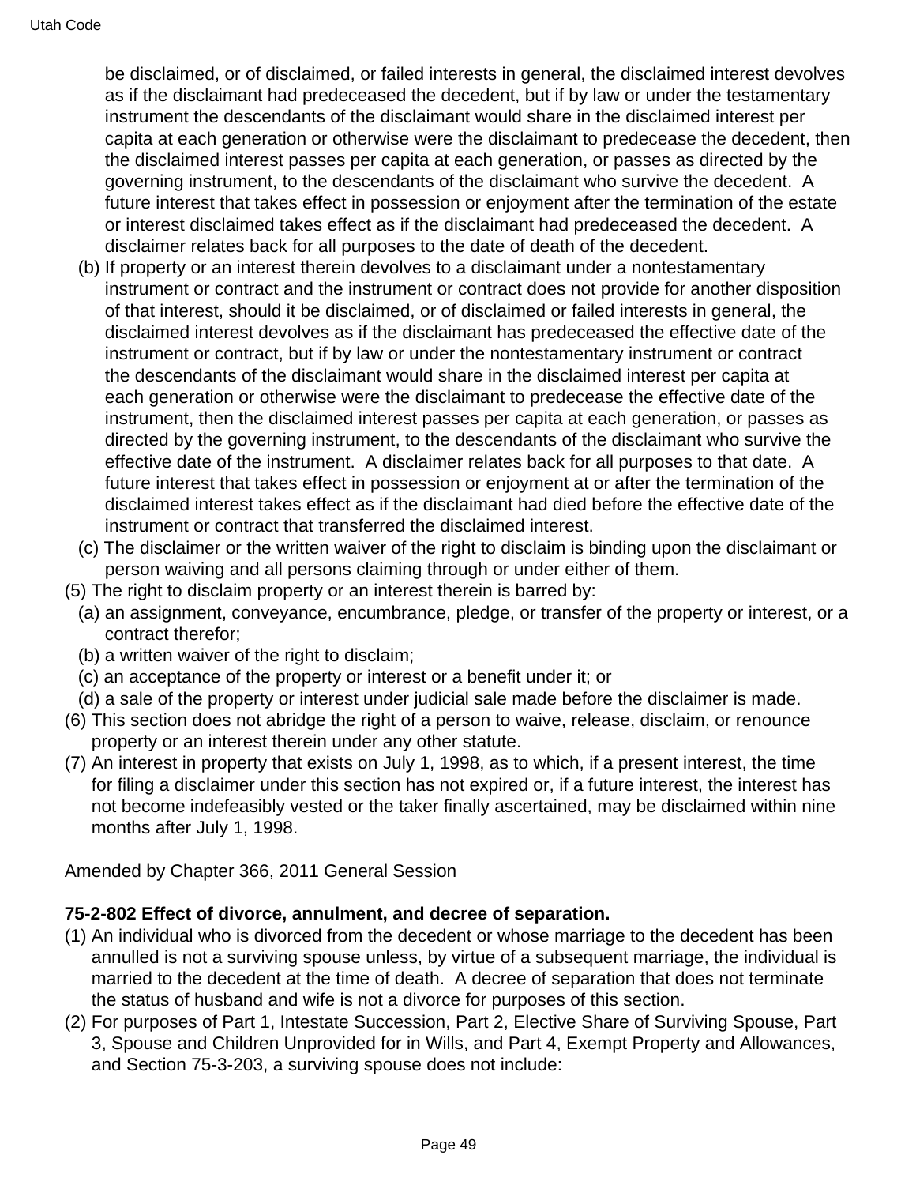be disclaimed, or of disclaimed, or failed interests in general, the disclaimed interest devolves as if the disclaimant had predeceased the decedent, but if by law or under the testamentary instrument the descendants of the disclaimant would share in the disclaimed interest per capita at each generation or otherwise were the disclaimant to predecease the decedent, then the disclaimed interest passes per capita at each generation, or passes as directed by the governing instrument, to the descendants of the disclaimant who survive the decedent. A future interest that takes effect in possession or enjoyment after the termination of the estate or interest disclaimed takes effect as if the disclaimant had predeceased the decedent. A disclaimer relates back for all purposes to the date of death of the decedent.

(b) If property or an interest therein devolves to a disclaimant under a nontestamentary instrument or contract and the instrument or contract does not provide for another disposition of that interest, should it be disclaimed, or of disclaimed or failed interests in general, the disclaimed interest devolves as if the disclaimant has predeceased the effective date of the instrument or contract, but if by law or under the nontestamentary instrument or contract the descendants of the disclaimant would share in the disclaimed interest per capita at each generation or otherwise were the disclaimant to predecease the effective date of the instrument, then the disclaimed interest passes per capita at each generation, or passes as directed by the governing instrument, to the descendants of the disclaimant who survive the effective date of the instrument. A disclaimer relates back for all purposes to that date. A future interest that takes effect in possession or enjoyment at or after the termination of the disclaimed interest takes effect as if the disclaimant had died before the effective date of the instrument or contract that transferred the disclaimed interest.

(c) The disclaimer or the written waiver of the right to disclaim is binding upon the disclaimant or person waiving and all persons claiming through or under either of them.

(5) The right to disclaim property or an interest therein is barred by:

(a) an assignment, conveyance, encumbrance, pledge, or transfer of the property or interest, or a contract therefor;

(b) a written waiver of the right to disclaim;

(c) an acceptance of the property or interest or a benefit under it; or

(d) a sale of the property or interest under judicial sale made before the disclaimer is made.

(6) This section does not abridge the right of a person to waive, release, disclaim, or renounce property or an interest therein under any other statute.

(7) An interest in property that exists on July 1, 1998, as to which, if a present interest, the time for filing a disclaimer under this section has not expired or, if a future interest, the interest has not become indefeasibly vested or the taker finally ascertained, may be disclaimed within nine months after July 1, 1998.

Amended by Chapter 366, 2011 General Session

**75-2-802 Effect of divorce, annulment, and decree of separation.**

(1) An individual who is divorced from the decedent or whose marriage to the decedent has been annulled is not a surviving spouse unless, by virtue of a subsequent marriage, the individual is married to the decedent at the time of death. A decree of separation that does not terminate the status of husband and wife is not a divorce for purposes of this section.

(2) For purposes of Part 1, Intestate Succession, Part 2, Elective Share of Surviving Spouse, Part 3, Spouse and Children Unprovided for in Wills, and Part 4, Exempt Property and Allowances, and Section 75-3-203, a surviving spouse does not include: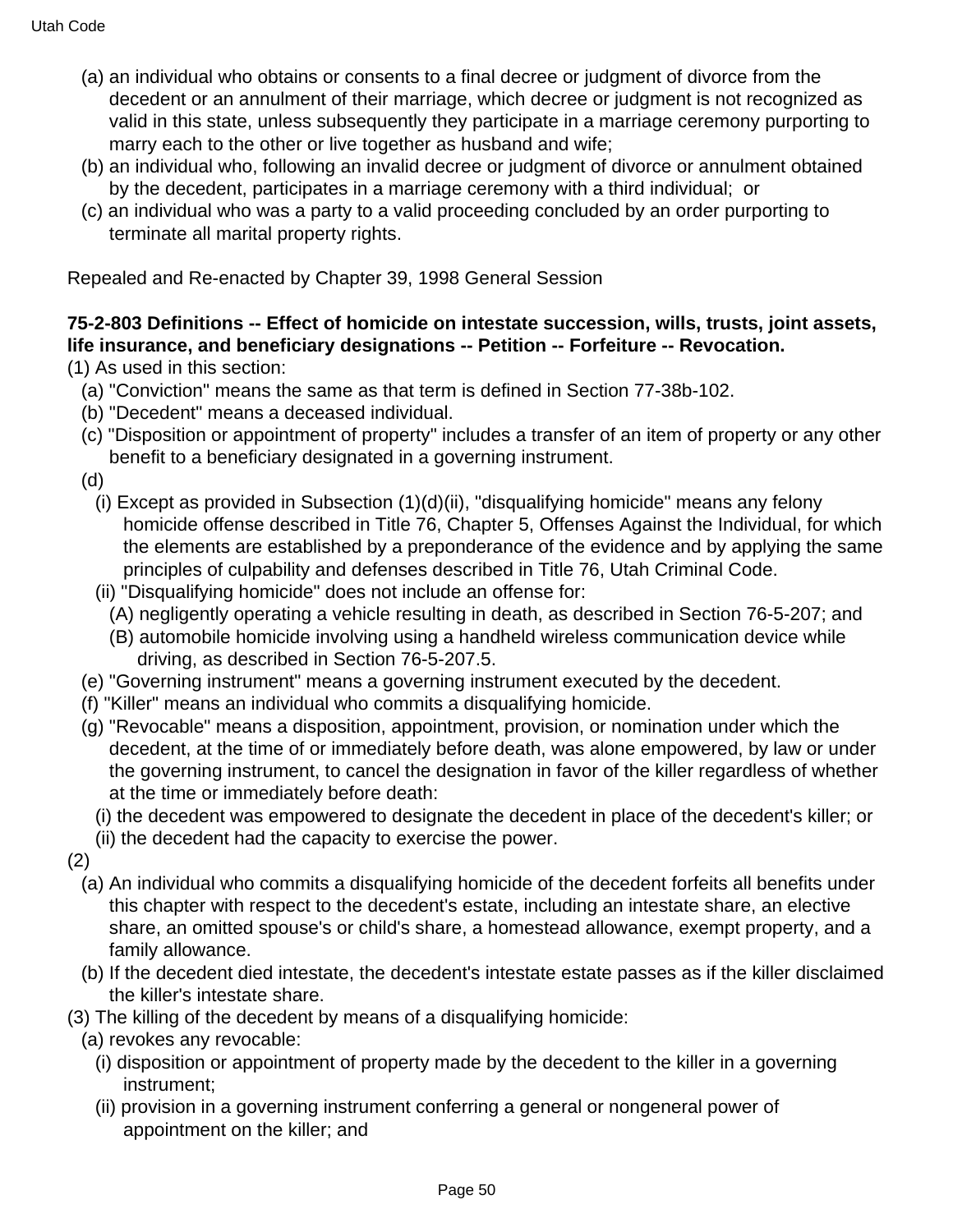(a) an individual who obtains or consents to a final decree or judgment of divorce from the decedent or an annulment of their marriage, which decree or judgment is not recognized as valid in this state, unless subsequently they participate in a marriage ceremony purporting to marry each to the other or live together as husband and wife;

(b) an individual who, following an invalid decree or judgment of divorce or annulment obtained by the decedent, participates in a marriage ceremony with a third individual; or

(c) an individual who was a party to a valid proceeding concluded by an order purporting to terminate all marital property rights.

Repealed and Re-enacted by Chapter 39, 1998 General Session

**75-2-803 Definitions -- Effect of homicide on intestate succession, wills, trusts, joint assets, life insurance, and beneficiary designations -- Petition -- Forfeiture -- Revocation.**

(1) As used in this section:

(a) "Conviction" means the same as that term is defined in Section 77-38b-102.

(b) "Decedent" means a deceased individual.

(c) "Disposition or appointment of property" includes a transfer of an item of property or any other benefit to a beneficiary designated in a governing instrument.

(d)

(i) Except as provided in Subsection (1)(d)(ii), "disqualifying homicide" means any felony homicide offense described in Title 76, Chapter 5, Offenses Against the Individual, for which the elements are established by a preponderance of the evidence and by applying the same principles of culpability and defenses described in Title 76, Utah Criminal Code.

(ii) "Disqualifying homicide" does not include an offense for:

(A) negligently operating a vehicle resulting in death, as described in Section 76-5-207; and

(B) automobile homicide involving using a handheld wireless communication device while driving, as described in Section 76-5-207.5.

(e) "Governing instrument" means a governing instrument executed by the decedent.

(f) "Killer" means an individual who commits a disqualifying homicide.

(g) "Revocable" means a disposition, appointment, provision, or nomination under which the decedent, at the time of or immediately before death, was alone empowered, by law or under the governing instrument, to cancel the designation in favor of the killer regardless of whether at the time or immediately before death:

(i) the decedent was empowered to designate the decedent in place of the decedent's killer; or

(ii) the decedent had the capacity to exercise the power.

(2)

(a) An individual who commits a disqualifying homicide of the decedent forfeits all benefits under this chapter with respect to the decedent's estate, including an intestate share, an elective share, an omitted spouse's or child's share, a homestead allowance, exempt property, and a family allowance.

(b) If the decedent died intestate, the decedent's intestate estate passes as if the killer disclaimed the killer's intestate share.

(3) The killing of the decedent by means of a disqualifying homicide:

(a) revokes any revocable:

(i) disposition or appointment of property made by the decedent to the killer in a governing instrument;

(ii) provision in a governing instrument conferring a general or nongeneral power of appointment on the killer; and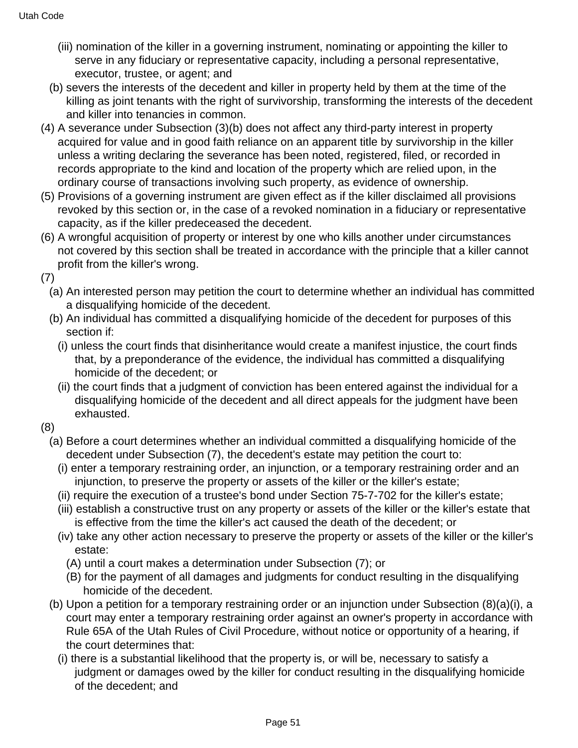(iii) nomination of the killer in a governing instrument, nominating or appointing the killer to serve in any fiduciary or representative capacity, including a personal representative, executor, trustee, or agent; and

(b) severs the interests of the decedent and killer in property held by them at the time of the killing as joint tenants with the right of survivorship, transforming the interests of the decedent and killer into tenancies in common.

(4) A severance under Subsection (3)(b) does not affect any third-party interest in property acquired for value and in good faith reliance on an apparent title by survivorship in the killer unless a writing declaring the severance has been noted, registered, filed, or recorded in records appropriate to the kind and location of the property which are relied upon, in the ordinary course of transactions involving such property, as evidence of ownership.

(5) Provisions of a governing instrument are given effect as if the killer disclaimed all provisions revoked by this section or, in the case of a revoked nomination in a fiduciary or representative capacity, as if the killer predeceased the decedent.

(6) A wrongful acquisition of property or interest by one who kills another under circumstances not covered by this section shall be treated in accordance with the principle that a killer cannot profit from the killer's wrong.

(7)

(a) An interested person may petition the court to determine whether an individual has committed a disqualifying homicide of the decedent.

(b) An individual has committed a disqualifying homicide of the decedent for purposes of this section if:

(i) unless the court finds that disinheritance would create a manifest injustice, the court finds that, by a preponderance of the evidence, the individual has committed a disqualifying homicide of the decedent; or

(ii) the court finds that a judgment of conviction has been entered against the individual for a disqualifying homicide of the decedent and all direct appeals for the judgment have been exhausted.

(8)

(a) Before a court determines whether an individual committed a disqualifying homicide of the decedent under Subsection (7), the decedent's estate may petition the court to:

(i) enter a temporary restraining order, an injunction, or a temporary restraining order and an injunction, to preserve the property or assets of the killer or the killer's estate;

(ii) require the execution of a trustee's bond under Section 75-7-702 for the killer's estate;

(iii) establish a constructive trust on any property or assets of the killer or the killer's estate that is effective from the time the killer's act caused the death of the decedent; or

(iv) take any other action necessary to preserve the property or assets of the killer or the killer's estate:

(A) until a court makes a determination under Subsection (7); or

(B) for the payment of all damages and judgments for conduct resulting in the disqualifying homicide of the decedent.

(b) Upon a petition for a temporary restraining order or an injunction under Subsection (8)(a)(i), a court may enter a temporary restraining order against an owner's property in accordance with Rule 65A of the Utah Rules of Civil Procedure, without notice or opportunity of a hearing, if the court determines that:

(i) there is a substantial likelihood that the property is, or will be, necessary to satisfy a judgment or damages owed by the killer for conduct resulting in the disqualifying homicide of the decedent; and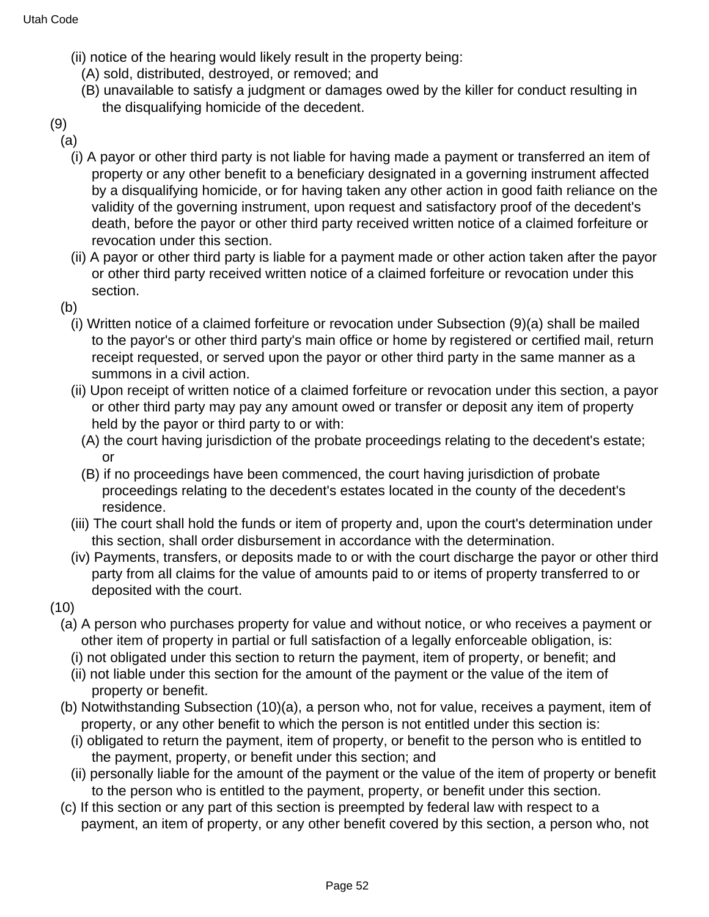(ii) notice of the hearing would likely result in the property being:

(A) sold, distributed, destroyed, or removed; and

(B) unavailable to satisfy a judgment or damages owed by the killer for conduct resulting in the disqualifying homicide of the decedent.

(9)

(a)

(i) A payor or other third party is not liable for having made a payment or transferred an item of property or any other benefit to a beneficiary designated in a governing instrument affected by a disqualifying homicide, or for having taken any other action in good faith reliance on the validity of the governing instrument, upon request and satisfactory proof of the decedent's death, before the payor or other third party received written notice of a claimed forfeiture or revocation under this section.

(ii) A payor or other third party is liable for a payment made or other action taken after the payor or other third party received written notice of a claimed forfeiture or revocation under this section.

(b)

(i) Written notice of a claimed forfeiture or revocation under Subsection (9)(a) shall be mailed to the payor's or other third party's main office or home by registered or certified mail, return receipt requested, or served upon the payor or other third party in the same manner as a summons in a civil action.

(ii) Upon receipt of written notice of a claimed forfeiture or revocation under this section, a payor or other third party may pay any amount owed or transfer or deposit any item of property held by the payor or third party to or with:

(A) the court having jurisdiction of the probate proceedings relating to the decedent's estate; or

(B) if no proceedings have been commenced, the court having jurisdiction of probate proceedings relating to the decedent's estates located in the county of the decedent's residence.

(iii) The court shall hold the funds or item of property and, upon the court's determination under this section, shall order disbursement in accordance with the determination.

(iv) Payments, transfers, or deposits made to or with the court discharge the payor or other third party from all claims for the value of amounts paid to or items of property transferred to or deposited with the court.

(10)

(a) A person who purchases property for value and without notice, or who receives a payment or other item of property in partial or full satisfaction of a legally enforceable obligation, is:

(i) not obligated under this section to return the payment, item of property, or benefit; and

(ii) not liable under this section for the amount of the payment or the value of the item of property or benefit.

(b) Notwithstanding Subsection (10)(a), a person who, not for value, receives a payment, item of property, or any other benefit to which the person is not entitled under this section is:

(i) obligated to return the payment, item of property, or benefit to the person who is entitled to the payment, property, or benefit under this section; and

(ii) personally liable for the amount of the payment or the value of the item of property or benefit to the person who is entitled to the payment, property, or benefit under this section.

(c) If this section or any part of this section is preempted by federal law with respect to a payment, an item of property, or any other benefit covered by this section, a person who, not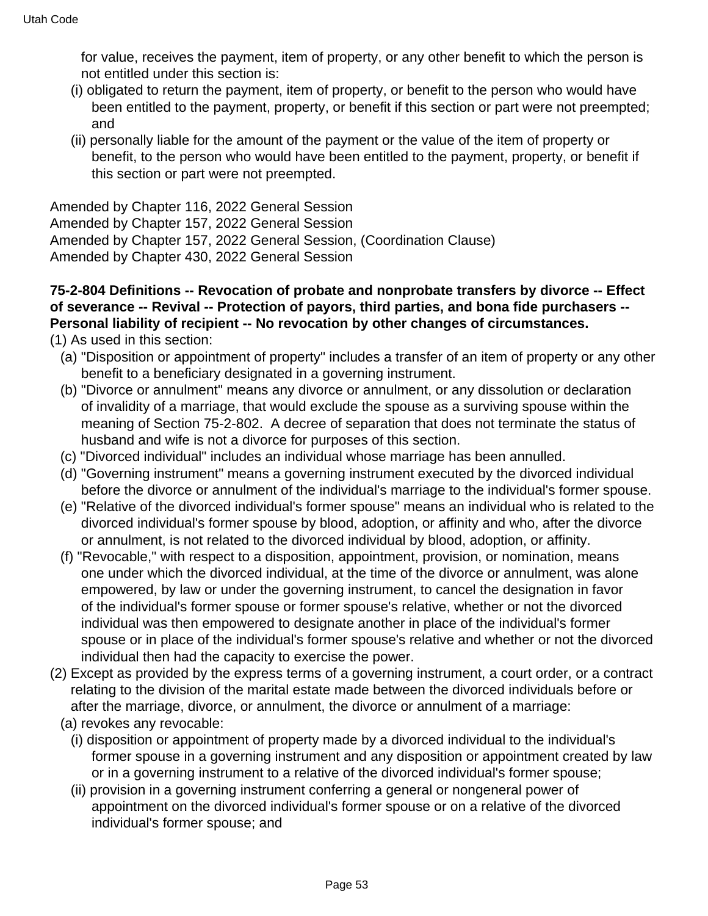for value, receives the payment, item of property, or any other benefit to which the person is not entitled under this section is:

(i) obligated to return the payment, item of property, or benefit to the person who would have been entitled to the payment, property, or benefit if this section or part were not preempted; and

(ii) personally liable for the amount of the payment or the value of the item of property or benefit, to the person who would have been entitled to the payment, property, or benefit if this section or part were not preempted.

Amended by Chapter 116, 2022 General Session
Amended by Chapter 157, 2022 General Session
Amended by Chapter 157, 2022 General Session, (Coordination Clause)
Amended by Chapter 430, 2022 General Session

**75-2-804 Definitions -- Revocation of probate and nonprobate transfers by divorce -- Effect of severance -- Revival -- Protection of payors, third parties, and bona fide purchasers -- Personal liability of recipient -- No revocation by other changes of circumstances.**

(1) As used in this section:

(a) "Disposition or appointment of property" includes a transfer of an item of property or any other benefit to a beneficiary designated in a governing instrument.

(b) "Divorce or annulment" means any divorce or annulment, or any dissolution or declaration of invalidity of a marriage, that would exclude the spouse as a surviving spouse within the meaning of Section 75-2-802. A decree of separation that does not terminate the status of husband and wife is not a divorce for purposes of this section.

(c) "Divorced individual" includes an individual whose marriage has been annulled.

(d) "Governing instrument" means a governing instrument executed by the divorced individual before the divorce or annulment of the individual's marriage to the individual's former spouse.

(e) "Relative of the divorced individual's former spouse" means an individual who is related to the divorced individual's former spouse by blood, adoption, or affinity and who, after the divorce or annulment, is not related to the divorced individual by blood, adoption, or affinity.

(f) "Revocable," with respect to a disposition, appointment, provision, or nomination, means one under which the divorced individual, at the time of the divorce or annulment, was alone empowered, by law or under the governing instrument, to cancel the designation in favor of the individual's former spouse or former spouse's relative, whether or not the divorced individual was then empowered to designate another in place of the individual's former spouse or in place of the individual's former spouse's relative and whether or not the divorced individual then had the capacity to exercise the power.

(2) Except as provided by the express terms of a governing instrument, a court order, or a contract relating to the division of the marital estate made between the divorced individuals before or after the marriage, divorce, or annulment, the divorce or annulment of a marriage:

(a) revokes any revocable:

(i) disposition or appointment of property made by a divorced individual to the individual's former spouse in a governing instrument and any disposition or appointment created by law or in a governing instrument to a relative of the divorced individual's former spouse;

(ii) provision in a governing instrument conferring a general or nongeneral power of appointment on the divorced individual's former spouse or on a relative of the divorced individual's former spouse; and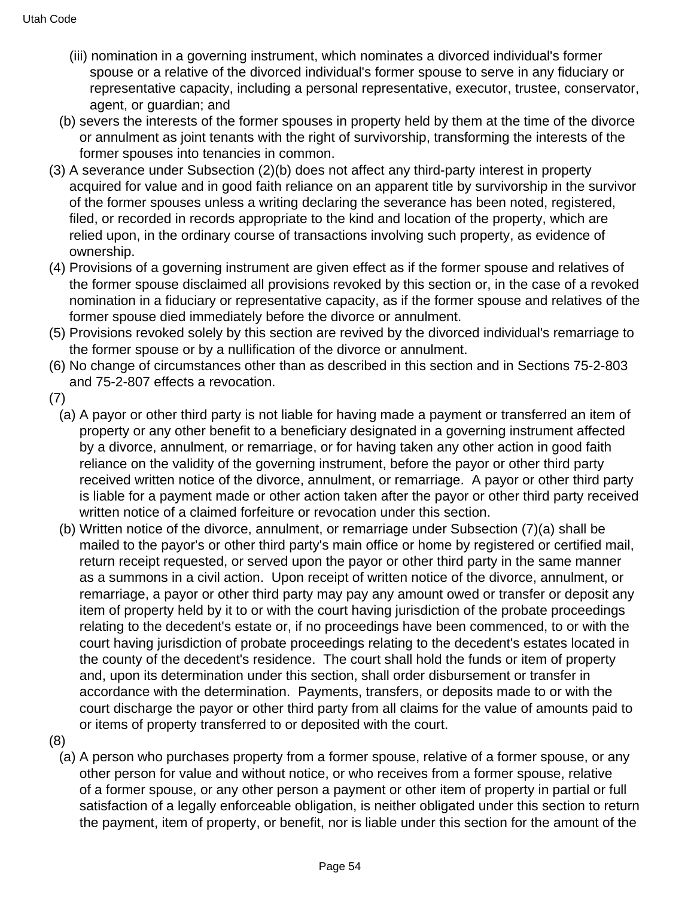(iii) nomination in a governing instrument, which nominates a divorced individual's former spouse or a relative of the divorced individual's former spouse to serve in any fiduciary or representative capacity, including a personal representative, executor, trustee, conservator, agent, or guardian; and

(b) severs the interests of the former spouses in property held by them at the time of the divorce or annulment as joint tenants with the right of survivorship, transforming the interests of the former spouses into tenancies in common.

(3) A severance under Subsection (2)(b) does not affect any third-party interest in property acquired for value and in good faith reliance on an apparent title by survivorship in the survivor of the former spouses unless a writing declaring the severance has been noted, registered, filed, or recorded in records appropriate to the kind and location of the property, which are relied upon, in the ordinary course of transactions involving such property, as evidence of ownership.

(4) Provisions of a governing instrument are given effect as if the former spouse and relatives of the former spouse disclaimed all provisions revoked by this section or, in the case of a revoked nomination in a fiduciary or representative capacity, as if the former spouse and relatives of the former spouse died immediately before the divorce or annulment.

(5) Provisions revoked solely by this section are revived by the divorced individual's remarriage to the former spouse or by a nullification of the divorce or annulment.

(6) No change of circumstances other than as described in this section and in Sections 75-2-803 and 75-2-807 effects a revocation.

(7)

(a) A payor or other third party is not liable for having made a payment or transferred an item of property or any other benefit to a beneficiary designated in a governing instrument affected by a divorce, annulment, or remarriage, or for having taken any other action in good faith reliance on the validity of the governing instrument, before the payor or other third party received written notice of the divorce, annulment, or remarriage. A payor or other third party is liable for a payment made or other action taken after the payor or other third party received written notice of a claimed forfeiture or revocation under this section.

(b) Written notice of the divorce, annulment, or remarriage under Subsection (7)(a) shall be mailed to the payor's or other third party's main office or home by registered or certified mail, return receipt requested, or served upon the payor or other third party in the same manner as a summons in a civil action. Upon receipt of written notice of the divorce, annulment, or remarriage, a payor or other third party may pay any amount owed or transfer or deposit any item of property held by it to or with the court having jurisdiction of the probate proceedings relating to the decedent's estate or, if no proceedings have been commenced, to or with the court having jurisdiction of probate proceedings relating to the decedent's estates located in the county of the decedent's residence. The court shall hold the funds or item of property and, upon its determination under this section, shall order disbursement or transfer in accordance with the determination. Payments, transfers, or deposits made to or with the court discharge the payor or other third party from all claims for the value of amounts paid to or items of property transferred to or deposited with the court.

(8)

(a) A person who purchases property from a former spouse, relative of a former spouse, or any other person for value and without notice, or who receives from a former spouse, relative of a former spouse, or any other person a payment or other item of property in partial or full satisfaction of a legally enforceable obligation, is neither obligated under this section to return the payment, item of property, or benefit, nor is liable under this section for the amount of the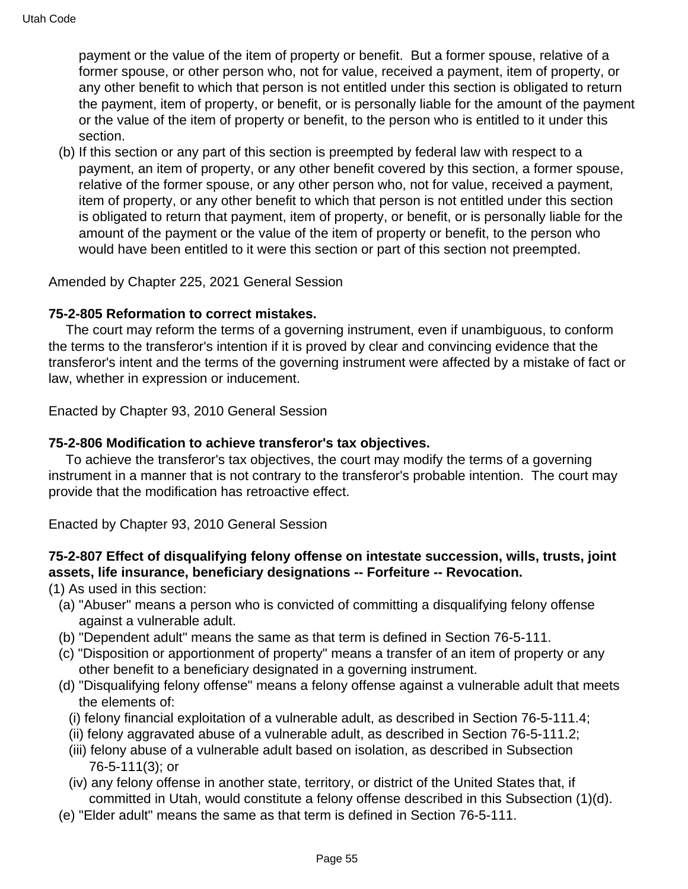payment or the value of the item of property or benefit. But a former spouse, relative of a former spouse, or other person who, not for value, received a payment, item of property, or any other benefit to which that person is not entitled under this section is obligated to return the payment, item of property, or benefit, or is personally liable for the amount of the payment or the value of the item of property or benefit, to the person who is entitled to it under this section.

(b) If this section or any part of this section is preempted by federal law with respect to a payment, an item of property, or any other benefit covered by this section, a former spouse, relative of the former spouse, or any other person who, not for value, received a payment, item of property, or any other benefit to which that person is not entitled under this section is obligated to return that payment, item of property, or benefit, or is personally liable for the amount of the payment or the value of the item of property or benefit, to the person who would have been entitled to it were this section or part of this section not preempted.

Amended by Chapter 225, 2021 General Session

**75-2-805 Reformation to correct mistakes.**

The court may reform the terms of a governing instrument, even if unambiguous, to conform the terms to the transferor's intention if it is proved by clear and convincing evidence that the transferor's intent and the terms of the governing instrument were affected by a mistake of fact or law, whether in expression or inducement.

Enacted by Chapter 93, 2010 General Session

**75-2-806 Modification to achieve transferor's tax objectives.**

To achieve the transferor's tax objectives, the court may modify the terms of a governing instrument in a manner that is not contrary to the transferor's probable intention. The court may provide that the modification has retroactive effect.

Enacted by Chapter 93, 2010 General Session

**75-2-807 Effect of disqualifying felony offense on intestate succession, wills, trusts, joint assets, life insurance, beneficiary designations -- Forfeiture -- Revocation.**

(1) As used in this section:

(a) "Abuser" means a person who is convicted of committing a disqualifying felony offense against a vulnerable adult.

(b) "Dependent adult" means the same as that term is defined in Section 76-5-111.

(c) "Disposition or apportionment of property" means a transfer of an item of property or any other benefit to a beneficiary designated in a governing instrument.

(d) "Disqualifying felony offense" means a felony offense against a vulnerable adult that meets the elements of:

(i) felony financial exploitation of a vulnerable adult, as described in Section 76-5-111.4;

(ii) felony aggravated abuse of a vulnerable adult, as described in Section 76-5-111.2;

(iii) felony abuse of a vulnerable adult based on isolation, as described in Subsection 76-5-111(3); or

(iv) any felony offense in another state, territory, or district of the United States that, if committed in Utah, would constitute a felony offense described in this Subsection (1)(d).

(e) "Elder adult" means the same as that term is defined in Section 76-5-111.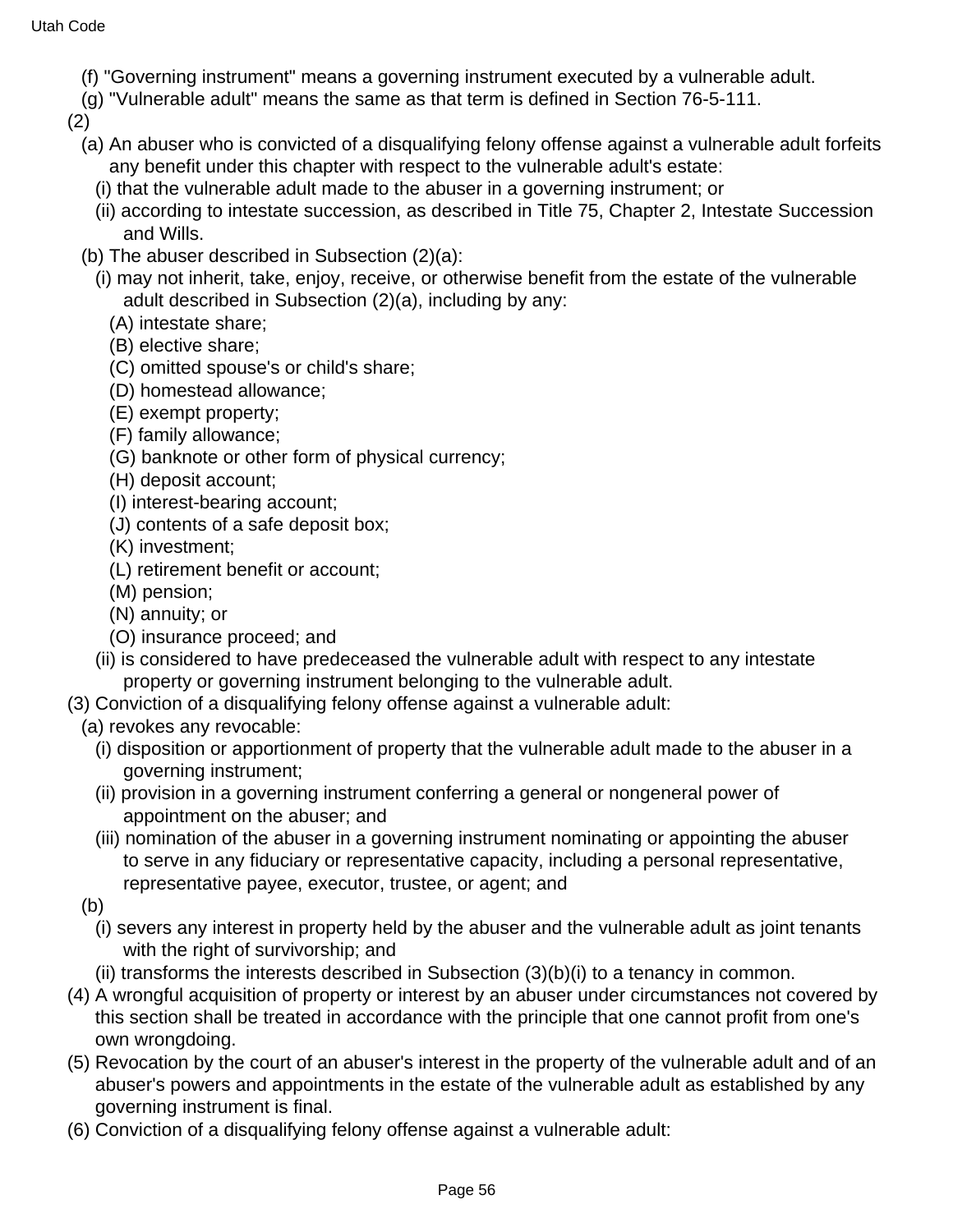(f) "Governing instrument" means a governing instrument executed by a vulnerable adult.

(g) "Vulnerable adult" means the same as that term is defined in Section 76-5-111.

(2)

(a) An abuser who is convicted of a disqualifying felony offense against a vulnerable adult forfeits any benefit under this chapter with respect to the vulnerable adult's estate:

(i) that the vulnerable adult made to the abuser in a governing instrument; or

(ii) according to intestate succession, as described in Title 75, Chapter 2, Intestate Succession and Wills.

(b) The abuser described in Subsection (2)(a):

(i) may not inherit, take, enjoy, receive, or otherwise benefit from the estate of the vulnerable adult described in Subsection (2)(a), including by any:

(A) intestate share;

(B) elective share;

(C) omitted spouse's or child's share;

(D) homestead allowance;

(E) exempt property;

(F) family allowance;

(G) banknote or other form of physical currency;

(H) deposit account;

(I) interest-bearing account;

(J) contents of a safe deposit box;

(K) investment;

(L) retirement benefit or account;

(M) pension;

(N) annuity; or

(O) insurance proceed; and

(ii) is considered to have predeceased the vulnerable adult with respect to any intestate property or governing instrument belonging to the vulnerable adult.

(3) Conviction of a disqualifying felony offense against a vulnerable adult:

(a) revokes any revocable:

(i) disposition or apportionment of property that the vulnerable adult made to the abuser in a governing instrument;

(ii) provision in a governing instrument conferring a general or nongeneral power of appointment on the abuser; and

(iii) nomination of the abuser in a governing instrument nominating or appointing the abuser to serve in any fiduciary or representative capacity, including a personal representative, representative payee, executor, trustee, or agent; and

(b)

(i) severs any interest in property held by the abuser and the vulnerable adult as joint tenants with the right of survivorship; and

(ii) transforms the interests described in Subsection (3)(b)(i) to a tenancy in common.

(4) A wrongful acquisition of property or interest by an abuser under circumstances not covered by this section shall be treated in accordance with the principle that one cannot profit from one's own wrongdoing.

(5) Revocation by the court of an abuser's interest in the property of the vulnerable adult and of an abuser's powers and appointments in the estate of the vulnerable adult as established by any governing instrument is final.

(6) Conviction of a disqualifying felony offense against a vulnerable adult: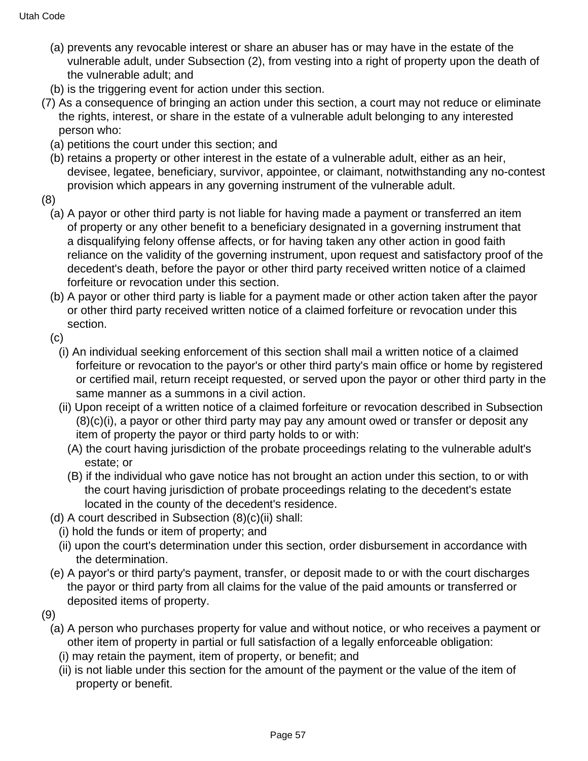(a) prevents any revocable interest or share an abuser has or may have in the estate of the vulnerable adult, under Subsection (2), from vesting into a right of property upon the death of the vulnerable adult; and

(b) is the triggering event for action under this section.

(7) As a consequence of bringing an action under this section, a court may not reduce or eliminate the rights, interest, or share in the estate of a vulnerable adult belonging to any interested person who:

(a) petitions the court under this section; and

(b) retains a property or other interest in the estate of a vulnerable adult, either as an heir, devisee, legatee, beneficiary, survivor, appointee, or claimant, notwithstanding any no-contest provision which appears in any governing instrument of the vulnerable adult.

(8)

(a) A payor or other third party is not liable for having made a payment or transferred an item of property or any other benefit to a beneficiary designated in a governing instrument that a disqualifying felony offense affects, or for having taken any other action in good faith reliance on the validity of the governing instrument, upon request and satisfactory proof of the decedent's death, before the payor or other third party received written notice of a claimed forfeiture or revocation under this section.

(b) A payor or other third party is liable for a payment made or other action taken after the payor or other third party received written notice of a claimed forfeiture or revocation under this section.

(c)

(i) An individual seeking enforcement of this section shall mail a written notice of a claimed forfeiture or revocation to the payor's or other third party's main office or home by registered or certified mail, return receipt requested, or served upon the payor or other third party in the same manner as a summons in a civil action.

(ii) Upon receipt of a written notice of a claimed forfeiture or revocation described in Subsection (8)(c)(i), a payor or other third party may pay any amount owed or transfer or deposit any item of property the payor or third party holds to or with:

(A) the court having jurisdiction of the probate proceedings relating to the vulnerable adult's estate; or

(B) if the individual who gave notice has not brought an action under this section, to or with the court having jurisdiction of probate proceedings relating to the decedent's estate located in the county of the decedent's residence.

(d) A court described in Subsection (8)(c)(ii) shall:

(i) hold the funds or item of property; and

(ii) upon the court's determination under this section, order disbursement in accordance with the determination.

(e) A payor's or third party's payment, transfer, or deposit made to or with the court discharges the payor or third party from all claims for the value of the paid amounts or transferred or deposited items of property.

(9)

(a) A person who purchases property for value and without notice, or who receives a payment or other item of property in partial or full satisfaction of a legally enforceable obligation:

(i) may retain the payment, item of property, or benefit; and

(ii) is not liable under this section for the amount of the payment or the value of the item of property or benefit.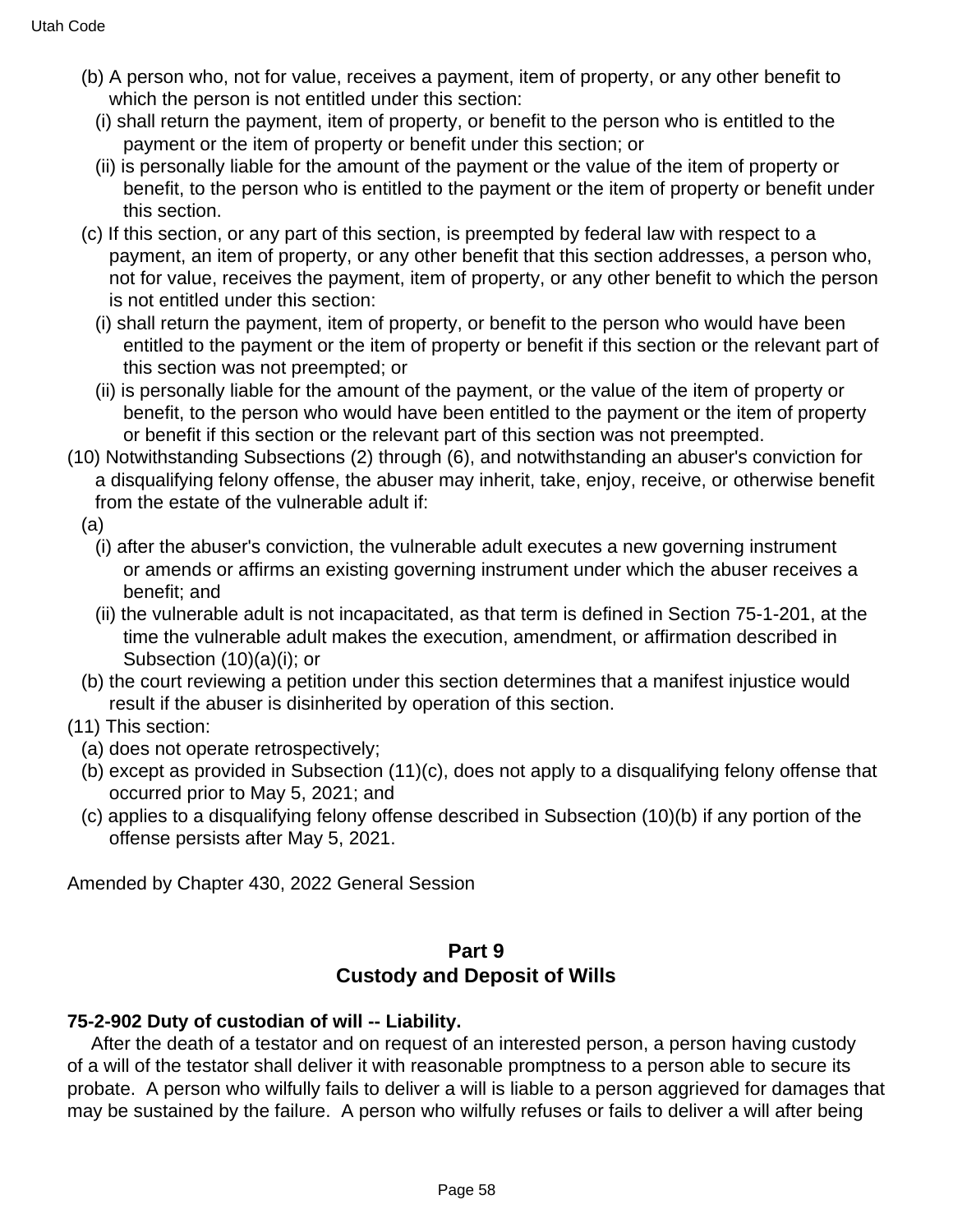(b) A person who, not for value, receives a payment, item of property, or any other benefit to which the person is not entitled under this section:

(i) shall return the payment, item of property, or benefit to the person who is entitled to the payment or the item of property or benefit under this section; or

(ii) is personally liable for the amount of the payment or the value of the item of property or benefit, to the person who is entitled to the payment or the item of property or benefit under this section.

(c) If this section, or any part of this section, is preempted by federal law with respect to a payment, an item of property, or any other benefit that this section addresses, a person who, not for value, receives the payment, item of property, or any other benefit to which the person is not entitled under this section:

(i) shall return the payment, item of property, or benefit to the person who would have been entitled to the payment or the item of property or benefit if this section or the relevant part of this section was not preempted; or

(ii) is personally liable for the amount of the payment, or the value of the item of property or benefit, to the person who would have been entitled to the payment or the item of property or benefit if this section or the relevant part of this section was not preempted.

(10) Notwithstanding Subsections (2) through (6), and notwithstanding an abuser's conviction for a disqualifying felony offense, the abuser may inherit, take, enjoy, receive, or otherwise benefit from the estate of the vulnerable adult if:

(a)

(i) after the abuser's conviction, the vulnerable adult executes a new governing instrument or amends or affirms an existing governing instrument under which the abuser receives a benefit; and

(ii) the vulnerable adult is not incapacitated, as that term is defined in Section 75-1-201, at the time the vulnerable adult makes the execution, amendment, or affirmation described in Subsection (10)(a)(i); or

(b) the court reviewing a petition under this section determines that a manifest injustice would result if the abuser is disinherited by operation of this section.

(11) This section:

(a) does not operate retrospectively;

(b) except as provided in Subsection (11)(c), does not apply to a disqualifying felony offense that occurred prior to May 5, 2021; and

(c) applies to a disqualifying felony offense described in Subsection (10)(b) if any portion of the offense persists after May 5, 2021.

Amended by Chapter 430, 2022 General Session

## Part 9
## Custody and Deposit of Wills

**75-2-902 Duty of custodian of will -- Liability.**

After the death of a testator and on request of an interested person, a person having custody of a will of the testator shall deliver it with reasonable promptness to a person able to secure its probate. A person who wilfully fails to deliver a will is liable to a person aggrieved for damages that may be sustained by the failure. A person who wilfully refuses or fails to deliver a will after being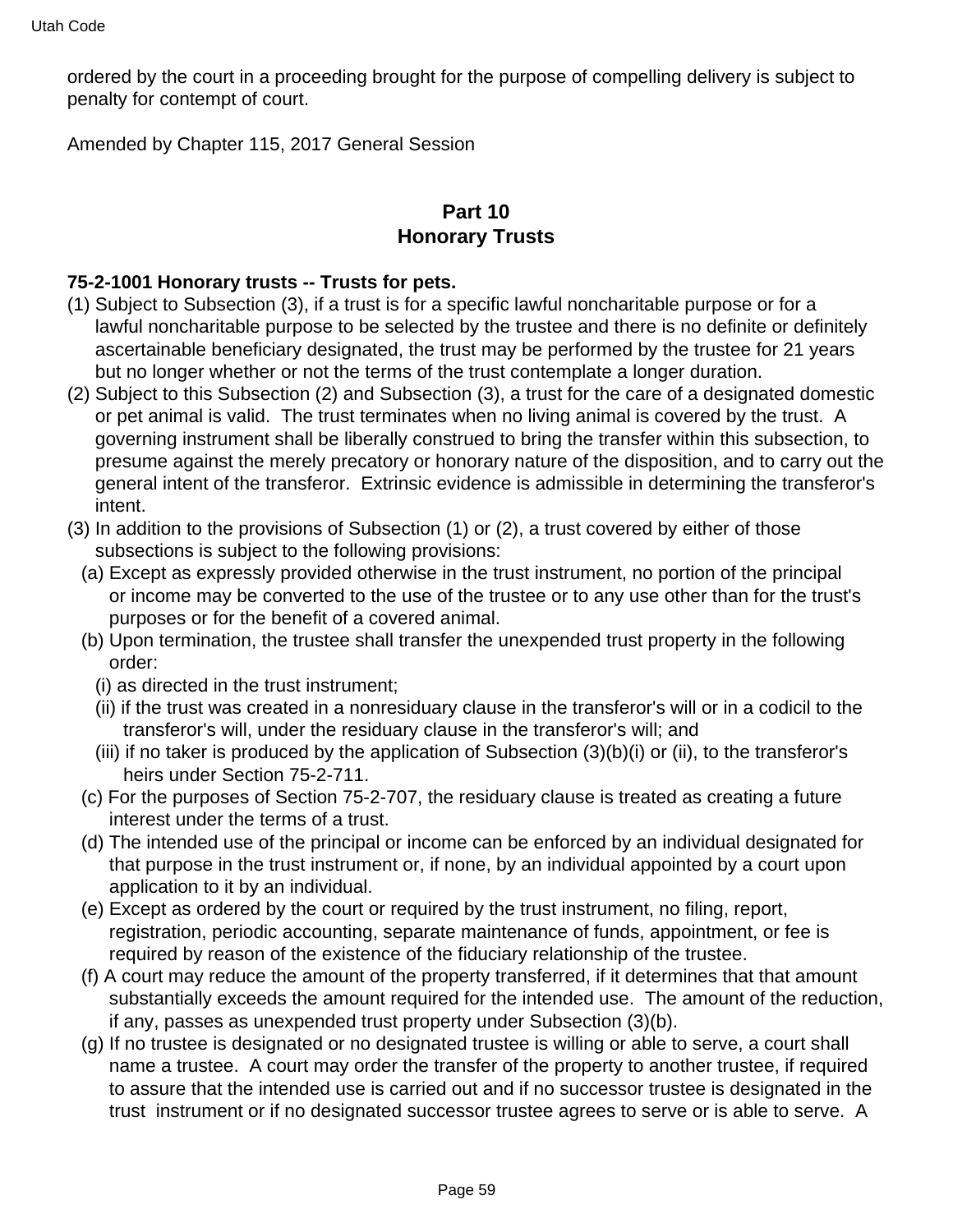ordered by the court in a proceeding brought for the purpose of compelling delivery is subject to penalty for contempt of court.

Amended by Chapter 115, 2017 General Session

## Part 10
## Honorary Trusts

**75-2-1001 Honorary trusts -- Trusts for pets.**

(1) Subject to Subsection (3), if a trust is for a specific lawful noncharitable purpose or for a lawful noncharitable purpose to be selected by the trustee and there is no definite or definitely ascertainable beneficiary designated, the trust may be performed by the trustee for 21 years but no longer whether or not the terms of the trust contemplate a longer duration.

(2) Subject to this Subsection (2) and Subsection (3), a trust for the care of a designated domestic or pet animal is valid. The trust terminates when no living animal is covered by the trust. A governing instrument shall be liberally construed to bring the transfer within this subsection, to presume against the merely precatory or honorary nature of the disposition, and to carry out the general intent of the transferor. Extrinsic evidence is admissible in determining the transferor's intent.

(3) In addition to the provisions of Subsection (1) or (2), a trust covered by either of those subsections is subject to the following provisions:

  (a) Except as expressly provided otherwise in the trust instrument, no portion of the principal or income may be converted to the use of the trustee or to any use other than for the trust's purposes or for the benefit of a covered animal.

  (b) Upon termination, the trustee shall transfer the unexpended trust property in the following order:

    (i) as directed in the trust instrument;

    (ii) if the trust was created in a nonresiduary clause in the transferor's will or in a codicil to the transferor's will, under the residuary clause in the transferor's will; and

    (iii) if no taker is produced by the application of Subsection (3)(b)(i) or (ii), to the transferor's heirs under Section 75-2-711.

  (c) For the purposes of Section 75-2-707, the residuary clause is treated as creating a future interest under the terms of a trust.

  (d) The intended use of the principal or income can be enforced by an individual designated for that purpose in the trust instrument or, if none, by an individual appointed by a court upon application to it by an individual.

  (e) Except as ordered by the court or required by the trust instrument, no filing, report, registration, periodic accounting, separate maintenance of funds, appointment, or fee is required by reason of the existence of the fiduciary relationship of the trustee.

  (f) A court may reduce the amount of the property transferred, if it determines that that amount substantially exceeds the amount required for the intended use. The amount of the reduction, if any, passes as unexpended trust property under Subsection (3)(b).

  (g) If no trustee is designated or no designated trustee is willing or able to serve, a court shall name a trustee. A court may order the transfer of the property to another trustee, if required to assure that the intended use is carried out and if no successor trustee is designated in the trust instrument or if no designated successor trustee agrees to serve or is able to serve. A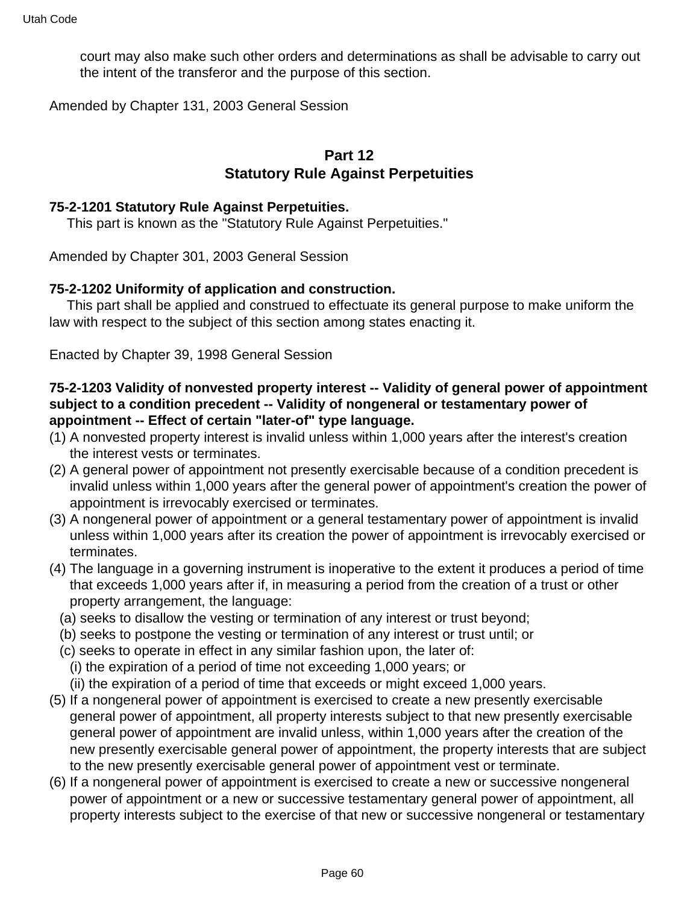court may also make such other orders and determinations as shall be advisable to carry out the intent of the transferor and the purpose of this section.

Amended by Chapter 131, 2003 General Session

## Part 12
## Statutory Rule Against Perpetuities

**75-2-1201 Statutory Rule Against Perpetuities.**

This part is known as the "Statutory Rule Against Perpetuities."

Amended by Chapter 301, 2003 General Session

**75-2-1202 Uniformity of application and construction.**

This part shall be applied and construed to effectuate its general purpose to make uniform the law with respect to the subject of this section among states enacting it.

Enacted by Chapter 39, 1998 General Session

**75-2-1203 Validity of nonvested property interest -- Validity of general power of appointment subject to a condition precedent -- Validity of nongeneral or testamentary power of appointment -- Effect of certain "later-of" type language.**

(1) A nonvested property interest is invalid unless within 1,000 years after the interest's creation the interest vests or terminates.

(2) A general power of appointment not presently exercisable because of a condition precedent is invalid unless within 1,000 years after the general power of appointment's creation the power of appointment is irrevocably exercised or terminates.

(3) A nongeneral power of appointment or a general testamentary power of appointment is invalid unless within 1,000 years after its creation the power of appointment is irrevocably exercised or terminates.

(4) The language in a governing instrument is inoperative to the extent it produces a period of time that exceeds 1,000 years after if, in measuring a period from the creation of a trust or other property arrangement, the language:
   (a) seeks to disallow the vesting or termination of any interest or trust beyond;
   (b) seeks to postpone the vesting or termination of any interest or trust until; or
   (c) seeks to operate in effect in any similar fashion upon, the later of:
      (i) the expiration of a period of time not exceeding 1,000 years; or
      (ii) the expiration of a period of time that exceeds or might exceed 1,000 years.

(5) If a nongeneral power of appointment is exercised to create a new presently exercisable general power of appointment, all property interests subject to that new presently exercisable general power of appointment are invalid unless, within 1,000 years after the creation of the new presently exercisable general power of appointment, the property interests that are subject to the new presently exercisable general power of appointment vest or terminate.

(6) If a nongeneral power of appointment is exercised to create a new or successive nongeneral power of appointment or a new or successive testamentary general power of appointment, all property interests subject to the exercise of that new or successive nongeneral or testamentary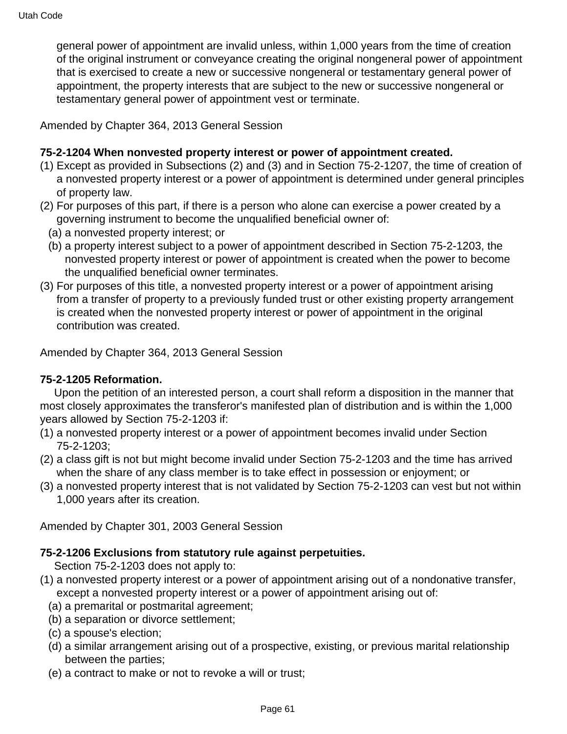general power of appointment are invalid unless, within 1,000 years from the time of creation of the original instrument or conveyance creating the original nongeneral power of appointment that is exercised to create a new or successive nongeneral or testamentary general power of appointment, the property interests that are subject to the new or successive nongeneral or testamentary general power of appointment vest or terminate.

Amended by Chapter 364, 2013 General Session

**75-2-1204 When nonvested property interest or power of appointment created.**

(1) Except as provided in Subsections (2) and (3) and in Section 75-2-1207, the time of creation of a nonvested property interest or a power of appointment is determined under general principles of property law.

(2) For purposes of this part, if there is a person who alone can exercise a power created by a governing instrument to become the unqualified beneficial owner of:

(a) a nonvested property interest; or

(b) a property interest subject to a power of appointment described in Section 75-2-1203, the nonvested property interest or power of appointment is created when the power to become the unqualified beneficial owner terminates.

(3) For purposes of this title, a nonvested property interest or a power of appointment arising from a transfer of property to a previously funded trust or other existing property arrangement is created when the nonvested property interest or power of appointment in the original contribution was created.

Amended by Chapter 364, 2013 General Session

**75-2-1205 Reformation.**

Upon the petition of an interested person, a court shall reform a disposition in the manner that most closely approximates the transferor's manifested plan of distribution and is within the 1,000 years allowed by Section 75-2-1203 if:

(1) a nonvested property interest or a power of appointment becomes invalid under Section 75-2-1203;

(2) a class gift is not but might become invalid under Section 75-2-1203 and the time has arrived when the share of any class member is to take effect in possession or enjoyment; or

(3) a nonvested property interest that is not validated by Section 75-2-1203 can vest but not within 1,000 years after its creation.

Amended by Chapter 301, 2003 General Session

**75-2-1206 Exclusions from statutory rule against perpetuities.**

Section 75-2-1203 does not apply to:

(1) a nonvested property interest or a power of appointment arising out of a nondonative transfer, except a nonvested property interest or a power of appointment arising out of:

(a) a premarital or postmarital agreement;

(b) a separation or divorce settlement;

(c) a spouse's election;

(d) a similar arrangement arising out of a prospective, existing, or previous marital relationship between the parties;

(e) a contract to make or not to revoke a will or trust;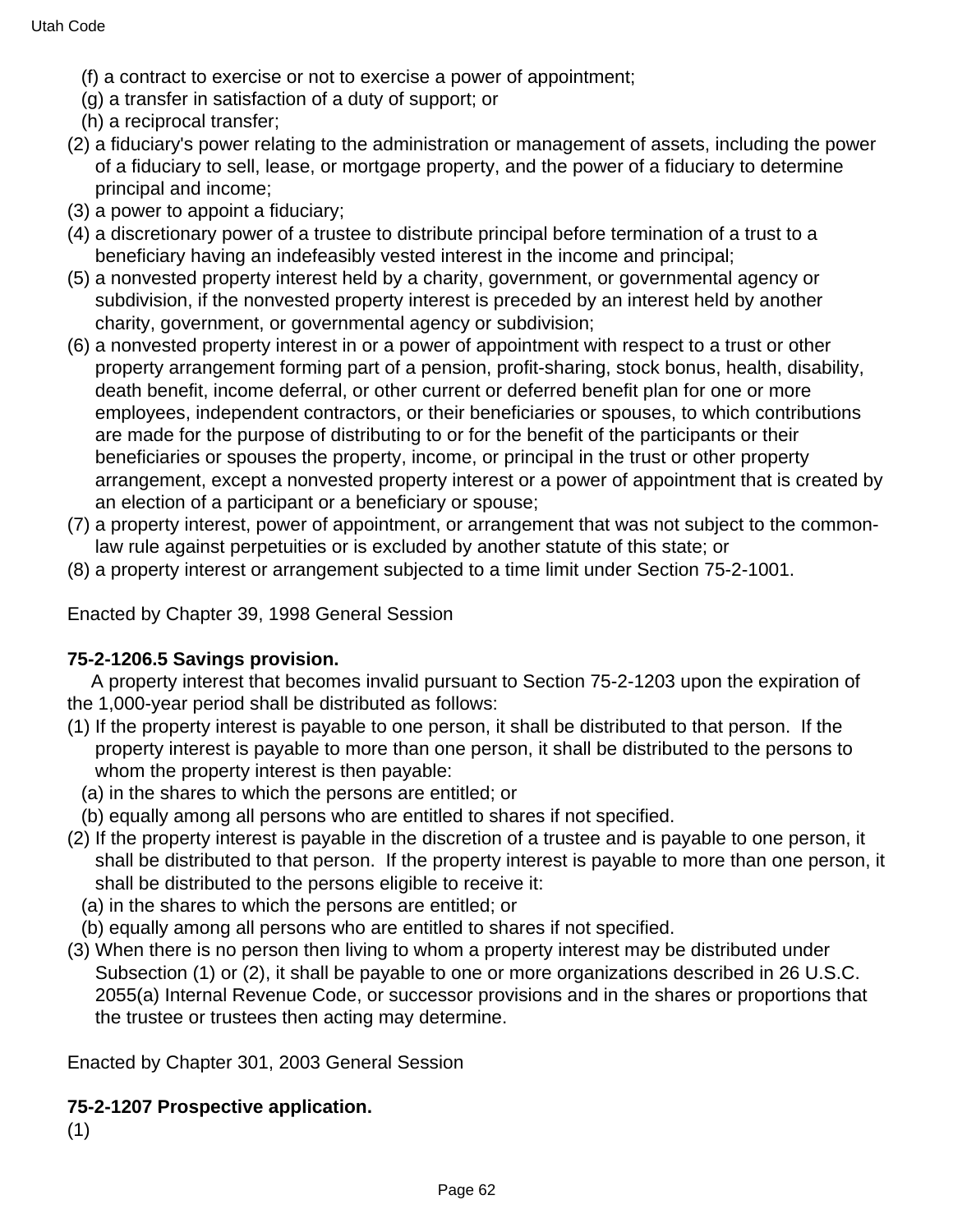(f) a contract to exercise or not to exercise a power of appointment;
(g) a transfer in satisfaction of a duty of support; or
(h) a reciprocal transfer;

(2) a fiduciary's power relating to the administration or management of assets, including the power of a fiduciary to sell, lease, or mortgage property, and the power of a fiduciary to determine principal and income;
(3) a power to appoint a fiduciary;
(4) a discretionary power of a trustee to distribute principal before termination of a trust to a beneficiary having an indefeasibly vested interest in the income and principal;
(5) a nonvested property interest held by a charity, government, or governmental agency or subdivision, if the nonvested property interest is preceded by an interest held by another charity, government, or governmental agency or subdivision;
(6) a nonvested property interest in or a power of appointment with respect to a trust or other property arrangement forming part of a pension, profit-sharing, stock bonus, health, disability, death benefit, income deferral, or other current or deferred benefit plan for one or more employees, independent contractors, or their beneficiaries or spouses, to which contributions are made for the purpose of distributing to or for the benefit of the participants or their beneficiaries or spouses the property, income, or principal in the trust or other property arrangement, except a nonvested property interest or a power of appointment that is created by an election of a participant or a beneficiary or spouse;
(7) a property interest, power of appointment, or arrangement that was not subject to the common-law rule against perpetuities or is excluded by another statute of this state; or
(8) a property interest or arrangement subjected to a time limit under Section 75-2-1001.

Enacted by Chapter 39, 1998 General Session

**75-2-1206.5 Savings provision.**

A property interest that becomes invalid pursuant to Section 75-2-1203 upon the expiration of the 1,000-year period shall be distributed as follows:

(1) If the property interest is payable to one person, it shall be distributed to that person. If the property interest is payable to more than one person, it shall be distributed to the persons to whom the property interest is then payable:
(a) in the shares to which the persons are entitled; or
(b) equally among all persons who are entitled to shares if not specified.

(2) If the property interest is payable in the discretion of a trustee and is payable to one person, it shall be distributed to that person. If the property interest is payable to more than one person, it shall be distributed to the persons eligible to receive it:
(a) in the shares to which the persons are entitled; or
(b) equally among all persons who are entitled to shares if not specified.

(3) When there is no person then living to whom a property interest may be distributed under Subsection (1) or (2), it shall be payable to one or more organizations described in 26 U.S.C. 2055(a) Internal Revenue Code, or successor provisions and in the shares or proportions that the trustee or trustees then acting may determine.

Enacted by Chapter 301, 2003 General Session

**75-2-1207 Prospective application.**

(1)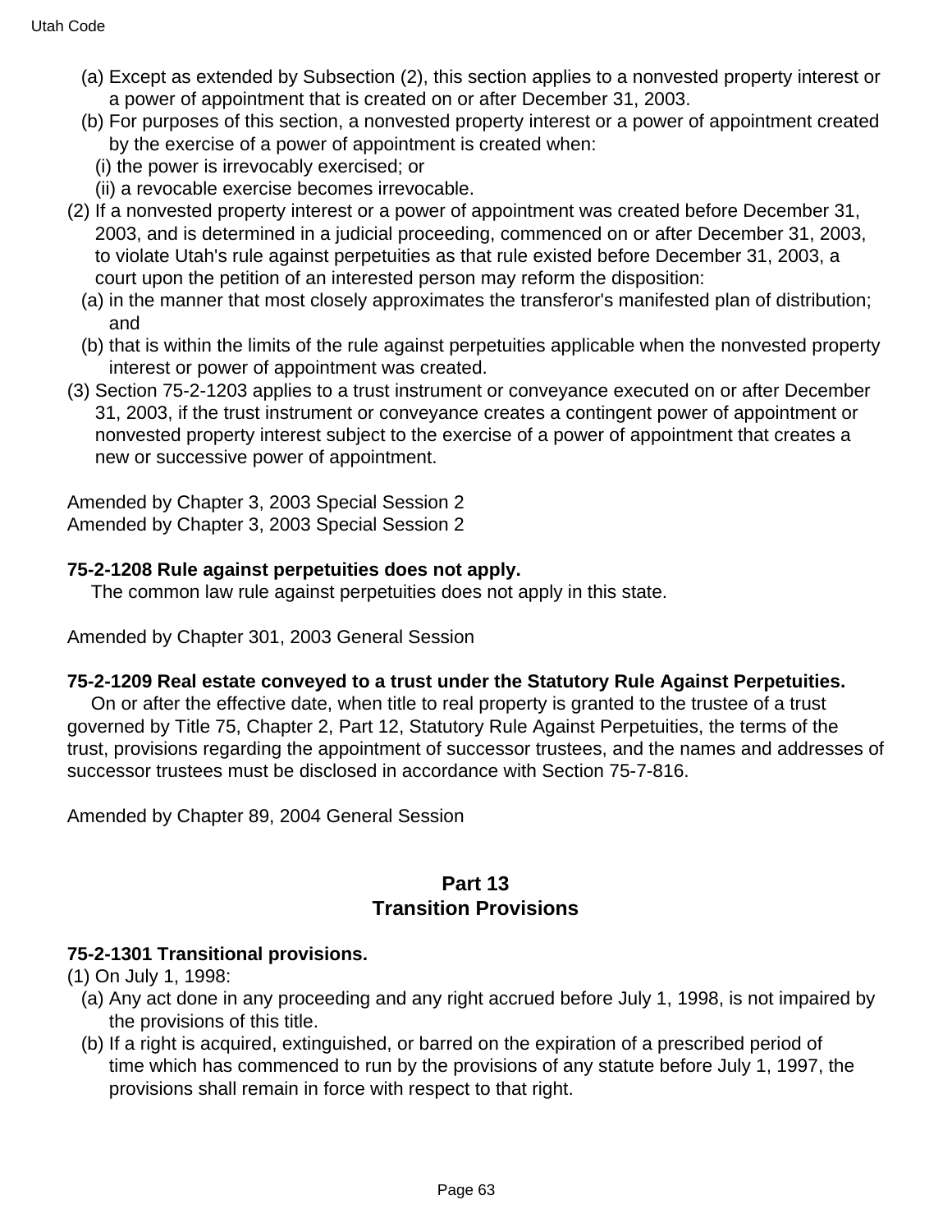(a) Except as extended by Subsection (2), this section applies to a nonvested property interest or a power of appointment that is created on or after December 31, 2003.

(b) For purposes of this section, a nonvested property interest or a power of appointment created by the exercise of a power of appointment is created when:

(i) the power is irrevocably exercised; or

(ii) a revocable exercise becomes irrevocable.

(2) If a nonvested property interest or a power of appointment was created before December 31, 2003, and is determined in a judicial proceeding, commenced on or after December 31, 2003, to violate Utah's rule against perpetuities as that rule existed before December 31, 2003, a court upon the petition of an interested person may reform the disposition:

(a) in the manner that most closely approximates the transferor's manifested plan of distribution; and

(b) that is within the limits of the rule against perpetuities applicable when the nonvested property interest or power of appointment was created.

(3) Section 75-2-1203 applies to a trust instrument or conveyance executed on or after December 31, 2003, if the trust instrument or conveyance creates a contingent power of appointment or nonvested property interest subject to the exercise of a power of appointment that creates a new or successive power of appointment.

Amended by Chapter 3, 2003 Special Session 2
Amended by Chapter 3, 2003 Special Session 2

**75-2-1208 Rule against perpetuities does not apply.**

The common law rule against perpetuities does not apply in this state.

Amended by Chapter 301, 2003 General Session

**75-2-1209 Real estate conveyed to a trust under the Statutory Rule Against Perpetuities.**

On or after the effective date, when title to real property is granted to the trustee of a trust governed by Title 75, Chapter 2, Part 12, Statutory Rule Against Perpetuities, the terms of the trust, provisions regarding the appointment of successor trustees, and the names and addresses of successor trustees must be disclosed in accordance with Section 75-7-816.

Amended by Chapter 89, 2004 General Session

## Part 13
## Transition Provisions

**75-2-1301 Transitional provisions.**

(1) On July 1, 1998:

(a) Any act done in any proceeding and any right accrued before July 1, 1998, is not impaired by the provisions of this title.

(b) If a right is acquired, extinguished, or barred on the expiration of a prescribed period of time which has commenced to run by the provisions of any statute before July 1, 1997, the provisions shall remain in force with respect to that right.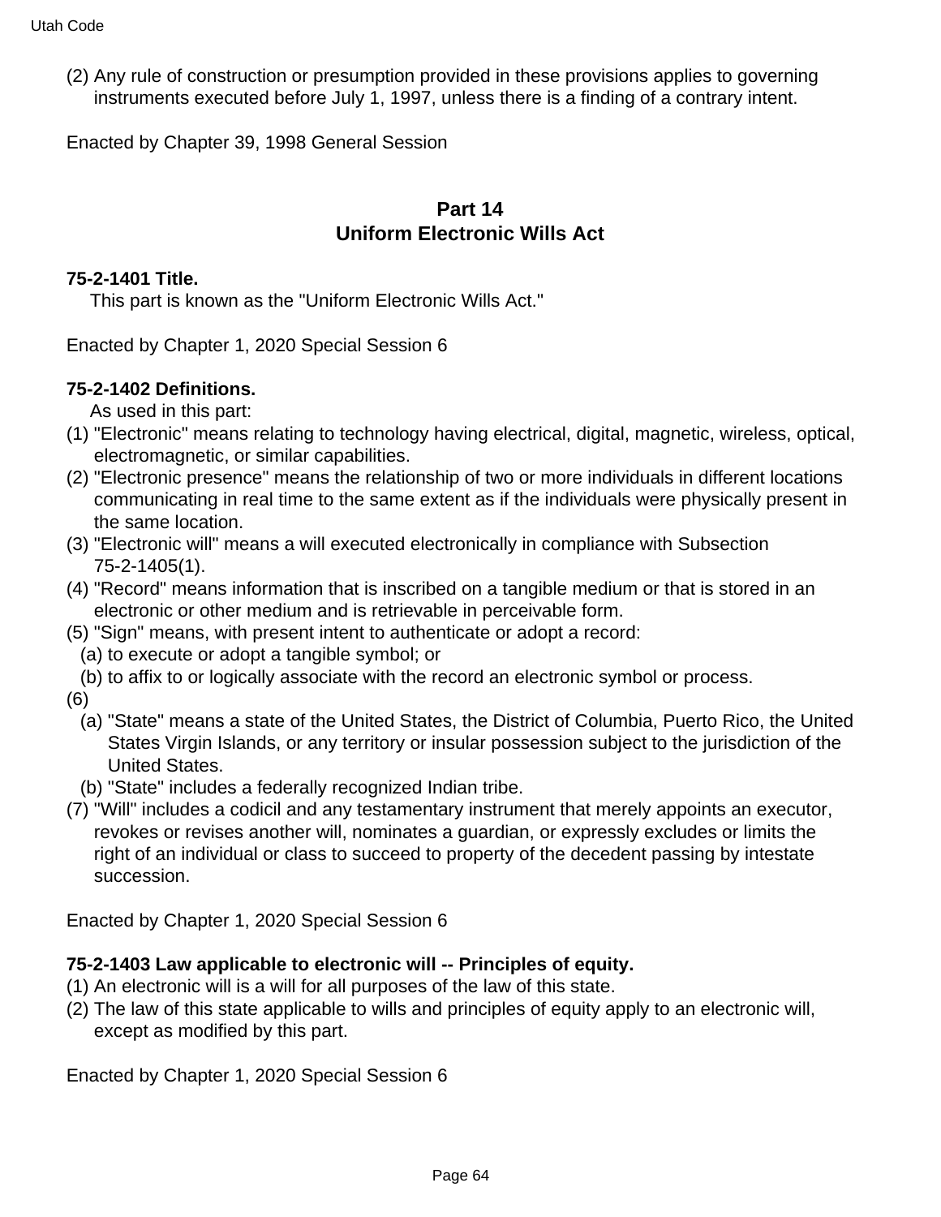(2) Any rule of construction or presumption provided in these provisions applies to governing instruments executed before July 1, 1997, unless there is a finding of a contrary intent.

Enacted by Chapter 39, 1998 General Session

## Part 14
## Uniform Electronic Wills Act

**75-2-1401 Title.**

This part is known as the "Uniform Electronic Wills Act."

Enacted by Chapter 1, 2020 Special Session 6

**75-2-1402 Definitions.**

As used in this part:

(1) "Electronic" means relating to technology having electrical, digital, magnetic, wireless, optical, electromagnetic, or similar capabilities.

(2) "Electronic presence" means the relationship of two or more individuals in different locations communicating in real time to the same extent as if the individuals were physically present in the same location.

(3) "Electronic will" means a will executed electronically in compliance with Subsection 75-2-1405(1).

(4) "Record" means information that is inscribed on a tangible medium or that is stored in an electronic or other medium and is retrievable in perceivable form.

(5) "Sign" means, with present intent to authenticate or adopt a record:

 (a) to execute or adopt a tangible symbol; or

 (b) to affix to or logically associate with the record an electronic symbol or process.

(6)

 (a) "State" means a state of the United States, the District of Columbia, Puerto Rico, the United States Virgin Islands, or any territory or insular possession subject to the jurisdiction of the United States.

 (b) "State" includes a federally recognized Indian tribe.

(7) "Will" includes a codicil and any testamentary instrument that merely appoints an executor, revokes or revises another will, nominates a guardian, or expressly excludes or limits the right of an individual or class to succeed to property of the decedent passing by intestate succession.

Enacted by Chapter 1, 2020 Special Session 6

**75-2-1403 Law applicable to electronic will -- Principles of equity.**

(1) An electronic will is a will for all purposes of the law of this state.

(2) The law of this state applicable to wills and principles of equity apply to an electronic will, except as modified by this part.

Enacted by Chapter 1, 2020 Special Session 6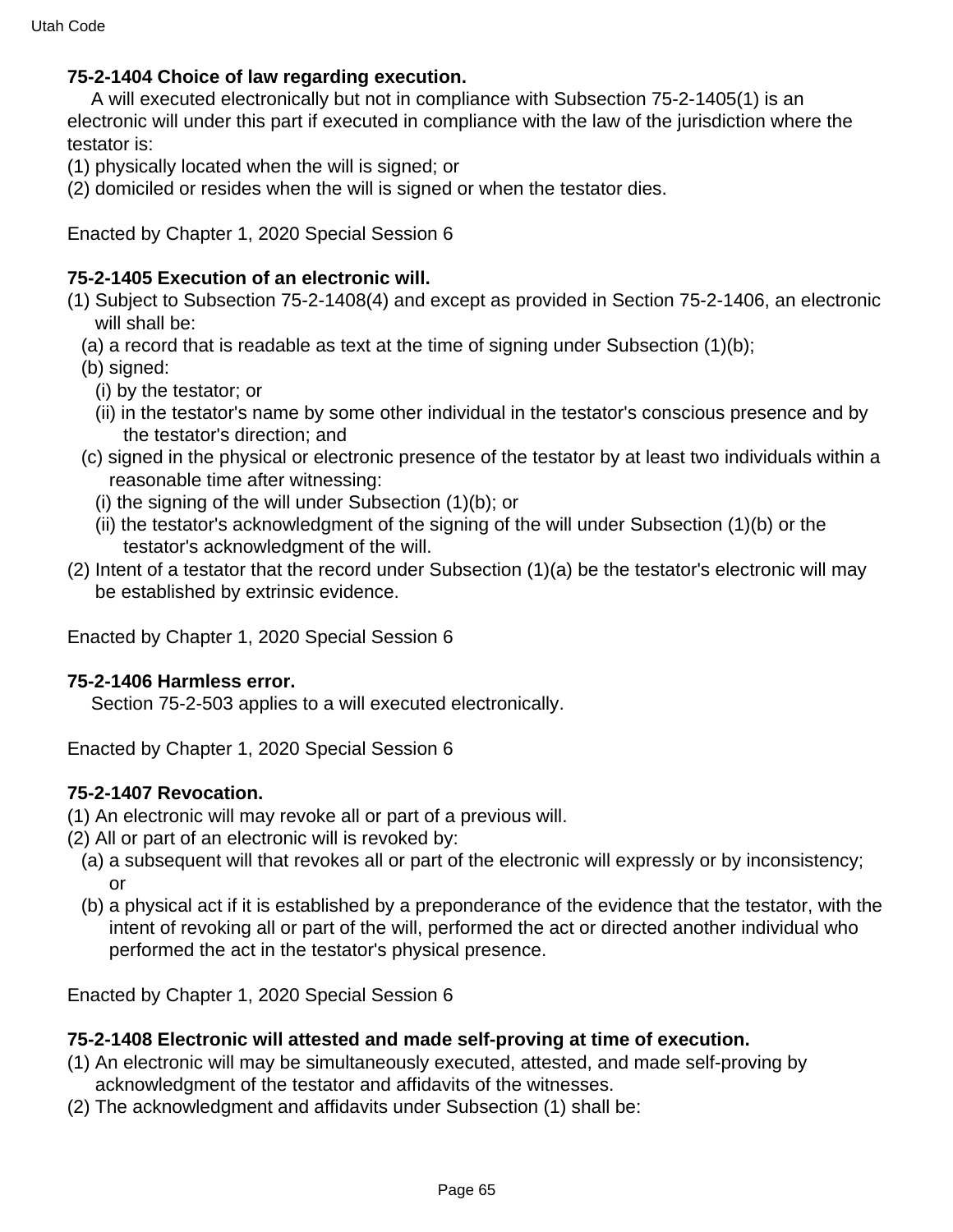**75-2-1404 Choice of law regarding execution.**

A will executed electronically but not in compliance with Subsection 75-2-1405(1) is an electronic will under this part if executed in compliance with the law of the jurisdiction where the testator is:

(1) physically located when the will is signed; or

(2) domiciled or resides when the will is signed or when the testator dies.

Enacted by Chapter 1, 2020 Special Session 6

**75-2-1405 Execution of an electronic will.**

(1) Subject to Subsection 75-2-1408(4) and except as provided in Section 75-2-1406, an electronic will shall be:

(a) a record that is readable as text at the time of signing under Subsection (1)(b);

(b) signed:

(i) by the testator; or

(ii) in the testator's name by some other individual in the testator's conscious presence and by the testator's direction; and

(c) signed in the physical or electronic presence of the testator by at least two individuals within a reasonable time after witnessing:

(i) the signing of the will under Subsection (1)(b); or

(ii) the testator's acknowledgment of the signing of the will under Subsection (1)(b) or the testator's acknowledgment of the will.

(2) Intent of a testator that the record under Subsection (1)(a) be the testator's electronic will may be established by extrinsic evidence.

Enacted by Chapter 1, 2020 Special Session 6

**75-2-1406 Harmless error.**

Section 75-2-503 applies to a will executed electronically.

Enacted by Chapter 1, 2020 Special Session 6

**75-2-1407 Revocation.**

(1) An electronic will may revoke all or part of a previous will.

(2) All or part of an electronic will is revoked by:

(a) a subsequent will that revokes all or part of the electronic will expressly or by inconsistency; or

(b) a physical act if it is established by a preponderance of the evidence that the testator, with the intent of revoking all or part of the will, performed the act or directed another individual who performed the act in the testator's physical presence.

Enacted by Chapter 1, 2020 Special Session 6

**75-2-1408 Electronic will attested and made self-proving at time of execution.**

(1) An electronic will may be simultaneously executed, attested, and made self-proving by acknowledgment of the testator and affidavits of the witnesses.

(2) The acknowledgment and affidavits under Subsection (1) shall be: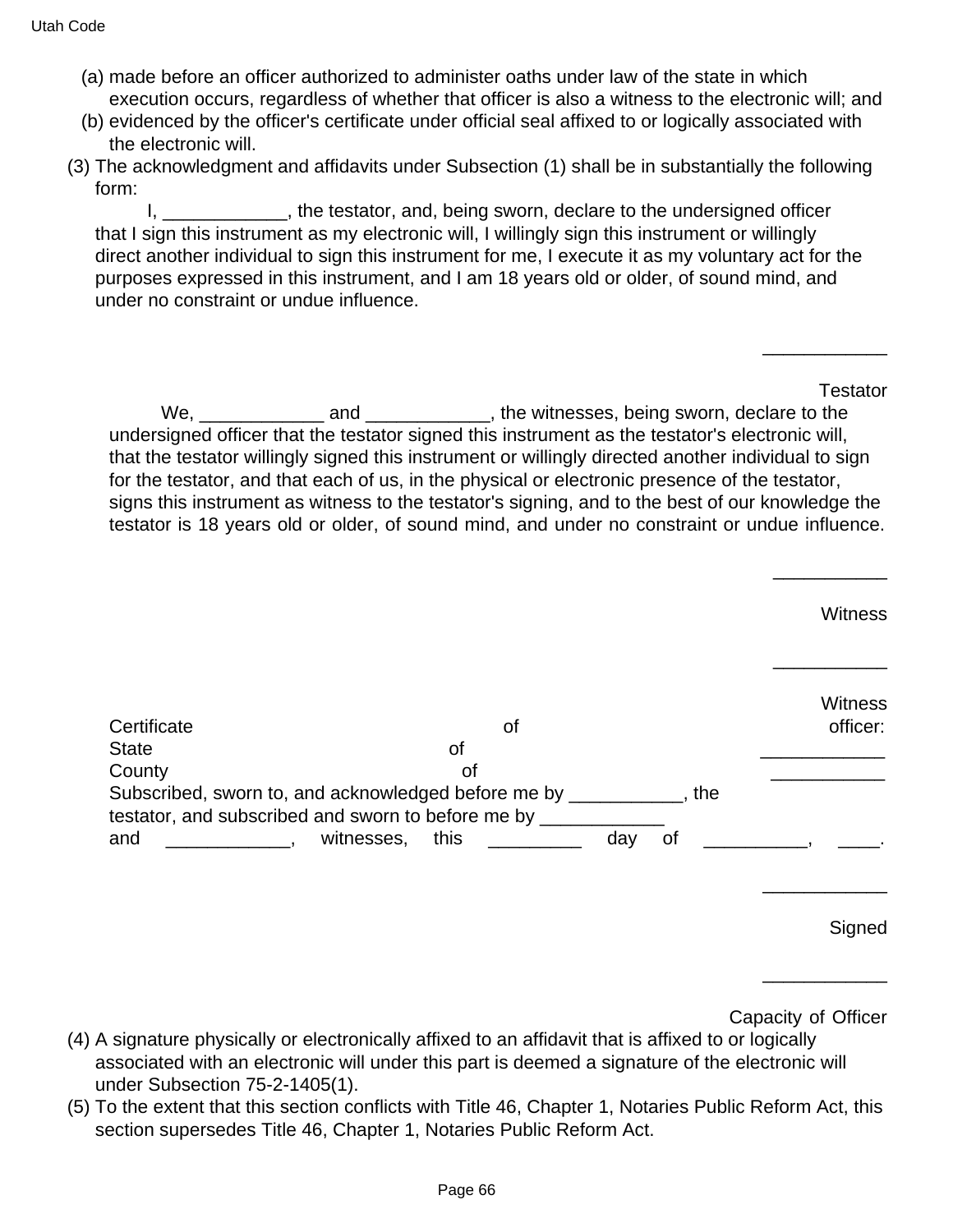(a) made before an officer authorized to administer oaths under law of the state in which execution occurs, regardless of whether that officer is also a witness to the electronic will; and

(b) evidenced by the officer's certificate under official seal affixed to or logically associated with the electronic will.

(3) The acknowledgment and affidavits under Subsection (1) shall be in substantially the following form:

I, ____________, the testator, and, being sworn, declare to the undersigned officer that I sign this instrument as my electronic will, I willingly sign this instrument or willingly direct another individual to sign this instrument for me, I execute it as my voluntary act for the purposes expressed in this instrument, and I am 18 years old or older, of sound mind, and under no constraint or undue influence.

____________

Testator

We, ____________ and ____________, the witnesses, being sworn, declare to the undersigned officer that the testator signed this instrument as the testator's electronic will, that the testator willingly signed this instrument or willingly directed another individual to sign for the testator, and that each of us, in the physical or electronic presence of the testator, signs this instrument as witness to the testator's signing, and to the best of our knowledge the testator is 18 years old or older, of sound mind, and under no constraint or undue influence.

___________

Witness

___________

Witness

Certificate of officer:

State of ____________

County of ___________

Subscribed, sworn to, and acknowledged before me by ___________, the testator, and subscribed and sworn to before me by ____________ and ____________, witnesses, this _________ day of __________, ____.

____________

Signed

____________

Capacity of Officer

(4) A signature physically or electronically affixed to an affidavit that is affixed to or logically associated with an electronic will under this part is deemed a signature of the electronic will under Subsection 75-2-1405(1).

(5) To the extent that this section conflicts with Title 46, Chapter 1, Notaries Public Reform Act, this section supersedes Title 46, Chapter 1, Notaries Public Reform Act.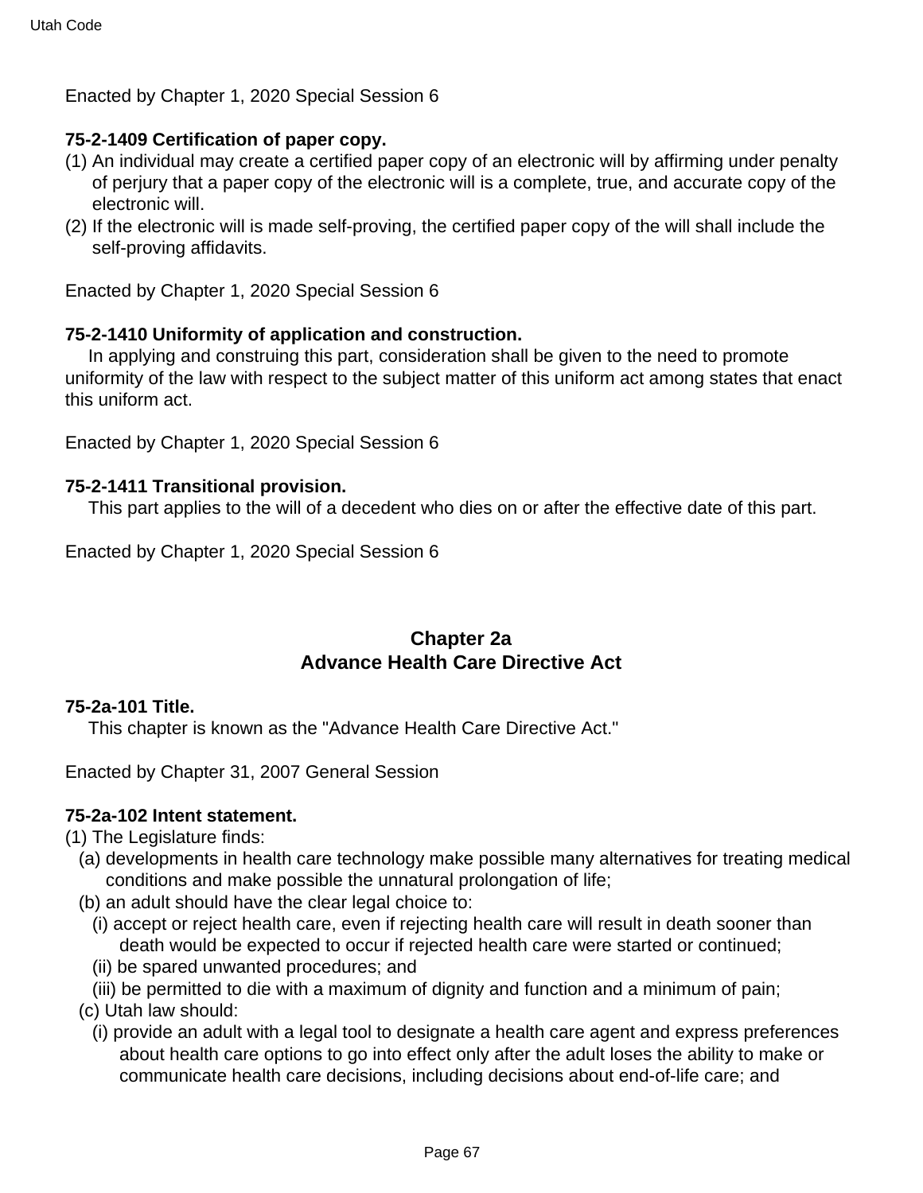Enacted by Chapter 1, 2020 Special Session 6

**75-2-1409 Certification of paper copy.**

(1) An individual may create a certified paper copy of an electronic will by affirming under penalty of perjury that a paper copy of the electronic will is a complete, true, and accurate copy of the electronic will.

(2) If the electronic will is made self-proving, the certified paper copy of the will shall include the self-proving affidavits.

Enacted by Chapter 1, 2020 Special Session 6

**75-2-1410 Uniformity of application and construction.**

In applying and construing this part, consideration shall be given to the need to promote uniformity of the law with respect to the subject matter of this uniform act among states that enact this uniform act.

Enacted by Chapter 1, 2020 Special Session 6

**75-2-1411 Transitional provision.**

This part applies to the will of a decedent who dies on or after the effective date of this part.

Enacted by Chapter 1, 2020 Special Session 6

## Chapter 2a
## Advance Health Care Directive Act

**75-2a-101 Title.**

This chapter is known as the "Advance Health Care Directive Act."

Enacted by Chapter 31, 2007 General Session

**75-2a-102 Intent statement.**

(1) The Legislature finds:

(a) developments in health care technology make possible many alternatives for treating medical conditions and make possible the unnatural prolongation of life;

(b) an adult should have the clear legal choice to:

(i) accept or reject health care, even if rejecting health care will result in death sooner than death would be expected to occur if rejected health care were started or continued;

(ii) be spared unwanted procedures; and

(iii) be permitted to die with a maximum of dignity and function and a minimum of pain;

(c) Utah law should:

(i) provide an adult with a legal tool to designate a health care agent and express preferences about health care options to go into effect only after the adult loses the ability to make or communicate health care decisions, including decisions about end-of-life care; and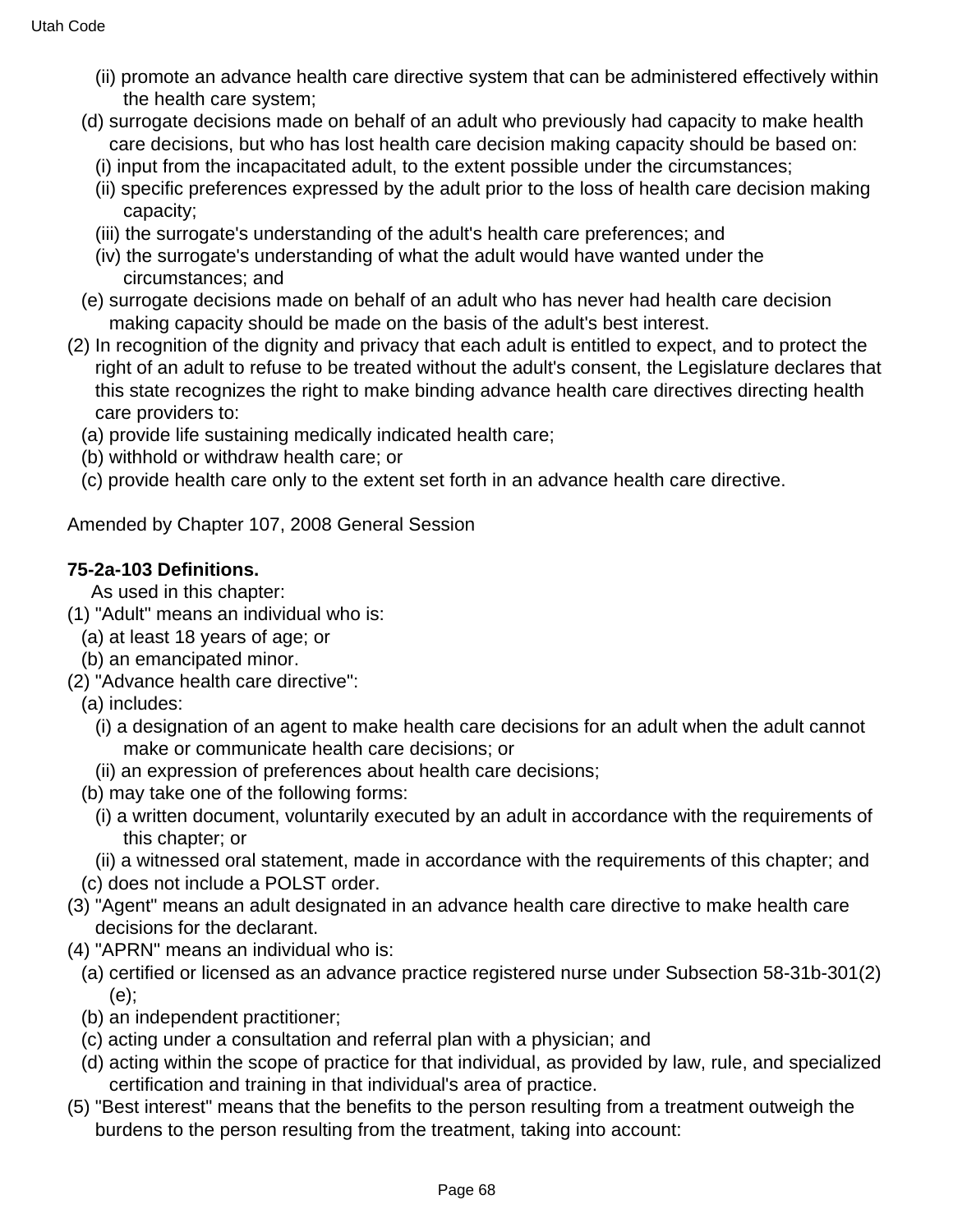(ii) promote an advance health care directive system that can be administered effectively within the health care system;

(d) surrogate decisions made on behalf of an adult who previously had capacity to make health care decisions, but who has lost health care decision making capacity should be based on:

(i) input from the incapacitated adult, to the extent possible under the circumstances;

(ii) specific preferences expressed by the adult prior to the loss of health care decision making capacity;

(iii) the surrogate's understanding of the adult's health care preferences; and

(iv) the surrogate's understanding of what the adult would have wanted under the circumstances; and

(e) surrogate decisions made on behalf of an adult who has never had health care decision making capacity should be made on the basis of the adult's best interest.

(2) In recognition of the dignity and privacy that each adult is entitled to expect, and to protect the right of an adult to refuse to be treated without the adult's consent, the Legislature declares that this state recognizes the right to make binding advance health care directives directing health care providers to:

(a) provide life sustaining medically indicated health care;

(b) withhold or withdraw health care; or

(c) provide health care only to the extent set forth in an advance health care directive.

Amended by Chapter 107, 2008 General Session

**75-2a-103 Definitions.**

As used in this chapter:

(1) "Adult" means an individual who is:

(a) at least 18 years of age; or

(b) an emancipated minor.

(2) "Advance health care directive":

(a) includes:

(i) a designation of an agent to make health care decisions for an adult when the adult cannot make or communicate health care decisions; or

(ii) an expression of preferences about health care decisions;

(b) may take one of the following forms:

(i) a written document, voluntarily executed by an adult in accordance with the requirements of this chapter; or

(ii) a witnessed oral statement, made in accordance with the requirements of this chapter; and

(c) does not include a POLST order.

(3) "Agent" means an adult designated in an advance health care directive to make health care decisions for the declarant.

(4) "APRN" means an individual who is:

(a) certified or licensed as an advance practice registered nurse under Subsection 58-31b-301(2)(e);

(b) an independent practitioner;

(c) acting under a consultation and referral plan with a physician; and

(d) acting within the scope of practice for that individual, as provided by law, rule, and specialized certification and training in that individual's area of practice.

(5) "Best interest" means that the benefits to the person resulting from a treatment outweigh the burdens to the person resulting from the treatment, taking into account: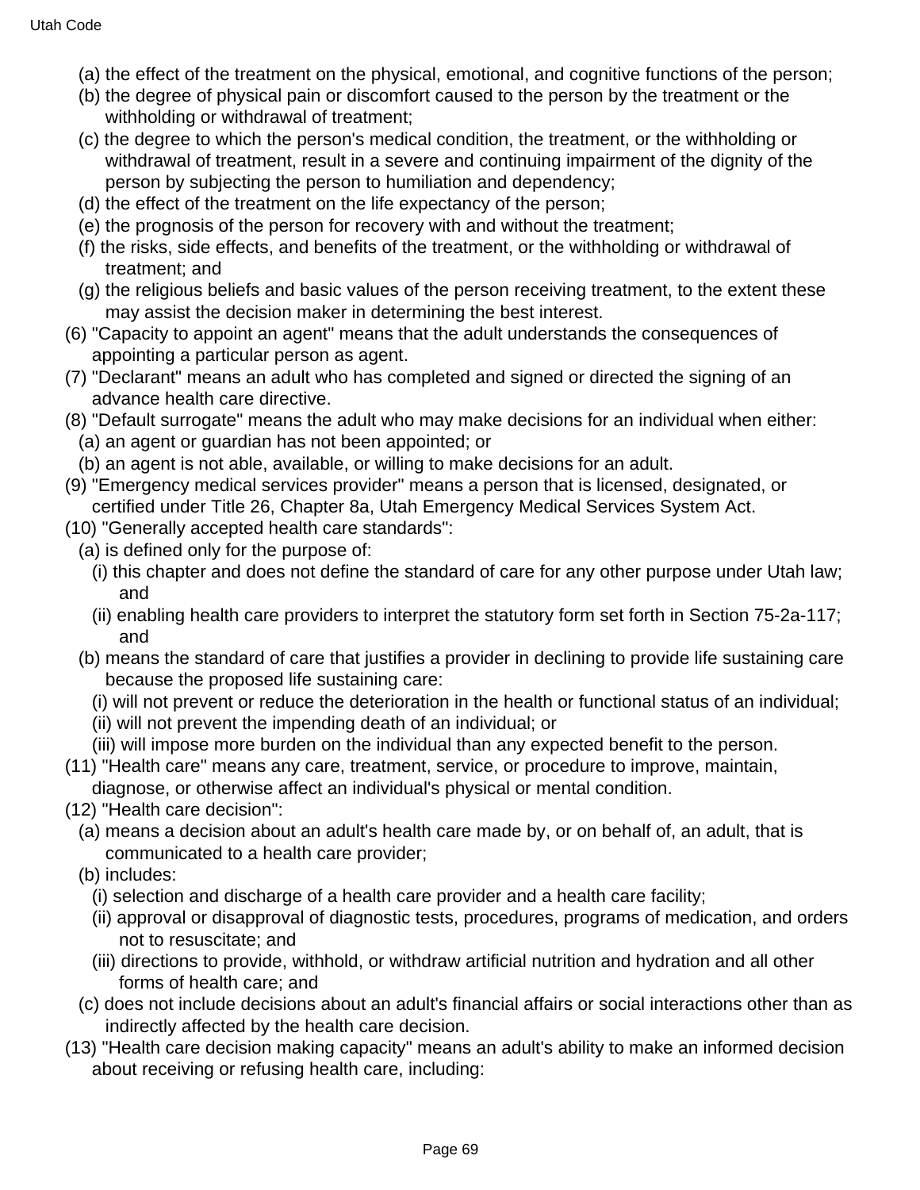(a) the effect of the treatment on the physical, emotional, and cognitive functions of the person;

(b) the degree of physical pain or discomfort caused to the person by the treatment or the withholding or withdrawal of treatment;

(c) the degree to which the person's medical condition, the treatment, or the withholding or withdrawal of treatment, result in a severe and continuing impairment of the dignity of the person by subjecting the person to humiliation and dependency;

(d) the effect of the treatment on the life expectancy of the person;

(e) the prognosis of the person for recovery with and without the treatment;

(f) the risks, side effects, and benefits of the treatment, or the withholding or withdrawal of treatment; and

(g) the religious beliefs and basic values of the person receiving treatment, to the extent these may assist the decision maker in determining the best interest.

(6) "Capacity to appoint an agent" means that the adult understands the consequences of appointing a particular person as agent.

(7) "Declarant" means an adult who has completed and signed or directed the signing of an advance health care directive.

(8) "Default surrogate" means the adult who may make decisions for an individual when either:

(a) an agent or guardian has not been appointed; or

(b) an agent is not able, available, or willing to make decisions for an adult.

(9) "Emergency medical services provider" means a person that is licensed, designated, or certified under Title 26, Chapter 8a, Utah Emergency Medical Services System Act.

(10) "Generally accepted health care standards":

(a) is defined only for the purpose of:

(i) this chapter and does not define the standard of care for any other purpose under Utah law; and

(ii) enabling health care providers to interpret the statutory form set forth in Section 75-2a-117; and

(b) means the standard of care that justifies a provider in declining to provide life sustaining care because the proposed life sustaining care:

(i) will not prevent or reduce the deterioration in the health or functional status of an individual;

(ii) will not prevent the impending death of an individual; or

(iii) will impose more burden on the individual than any expected benefit to the person.

(11) "Health care" means any care, treatment, service, or procedure to improve, maintain, diagnose, or otherwise affect an individual's physical or mental condition.

(12) "Health care decision":

(a) means a decision about an adult's health care made by, or on behalf of, an adult, that is communicated to a health care provider;

(b) includes:

(i) selection and discharge of a health care provider and a health care facility;

(ii) approval or disapproval of diagnostic tests, procedures, programs of medication, and orders not to resuscitate; and

(iii) directions to provide, withhold, or withdraw artificial nutrition and hydration and all other forms of health care; and

(c) does not include decisions about an adult's financial affairs or social interactions other than as indirectly affected by the health care decision.

(13) "Health care decision making capacity" means an adult's ability to make an informed decision about receiving or refusing health care, including: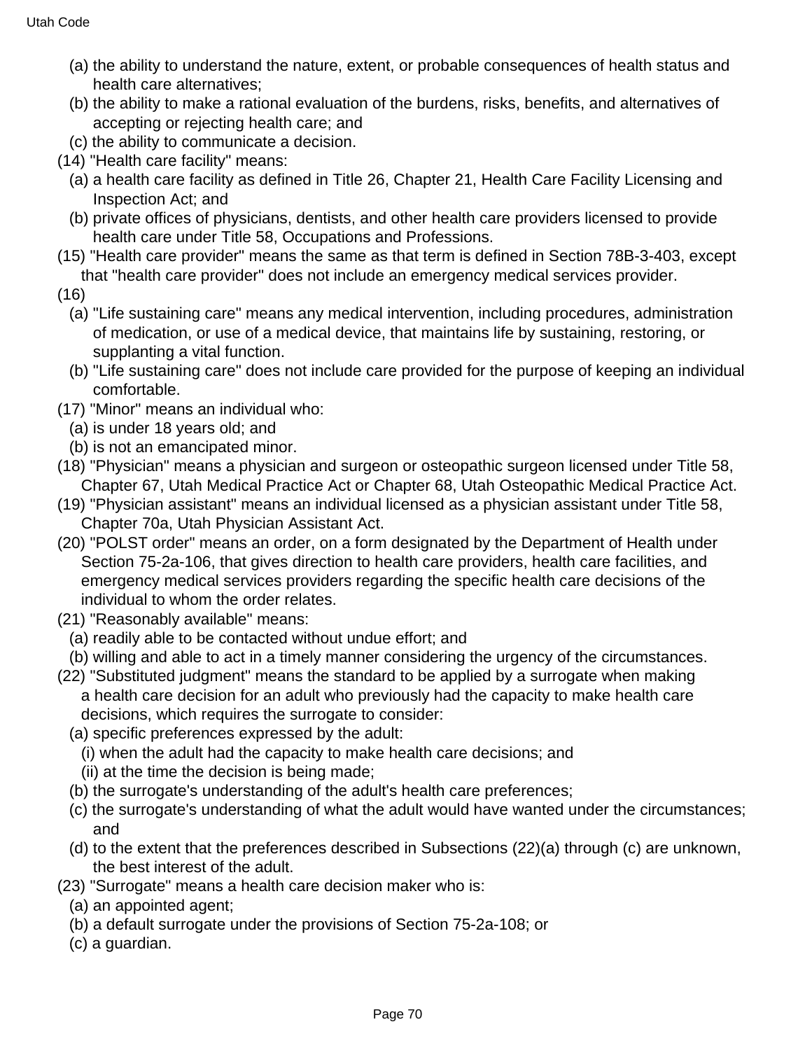(a) the ability to understand the nature, extent, or probable consequences of health status and health care alternatives;

(b) the ability to make a rational evaluation of the burdens, risks, benefits, and alternatives of accepting or rejecting health care; and

(c) the ability to communicate a decision.

(14) "Health care facility" means:

(a) a health care facility as defined in Title 26, Chapter 21, Health Care Facility Licensing and Inspection Act; and

(b) private offices of physicians, dentists, and other health care providers licensed to provide health care under Title 58, Occupations and Professions.

(15) "Health care provider" means the same as that term is defined in Section 78B-3-403, except that "health care provider" does not include an emergency medical services provider.

(16)

(a) "Life sustaining care" means any medical intervention, including procedures, administration of medication, or use of a medical device, that maintains life by sustaining, restoring, or supplanting a vital function.

(b) "Life sustaining care" does not include care provided for the purpose of keeping an individual comfortable.

(17) "Minor" means an individual who:

(a) is under 18 years old; and

(b) is not an emancipated minor.

(18) "Physician" means a physician and surgeon or osteopathic surgeon licensed under Title 58, Chapter 67, Utah Medical Practice Act or Chapter 68, Utah Osteopathic Medical Practice Act.

(19) "Physician assistant" means an individual licensed as a physician assistant under Title 58, Chapter 70a, Utah Physician Assistant Act.

(20) "POLST order" means an order, on a form designated by the Department of Health under Section 75-2a-106, that gives direction to health care providers, health care facilities, and emergency medical services providers regarding the specific health care decisions of the individual to whom the order relates.

(21) "Reasonably available" means:

(a) readily able to be contacted without undue effort; and

(b) willing and able to act in a timely manner considering the urgency of the circumstances.

(22) "Substituted judgment" means the standard to be applied by a surrogate when making a health care decision for an adult who previously had the capacity to make health care decisions, which requires the surrogate to consider:

(a) specific preferences expressed by the adult:

(i) when the adult had the capacity to make health care decisions; and

(ii) at the time the decision is being made;

(b) the surrogate's understanding of the adult's health care preferences;

(c) the surrogate's understanding of what the adult would have wanted under the circumstances; and

(d) to the extent that the preferences described in Subsections (22)(a) through (c) are unknown, the best interest of the adult.

(23) "Surrogate" means a health care decision maker who is:

(a) an appointed agent;

(b) a default surrogate under the provisions of Section 75-2a-108; or

(c) a guardian.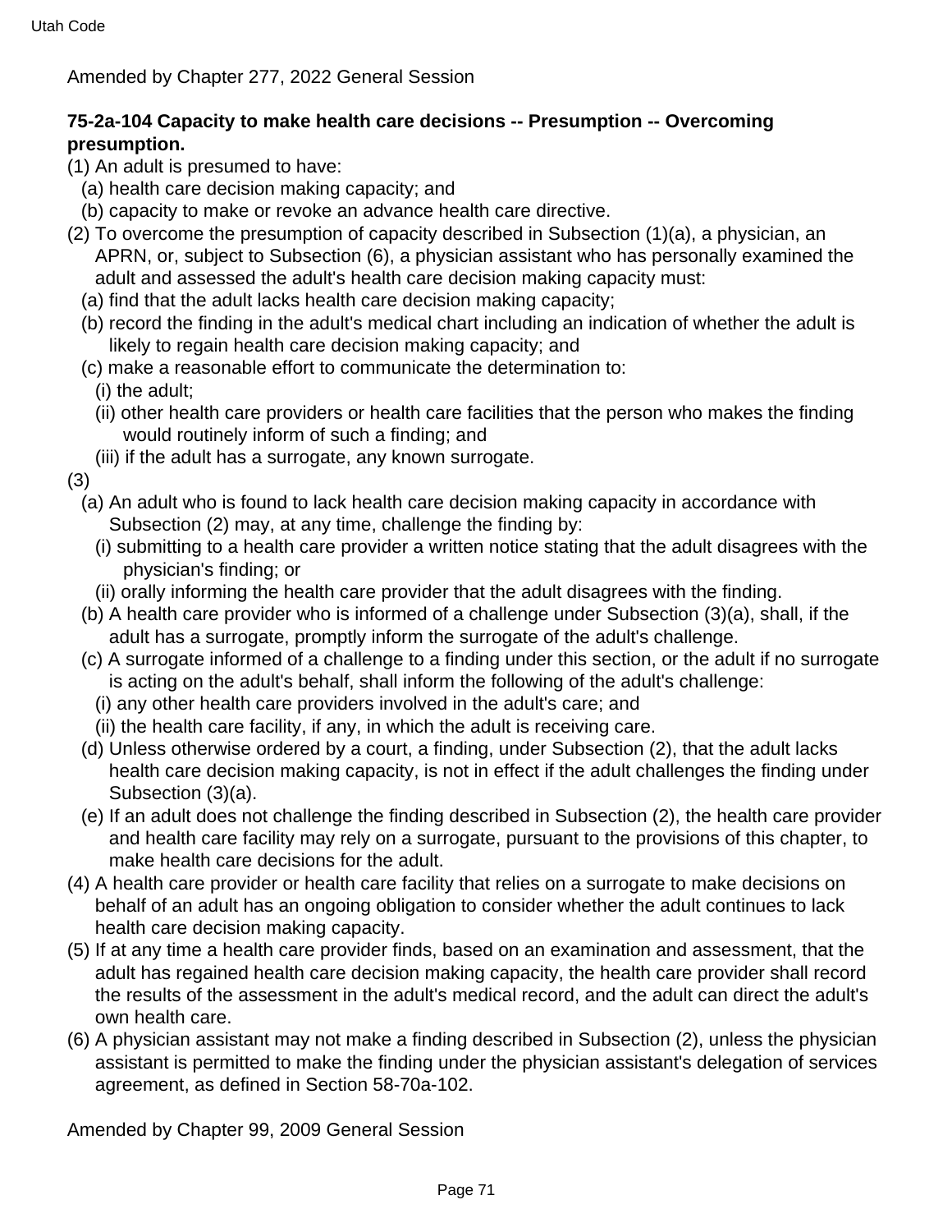Amended by Chapter 277, 2022 General Session

**75-2a-104 Capacity to make health care decisions -- Presumption -- Overcoming presumption.**

(1) An adult is presumed to have:
  (a) health care decision making capacity; and
  (b) capacity to make or revoke an advance health care directive.

(2) To overcome the presumption of capacity described in Subsection (1)(a), a physician, an APRN, or, subject to Subsection (6), a physician assistant who has personally examined the adult and assessed the adult's health care decision making capacity must:
  (a) find that the adult lacks health care decision making capacity;
  (b) record the finding in the adult's medical chart including an indication of whether the adult is likely to regain health care decision making capacity; and
  (c) make a reasonable effort to communicate the determination to:
    (i) the adult;
    (ii) other health care providers or health care facilities that the person who makes the finding would routinely inform of such a finding; and
    (iii) if the adult has a surrogate, any known surrogate.

(3)
  (a) An adult who is found to lack health care decision making capacity in accordance with Subsection (2) may, at any time, challenge the finding by:
    (i) submitting to a health care provider a written notice stating that the adult disagrees with the physician's finding; or
    (ii) orally informing the health care provider that the adult disagrees with the finding.
  (b) A health care provider who is informed of a challenge under Subsection (3)(a), shall, if the adult has a surrogate, promptly inform the surrogate of the adult's challenge.
  (c) A surrogate informed of a challenge to a finding under this section, or the adult if no surrogate is acting on the adult's behalf, shall inform the following of the adult's challenge:
    (i) any other health care providers involved in the adult's care; and
    (ii) the health care facility, if any, in which the adult is receiving care.
  (d) Unless otherwise ordered by a court, a finding, under Subsection (2), that the adult lacks health care decision making capacity, is not in effect if the adult challenges the finding under Subsection (3)(a).
  (e) If an adult does not challenge the finding described in Subsection (2), the health care provider and health care facility may rely on a surrogate, pursuant to the provisions of this chapter, to make health care decisions for the adult.

(4) A health care provider or health care facility that relies on a surrogate to make decisions on behalf of an adult has an ongoing obligation to consider whether the adult continues to lack health care decision making capacity.

(5) If at any time a health care provider finds, based on an examination and assessment, that the adult has regained health care decision making capacity, the health care provider shall record the results of the assessment in the adult's medical record, and the adult can direct the adult's own health care.

(6) A physician assistant may not make a finding described in Subsection (2), unless the physician assistant is permitted to make the finding under the physician assistant's delegation of services agreement, as defined in Section 58-70a-102.

Amended by Chapter 99, 2009 General Session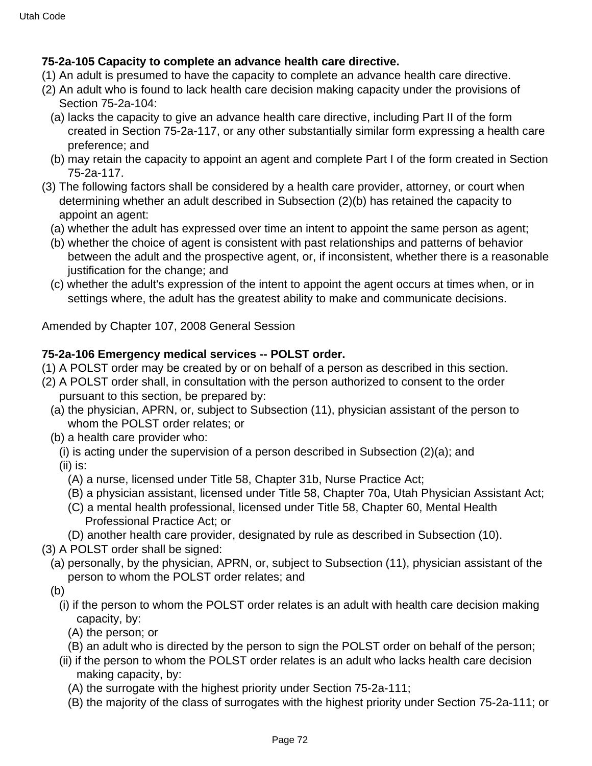**75-2a-105 Capacity to complete an advance health care directive.**

(1) An adult is presumed to have the capacity to complete an advance health care directive.

(2) An adult who is found to lack health care decision making capacity under the provisions of Section 75-2a-104:

  (a) lacks the capacity to give an advance health care directive, including Part II of the form created in Section 75-2a-117, or any other substantially similar form expressing a health care preference; and

  (b) may retain the capacity to appoint an agent and complete Part I of the form created in Section 75-2a-117.

(3) The following factors shall be considered by a health care provider, attorney, or court when determining whether an adult described in Subsection (2)(b) has retained the capacity to appoint an agent:

  (a) whether the adult has expressed over time an intent to appoint the same person as agent;

  (b) whether the choice of agent is consistent with past relationships and patterns of behavior between the adult and the prospective agent, or, if inconsistent, whether there is a reasonable justification for the change; and

  (c) whether the adult's expression of the intent to appoint the agent occurs at times when, or in settings where, the adult has the greatest ability to make and communicate decisions.

Amended by Chapter 107, 2008 General Session

**75-2a-106 Emergency medical services -- POLST order.**

(1) A POLST order may be created by or on behalf of a person as described in this section.

(2) A POLST order shall, in consultation with the person authorized to consent to the order pursuant to this section, be prepared by:

  (a) the physician, APRN, or, subject to Subsection (11), physician assistant of the person to whom the POLST order relates; or

  (b) a health care provider who:

    (i) is acting under the supervision of a person described in Subsection (2)(a); and

    (ii) is:

      (A) a nurse, licensed under Title 58, Chapter 31b, Nurse Practice Act;

      (B) a physician assistant, licensed under Title 58, Chapter 70a, Utah Physician Assistant Act;

      (C) a mental health professional, licensed under Title 58, Chapter 60, Mental Health Professional Practice Act; or

      (D) another health care provider, designated by rule as described in Subsection (10).

(3) A POLST order shall be signed:

  (a) personally, by the physician, APRN, or, subject to Subsection (11), physician assistant of the person to whom the POLST order relates; and

  (b)

    (i) if the person to whom the POLST order relates is an adult with health care decision making capacity, by:

      (A) the person; or

      (B) an adult who is directed by the person to sign the POLST order on behalf of the person;

    (ii) if the person to whom the POLST order relates is an adult who lacks health care decision making capacity, by:

      (A) the surrogate with the highest priority under Section 75-2a-111;

      (B) the majority of the class of surrogates with the highest priority under Section 75-2a-111; or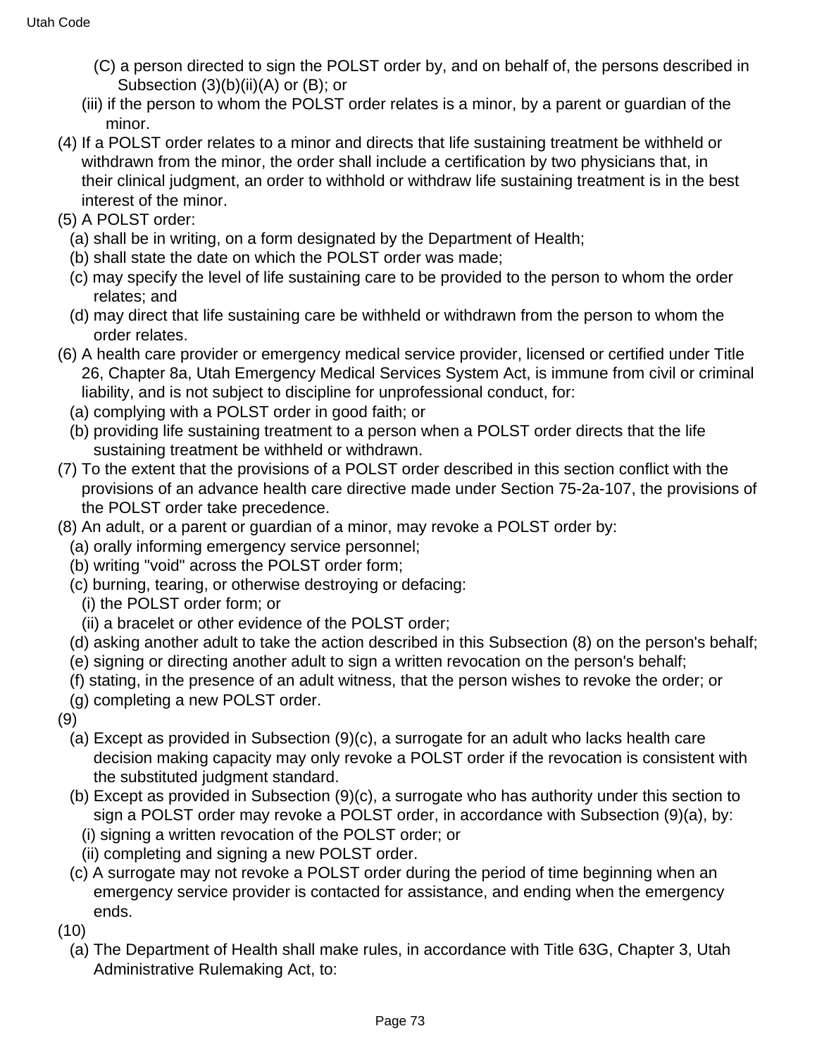(C) a person directed to sign the POLST order by, and on behalf of, the persons described in Subsection (3)(b)(ii)(A) or (B); or

(iii) if the person to whom the POLST order relates is a minor, by a parent or guardian of the minor.

(4) If a POLST order relates to a minor and directs that life sustaining treatment be withheld or withdrawn from the minor, the order shall include a certification by two physicians that, in their clinical judgment, an order to withhold or withdraw life sustaining treatment is in the best interest of the minor.

(5) A POLST order:

(a) shall be in writing, on a form designated by the Department of Health;

(b) shall state the date on which the POLST order was made;

(c) may specify the level of life sustaining care to be provided to the person to whom the order relates; and

(d) may direct that life sustaining care be withheld or withdrawn from the person to whom the order relates.

(6) A health care provider or emergency medical service provider, licensed or certified under Title 26, Chapter 8a, Utah Emergency Medical Services System Act, is immune from civil or criminal liability, and is not subject to discipline for unprofessional conduct, for:

(a) complying with a POLST order in good faith; or

(b) providing life sustaining treatment to a person when a POLST order directs that the life sustaining treatment be withheld or withdrawn.

(7) To the extent that the provisions of a POLST order described in this section conflict with the provisions of an advance health care directive made under Section 75-2a-107, the provisions of the POLST order take precedence.

(8) An adult, or a parent or guardian of a minor, may revoke a POLST order by:

(a) orally informing emergency service personnel;

(b) writing "void" across the POLST order form;

(c) burning, tearing, or otherwise destroying or defacing:

(i) the POLST order form; or

(ii) a bracelet or other evidence of the POLST order;

(d) asking another adult to take the action described in this Subsection (8) on the person's behalf;

(e) signing or directing another adult to sign a written revocation on the person's behalf;

(f) stating, in the presence of an adult witness, that the person wishes to revoke the order; or

(g) completing a new POLST order.

(9)

(a) Except as provided in Subsection (9)(c), a surrogate for an adult who lacks health care decision making capacity may only revoke a POLST order if the revocation is consistent with the substituted judgment standard.

(b) Except as provided in Subsection (9)(c), a surrogate who has authority under this section to sign a POLST order may revoke a POLST order, in accordance with Subsection (9)(a), by:

(i) signing a written revocation of the POLST order; or

(ii) completing and signing a new POLST order.

(c) A surrogate may not revoke a POLST order during the period of time beginning when an emergency service provider is contacted for assistance, and ending when the emergency ends.

(10)

(a) The Department of Health shall make rules, in accordance with Title 63G, Chapter 3, Utah Administrative Rulemaking Act, to: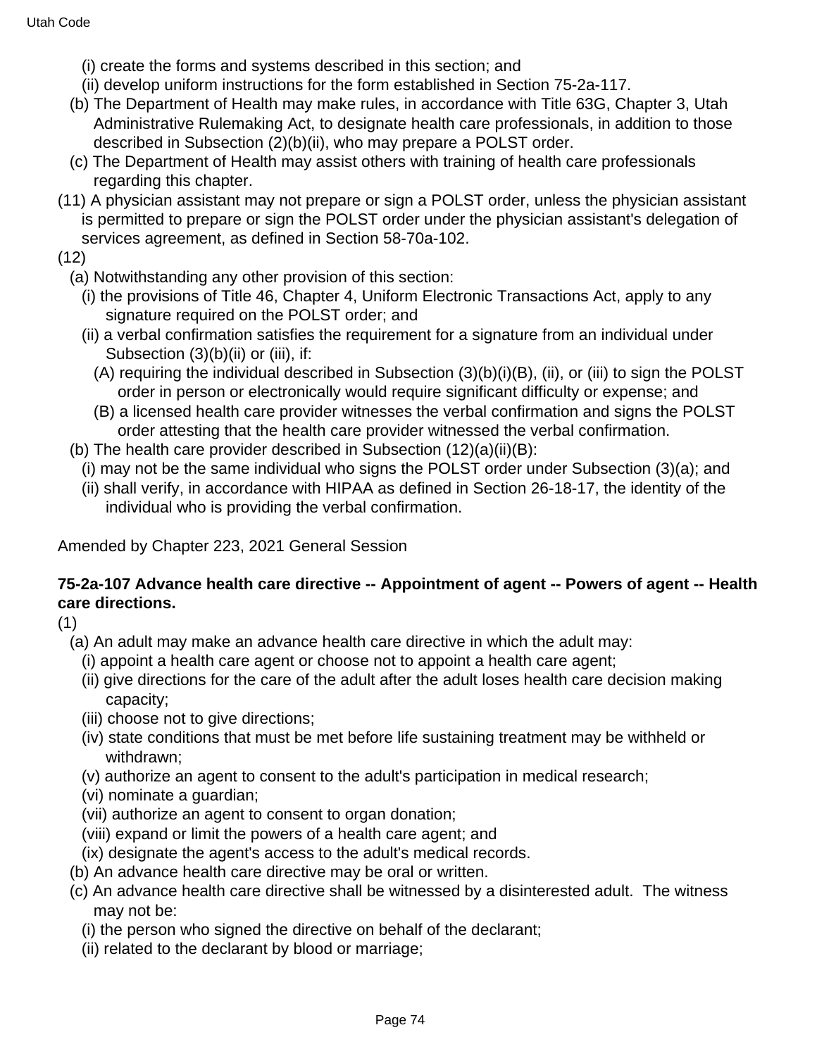(i) create the forms and systems described in this section; and

(ii) develop uniform instructions for the form established in Section 75-2a-117.

(b) The Department of Health may make rules, in accordance with Title 63G, Chapter 3, Utah Administrative Rulemaking Act, to designate health care professionals, in addition to those described in Subsection (2)(b)(ii), who may prepare a POLST order.

(c) The Department of Health may assist others with training of health care professionals regarding this chapter.

(11) A physician assistant may not prepare or sign a POLST order, unless the physician assistant is permitted to prepare or sign the POLST order under the physician assistant's delegation of services agreement, as defined in Section 58-70a-102.

(12)

(a) Notwithstanding any other provision of this section:

(i) the provisions of Title 46, Chapter 4, Uniform Electronic Transactions Act, apply to any signature required on the POLST order; and

(ii) a verbal confirmation satisfies the requirement for a signature from an individual under Subsection (3)(b)(ii) or (iii), if:

(A) requiring the individual described in Subsection (3)(b)(i)(B), (ii), or (iii) to sign the POLST order in person or electronically would require significant difficulty or expense; and

(B) a licensed health care provider witnesses the verbal confirmation and signs the POLST order attesting that the health care provider witnessed the verbal confirmation.

(b) The health care provider described in Subsection (12)(a)(ii)(B):

(i) may not be the same individual who signs the POLST order under Subsection (3)(a); and

(ii) shall verify, in accordance with HIPAA as defined in Section 26-18-17, the identity of the individual who is providing the verbal confirmation.

Amended by Chapter 223, 2021 General Session

**75-2a-107 Advance health care directive -- Appointment of agent -- Powers of agent -- Health care directions.**

(1)

(a) An adult may make an advance health care directive in which the adult may:

(i) appoint a health care agent or choose not to appoint a health care agent;

(ii) give directions for the care of the adult after the adult loses health care decision making capacity;

(iii) choose not to give directions;

(iv) state conditions that must be met before life sustaining treatment may be withheld or withdrawn;

(v) authorize an agent to consent to the adult's participation in medical research;

(vi) nominate a guardian;

(vii) authorize an agent to consent to organ donation;

(viii) expand or limit the powers of a health care agent; and

(ix) designate the agent's access to the adult's medical records.

(b) An advance health care directive may be oral or written.

(c) An advance health care directive shall be witnessed by a disinterested adult. The witness may not be:

(i) the person who signed the directive on behalf of the declarant;

(ii) related to the declarant by blood or marriage;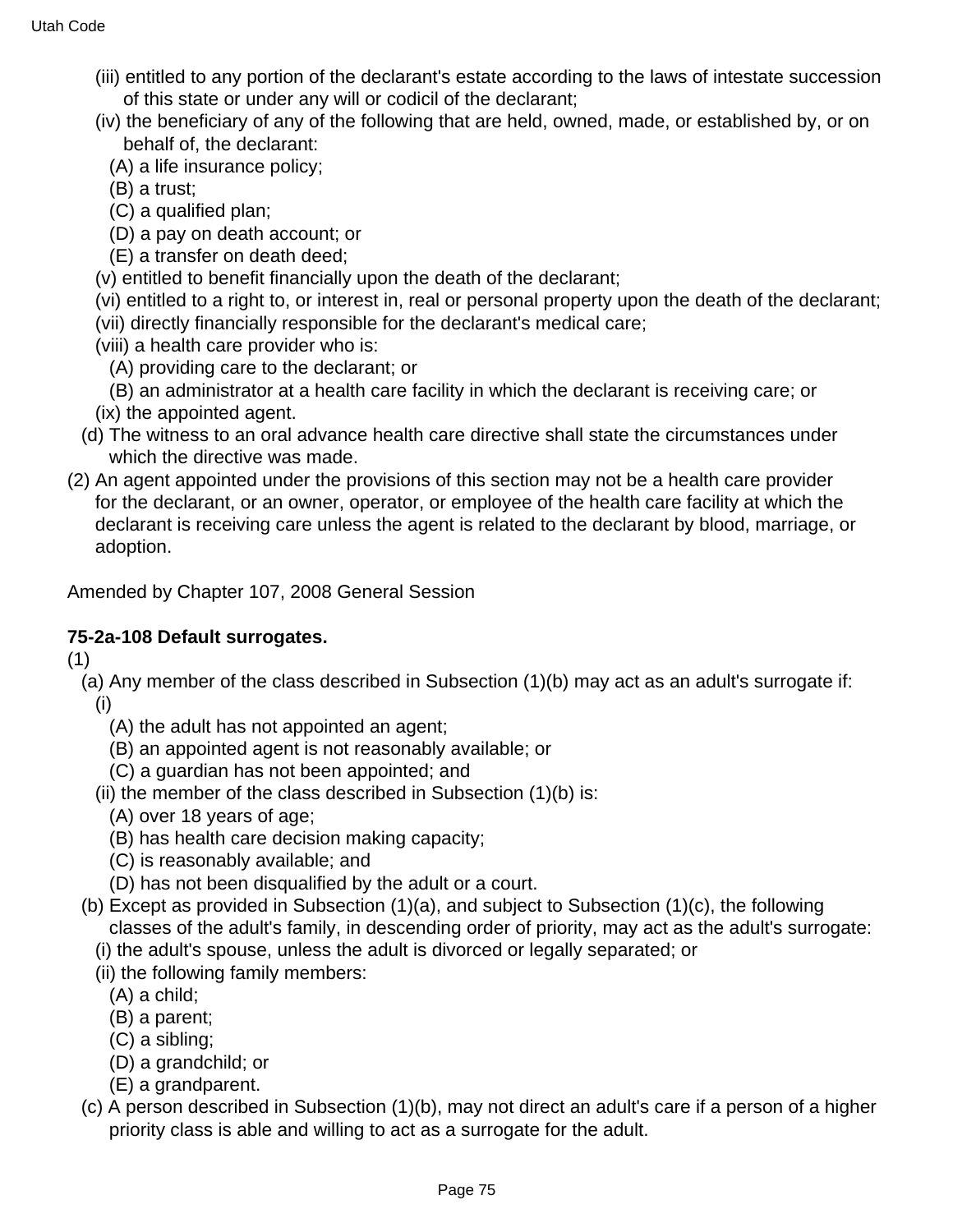(iii) entitled to any portion of the declarant's estate according to the laws of intestate succession of this state or under any will or codicil of the declarant;

(iv) the beneficiary of any of the following that are held, owned, made, or established by, or on behalf of, the declarant:

(A) a life insurance policy;

(B) a trust;

(C) a qualified plan;

(D) a pay on death account; or

(E) a transfer on death deed;

(v) entitled to benefit financially upon the death of the declarant;

(vi) entitled to a right to, or interest in, real or personal property upon the death of the declarant;

(vii) directly financially responsible for the declarant's medical care;

(viii) a health care provider who is:

(A) providing care to the declarant; or

(B) an administrator at a health care facility in which the declarant is receiving care; or

(ix) the appointed agent.

(d) The witness to an oral advance health care directive shall state the circumstances under which the directive was made.

(2) An agent appointed under the provisions of this section may not be a health care provider for the declarant, or an owner, operator, or employee of the health care facility at which the declarant is receiving care unless the agent is related to the declarant by blood, marriage, or adoption.

Amended by Chapter 107, 2008 General Session

**75-2a-108 Default surrogates.**

(1)

(a) Any member of the class described in Subsection (1)(b) may act as an adult's surrogate if:

(i)

(A) the adult has not appointed an agent;

(B) an appointed agent is not reasonably available; or

(C) a guardian has not been appointed; and

(ii) the member of the class described in Subsection (1)(b) is:

(A) over 18 years of age;

(B) has health care decision making capacity;

(C) is reasonably available; and

(D) has not been disqualified by the adult or a court.

(b) Except as provided in Subsection (1)(a), and subject to Subsection (1)(c), the following classes of the adult's family, in descending order of priority, may act as the adult's surrogate:

(i) the adult's spouse, unless the adult is divorced or legally separated; or

(ii) the following family members:

(A) a child;

(B) a parent;

(C) a sibling;

(D) a grandchild; or

(E) a grandparent.

(c) A person described in Subsection (1)(b), may not direct an adult's care if a person of a higher priority class is able and willing to act as a surrogate for the adult.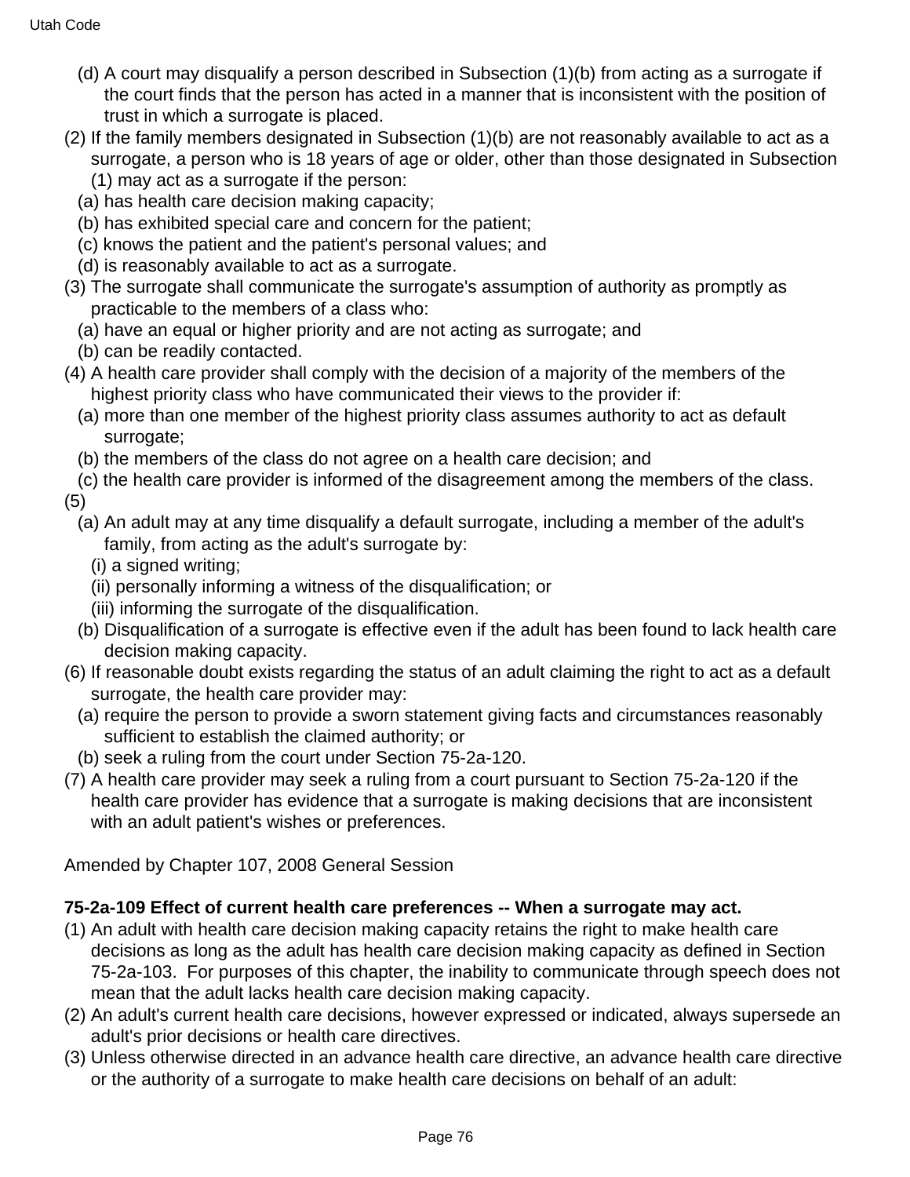(d) A court may disqualify a person described in Subsection (1)(b) from acting as a surrogate if the court finds that the person has acted in a manner that is inconsistent with the position of trust in which a surrogate is placed.

(2) If the family members designated in Subsection (1)(b) are not reasonably available to act as a surrogate, a person who is 18 years of age or older, other than those designated in Subsection (1) may act as a surrogate if the person:

(a) has health care decision making capacity;

(b) has exhibited special care and concern for the patient;

(c) knows the patient and the patient's personal values; and

(d) is reasonably available to act as a surrogate.

(3) The surrogate shall communicate the surrogate's assumption of authority as promptly as practicable to the members of a class who:

(a) have an equal or higher priority and are not acting as surrogate; and

(b) can be readily contacted.

(4) A health care provider shall comply with the decision of a majority of the members of the highest priority class who have communicated their views to the provider if:

(a) more than one member of the highest priority class assumes authority to act as default surrogate;

(b) the members of the class do not agree on a health care decision; and

(c) the health care provider is informed of the disagreement among the members of the class.

(5)

(a) An adult may at any time disqualify a default surrogate, including a member of the adult's family, from acting as the adult's surrogate by:

(i) a signed writing;

(ii) personally informing a witness of the disqualification; or

(iii) informing the surrogate of the disqualification.

(b) Disqualification of a surrogate is effective even if the adult has been found to lack health care decision making capacity.

(6) If reasonable doubt exists regarding the status of an adult claiming the right to act as a default surrogate, the health care provider may:

(a) require the person to provide a sworn statement giving facts and circumstances reasonably sufficient to establish the claimed authority; or

(b) seek a ruling from the court under Section 75-2a-120.

(7) A health care provider may seek a ruling from a court pursuant to Section 75-2a-120 if the health care provider has evidence that a surrogate is making decisions that are inconsistent with an adult patient's wishes or preferences.

Amended by Chapter 107, 2008 General Session

**75-2a-109 Effect of current health care preferences -- When a surrogate may act.**

(1) An adult with health care decision making capacity retains the right to make health care decisions as long as the adult has health care decision making capacity as defined in Section 75-2a-103. For purposes of this chapter, the inability to communicate through speech does not mean that the adult lacks health care decision making capacity.

(2) An adult's current health care decisions, however expressed or indicated, always supersede an adult's prior decisions or health care directives.

(3) Unless otherwise directed in an advance health care directive, an advance health care directive or the authority of a surrogate to make health care decisions on behalf of an adult: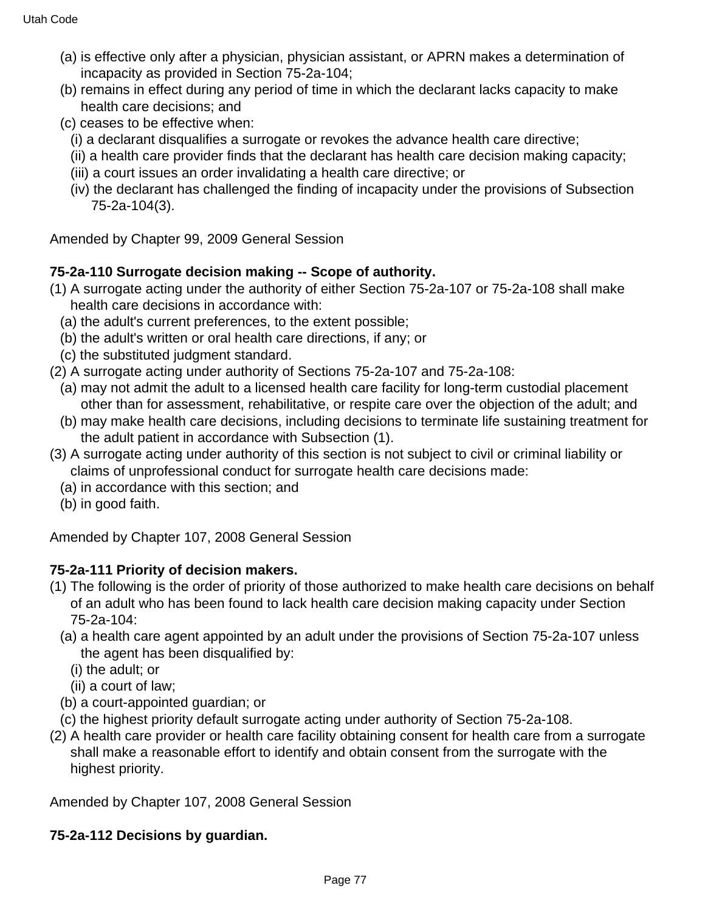(a) is effective only after a physician, physician assistant, or APRN makes a determination of incapacity as provided in Section 75-2a-104;

(b) remains in effect during any period of time in which the declarant lacks capacity to make health care decisions; and

(c) ceases to be effective when:

(i) a declarant disqualifies a surrogate or revokes the advance health care directive;

(ii) a health care provider finds that the declarant has health care decision making capacity;

(iii) a court issues an order invalidating a health care directive; or

(iv) the declarant has challenged the finding of incapacity under the provisions of Subsection 75-2a-104(3).

Amended by Chapter 99, 2009 General Session

**75-2a-110 Surrogate decision making -- Scope of authority.**

(1) A surrogate acting under the authority of either Section 75-2a-107 or 75-2a-108 shall make health care decisions in accordance with:

(a) the adult's current preferences, to the extent possible;

(b) the adult's written or oral health care directions, if any; or

(c) the substituted judgment standard.

(2) A surrogate acting under authority of Sections 75-2a-107 and 75-2a-108:

(a) may not admit the adult to a licensed health care facility for long-term custodial placement other than for assessment, rehabilitative, or respite care over the objection of the adult; and

(b) may make health care decisions, including decisions to terminate life sustaining treatment for the adult patient in accordance with Subsection (1).

(3) A surrogate acting under authority of this section is not subject to civil or criminal liability or claims of unprofessional conduct for surrogate health care decisions made:

(a) in accordance with this section; and

(b) in good faith.

Amended by Chapter 107, 2008 General Session

**75-2a-111 Priority of decision makers.**

(1) The following is the order of priority of those authorized to make health care decisions on behalf of an adult who has been found to lack health care decision making capacity under Section 75-2a-104:

(a) a health care agent appointed by an adult under the provisions of Section 75-2a-107 unless the agent has been disqualified by:

(i) the adult; or

(ii) a court of law;

(b) a court-appointed guardian; or

(c) the highest priority default surrogate acting under authority of Section 75-2a-108.

(2) A health care provider or health care facility obtaining consent for health care from a surrogate shall make a reasonable effort to identify and obtain consent from the surrogate with the highest priority.

Amended by Chapter 107, 2008 General Session

**75-2a-112 Decisions by guardian.**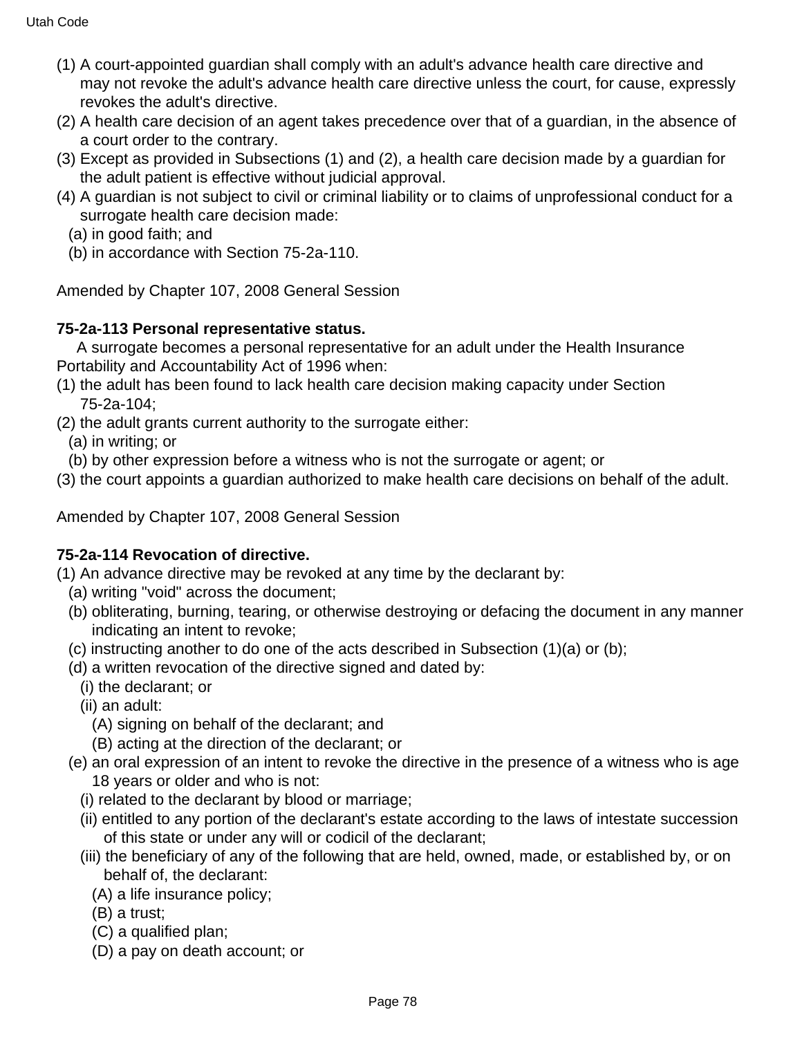(1) A court-appointed guardian shall comply with an adult's advance health care directive and may not revoke the adult's advance health care directive unless the court, for cause, expressly revokes the adult's directive.
(2) A health care decision of an agent takes precedence over that of a guardian, in the absence of a court order to the contrary.
(3) Except as provided in Subsections (1) and (2), a health care decision made by a guardian for the adult patient is effective without judicial approval.
(4) A guardian is not subject to civil or criminal liability or to claims of unprofessional conduct for a surrogate health care decision made:
  (a) in good faith; and
  (b) in accordance with Section 75-2a-110.

Amended by Chapter 107, 2008 General Session

**75-2a-113 Personal representative status.**

A surrogate becomes a personal representative for an adult under the Health Insurance Portability and Accountability Act of 1996 when:
(1) the adult has been found to lack health care decision making capacity under Section 75-2a-104;
(2) the adult grants current authority to the surrogate either:
  (a) in writing; or
  (b) by other expression before a witness who is not the surrogate or agent; or
(3) the court appoints a guardian authorized to make health care decisions on behalf of the adult.

Amended by Chapter 107, 2008 General Session

**75-2a-114 Revocation of directive.**

(1) An advance directive may be revoked at any time by the declarant by:
  (a) writing "void" across the document;
  (b) obliterating, burning, tearing, or otherwise destroying or defacing the document in any manner indicating an intent to revoke;
  (c) instructing another to do one of the acts described in Subsection (1)(a) or (b);
  (d) a written revocation of the directive signed and dated by:
    (i) the declarant; or
    (ii) an adult:
      (A) signing on behalf of the declarant; and
      (B) acting at the direction of the declarant; or
  (e) an oral expression of an intent to revoke the directive in the presence of a witness who is age 18 years or older and who is not:
    (i) related to the declarant by blood or marriage;
    (ii) entitled to any portion of the declarant's estate according to the laws of intestate succession of this state or under any will or codicil of the declarant;
    (iii) the beneficiary of any of the following that are held, owned, made, or established by, or on behalf of, the declarant:
      (A) a life insurance policy;
      (B) a trust;
      (C) a qualified plan;
      (D) a pay on death account; or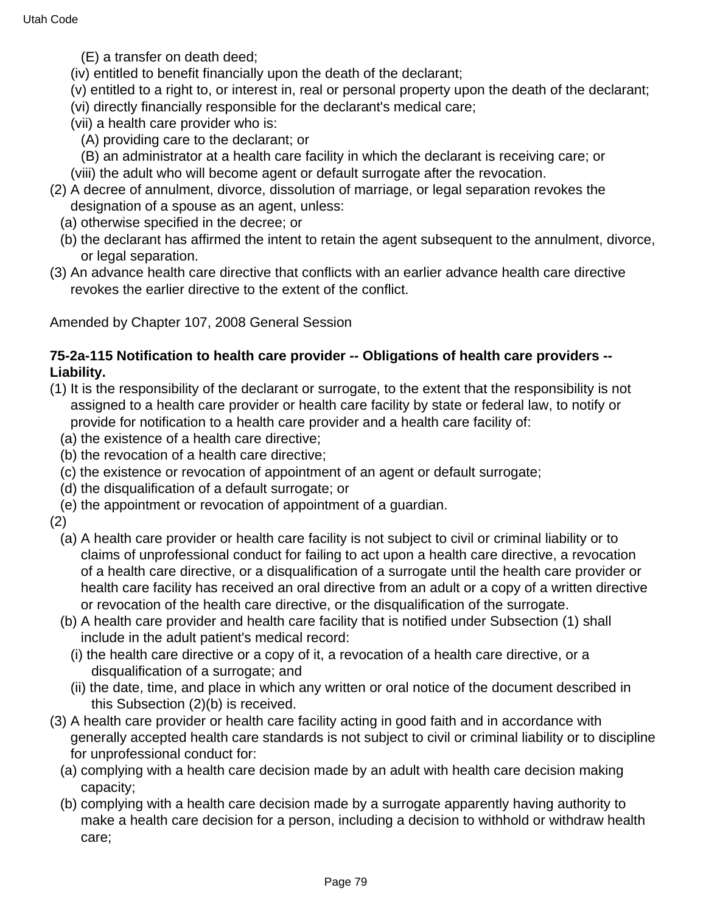(E) a transfer on death deed;

(iv) entitled to benefit financially upon the death of the declarant;

(v) entitled to a right to, or interest in, real or personal property upon the death of the declarant;

(vi) directly financially responsible for the declarant's medical care;

(vii) a health care provider who is:

(A) providing care to the declarant; or

(B) an administrator at a health care facility in which the declarant is receiving care; or

(viii) the adult who will become agent or default surrogate after the revocation.

(2) A decree of annulment, divorce, dissolution of marriage, or legal separation revokes the designation of a spouse as an agent, unless:

(a) otherwise specified in the decree; or

(b) the declarant has affirmed the intent to retain the agent subsequent to the annulment, divorce, or legal separation.

(3) An advance health care directive that conflicts with an earlier advance health care directive revokes the earlier directive to the extent of the conflict.

Amended by Chapter 107, 2008 General Session

**75-2a-115 Notification to health care provider -- Obligations of health care providers -- Liability.**

(1) It is the responsibility of the declarant or surrogate, to the extent that the responsibility is not assigned to a health care provider or health care facility by state or federal law, to notify or provide for notification to a health care provider and a health care facility of:

(a) the existence of a health care directive;

(b) the revocation of a health care directive;

(c) the existence or revocation of appointment of an agent or default surrogate;

(d) the disqualification of a default surrogate; or

(e) the appointment or revocation of appointment of a guardian.

(2)

(a) A health care provider or health care facility is not subject to civil or criminal liability or to claims of unprofessional conduct for failing to act upon a health care directive, a revocation of a health care directive, or a disqualification of a surrogate until the health care provider or health care facility has received an oral directive from an adult or a copy of a written directive or revocation of the health care directive, or the disqualification of the surrogate.

(b) A health care provider and health care facility that is notified under Subsection (1) shall include in the adult patient's medical record:

(i) the health care directive or a copy of it, a revocation of a health care directive, or a disqualification of a surrogate; and

(ii) the date, time, and place in which any written or oral notice of the document described in this Subsection (2)(b) is received.

(3) A health care provider or health care facility acting in good faith and in accordance with generally accepted health care standards is not subject to civil or criminal liability or to discipline for unprofessional conduct for:

(a) complying with a health care decision made by an adult with health care decision making capacity;

(b) complying with a health care decision made by a surrogate apparently having authority to make a health care decision for a person, including a decision to withhold or withdraw health care;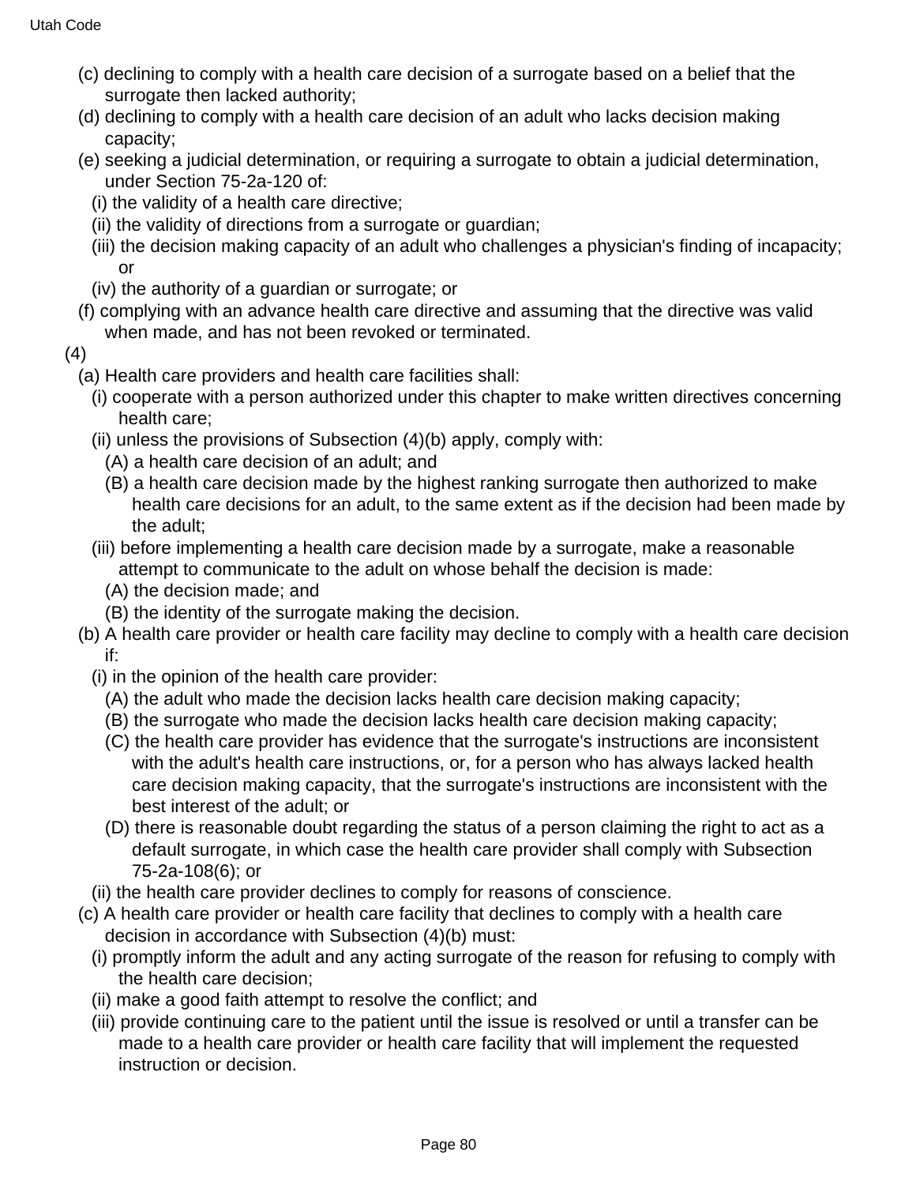(c) declining to comply with a health care decision of a surrogate based on a belief that the surrogate then lacked authority;

(d) declining to comply with a health care decision of an adult who lacks decision making capacity;

(e) seeking a judicial determination, or requiring a surrogate to obtain a judicial determination, under Section 75-2a-120 of:

(i) the validity of a health care directive;

(ii) the validity of directions from a surrogate or guardian;

(iii) the decision making capacity of an adult who challenges a physician's finding of incapacity; or

(iv) the authority of a guardian or surrogate; or

(f) complying with an advance health care directive and assuming that the directive was valid when made, and has not been revoked or terminated.

(4)

(a) Health care providers and health care facilities shall:

(i) cooperate with a person authorized under this chapter to make written directives concerning health care;

(ii) unless the provisions of Subsection (4)(b) apply, comply with:

(A) a health care decision of an adult; and

(B) a health care decision made by the highest ranking surrogate then authorized to make health care decisions for an adult, to the same extent as if the decision had been made by the adult;

(iii) before implementing a health care decision made by a surrogate, make a reasonable attempt to communicate to the adult on whose behalf the decision is made:

(A) the decision made; and

(B) the identity of the surrogate making the decision.

(b) A health care provider or health care facility may decline to comply with a health care decision if:

(i) in the opinion of the health care provider:

(A) the adult who made the decision lacks health care decision making capacity;

(B) the surrogate who made the decision lacks health care decision making capacity;

(C) the health care provider has evidence that the surrogate's instructions are inconsistent with the adult's health care instructions, or, for a person who has always lacked health care decision making capacity, that the surrogate's instructions are inconsistent with the best interest of the adult; or

(D) there is reasonable doubt regarding the status of a person claiming the right to act as a default surrogate, in which case the health care provider shall comply with Subsection 75-2a-108(6); or

(ii) the health care provider declines to comply for reasons of conscience.

(c) A health care provider or health care facility that declines to comply with a health care decision in accordance with Subsection (4)(b) must:

(i) promptly inform the adult and any acting surrogate of the reason for refusing to comply with the health care decision;

(ii) make a good faith attempt to resolve the conflict; and

(iii) provide continuing care to the patient until the issue is resolved or until a transfer can be made to a health care provider or health care facility that will implement the requested instruction or decision.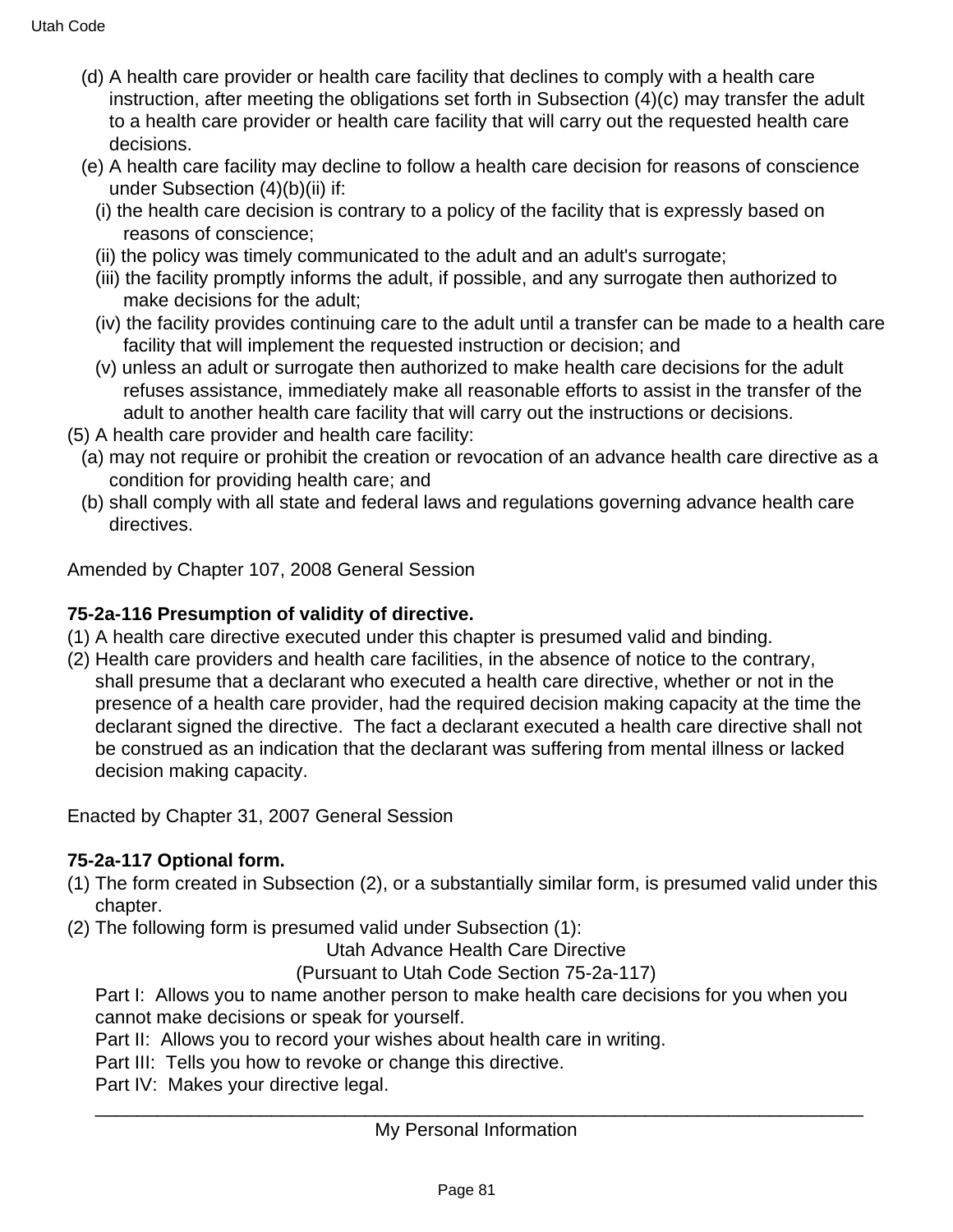(d) A health care provider or health care facility that declines to comply with a health care instruction, after meeting the obligations set forth in Subsection (4)(c) may transfer the adult to a health care provider or health care facility that will carry out the requested health care decisions.

(e) A health care facility may decline to follow a health care decision for reasons of conscience under Subsection (4)(b)(ii) if:

(i) the health care decision is contrary to a policy of the facility that is expressly based on reasons of conscience;

(ii) the policy was timely communicated to the adult and an adult's surrogate;

(iii) the facility promptly informs the adult, if possible, and any surrogate then authorized to make decisions for the adult;

(iv) the facility provides continuing care to the adult until a transfer can be made to a health care facility that will implement the requested instruction or decision; and

(v) unless an adult or surrogate then authorized to make health care decisions for the adult refuses assistance, immediately make all reasonable efforts to assist in the transfer of the adult to another health care facility that will carry out the instructions or decisions.

(5) A health care provider and health care facility:

(a) may not require or prohibit the creation or revocation of an advance health care directive as a condition for providing health care; and

(b) shall comply with all state and federal laws and regulations governing advance health care directives.

Amended by Chapter 107, 2008 General Session

**75-2a-116 Presumption of validity of directive.**

(1) A health care directive executed under this chapter is presumed valid and binding.

(2) Health care providers and health care facilities, in the absence of notice to the contrary, shall presume that a declarant who executed a health care directive, whether or not in the presence of a health care provider, had the required decision making capacity at the time the declarant signed the directive. The fact a declarant executed a health care directive shall not be construed as an indication that the declarant was suffering from mental illness or lacked decision making capacity.

Enacted by Chapter 31, 2007 General Session

**75-2a-117 Optional form.**

(1) The form created in Subsection (2), or a substantially similar form, is presumed valid under this chapter.

(2) The following form is presumed valid under Subsection (1):

Utah Advance Health Care Directive

(Pursuant to Utah Code Section 75-2a-117)

Part I: Allows you to name another person to make health care decisions for you when you cannot make decisions or speak for yourself.

Part II: Allows you to record your wishes about health care in writing.

Part III: Tells you how to revoke or change this directive.

Part IV: Makes your directive legal.

---

My Personal Information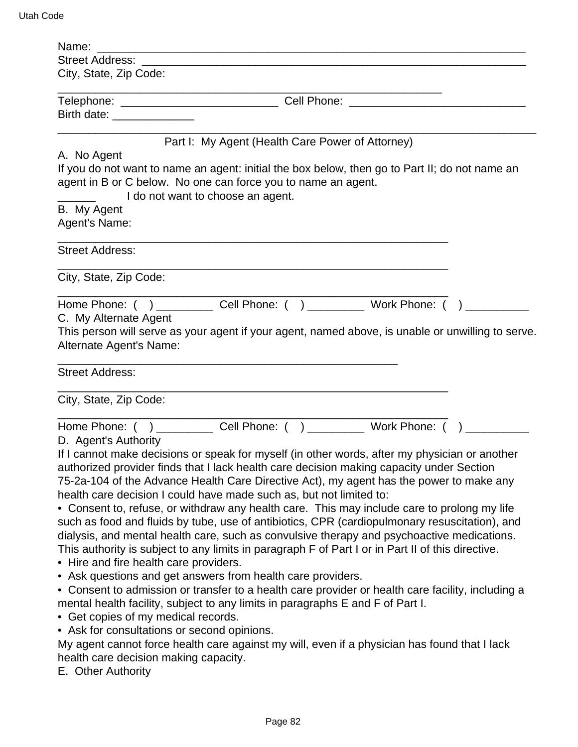Name: ____________________________________________________________________
Street Address: ______________________________________________________________
City, State, Zip Code:
_______________________________________________________________
Telephone: _________________________ Cell Phone: ____________________________
Birth date: _____________

_______________________________________________________________________________

Part I: My Agent (Health Care Power of Attorney)

A. No Agent

If you do not want to name an agent: initial the box below, then go to Part II; do not name an agent in B or C below. No one can force you to name an agent.

______ I do not want to choose an agent.

B. My Agent

Agent's Name:
_______________________________________________________________

Street Address:
_______________________________________________________________

City, State, Zip Code:
_______________________________________________________________

Home Phone: (   ) _________ Cell Phone: (   ) _________ Work Phone: (   ) __________

C. My Alternate Agent

This person will serve as your agent if your agent, named above, is unable or unwilling to serve.

Alternate Agent's Name:
_______________________________________________________

Street Address:
_______________________________________________________________

City, State, Zip Code:
_______________________________________________________________

Home Phone: (   ) _________ Cell Phone: (   ) _________ Work Phone: (   ) __________

D. Agent's Authority

If I cannot make decisions or speak for myself (in other words, after my physician or another authorized provider finds that I lack health care decision making capacity under Section 75-2a-104 of the Advance Health Care Directive Act), my agent has the power to make any health care decision I could have made such as, but not limited to:

- Consent to, refuse, or withdraw any health care. This may include care to prolong my life such as food and fluids by tube, use of antibiotics, CPR (cardiopulmonary resuscitation), and dialysis, and mental health care, such as convulsive therapy and psychoactive medications. This authority is subject to any limits in paragraph F of Part I or in Part II of this directive.
- Hire and fire health care providers.
- Ask questions and get answers from health care providers.
- Consent to admission or transfer to a health care provider or health care facility, including a mental health facility, subject to any limits in paragraphs E and F of Part I.
- Get copies of my medical records.
- Ask for consultations or second opinions.

My agent cannot force health care against my will, even if a physician has found that I lack health care decision making capacity.

E. Other Authority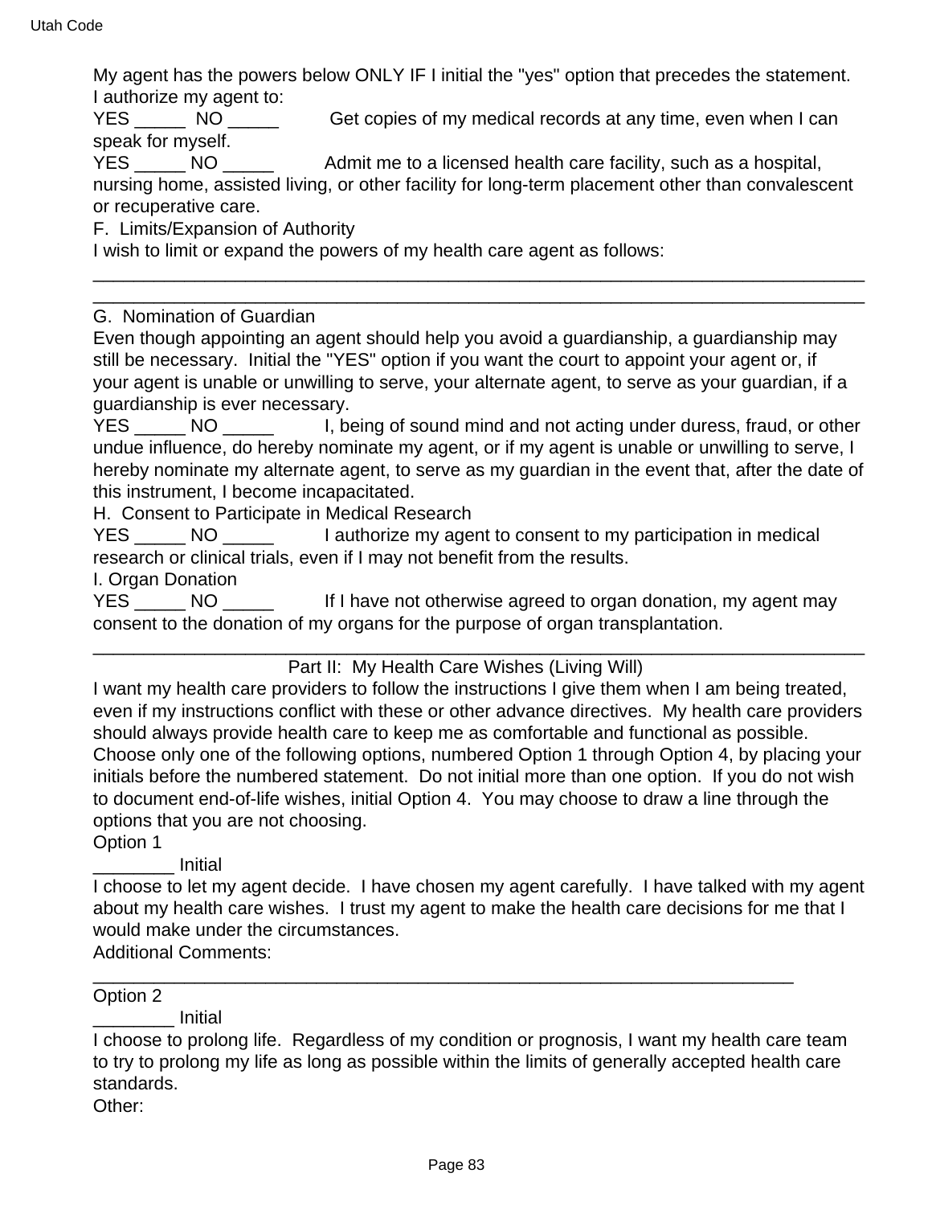My agent has the powers below ONLY IF I initial the "yes" option that precedes the statement. I authorize my agent to:

YES _____ NO _____ Get copies of my medical records at any time, even when I can speak for myself.

YES _____ NO _____ Admit me to a licensed health care facility, such as a hospital, nursing home, assisted living, or other facility for long-term placement other than convalescent or recuperative care.

F. Limits/Expansion of Authority

I wish to limit or expand the powers of my health care agent as follows:

______________________________________________________________________________
______________________________________________________________________________

G. Nomination of Guardian

Even though appointing an agent should help you avoid a guardianship, a guardianship may still be necessary. Initial the "YES" option if you want the court to appoint your agent or, if your agent is unable or unwilling to serve, your alternate agent, to serve as your guardian, if a guardianship is ever necessary.

YES _____ NO _____ I, being of sound mind and not acting under duress, fraud, or other undue influence, do hereby nominate my agent, or if my agent is unable or unwilling to serve, I hereby nominate my alternate agent, to serve as my guardian in the event that, after the date of this instrument, I become incapacitated.

H. Consent to Participate in Medical Research

YES _____ NO _____ I authorize my agent to consent to my participation in medical research or clinical trials, even if I may not benefit from the results.

I. Organ Donation

YES _____ NO _____ If I have not otherwise agreed to organ donation, my agent may consent to the donation of my organs for the purpose of organ transplantation.

______________________________________________________________________________

Part II: My Health Care Wishes (Living Will)

I want my health care providers to follow the instructions I give them when I am being treated, even if my instructions conflict with these or other advance directives. My health care providers should always provide health care to keep me as comfortable and functional as possible. Choose only one of the following options, numbered Option 1 through Option 4, by placing your initials before the numbered statement. Do not initial more than one option. If you do not wish to document end-of-life wishes, initial Option 4. You may choose to draw a line through the options that you are not choosing.

Option 1

________ Initial

I choose to let my agent decide. I have chosen my agent carefully. I have talked with my agent about my health care wishes. I trust my agent to make the health care decisions for me that I would make under the circumstances.

Additional Comments:

_______________________________________________________________________

Option 2

________ Initial

I choose to prolong life. Regardless of my condition or prognosis, I want my health care team to try to prolong my life as long as possible within the limits of generally accepted health care standards.

Other: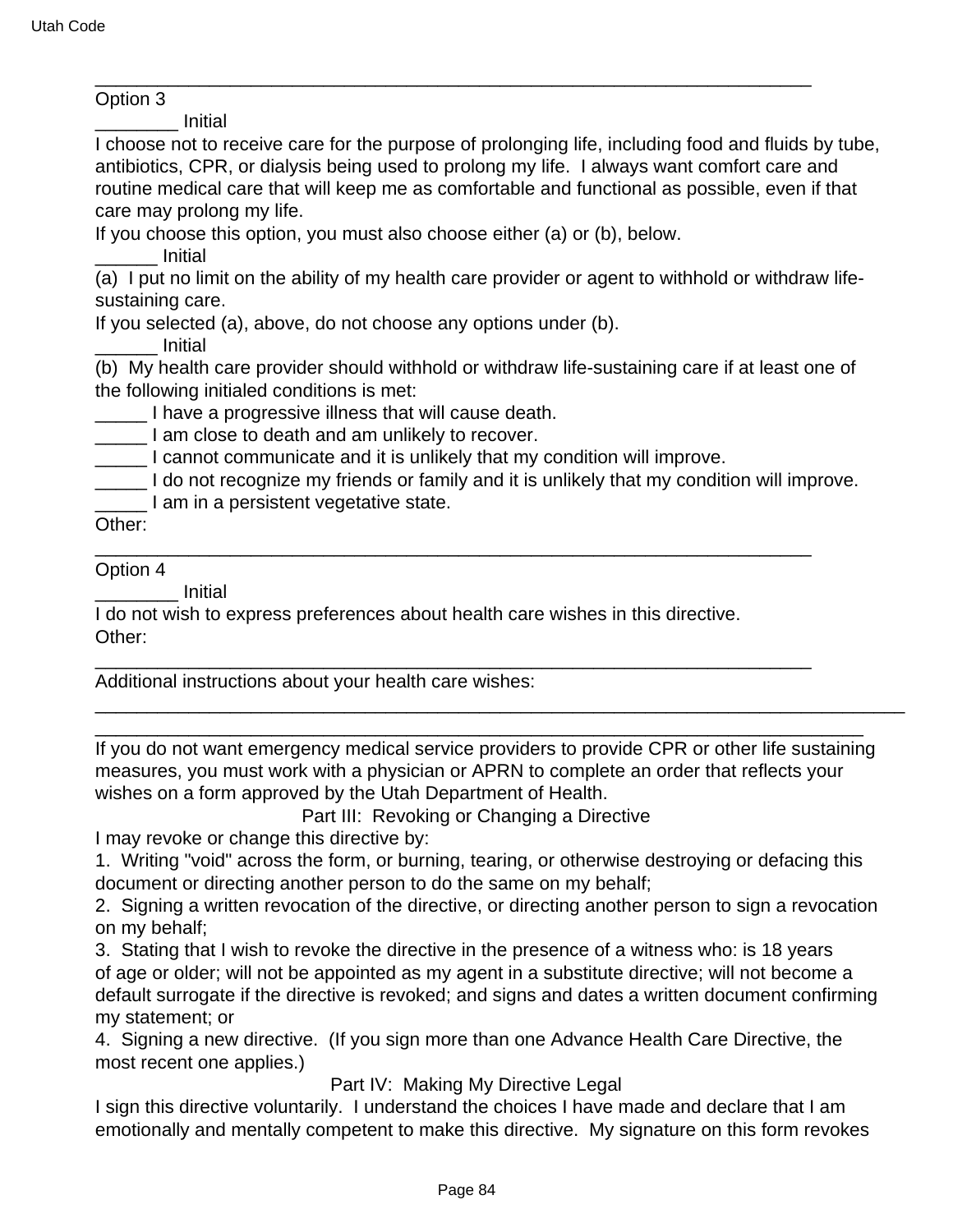________________________________________________________________________

Option 3

________ Initial

I choose not to receive care for the purpose of prolonging life, including food and fluids by tube, antibiotics, CPR, or dialysis being used to prolong my life. I always want comfort care and routine medical care that will keep me as comfortable and functional as possible, even if that care may prolong my life.

If you choose this option, you must also choose either (a) or (b), below.

______ Initial

(a) I put no limit on the ability of my health care provider or agent to withhold or withdraw life-sustaining care.

If you selected (a), above, do not choose any options under (b).

______ Initial

(b) My health care provider should withhold or withdraw life-sustaining care if at least one of the following initialed conditions is met:

_____ I have a progressive illness that will cause death.

_____ I am close to death and am unlikely to recover.

_____ I cannot communicate and it is unlikely that my condition will improve.

_____ I do not recognize my friends or family and it is unlikely that my condition will improve.

_____ I am in a persistent vegetative state.

Other:

________________________________________________________________________

Option 4

________ Initial

I do not wish to express preferences about health care wishes in this directive.

Other:

________________________________________________________________________

Additional instructions about your health care wishes:

__________________________________________________________________________

__________________________________________________________________________

If you do not want emergency medical service providers to provide CPR or other life sustaining measures, you must work with a physician or APRN to complete an order that reflects your wishes on a form approved by the Utah Department of Health.

Part III: Revoking or Changing a Directive

I may revoke or change this directive by:

1. Writing "void" across the form, or burning, tearing, or otherwise destroying or defacing this document or directing another person to do the same on my behalf;

2. Signing a written revocation of the directive, or directing another person to sign a revocation on my behalf;

3. Stating that I wish to revoke the directive in the presence of a witness who: is 18 years of age or older; will not be appointed as my agent in a substitute directive; will not become a default surrogate if the directive is revoked; and signs and dates a written document confirming my statement; or

4. Signing a new directive. (If you sign more than one Advance Health Care Directive, the most recent one applies.)

Part IV: Making My Directive Legal

I sign this directive voluntarily. I understand the choices I have made and declare that I am emotionally and mentally competent to make this directive. My signature on this form revokes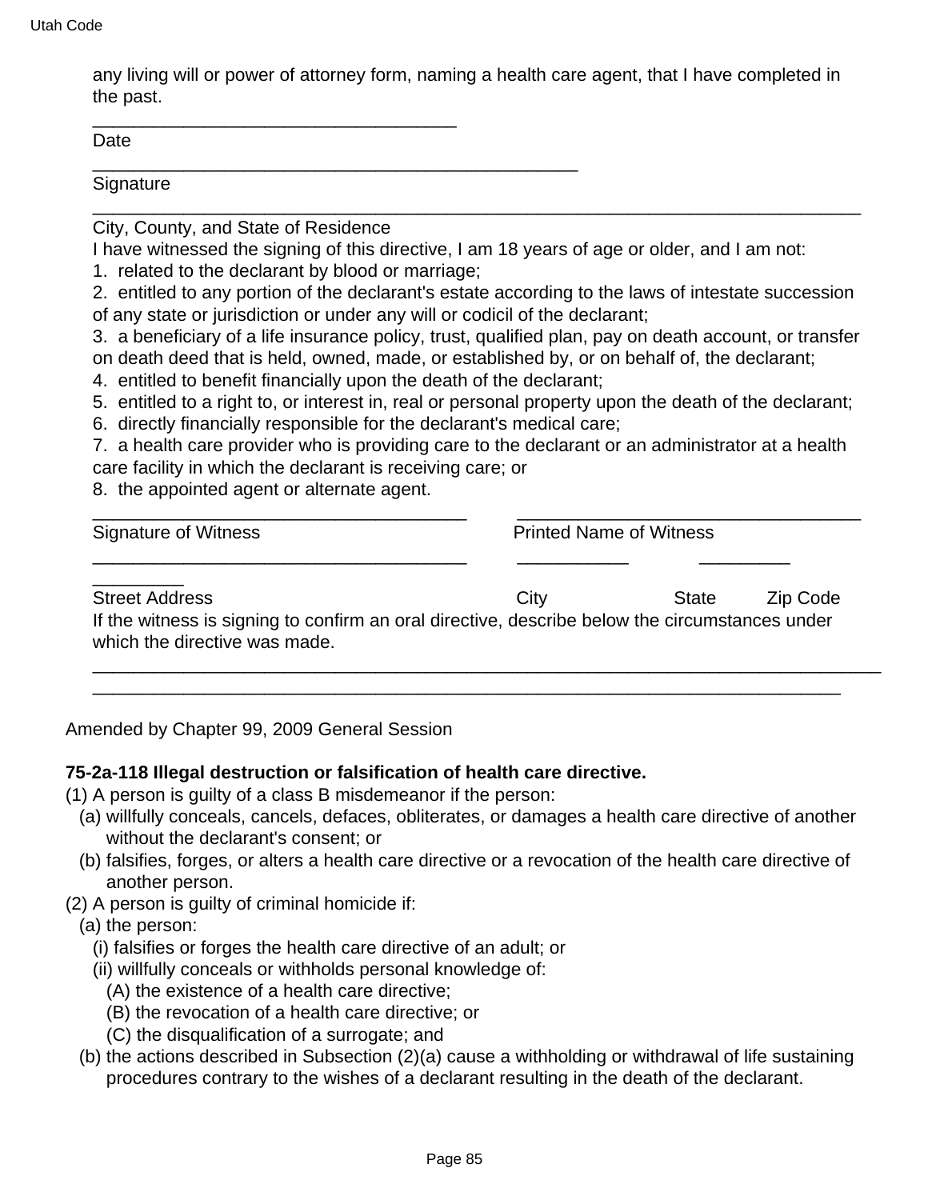any living will or power of attorney form, naming a health care agent, that I have completed in the past.

____________________________________
Date

________________________________________________
Signature

____________________________________________________________________________
City, County, and State of Residence

I have witnessed the signing of this directive, I am 18 years of age or older, and I am not:

1. related to the declarant by blood or marriage;
2. entitled to any portion of the declarant's estate according to the laws of intestate succession of any state or jurisdiction or under any will or codicil of the declarant;
3. a beneficiary of a life insurance policy, trust, qualified plan, pay on death account, or transfer on death deed that is held, owned, made, or established by, or on behalf of, the declarant;
4. entitled to benefit financially upon the death of the declarant;
5. entitled to a right to, or interest in, real or personal property upon the death of the declarant;
6. directly financially responsible for the declarant's medical care;
7. a health care provider who is providing care to the declarant or an administrator at a health care facility in which the declarant is receiving care; or
8. the appointed agent or alternate agent.

_____________________________________ __________________________________
Signature of Witness Printed Name of Witness

_____________________________________ ___________ _________ _________
Street Address City State Zip Code

If the witness is signing to confirm an oral directive, describe below the circumstances under which the directive was made.

______________________________________________________________________________
__________________________________________________________________________

Amended by Chapter 99, 2009 General Session

**75-2a-118 Illegal destruction or falsification of health care directive.**

(1) A person is guilty of a class B misdemeanor if the person:
   (a) willfully conceals, cancels, defaces, obliterates, or damages a health care directive of another without the declarant's consent; or
   (b) falsifies, forges, or alters a health care directive or a revocation of the health care directive of another person.

(2) A person is guilty of criminal homicide if:
   (a) the person:
      (i) falsifies or forges the health care directive of an adult; or
      (ii) willfully conceals or withholds personal knowledge of:
         (A) the existence of a health care directive;
         (B) the revocation of a health care directive; or
         (C) the disqualification of a surrogate; and
   (b) the actions described in Subsection (2)(a) cause a withholding or withdrawal of life sustaining procedures contrary to the wishes of a declarant resulting in the death of the declarant.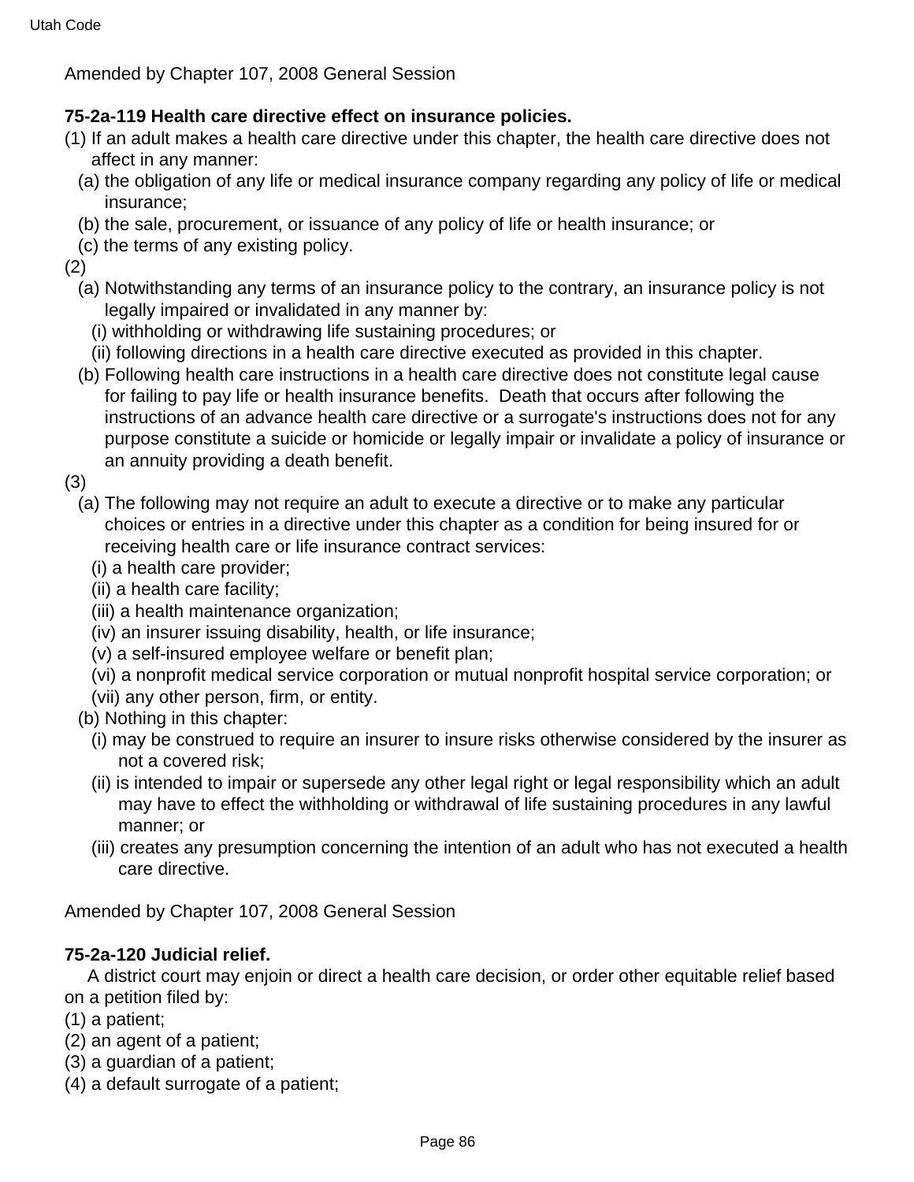Amended by Chapter 107, 2008 General Session

**75-2a-119 Health care directive effect on insurance policies.**

(1) If an adult makes a health care directive under this chapter, the health care directive does not affect in any manner:

  (a) the obligation of any life or medical insurance company regarding any policy of life or medical insurance;

  (b) the sale, procurement, or issuance of any policy of life or health insurance; or

  (c) the terms of any existing policy.

(2)

  (a) Notwithstanding any terms of an insurance policy to the contrary, an insurance policy is not legally impaired or invalidated in any manner by:

    (i) withholding or withdrawing life sustaining procedures; or

    (ii) following directions in a health care directive executed as provided in this chapter.

  (b) Following health care instructions in a health care directive does not constitute legal cause for failing to pay life or health insurance benefits. Death that occurs after following the instructions of an advance health care directive or a surrogate's instructions does not for any purpose constitute a suicide or homicide or legally impair or invalidate a policy of insurance or an annuity providing a death benefit.

(3)

  (a) The following may not require an adult to execute a directive or to make any particular choices or entries in a directive under this chapter as a condition for being insured for or receiving health care or life insurance contract services:

    (i) a health care provider;

    (ii) a health care facility;

    (iii) a health maintenance organization;

    (iv) an insurer issuing disability, health, or life insurance;

    (v) a self-insured employee welfare or benefit plan;

    (vi) a nonprofit medical service corporation or mutual nonprofit hospital service corporation; or

    (vii) any other person, firm, or entity.

  (b) Nothing in this chapter:

    (i) may be construed to require an insurer to insure risks otherwise considered by the insurer as not a covered risk;

    (ii) is intended to impair or supersede any other legal right or legal responsibility which an adult may have to effect the withholding or withdrawal of life sustaining procedures in any lawful manner; or

    (iii) creates any presumption concerning the intention of an adult who has not executed a health care directive.

Amended by Chapter 107, 2008 General Session

**75-2a-120 Judicial relief.**

A district court may enjoin or direct a health care decision, or order other equitable relief based on a petition filed by:

(1) a patient;

(2) an agent of a patient;

(3) a guardian of a patient;

(4) a default surrogate of a patient;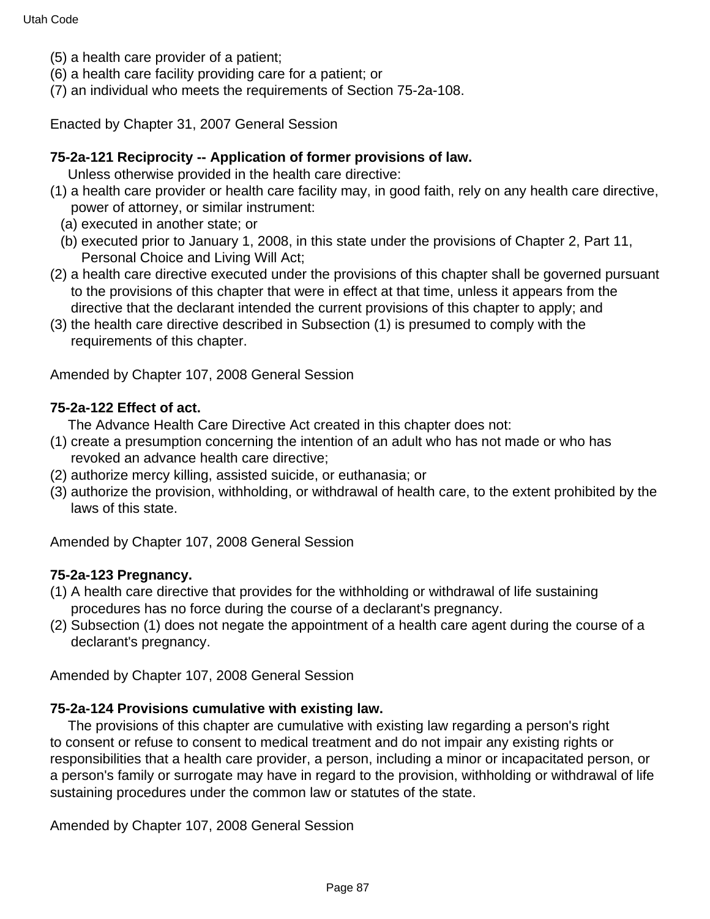(5) a health care provider of a patient;
(6) a health care facility providing care for a patient; or
(7) an individual who meets the requirements of Section 75-2a-108.

Enacted by Chapter 31, 2007 General Session

**75-2a-121 Reciprocity -- Application of former provisions of law.**

Unless otherwise provided in the health care directive:

(1) a health care provider or health care facility may, in good faith, rely on any health care directive, power of attorney, or similar instrument:
  (a) executed in another state; or
  (b) executed prior to January 1, 2008, in this state under the provisions of Chapter 2, Part 11, Personal Choice and Living Will Act;
(2) a health care directive executed under the provisions of this chapter shall be governed pursuant to the provisions of this chapter that were in effect at that time, unless it appears from the directive that the declarant intended the current provisions of this chapter to apply; and
(3) the health care directive described in Subsection (1) is presumed to comply with the requirements of this chapter.

Amended by Chapter 107, 2008 General Session

**75-2a-122 Effect of act.**

The Advance Health Care Directive Act created in this chapter does not:

(1) create a presumption concerning the intention of an adult who has not made or who has revoked an advance health care directive;
(2) authorize mercy killing, assisted suicide, or euthanasia; or
(3) authorize the provision, withholding, or withdrawal of health care, to the extent prohibited by the laws of this state.

Amended by Chapter 107, 2008 General Session

**75-2a-123 Pregnancy.**

(1) A health care directive that provides for the withholding or withdrawal of life sustaining procedures has no force during the course of a declarant's pregnancy.
(2) Subsection (1) does not negate the appointment of a health care agent during the course of a declarant's pregnancy.

Amended by Chapter 107, 2008 General Session

**75-2a-124 Provisions cumulative with existing law.**

The provisions of this chapter are cumulative with existing law regarding a person's right to consent or refuse to consent to medical treatment and do not impair any existing rights or responsibilities that a health care provider, a person, including a minor or incapacitated person, or a person's family or surrogate may have in regard to the provision, withholding or withdrawal of life sustaining procedures under the common law or statutes of the state.

Amended by Chapter 107, 2008 General Session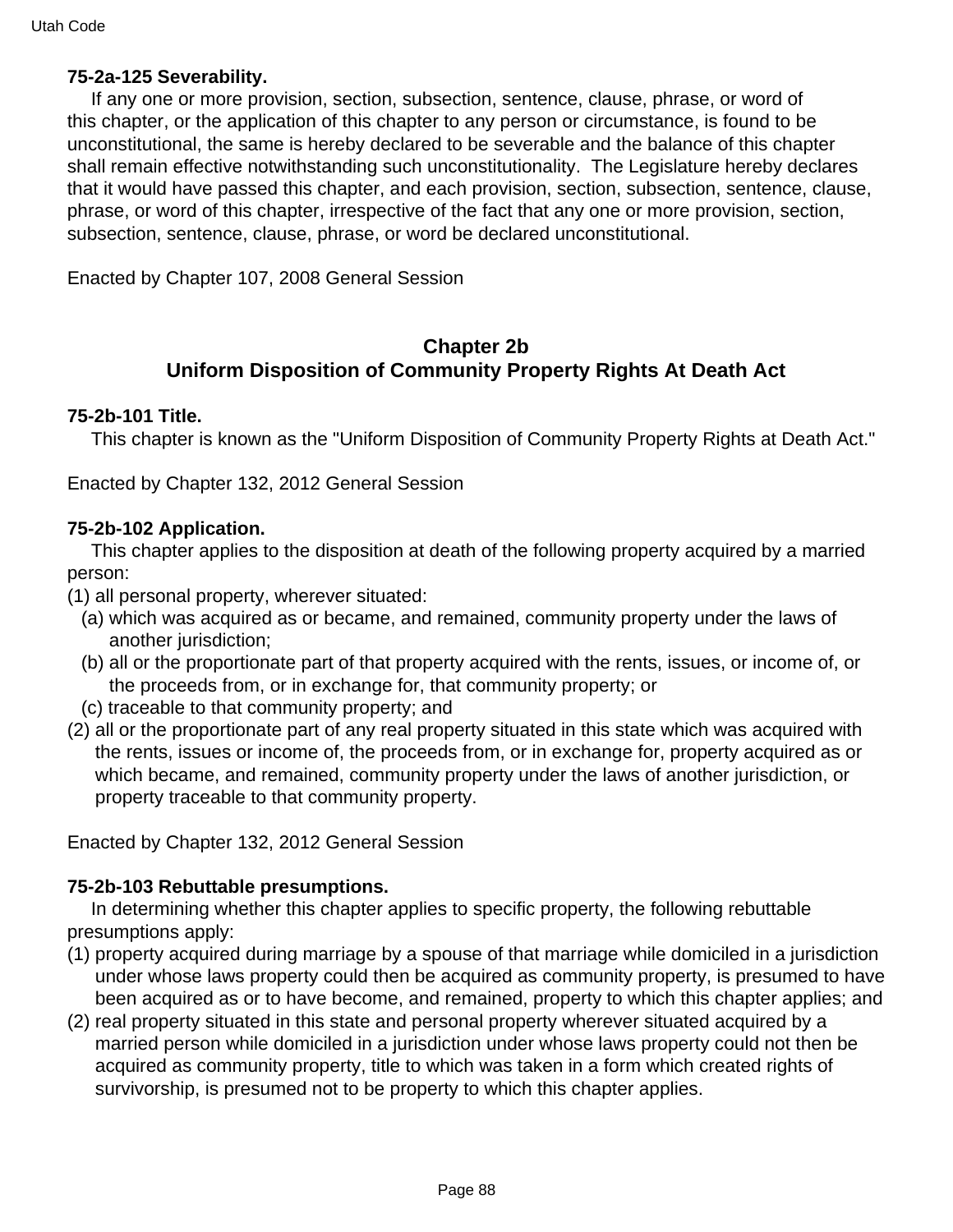**75-2a-125 Severability.**

If any one or more provision, section, subsection, sentence, clause, phrase, or word of this chapter, or the application of this chapter to any person or circumstance, is found to be unconstitutional, the same is hereby declared to be severable and the balance of this chapter shall remain effective notwithstanding such unconstitutionality. The Legislature hereby declares that it would have passed this chapter, and each provision, section, subsection, sentence, clause, phrase, or word of this chapter, irrespective of the fact that any one or more provision, section, subsection, sentence, clause, phrase, or word be declared unconstitutional.

Enacted by Chapter 107, 2008 General Session

## Chapter 2b
## Uniform Disposition of Community Property Rights At Death Act

**75-2b-101 Title.**

This chapter is known as the "Uniform Disposition of Community Property Rights at Death Act."

Enacted by Chapter 132, 2012 General Session

**75-2b-102 Application.**

This chapter applies to the disposition at death of the following property acquired by a married person:

(1) all personal property, wherever situated:

(a) which was acquired as or became, and remained, community property under the laws of another jurisdiction;

(b) all or the proportionate part of that property acquired with the rents, issues, or income of, or the proceeds from, or in exchange for, that community property; or

(c) traceable to that community property; and

(2) all or the proportionate part of any real property situated in this state which was acquired with the rents, issues or income of, the proceeds from, or in exchange for, property acquired as or which became, and remained, community property under the laws of another jurisdiction, or property traceable to that community property.

Enacted by Chapter 132, 2012 General Session

**75-2b-103 Rebuttable presumptions.**

In determining whether this chapter applies to specific property, the following rebuttable presumptions apply:

(1) property acquired during marriage by a spouse of that marriage while domiciled in a jurisdiction under whose laws property could then be acquired as community property, is presumed to have been acquired as or to have become, and remained, property to which this chapter applies; and

(2) real property situated in this state and personal property wherever situated acquired by a married person while domiciled in a jurisdiction under whose laws property could not then be acquired as community property, title to which was taken in a form which created rights of survivorship, is presumed not to be property to which this chapter applies.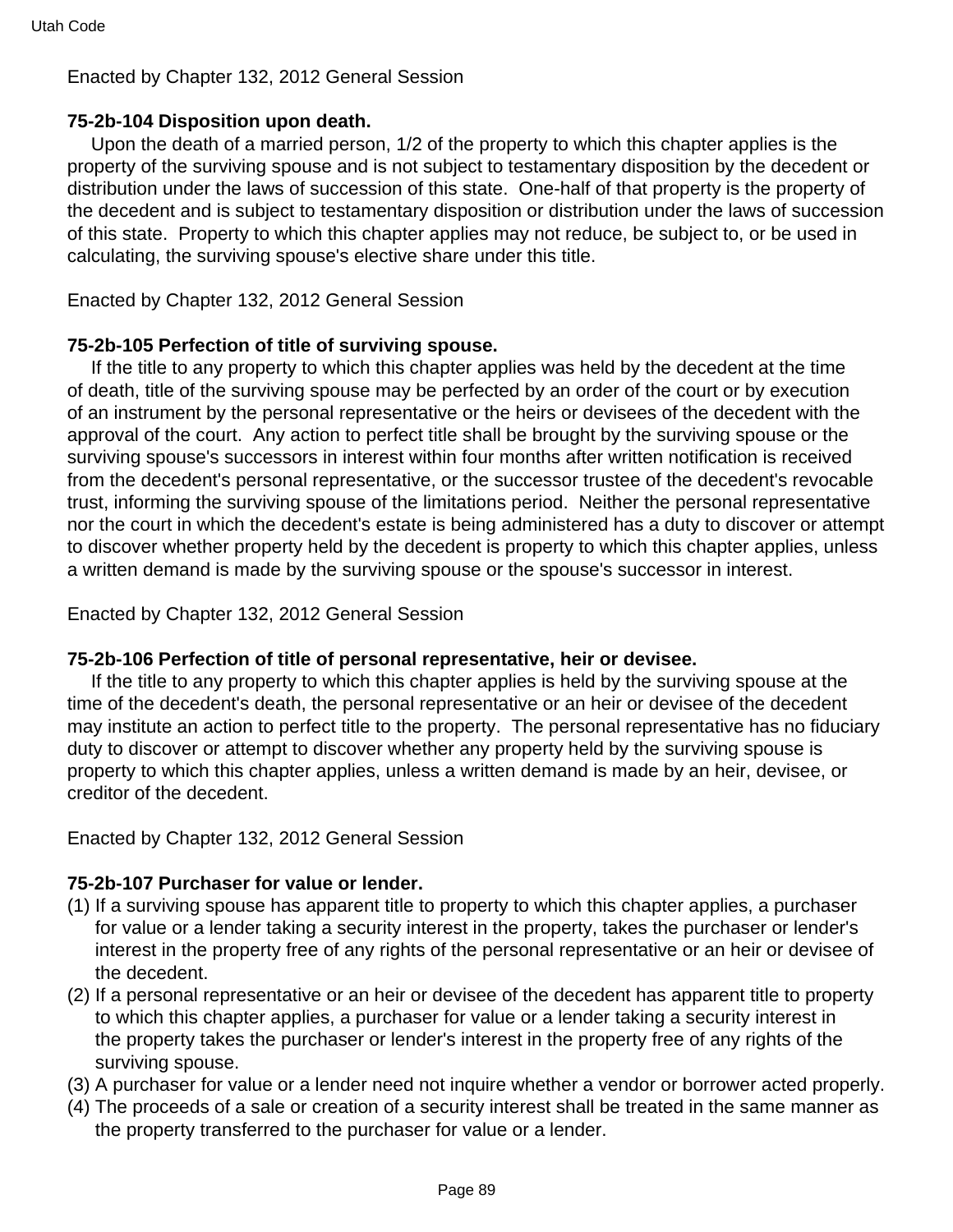Enacted by Chapter 132, 2012 General Session

**75-2b-104 Disposition upon death.**

Upon the death of a married person, 1/2 of the property to which this chapter applies is the property of the surviving spouse and is not subject to testamentary disposition by the decedent or distribution under the laws of succession of this state. One-half of that property is the property of the decedent and is subject to testamentary disposition or distribution under the laws of succession of this state. Property to which this chapter applies may not reduce, be subject to, or be used in calculating, the surviving spouse's elective share under this title.

Enacted by Chapter 132, 2012 General Session

**75-2b-105 Perfection of title of surviving spouse.**

If the title to any property to which this chapter applies was held by the decedent at the time of death, title of the surviving spouse may be perfected by an order of the court or by execution of an instrument by the personal representative or the heirs or devisees of the decedent with the approval of the court. Any action to perfect title shall be brought by the surviving spouse or the surviving spouse's successors in interest within four months after written notification is received from the decedent's personal representative, or the successor trustee of the decedent's revocable trust, informing the surviving spouse of the limitations period. Neither the personal representative nor the court in which the decedent's estate is being administered has a duty to discover or attempt to discover whether property held by the decedent is property to which this chapter applies, unless a written demand is made by the surviving spouse or the spouse's successor in interest.

Enacted by Chapter 132, 2012 General Session

**75-2b-106 Perfection of title of personal representative, heir or devisee.**

If the title to any property to which this chapter applies is held by the surviving spouse at the time of the decedent's death, the personal representative or an heir or devisee of the decedent may institute an action to perfect title to the property. The personal representative has no fiduciary duty to discover or attempt to discover whether any property held by the surviving spouse is property to which this chapter applies, unless a written demand is made by an heir, devisee, or creditor of the decedent.

Enacted by Chapter 132, 2012 General Session

**75-2b-107 Purchaser for value or lender.**

(1) If a surviving spouse has apparent title to property to which this chapter applies, a purchaser for value or a lender taking a security interest in the property, takes the purchaser or lender's interest in the property free of any rights of the personal representative or an heir or devisee of the decedent.
(2) If a personal representative or an heir or devisee of the decedent has apparent title to property to which this chapter applies, a purchaser for value or a lender taking a security interest in the property takes the purchaser or lender's interest in the property free of any rights of the surviving spouse.
(3) A purchaser for value or a lender need not inquire whether a vendor or borrower acted properly.
(4) The proceeds of a sale or creation of a security interest shall be treated in the same manner as the property transferred to the purchaser for value or a lender.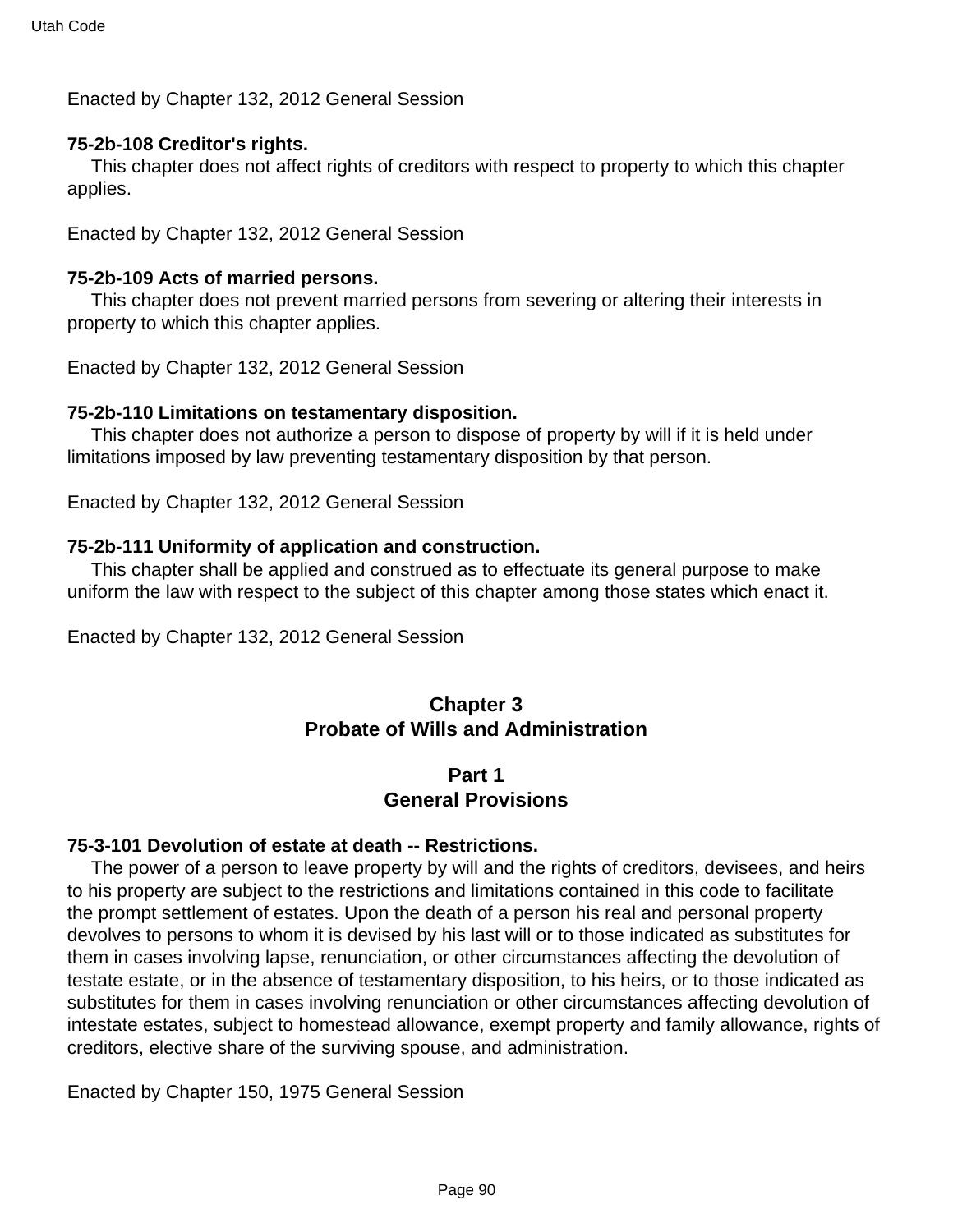Enacted by Chapter 132, 2012 General Session

**75-2b-108 Creditor's rights.**

This chapter does not affect rights of creditors with respect to property to which this chapter applies.

Enacted by Chapter 132, 2012 General Session

**75-2b-109 Acts of married persons.**

This chapter does not prevent married persons from severing or altering their interests in property to which this chapter applies.

Enacted by Chapter 132, 2012 General Session

**75-2b-110 Limitations on testamentary disposition.**

This chapter does not authorize a person to dispose of property by will if it is held under limitations imposed by law preventing testamentary disposition by that person.

Enacted by Chapter 132, 2012 General Session

**75-2b-111 Uniformity of application and construction.**

This chapter shall be applied and construed as to effectuate its general purpose to make uniform the law with respect to the subject of this chapter among those states which enact it.

Enacted by Chapter 132, 2012 General Session

# Chapter 3
# Probate of Wills and Administration

## Part 1
## General Provisions

**75-3-101 Devolution of estate at death -- Restrictions.**

The power of a person to leave property by will and the rights of creditors, devisees, and heirs to his property are subject to the restrictions and limitations contained in this code to facilitate the prompt settlement of estates. Upon the death of a person his real and personal property devolves to persons to whom it is devised by his last will or to those indicated as substitutes for them in cases involving lapse, renunciation, or other circumstances affecting the devolution of testate estate, or in the absence of testamentary disposition, to his heirs, or to those indicated as substitutes for them in cases involving renunciation or other circumstances affecting devolution of intestate estates, subject to homestead allowance, exempt property and family allowance, rights of creditors, elective share of the surviving spouse, and administration.

Enacted by Chapter 150, 1975 General Session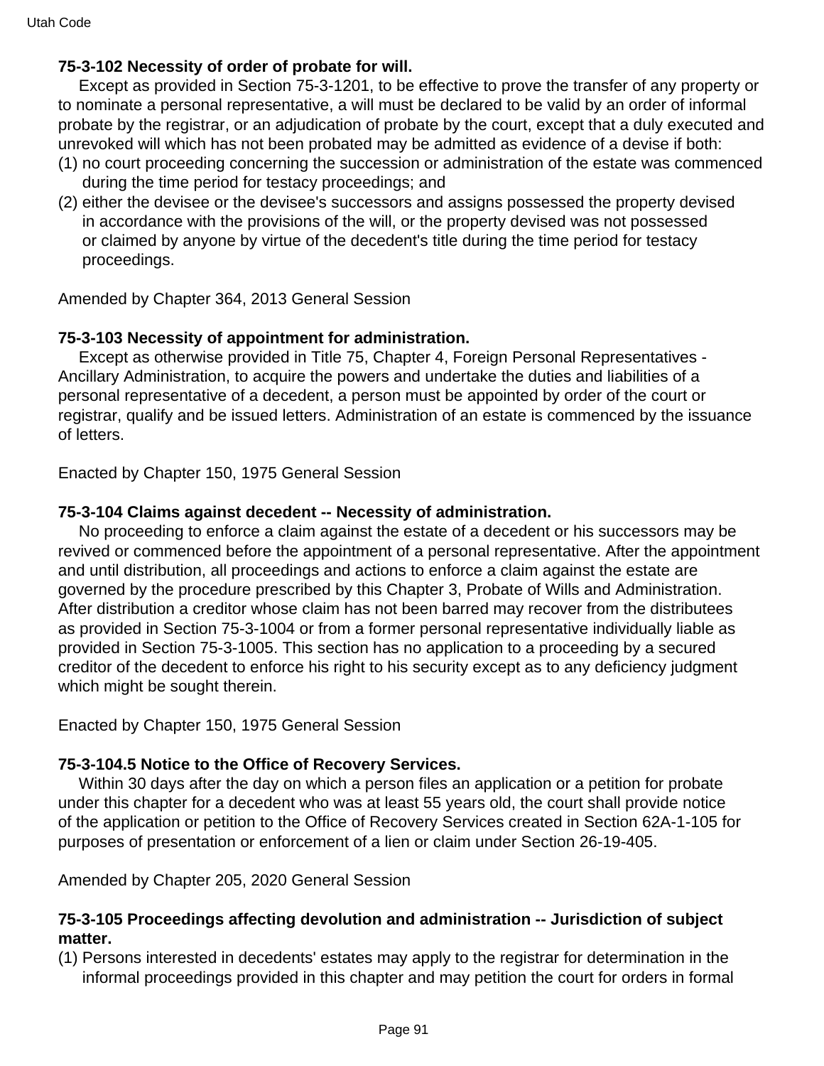**75-3-102 Necessity of order of probate for will.**

Except as provided in Section 75-3-1201, to be effective to prove the transfer of any property or to nominate a personal representative, a will must be declared to be valid by an order of informal probate by the registrar, or an adjudication of probate by the court, except that a duly executed and unrevoked will which has not been probated may be admitted as evidence of a devise if both:

(1) no court proceeding concerning the succession or administration of the estate was commenced during the time period for testacy proceedings; and

(2) either the devisee or the devisee's successors and assigns possessed the property devised in accordance with the provisions of the will, or the property devised was not possessed or claimed by anyone by virtue of the decedent's title during the time period for testacy proceedings.

Amended by Chapter 364, 2013 General Session

**75-3-103 Necessity of appointment for administration.**

Except as otherwise provided in Title 75, Chapter 4, Foreign Personal Representatives - Ancillary Administration, to acquire the powers and undertake the duties and liabilities of a personal representative of a decedent, a person must be appointed by order of the court or registrar, qualify and be issued letters. Administration of an estate is commenced by the issuance of letters.

Enacted by Chapter 150, 1975 General Session

**75-3-104 Claims against decedent -- Necessity of administration.**

No proceeding to enforce a claim against the estate of a decedent or his successors may be revived or commenced before the appointment of a personal representative. After the appointment and until distribution, all proceedings and actions to enforce a claim against the estate are governed by the procedure prescribed by this Chapter 3, Probate of Wills and Administration. After distribution a creditor whose claim has not been barred may recover from the distributees as provided in Section 75-3-1004 or from a former personal representative individually liable as provided in Section 75-3-1005. This section has no application to a proceeding by a secured creditor of the decedent to enforce his right to his security except as to any deficiency judgment which might be sought therein.

Enacted by Chapter 150, 1975 General Session

**75-3-104.5 Notice to the Office of Recovery Services.**

Within 30 days after the day on which a person files an application or a petition for probate under this chapter for a decedent who was at least 55 years old, the court shall provide notice of the application or petition to the Office of Recovery Services created in Section 62A-1-105 for purposes of presentation or enforcement of a lien or claim under Section 26-19-405.

Amended by Chapter 205, 2020 General Session

**75-3-105 Proceedings affecting devolution and administration -- Jurisdiction of subject matter.**

(1) Persons interested in decedents' estates may apply to the registrar for determination in the informal proceedings provided in this chapter and may petition the court for orders in formal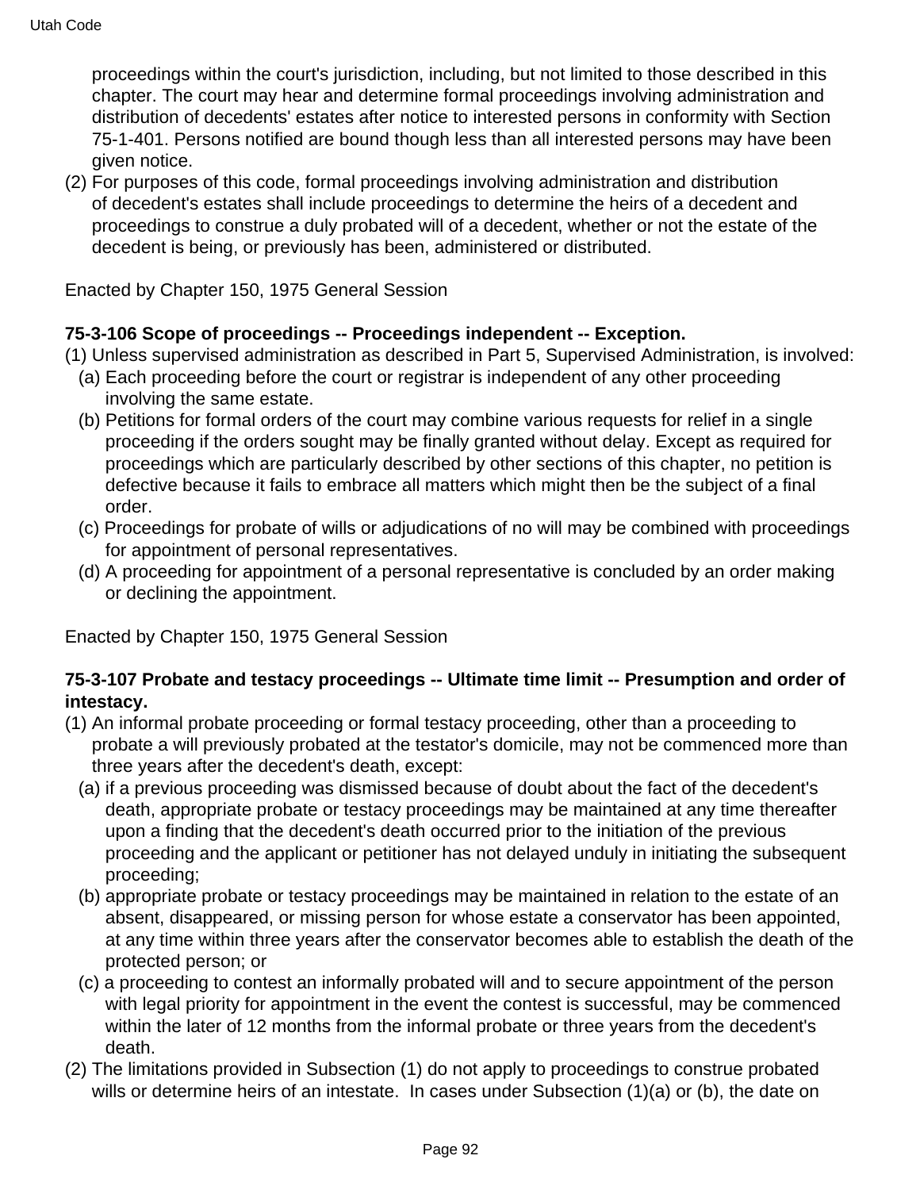proceedings within the court's jurisdiction, including, but not limited to those described in this chapter. The court may hear and determine formal proceedings involving administration and distribution of decedents' estates after notice to interested persons in conformity with Section 75-1-401. Persons notified are bound though less than all interested persons may have been given notice.

(2) For purposes of this code, formal proceedings involving administration and distribution of decedent's estates shall include proceedings to determine the heirs of a decedent and proceedings to construe a duly probated will of a decedent, whether or not the estate of the decedent is being, or previously has been, administered or distributed.

Enacted by Chapter 150, 1975 General Session

**75-3-106 Scope of proceedings -- Proceedings independent -- Exception.**

(1) Unless supervised administration as described in Part 5, Supervised Administration, is involved:

(a) Each proceeding before the court or registrar is independent of any other proceeding involving the same estate.

(b) Petitions for formal orders of the court may combine various requests for relief in a single proceeding if the orders sought may be finally granted without delay. Except as required for proceedings which are particularly described by other sections of this chapter, no petition is defective because it fails to embrace all matters which might then be the subject of a final order.

(c) Proceedings for probate of wills or adjudications of no will may be combined with proceedings for appointment of personal representatives.

(d) A proceeding for appointment of a personal representative is concluded by an order making or declining the appointment.

Enacted by Chapter 150, 1975 General Session

**75-3-107 Probate and testacy proceedings -- Ultimate time limit -- Presumption and order of intestacy.**

(1) An informal probate proceeding or formal testacy proceeding, other than a proceeding to probate a will previously probated at the testator's domicile, may not be commenced more than three years after the decedent's death, except:

(a) if a previous proceeding was dismissed because of doubt about the fact of the decedent's death, appropriate probate or testacy proceedings may be maintained at any time thereafter upon a finding that the decedent's death occurred prior to the initiation of the previous proceeding and the applicant or petitioner has not delayed unduly in initiating the subsequent proceeding;

(b) appropriate probate or testacy proceedings may be maintained in relation to the estate of an absent, disappeared, or missing person for whose estate a conservator has been appointed, at any time within three years after the conservator becomes able to establish the death of the protected person; or

(c) a proceeding to contest an informally probated will and to secure appointment of the person with legal priority for appointment in the event the contest is successful, may be commenced within the later of 12 months from the informal probate or three years from the decedent's death.

(2) The limitations provided in Subsection (1) do not apply to proceedings to construe probated wills or determine heirs of an intestate. In cases under Subsection (1)(a) or (b), the date on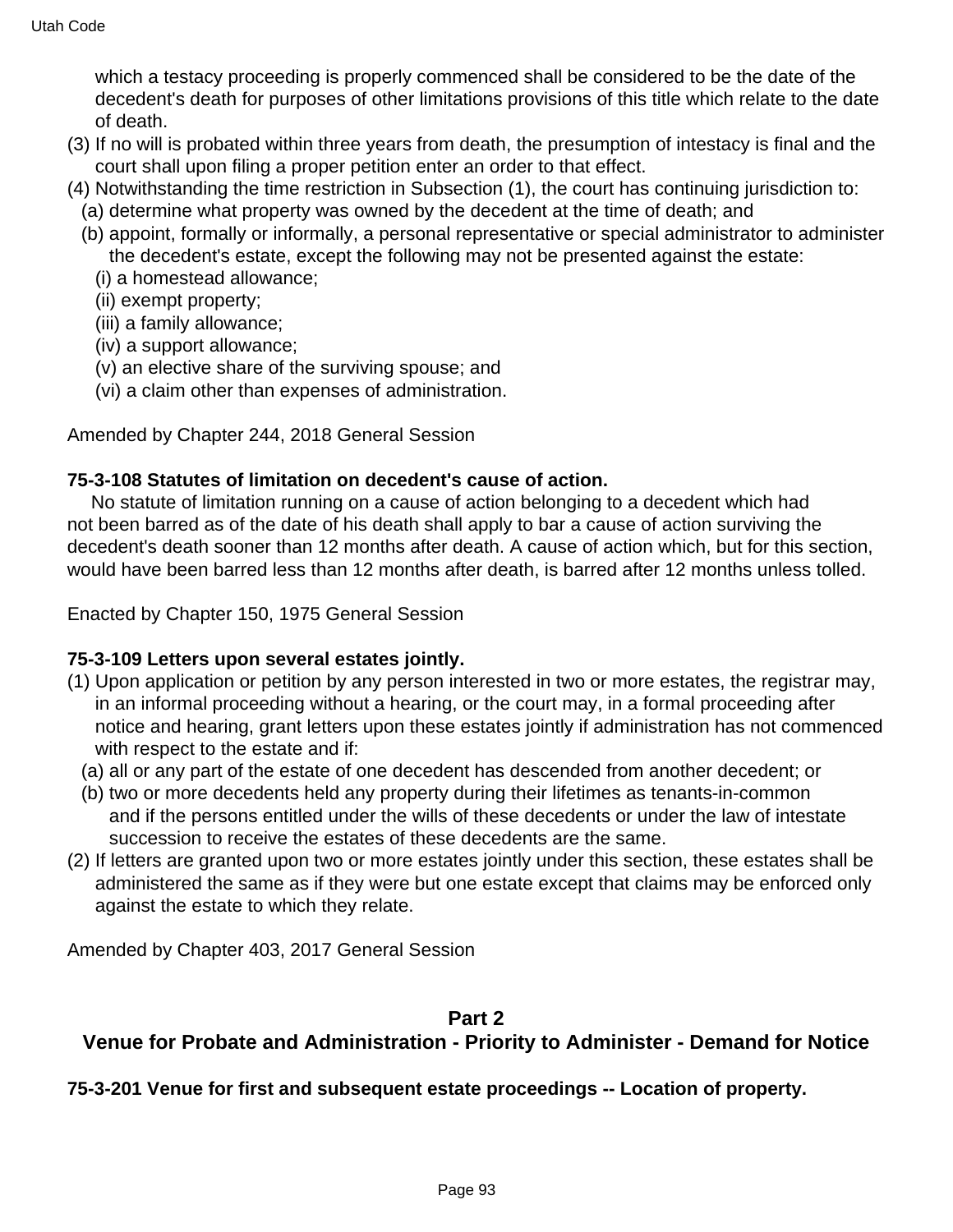which a testacy proceeding is properly commenced shall be considered to be the date of the decedent's death for purposes of other limitations provisions of this title which relate to the date of death.

(3) If no will is probated within three years from death, the presumption of intestacy is final and the court shall upon filing a proper petition enter an order to that effect.

(4) Notwithstanding the time restriction in Subsection (1), the court has continuing jurisdiction to:

(a) determine what property was owned by the decedent at the time of death; and

(b) appoint, formally or informally, a personal representative or special administrator to administer the decedent's estate, except the following may not be presented against the estate:

(i) a homestead allowance;

(ii) exempt property;

(iii) a family allowance;

(iv) a support allowance;

(v) an elective share of the surviving spouse; and

(vi) a claim other than expenses of administration.

Amended by Chapter 244, 2018 General Session

**75-3-108 Statutes of limitation on decedent's cause of action.**

No statute of limitation running on a cause of action belonging to a decedent which had not been barred as of the date of his death shall apply to bar a cause of action surviving the decedent's death sooner than 12 months after death. A cause of action which, but for this section, would have been barred less than 12 months after death, is barred after 12 months unless tolled.

Enacted by Chapter 150, 1975 General Session

**75-3-109 Letters upon several estates jointly.**

(1) Upon application or petition by any person interested in two or more estates, the registrar may, in an informal proceeding without a hearing, or the court may, in a formal proceeding after notice and hearing, grant letters upon these estates jointly if administration has not commenced with respect to the estate and if:

(a) all or any part of the estate of one decedent has descended from another decedent; or

(b) two or more decedents held any property during their lifetimes as tenants-in-common and if the persons entitled under the wills of these decedents or under the law of intestate succession to receive the estates of these decedents are the same.

(2) If letters are granted upon two or more estates jointly under this section, these estates shall be administered the same as if they were but one estate except that claims may be enforced only against the estate to which they relate.

Amended by Chapter 403, 2017 General Session

## Part 2
## Venue for Probate and Administration - Priority to Administer - Demand for Notice

**75-3-201 Venue for first and subsequent estate proceedings -- Location of property.**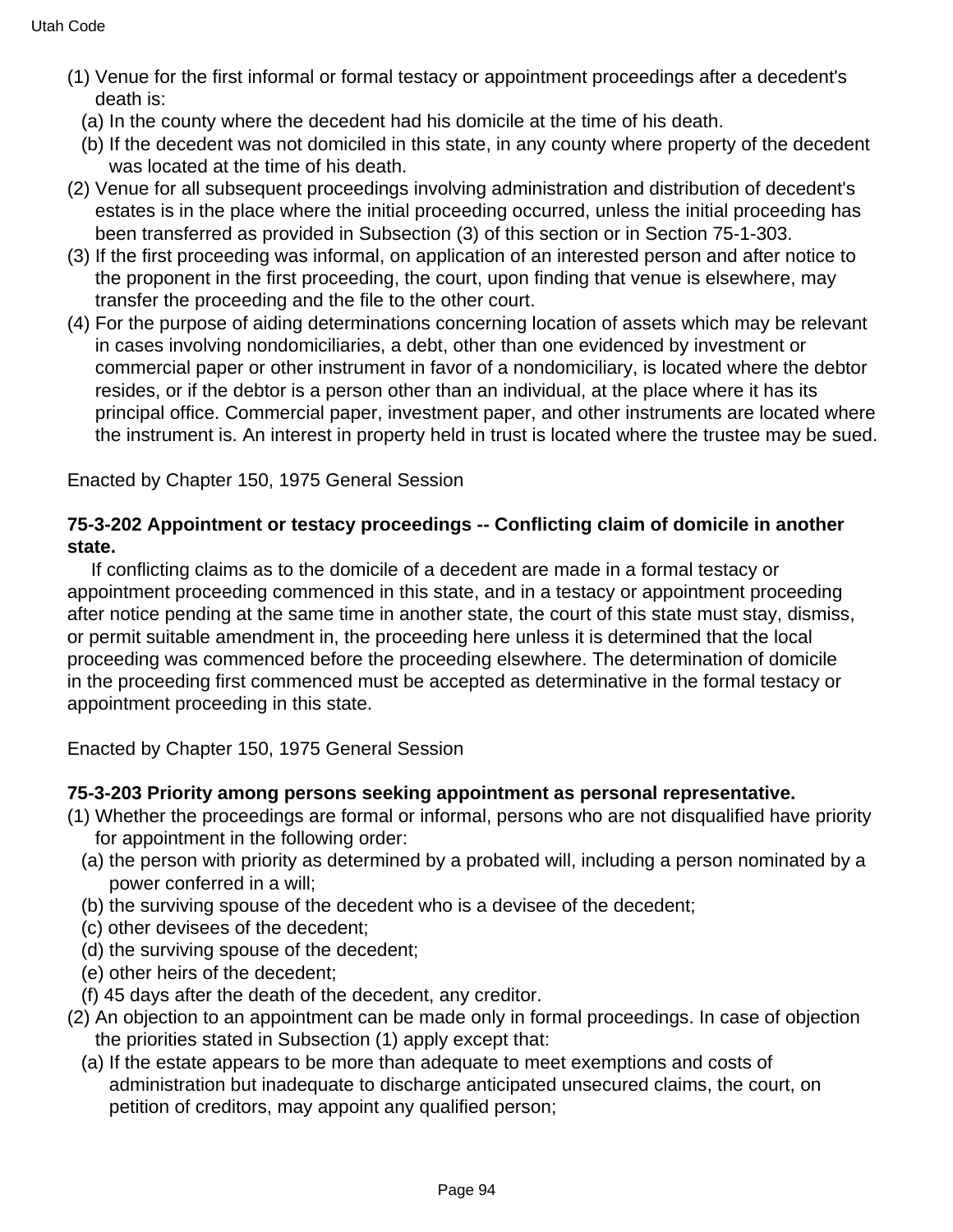(1) Venue for the first informal or formal testacy or appointment proceedings after a decedent's death is:

(a) In the county where the decedent had his domicile at the time of his death.

(b) If the decedent was not domiciled in this state, in any county where property of the decedent was located at the time of his death.

(2) Venue for all subsequent proceedings involving administration and distribution of decedent's estates is in the place where the initial proceeding occurred, unless the initial proceeding has been transferred as provided in Subsection (3) of this section or in Section 75-1-303.

(3) If the first proceeding was informal, on application of an interested person and after notice to the proponent in the first proceeding, the court, upon finding that venue is elsewhere, may transfer the proceeding and the file to the other court.

(4) For the purpose of aiding determinations concerning location of assets which may be relevant in cases involving nondomiciliaries, a debt, other than one evidenced by investment or commercial paper or other instrument in favor of a nondomiciliary, is located where the debtor resides, or if the debtor is a person other than an individual, at the place where it has its principal office. Commercial paper, investment paper, and other instruments are located where the instrument is. An interest in property held in trust is located where the trustee may be sued.

Enacted by Chapter 150, 1975 General Session

**75-3-202 Appointment or testacy proceedings -- Conflicting claim of domicile in another state.**

If conflicting claims as to the domicile of a decedent are made in a formal testacy or appointment proceeding commenced in this state, and in a testacy or appointment proceeding after notice pending at the same time in another state, the court of this state must stay, dismiss, or permit suitable amendment in, the proceeding here unless it is determined that the local proceeding was commenced before the proceeding elsewhere. The determination of domicile in the proceeding first commenced must be accepted as determinative in the formal testacy or appointment proceeding in this state.

Enacted by Chapter 150, 1975 General Session

**75-3-203 Priority among persons seeking appointment as personal representative.**

(1) Whether the proceedings are formal or informal, persons who are not disqualified have priority for appointment in the following order:

(a) the person with priority as determined by a probated will, including a person nominated by a power conferred in a will;

(b) the surviving spouse of the decedent who is a devisee of the decedent;

(c) other devisees of the decedent;

(d) the surviving spouse of the decedent;

(e) other heirs of the decedent;

(f) 45 days after the death of the decedent, any creditor.

(2) An objection to an appointment can be made only in formal proceedings. In case of objection the priorities stated in Subsection (1) apply except that:

(a) If the estate appears to be more than adequate to meet exemptions and costs of administration but inadequate to discharge anticipated unsecured claims, the court, on petition of creditors, may appoint any qualified person;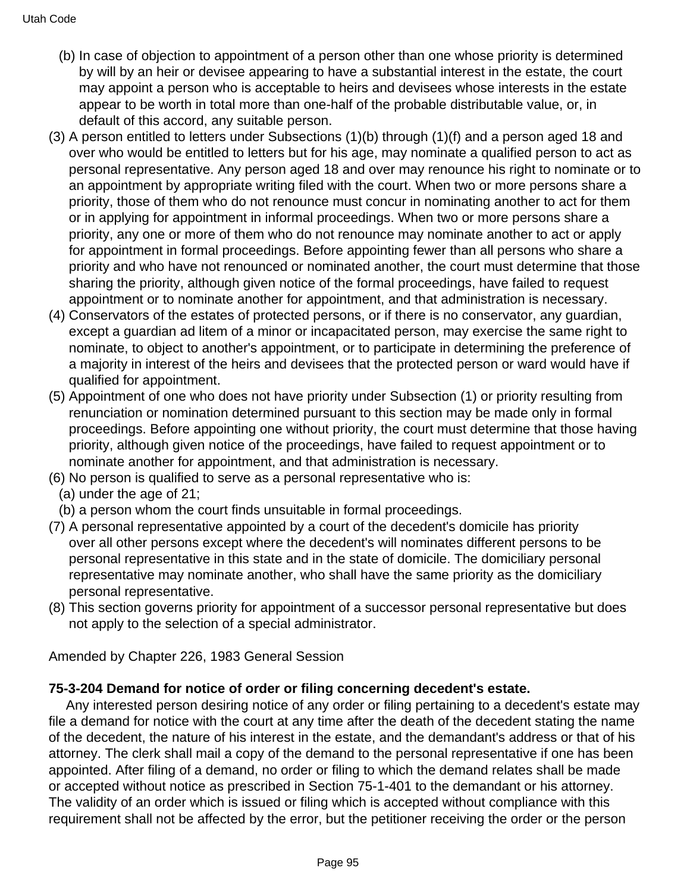(b) In case of objection to appointment of a person other than one whose priority is determined by will by an heir or devisee appearing to have a substantial interest in the estate, the court may appoint a person who is acceptable to heirs and devisees whose interests in the estate appear to be worth in total more than one-half of the probable distributable value, or, in default of this accord, any suitable person.

(3) A person entitled to letters under Subsections (1)(b) through (1)(f) and a person aged 18 and over who would be entitled to letters but for his age, may nominate a qualified person to act as personal representative. Any person aged 18 and over may renounce his right to nominate or to an appointment by appropriate writing filed with the court. When two or more persons share a priority, those of them who do not renounce must concur in nominating another to act for them or in applying for appointment in informal proceedings. When two or more persons share a priority, any one or more of them who do not renounce may nominate another to act or apply for appointment in formal proceedings. Before appointing fewer than all persons who share a priority and who have not renounced or nominated another, the court must determine that those sharing the priority, although given notice of the formal proceedings, have failed to request appointment or to nominate another for appointment, and that administration is necessary.

(4) Conservators of the estates of protected persons, or if there is no conservator, any guardian, except a guardian ad litem of a minor or incapacitated person, may exercise the same right to nominate, to object to another's appointment, or to participate in determining the preference of a majority in interest of the heirs and devisees that the protected person or ward would have if qualified for appointment.

(5) Appointment of one who does not have priority under Subsection (1) or priority resulting from renunciation or nomination determined pursuant to this section may be made only in formal proceedings. Before appointing one without priority, the court must determine that those having priority, although given notice of the proceedings, have failed to request appointment or to nominate another for appointment, and that administration is necessary.

(6) No person is qualified to serve as a personal representative who is:

(a) under the age of 21;

(b) a person whom the court finds unsuitable in formal proceedings.

(7) A personal representative appointed by a court of the decedent's domicile has priority over all other persons except where the decedent's will nominates different persons to be personal representative in this state and in the state of domicile. The domiciliary personal representative may nominate another, who shall have the same priority as the domiciliary personal representative.

(8) This section governs priority for appointment of a successor personal representative but does not apply to the selection of a special administrator.

Amended by Chapter 226, 1983 General Session

**75-3-204 Demand for notice of order or filing concerning decedent's estate.**

Any interested person desiring notice of any order or filing pertaining to a decedent's estate may file a demand for notice with the court at any time after the death of the decedent stating the name of the decedent, the nature of his interest in the estate, and the demandant's address or that of his attorney. The clerk shall mail a copy of the demand to the personal representative if one has been appointed. After filing of a demand, no order or filing to which the demand relates shall be made or accepted without notice as prescribed in Section 75-1-401 to the demandant or his attorney. The validity of an order which is issued or filing which is accepted without compliance with this requirement shall not be affected by the error, but the petitioner receiving the order or the person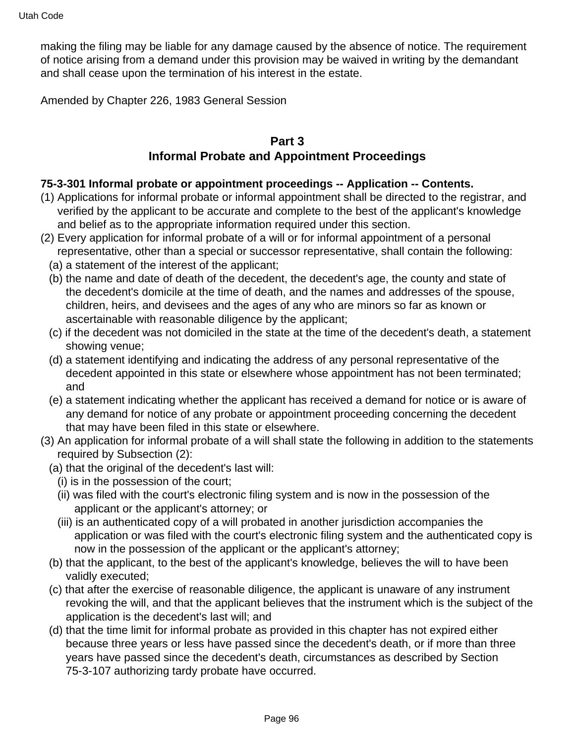making the filing may be liable for any damage caused by the absence of notice. The requirement of notice arising from a demand under this provision may be waived in writing by the demandant and shall cease upon the termination of his interest in the estate.

Amended by Chapter 226, 1983 General Session

## Part 3
## Informal Probate and Appointment Proceedings

**75-3-301 Informal probate or appointment proceedings -- Application -- Contents.**

(1) Applications for informal probate or informal appointment shall be directed to the registrar, and verified by the applicant to be accurate and complete to the best of the applicant's knowledge and belief as to the appropriate information required under this section.

(2) Every application for informal probate of a will or for informal appointment of a personal representative, other than a special or successor representative, shall contain the following:

(a) a statement of the interest of the applicant;

(b) the name and date of death of the decedent, the decedent's age, the county and state of the decedent's domicile at the time of death, and the names and addresses of the spouse, children, heirs, and devisees and the ages of any who are minors so far as known or ascertainable with reasonable diligence by the applicant;

(c) if the decedent was not domiciled in the state at the time of the decedent's death, a statement showing venue;

(d) a statement identifying and indicating the address of any personal representative of the decedent appointed in this state or elsewhere whose appointment has not been terminated; and

(e) a statement indicating whether the applicant has received a demand for notice or is aware of any demand for notice of any probate or appointment proceeding concerning the decedent that may have been filed in this state or elsewhere.

(3) An application for informal probate of a will shall state the following in addition to the statements required by Subsection (2):

(a) that the original of the decedent's last will:

(i) is in the possession of the court;

(ii) was filed with the court's electronic filing system and is now in the possession of the applicant or the applicant's attorney; or

(iii) is an authenticated copy of a will probated in another jurisdiction accompanies the application or was filed with the court's electronic filing system and the authenticated copy is now in the possession of the applicant or the applicant's attorney;

(b) that the applicant, to the best of the applicant's knowledge, believes the will to have been validly executed;

(c) that after the exercise of reasonable diligence, the applicant is unaware of any instrument revoking the will, and that the applicant believes that the instrument which is the subject of the application is the decedent's last will; and

(d) that the time limit for informal probate as provided in this chapter has not expired either because three years or less have passed since the decedent's death, or if more than three years have passed since the decedent's death, circumstances as described by Section 75-3-107 authorizing tardy probate have occurred.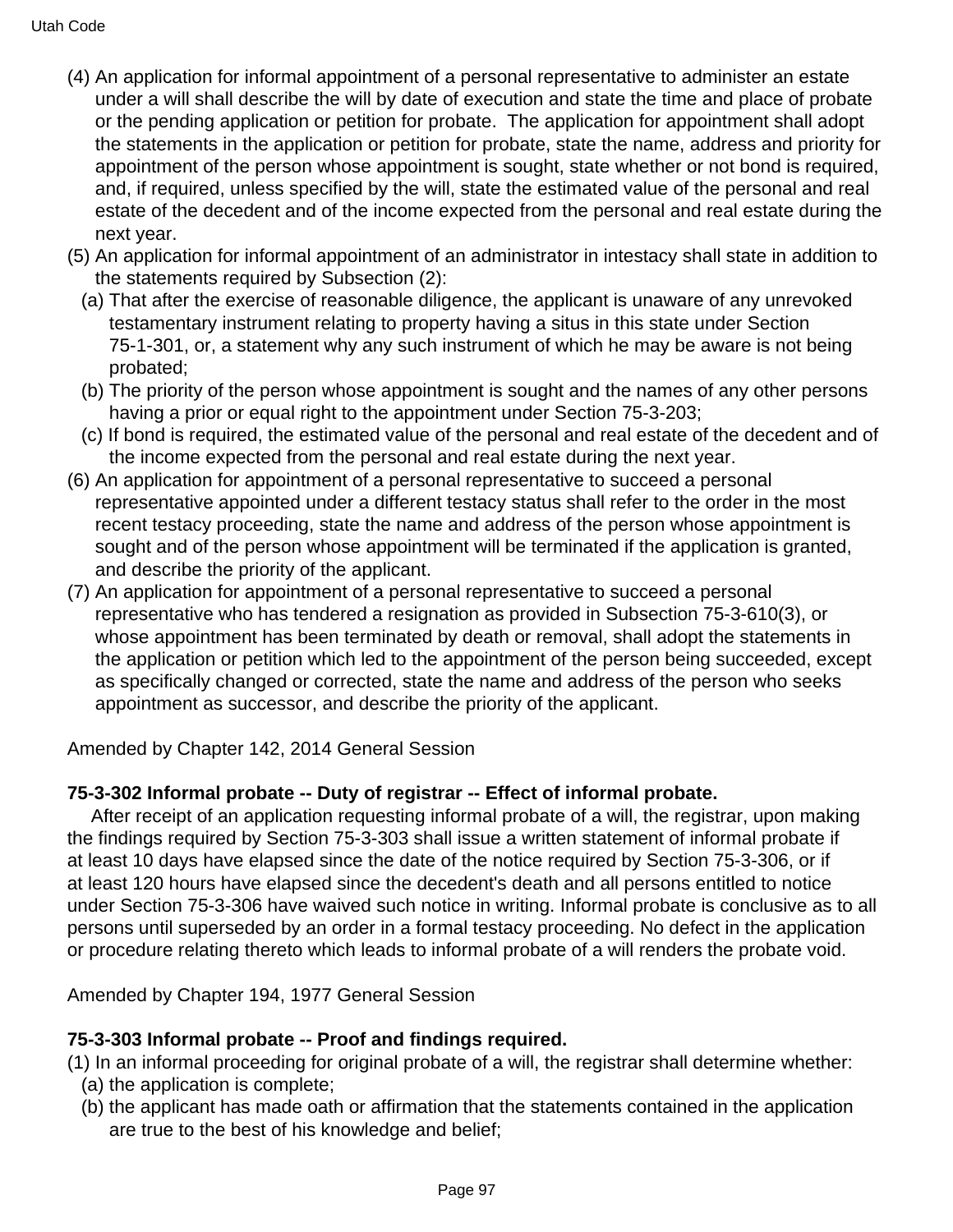(4) An application for informal appointment of a personal representative to administer an estate under a will shall describe the will by date of execution and state the time and place of probate or the pending application or petition for probate. The application for appointment shall adopt the statements in the application or petition for probate, state the name, address and priority for appointment of the person whose appointment is sought, state whether or not bond is required, and, if required, unless specified by the will, state the estimated value of the personal and real estate of the decedent and of the income expected from the personal and real estate during the next year.

(5) An application for informal appointment of an administrator in intestacy shall state in addition to the statements required by Subsection (2):

(a) That after the exercise of reasonable diligence, the applicant is unaware of any unrevoked testamentary instrument relating to property having a situs in this state under Section 75-1-301, or, a statement why any such instrument of which he may be aware is not being probated;

(b) The priority of the person whose appointment is sought and the names of any other persons having a prior or equal right to the appointment under Section 75-3-203;

(c) If bond is required, the estimated value of the personal and real estate of the decedent and of the income expected from the personal and real estate during the next year.

(6) An application for appointment of a personal representative to succeed a personal representative appointed under a different testacy status shall refer to the order in the most recent testacy proceeding, state the name and address of the person whose appointment is sought and of the person whose appointment will be terminated if the application is granted, and describe the priority of the applicant.

(7) An application for appointment of a personal representative to succeed a personal representative who has tendered a resignation as provided in Subsection 75-3-610(3), or whose appointment has been terminated by death or removal, shall adopt the statements in the application or petition which led to the appointment of the person being succeeded, except as specifically changed or corrected, state the name and address of the person who seeks appointment as successor, and describe the priority of the applicant.

Amended by Chapter 142, 2014 General Session

**75-3-302 Informal probate -- Duty of registrar -- Effect of informal probate.**

After receipt of an application requesting informal probate of a will, the registrar, upon making the findings required by Section 75-3-303 shall issue a written statement of informal probate if at least 10 days have elapsed since the date of the notice required by Section 75-3-306, or if at least 120 hours have elapsed since the decedent's death and all persons entitled to notice under Section 75-3-306 have waived such notice in writing. Informal probate is conclusive as to all persons until superseded by an order in a formal testacy proceeding. No defect in the application or procedure relating thereto which leads to informal probate of a will renders the probate void.

Amended by Chapter 194, 1977 General Session

**75-3-303 Informal probate -- Proof and findings required.**

(1) In an informal proceeding for original probate of a will, the registrar shall determine whether:

(a) the application is complete;

(b) the applicant has made oath or affirmation that the statements contained in the application are true to the best of his knowledge and belief;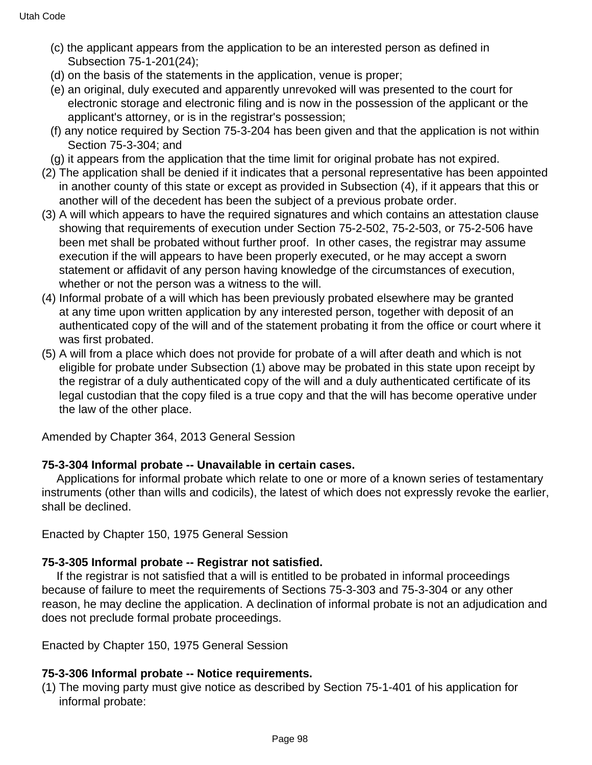(c) the applicant appears from the application to be an interested person as defined in Subsection 75-1-201(24);

(d) on the basis of the statements in the application, venue is proper;

(e) an original, duly executed and apparently unrevoked will was presented to the court for electronic storage and electronic filing and is now in the possession of the applicant or the applicant's attorney, or is in the registrar's possession;

(f) any notice required by Section 75-3-204 has been given and that the application is not within Section 75-3-304; and

(g) it appears from the application that the time limit for original probate has not expired.

(2) The application shall be denied if it indicates that a personal representative has been appointed in another county of this state or except as provided in Subsection (4), if it appears that this or another will of the decedent has been the subject of a previous probate order.

(3) A will which appears to have the required signatures and which contains an attestation clause showing that requirements of execution under Section 75-2-502, 75-2-503, or 75-2-506 have been met shall be probated without further proof. In other cases, the registrar may assume execution if the will appears to have been properly executed, or he may accept a sworn statement or affidavit of any person having knowledge of the circumstances of execution, whether or not the person was a witness to the will.

(4) Informal probate of a will which has been previously probated elsewhere may be granted at any time upon written application by any interested person, together with deposit of an authenticated copy of the will and of the statement probating it from the office or court where it was first probated.

(5) A will from a place which does not provide for probate of a will after death and which is not eligible for probate under Subsection (1) above may be probated in this state upon receipt by the registrar of a duly authenticated copy of the will and a duly authenticated certificate of its legal custodian that the copy filed is a true copy and that the will has become operative under the law of the other place.

Amended by Chapter 364, 2013 General Session

**75-3-304 Informal probate -- Unavailable in certain cases.**

Applications for informal probate which relate to one or more of a known series of testamentary instruments (other than wills and codicils), the latest of which does not expressly revoke the earlier, shall be declined.

Enacted by Chapter 150, 1975 General Session

**75-3-305 Informal probate -- Registrar not satisfied.**

If the registrar is not satisfied that a will is entitled to be probated in informal proceedings because of failure to meet the requirements of Sections 75-3-303 and 75-3-304 or any other reason, he may decline the application. A declination of informal probate is not an adjudication and does not preclude formal probate proceedings.

Enacted by Chapter 150, 1975 General Session

**75-3-306 Informal probate -- Notice requirements.**

(1) The moving party must give notice as described by Section 75-1-401 of his application for informal probate: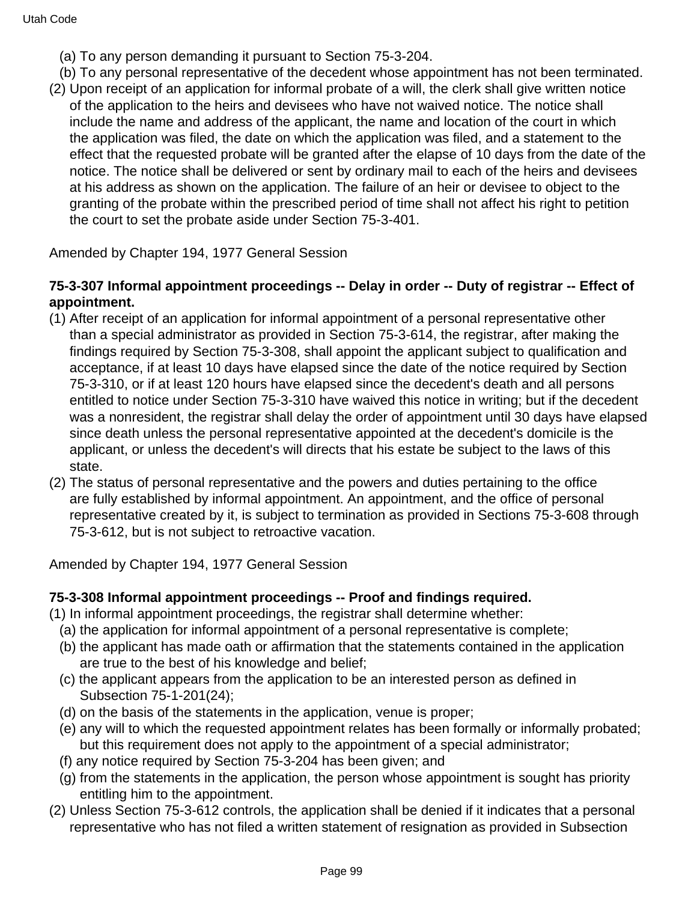(a) To any person demanding it pursuant to Section 75-3-204.

(b) To any personal representative of the decedent whose appointment has not been terminated.

(2) Upon receipt of an application for informal probate of a will, the clerk shall give written notice of the application to the heirs and devisees who have not waived notice. The notice shall include the name and address of the applicant, the name and location of the court in which the application was filed, the date on which the application was filed, and a statement to the effect that the requested probate will be granted after the elapse of 10 days from the date of the notice. The notice shall be delivered or sent by ordinary mail to each of the heirs and devisees at his address as shown on the application. The failure of an heir or devisee to object to the granting of the probate within the prescribed period of time shall not affect his right to petition the court to set the probate aside under Section 75-3-401.

Amended by Chapter 194, 1977 General Session

**75-3-307 Informal appointment proceedings -- Delay in order -- Duty of registrar -- Effect of appointment.**

(1) After receipt of an application for informal appointment of a personal representative other than a special administrator as provided in Section 75-3-614, the registrar, after making the findings required by Section 75-3-308, shall appoint the applicant subject to qualification and acceptance, if at least 10 days have elapsed since the date of the notice required by Section 75-3-310, or if at least 120 hours have elapsed since the decedent's death and all persons entitled to notice under Section 75-3-310 have waived this notice in writing; but if the decedent was a nonresident, the registrar shall delay the order of appointment until 30 days have elapsed since death unless the personal representative appointed at the decedent's domicile is the applicant, or unless the decedent's will directs that his estate be subject to the laws of this state.

(2) The status of personal representative and the powers and duties pertaining to the office are fully established by informal appointment. An appointment, and the office of personal representative created by it, is subject to termination as provided in Sections 75-3-608 through 75-3-612, but is not subject to retroactive vacation.

Amended by Chapter 194, 1977 General Session

**75-3-308 Informal appointment proceedings -- Proof and findings required.**

(1) In informal appointment proceedings, the registrar shall determine whether:

(a) the application for informal appointment of a personal representative is complete;

(b) the applicant has made oath or affirmation that the statements contained in the application are true to the best of his knowledge and belief;

(c) the applicant appears from the application to be an interested person as defined in Subsection 75-1-201(24);

(d) on the basis of the statements in the application, venue is proper;

(e) any will to which the requested appointment relates has been formally or informally probated; but this requirement does not apply to the appointment of a special administrator;

(f) any notice required by Section 75-3-204 has been given; and

(g) from the statements in the application, the person whose appointment is sought has priority entitling him to the appointment.

(2) Unless Section 75-3-612 controls, the application shall be denied if it indicates that a personal representative who has not filed a written statement of resignation as provided in Subsection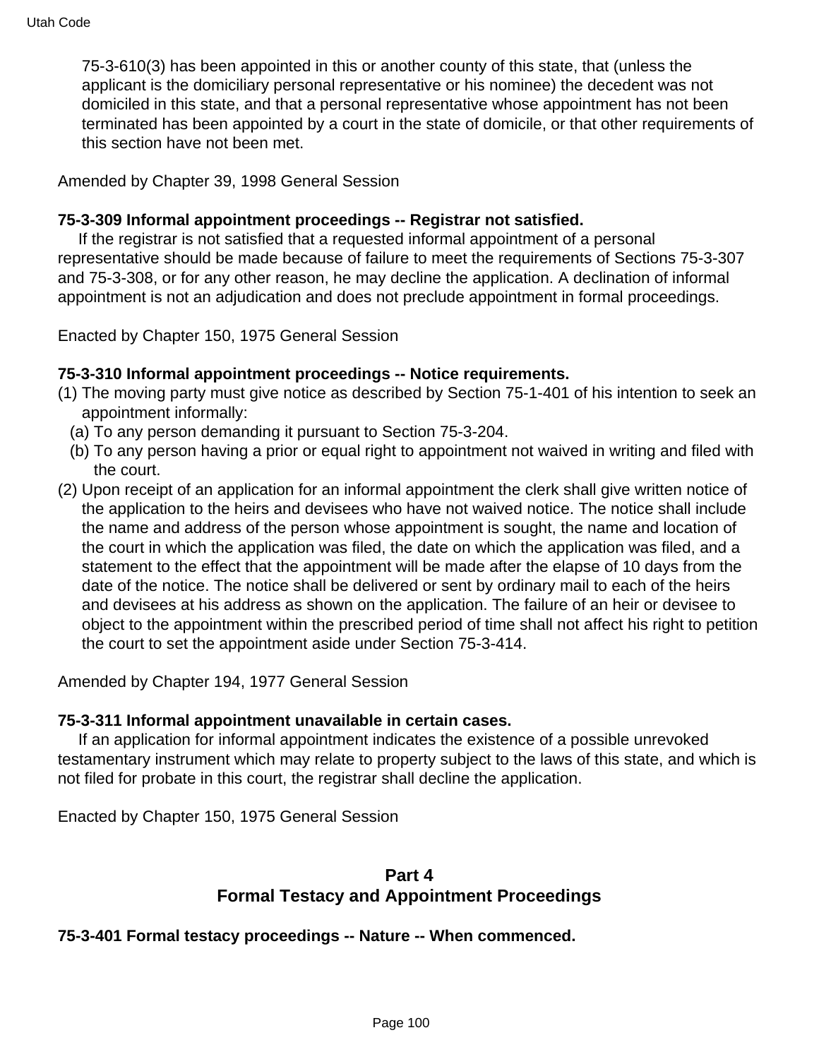75-3-610(3) has been appointed in this or another county of this state, that (unless the applicant is the domiciliary personal representative or his nominee) the decedent was not domiciled in this state, and that a personal representative whose appointment has not been terminated has been appointed by a court in the state of domicile, or that other requirements of this section have not been met.

Amended by Chapter 39, 1998 General Session

**75-3-309 Informal appointment proceedings -- Registrar not satisfied.**

If the registrar is not satisfied that a requested informal appointment of a personal representative should be made because of failure to meet the requirements of Sections 75-3-307 and 75-3-308, or for any other reason, he may decline the application. A declination of informal appointment is not an adjudication and does not preclude appointment in formal proceedings.

Enacted by Chapter 150, 1975 General Session

**75-3-310 Informal appointment proceedings -- Notice requirements.**

(1) The moving party must give notice as described by Section 75-1-401 of his intention to seek an appointment informally:
  (a) To any person demanding it pursuant to Section 75-3-204.
  (b) To any person having a prior or equal right to appointment not waived in writing and filed with the court.
(2) Upon receipt of an application for an informal appointment the clerk shall give written notice of the application to the heirs and devisees who have not waived notice. The notice shall include the name and address of the person whose appointment is sought, the name and location of the court in which the application was filed, the date on which the application was filed, and a statement to the effect that the appointment will be made after the elapse of 10 days from the date of the notice. The notice shall be delivered or sent by ordinary mail to each of the heirs and devisees at his address as shown on the application. The failure of an heir or devisee to object to the appointment within the prescribed period of time shall not affect his right to petition the court to set the appointment aside under Section 75-3-414.

Amended by Chapter 194, 1977 General Session

**75-3-311 Informal appointment unavailable in certain cases.**

If an application for informal appointment indicates the existence of a possible unrevoked testamentary instrument which may relate to property subject to the laws of this state, and which is not filed for probate in this court, the registrar shall decline the application.

Enacted by Chapter 150, 1975 General Session

## Part 4
## Formal Testacy and Appointment Proceedings

**75-3-401 Formal testacy proceedings -- Nature -- When commenced.**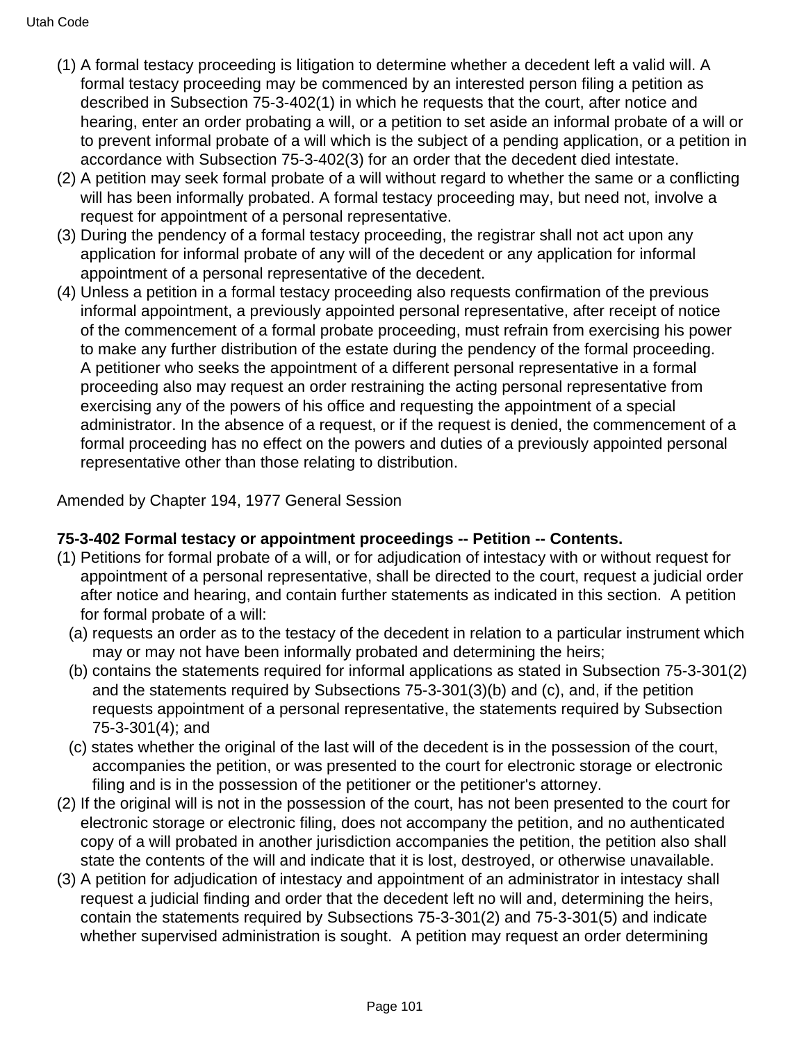(1) A formal testacy proceeding is litigation to determine whether a decedent left a valid will. A formal testacy proceeding may be commenced by an interested person filing a petition as described in Subsection 75-3-402(1) in which he requests that the court, after notice and hearing, enter an order probating a will, or a petition to set aside an informal probate of a will or to prevent informal probate of a will which is the subject of a pending application, or a petition in accordance with Subsection 75-3-402(3) for an order that the decedent died intestate.

(2) A petition may seek formal probate of a will without regard to whether the same or a conflicting will has been informally probated. A formal testacy proceeding may, but need not, involve a request for appointment of a personal representative.

(3) During the pendency of a formal testacy proceeding, the registrar shall not act upon any application for informal probate of any will of the decedent or any application for informal appointment of a personal representative of the decedent.

(4) Unless a petition in a formal testacy proceeding also requests confirmation of the previous informal appointment, a previously appointed personal representative, after receipt of notice of the commencement of a formal probate proceeding, must refrain from exercising his power to make any further distribution of the estate during the pendency of the formal proceeding. A petitioner who seeks the appointment of a different personal representative in a formal proceeding also may request an order restraining the acting personal representative from exercising any of the powers of his office and requesting the appointment of a special administrator. In the absence of a request, or if the request is denied, the commencement of a formal proceeding has no effect on the powers and duties of a previously appointed personal representative other than those relating to distribution.

Amended by Chapter 194, 1977 General Session

**75-3-402 Formal testacy or appointment proceedings -- Petition -- Contents.**

(1) Petitions for formal probate of a will, or for adjudication of intestacy with or without request for appointment of a personal representative, shall be directed to the court, request a judicial order after notice and hearing, and contain further statements as indicated in this section. A petition for formal probate of a will:
  (a) requests an order as to the testacy of the decedent in relation to a particular instrument which may or may not have been informally probated and determining the heirs;
  (b) contains the statements required for informal applications as stated in Subsection 75-3-301(2) and the statements required by Subsections 75-3-301(3)(b) and (c), and, if the petition requests appointment of a personal representative, the statements required by Subsection 75-3-301(4); and
  (c) states whether the original of the last will of the decedent is in the possession of the court, accompanies the petition, or was presented to the court for electronic storage or electronic filing and is in the possession of the petitioner or the petitioner's attorney.

(2) If the original will is not in the possession of the court, has not been presented to the court for electronic storage or electronic filing, does not accompany the petition, and no authenticated copy of a will probated in another jurisdiction accompanies the petition, the petition also shall state the contents of the will and indicate that it is lost, destroyed, or otherwise unavailable.

(3) A petition for adjudication of intestacy and appointment of an administrator in intestacy shall request a judicial finding and order that the decedent left no will and, determining the heirs, contain the statements required by Subsections 75-3-301(2) and 75-3-301(5) and indicate whether supervised administration is sought. A petition may request an order determining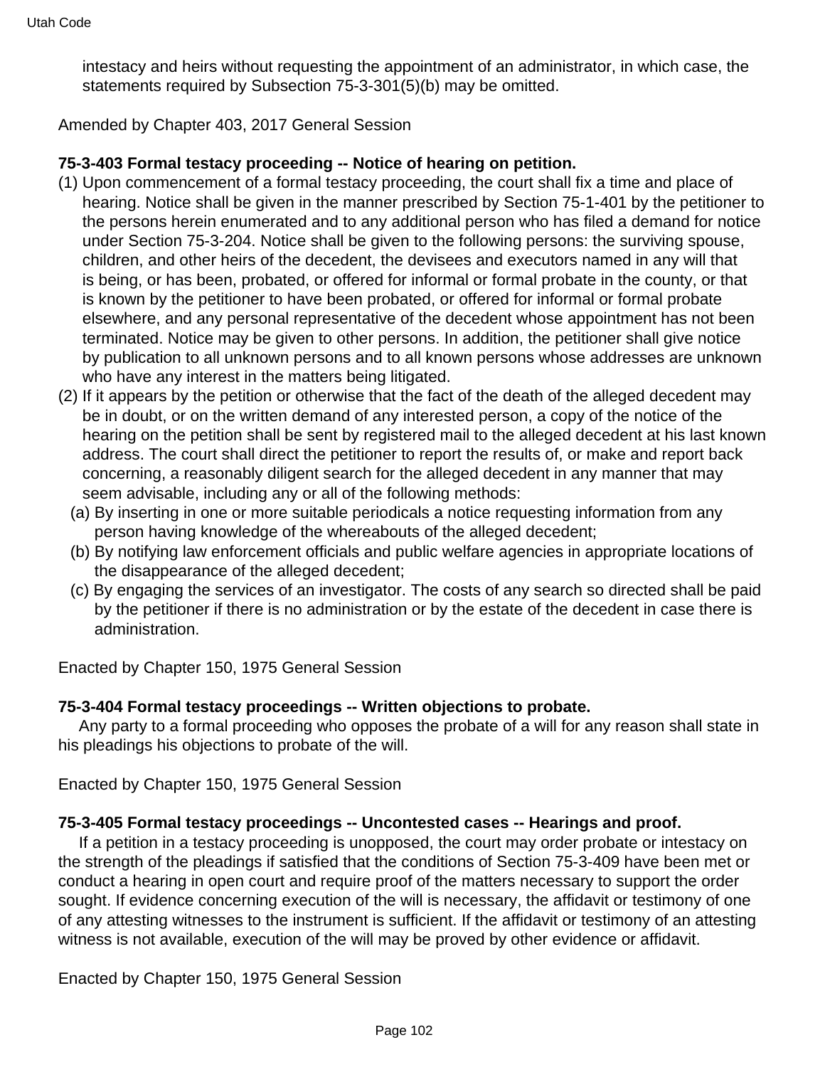intestacy and heirs without requesting the appointment of an administrator, in which case, the statements required by Subsection 75-3-301(5)(b) may be omitted.

Amended by Chapter 403, 2017 General Session

**75-3-403 Formal testacy proceeding -- Notice of hearing on petition.**

(1) Upon commencement of a formal testacy proceeding, the court shall fix a time and place of hearing. Notice shall be given in the manner prescribed by Section 75-1-401 by the petitioner to the persons herein enumerated and to any additional person who has filed a demand for notice under Section 75-3-204. Notice shall be given to the following persons: the surviving spouse, children, and other heirs of the decedent, the devisees and executors named in any will that is being, or has been, probated, or offered for informal or formal probate in the county, or that is known by the petitioner to have been probated, or offered for informal or formal probate elsewhere, and any personal representative of the decedent whose appointment has not been terminated. Notice may be given to other persons. In addition, the petitioner shall give notice by publication to all unknown persons and to all known persons whose addresses are unknown who have any interest in the matters being litigated.

(2) If it appears by the petition or otherwise that the fact of the death of the alleged decedent may be in doubt, or on the written demand of any interested person, a copy of the notice of the hearing on the petition shall be sent by registered mail to the alleged decedent at his last known address. The court shall direct the petitioner to report the results of, or make and report back concerning, a reasonably diligent search for the alleged decedent in any manner that may seem advisable, including any or all of the following methods:

  (a) By inserting in one or more suitable periodicals a notice requesting information from any person having knowledge of the whereabouts of the alleged decedent;

  (b) By notifying law enforcement officials and public welfare agencies in appropriate locations of the disappearance of the alleged decedent;

  (c) By engaging the services of an investigator. The costs of any search so directed shall be paid by the petitioner if there is no administration or by the estate of the decedent in case there is administration.

Enacted by Chapter 150, 1975 General Session

**75-3-404 Formal testacy proceedings -- Written objections to probate.**

Any party to a formal proceeding who opposes the probate of a will for any reason shall state in his pleadings his objections to probate of the will.

Enacted by Chapter 150, 1975 General Session

**75-3-405 Formal testacy proceedings -- Uncontested cases -- Hearings and proof.**

If a petition in a testacy proceeding is unopposed, the court may order probate or intestacy on the strength of the pleadings if satisfied that the conditions of Section 75-3-409 have been met or conduct a hearing in open court and require proof of the matters necessary to support the order sought. If evidence concerning execution of the will is necessary, the affidavit or testimony of one of any attesting witnesses to the instrument is sufficient. If the affidavit or testimony of an attesting witness is not available, execution of the will may be proved by other evidence or affidavit.

Enacted by Chapter 150, 1975 General Session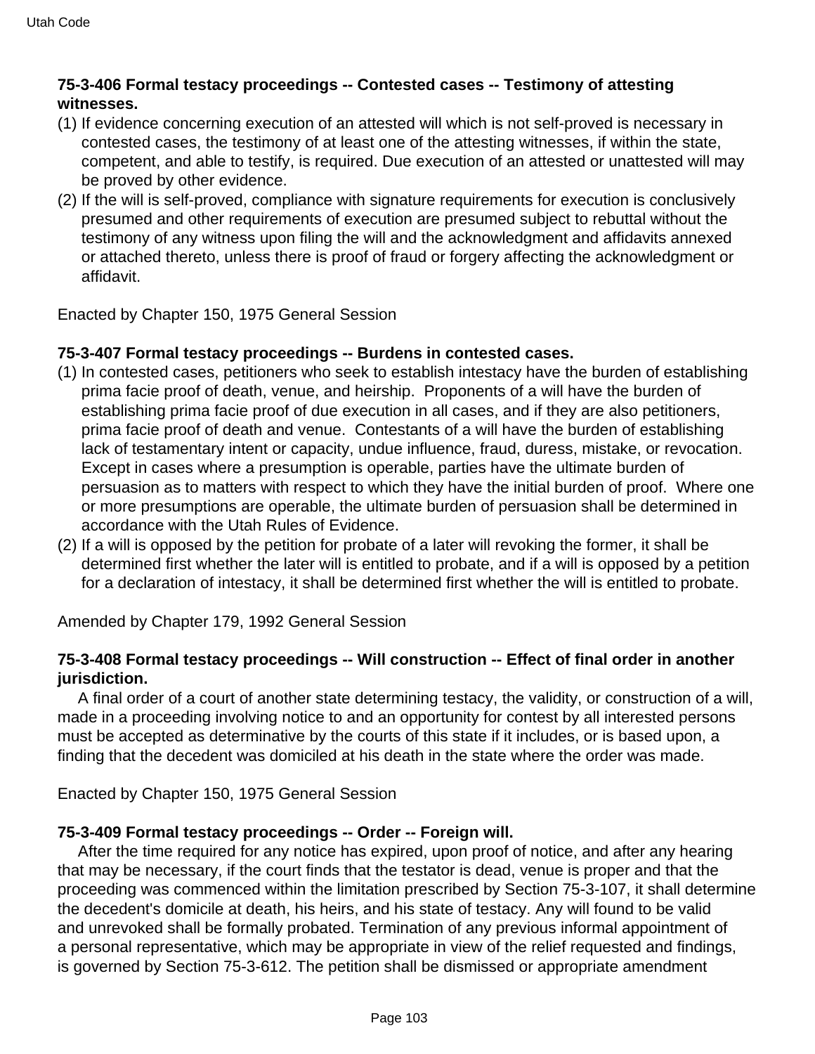**75-3-406 Formal testacy proceedings -- Contested cases -- Testimony of attesting witnesses.**

(1) If evidence concerning execution of an attested will which is not self-proved is necessary in contested cases, the testimony of at least one of the attesting witnesses, if within the state, competent, and able to testify, is required. Due execution of an attested or unattested will may be proved by other evidence.

(2) If the will is self-proved, compliance with signature requirements for execution is conclusively presumed and other requirements of execution are presumed subject to rebuttal without the testimony of any witness upon filing the will and the acknowledgment and affidavits annexed or attached thereto, unless there is proof of fraud or forgery affecting the acknowledgment or affidavit.

Enacted by Chapter 150, 1975 General Session

**75-3-407 Formal testacy proceedings -- Burdens in contested cases.**

(1) In contested cases, petitioners who seek to establish intestacy have the burden of establishing prima facie proof of death, venue, and heirship. Proponents of a will have the burden of establishing prima facie proof of due execution in all cases, and if they are also petitioners, prima facie proof of death and venue. Contestants of a will have the burden of establishing lack of testamentary intent or capacity, undue influence, fraud, duress, mistake, or revocation. Except in cases where a presumption is operable, parties have the ultimate burden of persuasion as to matters with respect to which they have the initial burden of proof. Where one or more presumptions are operable, the ultimate burden of persuasion shall be determined in accordance with the Utah Rules of Evidence.

(2) If a will is opposed by the petition for probate of a later will revoking the former, it shall be determined first whether the later will is entitled to probate, and if a will is opposed by a petition for a declaration of intestacy, it shall be determined first whether the will is entitled to probate.

Amended by Chapter 179, 1992 General Session

**75-3-408 Formal testacy proceedings -- Will construction -- Effect of final order in another jurisdiction.**

A final order of a court of another state determining testacy, the validity, or construction of a will, made in a proceeding involving notice to and an opportunity for contest by all interested persons must be accepted as determinative by the courts of this state if it includes, or is based upon, a finding that the decedent was domiciled at his death in the state where the order was made.

Enacted by Chapter 150, 1975 General Session

**75-3-409 Formal testacy proceedings -- Order -- Foreign will.**

After the time required for any notice has expired, upon proof of notice, and after any hearing that may be necessary, if the court finds that the testator is dead, venue is proper and that the proceeding was commenced within the limitation prescribed by Section 75-3-107, it shall determine the decedent's domicile at death, his heirs, and his state of testacy. Any will found to be valid and unrevoked shall be formally probated. Termination of any previous informal appointment of a personal representative, which may be appropriate in view of the relief requested and findings, is governed by Section 75-3-612. The petition shall be dismissed or appropriate amendment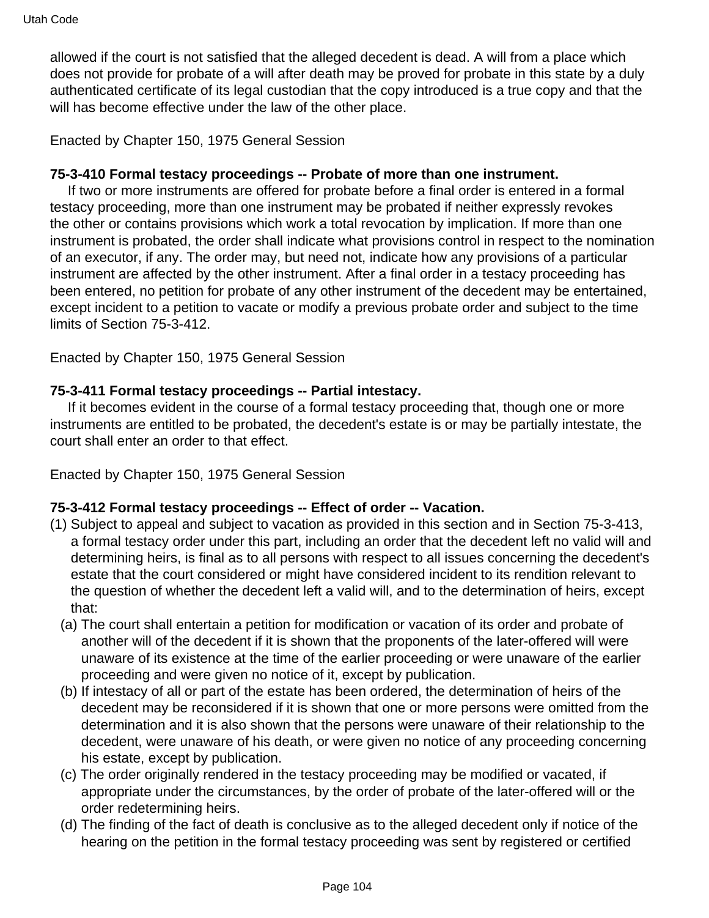allowed if the court is not satisfied that the alleged decedent is dead. A will from a place which does not provide for probate of a will after death may be proved for probate in this state by a duly authenticated certificate of its legal custodian that the copy introduced is a true copy and that the will has become effective under the law of the other place.

Enacted by Chapter 150, 1975 General Session

**75-3-410 Formal testacy proceedings -- Probate of more than one instrument.**

If two or more instruments are offered for probate before a final order is entered in a formal testacy proceeding, more than one instrument may be probated if neither expressly revokes the other or contains provisions which work a total revocation by implication. If more than one instrument is probated, the order shall indicate what provisions control in respect to the nomination of an executor, if any. The order may, but need not, indicate how any provisions of a particular instrument are affected by the other instrument. After a final order in a testacy proceeding has been entered, no petition for probate of any other instrument of the decedent may be entertained, except incident to a petition to vacate or modify a previous probate order and subject to the time limits of Section 75-3-412.

Enacted by Chapter 150, 1975 General Session

**75-3-411 Formal testacy proceedings -- Partial intestacy.**

If it becomes evident in the course of a formal testacy proceeding that, though one or more instruments are entitled to be probated, the decedent's estate is or may be partially intestate, the court shall enter an order to that effect.

Enacted by Chapter 150, 1975 General Session

**75-3-412 Formal testacy proceedings -- Effect of order -- Vacation.**

(1) Subject to appeal and subject to vacation as provided in this section and in Section 75-3-413, a formal testacy order under this part, including an order that the decedent left no valid will and determining heirs, is final as to all persons with respect to all issues concerning the decedent's estate that the court considered or might have considered incident to its rendition relevant to the question of whether the decedent left a valid will, and to the determination of heirs, except that:

(a) The court shall entertain a petition for modification or vacation of its order and probate of another will of the decedent if it is shown that the proponents of the later-offered will were unaware of its existence at the time of the earlier proceeding or were unaware of the earlier proceeding and were given no notice of it, except by publication.

(b) If intestacy of all or part of the estate has been ordered, the determination of heirs of the decedent may be reconsidered if it is shown that one or more persons were omitted from the determination and it is also shown that the persons were unaware of their relationship to the decedent, were unaware of his death, or were given no notice of any proceeding concerning his estate, except by publication.

(c) The order originally rendered in the testacy proceeding may be modified or vacated, if appropriate under the circumstances, by the order of probate of the later-offered will or the order redetermining heirs.

(d) The finding of the fact of death is conclusive as to the alleged decedent only if notice of the hearing on the petition in the formal testacy proceeding was sent by registered or certified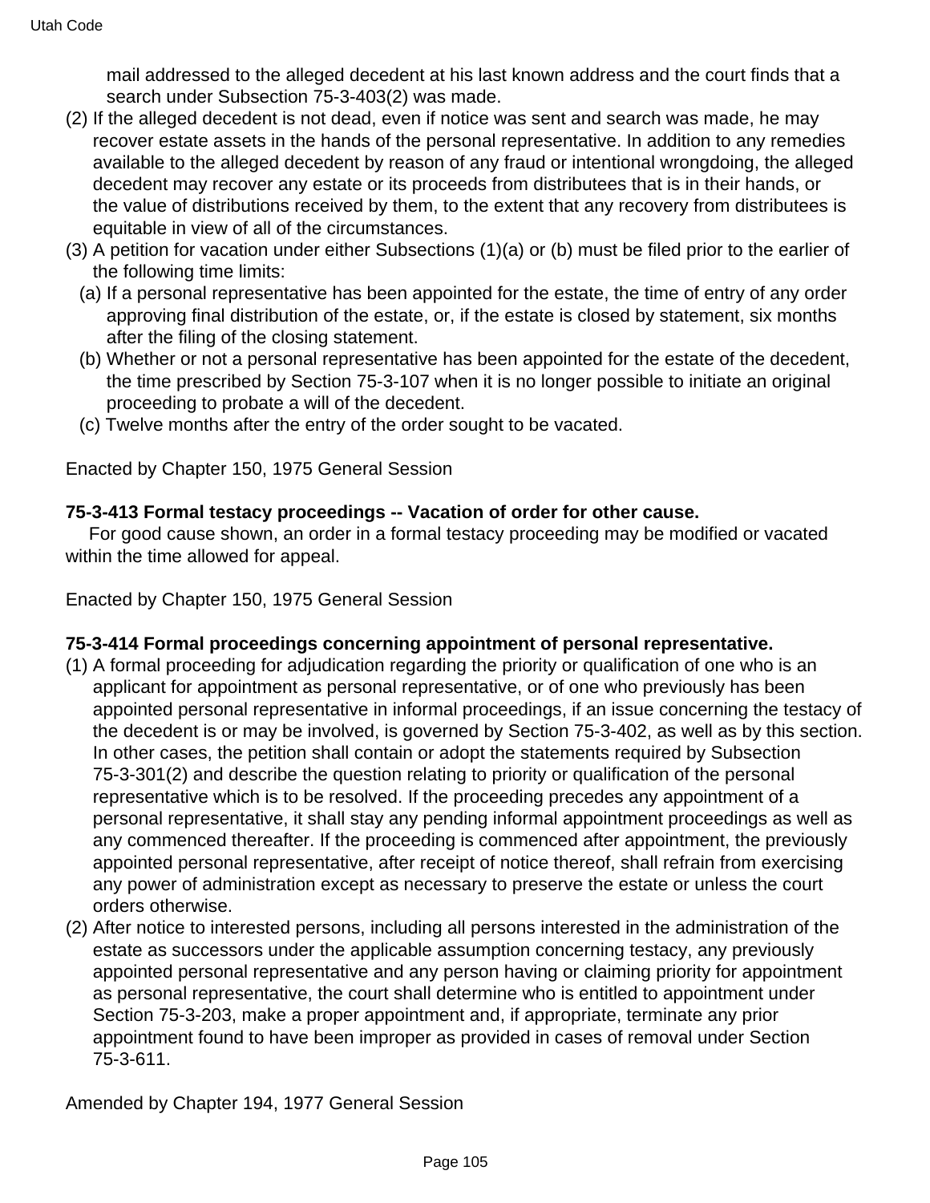mail addressed to the alleged decedent at his last known address and the court finds that a search under Subsection 75-3-403(2) was made.

(2) If the alleged decedent is not dead, even if notice was sent and search was made, he may recover estate assets in the hands of the personal representative. In addition to any remedies available to the alleged decedent by reason of any fraud or intentional wrongdoing, the alleged decedent may recover any estate or its proceeds from distributees that is in their hands, or the value of distributions received by them, to the extent that any recovery from distributees is equitable in view of all of the circumstances.

(3) A petition for vacation under either Subsections (1)(a) or (b) must be filed prior to the earlier of the following time limits:

(a) If a personal representative has been appointed for the estate, the time of entry of any order approving final distribution of the estate, or, if the estate is closed by statement, six months after the filing of the closing statement.

(b) Whether or not a personal representative has been appointed for the estate of the decedent, the time prescribed by Section 75-3-107 when it is no longer possible to initiate an original proceeding to probate a will of the decedent.

(c) Twelve months after the entry of the order sought to be vacated.

Enacted by Chapter 150, 1975 General Session

**75-3-413 Formal testacy proceedings -- Vacation of order for other cause.**

For good cause shown, an order in a formal testacy proceeding may be modified or vacated within the time allowed for appeal.

Enacted by Chapter 150, 1975 General Session

**75-3-414 Formal proceedings concerning appointment of personal representative.**

(1) A formal proceeding for adjudication regarding the priority or qualification of one who is an applicant for appointment as personal representative, or of one who previously has been appointed personal representative in informal proceedings, if an issue concerning the testacy of the decedent is or may be involved, is governed by Section 75-3-402, as well as by this section. In other cases, the petition shall contain or adopt the statements required by Subsection 75-3-301(2) and describe the question relating to priority or qualification of the personal representative which is to be resolved. If the proceeding precedes any appointment of a personal representative, it shall stay any pending informal appointment proceedings as well as any commenced thereafter. If the proceeding is commenced after appointment, the previously appointed personal representative, after receipt of notice thereof, shall refrain from exercising any power of administration except as necessary to preserve the estate or unless the court orders otherwise.

(2) After notice to interested persons, including all persons interested in the administration of the estate as successors under the applicable assumption concerning testacy, any previously appointed personal representative and any person having or claiming priority for appointment as personal representative, the court shall determine who is entitled to appointment under Section 75-3-203, make a proper appointment and, if appropriate, terminate any prior appointment found to have been improper as provided in cases of removal under Section 75-3-611.

Amended by Chapter 194, 1977 General Session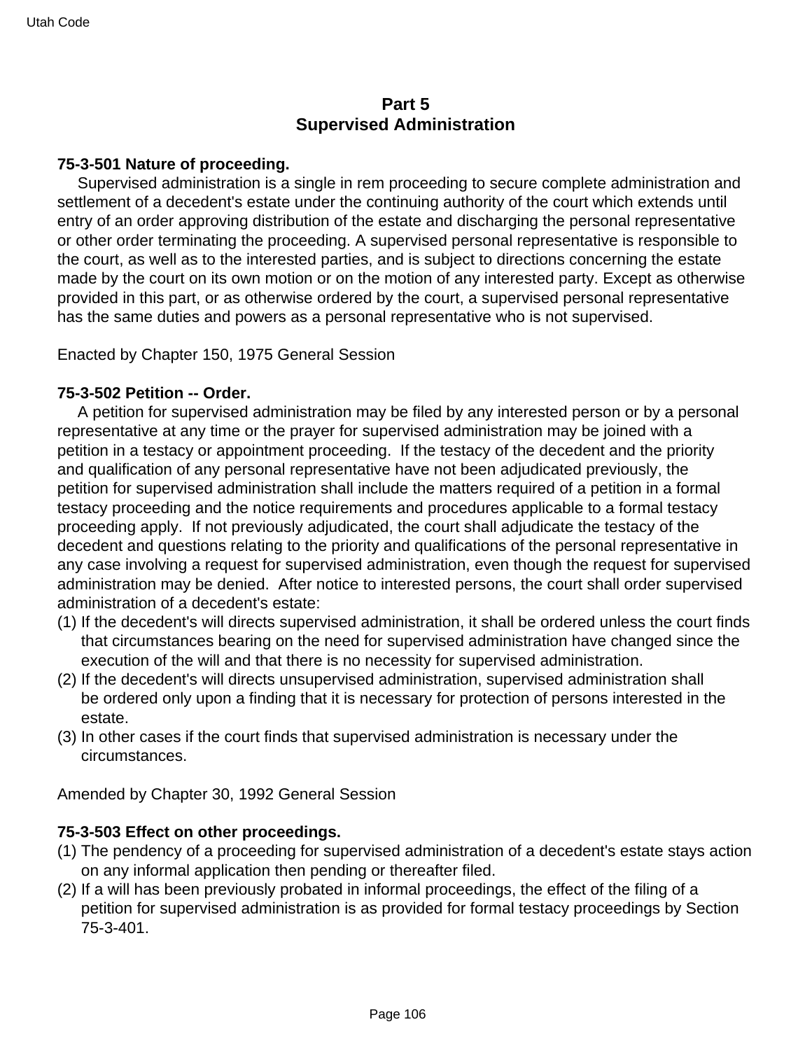## Part 5
## Supervised Administration

**75-3-501 Nature of proceeding.**

Supervised administration is a single in rem proceeding to secure complete administration and settlement of a decedent's estate under the continuing authority of the court which extends until entry of an order approving distribution of the estate and discharging the personal representative or other order terminating the proceeding. A supervised personal representative is responsible to the court, as well as to the interested parties, and is subject to directions concerning the estate made by the court on its own motion or on the motion of any interested party. Except as otherwise provided in this part, or as otherwise ordered by the court, a supervised personal representative has the same duties and powers as a personal representative who is not supervised.

Enacted by Chapter 150, 1975 General Session

**75-3-502 Petition -- Order.**

A petition for supervised administration may be filed by any interested person or by a personal representative at any time or the prayer for supervised administration may be joined with a petition in a testacy or appointment proceeding. If the testacy of the decedent and the priority and qualification of any personal representative have not been adjudicated previously, the petition for supervised administration shall include the matters required of a petition in a formal testacy proceeding and the notice requirements and procedures applicable to a formal testacy proceeding apply. If not previously adjudicated, the court shall adjudicate the testacy of the decedent and questions relating to the priority and qualifications of the personal representative in any case involving a request for supervised administration, even though the request for supervised administration may be denied. After notice to interested persons, the court shall order supervised administration of a decedent's estate:

(1) If the decedent's will directs supervised administration, it shall be ordered unless the court finds that circumstances bearing on the need for supervised administration have changed since the execution of the will and that there is no necessity for supervised administration.
(2) If the decedent's will directs unsupervised administration, supervised administration shall be ordered only upon a finding that it is necessary for protection of persons interested in the estate.
(3) In other cases if the court finds that supervised administration is necessary under the circumstances.

Amended by Chapter 30, 1992 General Session

**75-3-503 Effect on other proceedings.**

(1) The pendency of a proceeding for supervised administration of a decedent's estate stays action on any informal application then pending or thereafter filed.
(2) If a will has been previously probated in informal proceedings, the effect of the filing of a petition for supervised administration is as provided for formal testacy proceedings by Section 75-3-401.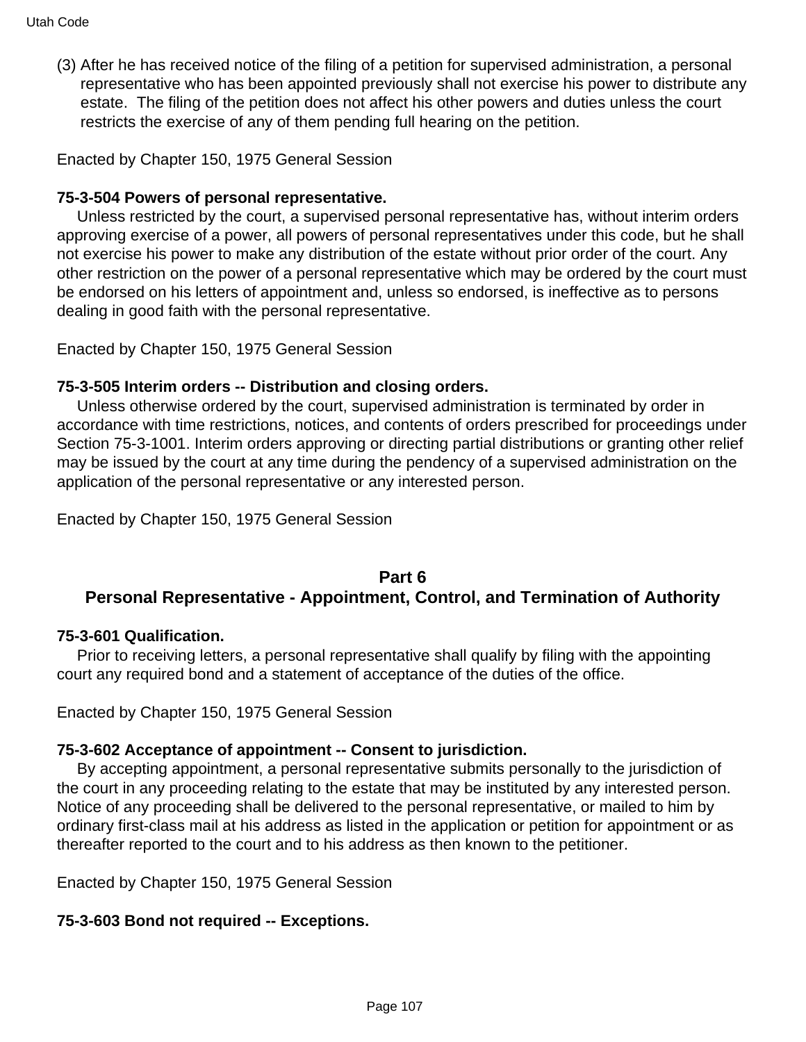(3) After he has received notice of the filing of a petition for supervised administration, a personal representative who has been appointed previously shall not exercise his power to distribute any estate. The filing of the petition does not affect his other powers and duties unless the court restricts the exercise of any of them pending full hearing on the petition.

Enacted by Chapter 150, 1975 General Session

**75-3-504 Powers of personal representative.**

Unless restricted by the court, a supervised personal representative has, without interim orders approving exercise of a power, all powers of personal representatives under this code, but he shall not exercise his power to make any distribution of the estate without prior order of the court. Any other restriction on the power of a personal representative which may be ordered by the court must be endorsed on his letters of appointment and, unless so endorsed, is ineffective as to persons dealing in good faith with the personal representative.

Enacted by Chapter 150, 1975 General Session

**75-3-505 Interim orders -- Distribution and closing orders.**

Unless otherwise ordered by the court, supervised administration is terminated by order in accordance with time restrictions, notices, and contents of orders prescribed for proceedings under Section 75-3-1001. Interim orders approving or directing partial distributions or granting other relief may be issued by the court at any time during the pendency of a supervised administration on the application of the personal representative or any interested person.

Enacted by Chapter 150, 1975 General Session

## Part 6
## Personal Representative - Appointment, Control, and Termination of Authority

**75-3-601 Qualification.**

Prior to receiving letters, a personal representative shall qualify by filing with the appointing court any required bond and a statement of acceptance of the duties of the office.

Enacted by Chapter 150, 1975 General Session

**75-3-602 Acceptance of appointment -- Consent to jurisdiction.**

By accepting appointment, a personal representative submits personally to the jurisdiction of the court in any proceeding relating to the estate that may be instituted by any interested person. Notice of any proceeding shall be delivered to the personal representative, or mailed to him by ordinary first-class mail at his address as listed in the application or petition for appointment or as thereafter reported to the court and to his address as then known to the petitioner.

Enacted by Chapter 150, 1975 General Session

**75-3-603 Bond not required -- Exceptions.**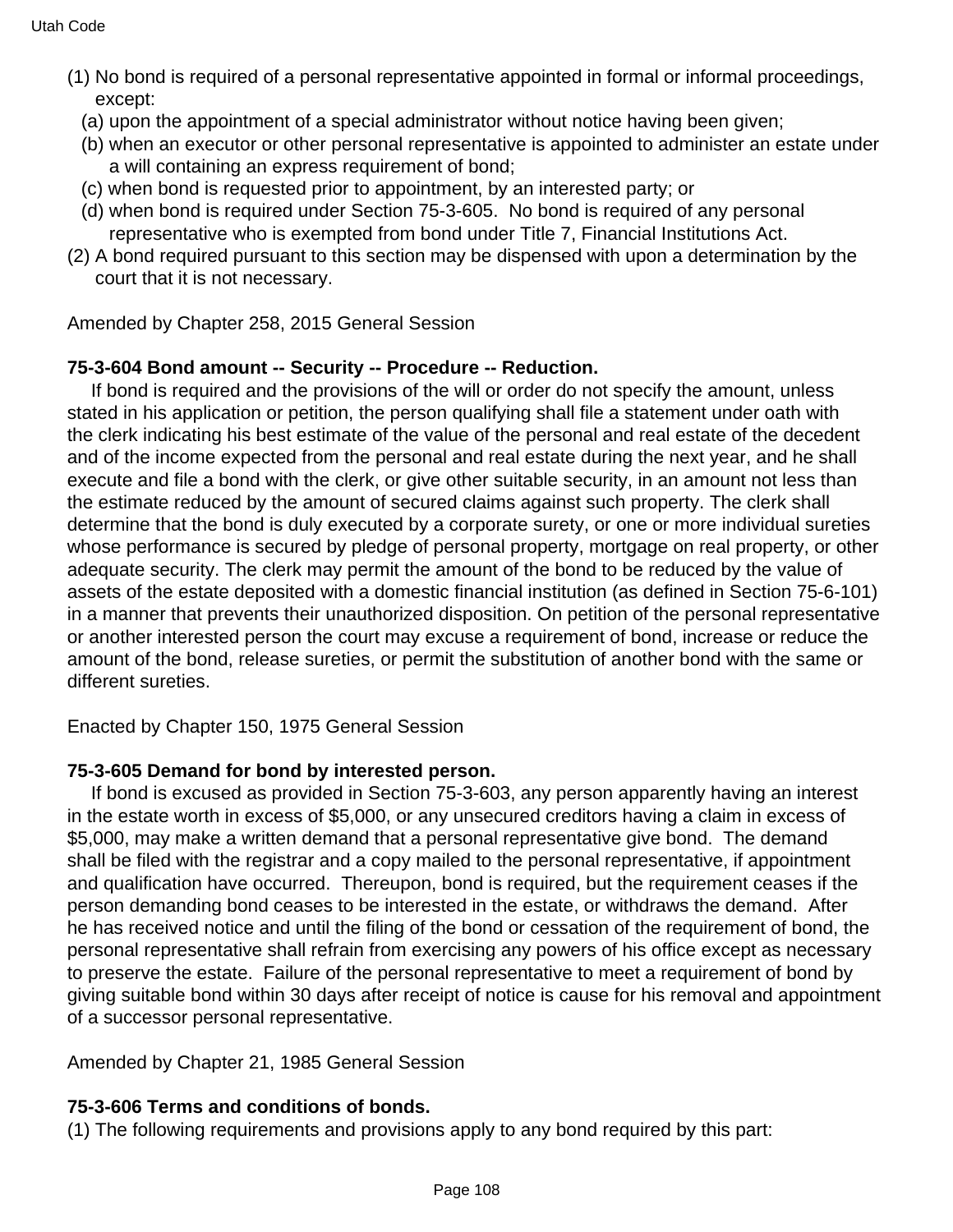(1) No bond is required of a personal representative appointed in formal or informal proceedings, except:
  (a) upon the appointment of a special administrator without notice having been given;
  (b) when an executor or other personal representative is appointed to administer an estate under a will containing an express requirement of bond;
  (c) when bond is requested prior to appointment, by an interested party; or
  (d) when bond is required under Section 75-3-605. No bond is required of any personal representative who is exempted from bond under Title 7, Financial Institutions Act.

(2) A bond required pursuant to this section may be dispensed with upon a determination by the court that it is not necessary.

Amended by Chapter 258, 2015 General Session

**75-3-604 Bond amount -- Security -- Procedure -- Reduction.**

If bond is required and the provisions of the will or order do not specify the amount, unless stated in his application or petition, the person qualifying shall file a statement under oath with the clerk indicating his best estimate of the value of the personal and real estate of the decedent and of the income expected from the personal and real estate during the next year, and he shall execute and file a bond with the clerk, or give other suitable security, in an amount not less than the estimate reduced by the amount of secured claims against such property. The clerk shall determine that the bond is duly executed by a corporate surety, or one or more individual sureties whose performance is secured by pledge of personal property, mortgage on real property, or other adequate security. The clerk may permit the amount of the bond to be reduced by the value of assets of the estate deposited with a domestic financial institution (as defined in Section 75-6-101) in a manner that prevents their unauthorized disposition. On petition of the personal representative or another interested person the court may excuse a requirement of bond, increase or reduce the amount of the bond, release sureties, or permit the substitution of another bond with the same or different sureties.

Enacted by Chapter 150, 1975 General Session

**75-3-605 Demand for bond by interested person.**

If bond is excused as provided in Section 75-3-603, any person apparently having an interest in the estate worth in excess of $5,000, or any unsecured creditors having a claim in excess of $5,000, may make a written demand that a personal representative give bond. The demand shall be filed with the registrar and a copy mailed to the personal representative, if appointment and qualification have occurred. Thereupon, bond is required, but the requirement ceases if the person demanding bond ceases to be interested in the estate, or withdraws the demand. After he has received notice and until the filing of the bond or cessation of the requirement of bond, the personal representative shall refrain from exercising any powers of his office except as necessary to preserve the estate. Failure of the personal representative to meet a requirement of bond by giving suitable bond within 30 days after receipt of notice is cause for his removal and appointment of a successor personal representative.

Amended by Chapter 21, 1985 General Session

**75-3-606 Terms and conditions of bonds.**

(1) The following requirements and provisions apply to any bond required by this part: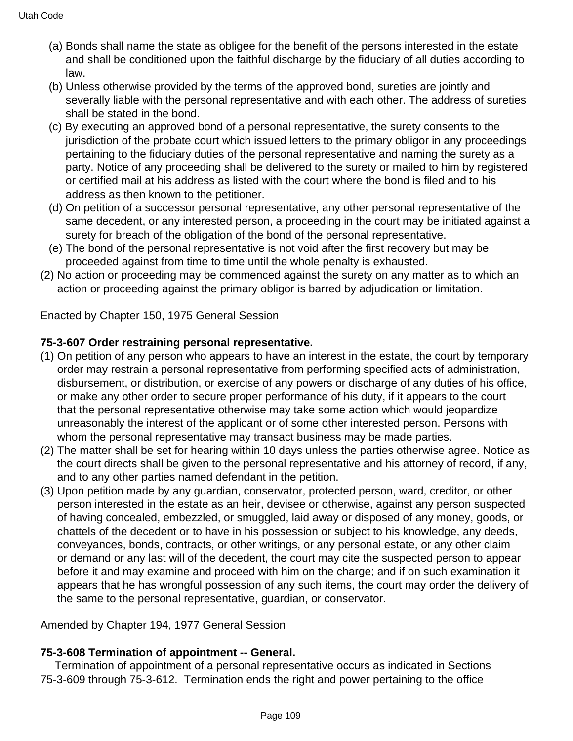(a) Bonds shall name the state as obligee for the benefit of the persons interested in the estate and shall be conditioned upon the faithful discharge by the fiduciary of all duties according to law.

(b) Unless otherwise provided by the terms of the approved bond, sureties are jointly and severally liable with the personal representative and with each other. The address of sureties shall be stated in the bond.

(c) By executing an approved bond of a personal representative, the surety consents to the jurisdiction of the probate court which issued letters to the primary obligor in any proceedings pertaining to the fiduciary duties of the personal representative and naming the surety as a party. Notice of any proceeding shall be delivered to the surety or mailed to him by registered or certified mail at his address as listed with the court where the bond is filed and to his address as then known to the petitioner.

(d) On petition of a successor personal representative, any other personal representative of the same decedent, or any interested person, a proceeding in the court may be initiated against a surety for breach of the obligation of the bond of the personal representative.

(e) The bond of the personal representative is not void after the first recovery but may be proceeded against from time to time until the whole penalty is exhausted.

(2) No action or proceeding may be commenced against the surety on any matter as to which an action or proceeding against the primary obligor is barred by adjudication or limitation.

Enacted by Chapter 150, 1975 General Session

**75-3-607 Order restraining personal representative.**

(1) On petition of any person who appears to have an interest in the estate, the court by temporary order may restrain a personal representative from performing specified acts of administration, disbursement, or distribution, or exercise of any powers or discharge of any duties of his office, or make any other order to secure proper performance of his duty, if it appears to the court that the personal representative otherwise may take some action which would jeopardize unreasonably the interest of the applicant or of some other interested person. Persons with whom the personal representative may transact business may be made parties.

(2) The matter shall be set for hearing within 10 days unless the parties otherwise agree. Notice as the court directs shall be given to the personal representative and his attorney of record, if any, and to any other parties named defendant in the petition.

(3) Upon petition made by any guardian, conservator, protected person, ward, creditor, or other person interested in the estate as an heir, devisee or otherwise, against any person suspected of having concealed, embezzled, or smuggled, laid away or disposed of any money, goods, or chattels of the decedent or to have in his possession or subject to his knowledge, any deeds, conveyances, bonds, contracts, or other writings, or any personal estate, or any other claim or demand or any last will of the decedent, the court may cite the suspected person to appear before it and may examine and proceed with him on the charge; and if on such examination it appears that he has wrongful possession of any such items, the court may order the delivery of the same to the personal representative, guardian, or conservator.

Amended by Chapter 194, 1977 General Session

**75-3-608 Termination of appointment -- General.**

Termination of appointment of a personal representative occurs as indicated in Sections 75-3-609 through 75-3-612. Termination ends the right and power pertaining to the office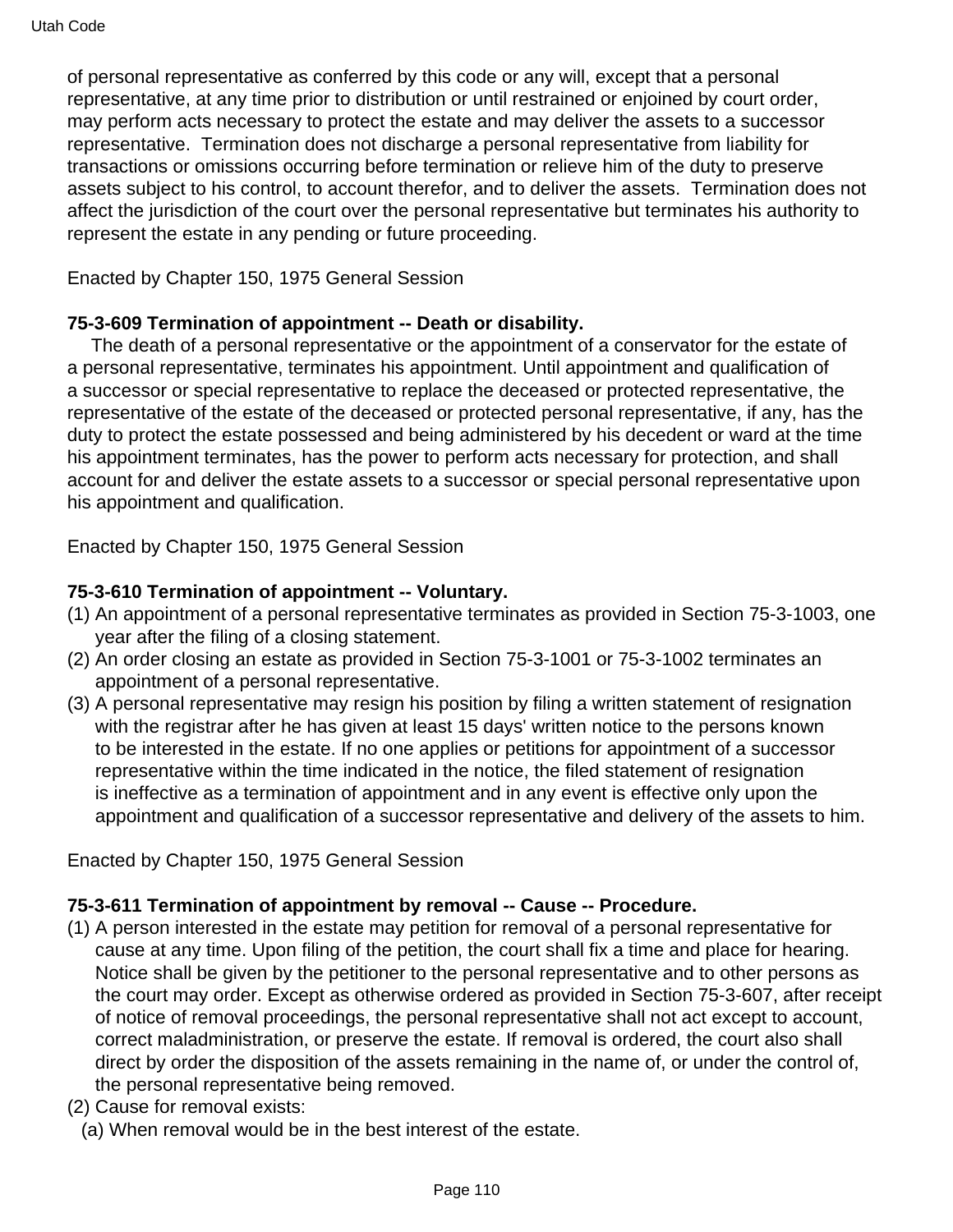of personal representative as conferred by this code or any will, except that a personal representative, at any time prior to distribution or until restrained or enjoined by court order, may perform acts necessary to protect the estate and may deliver the assets to a successor representative. Termination does not discharge a personal representative from liability for transactions or omissions occurring before termination or relieve him of the duty to preserve assets subject to his control, to account therefor, and to deliver the assets. Termination does not affect the jurisdiction of the court over the personal representative but terminates his authority to represent the estate in any pending or future proceeding.

Enacted by Chapter 150, 1975 General Session

**75-3-609 Termination of appointment -- Death or disability.**

The death of a personal representative or the appointment of a conservator for the estate of a personal representative, terminates his appointment. Until appointment and qualification of a successor or special representative to replace the deceased or protected representative, the representative of the estate of the deceased or protected personal representative, if any, has the duty to protect the estate possessed and being administered by his decedent or ward at the time his appointment terminates, has the power to perform acts necessary for protection, and shall account for and deliver the estate assets to a successor or special personal representative upon his appointment and qualification.

Enacted by Chapter 150, 1975 General Session

**75-3-610 Termination of appointment -- Voluntary.**

(1) An appointment of a personal representative terminates as provided in Section 75-3-1003, one year after the filing of a closing statement.
(2) An order closing an estate as provided in Section 75-3-1001 or 75-3-1002 terminates an appointment of a personal representative.
(3) A personal representative may resign his position by filing a written statement of resignation with the registrar after he has given at least 15 days' written notice to the persons known to be interested in the estate. If no one applies or petitions for appointment of a successor representative within the time indicated in the notice, the filed statement of resignation is ineffective as a termination of appointment and in any event is effective only upon the appointment and qualification of a successor representative and delivery of the assets to him.

Enacted by Chapter 150, 1975 General Session

**75-3-611 Termination of appointment by removal -- Cause -- Procedure.**

(1) A person interested in the estate may petition for removal of a personal representative for cause at any time. Upon filing of the petition, the court shall fix a time and place for hearing. Notice shall be given by the petitioner to the personal representative and to other persons as the court may order. Except as otherwise ordered as provided in Section 75-3-607, after receipt of notice of removal proceedings, the personal representative shall not act except to account, correct maladministration, or preserve the estate. If removal is ordered, the court also shall direct by order the disposition of the assets remaining in the name of, or under the control of, the personal representative being removed.
(2) Cause for removal exists:
  (a) When removal would be in the best interest of the estate.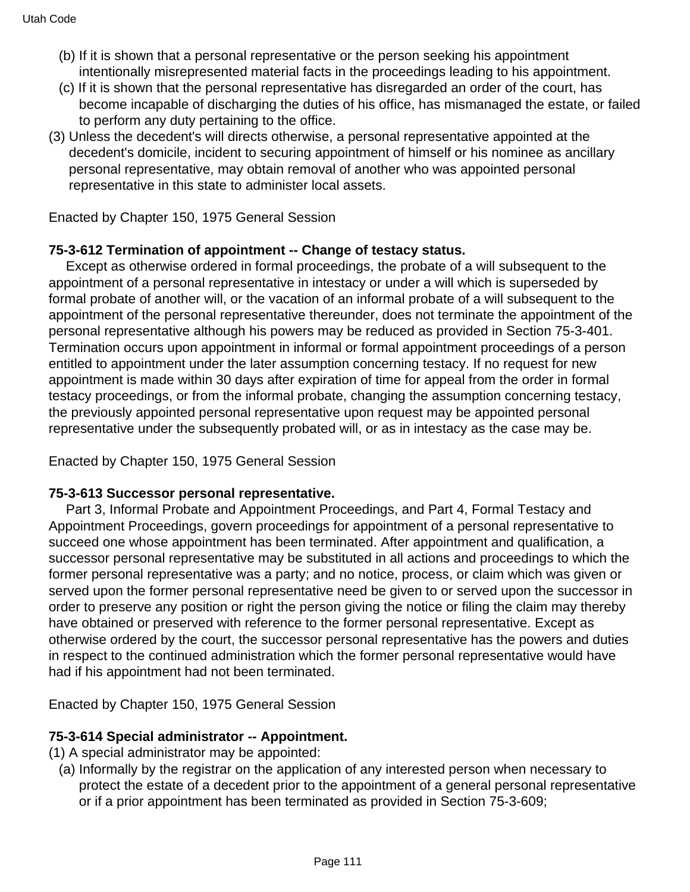(b) If it is shown that a personal representative or the person seeking his appointment intentionally misrepresented material facts in the proceedings leading to his appointment.

(c) If it is shown that the personal representative has disregarded an order of the court, has become incapable of discharging the duties of his office, has mismanaged the estate, or failed to perform any duty pertaining to the office.

(3) Unless the decedent's will directs otherwise, a personal representative appointed at the decedent's domicile, incident to securing appointment of himself or his nominee as ancillary personal representative, may obtain removal of another who was appointed personal representative in this state to administer local assets.

Enacted by Chapter 150, 1975 General Session

**75-3-612 Termination of appointment -- Change of testacy status.**

Except as otherwise ordered in formal proceedings, the probate of a will subsequent to the appointment of a personal representative in intestacy or under a will which is superseded by formal probate of another will, or the vacation of an informal probate of a will subsequent to the appointment of the personal representative thereunder, does not terminate the appointment of the personal representative although his powers may be reduced as provided in Section 75-3-401. Termination occurs upon appointment in informal or formal appointment proceedings of a person entitled to appointment under the later assumption concerning testacy. If no request for new appointment is made within 30 days after expiration of time for appeal from the order in formal testacy proceedings, or from the informal probate, changing the assumption concerning testacy, the previously appointed personal representative upon request may be appointed personal representative under the subsequently probated will, or as in intestacy as the case may be.

Enacted by Chapter 150, 1975 General Session

**75-3-613 Successor personal representative.**

Part 3, Informal Probate and Appointment Proceedings, and Part 4, Formal Testacy and Appointment Proceedings, govern proceedings for appointment of a personal representative to succeed one whose appointment has been terminated. After appointment and qualification, a successor personal representative may be substituted in all actions and proceedings to which the former personal representative was a party; and no notice, process, or claim which was given or served upon the former personal representative need be given to or served upon the successor in order to preserve any position or right the person giving the notice or filing the claim may thereby have obtained or preserved with reference to the former personal representative. Except as otherwise ordered by the court, the successor personal representative has the powers and duties in respect to the continued administration which the former personal representative would have had if his appointment had not been terminated.

Enacted by Chapter 150, 1975 General Session

**75-3-614 Special administrator -- Appointment.**

(1) A special administrator may be appointed:

(a) Informally by the registrar on the application of any interested person when necessary to protect the estate of a decedent prior to the appointment of a general personal representative or if a prior appointment has been terminated as provided in Section 75-3-609;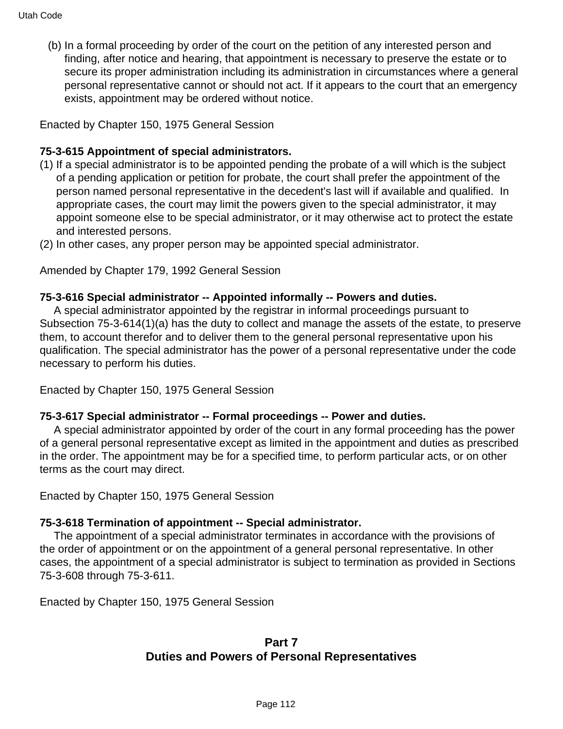(b) In a formal proceeding by order of the court on the petition of any interested person and finding, after notice and hearing, that appointment is necessary to preserve the estate or to secure its proper administration including its administration in circumstances where a general personal representative cannot or should not act. If it appears to the court that an emergency exists, appointment may be ordered without notice.

Enacted by Chapter 150, 1975 General Session

**75-3-615 Appointment of special administrators.**

(1) If a special administrator is to be appointed pending the probate of a will which is the subject of a pending application or petition for probate, the court shall prefer the appointment of the person named personal representative in the decedent's last will if available and qualified. In appropriate cases, the court may limit the powers given to the special administrator, it may appoint someone else to be special administrator, or it may otherwise act to protect the estate and interested persons.

(2) In other cases, any proper person may be appointed special administrator.

Amended by Chapter 179, 1992 General Session

**75-3-616 Special administrator -- Appointed informally -- Powers and duties.**

A special administrator appointed by the registrar in informal proceedings pursuant to Subsection 75-3-614(1)(a) has the duty to collect and manage the assets of the estate, to preserve them, to account therefor and to deliver them to the general personal representative upon his qualification. The special administrator has the power of a personal representative under the code necessary to perform his duties.

Enacted by Chapter 150, 1975 General Session

**75-3-617 Special administrator -- Formal proceedings -- Power and duties.**

A special administrator appointed by order of the court in any formal proceeding has the power of a general personal representative except as limited in the appointment and duties as prescribed in the order. The appointment may be for a specified time, to perform particular acts, or on other terms as the court may direct.

Enacted by Chapter 150, 1975 General Session

**75-3-618 Termination of appointment -- Special administrator.**

The appointment of a special administrator terminates in accordance with the provisions of the order of appointment or on the appointment of a general personal representative. In other cases, the appointment of a special administrator is subject to termination as provided in Sections 75-3-608 through 75-3-611.

Enacted by Chapter 150, 1975 General Session

## Part 7
## Duties and Powers of Personal Representatives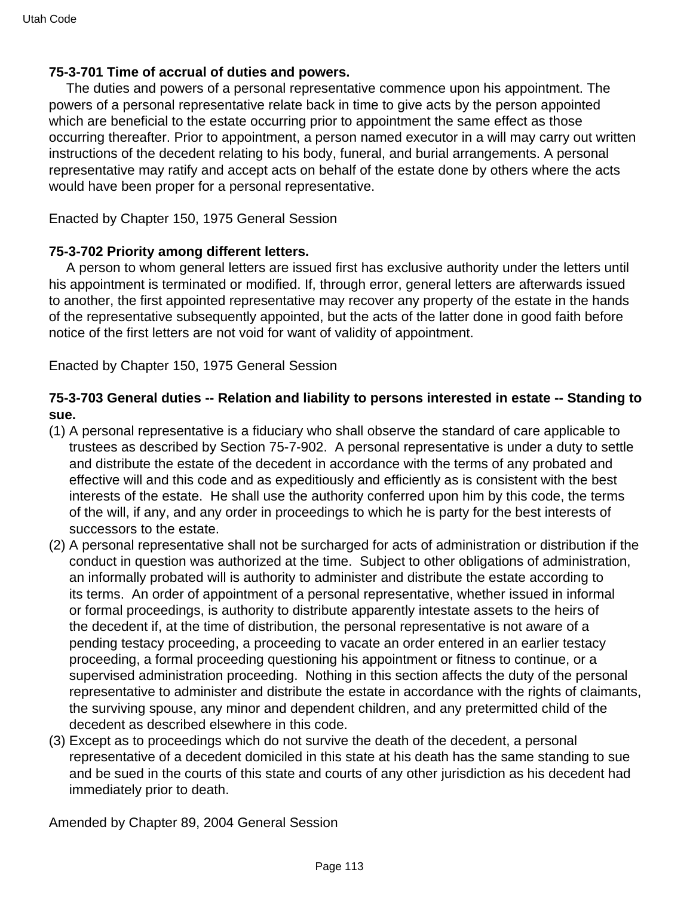**75-3-701 Time of accrual of duties and powers.**

The duties and powers of a personal representative commence upon his appointment. The powers of a personal representative relate back in time to give acts by the person appointed which are beneficial to the estate occurring prior to appointment the same effect as those occurring thereafter. Prior to appointment, a person named executor in a will may carry out written instructions of the decedent relating to his body, funeral, and burial arrangements. A personal representative may ratify and accept acts on behalf of the estate done by others where the acts would have been proper for a personal representative.

Enacted by Chapter 150, 1975 General Session

**75-3-702 Priority among different letters.**

A person to whom general letters are issued first has exclusive authority under the letters until his appointment is terminated or modified. If, through error, general letters are afterwards issued to another, the first appointed representative may recover any property of the estate in the hands of the representative subsequently appointed, but the acts of the latter done in good faith before notice of the first letters are not void for want of validity of appointment.

Enacted by Chapter 150, 1975 General Session

**75-3-703 General duties -- Relation and liability to persons interested in estate -- Standing to sue.**

(1) A personal representative is a fiduciary who shall observe the standard of care applicable to trustees as described by Section 75-7-902. A personal representative is under a duty to settle and distribute the estate of the decedent in accordance with the terms of any probated and effective will and this code and as expeditiously and efficiently as is consistent with the best interests of the estate. He shall use the authority conferred upon him by this code, the terms of the will, if any, and any order in proceedings to which he is party for the best interests of successors to the estate.

(2) A personal representative shall not be surcharged for acts of administration or distribution if the conduct in question was authorized at the time. Subject to other obligations of administration, an informally probated will is authority to administer and distribute the estate according to its terms. An order of appointment of a personal representative, whether issued in informal or formal proceedings, is authority to distribute apparently intestate assets to the heirs of the decedent if, at the time of distribution, the personal representative is not aware of a pending testacy proceeding, a proceeding to vacate an order entered in an earlier testacy proceeding, a formal proceeding questioning his appointment or fitness to continue, or a supervised administration proceeding. Nothing in this section affects the duty of the personal representative to administer and distribute the estate in accordance with the rights of claimants, the surviving spouse, any minor and dependent children, and any pretermitted child of the decedent as described elsewhere in this code.

(3) Except as to proceedings which do not survive the death of the decedent, a personal representative of a decedent domiciled in this state at his death has the same standing to sue and be sued in the courts of this state and courts of any other jurisdiction as his decedent had immediately prior to death.

Amended by Chapter 89, 2004 General Session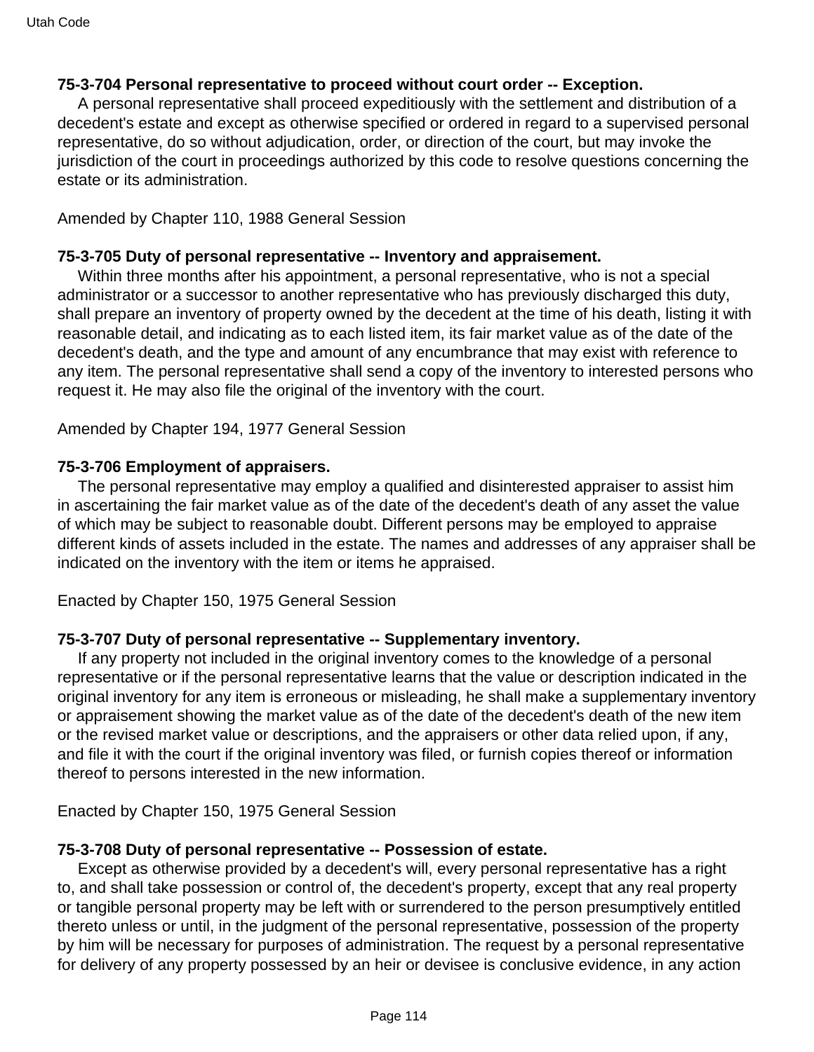**75-3-704 Personal representative to proceed without court order -- Exception.**

A personal representative shall proceed expeditiously with the settlement and distribution of a decedent's estate and except as otherwise specified or ordered in regard to a supervised personal representative, do so without adjudication, order, or direction of the court, but may invoke the jurisdiction of the court in proceedings authorized by this code to resolve questions concerning the estate or its administration.

Amended by Chapter 110, 1988 General Session

**75-3-705 Duty of personal representative -- Inventory and appraisement.**

Within three months after his appointment, a personal representative, who is not a special administrator or a successor to another representative who has previously discharged this duty, shall prepare an inventory of property owned by the decedent at the time of his death, listing it with reasonable detail, and indicating as to each listed item, its fair market value as of the date of the decedent's death, and the type and amount of any encumbrance that may exist with reference to any item. The personal representative shall send a copy of the inventory to interested persons who request it. He may also file the original of the inventory with the court.

Amended by Chapter 194, 1977 General Session

**75-3-706 Employment of appraisers.**

The personal representative may employ a qualified and disinterested appraiser to assist him in ascertaining the fair market value as of the date of the decedent's death of any asset the value of which may be subject to reasonable doubt. Different persons may be employed to appraise different kinds of assets included in the estate. The names and addresses of any appraiser shall be indicated on the inventory with the item or items he appraised.

Enacted by Chapter 150, 1975 General Session

**75-3-707 Duty of personal representative -- Supplementary inventory.**

If any property not included in the original inventory comes to the knowledge of a personal representative or if the personal representative learns that the value or description indicated in the original inventory for any item is erroneous or misleading, he shall make a supplementary inventory or appraisement showing the market value as of the date of the decedent's death of the new item or the revised market value or descriptions, and the appraisers or other data relied upon, if any, and file it with the court if the original inventory was filed, or furnish copies thereof or information thereof to persons interested in the new information.

Enacted by Chapter 150, 1975 General Session

**75-3-708 Duty of personal representative -- Possession of estate.**

Except as otherwise provided by a decedent's will, every personal representative has a right to, and shall take possession or control of, the decedent's property, except that any real property or tangible personal property may be left with or surrendered to the person presumptively entitled thereto unless or until, in the judgment of the personal representative, possession of the property by him will be necessary for purposes of administration. The request by a personal representative for delivery of any property possessed by an heir or devisee is conclusive evidence, in any action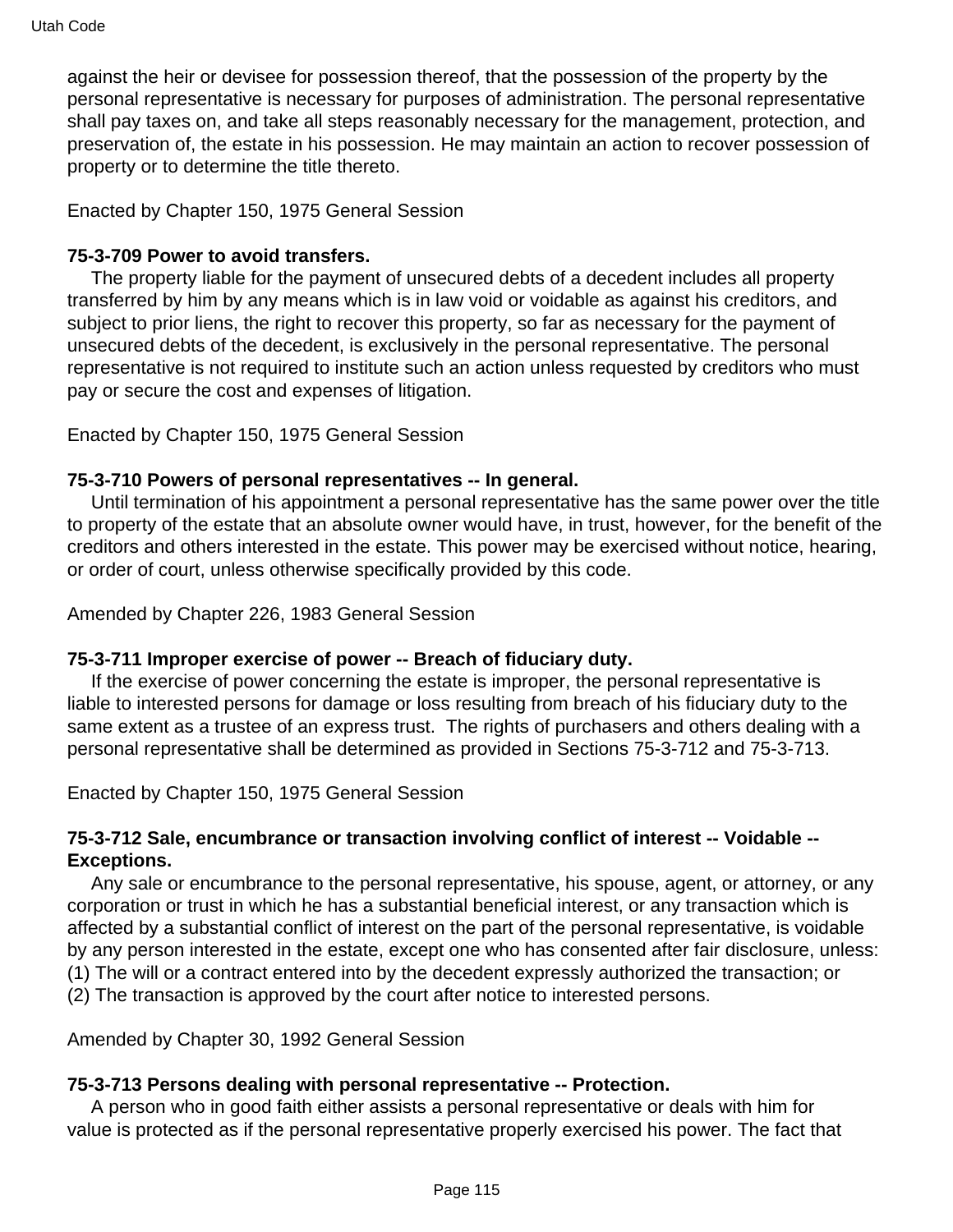against the heir or devisee for possession thereof, that the possession of the property by the personal representative is necessary for purposes of administration. The personal representative shall pay taxes on, and take all steps reasonably necessary for the management, protection, and preservation of, the estate in his possession. He may maintain an action to recover possession of property or to determine the title thereto.

Enacted by Chapter 150, 1975 General Session

**75-3-709 Power to avoid transfers.**

The property liable for the payment of unsecured debts of a decedent includes all property transferred by him by any means which is in law void or voidable as against his creditors, and subject to prior liens, the right to recover this property, so far as necessary for the payment of unsecured debts of the decedent, is exclusively in the personal representative. The personal representative is not required to institute such an action unless requested by creditors who must pay or secure the cost and expenses of litigation.

Enacted by Chapter 150, 1975 General Session

**75-3-710 Powers of personal representatives -- In general.**

Until termination of his appointment a personal representative has the same power over the title to property of the estate that an absolute owner would have, in trust, however, for the benefit of the creditors and others interested in the estate. This power may be exercised without notice, hearing, or order of court, unless otherwise specifically provided by this code.

Amended by Chapter 226, 1983 General Session

**75-3-711 Improper exercise of power -- Breach of fiduciary duty.**

If the exercise of power concerning the estate is improper, the personal representative is liable to interested persons for damage or loss resulting from breach of his fiduciary duty to the same extent as a trustee of an express trust. The rights of purchasers and others dealing with a personal representative shall be determined as provided in Sections 75-3-712 and 75-3-713.

Enacted by Chapter 150, 1975 General Session

**75-3-712 Sale, encumbrance or transaction involving conflict of interest -- Voidable -- Exceptions.**

Any sale or encumbrance to the personal representative, his spouse, agent, or attorney, or any corporation or trust in which he has a substantial beneficial interest, or any transaction which is affected by a substantial conflict of interest on the part of the personal representative, is voidable by any person interested in the estate, except one who has consented after fair disclosure, unless:
(1) The will or a contract entered into by the decedent expressly authorized the transaction; or
(2) The transaction is approved by the court after notice to interested persons.

Amended by Chapter 30, 1992 General Session

**75-3-713 Persons dealing with personal representative -- Protection.**

A person who in good faith either assists a personal representative or deals with him for value is protected as if the personal representative properly exercised his power. The fact that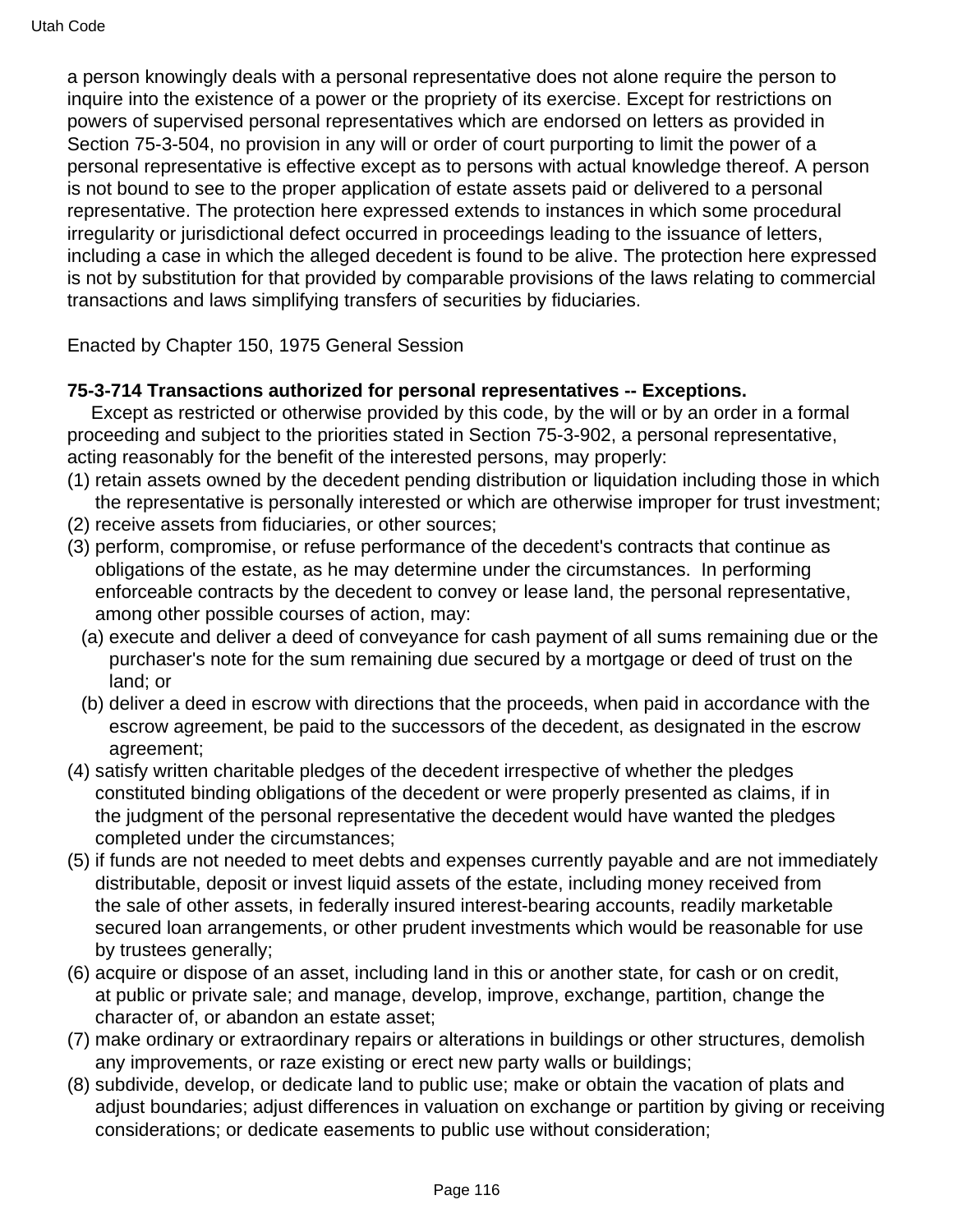a person knowingly deals with a personal representative does not alone require the person to inquire into the existence of a power or the propriety of its exercise. Except for restrictions on powers of supervised personal representatives which are endorsed on letters as provided in Section 75-3-504, no provision in any will or order of court purporting to limit the power of a personal representative is effective except as to persons with actual knowledge thereof. A person is not bound to see to the proper application of estate assets paid or delivered to a personal representative. The protection here expressed extends to instances in which some procedural irregularity or jurisdictional defect occurred in proceedings leading to the issuance of letters, including a case in which the alleged decedent is found to be alive. The protection here expressed is not by substitution for that provided by comparable provisions of the laws relating to commercial transactions and laws simplifying transfers of securities by fiduciaries.

Enacted by Chapter 150, 1975 General Session

**75-3-714 Transactions authorized for personal representatives -- Exceptions.**

Except as restricted or otherwise provided by this code, by the will or by an order in a formal proceeding and subject to the priorities stated in Section 75-3-902, a personal representative, acting reasonably for the benefit of the interested persons, may properly:

(1) retain assets owned by the decedent pending distribution or liquidation including those in which the representative is personally interested or which are otherwise improper for trust investment;

(2) receive assets from fiduciaries, or other sources;

(3) perform, compromise, or refuse performance of the decedent's contracts that continue as obligations of the estate, as he may determine under the circumstances. In performing enforceable contracts by the decedent to convey or lease land, the personal representative, among other possible courses of action, may:

  (a) execute and deliver a deed of conveyance for cash payment of all sums remaining due or the purchaser's note for the sum remaining due secured by a mortgage or deed of trust on the land; or

  (b) deliver a deed in escrow with directions that the proceeds, when paid in accordance with the escrow agreement, be paid to the successors of the decedent, as designated in the escrow agreement;

(4) satisfy written charitable pledges of the decedent irrespective of whether the pledges constituted binding obligations of the decedent or were properly presented as claims, if in the judgment of the personal representative the decedent would have wanted the pledges completed under the circumstances;

(5) if funds are not needed to meet debts and expenses currently payable and are not immediately distributable, deposit or invest liquid assets of the estate, including money received from the sale of other assets, in federally insured interest-bearing accounts, readily marketable secured loan arrangements, or other prudent investments which would be reasonable for use by trustees generally;

(6) acquire or dispose of an asset, including land in this or another state, for cash or on credit, at public or private sale; and manage, develop, improve, exchange, partition, change the character of, or abandon an estate asset;

(7) make ordinary or extraordinary repairs or alterations in buildings or other structures, demolish any improvements, or raze existing or erect new party walls or buildings;

(8) subdivide, develop, or dedicate land to public use; make or obtain the vacation of plats and adjust boundaries; adjust differences in valuation on exchange or partition by giving or receiving considerations; or dedicate easements to public use without consideration;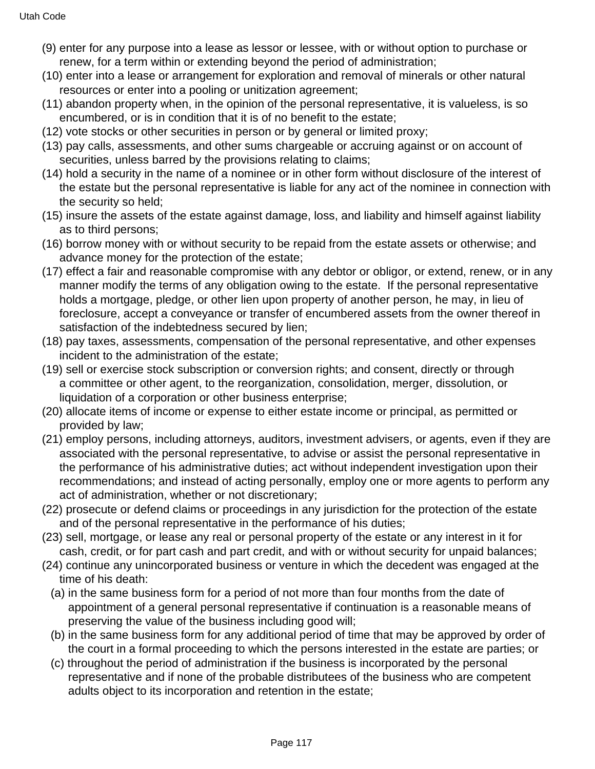(9) enter for any purpose into a lease as lessor or lessee, with or without option to purchase or renew, for a term within or extending beyond the period of administration;

(10) enter into a lease or arrangement for exploration and removal of minerals or other natural resources or enter into a pooling or unitization agreement;

(11) abandon property when, in the opinion of the personal representative, it is valueless, is so encumbered, or is in condition that it is of no benefit to the estate;

(12) vote stocks or other securities in person or by general or limited proxy;

(13) pay calls, assessments, and other sums chargeable or accruing against or on account of securities, unless barred by the provisions relating to claims;

(14) hold a security in the name of a nominee or in other form without disclosure of the interest of the estate but the personal representative is liable for any act of the nominee in connection with the security so held;

(15) insure the assets of the estate against damage, loss, and liability and himself against liability as to third persons;

(16) borrow money with or without security to be repaid from the estate assets or otherwise; and advance money for the protection of the estate;

(17) effect a fair and reasonable compromise with any debtor or obligor, or extend, renew, or in any manner modify the terms of any obligation owing to the estate. If the personal representative holds a mortgage, pledge, or other lien upon property of another person, he may, in lieu of foreclosure, accept a conveyance or transfer of encumbered assets from the owner thereof in satisfaction of the indebtedness secured by lien;

(18) pay taxes, assessments, compensation of the personal representative, and other expenses incident to the administration of the estate;

(19) sell or exercise stock subscription or conversion rights; and consent, directly or through a committee or other agent, to the reorganization, consolidation, merger, dissolution, or liquidation of a corporation or other business enterprise;

(20) allocate items of income or expense to either estate income or principal, as permitted or provided by law;

(21) employ persons, including attorneys, auditors, investment advisers, or agents, even if they are associated with the personal representative, to advise or assist the personal representative in the performance of his administrative duties; act without independent investigation upon their recommendations; and instead of acting personally, employ one or more agents to perform any act of administration, whether or not discretionary;

(22) prosecute or defend claims or proceedings in any jurisdiction for the protection of the estate and of the personal representative in the performance of his duties;

(23) sell, mortgage, or lease any real or personal property of the estate or any interest in it for cash, credit, or for part cash and part credit, and with or without security for unpaid balances;

(24) continue any unincorporated business or venture in which the decedent was engaged at the time of his death:

  (a) in the same business form for a period of not more than four months from the date of appointment of a general personal representative if continuation is a reasonable means of preserving the value of the business including good will;

  (b) in the same business form for any additional period of time that may be approved by order of the court in a formal proceeding to which the persons interested in the estate are parties; or

  (c) throughout the period of administration if the business is incorporated by the personal representative and if none of the probable distributees of the business who are competent adults object to its incorporation and retention in the estate;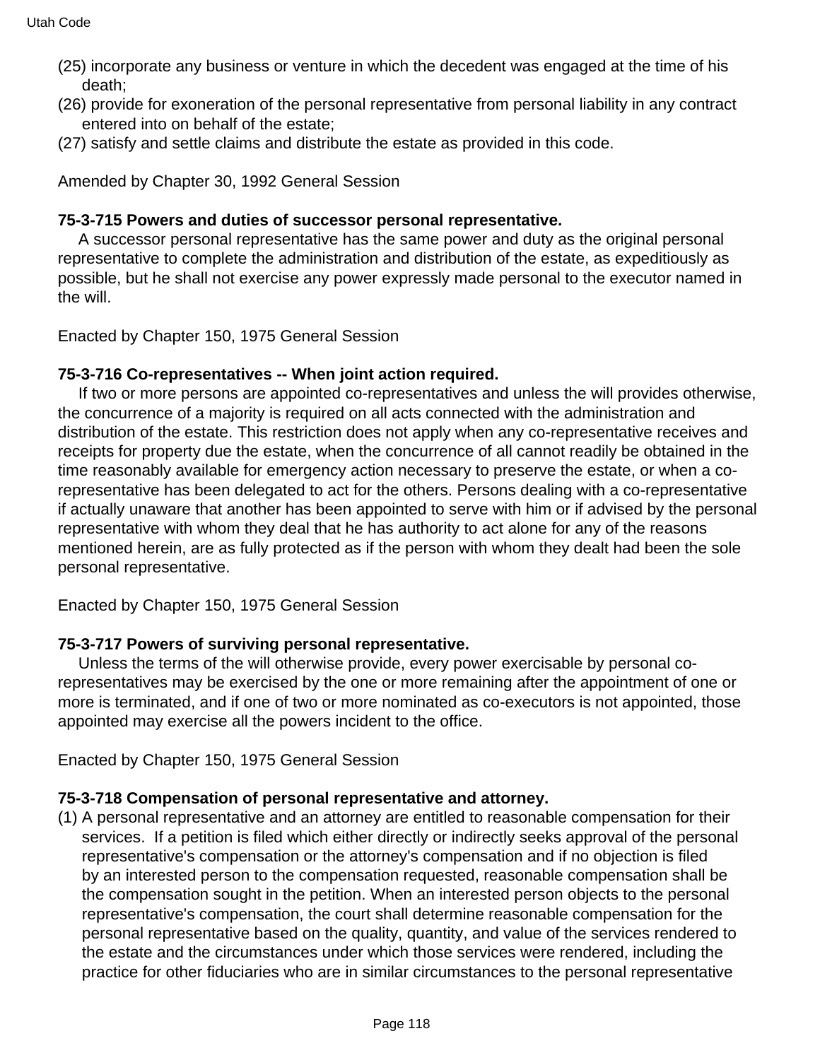(25) incorporate any business or venture in which the decedent was engaged at the time of his death;

(26) provide for exoneration of the personal representative from personal liability in any contract entered into on behalf of the estate;

(27) satisfy and settle claims and distribute the estate as provided in this code.

Amended by Chapter 30, 1992 General Session

**75-3-715 Powers and duties of successor personal representative.**

A successor personal representative has the same power and duty as the original personal representative to complete the administration and distribution of the estate, as expeditiously as possible, but he shall not exercise any power expressly made personal to the executor named in the will.

Enacted by Chapter 150, 1975 General Session

**75-3-716 Co-representatives -- When joint action required.**

If two or more persons are appointed co-representatives and unless the will provides otherwise, the concurrence of a majority is required on all acts connected with the administration and distribution of the estate. This restriction does not apply when any co-representative receives and receipts for property due the estate, when the concurrence of all cannot readily be obtained in the time reasonably available for emergency action necessary to preserve the estate, or when a co-representative has been delegated to act for the others. Persons dealing with a co-representative if actually unaware that another has been appointed to serve with him or if advised by the personal representative with whom they deal that he has authority to act alone for any of the reasons mentioned herein, are as fully protected as if the person with whom they dealt had been the sole personal representative.

Enacted by Chapter 150, 1975 General Session

**75-3-717 Powers of surviving personal representative.**

Unless the terms of the will otherwise provide, every power exercisable by personal co-representatives may be exercised by the one or more remaining after the appointment of one or more is terminated, and if one of two or more nominated as co-executors is not appointed, those appointed may exercise all the powers incident to the office.

Enacted by Chapter 150, 1975 General Session

**75-3-718 Compensation of personal representative and attorney.**

(1) A personal representative and an attorney are entitled to reasonable compensation for their services. If a petition is filed which either directly or indirectly seeks approval of the personal representative's compensation or the attorney's compensation and if no objection is filed by an interested person to the compensation requested, reasonable compensation shall be the compensation sought in the petition. When an interested person objects to the personal representative's compensation, the court shall determine reasonable compensation for the personal representative based on the quality, quantity, and value of the services rendered to the estate and the circumstances under which those services were rendered, including the practice for other fiduciaries who are in similar circumstances to the personal representative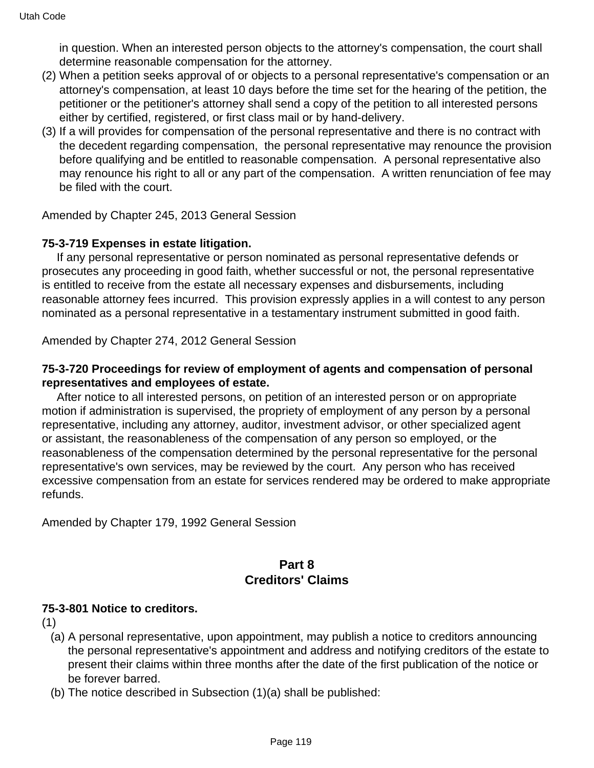in question. When an interested person objects to the attorney's compensation, the court shall determine reasonable compensation for the attorney.

(2) When a petition seeks approval of or objects to a personal representative's compensation or an attorney's compensation, at least 10 days before the time set for the hearing of the petition, the petitioner or the petitioner's attorney shall send a copy of the petition to all interested persons either by certified, registered, or first class mail or by hand-delivery.

(3) If a will provides for compensation of the personal representative and there is no contract with the decedent regarding compensation, the personal representative may renounce the provision before qualifying and be entitled to reasonable compensation. A personal representative also may renounce his right to all or any part of the compensation. A written renunciation of fee may be filed with the court.

Amended by Chapter 245, 2013 General Session

**75-3-719 Expenses in estate litigation.**

If any personal representative or person nominated as personal representative defends or prosecutes any proceeding in good faith, whether successful or not, the personal representative is entitled to receive from the estate all necessary expenses and disbursements, including reasonable attorney fees incurred. This provision expressly applies in a will contest to any person nominated as a personal representative in a testamentary instrument submitted in good faith.

Amended by Chapter 274, 2012 General Session

**75-3-720 Proceedings for review of employment of agents and compensation of personal representatives and employees of estate.**

After notice to all interested persons, on petition of an interested person or on appropriate motion if administration is supervised, the propriety of employment of any person by a personal representative, including any attorney, auditor, investment advisor, or other specialized agent or assistant, the reasonableness of the compensation of any person so employed, or the reasonableness of the compensation determined by the personal representative for the personal representative's own services, may be reviewed by the court. Any person who has received excessive compensation from an estate for services rendered may be ordered to make appropriate refunds.

Amended by Chapter 179, 1992 General Session

## Part 8
## Creditors' Claims

**75-3-801 Notice to creditors.**

(1)

(a) A personal representative, upon appointment, may publish a notice to creditors announcing the personal representative's appointment and address and notifying creditors of the estate to present their claims within three months after the date of the first publication of the notice or be forever barred.

(b) The notice described in Subsection (1)(a) shall be published: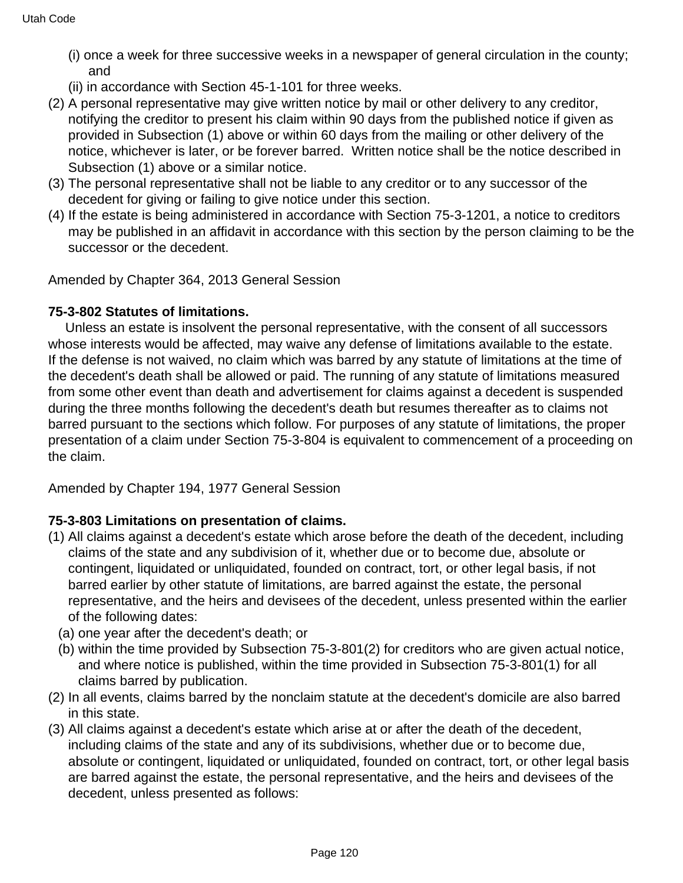(i) once a week for three successive weeks in a newspaper of general circulation in the county; and

(ii) in accordance with Section 45-1-101 for three weeks.

(2) A personal representative may give written notice by mail or other delivery to any creditor, notifying the creditor to present his claim within 90 days from the published notice if given as provided in Subsection (1) above or within 60 days from the mailing or other delivery of the notice, whichever is later, or be forever barred. Written notice shall be the notice described in Subsection (1) above or a similar notice.

(3) The personal representative shall not be liable to any creditor or to any successor of the decedent for giving or failing to give notice under this section.

(4) If the estate is being administered in accordance with Section 75-3-1201, a notice to creditors may be published in an affidavit in accordance with this section by the person claiming to be the successor or the decedent.

Amended by Chapter 364, 2013 General Session

**75-3-802 Statutes of limitations.**

Unless an estate is insolvent the personal representative, with the consent of all successors whose interests would be affected, may waive any defense of limitations available to the estate. If the defense is not waived, no claim which was barred by any statute of limitations at the time of the decedent's death shall be allowed or paid. The running of any statute of limitations measured from some other event than death and advertisement for claims against a decedent is suspended during the three months following the decedent's death but resumes thereafter as to claims not barred pursuant to the sections which follow. For purposes of any statute of limitations, the proper presentation of a claim under Section 75-3-804 is equivalent to commencement of a proceeding on the claim.

Amended by Chapter 194, 1977 General Session

**75-3-803 Limitations on presentation of claims.**

(1) All claims against a decedent's estate which arose before the death of the decedent, including claims of the state and any subdivision of it, whether due or to become due, absolute or contingent, liquidated or unliquidated, founded on contract, tort, or other legal basis, if not barred earlier by other statute of limitations, are barred against the estate, the personal representative, and the heirs and devisees of the decedent, unless presented within the earlier of the following dates:

(a) one year after the decedent's death; or

(b) within the time provided by Subsection 75-3-801(2) for creditors who are given actual notice, and where notice is published, within the time provided in Subsection 75-3-801(1) for all claims barred by publication.

(2) In all events, claims barred by the nonclaim statute at the decedent's domicile are also barred in this state.

(3) All claims against a decedent's estate which arise at or after the death of the decedent, including claims of the state and any of its subdivisions, whether due or to become due, absolute or contingent, liquidated or unliquidated, founded on contract, tort, or other legal basis are barred against the estate, the personal representative, and the heirs and devisees of the decedent, unless presented as follows: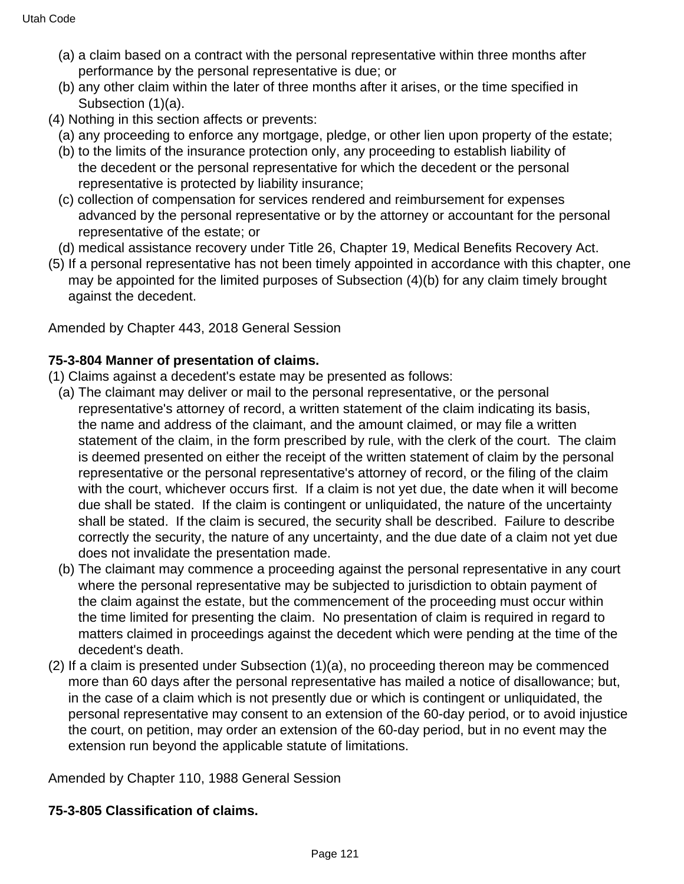(a) a claim based on a contract with the personal representative within three months after performance by the personal representative is due; or

(b) any other claim within the later of three months after it arises, or the time specified in Subsection (1)(a).

(4) Nothing in this section affects or prevents:

(a) any proceeding to enforce any mortgage, pledge, or other lien upon property of the estate;

(b) to the limits of the insurance protection only, any proceeding to establish liability of the decedent or the personal representative for which the decedent or the personal representative is protected by liability insurance;

(c) collection of compensation for services rendered and reimbursement for expenses advanced by the personal representative or by the attorney or accountant for the personal representative of the estate; or

(d) medical assistance recovery under Title 26, Chapter 19, Medical Benefits Recovery Act.

(5) If a personal representative has not been timely appointed in accordance with this chapter, one may be appointed for the limited purposes of Subsection (4)(b) for any claim timely brought against the decedent.

Amended by Chapter 443, 2018 General Session

**75-3-804 Manner of presentation of claims.**

(1) Claims against a decedent's estate may be presented as follows:

(a) The claimant may deliver or mail to the personal representative, or the personal representative's attorney of record, a written statement of the claim indicating its basis, the name and address of the claimant, and the amount claimed, or may file a written statement of the claim, in the form prescribed by rule, with the clerk of the court. The claim is deemed presented on either the receipt of the written statement of claim by the personal representative or the personal representative's attorney of record, or the filing of the claim with the court, whichever occurs first. If a claim is not yet due, the date when it will become due shall be stated. If the claim is contingent or unliquidated, the nature of the uncertainty shall be stated. If the claim is secured, the security shall be described. Failure to describe correctly the security, the nature of any uncertainty, and the due date of a claim not yet due does not invalidate the presentation made.

(b) The claimant may commence a proceeding against the personal representative in any court where the personal representative may be subjected to jurisdiction to obtain payment of the claim against the estate, but the commencement of the proceeding must occur within the time limited for presenting the claim. No presentation of claim is required in regard to matters claimed in proceedings against the decedent which were pending at the time of the decedent's death.

(2) If a claim is presented under Subsection (1)(a), no proceeding thereon may be commenced more than 60 days after the personal representative has mailed a notice of disallowance; but, in the case of a claim which is not presently due or which is contingent or unliquidated, the personal representative may consent to an extension of the 60-day period, or to avoid injustice the court, on petition, may order an extension of the 60-day period, but in no event may the extension run beyond the applicable statute of limitations.

Amended by Chapter 110, 1988 General Session

**75-3-805 Classification of claims.**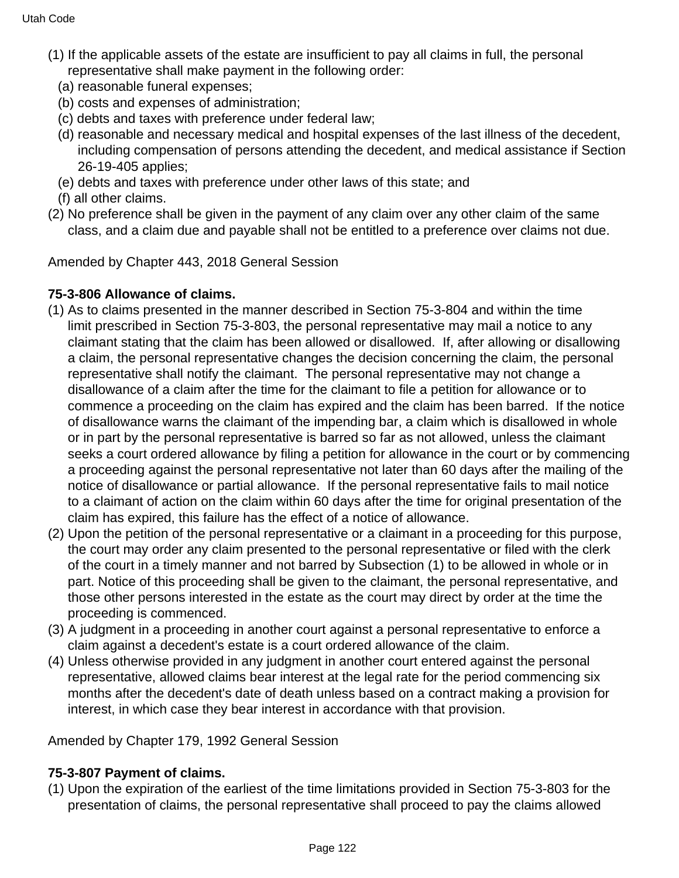(1) If the applicable assets of the estate are insufficient to pay all claims in full, the personal representative shall make payment in the following order:
   (a) reasonable funeral expenses;
   (b) costs and expenses of administration;
   (c) debts and taxes with preference under federal law;
   (d) reasonable and necessary medical and hospital expenses of the last illness of the decedent, including compensation of persons attending the decedent, and medical assistance if Section 26-19-405 applies;
   (e) debts and taxes with preference under other laws of this state; and
   (f) all other claims.
(2) No preference shall be given in the payment of any claim over any other claim of the same class, and a claim due and payable shall not be entitled to a preference over claims not due.

Amended by Chapter 443, 2018 General Session

**75-3-806 Allowance of claims.**

(1) As to claims presented in the manner described in Section 75-3-804 and within the time limit prescribed in Section 75-3-803, the personal representative may mail a notice to any claimant stating that the claim has been allowed or disallowed. If, after allowing or disallowing a claim, the personal representative changes the decision concerning the claim, the personal representative shall notify the claimant. The personal representative may not change a disallowance of a claim after the time for the claimant to file a petition for allowance or to commence a proceeding on the claim has expired and the claim has been barred. If the notice of disallowance warns the claimant of the impending bar, a claim which is disallowed in whole or in part by the personal representative is barred so far as not allowed, unless the claimant seeks a court ordered allowance by filing a petition for allowance in the court or by commencing a proceeding against the personal representative not later than 60 days after the mailing of the notice of disallowance or partial allowance. If the personal representative fails to mail notice to a claimant of action on the claim within 60 days after the time for original presentation of the claim has expired, this failure has the effect of a notice of allowance.
(2) Upon the petition of the personal representative or a claimant in a proceeding for this purpose, the court may order any claim presented to the personal representative or filed with the clerk of the court in a timely manner and not barred by Subsection (1) to be allowed in whole or in part. Notice of this proceeding shall be given to the claimant, the personal representative, and those other persons interested in the estate as the court may direct by order at the time the proceeding is commenced.
(3) A judgment in a proceeding in another court against a personal representative to enforce a claim against a decedent's estate is a court ordered allowance of the claim.
(4) Unless otherwise provided in any judgment in another court entered against the personal representative, allowed claims bear interest at the legal rate for the period commencing six months after the decedent's date of death unless based on a contract making a provision for interest, in which case they bear interest in accordance with that provision.

Amended by Chapter 179, 1992 General Session

**75-3-807 Payment of claims.**

(1) Upon the expiration of the earliest of the time limitations provided in Section 75-3-803 for the presentation of claims, the personal representative shall proceed to pay the claims allowed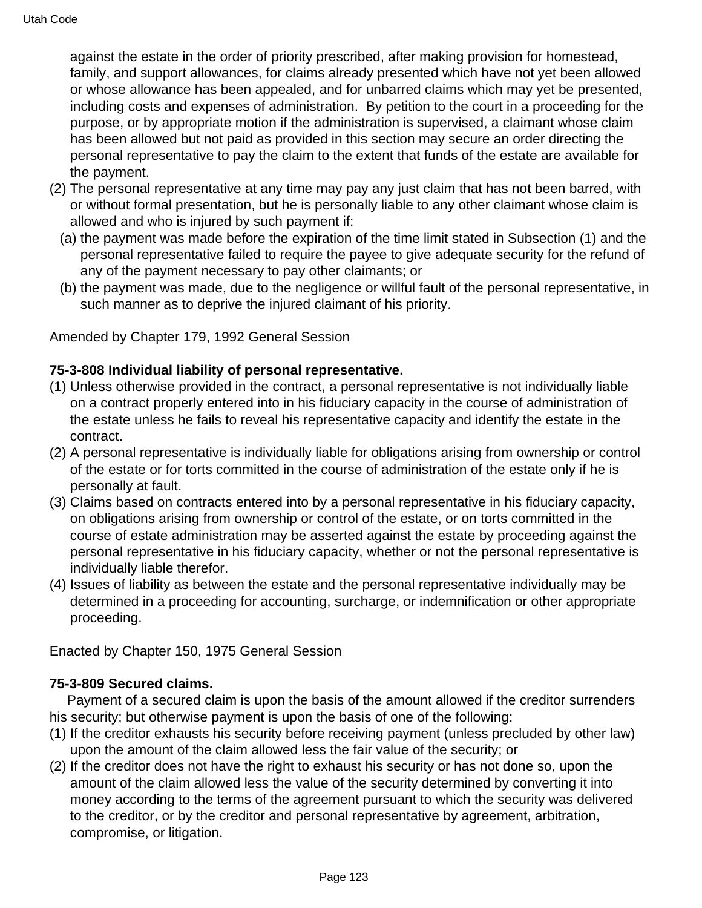against the estate in the order of priority prescribed, after making provision for homestead, family, and support allowances, for claims already presented which have not yet been allowed or whose allowance has been appealed, and for unbarred claims which may yet be presented, including costs and expenses of administration. By petition to the court in a proceeding for the purpose, or by appropriate motion if the administration is supervised, a claimant whose claim has been allowed but not paid as provided in this section may secure an order directing the personal representative to pay the claim to the extent that funds of the estate are available for the payment.

(2) The personal representative at any time may pay any just claim that has not been barred, with or without formal presentation, but he is personally liable to any other claimant whose claim is allowed and who is injured by such payment if:
  (a) the payment was made before the expiration of the time limit stated in Subsection (1) and the personal representative failed to require the payee to give adequate security for the refund of any of the payment necessary to pay other claimants; or
  (b) the payment was made, due to the negligence or willful fault of the personal representative, in such manner as to deprive the injured claimant of his priority.

Amended by Chapter 179, 1992 General Session

**75-3-808 Individual liability of personal representative.**

(1) Unless otherwise provided in the contract, a personal representative is not individually liable on a contract properly entered into in his fiduciary capacity in the course of administration of the estate unless he fails to reveal his representative capacity and identify the estate in the contract.
(2) A personal representative is individually liable for obligations arising from ownership or control of the estate or for torts committed in the course of administration of the estate only if he is personally at fault.
(3) Claims based on contracts entered into by a personal representative in his fiduciary capacity, on obligations arising from ownership or control of the estate, or on torts committed in the course of estate administration may be asserted against the estate by proceeding against the personal representative in his fiduciary capacity, whether or not the personal representative is individually liable therefor.
(4) Issues of liability as between the estate and the personal representative individually may be determined in a proceeding for accounting, surcharge, or indemnification or other appropriate proceeding.

Enacted by Chapter 150, 1975 General Session

**75-3-809 Secured claims.**

Payment of a secured claim is upon the basis of the amount allowed if the creditor surrenders his security; but otherwise payment is upon the basis of one of the following:

(1) If the creditor exhausts his security before receiving payment (unless precluded by other law) upon the amount of the claim allowed less the fair value of the security; or
(2) If the creditor does not have the right to exhaust his security or has not done so, upon the amount of the claim allowed less the value of the security determined by converting it into money according to the terms of the agreement pursuant to which the security was delivered to the creditor, or by the creditor and personal representative by agreement, arbitration, compromise, or litigation.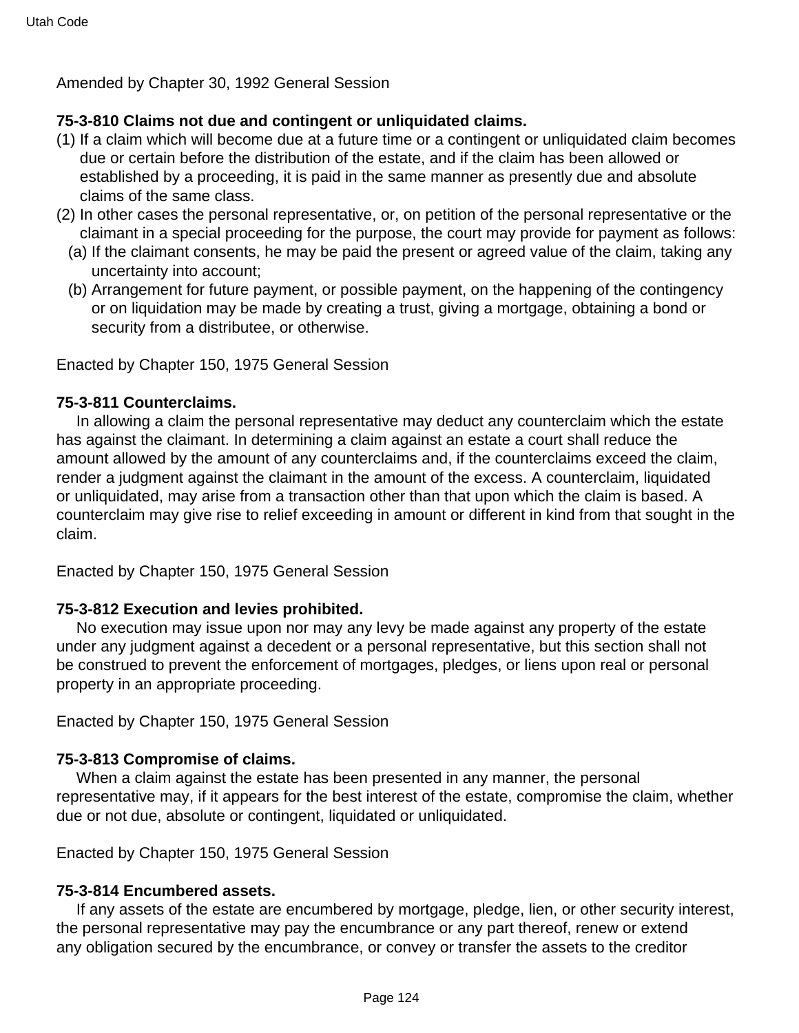Amended by Chapter 30, 1992 General Session

**75-3-810 Claims not due and contingent or unliquidated claims.**

(1) If a claim which will become due at a future time or a contingent or unliquidated claim becomes due or certain before the distribution of the estate, and if the claim has been allowed or established by a proceeding, it is paid in the same manner as presently due and absolute claims of the same class.

(2) In other cases the personal representative, or, on petition of the personal representative or the claimant in a special proceeding for the purpose, the court may provide for payment as follows:

  (a) If the claimant consents, he may be paid the present or agreed value of the claim, taking any uncertainty into account;

  (b) Arrangement for future payment, or possible payment, on the happening of the contingency or on liquidation may be made by creating a trust, giving a mortgage, obtaining a bond or security from a distributee, or otherwise.

Enacted by Chapter 150, 1975 General Session

**75-3-811 Counterclaims.**

In allowing a claim the personal representative may deduct any counterclaim which the estate has against the claimant. In determining a claim against an estate a court shall reduce the amount allowed by the amount of any counterclaims and, if the counterclaims exceed the claim, render a judgment against the claimant in the amount of the excess. A counterclaim, liquidated or unliquidated, may arise from a transaction other than that upon which the claim is based. A counterclaim may give rise to relief exceeding in amount or different in kind from that sought in the claim.

Enacted by Chapter 150, 1975 General Session

**75-3-812 Execution and levies prohibited.**

No execution may issue upon nor may any levy be made against any property of the estate under any judgment against a decedent or a personal representative, but this section shall not be construed to prevent the enforcement of mortgages, pledges, or liens upon real or personal property in an appropriate proceeding.

Enacted by Chapter 150, 1975 General Session

**75-3-813 Compromise of claims.**

When a claim against the estate has been presented in any manner, the personal representative may, if it appears for the best interest of the estate, compromise the claim, whether due or not due, absolute or contingent, liquidated or unliquidated.

Enacted by Chapter 150, 1975 General Session

**75-3-814 Encumbered assets.**

If any assets of the estate are encumbered by mortgage, pledge, lien, or other security interest, the personal representative may pay the encumbrance or any part thereof, renew or extend any obligation secured by the encumbrance, or convey or transfer the assets to the creditor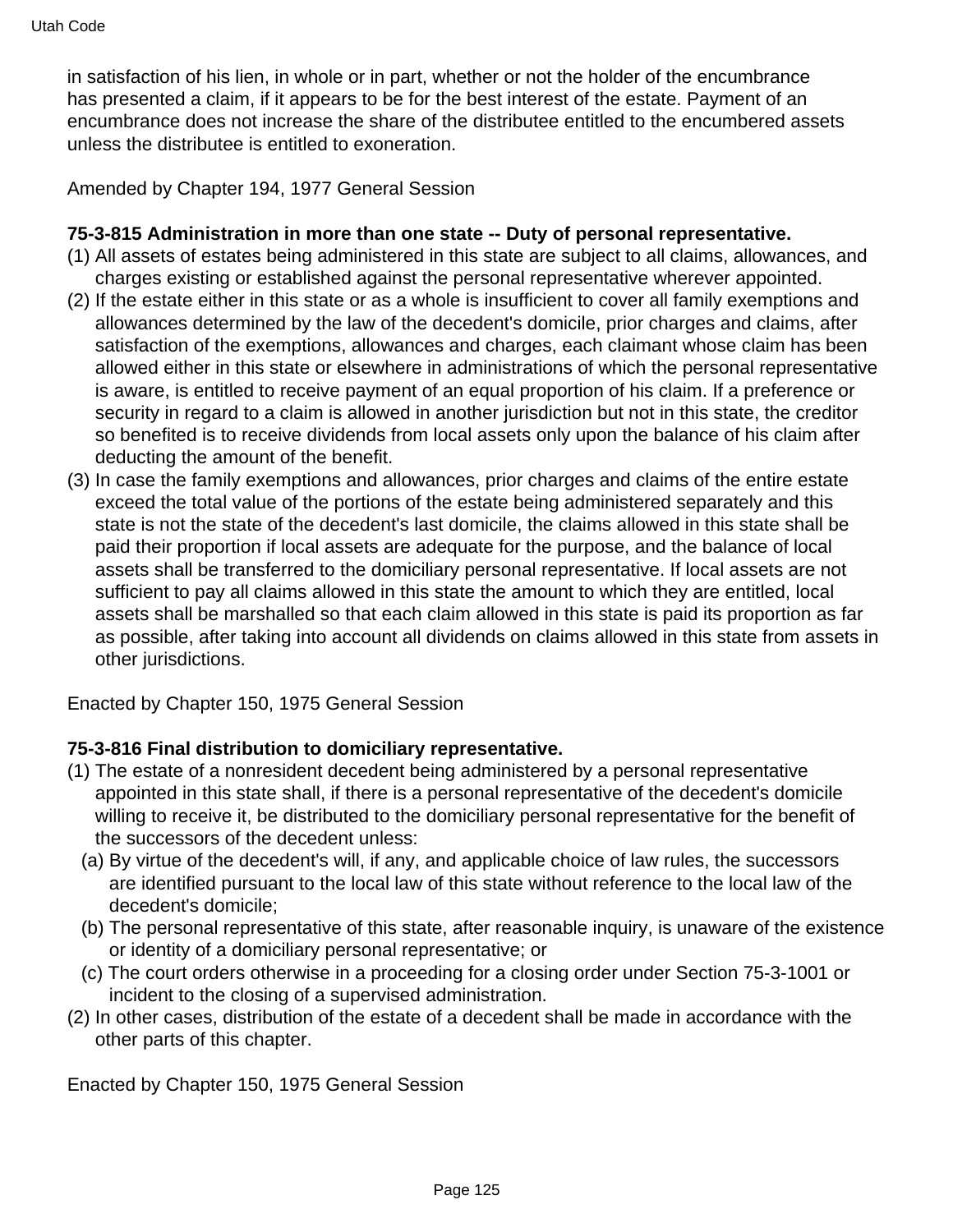in satisfaction of his lien, in whole or in part, whether or not the holder of the encumbrance has presented a claim, if it appears to be for the best interest of the estate. Payment of an encumbrance does not increase the share of the distributee entitled to the encumbered assets unless the distributee is entitled to exoneration.

Amended by Chapter 194, 1977 General Session

**75-3-815 Administration in more than one state -- Duty of personal representative.**

(1) All assets of estates being administered in this state are subject to all claims, allowances, and charges existing or established against the personal representative wherever appointed.

(2) If the estate either in this state or as a whole is insufficient to cover all family exemptions and allowances determined by the law of the decedent's domicile, prior charges and claims, after satisfaction of the exemptions, allowances and charges, each claimant whose claim has been allowed either in this state or elsewhere in administrations of which the personal representative is aware, is entitled to receive payment of an equal proportion of his claim. If a preference or security in regard to a claim is allowed in another jurisdiction but not in this state, the creditor so benefited is to receive dividends from local assets only upon the balance of his claim after deducting the amount of the benefit.

(3) In case the family exemptions and allowances, prior charges and claims of the entire estate exceed the total value of the portions of the estate being administered separately and this state is not the state of the decedent's last domicile, the claims allowed in this state shall be paid their proportion if local assets are adequate for the purpose, and the balance of local assets shall be transferred to the domiciliary personal representative. If local assets are not sufficient to pay all claims allowed in this state the amount to which they are entitled, local assets shall be marshalled so that each claim allowed in this state is paid its proportion as far as possible, after taking into account all dividends on claims allowed in this state from assets in other jurisdictions.

Enacted by Chapter 150, 1975 General Session

**75-3-816 Final distribution to domiciliary representative.**

(1) The estate of a nonresident decedent being administered by a personal representative appointed in this state shall, if there is a personal representative of the decedent's domicile willing to receive it, be distributed to the domiciliary personal representative for the benefit of the successors of the decedent unless:
   (a) By virtue of the decedent's will, if any, and applicable choice of law rules, the successors are identified pursuant to the local law of this state without reference to the local law of the decedent's domicile;
   (b) The personal representative of this state, after reasonable inquiry, is unaware of the existence or identity of a domiciliary personal representative; or
   (c) The court orders otherwise in a proceeding for a closing order under Section 75-3-1001 or incident to the closing of a supervised administration.

(2) In other cases, distribution of the estate of a decedent shall be made in accordance with the other parts of this chapter.

Enacted by Chapter 150, 1975 General Session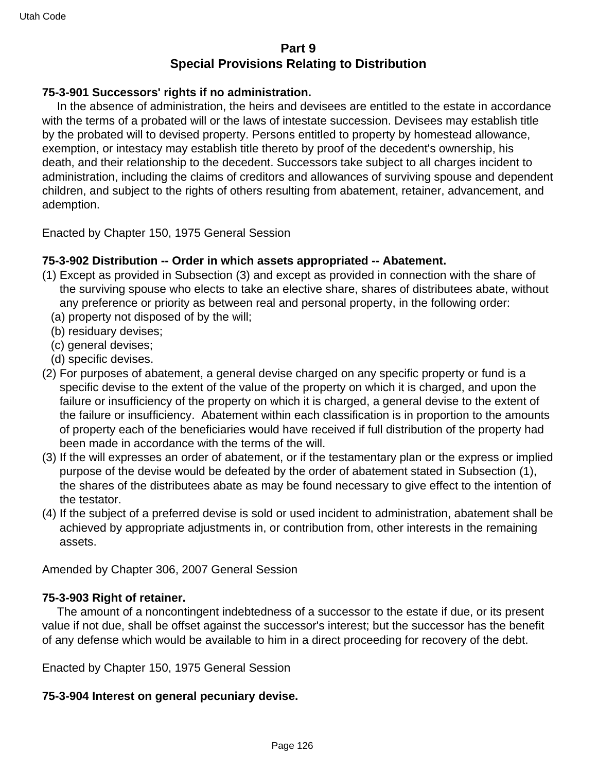## Part 9
## Special Provisions Relating to Distribution

**75-3-901 Successors' rights if no administration.**

In the absence of administration, the heirs and devisees are entitled to the estate in accordance with the terms of a probated will or the laws of intestate succession. Devisees may establish title by the probated will to devised property. Persons entitled to property by homestead allowance, exemption, or intestacy may establish title thereto by proof of the decedent's ownership, his death, and their relationship to the decedent. Successors take subject to all charges incident to administration, including the claims of creditors and allowances of surviving spouse and dependent children, and subject to the rights of others resulting from abatement, retainer, advancement, and ademption.

Enacted by Chapter 150, 1975 General Session

**75-3-902 Distribution -- Order in which assets appropriated -- Abatement.**

(1) Except as provided in Subsection (3) and except as provided in connection with the share of the surviving spouse who elects to take an elective share, shares of distributees abate, without any preference or priority as between real and personal property, in the following order:
  (a) property not disposed of by the will;
  (b) residuary devises;
  (c) general devises;
  (d) specific devises.

(2) For purposes of abatement, a general devise charged on any specific property or fund is a specific devise to the extent of the value of the property on which it is charged, and upon the failure or insufficiency of the property on which it is charged, a general devise to the extent of the failure or insufficiency. Abatement within each classification is in proportion to the amounts of property each of the beneficiaries would have received if full distribution of the property had been made in accordance with the terms of the will.

(3) If the will expresses an order of abatement, or if the testamentary plan or the express or implied purpose of the devise would be defeated by the order of abatement stated in Subsection (1), the shares of the distributees abate as may be found necessary to give effect to the intention of the testator.

(4) If the subject of a preferred devise is sold or used incident to administration, abatement shall be achieved by appropriate adjustments in, or contribution from, other interests in the remaining assets.

Amended by Chapter 306, 2007 General Session

**75-3-903 Right of retainer.**

The amount of a noncontingent indebtedness of a successor to the estate if due, or its present value if not due, shall be offset against the successor's interest; but the successor has the benefit of any defense which would be available to him in a direct proceeding for recovery of the debt.

Enacted by Chapter 150, 1975 General Session

**75-3-904 Interest on general pecuniary devise.**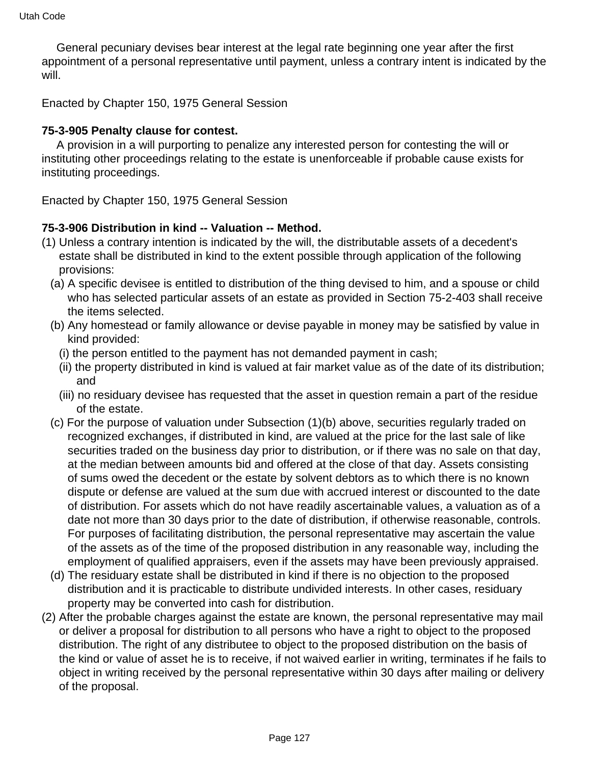General pecuniary devises bear interest at the legal rate beginning one year after the first appointment of a personal representative until payment, unless a contrary intent is indicated by the will.

Enacted by Chapter 150, 1975 General Session

**75-3-905 Penalty clause for contest.**

A provision in a will purporting to penalize any interested person for contesting the will or instituting other proceedings relating to the estate is unenforceable if probable cause exists for instituting proceedings.

Enacted by Chapter 150, 1975 General Session

**75-3-906 Distribution in kind -- Valuation -- Method.**

(1) Unless a contrary intention is indicated by the will, the distributable assets of a decedent's estate shall be distributed in kind to the extent possible through application of the following provisions:

(a) A specific devisee is entitled to distribution of the thing devised to him, and a spouse or child who has selected particular assets of an estate as provided in Section 75-2-403 shall receive the items selected.

(b) Any homestead or family allowance or devise payable in money may be satisfied by value in kind provided:

(i) the person entitled to the payment has not demanded payment in cash;

(ii) the property distributed in kind is valued at fair market value as of the date of its distribution; and

(iii) no residuary devisee has requested that the asset in question remain a part of the residue of the estate.

(c) For the purpose of valuation under Subsection (1)(b) above, securities regularly traded on recognized exchanges, if distributed in kind, are valued at the price for the last sale of like securities traded on the business day prior to distribution, or if there was no sale on that day, at the median between amounts bid and offered at the close of that day. Assets consisting of sums owed the decedent or the estate by solvent debtors as to which there is no known dispute or defense are valued at the sum due with accrued interest or discounted to the date of distribution. For assets which do not have readily ascertainable values, a valuation as of a date not more than 30 days prior to the date of distribution, if otherwise reasonable, controls. For purposes of facilitating distribution, the personal representative may ascertain the value of the assets as of the time of the proposed distribution in any reasonable way, including the employment of qualified appraisers, even if the assets may have been previously appraised.

(d) The residuary estate shall be distributed in kind if there is no objection to the proposed distribution and it is practicable to distribute undivided interests. In other cases, residuary property may be converted into cash for distribution.

(2) After the probable charges against the estate are known, the personal representative may mail or deliver a proposal for distribution to all persons who have a right to object to the proposed distribution. The right of any distributee to object to the proposed distribution on the basis of the kind or value of asset he is to receive, if not waived earlier in writing, terminates if he fails to object in writing received by the personal representative within 30 days after mailing or delivery of the proposal.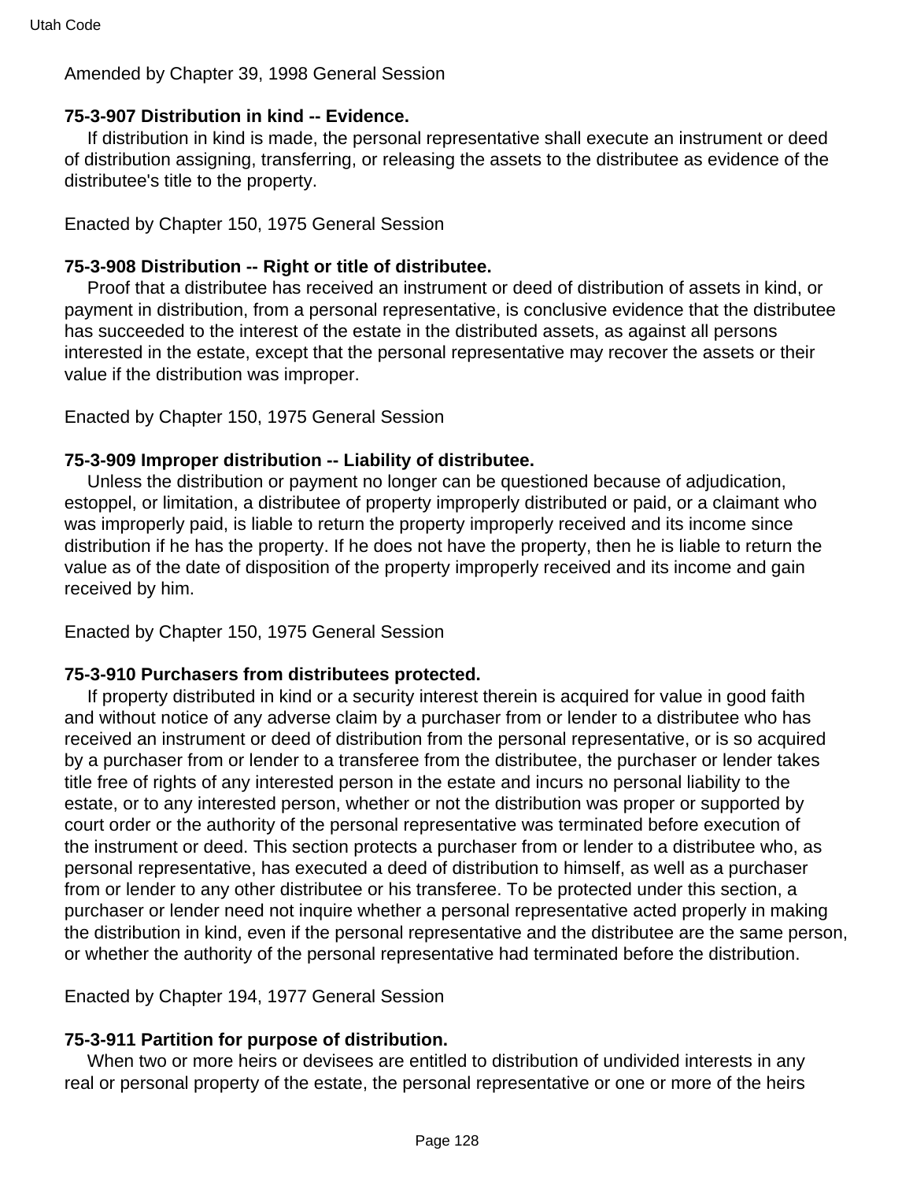Amended by Chapter 39, 1998 General Session

**75-3-907 Distribution in kind -- Evidence.**

If distribution in kind is made, the personal representative shall execute an instrument or deed of distribution assigning, transferring, or releasing the assets to the distributee as evidence of the distributee's title to the property.

Enacted by Chapter 150, 1975 General Session

**75-3-908 Distribution -- Right or title of distributee.**

Proof that a distributee has received an instrument or deed of distribution of assets in kind, or payment in distribution, from a personal representative, is conclusive evidence that the distributee has succeeded to the interest of the estate in the distributed assets, as against all persons interested in the estate, except that the personal representative may recover the assets or their value if the distribution was improper.

Enacted by Chapter 150, 1975 General Session

**75-3-909 Improper distribution -- Liability of distributee.**

Unless the distribution or payment no longer can be questioned because of adjudication, estoppel, or limitation, a distributee of property improperly distributed or paid, or a claimant who was improperly paid, is liable to return the property improperly received and its income since distribution if he has the property. If he does not have the property, then he is liable to return the value as of the date of disposition of the property improperly received and its income and gain received by him.

Enacted by Chapter 150, 1975 General Session

**75-3-910 Purchasers from distributees protected.**

If property distributed in kind or a security interest therein is acquired for value in good faith and without notice of any adverse claim by a purchaser from or lender to a distributee who has received an instrument or deed of distribution from the personal representative, or is so acquired by a purchaser from or lender to a transferee from the distributee, the purchaser or lender takes title free of rights of any interested person in the estate and incurs no personal liability to the estate, or to any interested person, whether or not the distribution was proper or supported by court order or the authority of the personal representative was terminated before execution of the instrument or deed. This section protects a purchaser from or lender to a distributee who, as personal representative, has executed a deed of distribution to himself, as well as a purchaser from or lender to any other distributee or his transferee. To be protected under this section, a purchaser or lender need not inquire whether a personal representative acted properly in making the distribution in kind, even if the personal representative and the distributee are the same person, or whether the authority of the personal representative had terminated before the distribution.

Enacted by Chapter 194, 1977 General Session

**75-3-911 Partition for purpose of distribution.**

When two or more heirs or devisees are entitled to distribution of undivided interests in any real or personal property of the estate, the personal representative or one or more of the heirs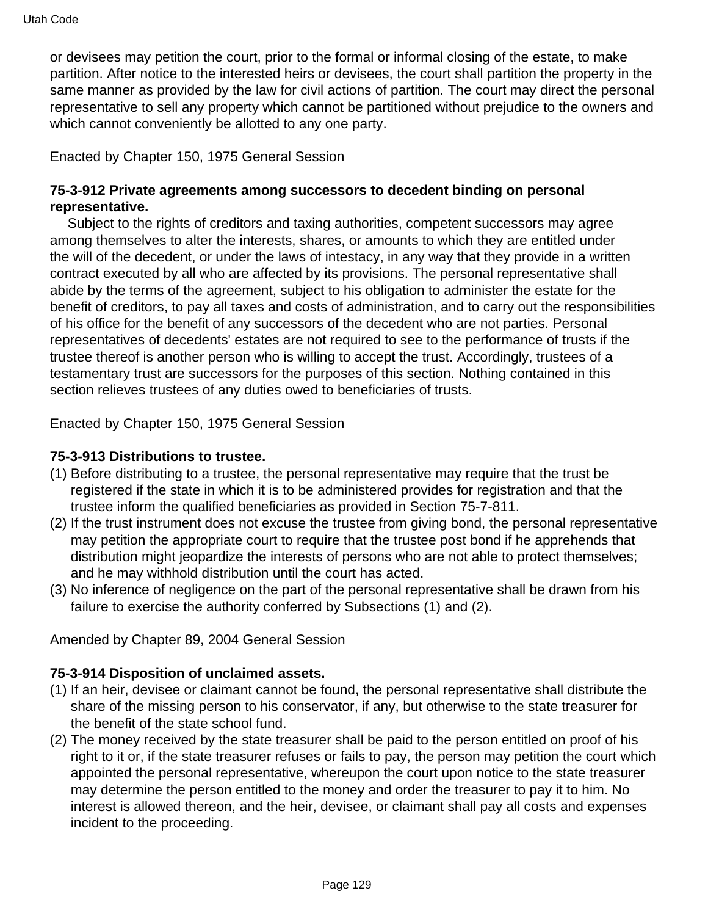or devisees may petition the court, prior to the formal or informal closing of the estate, to make partition. After notice to the interested heirs or devisees, the court shall partition the property in the same manner as provided by the law for civil actions of partition. The court may direct the personal representative to sell any property which cannot be partitioned without prejudice to the owners and which cannot conveniently be allotted to any one party.

Enacted by Chapter 150, 1975 General Session

**75-3-912 Private agreements among successors to decedent binding on personal representative.**

Subject to the rights of creditors and taxing authorities, competent successors may agree among themselves to alter the interests, shares, or amounts to which they are entitled under the will of the decedent, or under the laws of intestacy, in any way that they provide in a written contract executed by all who are affected by its provisions. The personal representative shall abide by the terms of the agreement, subject to his obligation to administer the estate for the benefit of creditors, to pay all taxes and costs of administration, and to carry out the responsibilities of his office for the benefit of any successors of the decedent who are not parties. Personal representatives of decedents' estates are not required to see to the performance of trusts if the trustee thereof is another person who is willing to accept the trust. Accordingly, trustees of a testamentary trust are successors for the purposes of this section. Nothing contained in this section relieves trustees of any duties owed to beneficiaries of trusts.

Enacted by Chapter 150, 1975 General Session

**75-3-913 Distributions to trustee.**

(1) Before distributing to a trustee, the personal representative may require that the trust be registered if the state in which it is to be administered provides for registration and that the trustee inform the qualified beneficiaries as provided in Section 75-7-811.
(2) If the trust instrument does not excuse the trustee from giving bond, the personal representative may petition the appropriate court to require that the trustee post bond if he apprehends that distribution might jeopardize the interests of persons who are not able to protect themselves; and he may withhold distribution until the court has acted.
(3) No inference of negligence on the part of the personal representative shall be drawn from his failure to exercise the authority conferred by Subsections (1) and (2).

Amended by Chapter 89, 2004 General Session

**75-3-914 Disposition of unclaimed assets.**

(1) If an heir, devisee or claimant cannot be found, the personal representative shall distribute the share of the missing person to his conservator, if any, but otherwise to the state treasurer for the benefit of the state school fund.
(2) The money received by the state treasurer shall be paid to the person entitled on proof of his right to it or, if the state treasurer refuses or fails to pay, the person may petition the court which appointed the personal representative, whereupon the court upon notice to the state treasurer may determine the person entitled to the money and order the treasurer to pay it to him. No interest is allowed thereon, and the heir, devisee, or claimant shall pay all costs and expenses incident to the proceeding.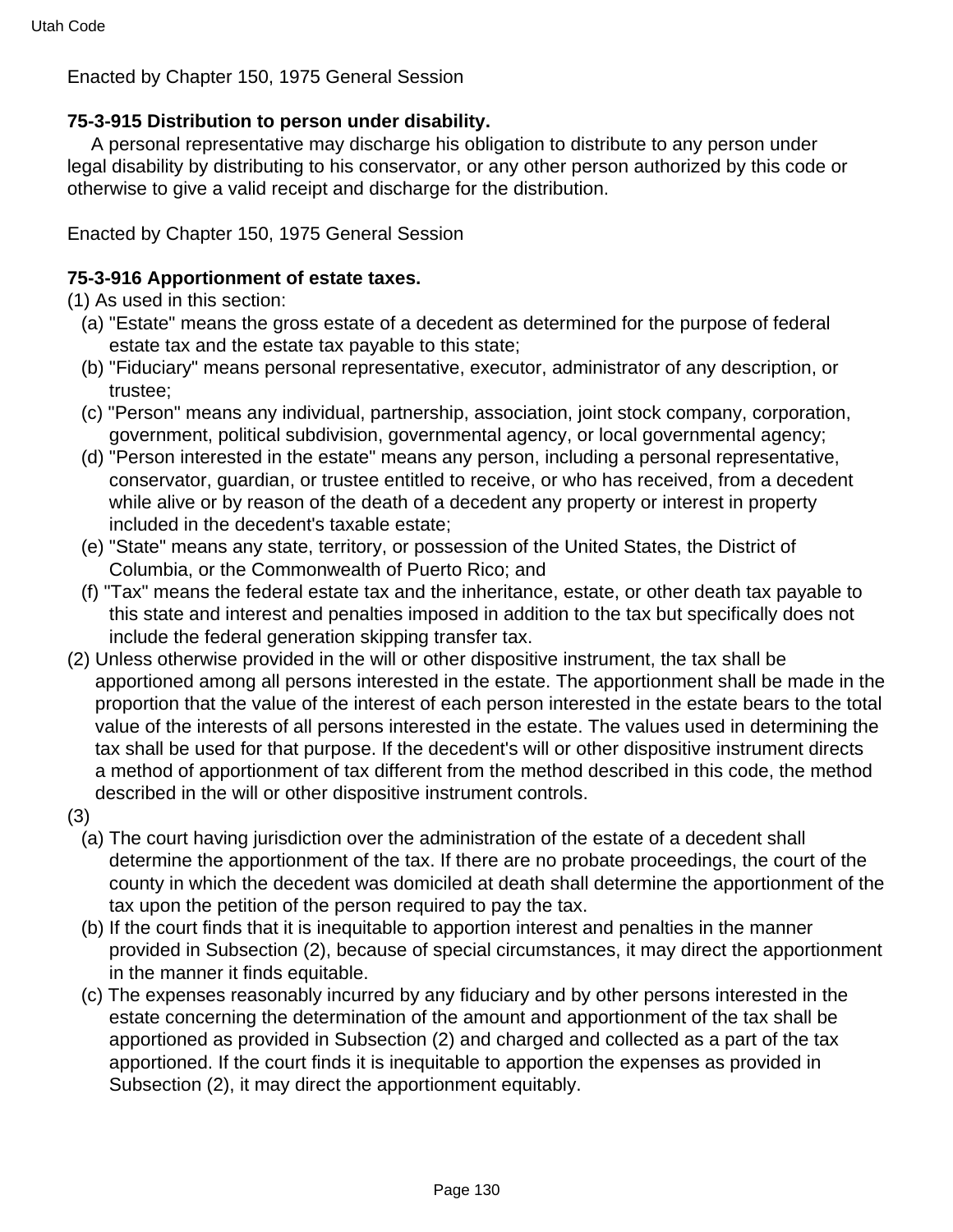Enacted by Chapter 150, 1975 General Session

**75-3-915 Distribution to person under disability.**

A personal representative may discharge his obligation to distribute to any person under legal disability by distributing to his conservator, or any other person authorized by this code or otherwise to give a valid receipt and discharge for the distribution.

Enacted by Chapter 150, 1975 General Session

**75-3-916 Apportionment of estate taxes.**

(1) As used in this section:

  (a) "Estate" means the gross estate of a decedent as determined for the purpose of federal estate tax and the estate tax payable to this state;

  (b) "Fiduciary" means personal representative, executor, administrator of any description, or trustee;

  (c) "Person" means any individual, partnership, association, joint stock company, corporation, government, political subdivision, governmental agency, or local governmental agency;

  (d) "Person interested in the estate" means any person, including a personal representative, conservator, guardian, or trustee entitled to receive, or who has received, from a decedent while alive or by reason of the death of a decedent any property or interest in property included in the decedent's taxable estate;

  (e) "State" means any state, territory, or possession of the United States, the District of Columbia, or the Commonwealth of Puerto Rico; and

  (f) "Tax" means the federal estate tax and the inheritance, estate, or other death tax payable to this state and interest and penalties imposed in addition to the tax but specifically does not include the federal generation skipping transfer tax.

(2) Unless otherwise provided in the will or other dispositive instrument, the tax shall be apportioned among all persons interested in the estate. The apportionment shall be made in the proportion that the value of the interest of each person interested in the estate bears to the total value of the interests of all persons interested in the estate. The values used in determining the tax shall be used for that purpose. If the decedent's will or other dispositive instrument directs a method of apportionment of tax different from the method described in this code, the method described in the will or other dispositive instrument controls.

(3)

  (a) The court having jurisdiction over the administration of the estate of a decedent shall determine the apportionment of the tax. If there are no probate proceedings, the court of the county in which the decedent was domiciled at death shall determine the apportionment of the tax upon the petition of the person required to pay the tax.

  (b) If the court finds that it is inequitable to apportion interest and penalties in the manner provided in Subsection (2), because of special circumstances, it may direct the apportionment in the manner it finds equitable.

  (c) The expenses reasonably incurred by any fiduciary and by other persons interested in the estate concerning the determination of the amount and apportionment of the tax shall be apportioned as provided in Subsection (2) and charged and collected as a part of the tax apportioned. If the court finds it is inequitable to apportion the expenses as provided in Subsection (2), it may direct the apportionment equitably.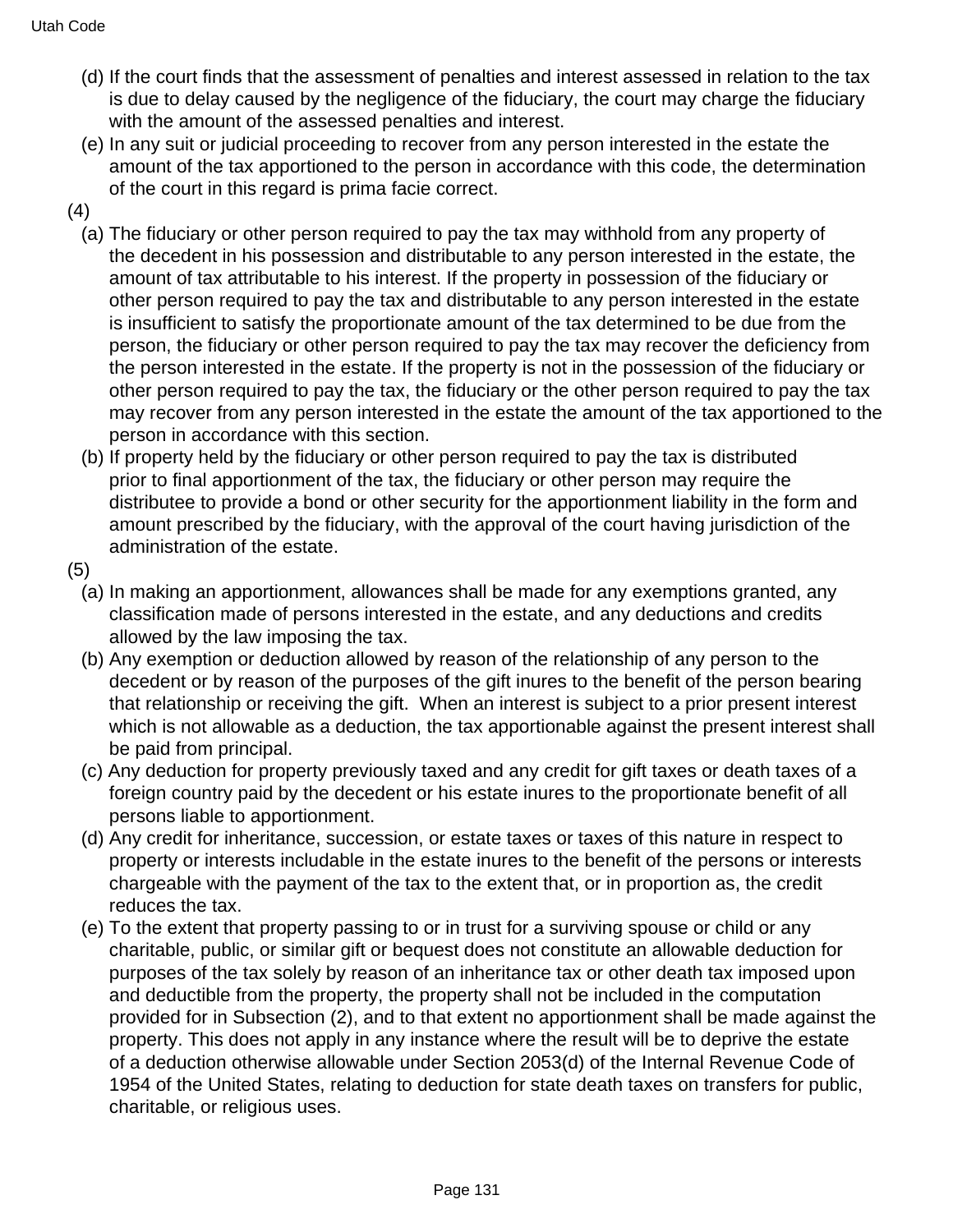(d) If the court finds that the assessment of penalties and interest assessed in relation to the tax is due to delay caused by the negligence of the fiduciary, the court may charge the fiduciary with the amount of the assessed penalties and interest.

(e) In any suit or judicial proceeding to recover from any person interested in the estate the amount of the tax apportioned to the person in accordance with this code, the determination of the court in this regard is prima facie correct.

(4)

(a) The fiduciary or other person required to pay the tax may withhold from any property of the decedent in his possession and distributable to any person interested in the estate, the amount of tax attributable to his interest. If the property in possession of the fiduciary or other person required to pay the tax and distributable to any person interested in the estate is insufficient to satisfy the proportionate amount of the tax determined to be due from the person, the fiduciary or other person required to pay the tax may recover the deficiency from the person interested in the estate. If the property is not in the possession of the fiduciary or other person required to pay the tax, the fiduciary or the other person required to pay the tax may recover from any person interested in the estate the amount of the tax apportioned to the person in accordance with this section.

(b) If property held by the fiduciary or other person required to pay the tax is distributed prior to final apportionment of the tax, the fiduciary or other person may require the distributee to provide a bond or other security for the apportionment liability in the form and amount prescribed by the fiduciary, with the approval of the court having jurisdiction of the administration of the estate.

(5)

(a) In making an apportionment, allowances shall be made for any exemptions granted, any classification made of persons interested in the estate, and any deductions and credits allowed by the law imposing the tax.

(b) Any exemption or deduction allowed by reason of the relationship of any person to the decedent or by reason of the purposes of the gift inures to the benefit of the person bearing that relationship or receiving the gift. When an interest is subject to a prior present interest which is not allowable as a deduction, the tax apportionable against the present interest shall be paid from principal.

(c) Any deduction for property previously taxed and any credit for gift taxes or death taxes of a foreign country paid by the decedent or his estate inures to the proportionate benefit of all persons liable to apportionment.

(d) Any credit for inheritance, succession, or estate taxes or taxes of this nature in respect to property or interests includable in the estate inures to the benefit of the persons or interests chargeable with the payment of the tax to the extent that, or in proportion as, the credit reduces the tax.

(e) To the extent that property passing to or in trust for a surviving spouse or child or any charitable, public, or similar gift or bequest does not constitute an allowable deduction for purposes of the tax solely by reason of an inheritance tax or other death tax imposed upon and deductible from the property, the property shall not be included in the computation provided for in Subsection (2), and to that extent no apportionment shall be made against the property. This does not apply in any instance where the result will be to deprive the estate of a deduction otherwise allowable under Section 2053(d) of the Internal Revenue Code of 1954 of the United States, relating to deduction for state death taxes on transfers for public, charitable, or religious uses.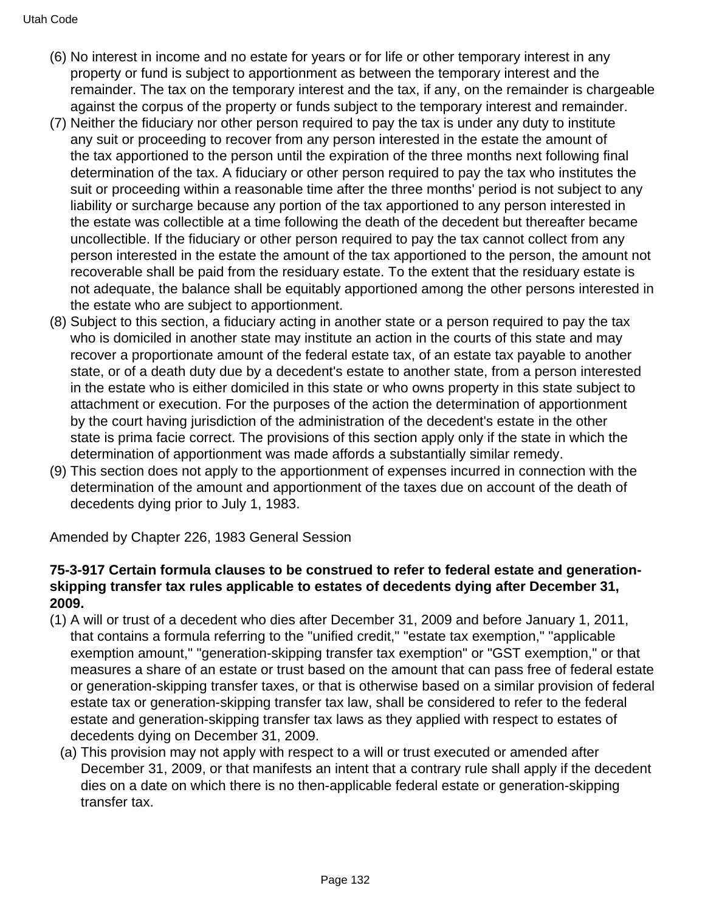(6) No interest in income and no estate for years or for life or other temporary interest in any property or fund is subject to apportionment as between the temporary interest and the remainder. The tax on the temporary interest and the tax, if any, on the remainder is chargeable against the corpus of the property or funds subject to the temporary interest and remainder.

(7) Neither the fiduciary nor other person required to pay the tax is under any duty to institute any suit or proceeding to recover from any person interested in the estate the amount of the tax apportioned to the person until the expiration of the three months next following final determination of the tax. A fiduciary or other person required to pay the tax who institutes the suit or proceeding within a reasonable time after the three months' period is not subject to any liability or surcharge because any portion of the tax apportioned to any person interested in the estate was collectible at a time following the death of the decedent but thereafter became uncollectible. If the fiduciary or other person required to pay the tax cannot collect from any person interested in the estate the amount of the tax apportioned to the person, the amount not recoverable shall be paid from the residuary estate. To the extent that the residuary estate is not adequate, the balance shall be equitably apportioned among the other persons interested in the estate who are subject to apportionment.

(8) Subject to this section, a fiduciary acting in another state or a person required to pay the tax who is domiciled in another state may institute an action in the courts of this state and may recover a proportionate amount of the federal estate tax, of an estate tax payable to another state, or of a death duty due by a decedent's estate to another state, from a person interested in the estate who is either domiciled in this state or who owns property in this state subject to attachment or execution. For the purposes of the action the determination of apportionment by the court having jurisdiction of the administration of the decedent's estate in the other state is prima facie correct. The provisions of this section apply only if the state in which the determination of apportionment was made affords a substantially similar remedy.

(9) This section does not apply to the apportionment of expenses incurred in connection with the determination of the amount and apportionment of the taxes due on account of the death of decedents dying prior to July 1, 1983.

Amended by Chapter 226, 1983 General Session

**75-3-917 Certain formula clauses to be construed to refer to federal estate and generation-skipping transfer tax rules applicable to estates of decedents dying after December 31, 2009.**

(1) A will or trust of a decedent who dies after December 31, 2009 and before January 1, 2011, that contains a formula referring to the "unified credit," "estate tax exemption," "applicable exemption amount," "generation-skipping transfer tax exemption" or "GST exemption," or that measures a share of an estate or trust based on the amount that can pass free of federal estate or generation-skipping transfer taxes, or that is otherwise based on a similar provision of federal estate tax or generation-skipping transfer tax law, shall be considered to refer to the federal estate and generation-skipping transfer tax laws as they applied with respect to estates of decedents dying on December 31, 2009.

  (a) This provision may not apply with respect to a will or trust executed or amended after December 31, 2009, or that manifests an intent that a contrary rule shall apply if the decedent dies on a date on which there is no then-applicable federal estate or generation-skipping transfer tax.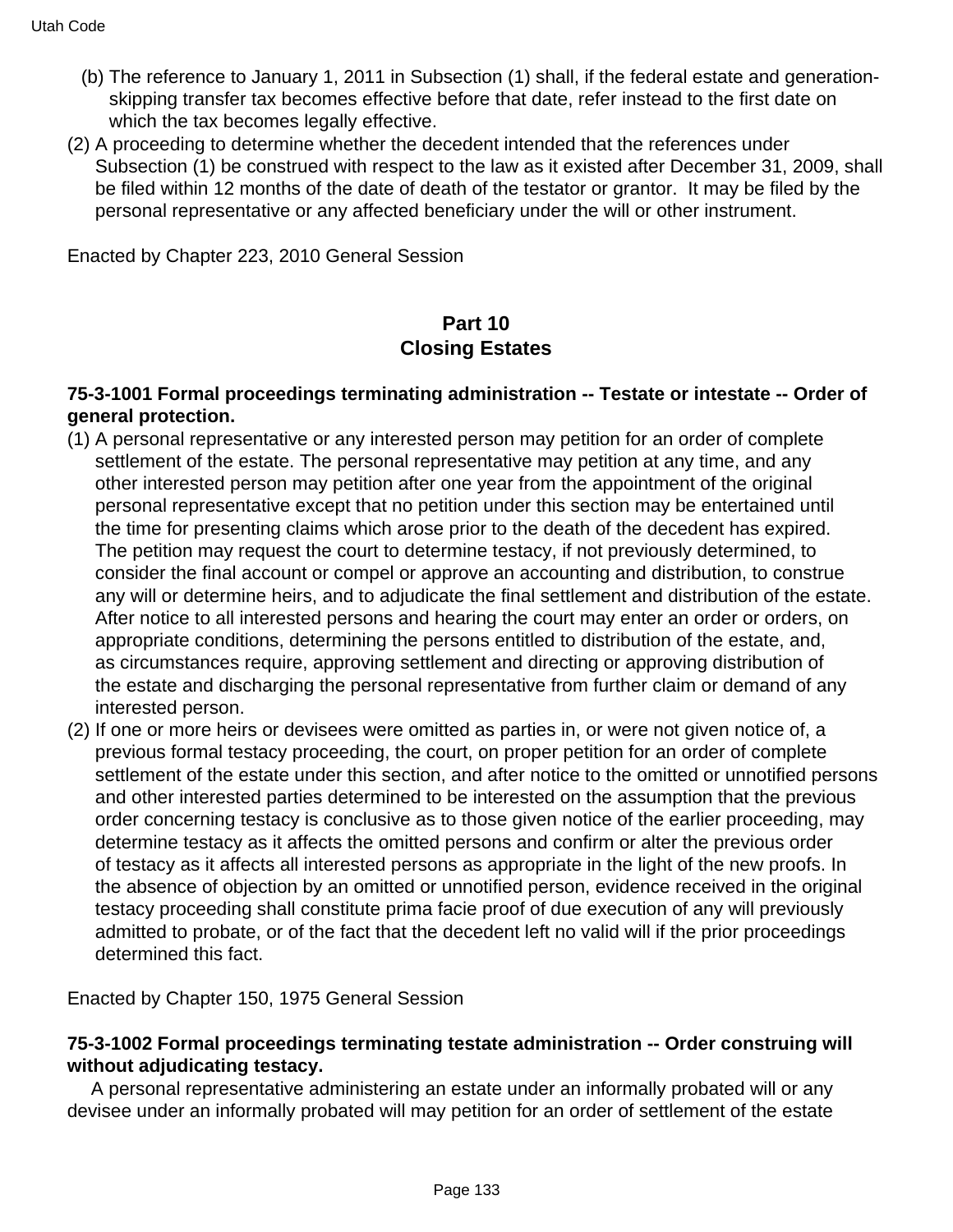(b) The reference to January 1, 2011 in Subsection (1) shall, if the federal estate and generation-skipping transfer tax becomes effective before that date, refer instead to the first date on which the tax becomes legally effective.

(2) A proceeding to determine whether the decedent intended that the references under Subsection (1) be construed with respect to the law as it existed after December 31, 2009, shall be filed within 12 months of the date of death of the testator or grantor. It may be filed by the personal representative or any affected beneficiary under the will or other instrument.

Enacted by Chapter 223, 2010 General Session

## Part 10
## Closing Estates

### 75-3-1001 Formal proceedings terminating administration -- Testate or intestate -- Order of general protection.

(1) A personal representative or any interested person may petition for an order of complete settlement of the estate. The personal representative may petition at any time, and any other interested person may petition after one year from the appointment of the original personal representative except that no petition under this section may be entertained until the time for presenting claims which arose prior to the death of the decedent has expired. The petition may request the court to determine testacy, if not previously determined, to consider the final account or compel or approve an accounting and distribution, to construe any will or determine heirs, and to adjudicate the final settlement and distribution of the estate. After notice to all interested persons and hearing the court may enter an order or orders, on appropriate conditions, determining the persons entitled to distribution of the estate, and, as circumstances require, approving settlement and directing or approving distribution of the estate and discharging the personal representative from further claim or demand of any interested person.

(2) If one or more heirs or devisees were omitted as parties in, or were not given notice of, a previous formal testacy proceeding, the court, on proper petition for an order of complete settlement of the estate under this section, and after notice to the omitted or unnotified persons and other interested parties determined to be interested on the assumption that the previous order concerning testacy is conclusive as to those given notice of the earlier proceeding, may determine testacy as it affects the omitted persons and confirm or alter the previous order of testacy as it affects all interested persons as appropriate in the light of the new proofs. In the absence of objection by an omitted or unnotified person, evidence received in the original testacy proceeding shall constitute prima facie proof of due execution of any will previously admitted to probate, or of the fact that the decedent left no valid will if the prior proceedings determined this fact.

Enacted by Chapter 150, 1975 General Session

### 75-3-1002 Formal proceedings terminating testate administration -- Order construing will without adjudicating testacy.

A personal representative administering an estate under an informally probated will or any devisee under an informally probated will may petition for an order of settlement of the estate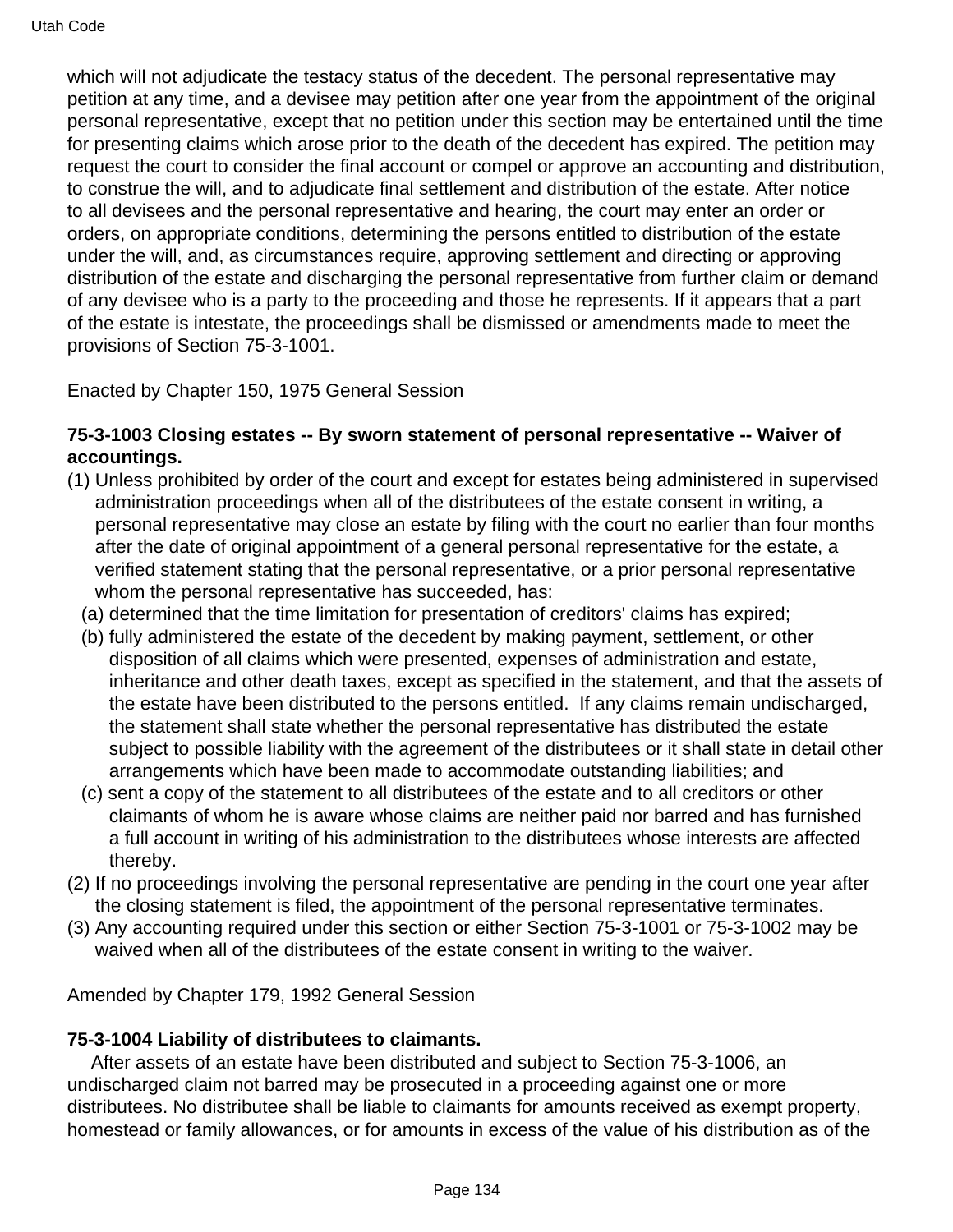which will not adjudicate the testacy status of the decedent. The personal representative may petition at any time, and a devisee may petition after one year from the appointment of the original personal representative, except that no petition under this section may be entertained until the time for presenting claims which arose prior to the death of the decedent has expired. The petition may request the court to consider the final account or compel or approve an accounting and distribution, to construe the will, and to adjudicate final settlement and distribution of the estate. After notice to all devisees and the personal representative and hearing, the court may enter an order or orders, on appropriate conditions, determining the persons entitled to distribution of the estate under the will, and, as circumstances require, approving settlement and directing or approving distribution of the estate and discharging the personal representative from further claim or demand of any devisee who is a party to the proceeding and those he represents. If it appears that a part of the estate is intestate, the proceedings shall be dismissed or amendments made to meet the provisions of Section 75-3-1001.

Enacted by Chapter 150, 1975 General Session

**75-3-1003 Closing estates -- By sworn statement of personal representative -- Waiver of accountings.**

(1) Unless prohibited by order of the court and except for estates being administered in supervised administration proceedings when all of the distributees of the estate consent in writing, a personal representative may close an estate by filing with the court no earlier than four months after the date of original appointment of a general personal representative for the estate, a verified statement stating that the personal representative, or a prior personal representative whom the personal representative has succeeded, has:
  (a) determined that the time limitation for presentation of creditors' claims has expired;
  (b) fully administered the estate of the decedent by making payment, settlement, or other disposition of all claims which were presented, expenses of administration and estate, inheritance and other death taxes, except as specified in the statement, and that the assets of the estate have been distributed to the persons entitled. If any claims remain undischarged, the statement shall state whether the personal representative has distributed the estate subject to possible liability with the agreement of the distributees or it shall state in detail other arrangements which have been made to accommodate outstanding liabilities; and
  (c) sent a copy of the statement to all distributees of the estate and to all creditors or other claimants of whom he is aware whose claims are neither paid nor barred and has furnished a full account in writing of his administration to the distributees whose interests are affected thereby.

(2) If no proceedings involving the personal representative are pending in the court one year after the closing statement is filed, the appointment of the personal representative terminates.

(3) Any accounting required under this section or either Section 75-3-1001 or 75-3-1002 may be waived when all of the distributees of the estate consent in writing to the waiver.

Amended by Chapter 179, 1992 General Session

**75-3-1004 Liability of distributees to claimants.**

After assets of an estate have been distributed and subject to Section 75-3-1006, an undischarged claim not barred may be prosecuted in a proceeding against one or more distributees. No distributee shall be liable to claimants for amounts received as exempt property, homestead or family allowances, or for amounts in excess of the value of his distribution as of the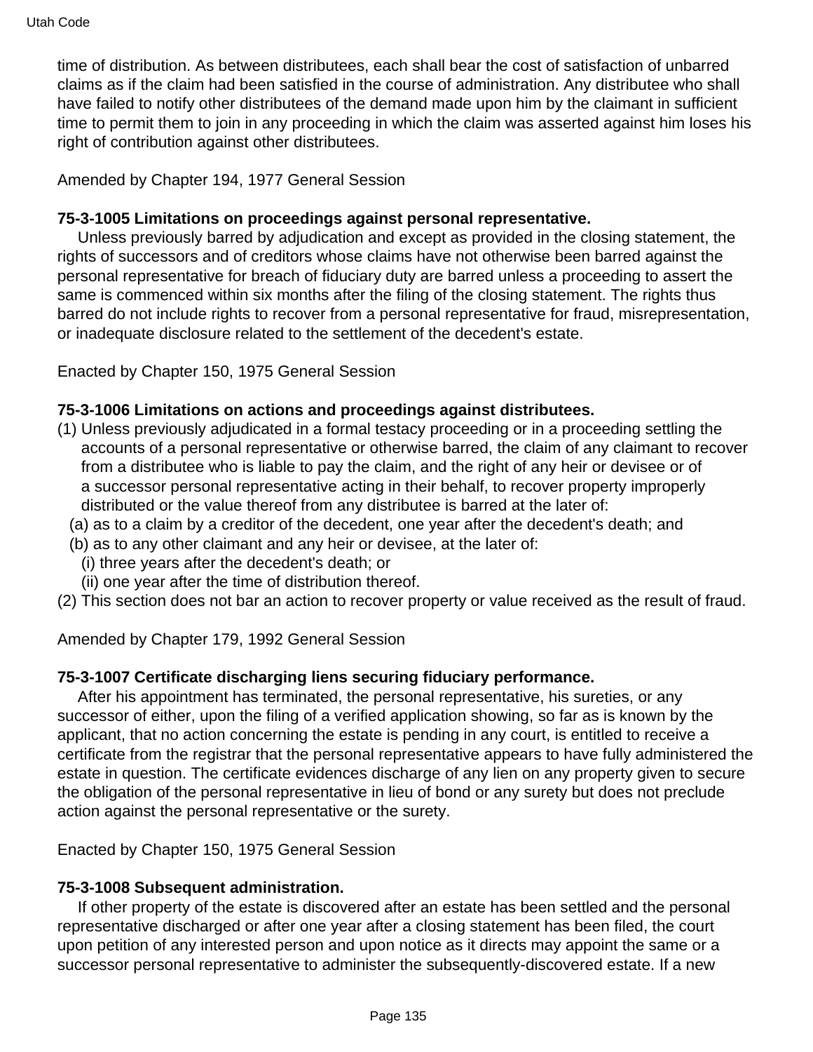time of distribution. As between distributees, each shall bear the cost of satisfaction of unbarred claims as if the claim had been satisfied in the course of administration. Any distributee who shall have failed to notify other distributees of the demand made upon him by the claimant in sufficient time to permit them to join in any proceeding in which the claim was asserted against him loses his right of contribution against other distributees.

Amended by Chapter 194, 1977 General Session

**75-3-1005 Limitations on proceedings against personal representative.**

Unless previously barred by adjudication and except as provided in the closing statement, the rights of successors and of creditors whose claims have not otherwise been barred against the personal representative for breach of fiduciary duty are barred unless a proceeding to assert the same is commenced within six months after the filing of the closing statement. The rights thus barred do not include rights to recover from a personal representative for fraud, misrepresentation, or inadequate disclosure related to the settlement of the decedent's estate.

Enacted by Chapter 150, 1975 General Session

**75-3-1006 Limitations on actions and proceedings against distributees.**

(1) Unless previously adjudicated in a formal testacy proceeding or in a proceeding settling the accounts of a personal representative or otherwise barred, the claim of any claimant to recover from a distributee who is liable to pay the claim, and the right of any heir or devisee or of a successor personal representative acting in their behalf, to recover property improperly distributed or the value thereof from any distributee is barred at the later of:
  (a) as to a claim by a creditor of the decedent, one year after the decedent's death; and
  (b) as to any other claimant and any heir or devisee, at the later of:
    (i) three years after the decedent's death; or
    (ii) one year after the time of distribution thereof.
(2) This section does not bar an action to recover property or value received as the result of fraud.

Amended by Chapter 179, 1992 General Session

**75-3-1007 Certificate discharging liens securing fiduciary performance.**

After his appointment has terminated, the personal representative, his sureties, or any successor of either, upon the filing of a verified application showing, so far as is known by the applicant, that no action concerning the estate is pending in any court, is entitled to receive a certificate from the registrar that the personal representative appears to have fully administered the estate in question. The certificate evidences discharge of any lien on any property given to secure the obligation of the personal representative in lieu of bond or any surety but does not preclude action against the personal representative or the surety.

Enacted by Chapter 150, 1975 General Session

**75-3-1008 Subsequent administration.**

If other property of the estate is discovered after an estate has been settled and the personal representative discharged or after one year after a closing statement has been filed, the court upon petition of any interested person and upon notice as it directs may appoint the same or a successor personal representative to administer the subsequently-discovered estate. If a new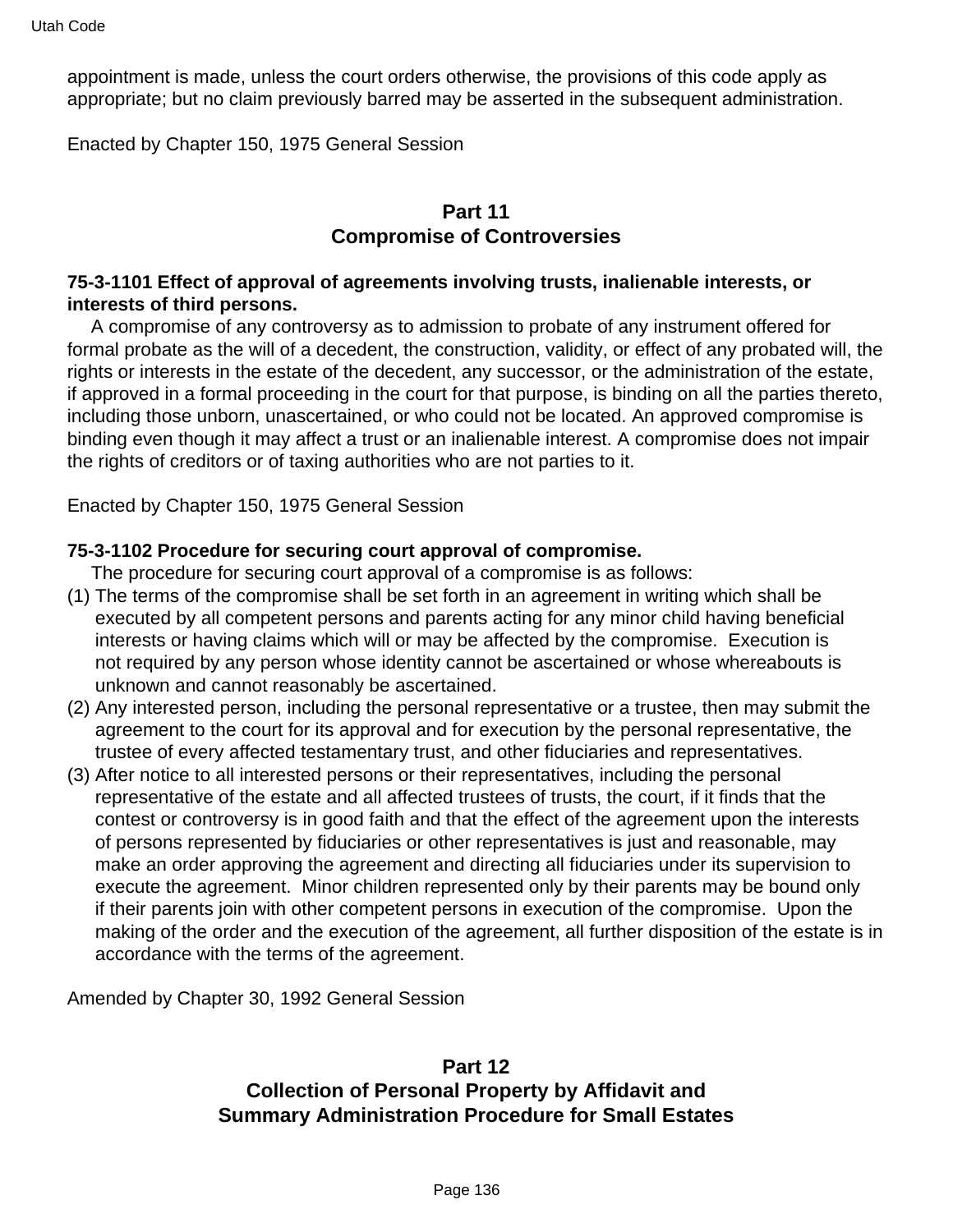appointment is made, unless the court orders otherwise, the provisions of this code apply as appropriate; but no claim previously barred may be asserted in the subsequent administration.

Enacted by Chapter 150, 1975 General Session

## Part 11
## Compromise of Controversies

### 75-3-1101 Effect of approval of agreements involving trusts, inalienable interests, or interests of third persons.

A compromise of any controversy as to admission to probate of any instrument offered for formal probate as the will of a decedent, the construction, validity, or effect of any probated will, the rights or interests in the estate of the decedent, any successor, or the administration of the estate, if approved in a formal proceeding in the court for that purpose, is binding on all the parties thereto, including those unborn, unascertained, or who could not be located. An approved compromise is binding even though it may affect a trust or an inalienable interest. A compromise does not impair the rights of creditors or of taxing authorities who are not parties to it.

Enacted by Chapter 150, 1975 General Session

### 75-3-1102 Procedure for securing court approval of compromise.

The procedure for securing court approval of a compromise is as follows:

(1) The terms of the compromise shall be set forth in an agreement in writing which shall be executed by all competent persons and parents acting for any minor child having beneficial interests or having claims which will or may be affected by the compromise. Execution is not required by any person whose identity cannot be ascertained or whose whereabouts is unknown and cannot reasonably be ascertained.

(2) Any interested person, including the personal representative or a trustee, then may submit the agreement to the court for its approval and for execution by the personal representative, the trustee of every affected testamentary trust, and other fiduciaries and representatives.

(3) After notice to all interested persons or their representatives, including the personal representative of the estate and all affected trustees of trusts, the court, if it finds that the contest or controversy is in good faith and that the effect of the agreement upon the interests of persons represented by fiduciaries or other representatives is just and reasonable, may make an order approving the agreement and directing all fiduciaries under its supervision to execute the agreement. Minor children represented only by their parents may be bound only if their parents join with other competent persons in execution of the compromise. Upon the making of the order and the execution of the agreement, all further disposition of the estate is in accordance with the terms of the agreement.

Amended by Chapter 30, 1992 General Session

## Part 12
## Collection of Personal Property by Affidavit and Summary Administration Procedure for Small Estates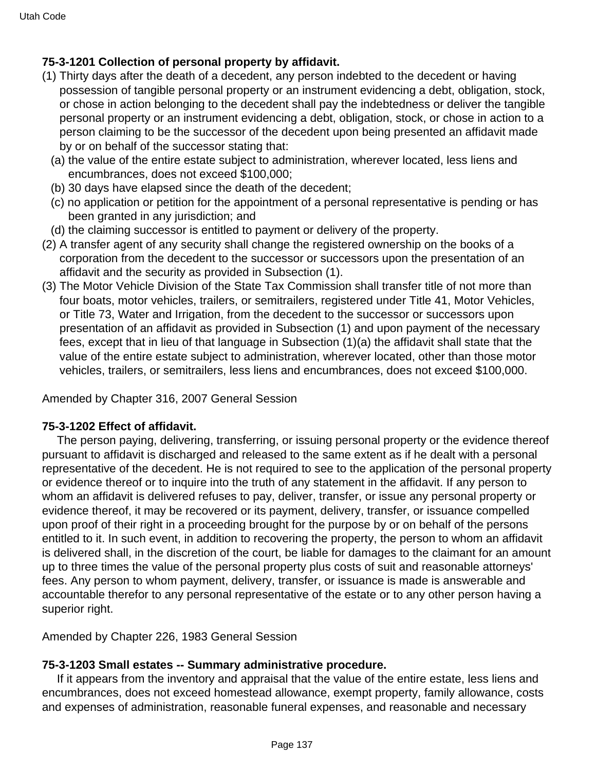**75-3-1201 Collection of personal property by affidavit.**

(1) Thirty days after the death of a decedent, any person indebted to the decedent or having possession of tangible personal property or an instrument evidencing a debt, obligation, stock, or chose in action belonging to the decedent shall pay the indebtedness or deliver the tangible personal property or an instrument evidencing a debt, obligation, stock, or chose in action to a person claiming to be the successor of the decedent upon being presented an affidavit made by or on behalf of the successor stating that:

(a) the value of the entire estate subject to administration, wherever located, less liens and encumbrances, does not exceed $100,000;

(b) 30 days have elapsed since the death of the decedent;

(c) no application or petition for the appointment of a personal representative is pending or has been granted in any jurisdiction; and

(d) the claiming successor is entitled to payment or delivery of the property.

(2) A transfer agent of any security shall change the registered ownership on the books of a corporation from the decedent to the successor or successors upon the presentation of an affidavit and the security as provided in Subsection (1).

(3) The Motor Vehicle Division of the State Tax Commission shall transfer title of not more than four boats, motor vehicles, trailers, or semitrailers, registered under Title 41, Motor Vehicles, or Title 73, Water and Irrigation, from the decedent to the successor or successors upon presentation of an affidavit as provided in Subsection (1) and upon payment of the necessary fees, except that in lieu of that language in Subsection (1)(a) the affidavit shall state that the value of the entire estate subject to administration, wherever located, other than those motor vehicles, trailers, or semitrailers, less liens and encumbrances, does not exceed $100,000.

Amended by Chapter 316, 2007 General Session

**75-3-1202 Effect of affidavit.**

The person paying, delivering, transferring, or issuing personal property or the evidence thereof pursuant to affidavit is discharged and released to the same extent as if he dealt with a personal representative of the decedent. He is not required to see to the application of the personal property or evidence thereof or to inquire into the truth of any statement in the affidavit. If any person to whom an affidavit is delivered refuses to pay, deliver, transfer, or issue any personal property or evidence thereof, it may be recovered or its payment, delivery, transfer, or issuance compelled upon proof of their right in a proceeding brought for the purpose by or on behalf of the persons entitled to it. In such event, in addition to recovering the property, the person to whom an affidavit is delivered shall, in the discretion of the court, be liable for damages to the claimant for an amount up to three times the value of the personal property plus costs of suit and reasonable attorneys' fees. Any person to whom payment, delivery, transfer, or issuance is made is answerable and accountable therefor to any personal representative of the estate or to any other person having a superior right.

Amended by Chapter 226, 1983 General Session

**75-3-1203 Small estates -- Summary administrative procedure.**

If it appears from the inventory and appraisal that the value of the entire estate, less liens and encumbrances, does not exceed homestead allowance, exempt property, family allowance, costs and expenses of administration, reasonable funeral expenses, and reasonable and necessary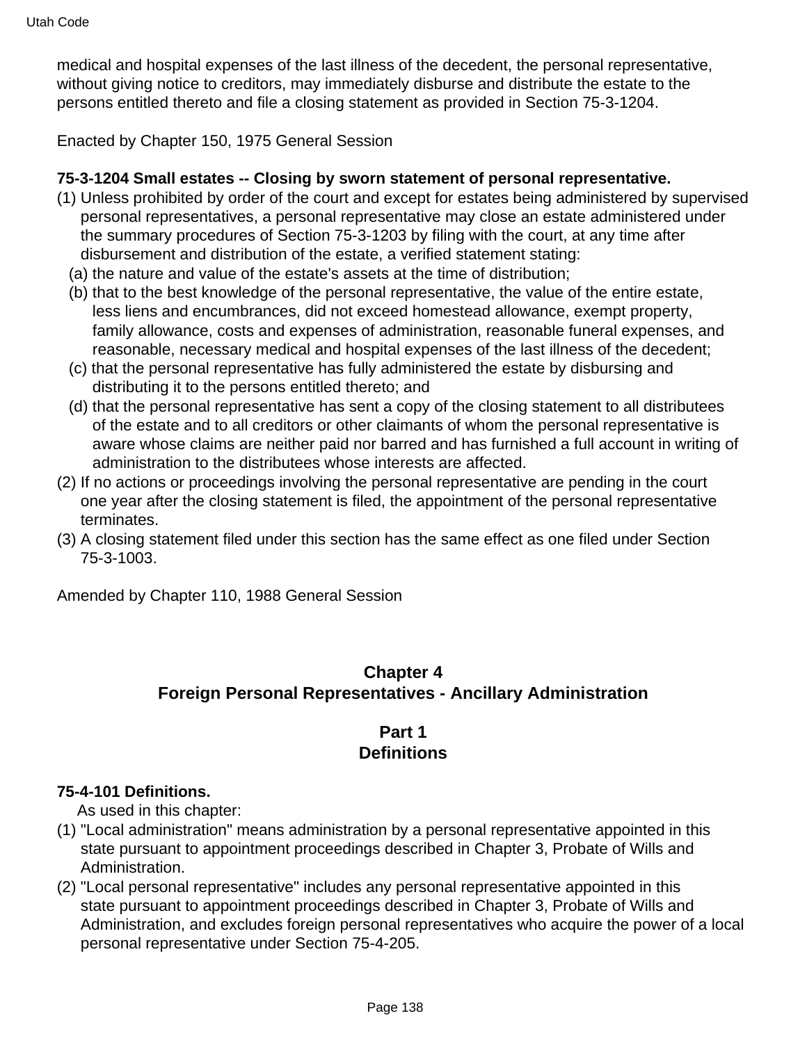medical and hospital expenses of the last illness of the decedent, the personal representative, without giving notice to creditors, may immediately disburse and distribute the estate to the persons entitled thereto and file a closing statement as provided in Section 75-3-1204.

Enacted by Chapter 150, 1975 General Session

**75-3-1204 Small estates -- Closing by sworn statement of personal representative.**

(1) Unless prohibited by order of the court and except for estates being administered by supervised personal representatives, a personal representative may close an estate administered under the summary procedures of Section 75-3-1203 by filing with the court, at any time after disbursement and distribution of the estate, a verified statement stating:

(a) the nature and value of the estate's assets at the time of distribution;

(b) that to the best knowledge of the personal representative, the value of the entire estate, less liens and encumbrances, did not exceed homestead allowance, exempt property, family allowance, costs and expenses of administration, reasonable funeral expenses, and reasonable, necessary medical and hospital expenses of the last illness of the decedent;

(c) that the personal representative has fully administered the estate by disbursing and distributing it to the persons entitled thereto; and

(d) that the personal representative has sent a copy of the closing statement to all distributees of the estate and to all creditors or other claimants of whom the personal representative is aware whose claims are neither paid nor barred and has furnished a full account in writing of administration to the distributees whose interests are affected.

(2) If no actions or proceedings involving the personal representative are pending in the court one year after the closing statement is filed, the appointment of the personal representative terminates.

(3) A closing statement filed under this section has the same effect as one filed under Section 75-3-1003.

Amended by Chapter 110, 1988 General Session

## Chapter 4
## Foreign Personal Representatives - Ancillary Administration

### Part 1
### Definitions

**75-4-101 Definitions.**

As used in this chapter:

(1) "Local administration" means administration by a personal representative appointed in this state pursuant to appointment proceedings described in Chapter 3, Probate of Wills and Administration.

(2) "Local personal representative" includes any personal representative appointed in this state pursuant to appointment proceedings described in Chapter 3, Probate of Wills and Administration, and excludes foreign personal representatives who acquire the power of a local personal representative under Section 75-4-205.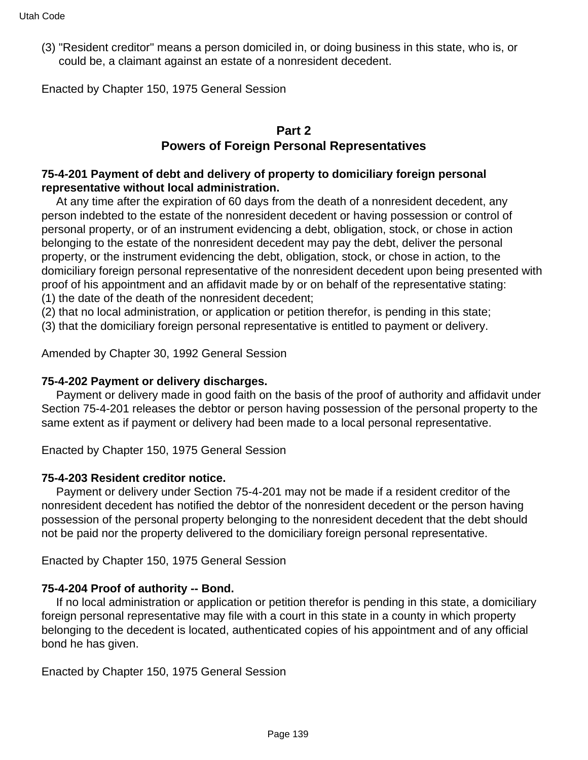(3) "Resident creditor" means a person domiciled in, or doing business in this state, who is, or could be, a claimant against an estate of a nonresident decedent.

Enacted by Chapter 150, 1975 General Session

## Part 2
## Powers of Foreign Personal Representatives

### 75-4-201 Payment of debt and delivery of property to domiciliary foreign personal representative without local administration.

At any time after the expiration of 60 days from the death of a nonresident decedent, any person indebted to the estate of the nonresident decedent or having possession or control of personal property, or of an instrument evidencing a debt, obligation, stock, or chose in action belonging to the estate of the nonresident decedent may pay the debt, deliver the personal property, or the instrument evidencing the debt, obligation, stock, or chose in action, to the domiciliary foreign personal representative of the nonresident decedent upon being presented with proof of his appointment and an affidavit made by or on behalf of the representative stating:

(1) the date of the death of the nonresident decedent;

(2) that no local administration, or application or petition therefor, is pending in this state;

(3) that the domiciliary foreign personal representative is entitled to payment or delivery.

Amended by Chapter 30, 1992 General Session

### 75-4-202 Payment or delivery discharges.

Payment or delivery made in good faith on the basis of the proof of authority and affidavit under Section 75-4-201 releases the debtor or person having possession of the personal property to the same extent as if payment or delivery had been made to a local personal representative.

Enacted by Chapter 150, 1975 General Session

### 75-4-203 Resident creditor notice.

Payment or delivery under Section 75-4-201 may not be made if a resident creditor of the nonresident decedent has notified the debtor of the nonresident decedent or the person having possession of the personal property belonging to the nonresident decedent that the debt should not be paid nor the property delivered to the domiciliary foreign personal representative.

Enacted by Chapter 150, 1975 General Session

### 75-4-204 Proof of authority -- Bond.

If no local administration or application or petition therefor is pending in this state, a domiciliary foreign personal representative may file with a court in this state in a county in which property belonging to the decedent is located, authenticated copies of his appointment and of any official bond he has given.

Enacted by Chapter 150, 1975 General Session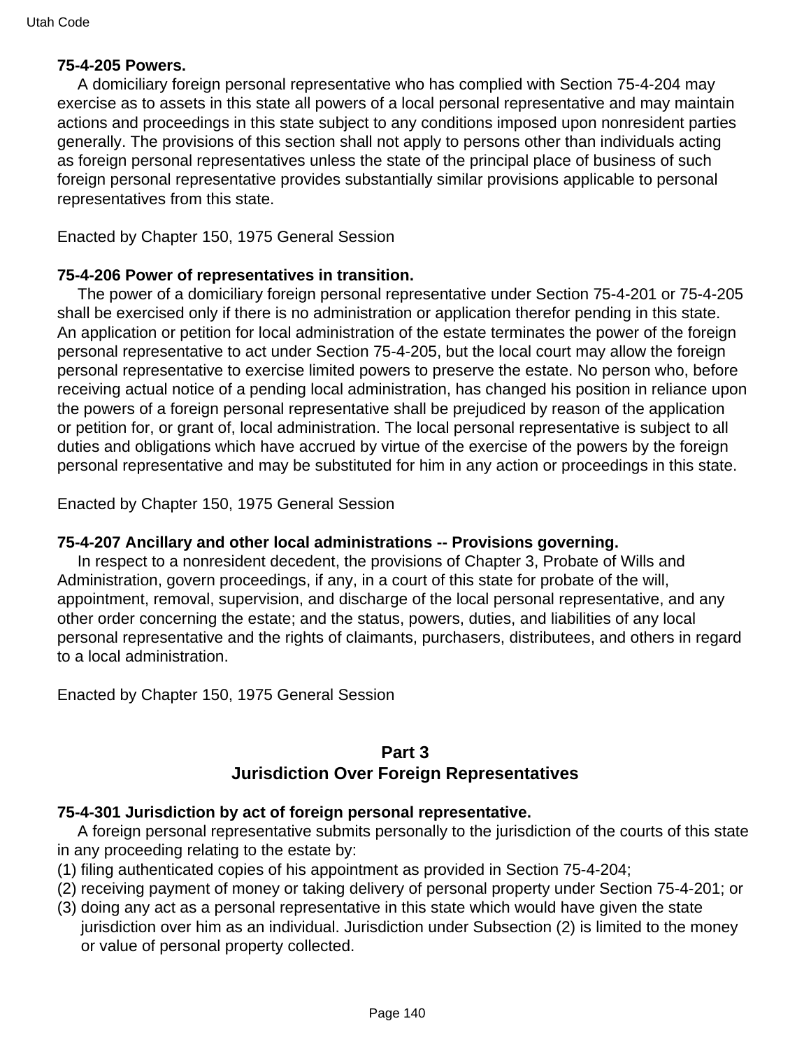**75-4-205 Powers.**

A domiciliary foreign personal representative who has complied with Section 75-4-204 may exercise as to assets in this state all powers of a local personal representative and may maintain actions and proceedings in this state subject to any conditions imposed upon nonresident parties generally. The provisions of this section shall not apply to persons other than individuals acting as foreign personal representatives unless the state of the principal place of business of such foreign personal representative provides substantially similar provisions applicable to personal representatives from this state.

Enacted by Chapter 150, 1975 General Session

**75-4-206 Power of representatives in transition.**

The power of a domiciliary foreign personal representative under Section 75-4-201 or 75-4-205 shall be exercised only if there is no administration or application therefor pending in this state. An application or petition for local administration of the estate terminates the power of the foreign personal representative to act under Section 75-4-205, but the local court may allow the foreign personal representative to exercise limited powers to preserve the estate. No person who, before receiving actual notice of a pending local administration, has changed his position in reliance upon the powers of a foreign personal representative shall be prejudiced by reason of the application or petition for, or grant of, local administration. The local personal representative is subject to all duties and obligations which have accrued by virtue of the exercise of the powers by the foreign personal representative and may be substituted for him in any action or proceedings in this state.

Enacted by Chapter 150, 1975 General Session

**75-4-207 Ancillary and other local administrations -- Provisions governing.**

In respect to a nonresident decedent, the provisions of Chapter 3, Probate of Wills and Administration, govern proceedings, if any, in a court of this state for probate of the will, appointment, removal, supervision, and discharge of the local personal representative, and any other order concerning the estate; and the status, powers, duties, and liabilities of any local personal representative and the rights of claimants, purchasers, distributees, and others in regard to a local administration.

Enacted by Chapter 150, 1975 General Session

## Part 3
## Jurisdiction Over Foreign Representatives

**75-4-301 Jurisdiction by act of foreign personal representative.**

A foreign personal representative submits personally to the jurisdiction of the courts of this state in any proceeding relating to the estate by:

(1) filing authenticated copies of his appointment as provided in Section 75-4-204;

(2) receiving payment of money or taking delivery of personal property under Section 75-4-201; or

(3) doing any act as a personal representative in this state which would have given the state jurisdiction over him as an individual. Jurisdiction under Subsection (2) is limited to the money or value of personal property collected.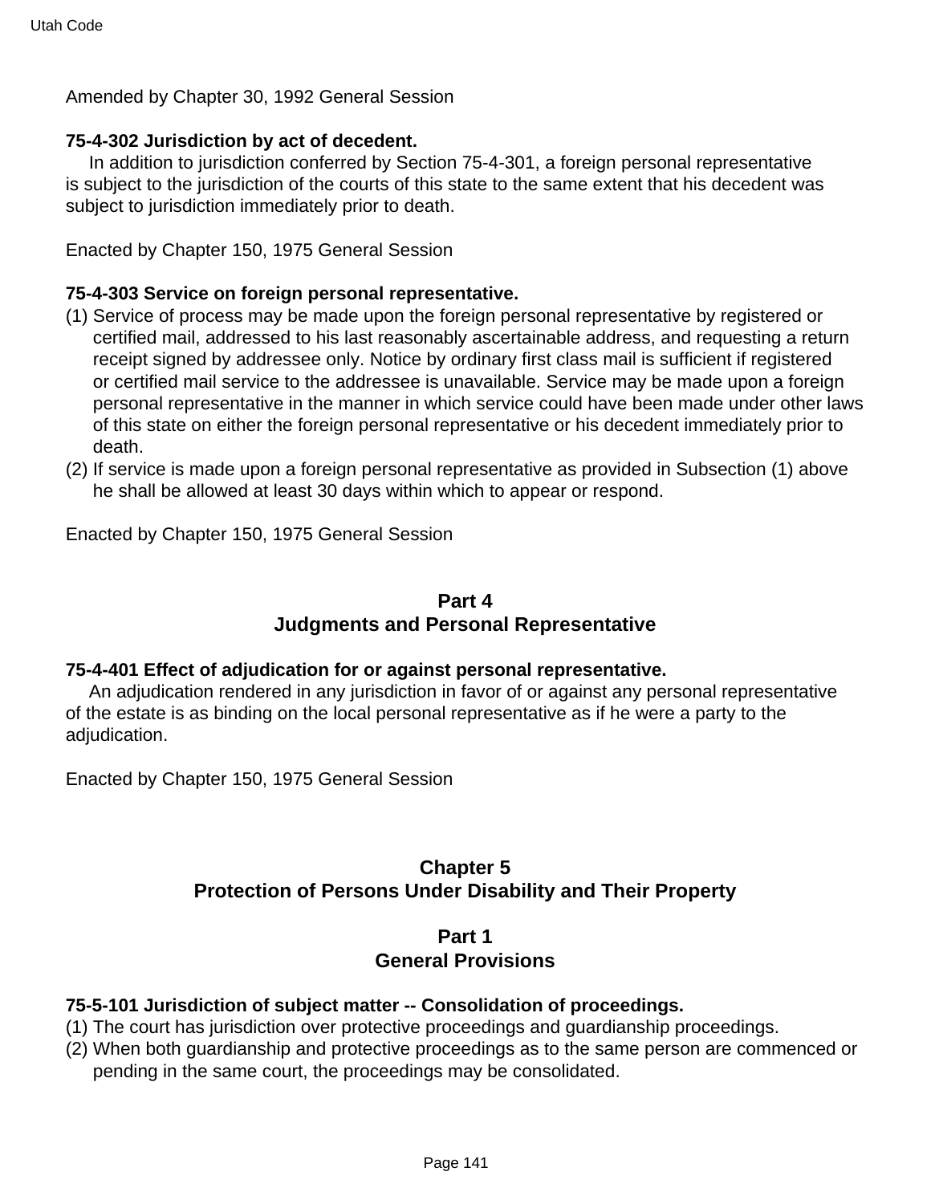Amended by Chapter 30, 1992 General Session

**75-4-302 Jurisdiction by act of decedent.**

In addition to jurisdiction conferred by Section 75-4-301, a foreign personal representative is subject to the jurisdiction of the courts of this state to the same extent that his decedent was subject to jurisdiction immediately prior to death.

Enacted by Chapter 150, 1975 General Session

**75-4-303 Service on foreign personal representative.**

(1) Service of process may be made upon the foreign personal representative by registered or certified mail, addressed to his last reasonably ascertainable address, and requesting a return receipt signed by addressee only. Notice by ordinary first class mail is sufficient if registered or certified mail service to the addressee is unavailable. Service may be made upon a foreign personal representative in the manner in which service could have been made under other laws of this state on either the foreign personal representative or his decedent immediately prior to death.

(2) If service is made upon a foreign personal representative as provided in Subsection (1) above he shall be allowed at least 30 days within which to appear or respond.

Enacted by Chapter 150, 1975 General Session

## Part 4
## Judgments and Personal Representative

**75-4-401 Effect of adjudication for or against personal representative.**

An adjudication rendered in any jurisdiction in favor of or against any personal representative of the estate is as binding on the local personal representative as if he were a party to the adjudication.

Enacted by Chapter 150, 1975 General Session

# Chapter 5
# Protection of Persons Under Disability and Their Property

## Part 1
## General Provisions

**75-5-101 Jurisdiction of subject matter -- Consolidation of proceedings.**

(1) The court has jurisdiction over protective proceedings and guardianship proceedings.

(2) When both guardianship and protective proceedings as to the same person are commenced or pending in the same court, the proceedings may be consolidated.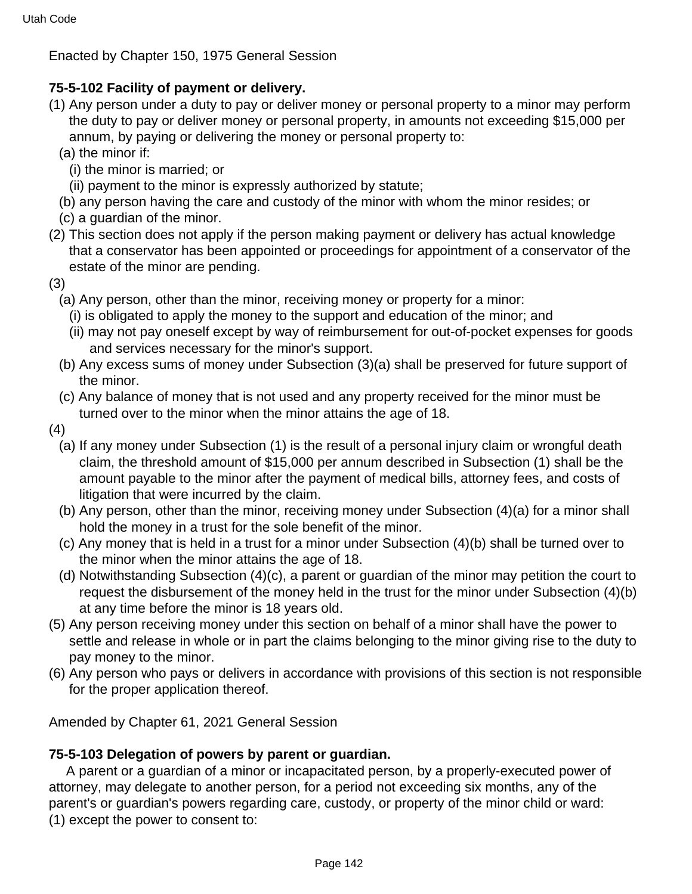Enacted by Chapter 150, 1975 General Session

**75-5-102 Facility of payment or delivery.**

(1) Any person under a duty to pay or deliver money or personal property to a minor may perform the duty to pay or deliver money or personal property, in amounts not exceeding $15,000 per annum, by paying or delivering the money or personal property to:

(a) the minor if:

(i) the minor is married; or

(ii) payment to the minor is expressly authorized by statute;

(b) any person having the care and custody of the minor with whom the minor resides; or

(c) a guardian of the minor.

(2) This section does not apply if the person making payment or delivery has actual knowledge that a conservator has been appointed or proceedings for appointment of a conservator of the estate of the minor are pending.

(3)

(a) Any person, other than the minor, receiving money or property for a minor:

(i) is obligated to apply the money to the support and education of the minor; and

(ii) may not pay oneself except by way of reimbursement for out-of-pocket expenses for goods and services necessary for the minor's support.

(b) Any excess sums of money under Subsection (3)(a) shall be preserved for future support of the minor.

(c) Any balance of money that is not used and any property received for the minor must be turned over to the minor when the minor attains the age of 18.

(4)

(a) If any money under Subsection (1) is the result of a personal injury claim or wrongful death claim, the threshold amount of $15,000 per annum described in Subsection (1) shall be the amount payable to the minor after the payment of medical bills, attorney fees, and costs of litigation that were incurred by the claim.

(b) Any person, other than the minor, receiving money under Subsection (4)(a) for a minor shall hold the money in a trust for the sole benefit of the minor.

(c) Any money that is held in a trust for a minor under Subsection (4)(b) shall be turned over to the minor when the minor attains the age of 18.

(d) Notwithstanding Subsection (4)(c), a parent or guardian of the minor may petition the court to request the disbursement of the money held in the trust for the minor under Subsection (4)(b) at any time before the minor is 18 years old.

(5) Any person receiving money under this section on behalf of a minor shall have the power to settle and release in whole or in part the claims belonging to the minor giving rise to the duty to pay money to the minor.

(6) Any person who pays or delivers in accordance with provisions of this section is not responsible for the proper application thereof.

Amended by Chapter 61, 2021 General Session

**75-5-103 Delegation of powers by parent or guardian.**

A parent or a guardian of a minor or incapacitated person, by a properly-executed power of attorney, may delegate to another person, for a period not exceeding six months, any of the parent's or guardian's powers regarding care, custody, or property of the minor child or ward:

(1) except the power to consent to: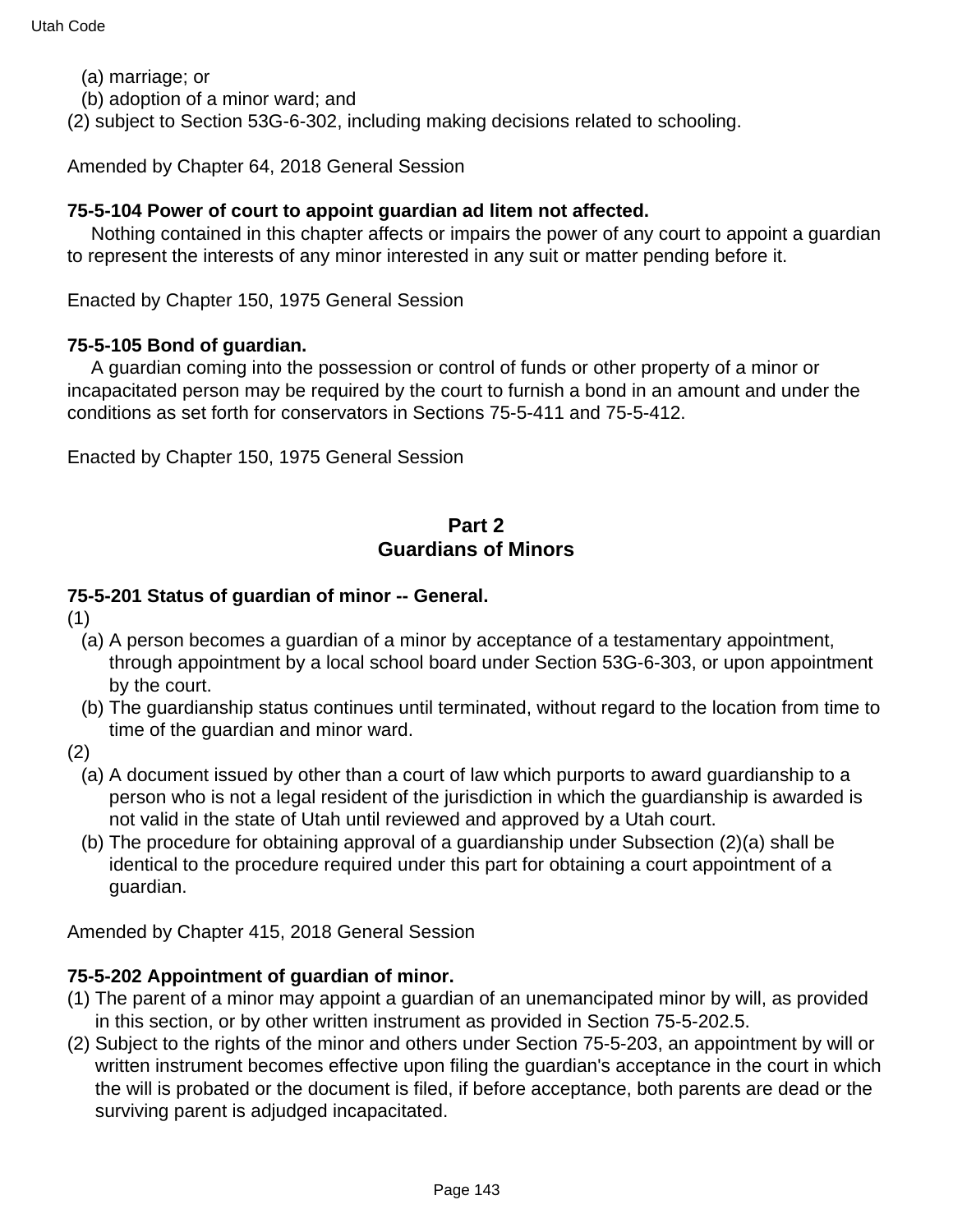(a) marriage; or

(b) adoption of a minor ward; and

(2) subject to Section 53G-6-302, including making decisions related to schooling.

Amended by Chapter 64, 2018 General Session

**75-5-104 Power of court to appoint guardian ad litem not affected.**

Nothing contained in this chapter affects or impairs the power of any court to appoint a guardian to represent the interests of any minor interested in any suit or matter pending before it.

Enacted by Chapter 150, 1975 General Session

**75-5-105 Bond of guardian.**

A guardian coming into the possession or control of funds or other property of a minor or incapacitated person may be required by the court to furnish a bond in an amount and under the conditions as set forth for conservators in Sections 75-5-411 and 75-5-412.

Enacted by Chapter 150, 1975 General Session

## Part 2
## Guardians of Minors

**75-5-201 Status of guardian of minor -- General.**

(1)

(a) A person becomes a guardian of a minor by acceptance of a testamentary appointment, through appointment by a local school board under Section 53G-6-303, or upon appointment by the court.

(b) The guardianship status continues until terminated, without regard to the location from time to time of the guardian and minor ward.

(2)

(a) A document issued by other than a court of law which purports to award guardianship to a person who is not a legal resident of the jurisdiction in which the guardianship is awarded is not valid in the state of Utah until reviewed and approved by a Utah court.

(b) The procedure for obtaining approval of a guardianship under Subsection (2)(a) shall be identical to the procedure required under this part for obtaining a court appointment of a guardian.

Amended by Chapter 415, 2018 General Session

**75-5-202 Appointment of guardian of minor.**

(1) The parent of a minor may appoint a guardian of an unemancipated minor by will, as provided in this section, or by other written instrument as provided in Section 75-5-202.5.

(2) Subject to the rights of the minor and others under Section 75-5-203, an appointment by will or written instrument becomes effective upon filing the guardian's acceptance in the court in which the will is probated or the document is filed, if before acceptance, both parents are dead or the surviving parent is adjudged incapacitated.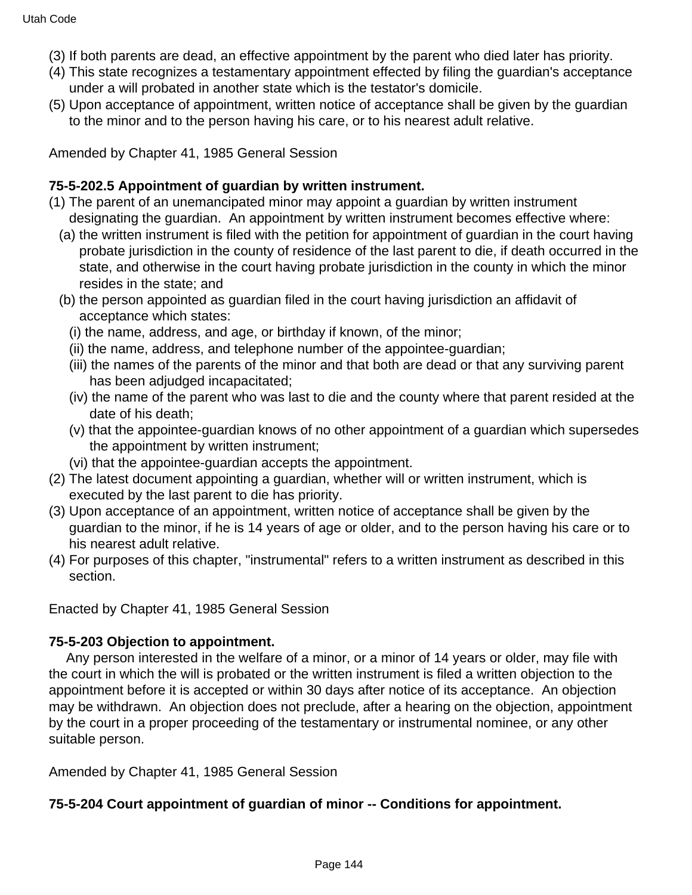(3) If both parents are dead, an effective appointment by the parent who died later has priority.
(4) This state recognizes a testamentary appointment effected by filing the guardian's acceptance under a will probated in another state which is the testator's domicile.
(5) Upon acceptance of appointment, written notice of acceptance shall be given by the guardian to the minor and to the person having his care, or to his nearest adult relative.

Amended by Chapter 41, 1985 General Session

**75-5-202.5 Appointment of guardian by written instrument.**

(1) The parent of an unemancipated minor may appoint a guardian by written instrument designating the guardian. An appointment by written instrument becomes effective where:
  (a) the written instrument is filed with the petition for appointment of guardian in the court having probate jurisdiction in the county of residence of the last parent to die, if death occurred in the state, and otherwise in the court having probate jurisdiction in the county in which the minor resides in the state; and
  (b) the person appointed as guardian filed in the court having jurisdiction an affidavit of acceptance which states:
    (i) the name, address, and age, or birthday if known, of the minor;
    (ii) the name, address, and telephone number of the appointee-guardian;
    (iii) the names of the parents of the minor and that both are dead or that any surviving parent has been adjudged incapacitated;
    (iv) the name of the parent who was last to die and the county where that parent resided at the date of his death;
    (v) that the appointee-guardian knows of no other appointment of a guardian which supersedes the appointment by written instrument;
    (vi) that the appointee-guardian accepts the appointment.
(2) The latest document appointing a guardian, whether will or written instrument, which is executed by the last parent to die has priority.
(3) Upon acceptance of an appointment, written notice of acceptance shall be given by the guardian to the minor, if he is 14 years of age or older, and to the person having his care or to his nearest adult relative.
(4) For purposes of this chapter, "instrumental" refers to a written instrument as described in this section.

Enacted by Chapter 41, 1985 General Session

**75-5-203 Objection to appointment.**

Any person interested in the welfare of a minor, or a minor of 14 years or older, may file with the court in which the will is probated or the written instrument is filed a written objection to the appointment before it is accepted or within 30 days after notice of its acceptance. An objection may be withdrawn. An objection does not preclude, after a hearing on the objection, appointment by the court in a proper proceeding of the testamentary or instrumental nominee, or any other suitable person.

Amended by Chapter 41, 1985 General Session

**75-5-204 Court appointment of guardian of minor -- Conditions for appointment.**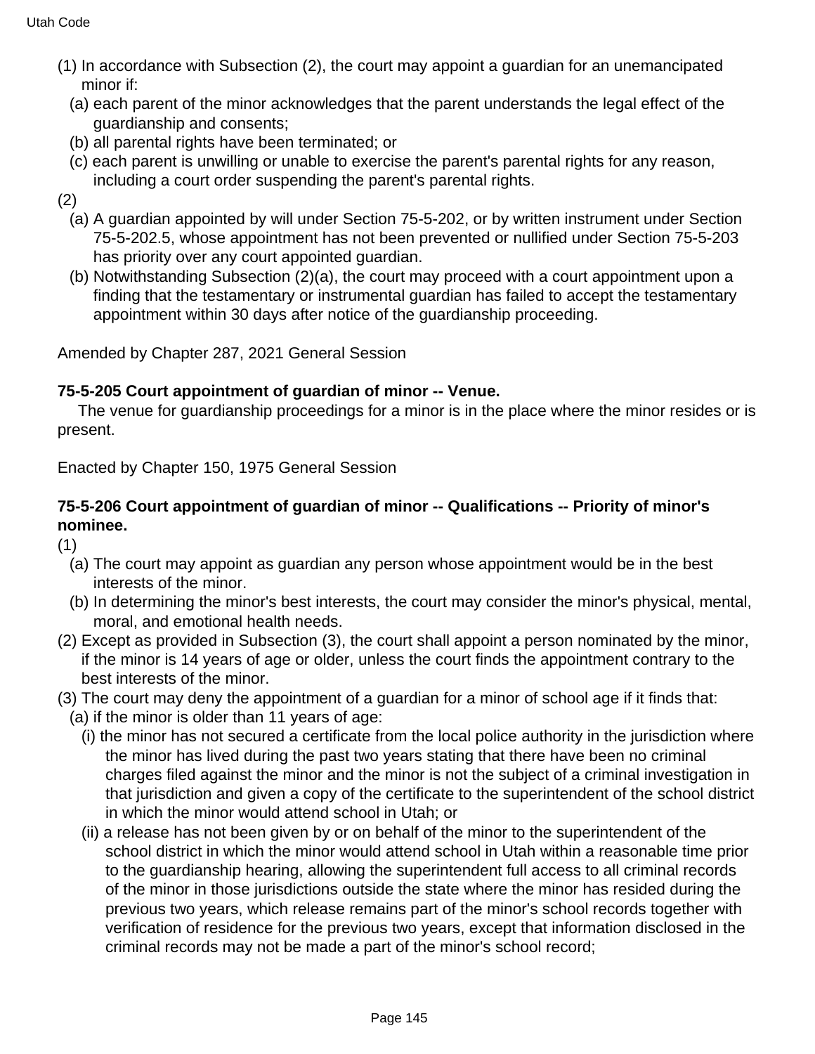(1) In accordance with Subsection (2), the court may appoint a guardian for an unemancipated minor if:

(a) each parent of the minor acknowledges that the parent understands the legal effect of the guardianship and consents;

(b) all parental rights have been terminated; or

(c) each parent is unwilling or unable to exercise the parent's parental rights for any reason, including a court order suspending the parent's parental rights.

(2)

(a) A guardian appointed by will under Section 75-5-202, or by written instrument under Section 75-5-202.5, whose appointment has not been prevented or nullified under Section 75-5-203 has priority over any court appointed guardian.

(b) Notwithstanding Subsection (2)(a), the court may proceed with a court appointment upon a finding that the testamentary or instrumental guardian has failed to accept the testamentary appointment within 30 days after notice of the guardianship proceeding.

Amended by Chapter 287, 2021 General Session

**75-5-205 Court appointment of guardian of minor -- Venue.**

The venue for guardianship proceedings for a minor is in the place where the minor resides or is present.

Enacted by Chapter 150, 1975 General Session

**75-5-206 Court appointment of guardian of minor -- Qualifications -- Priority of minor's nominee.**

(1)

(a) The court may appoint as guardian any person whose appointment would be in the best interests of the minor.

(b) In determining the minor's best interests, the court may consider the minor's physical, mental, moral, and emotional health needs.

(2) Except as provided in Subsection (3), the court shall appoint a person nominated by the minor, if the minor is 14 years of age or older, unless the court finds the appointment contrary to the best interests of the minor.

(3) The court may deny the appointment of a guardian for a minor of school age if it finds that:

(a) if the minor is older than 11 years of age:

(i) the minor has not secured a certificate from the local police authority in the jurisdiction where the minor has lived during the past two years stating that there have been no criminal charges filed against the minor and the minor is not the subject of a criminal investigation in that jurisdiction and given a copy of the certificate to the superintendent of the school district in which the minor would attend school in Utah; or

(ii) a release has not been given by or on behalf of the minor to the superintendent of the school district in which the minor would attend school in Utah within a reasonable time prior to the guardianship hearing, allowing the superintendent full access to all criminal records of the minor in those jurisdictions outside the state where the minor has resided during the previous two years, which release remains part of the minor's school records together with verification of residence for the previous two years, except that information disclosed in the criminal records may not be made a part of the minor's school record;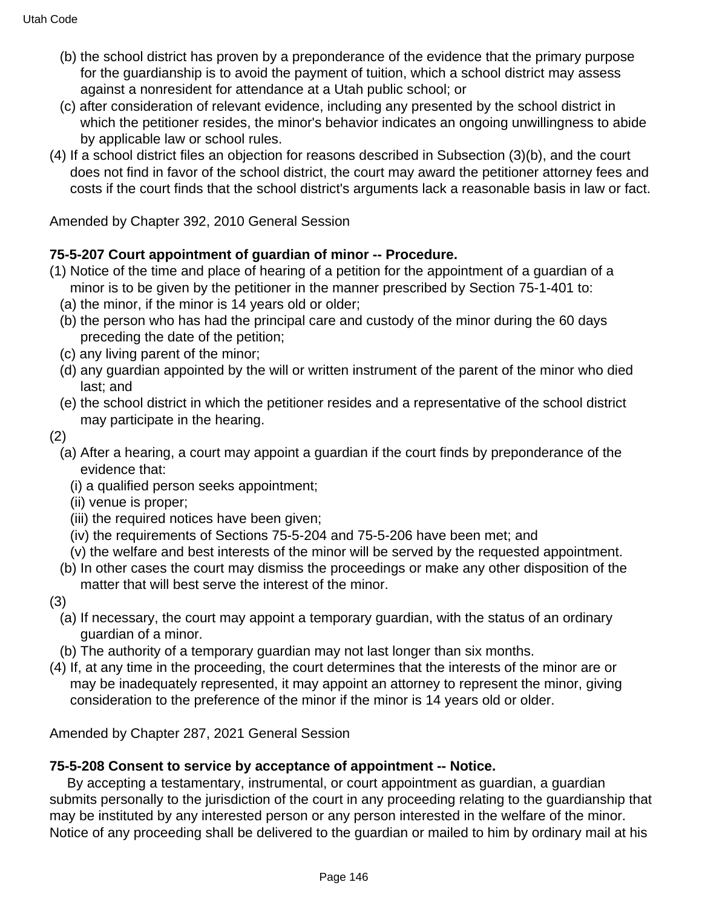(b) the school district has proven by a preponderance of the evidence that the primary purpose for the guardianship is to avoid the payment of tuition, which a school district may assess against a nonresident for attendance at a Utah public school; or

(c) after consideration of relevant evidence, including any presented by the school district in which the petitioner resides, the minor's behavior indicates an ongoing unwillingness to abide by applicable law or school rules.

(4) If a school district files an objection for reasons described in Subsection (3)(b), and the court does not find in favor of the school district, the court may award the petitioner attorney fees and costs if the court finds that the school district's arguments lack a reasonable basis in law or fact.

Amended by Chapter 392, 2010 General Session

**75-5-207 Court appointment of guardian of minor -- Procedure.**

(1) Notice of the time and place of hearing of a petition for the appointment of a guardian of a minor is to be given by the petitioner in the manner prescribed by Section 75-1-401 to:

(a) the minor, if the minor is 14 years old or older;

(b) the person who has had the principal care and custody of the minor during the 60 days preceding the date of the petition;

(c) any living parent of the minor;

(d) any guardian appointed by the will or written instrument of the parent of the minor who died last; and

(e) the school district in which the petitioner resides and a representative of the school district may participate in the hearing.

(2)

(a) After a hearing, a court may appoint a guardian if the court finds by preponderance of the evidence that:

(i) a qualified person seeks appointment;

(ii) venue is proper;

(iii) the required notices have been given;

(iv) the requirements of Sections 75-5-204 and 75-5-206 have been met; and

(v) the welfare and best interests of the minor will be served by the requested appointment.

(b) In other cases the court may dismiss the proceedings or make any other disposition of the matter that will best serve the interest of the minor.

(3)

(a) If necessary, the court may appoint a temporary guardian, with the status of an ordinary guardian of a minor.

(b) The authority of a temporary guardian may not last longer than six months.

(4) If, at any time in the proceeding, the court determines that the interests of the minor are or may be inadequately represented, it may appoint an attorney to represent the minor, giving consideration to the preference of the minor if the minor is 14 years old or older.

Amended by Chapter 287, 2021 General Session

**75-5-208 Consent to service by acceptance of appointment -- Notice.**

By accepting a testamentary, instrumental, or court appointment as guardian, a guardian submits personally to the jurisdiction of the court in any proceeding relating to the guardianship that may be instituted by any interested person or any person interested in the welfare of the minor. Notice of any proceeding shall be delivered to the guardian or mailed to him by ordinary mail at his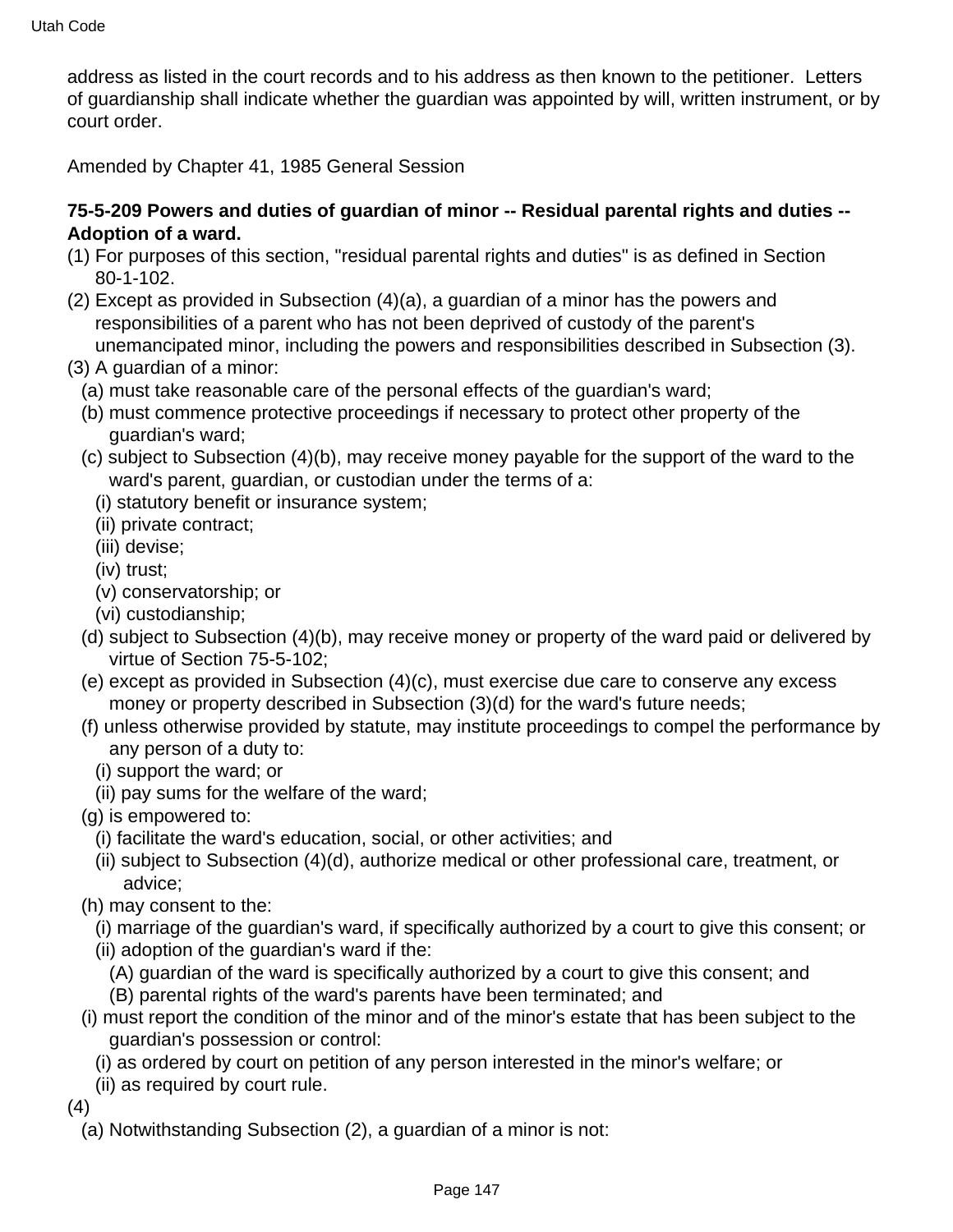address as listed in the court records and to his address as then known to the petitioner. Letters of guardianship shall indicate whether the guardian was appointed by will, written instrument, or by court order.

Amended by Chapter 41, 1985 General Session

**75-5-209 Powers and duties of guardian of minor -- Residual parental rights and duties -- Adoption of a ward.**

(1) For purposes of this section, "residual parental rights and duties" is as defined in Section 80-1-102.

(2) Except as provided in Subsection (4)(a), a guardian of a minor has the powers and responsibilities of a parent who has not been deprived of custody of the parent's unemancipated minor, including the powers and responsibilities described in Subsection (3).

(3) A guardian of a minor:

(a) must take reasonable care of the personal effects of the guardian's ward;

(b) must commence protective proceedings if necessary to protect other property of the guardian's ward;

(c) subject to Subsection (4)(b), may receive money payable for the support of the ward to the ward's parent, guardian, or custodian under the terms of a:

(i) statutory benefit or insurance system;

(ii) private contract;

(iii) devise;

(iv) trust;

(v) conservatorship; or

(vi) custodianship;

(d) subject to Subsection (4)(b), may receive money or property of the ward paid or delivered by virtue of Section 75-5-102;

(e) except as provided in Subsection (4)(c), must exercise due care to conserve any excess money or property described in Subsection (3)(d) for the ward's future needs;

(f) unless otherwise provided by statute, may institute proceedings to compel the performance by any person of a duty to:

(i) support the ward; or

(ii) pay sums for the welfare of the ward;

(g) is empowered to:

(i) facilitate the ward's education, social, or other activities; and

(ii) subject to Subsection (4)(d), authorize medical or other professional care, treatment, or advice;

(h) may consent to the:

(i) marriage of the guardian's ward, if specifically authorized by a court to give this consent; or

(ii) adoption of the guardian's ward if the:

(A) guardian of the ward is specifically authorized by a court to give this consent; and

(B) parental rights of the ward's parents have been terminated; and

(i) must report the condition of the minor and of the minor's estate that has been subject to the guardian's possession or control:

(i) as ordered by court on petition of any person interested in the minor's welfare; or

(ii) as required by court rule.

(4)

(a) Notwithstanding Subsection (2), a guardian of a minor is not: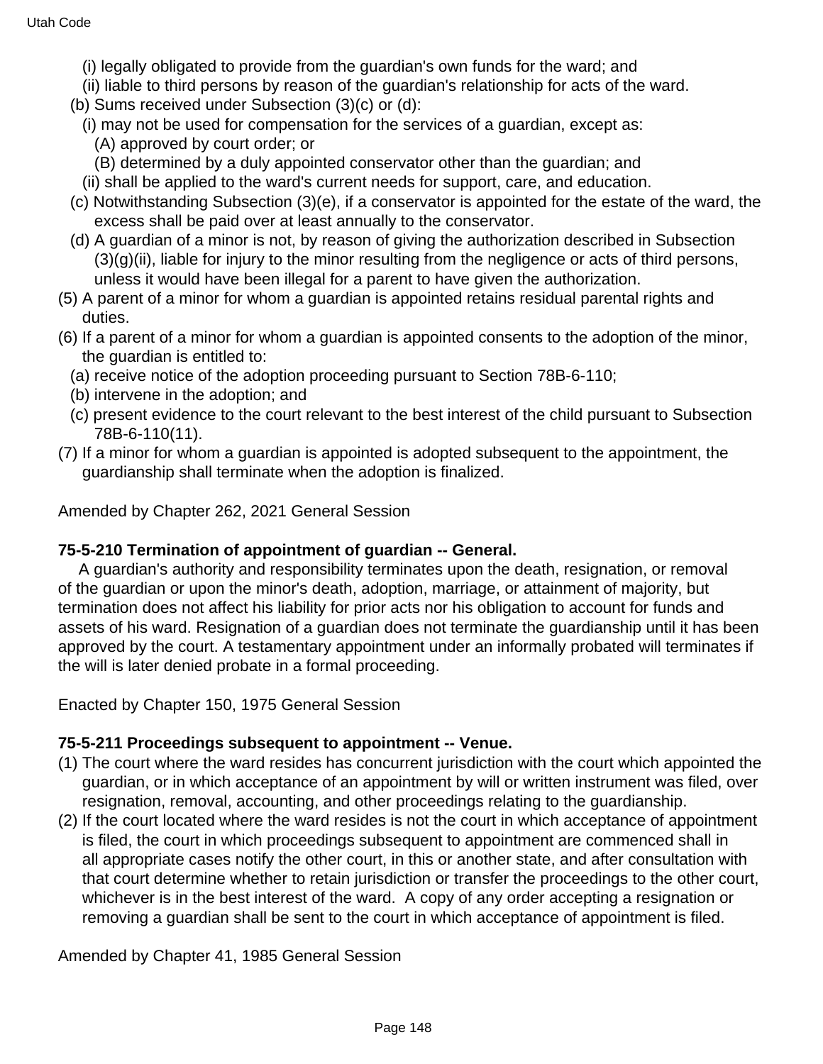(i) legally obligated to provide from the guardian's own funds for the ward; and

(ii) liable to third persons by reason of the guardian's relationship for acts of the ward.

(b) Sums received under Subsection (3)(c) or (d):

(i) may not be used for compensation for the services of a guardian, except as:

(A) approved by court order; or

(B) determined by a duly appointed conservator other than the guardian; and

(ii) shall be applied to the ward's current needs for support, care, and education.

(c) Notwithstanding Subsection (3)(e), if a conservator is appointed for the estate of the ward, the excess shall be paid over at least annually to the conservator.

(d) A guardian of a minor is not, by reason of giving the authorization described in Subsection (3)(g)(ii), liable for injury to the minor resulting from the negligence or acts of third persons, unless it would have been illegal for a parent to have given the authorization.

(5) A parent of a minor for whom a guardian is appointed retains residual parental rights and duties.

(6) If a parent of a minor for whom a guardian is appointed consents to the adoption of the minor, the guardian is entitled to:

(a) receive notice of the adoption proceeding pursuant to Section 78B-6-110;

(b) intervene in the adoption; and

(c) present evidence to the court relevant to the best interest of the child pursuant to Subsection 78B-6-110(11).

(7) If a minor for whom a guardian is appointed is adopted subsequent to the appointment, the guardianship shall terminate when the adoption is finalized.

Amended by Chapter 262, 2021 General Session

**75-5-210 Termination of appointment of guardian -- General.**

A guardian's authority and responsibility terminates upon the death, resignation, or removal of the guardian or upon the minor's death, adoption, marriage, or attainment of majority, but termination does not affect his liability for prior acts nor his obligation to account for funds and assets of his ward. Resignation of a guardian does not terminate the guardianship until it has been approved by the court. A testamentary appointment under an informally probated will terminates if the will is later denied probate in a formal proceeding.

Enacted by Chapter 150, 1975 General Session

**75-5-211 Proceedings subsequent to appointment -- Venue.**

(1) The court where the ward resides has concurrent jurisdiction with the court which appointed the guardian, or in which acceptance of an appointment by will or written instrument was filed, over resignation, removal, accounting, and other proceedings relating to the guardianship.

(2) If the court located where the ward resides is not the court in which acceptance of appointment is filed, the court in which proceedings subsequent to appointment are commenced shall in all appropriate cases notify the other court, in this or another state, and after consultation with that court determine whether to retain jurisdiction or transfer the proceedings to the other court, whichever is in the best interest of the ward. A copy of any order accepting a resignation or removing a guardian shall be sent to the court in which acceptance of appointment is filed.

Amended by Chapter 41, 1985 General Session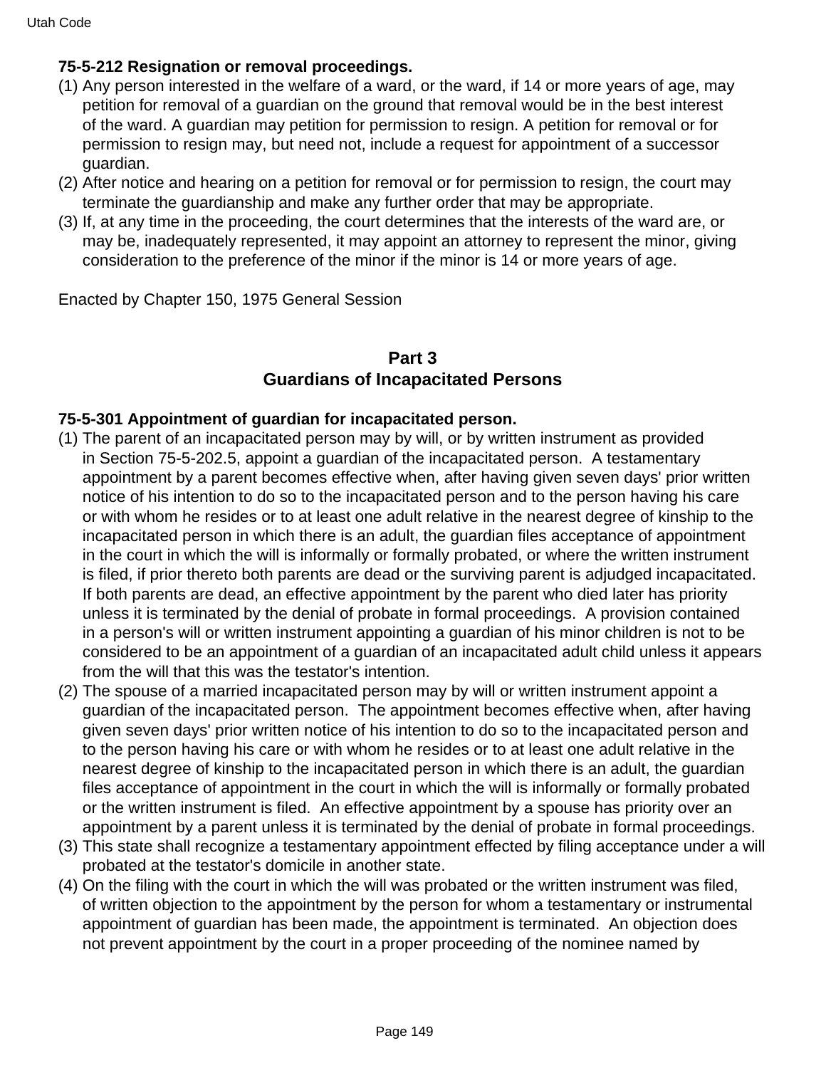**75-5-212 Resignation or removal proceedings.**

(1) Any person interested in the welfare of a ward, or the ward, if 14 or more years of age, may petition for removal of a guardian on the ground that removal would be in the best interest of the ward. A guardian may petition for permission to resign. A petition for removal or for permission to resign may, but need not, include a request for appointment of a successor guardian.

(2) After notice and hearing on a petition for removal or for permission to resign, the court may terminate the guardianship and make any further order that may be appropriate.

(3) If, at any time in the proceeding, the court determines that the interests of the ward are, or may be, inadequately represented, it may appoint an attorney to represent the minor, giving consideration to the preference of the minor if the minor is 14 or more years of age.

Enacted by Chapter 150, 1975 General Session

## Part 3
## Guardians of Incapacitated Persons

**75-5-301 Appointment of guardian for incapacitated person.**

(1) The parent of an incapacitated person may by will, or by written instrument as provided in Section 75-5-202.5, appoint a guardian of the incapacitated person. A testamentary appointment by a parent becomes effective when, after having given seven days' prior written notice of his intention to do so to the incapacitated person and to the person having his care or with whom he resides or to at least one adult relative in the nearest degree of kinship to the incapacitated person in which there is an adult, the guardian files acceptance of appointment in the court in which the will is informally or formally probated, or where the written instrument is filed, if prior thereto both parents are dead or the surviving parent is adjudged incapacitated. If both parents are dead, an effective appointment by the parent who died later has priority unless it is terminated by the denial of probate in formal proceedings. A provision contained in a person's will or written instrument appointing a guardian of his minor children is not to be considered to be an appointment of a guardian of an incapacitated adult child unless it appears from the will that this was the testator's intention.

(2) The spouse of a married incapacitated person may by will or written instrument appoint a guardian of the incapacitated person. The appointment becomes effective when, after having given seven days' prior written notice of his intention to do so to the incapacitated person and to the person having his care or with whom he resides or to at least one adult relative in the nearest degree of kinship to the incapacitated person in which there is an adult, the guardian files acceptance of appointment in the court in which the will is informally or formally probated or the written instrument is filed. An effective appointment by a spouse has priority over an appointment by a parent unless it is terminated by the denial of probate in formal proceedings.

(3) This state shall recognize a testamentary appointment effected by filing acceptance under a will probated at the testator's domicile in another state.

(4) On the filing with the court in which the will was probated or the written instrument was filed, of written objection to the appointment by the person for whom a testamentary or instrumental appointment of guardian has been made, the appointment is terminated. An objection does not prevent appointment by the court in a proper proceeding of the nominee named by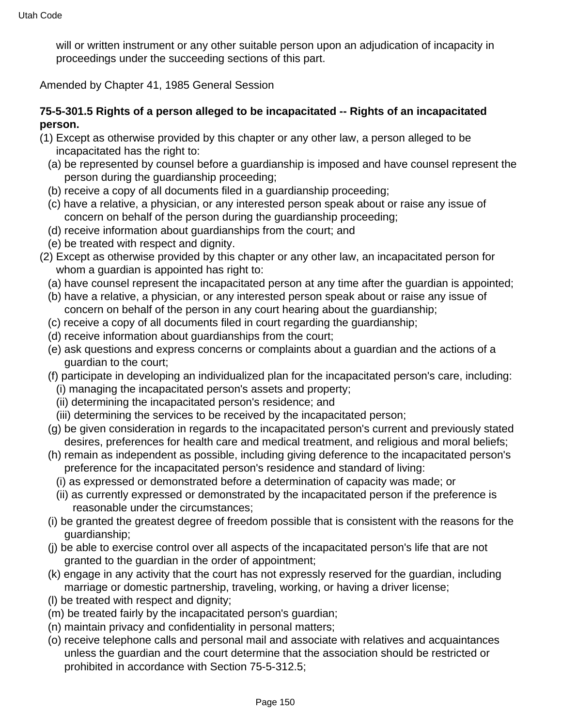will or written instrument or any other suitable person upon an adjudication of incapacity in proceedings under the succeeding sections of this part.

Amended by Chapter 41, 1985 General Session

**75-5-301.5 Rights of a person alleged to be incapacitated -- Rights of an incapacitated person.**

(1) Except as otherwise provided by this chapter or any other law, a person alleged to be incapacitated has the right to:
  (a) be represented by counsel before a guardianship is imposed and have counsel represent the person during the guardianship proceeding;
  (b) receive a copy of all documents filed in a guardianship proceeding;
  (c) have a relative, a physician, or any interested person speak about or raise any issue of concern on behalf of the person during the guardianship proceeding;
  (d) receive information about guardianships from the court; and
  (e) be treated with respect and dignity.

(2) Except as otherwise provided by this chapter or any other law, an incapacitated person for whom a guardian is appointed has right to:
  (a) have counsel represent the incapacitated person at any time after the guardian is appointed;
  (b) have a relative, a physician, or any interested person speak about or raise any issue of concern on behalf of the person in any court hearing about the guardianship;
  (c) receive a copy of all documents filed in court regarding the guardianship;
  (d) receive information about guardianships from the court;
  (e) ask questions and express concerns or complaints about a guardian and the actions of a guardian to the court;
  (f) participate in developing an individualized plan for the incapacitated person's care, including:
    (i) managing the incapacitated person's assets and property;
    (ii) determining the incapacitated person's residence; and
    (iii) determining the services to be received by the incapacitated person;
  (g) be given consideration in regards to the incapacitated person's current and previously stated desires, preferences for health care and medical treatment, and religious and moral beliefs;
  (h) remain as independent as possible, including giving deference to the incapacitated person's preference for the incapacitated person's residence and standard of living:
    (i) as expressed or demonstrated before a determination of capacity was made; or
    (ii) as currently expressed or demonstrated by the incapacitated person if the preference is reasonable under the circumstances;
  (i) be granted the greatest degree of freedom possible that is consistent with the reasons for the guardianship;
  (j) be able to exercise control over all aspects of the incapacitated person's life that are not granted to the guardian in the order of appointment;
  (k) engage in any activity that the court has not expressly reserved for the guardian, including marriage or domestic partnership, traveling, working, or having a driver license;
  (l) be treated with respect and dignity;
  (m) be treated fairly by the incapacitated person's guardian;
  (n) maintain privacy and confidentiality in personal matters;
  (o) receive telephone calls and personal mail and associate with relatives and acquaintances unless the guardian and the court determine that the association should be restricted or prohibited in accordance with Section 75-5-312.5;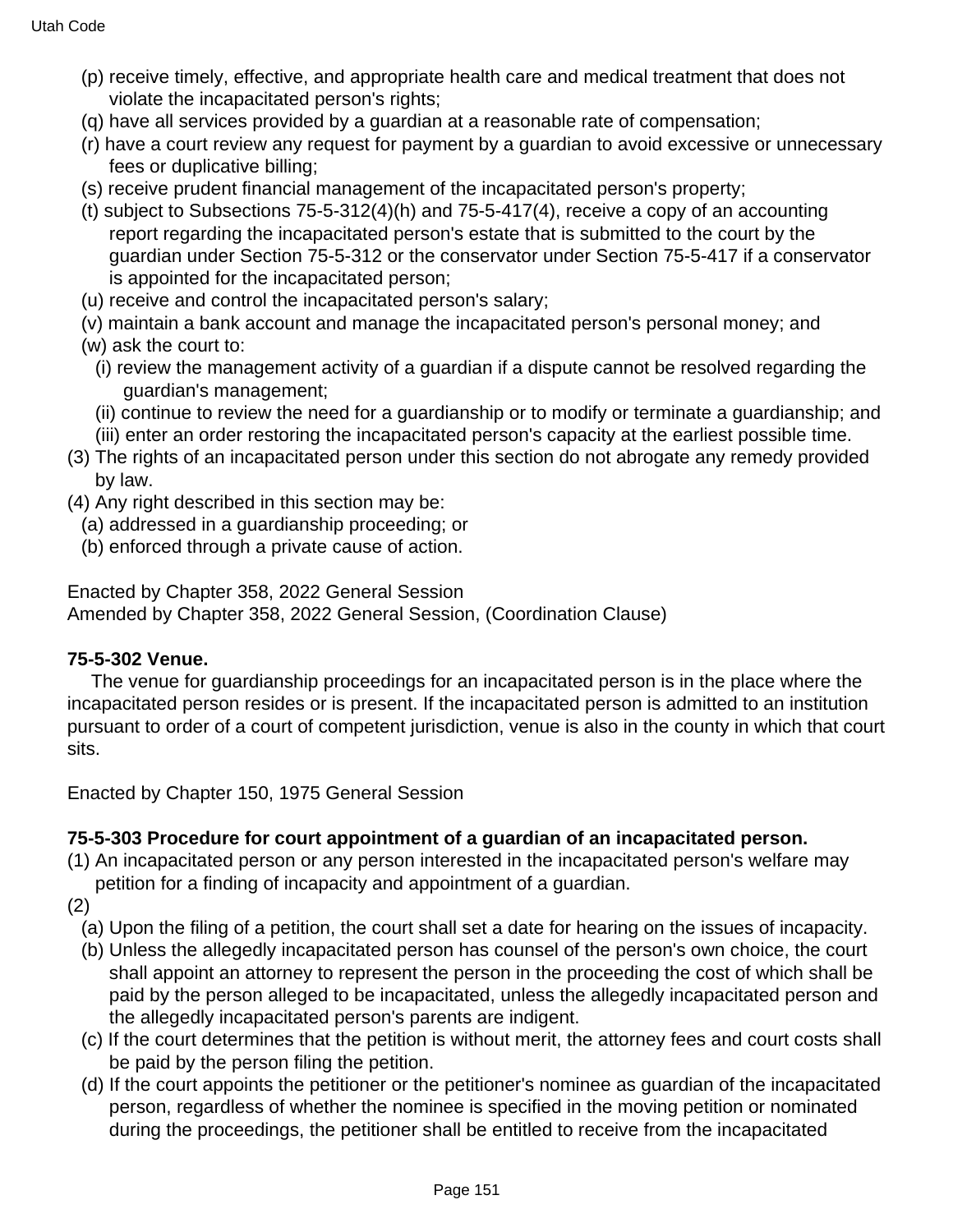(p) receive timely, effective, and appropriate health care and medical treatment that does not violate the incapacitated person's rights;

(q) have all services provided by a guardian at a reasonable rate of compensation;

(r) have a court review any request for payment by a guardian to avoid excessive or unnecessary fees or duplicative billing;

(s) receive prudent financial management of the incapacitated person's property;

(t) subject to Subsections 75-5-312(4)(h) and 75-5-417(4), receive a copy of an accounting report regarding the incapacitated person's estate that is submitted to the court by the guardian under Section 75-5-312 or the conservator under Section 75-5-417 if a conservator is appointed for the incapacitated person;

(u) receive and control the incapacitated person's salary;

(v) maintain a bank account and manage the incapacitated person's personal money; and

(w) ask the court to:

(i) review the management activity of a guardian if a dispute cannot be resolved regarding the guardian's management;

(ii) continue to review the need for a guardianship or to modify or terminate a guardianship; and

(iii) enter an order restoring the incapacitated person's capacity at the earliest possible time.

(3) The rights of an incapacitated person under this section do not abrogate any remedy provided by law.

(4) Any right described in this section may be:

(a) addressed in a guardianship proceeding; or

(b) enforced through a private cause of action.

Enacted by Chapter 358, 2022 General Session
Amended by Chapter 358, 2022 General Session, (Coordination Clause)

**75-5-302 Venue.**

The venue for guardianship proceedings for an incapacitated person is in the place where the incapacitated person resides or is present. If the incapacitated person is admitted to an institution pursuant to order of a court of competent jurisdiction, venue is also in the county in which that court sits.

Enacted by Chapter 150, 1975 General Session

**75-5-303 Procedure for court appointment of a guardian of an incapacitated person.**

(1) An incapacitated person or any person interested in the incapacitated person's welfare may petition for a finding of incapacity and appointment of a guardian.

(2)

(a) Upon the filing of a petition, the court shall set a date for hearing on the issues of incapacity.

(b) Unless the allegedly incapacitated person has counsel of the person's own choice, the court shall appoint an attorney to represent the person in the proceeding the cost of which shall be paid by the person alleged to be incapacitated, unless the allegedly incapacitated person and the allegedly incapacitated person's parents are indigent.

(c) If the court determines that the petition is without merit, the attorney fees and court costs shall be paid by the person filing the petition.

(d) If the court appoints the petitioner or the petitioner's nominee as guardian of the incapacitated person, regardless of whether the nominee is specified in the moving petition or nominated during the proceedings, the petitioner shall be entitled to receive from the incapacitated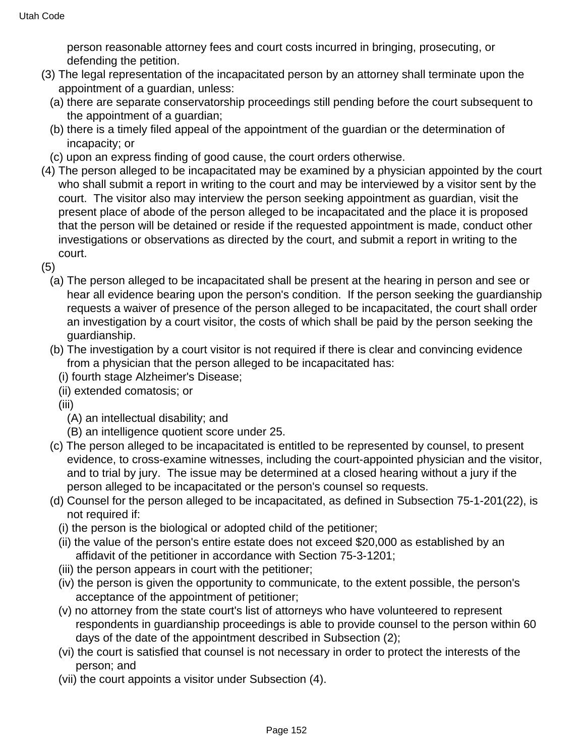person reasonable attorney fees and court costs incurred in bringing, prosecuting, or defending the petition.

(3) The legal representation of the incapacitated person by an attorney shall terminate upon the appointment of a guardian, unless:

(a) there are separate conservatorship proceedings still pending before the court subsequent to the appointment of a guardian;

(b) there is a timely filed appeal of the appointment of the guardian or the determination of incapacity; or

(c) upon an express finding of good cause, the court orders otherwise.

(4) The person alleged to be incapacitated may be examined by a physician appointed by the court who shall submit a report in writing to the court and may be interviewed by a visitor sent by the court. The visitor also may interview the person seeking appointment as guardian, visit the present place of abode of the person alleged to be incapacitated and the place it is proposed that the person will be detained or reside if the requested appointment is made, conduct other investigations or observations as directed by the court, and submit a report in writing to the court.

(5)

(a) The person alleged to be incapacitated shall be present at the hearing in person and see or hear all evidence bearing upon the person's condition. If the person seeking the guardianship requests a waiver of presence of the person alleged to be incapacitated, the court shall order an investigation by a court visitor, the costs of which shall be paid by the person seeking the guardianship.

(b) The investigation by a court visitor is not required if there is clear and convincing evidence from a physician that the person alleged to be incapacitated has:

(i) fourth stage Alzheimer's Disease;

(ii) extended comatosis; or

(iii)

(A) an intellectual disability; and

(B) an intelligence quotient score under 25.

(c) The person alleged to be incapacitated is entitled to be represented by counsel, to present evidence, to cross-examine witnesses, including the court-appointed physician and the visitor, and to trial by jury. The issue may be determined at a closed hearing without a jury if the person alleged to be incapacitated or the person's counsel so requests.

(d) Counsel for the person alleged to be incapacitated, as defined in Subsection 75-1-201(22), is not required if:

(i) the person is the biological or adopted child of the petitioner;

(ii) the value of the person's entire estate does not exceed $20,000 as established by an affidavit of the petitioner in accordance with Section 75-3-1201;

(iii) the person appears in court with the petitioner;

(iv) the person is given the opportunity to communicate, to the extent possible, the person's acceptance of the appointment of petitioner;

(v) no attorney from the state court's list of attorneys who have volunteered to represent respondents in guardianship proceedings is able to provide counsel to the person within 60 days of the date of the appointment described in Subsection (2);

(vi) the court is satisfied that counsel is not necessary in order to protect the interests of the person; and

(vii) the court appoints a visitor under Subsection (4).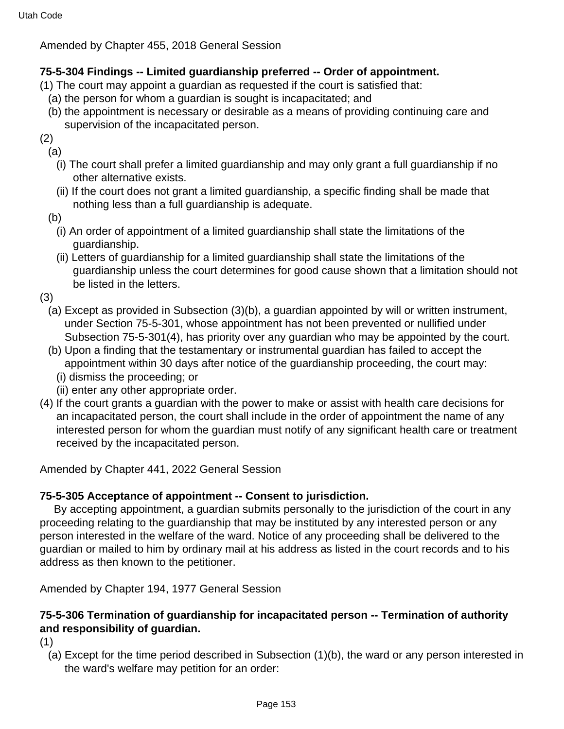Amended by Chapter 455, 2018 General Session

**75-5-304 Findings -- Limited guardianship preferred -- Order of appointment.**

(1) The court may appoint a guardian as requested if the court is satisfied that:

(a) the person for whom a guardian is sought is incapacitated; and

(b) the appointment is necessary or desirable as a means of providing continuing care and supervision of the incapacitated person.

(2)

(a)

(i) The court shall prefer a limited guardianship and may only grant a full guardianship if no other alternative exists.

(ii) If the court does not grant a limited guardianship, a specific finding shall be made that nothing less than a full guardianship is adequate.

(b)

(i) An order of appointment of a limited guardianship shall state the limitations of the guardianship.

(ii) Letters of guardianship for a limited guardianship shall state the limitations of the guardianship unless the court determines for good cause shown that a limitation should not be listed in the letters.

(3)

(a) Except as provided in Subsection (3)(b), a guardian appointed by will or written instrument, under Section 75-5-301, whose appointment has not been prevented or nullified under Subsection 75-5-301(4), has priority over any guardian who may be appointed by the court.

(b) Upon a finding that the testamentary or instrumental guardian has failed to accept the appointment within 30 days after notice of the guardianship proceeding, the court may:

(i) dismiss the proceeding; or

(ii) enter any other appropriate order.

(4) If the court grants a guardian with the power to make or assist with health care decisions for an incapacitated person, the court shall include in the order of appointment the name of any interested person for whom the guardian must notify of any significant health care or treatment received by the incapacitated person.

Amended by Chapter 441, 2022 General Session

**75-5-305 Acceptance of appointment -- Consent to jurisdiction.**

By accepting appointment, a guardian submits personally to the jurisdiction of the court in any proceeding relating to the guardianship that may be instituted by any interested person or any person interested in the welfare of the ward. Notice of any proceeding shall be delivered to the guardian or mailed to him by ordinary mail at his address as listed in the court records and to his address as then known to the petitioner.

Amended by Chapter 194, 1977 General Session

**75-5-306 Termination of guardianship for incapacitated person -- Termination of authority and responsibility of guardian.**

(1)

(a) Except for the time period described in Subsection (1)(b), the ward or any person interested in the ward's welfare may petition for an order: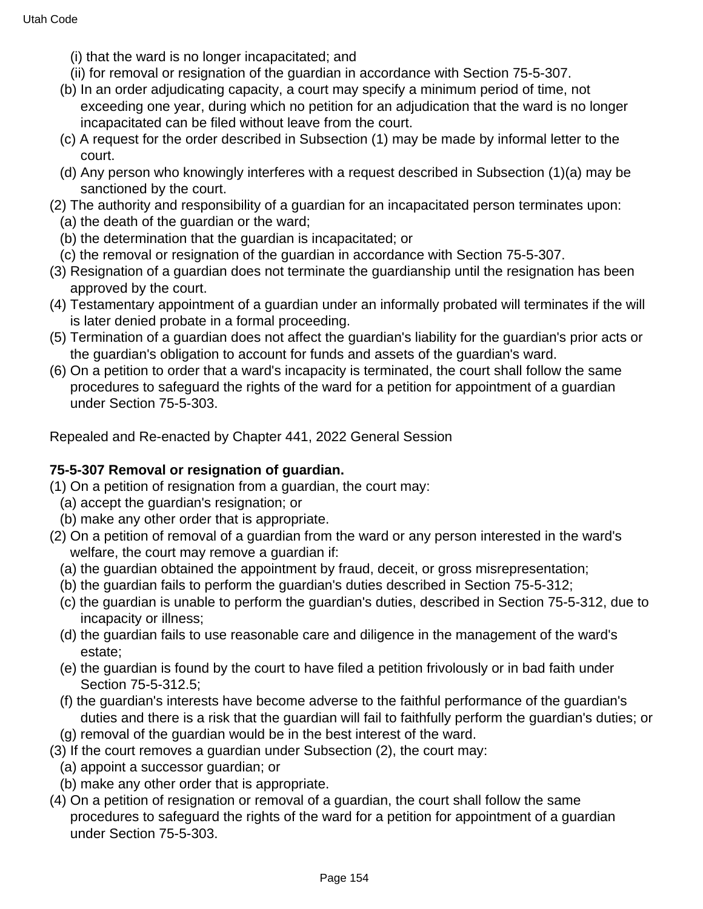(i) that the ward is no longer incapacitated; and

(ii) for removal or resignation of the guardian in accordance with Section 75-5-307.

(b) In an order adjudicating capacity, a court may specify a minimum period of time, not exceeding one year, during which no petition for an adjudication that the ward is no longer incapacitated can be filed without leave from the court.

(c) A request for the order described in Subsection (1) may be made by informal letter to the court.

(d) Any person who knowingly interferes with a request described in Subsection (1)(a) may be sanctioned by the court.

(2) The authority and responsibility of a guardian for an incapacitated person terminates upon:

(a) the death of the guardian or the ward;

(b) the determination that the guardian is incapacitated; or

(c) the removal or resignation of the guardian in accordance with Section 75-5-307.

(3) Resignation of a guardian does not terminate the guardianship until the resignation has been approved by the court.

(4) Testamentary appointment of a guardian under an informally probated will terminates if the will is later denied probate in a formal proceeding.

(5) Termination of a guardian does not affect the guardian's liability for the guardian's prior acts or the guardian's obligation to account for funds and assets of the guardian's ward.

(6) On a petition to order that a ward's incapacity is terminated, the court shall follow the same procedures to safeguard the rights of the ward for a petition for appointment of a guardian under Section 75-5-303.

Repealed and Re-enacted by Chapter 441, 2022 General Session

**75-5-307 Removal or resignation of guardian.**

(1) On a petition of resignation from a guardian, the court may:

(a) accept the guardian's resignation; or

(b) make any other order that is appropriate.

(2) On a petition of removal of a guardian from the ward or any person interested in the ward's welfare, the court may remove a guardian if:

(a) the guardian obtained the appointment by fraud, deceit, or gross misrepresentation;

(b) the guardian fails to perform the guardian's duties described in Section 75-5-312;

(c) the guardian is unable to perform the guardian's duties, described in Section 75-5-312, due to incapacity or illness;

(d) the guardian fails to use reasonable care and diligence in the management of the ward's estate;

(e) the guardian is found by the court to have filed a petition frivolously or in bad faith under Section 75-5-312.5;

(f) the guardian's interests have become adverse to the faithful performance of the guardian's duties and there is a risk that the guardian will fail to faithfully perform the guardian's duties; or

(g) removal of the guardian would be in the best interest of the ward.

(3) If the court removes a guardian under Subsection (2), the court may:

(a) appoint a successor guardian; or

(b) make any other order that is appropriate.

(4) On a petition of resignation or removal of a guardian, the court shall follow the same procedures to safeguard the rights of the ward for a petition for appointment of a guardian under Section 75-5-303.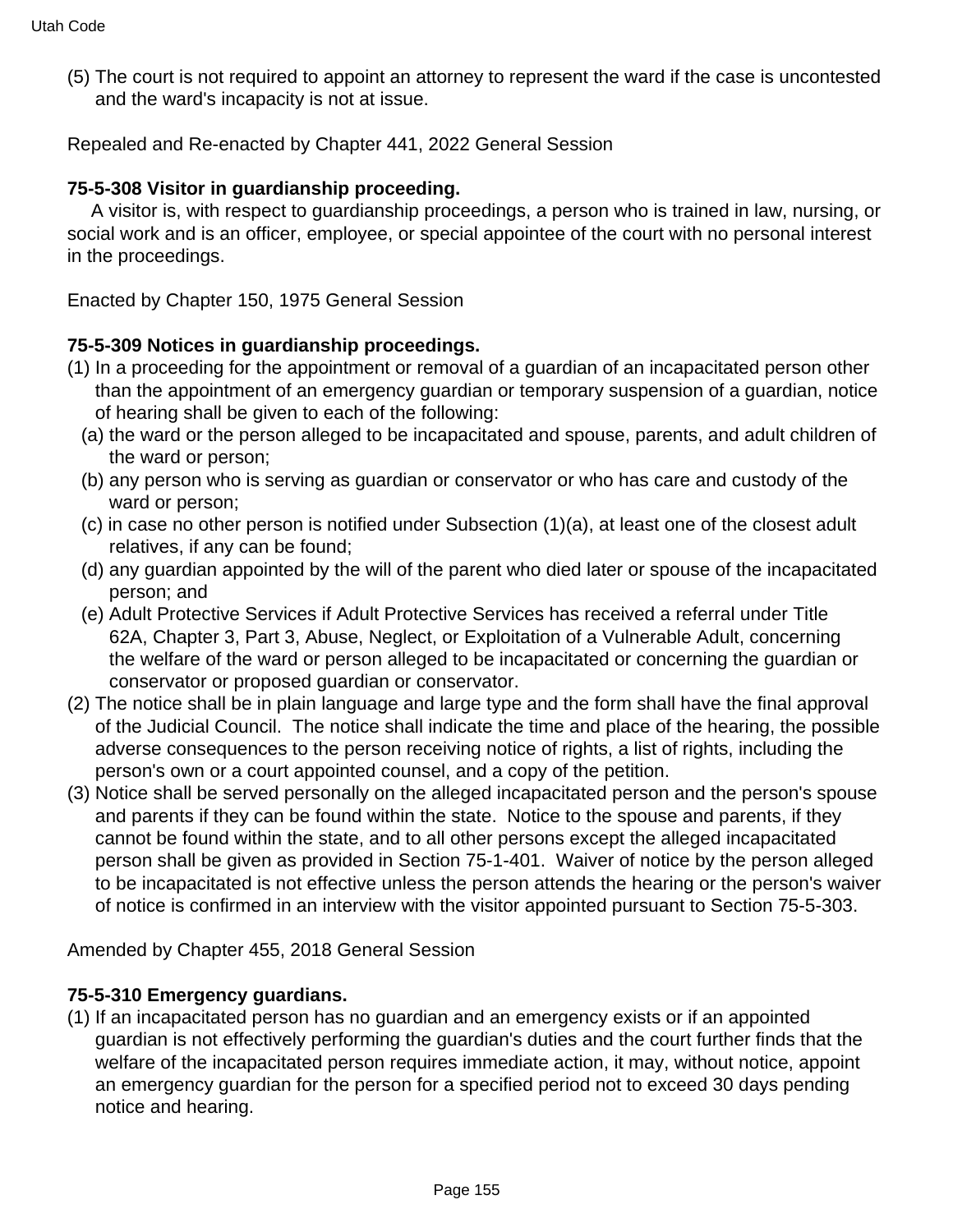(5) The court is not required to appoint an attorney to represent the ward if the case is uncontested and the ward's incapacity is not at issue.

Repealed and Re-enacted by Chapter 441, 2022 General Session

**75-5-308 Visitor in guardianship proceeding.**

A visitor is, with respect to guardianship proceedings, a person who is trained in law, nursing, or social work and is an officer, employee, or special appointee of the court with no personal interest in the proceedings.

Enacted by Chapter 150, 1975 General Session

**75-5-309 Notices in guardianship proceedings.**

(1) In a proceeding for the appointment or removal of a guardian of an incapacitated person other than the appointment of an emergency guardian or temporary suspension of a guardian, notice of hearing shall be given to each of the following:

  (a) the ward or the person alleged to be incapacitated and spouse, parents, and adult children of the ward or person;

  (b) any person who is serving as guardian or conservator or who has care and custody of the ward or person;

  (c) in case no other person is notified under Subsection (1)(a), at least one of the closest adult relatives, if any can be found;

  (d) any guardian appointed by the will of the parent who died later or spouse of the incapacitated person; and

  (e) Adult Protective Services if Adult Protective Services has received a referral under Title 62A, Chapter 3, Part 3, Abuse, Neglect, or Exploitation of a Vulnerable Adult, concerning the welfare of the ward or person alleged to be incapacitated or concerning the guardian or conservator or proposed guardian or conservator.

(2) The notice shall be in plain language and large type and the form shall have the final approval of the Judicial Council. The notice shall indicate the time and place of the hearing, the possible adverse consequences to the person receiving notice of rights, a list of rights, including the person's own or a court appointed counsel, and a copy of the petition.

(3) Notice shall be served personally on the alleged incapacitated person and the person's spouse and parents if they can be found within the state. Notice to the spouse and parents, if they cannot be found within the state, and to all other persons except the alleged incapacitated person shall be given as provided in Section 75-1-401. Waiver of notice by the person alleged to be incapacitated is not effective unless the person attends the hearing or the person's waiver of notice is confirmed in an interview with the visitor appointed pursuant to Section 75-5-303.

Amended by Chapter 455, 2018 General Session

**75-5-310 Emergency guardians.**

(1) If an incapacitated person has no guardian and an emergency exists or if an appointed guardian is not effectively performing the guardian's duties and the court further finds that the welfare of the incapacitated person requires immediate action, it may, without notice, appoint an emergency guardian for the person for a specified period not to exceed 30 days pending notice and hearing.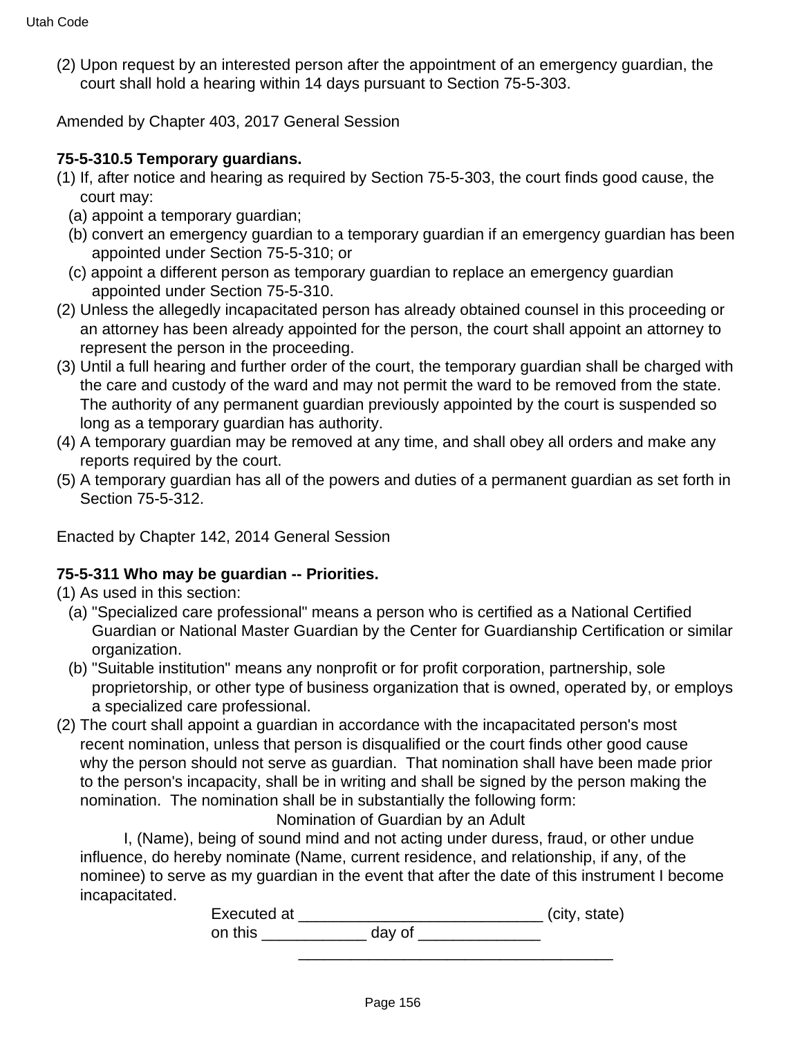(2) Upon request by an interested person after the appointment of an emergency guardian, the court shall hold a hearing within 14 days pursuant to Section 75-5-303.

Amended by Chapter 403, 2017 General Session

**75-5-310.5 Temporary guardians.**

(1) If, after notice and hearing as required by Section 75-5-303, the court finds good cause, the court may:
  (a) appoint a temporary guardian;
  (b) convert an emergency guardian to a temporary guardian if an emergency guardian has been appointed under Section 75-5-310; or
  (c) appoint a different person as temporary guardian to replace an emergency guardian appointed under Section 75-5-310.

(2) Unless the allegedly incapacitated person has already obtained counsel in this proceeding or an attorney has been already appointed for the person, the court shall appoint an attorney to represent the person in the proceeding.

(3) Until a full hearing and further order of the court, the temporary guardian shall be charged with the care and custody of the ward and may not permit the ward to be removed from the state. The authority of any permanent guardian previously appointed by the court is suspended so long as a temporary guardian has authority.

(4) A temporary guardian may be removed at any time, and shall obey all orders and make any reports required by the court.

(5) A temporary guardian has all of the powers and duties of a permanent guardian as set forth in Section 75-5-312.

Enacted by Chapter 142, 2014 General Session

**75-5-311 Who may be guardian -- Priorities.**

(1) As used in this section:
  (a) "Specialized care professional" means a person who is certified as a National Certified Guardian or National Master Guardian by the Center for Guardianship Certification or similar organization.
  (b) "Suitable institution" means any nonprofit or for profit corporation, partnership, sole proprietorship, or other type of business organization that is owned, operated by, or employs a specialized care professional.

(2) The court shall appoint a guardian in accordance with the incapacitated person's most recent nomination, unless that person is disqualified or the court finds other good cause why the person should not serve as guardian. That nomination shall have been made prior to the person's incapacity, shall be in writing and shall be signed by the person making the nomination. The nomination shall be in substantially the following form:

Nomination of Guardian by an Adult

I, (Name), being of sound mind and not acting under duress, fraud, or other undue influence, do hereby nominate (Name, current residence, and relationship, if any, of the nominee) to serve as my guardian in the event that after the date of this instrument I become incapacitated.

Executed at ____________________________ (city, state)
on this ____________ day of ______________

____________________________________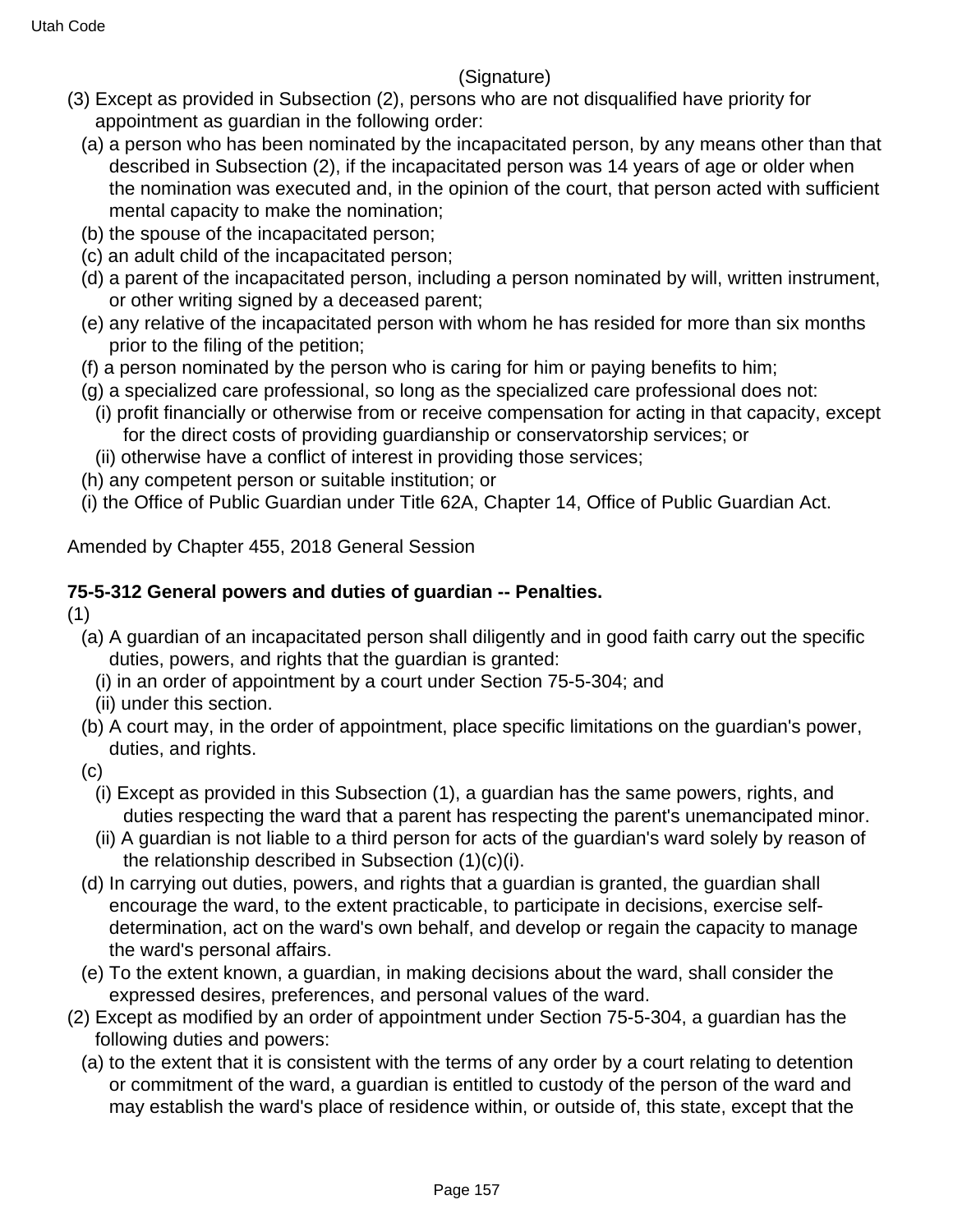(Signature)

(3) Except as provided in Subsection (2), persons who are not disqualified have priority for appointment as guardian in the following order:

(a) a person who has been nominated by the incapacitated person, by any means other than that described in Subsection (2), if the incapacitated person was 14 years of age or older when the nomination was executed and, in the opinion of the court, that person acted with sufficient mental capacity to make the nomination;

(b) the spouse of the incapacitated person;

(c) an adult child of the incapacitated person;

(d) a parent of the incapacitated person, including a person nominated by will, written instrument, or other writing signed by a deceased parent;

(e) any relative of the incapacitated person with whom he has resided for more than six months prior to the filing of the petition;

(f) a person nominated by the person who is caring for him or paying benefits to him;

(g) a specialized care professional, so long as the specialized care professional does not:

(i) profit financially or otherwise from or receive compensation for acting in that capacity, except for the direct costs of providing guardianship or conservatorship services; or

(ii) otherwise have a conflict of interest in providing those services;

(h) any competent person or suitable institution; or

(i) the Office of Public Guardian under Title 62A, Chapter 14, Office of Public Guardian Act.

Amended by Chapter 455, 2018 General Session

**75-5-312 General powers and duties of guardian -- Penalties.**

(1)

(a) A guardian of an incapacitated person shall diligently and in good faith carry out the specific duties, powers, and rights that the guardian is granted:

(i) in an order of appointment by a court under Section 75-5-304; and

(ii) under this section.

(b) A court may, in the order of appointment, place specific limitations on the guardian's power, duties, and rights.

(c)

(i) Except as provided in this Subsection (1), a guardian has the same powers, rights, and duties respecting the ward that a parent has respecting the parent's unemancipated minor.

(ii) A guardian is not liable to a third person for acts of the guardian's ward solely by reason of the relationship described in Subsection (1)(c)(i).

(d) In carrying out duties, powers, and rights that a guardian is granted, the guardian shall encourage the ward, to the extent practicable, to participate in decisions, exercise self-determination, act on the ward's own behalf, and develop or regain the capacity to manage the ward's personal affairs.

(e) To the extent known, a guardian, in making decisions about the ward, shall consider the expressed desires, preferences, and personal values of the ward.

(2) Except as modified by an order of appointment under Section 75-5-304, a guardian has the following duties and powers:

(a) to the extent that it is consistent with the terms of any order by a court relating to detention or commitment of the ward, a guardian is entitled to custody of the person of the ward and may establish the ward's place of residence within, or outside of, this state, except that the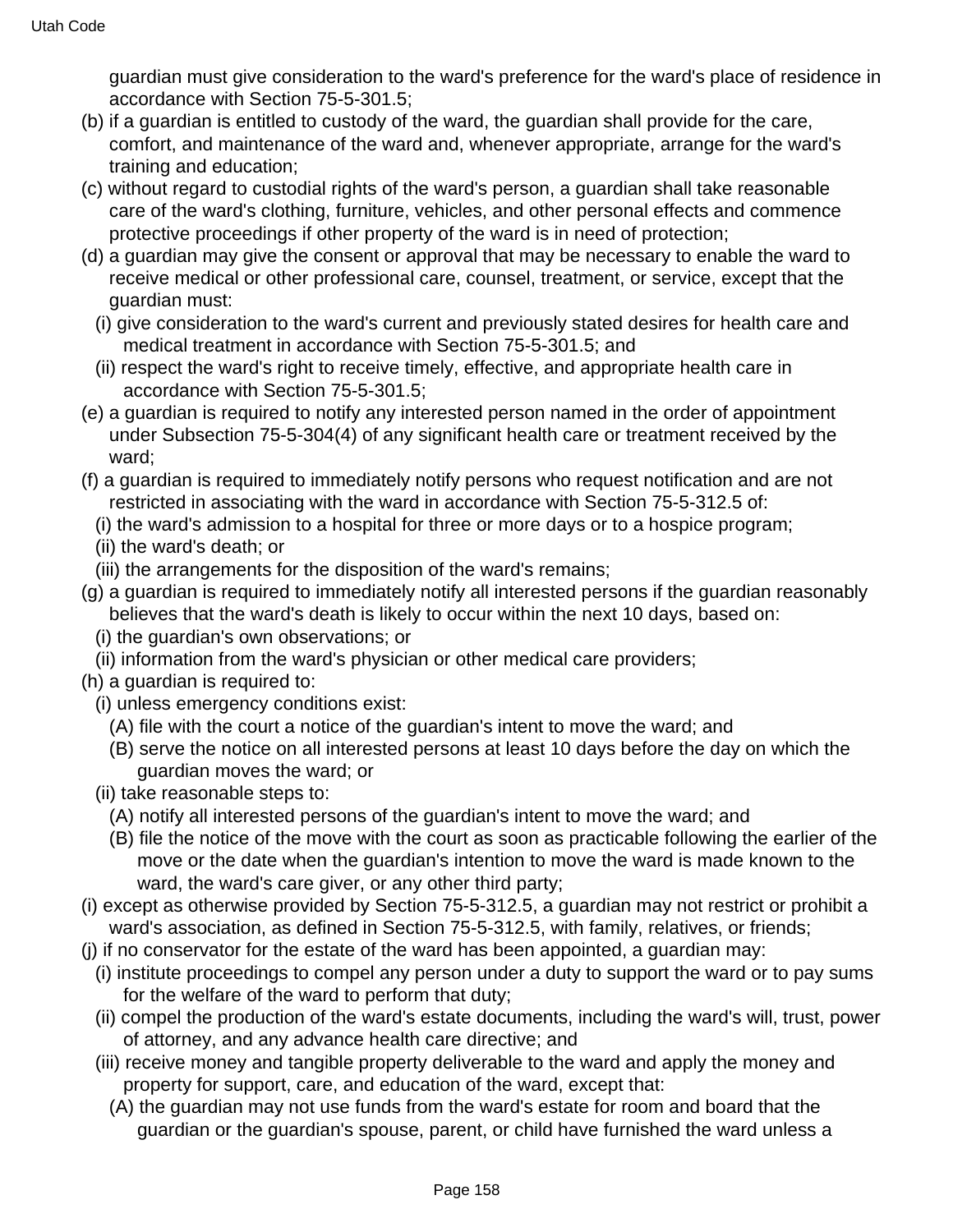guardian must give consideration to the ward's preference for the ward's place of residence in accordance with Section 75-5-301.5;

(b) if a guardian is entitled to custody of the ward, the guardian shall provide for the care, comfort, and maintenance of the ward and, whenever appropriate, arrange for the ward's training and education;

(c) without regard to custodial rights of the ward's person, a guardian shall take reasonable care of the ward's clothing, furniture, vehicles, and other personal effects and commence protective proceedings if other property of the ward is in need of protection;

(d) a guardian may give the consent or approval that may be necessary to enable the ward to receive medical or other professional care, counsel, treatment, or service, except that the guardian must:

  (i) give consideration to the ward's current and previously stated desires for health care and medical treatment in accordance with Section 75-5-301.5; and

  (ii) respect the ward's right to receive timely, effective, and appropriate health care in accordance with Section 75-5-301.5;

(e) a guardian is required to notify any interested person named in the order of appointment under Subsection 75-5-304(4) of any significant health care or treatment received by the ward;

(f) a guardian is required to immediately notify persons who request notification and are not restricted in associating with the ward in accordance with Section 75-5-312.5 of:

  (i) the ward's admission to a hospital for three or more days or to a hospice program;

  (ii) the ward's death; or

  (iii) the arrangements for the disposition of the ward's remains;

(g) a guardian is required to immediately notify all interested persons if the guardian reasonably believes that the ward's death is likely to occur within the next 10 days, based on:

  (i) the guardian's own observations; or

  (ii) information from the ward's physician or other medical care providers;

(h) a guardian is required to:

  (i) unless emergency conditions exist:

    (A) file with the court a notice of the guardian's intent to move the ward; and

    (B) serve the notice on all interested persons at least 10 days before the day on which the guardian moves the ward; or

  (ii) take reasonable steps to:

    (A) notify all interested persons of the guardian's intent to move the ward; and

    (B) file the notice of the move with the court as soon as practicable following the earlier of the move or the date when the guardian's intention to move the ward is made known to the ward, the ward's care giver, or any other third party;

(i) except as otherwise provided by Section 75-5-312.5, a guardian may not restrict or prohibit a ward's association, as defined in Section 75-5-312.5, with family, relatives, or friends;

(j) if no conservator for the estate of the ward has been appointed, a guardian may:

  (i) institute proceedings to compel any person under a duty to support the ward or to pay sums for the welfare of the ward to perform that duty;

  (ii) compel the production of the ward's estate documents, including the ward's will, trust, power of attorney, and any advance health care directive; and

  (iii) receive money and tangible property deliverable to the ward and apply the money and property for support, care, and education of the ward, except that:

    (A) the guardian may not use funds from the ward's estate for room and board that the guardian or the guardian's spouse, parent, or child have furnished the ward unless a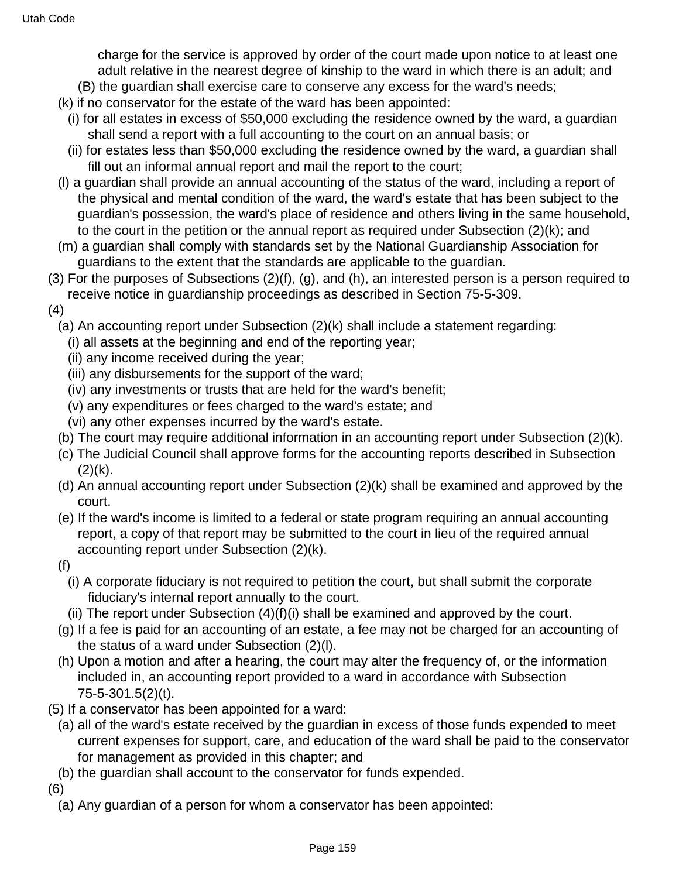charge for the service is approved by order of the court made upon notice to at least one adult relative in the nearest degree of kinship to the ward in which there is an adult; and

(B) the guardian shall exercise care to conserve any excess for the ward's needs;

(k) if no conservator for the estate of the ward has been appointed:

(i) for all estates in excess of $50,000 excluding the residence owned by the ward, a guardian shall send a report with a full accounting to the court on an annual basis; or

(ii) for estates less than $50,000 excluding the residence owned by the ward, a guardian shall fill out an informal annual report and mail the report to the court;

(l) a guardian shall provide an annual accounting of the status of the ward, including a report of the physical and mental condition of the ward, the ward's estate that has been subject to the guardian's possession, the ward's place of residence and others living in the same household, to the court in the petition or the annual report as required under Subsection (2)(k); and

(m) a guardian shall comply with standards set by the National Guardianship Association for guardians to the extent that the standards are applicable to the guardian.

(3) For the purposes of Subsections (2)(f), (g), and (h), an interested person is a person required to receive notice in guardianship proceedings as described in Section 75-5-309.

(4)

(a) An accounting report under Subsection (2)(k) shall include a statement regarding:

(i) all assets at the beginning and end of the reporting year;

(ii) any income received during the year;

(iii) any disbursements for the support of the ward;

(iv) any investments or trusts that are held for the ward's benefit;

(v) any expenditures or fees charged to the ward's estate; and

(vi) any other expenses incurred by the ward's estate.

(b) The court may require additional information in an accounting report under Subsection (2)(k).

(c) The Judicial Council shall approve forms for the accounting reports described in Subsection (2)(k).

(d) An annual accounting report under Subsection (2)(k) shall be examined and approved by the court.

(e) If the ward's income is limited to a federal or state program requiring an annual accounting report, a copy of that report may be submitted to the court in lieu of the required annual accounting report under Subsection (2)(k).

(f)

(i) A corporate fiduciary is not required to petition the court, but shall submit the corporate fiduciary's internal report annually to the court.

(ii) The report under Subsection (4)(f)(i) shall be examined and approved by the court.

(g) If a fee is paid for an accounting of an estate, a fee may not be charged for an accounting of the status of a ward under Subsection (2)(l).

(h) Upon a motion and after a hearing, the court may alter the frequency of, or the information included in, an accounting report provided to a ward in accordance with Subsection 75-5-301.5(2)(t).

(5) If a conservator has been appointed for a ward:

(a) all of the ward's estate received by the guardian in excess of those funds expended to meet current expenses for support, care, and education of the ward shall be paid to the conservator for management as provided in this chapter; and

(b) the guardian shall account to the conservator for funds expended.

(6)

(a) Any guardian of a person for whom a conservator has been appointed: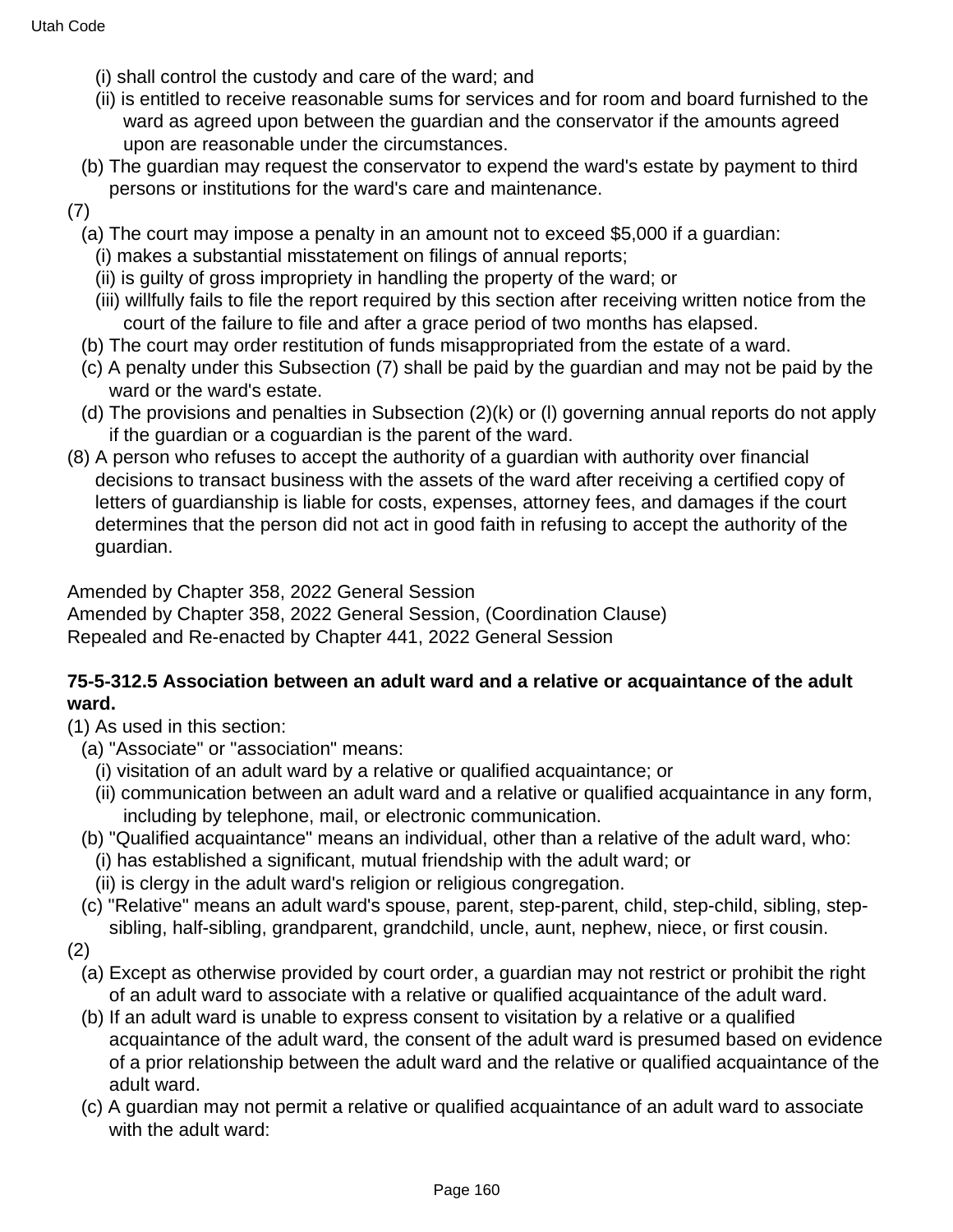(i) shall control the custody and care of the ward; and

(ii) is entitled to receive reasonable sums for services and for room and board furnished to the ward as agreed upon between the guardian and the conservator if the amounts agreed upon are reasonable under the circumstances.

(b) The guardian may request the conservator to expend the ward's estate by payment to third persons or institutions for the ward's care and maintenance.

(7)

(a) The court may impose a penalty in an amount not to exceed $5,000 if a guardian:

(i) makes a substantial misstatement on filings of annual reports;

(ii) is guilty of gross impropriety in handling the property of the ward; or

(iii) willfully fails to file the report required by this section after receiving written notice from the court of the failure to file and after a grace period of two months has elapsed.

(b) The court may order restitution of funds misappropriated from the estate of a ward.

(c) A penalty under this Subsection (7) shall be paid by the guardian and may not be paid by the ward or the ward's estate.

(d) The provisions and penalties in Subsection (2)(k) or (l) governing annual reports do not apply if the guardian or a coguardian is the parent of the ward.

(8) A person who refuses to accept the authority of a guardian with authority over financial decisions to transact business with the assets of the ward after receiving a certified copy of letters of guardianship is liable for costs, expenses, attorney fees, and damages if the court determines that the person did not act in good faith in refusing to accept the authority of the guardian.

Amended by Chapter 358, 2022 General Session
Amended by Chapter 358, 2022 General Session, (Coordination Clause)
Repealed and Re-enacted by Chapter 441, 2022 General Session

**75-5-312.5 Association between an adult ward and a relative or acquaintance of the adult ward.**

(1) As used in this section:

(a) "Associate" or "association" means:

(i) visitation of an adult ward by a relative or qualified acquaintance; or

(ii) communication between an adult ward and a relative or qualified acquaintance in any form, including by telephone, mail, or electronic communication.

(b) "Qualified acquaintance" means an individual, other than a relative of the adult ward, who:

(i) has established a significant, mutual friendship with the adult ward; or

(ii) is clergy in the adult ward's religion or religious congregation.

(c) "Relative" means an adult ward's spouse, parent, step-parent, child, step-child, sibling, step-sibling, half-sibling, grandparent, grandchild, uncle, aunt, nephew, niece, or first cousin.

(2)

(a) Except as otherwise provided by court order, a guardian may not restrict or prohibit the right of an adult ward to associate with a relative or qualified acquaintance of the adult ward.

(b) If an adult ward is unable to express consent to visitation by a relative or a qualified acquaintance of the adult ward, the consent of the adult ward is presumed based on evidence of a prior relationship between the adult ward and the relative or qualified acquaintance of the adult ward.

(c) A guardian may not permit a relative or qualified acquaintance of an adult ward to associate with the adult ward: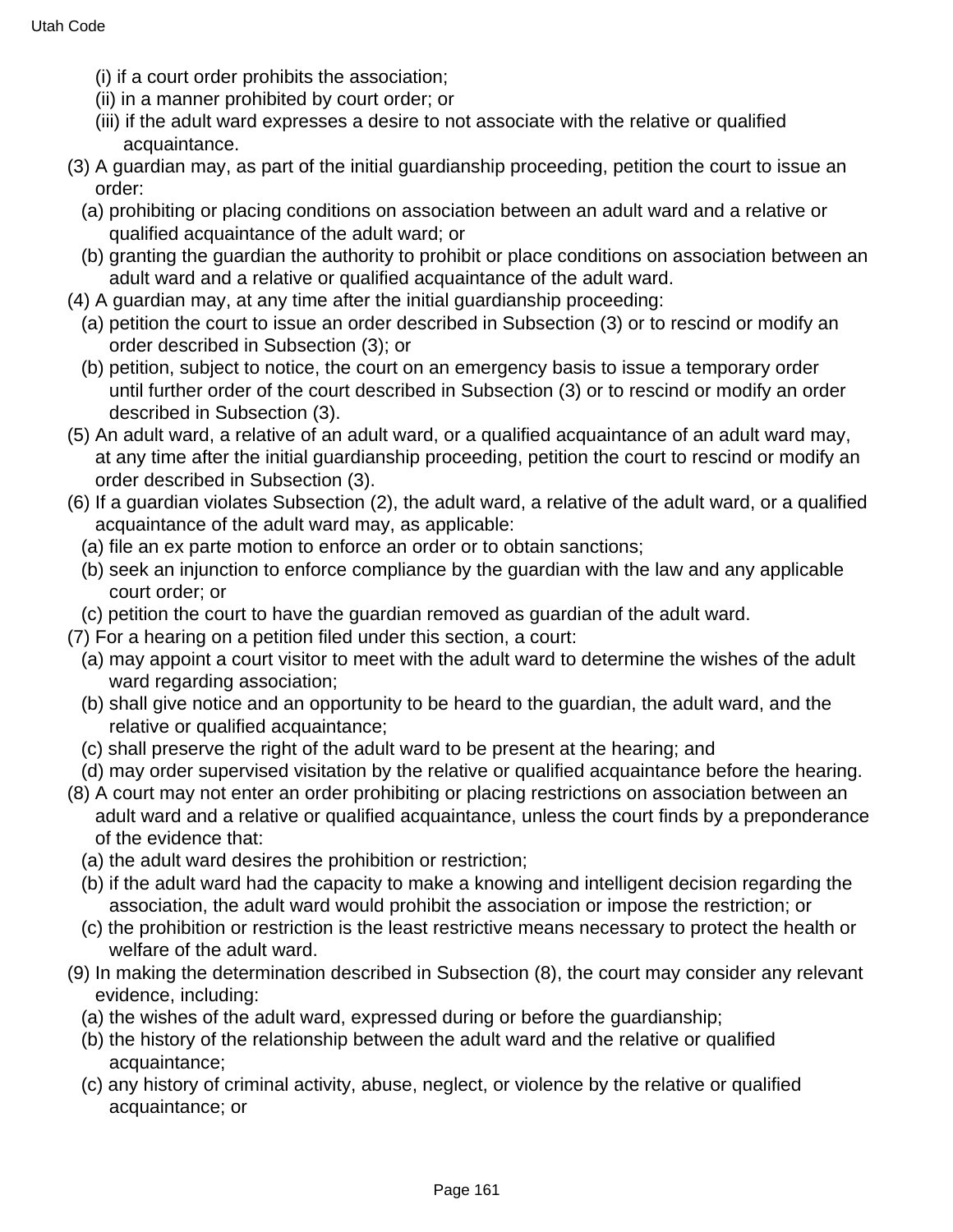(i) if a court order prohibits the association;

(ii) in a manner prohibited by court order; or

(iii) if the adult ward expresses a desire to not associate with the relative or qualified acquaintance.

(3) A guardian may, as part of the initial guardianship proceeding, petition the court to issue an order:

(a) prohibiting or placing conditions on association between an adult ward and a relative or qualified acquaintance of the adult ward; or

(b) granting the guardian the authority to prohibit or place conditions on association between an adult ward and a relative or qualified acquaintance of the adult ward.

(4) A guardian may, at any time after the initial guardianship proceeding:

(a) petition the court to issue an order described in Subsection (3) or to rescind or modify an order described in Subsection (3); or

(b) petition, subject to notice, the court on an emergency basis to issue a temporary order until further order of the court described in Subsection (3) or to rescind or modify an order described in Subsection (3).

(5) An adult ward, a relative of an adult ward, or a qualified acquaintance of an adult ward may, at any time after the initial guardianship proceeding, petition the court to rescind or modify an order described in Subsection (3).

(6) If a guardian violates Subsection (2), the adult ward, a relative of the adult ward, or a qualified acquaintance of the adult ward may, as applicable:

(a) file an ex parte motion to enforce an order or to obtain sanctions;

(b) seek an injunction to enforce compliance by the guardian with the law and any applicable court order; or

(c) petition the court to have the guardian removed as guardian of the adult ward.

(7) For a hearing on a petition filed under this section, a court:

(a) may appoint a court visitor to meet with the adult ward to determine the wishes of the adult ward regarding association;

(b) shall give notice and an opportunity to be heard to the guardian, the adult ward, and the relative or qualified acquaintance;

(c) shall preserve the right of the adult ward to be present at the hearing; and

(d) may order supervised visitation by the relative or qualified acquaintance before the hearing.

(8) A court may not enter an order prohibiting or placing restrictions on association between an adult ward and a relative or qualified acquaintance, unless the court finds by a preponderance of the evidence that:

(a) the adult ward desires the prohibition or restriction;

(b) if the adult ward had the capacity to make a knowing and intelligent decision regarding the association, the adult ward would prohibit the association or impose the restriction; or

(c) the prohibition or restriction is the least restrictive means necessary to protect the health or welfare of the adult ward.

(9) In making the determination described in Subsection (8), the court may consider any relevant evidence, including:

(a) the wishes of the adult ward, expressed during or before the guardianship;

(b) the history of the relationship between the adult ward and the relative or qualified acquaintance;

(c) any history of criminal activity, abuse, neglect, or violence by the relative or qualified acquaintance; or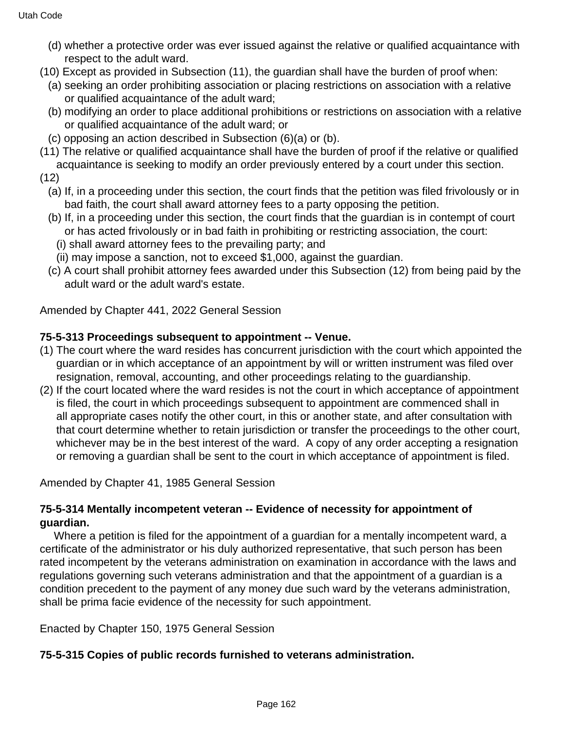(d) whether a protective order was ever issued against the relative or qualified acquaintance with respect to the adult ward.

(10) Except as provided in Subsection (11), the guardian shall have the burden of proof when:

(a) seeking an order prohibiting association or placing restrictions on association with a relative or qualified acquaintance of the adult ward;

(b) modifying an order to place additional prohibitions or restrictions on association with a relative or qualified acquaintance of the adult ward; or

(c) opposing an action described in Subsection (6)(a) or (b).

(11) The relative or qualified acquaintance shall have the burden of proof if the relative or qualified acquaintance is seeking to modify an order previously entered by a court under this section.

(12)

(a) If, in a proceeding under this section, the court finds that the petition was filed frivolously or in bad faith, the court shall award attorney fees to a party opposing the petition.

(b) If, in a proceeding under this section, the court finds that the guardian is in contempt of court or has acted frivolously or in bad faith in prohibiting or restricting association, the court:

(i) shall award attorney fees to the prevailing party; and

(ii) may impose a sanction, not to exceed $1,000, against the guardian.

(c) A court shall prohibit attorney fees awarded under this Subsection (12) from being paid by the adult ward or the adult ward's estate.

Amended by Chapter 441, 2022 General Session

**75-5-313 Proceedings subsequent to appointment -- Venue.**

(1) The court where the ward resides has concurrent jurisdiction with the court which appointed the guardian or in which acceptance of an appointment by will or written instrument was filed over resignation, removal, accounting, and other proceedings relating to the guardianship.

(2) If the court located where the ward resides is not the court in which acceptance of appointment is filed, the court in which proceedings subsequent to appointment are commenced shall in all appropriate cases notify the other court, in this or another state, and after consultation with that court determine whether to retain jurisdiction or transfer the proceedings to the other court, whichever may be in the best interest of the ward. A copy of any order accepting a resignation or removing a guardian shall be sent to the court in which acceptance of appointment is filed.

Amended by Chapter 41, 1985 General Session

**75-5-314 Mentally incompetent veteran -- Evidence of necessity for appointment of guardian.**

Where a petition is filed for the appointment of a guardian for a mentally incompetent ward, a certificate of the administrator or his duly authorized representative, that such person has been rated incompetent by the veterans administration on examination in accordance with the laws and regulations governing such veterans administration and that the appointment of a guardian is a condition precedent to the payment of any money due such ward by the veterans administration, shall be prima facie evidence of the necessity for such appointment.

Enacted by Chapter 150, 1975 General Session

**75-5-315 Copies of public records furnished to veterans administration.**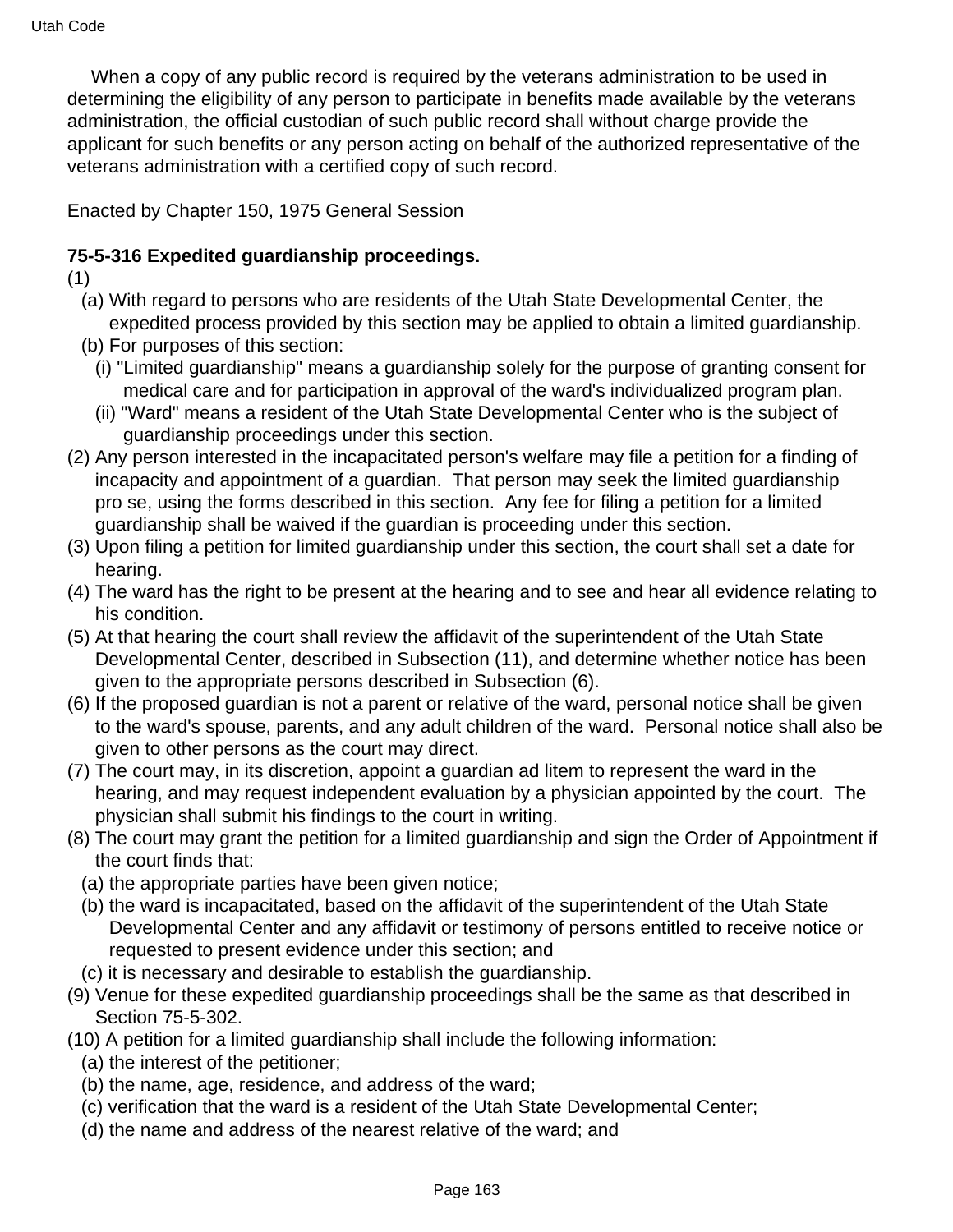When a copy of any public record is required by the veterans administration to be used in determining the eligibility of any person to participate in benefits made available by the veterans administration, the official custodian of such public record shall without charge provide the applicant for such benefits or any person acting on behalf of the authorized representative of the veterans administration with a certified copy of such record.

Enacted by Chapter 150, 1975 General Session

**75-5-316 Expedited guardianship proceedings.**

(1)
  (a) With regard to persons who are residents of the Utah State Developmental Center, the expedited process provided by this section may be applied to obtain a limited guardianship.
  (b) For purposes of this section:
    (i) "Limited guardianship" means a guardianship solely for the purpose of granting consent for medical care and for participation in approval of the ward's individualized program plan.
    (ii) "Ward" means a resident of the Utah State Developmental Center who is the subject of guardianship proceedings under this section.

(2) Any person interested in the incapacitated person's welfare may file a petition for a finding of incapacity and appointment of a guardian. That person may seek the limited guardianship pro se, using the forms described in this section. Any fee for filing a petition for a limited guardianship shall be waived if the guardian is proceeding under this section.

(3) Upon filing a petition for limited guardianship under this section, the court shall set a date for hearing.

(4) The ward has the right to be present at the hearing and to see and hear all evidence relating to his condition.

(5) At that hearing the court shall review the affidavit of the superintendent of the Utah State Developmental Center, described in Subsection (11), and determine whether notice has been given to the appropriate persons described in Subsection (6).

(6) If the proposed guardian is not a parent or relative of the ward, personal notice shall be given to the ward's spouse, parents, and any adult children of the ward. Personal notice shall also be given to other persons as the court may direct.

(7) The court may, in its discretion, appoint a guardian ad litem to represent the ward in the hearing, and may request independent evaluation by a physician appointed by the court. The physician shall submit his findings to the court in writing.

(8) The court may grant the petition for a limited guardianship and sign the Order of Appointment if the court finds that:
  (a) the appropriate parties have been given notice;
  (b) the ward is incapacitated, based on the affidavit of the superintendent of the Utah State Developmental Center and any affidavit or testimony of persons entitled to receive notice or requested to present evidence under this section; and
  (c) it is necessary and desirable to establish the guardianship.

(9) Venue for these expedited guardianship proceedings shall be the same as that described in Section 75-5-302.

(10) A petition for a limited guardianship shall include the following information:
  (a) the interest of the petitioner;
  (b) the name, age, residence, and address of the ward;
  (c) verification that the ward is a resident of the Utah State Developmental Center;
  (d) the name and address of the nearest relative of the ward; and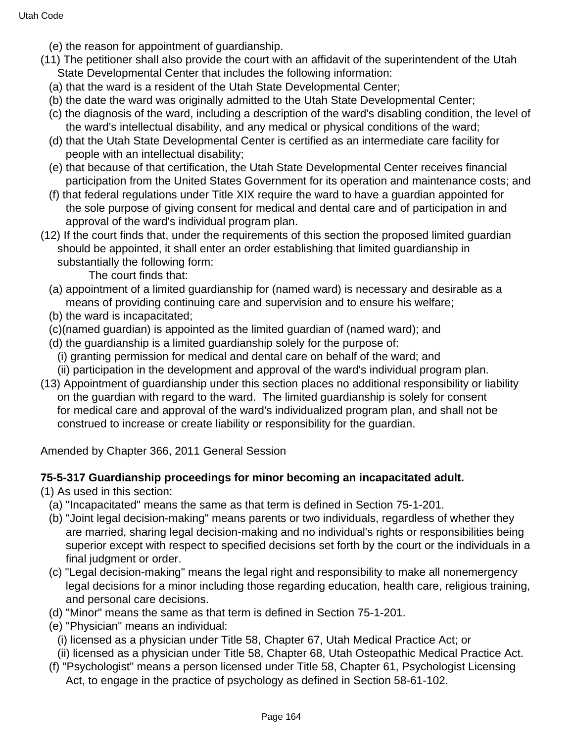(e) the reason for appointment of guardianship.

(11) The petitioner shall also provide the court with an affidavit of the superintendent of the Utah State Developmental Center that includes the following information:

(a) that the ward is a resident of the Utah State Developmental Center;

(b) the date the ward was originally admitted to the Utah State Developmental Center;

(c) the diagnosis of the ward, including a description of the ward's disabling condition, the level of the ward's intellectual disability, and any medical or physical conditions of the ward;

(d) that the Utah State Developmental Center is certified as an intermediate care facility for people with an intellectual disability;

(e) that because of that certification, the Utah State Developmental Center receives financial participation from the United States Government for its operation and maintenance costs; and

(f) that federal regulations under Title XIX require the ward to have a guardian appointed for the sole purpose of giving consent for medical and dental care and of participation in and approval of the ward's individual program plan.

(12) If the court finds that, under the requirements of this section the proposed limited guardian should be appointed, it shall enter an order establishing that limited guardianship in substantially the following form:

The court finds that:

(a) appointment of a limited guardianship for (named ward) is necessary and desirable as a means of providing continuing care and supervision and to ensure his welfare;

(b) the ward is incapacitated;

(c)(named guardian) is appointed as the limited guardian of (named ward); and

(d) the guardianship is a limited guardianship solely for the purpose of:

(i) granting permission for medical and dental care on behalf of the ward; and

(ii) participation in the development and approval of the ward's individual program plan.

(13) Appointment of guardianship under this section places no additional responsibility or liability on the guardian with regard to the ward. The limited guardianship is solely for consent for medical care and approval of the ward's individualized program plan, and shall not be construed to increase or create liability or responsibility for the guardian.

Amended by Chapter 366, 2011 General Session

**75-5-317 Guardianship proceedings for minor becoming an incapacitated adult.**

(1) As used in this section:

(a) "Incapacitated" means the same as that term is defined in Section 75-1-201.

(b) "Joint legal decision-making" means parents or two individuals, regardless of whether they are married, sharing legal decision-making and no individual's rights or responsibilities being superior except with respect to specified decisions set forth by the court or the individuals in a final judgment or order.

(c) "Legal decision-making" means the legal right and responsibility to make all nonemergency legal decisions for a minor including those regarding education, health care, religious training, and personal care decisions.

(d) "Minor" means the same as that term is defined in Section 75-1-201.

(e) "Physician" means an individual:

(i) licensed as a physician under Title 58, Chapter 67, Utah Medical Practice Act; or

(ii) licensed as a physician under Title 58, Chapter 68, Utah Osteopathic Medical Practice Act.

(f) "Psychologist" means a person licensed under Title 58, Chapter 61, Psychologist Licensing Act, to engage in the practice of psychology as defined in Section 58-61-102.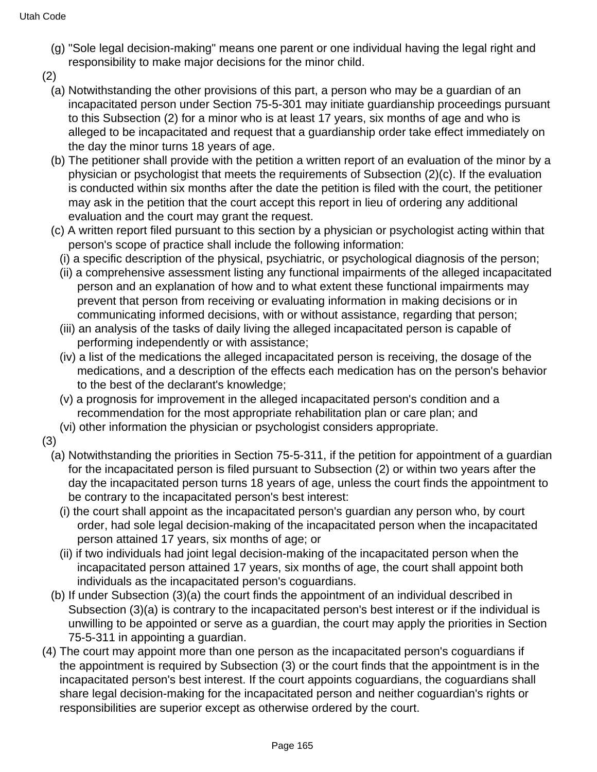(g) "Sole legal decision-making" means one parent or one individual having the legal right and responsibility to make major decisions for the minor child.

(2)

(a) Notwithstanding the other provisions of this part, a person who may be a guardian of an incapacitated person under Section 75-5-301 may initiate guardianship proceedings pursuant to this Subsection (2) for a minor who is at least 17 years, six months of age and who is alleged to be incapacitated and request that a guardianship order take effect immediately on the day the minor turns 18 years of age.

(b) The petitioner shall provide with the petition a written report of an evaluation of the minor by a physician or psychologist that meets the requirements of Subsection (2)(c). If the evaluation is conducted within six months after the date the petition is filed with the court, the petitioner may ask in the petition that the court accept this report in lieu of ordering any additional evaluation and the court may grant the request.

(c) A written report filed pursuant to this section by a physician or psychologist acting within that person's scope of practice shall include the following information:

(i) a specific description of the physical, psychiatric, or psychological diagnosis of the person;

(ii) a comprehensive assessment listing any functional impairments of the alleged incapacitated person and an explanation of how and to what extent these functional impairments may prevent that person from receiving or evaluating information in making decisions or in communicating informed decisions, with or without assistance, regarding that person;

(iii) an analysis of the tasks of daily living the alleged incapacitated person is capable of performing independently or with assistance;

(iv) a list of the medications the alleged incapacitated person is receiving, the dosage of the medications, and a description of the effects each medication has on the person's behavior to the best of the declarant's knowledge;

(v) a prognosis for improvement in the alleged incapacitated person's condition and a recommendation for the most appropriate rehabilitation plan or care plan; and

(vi) other information the physician or psychologist considers appropriate.

(3)

(a) Notwithstanding the priorities in Section 75-5-311, if the petition for appointment of a guardian for the incapacitated person is filed pursuant to Subsection (2) or within two years after the day the incapacitated person turns 18 years of age, unless the court finds the appointment to be contrary to the incapacitated person's best interest:

(i) the court shall appoint as the incapacitated person's guardian any person who, by court order, had sole legal decision-making of the incapacitated person when the incapacitated person attained 17 years, six months of age; or

(ii) if two individuals had joint legal decision-making of the incapacitated person when the incapacitated person attained 17 years, six months of age, the court shall appoint both individuals as the incapacitated person's coguardians.

(b) If under Subsection (3)(a) the court finds the appointment of an individual described in Subsection (3)(a) is contrary to the incapacitated person's best interest or if the individual is unwilling to be appointed or serve as a guardian, the court may apply the priorities in Section 75-5-311 in appointing a guardian.

(4) The court may appoint more than one person as the incapacitated person's coguardians if the appointment is required by Subsection (3) or the court finds that the appointment is in the incapacitated person's best interest. If the court appoints coguardians, the coguardians shall share legal decision-making for the incapacitated person and neither coguardian's rights or responsibilities are superior except as otherwise ordered by the court.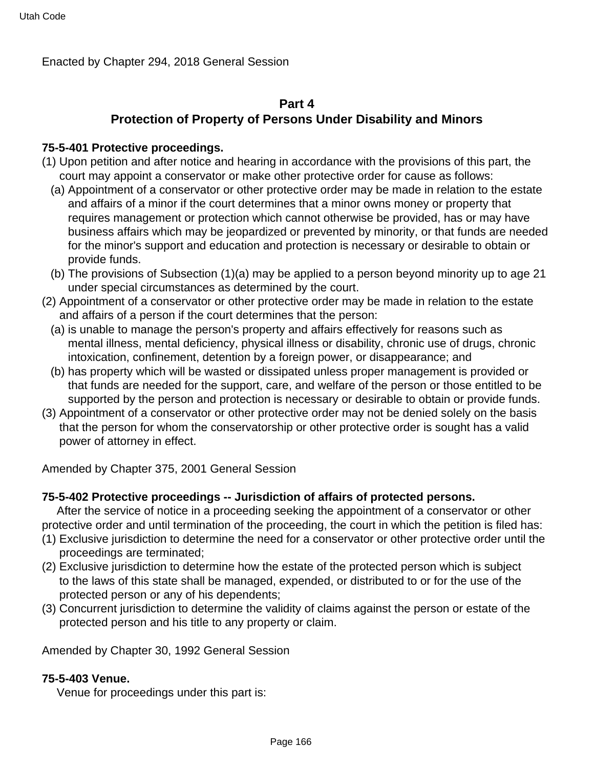Enacted by Chapter 294, 2018 General Session

## Part 4
## Protection of Property of Persons Under Disability and Minors

**75-5-401 Protective proceedings.**

(1) Upon petition and after notice and hearing in accordance with the provisions of this part, the court may appoint a conservator or make other protective order for cause as follows:

(a) Appointment of a conservator or other protective order may be made in relation to the estate and affairs of a minor if the court determines that a minor owns money or property that requires management or protection which cannot otherwise be provided, has or may have business affairs which may be jeopardized or prevented by minority, or that funds are needed for the minor's support and education and protection is necessary or desirable to obtain or provide funds.

(b) The provisions of Subsection (1)(a) may be applied to a person beyond minority up to age 21 under special circumstances as determined by the court.

(2) Appointment of a conservator or other protective order may be made in relation to the estate and affairs of a person if the court determines that the person:

(a) is unable to manage the person's property and affairs effectively for reasons such as mental illness, mental deficiency, physical illness or disability, chronic use of drugs, chronic intoxication, confinement, detention by a foreign power, or disappearance; and

(b) has property which will be wasted or dissipated unless proper management is provided or that funds are needed for the support, care, and welfare of the person or those entitled to be supported by the person and protection is necessary or desirable to obtain or provide funds.

(3) Appointment of a conservator or other protective order may not be denied solely on the basis that the person for whom the conservatorship or other protective order is sought has a valid power of attorney in effect.

Amended by Chapter 375, 2001 General Session

**75-5-402 Protective proceedings -- Jurisdiction of affairs of protected persons.**

After the service of notice in a proceeding seeking the appointment of a conservator or other protective order and until termination of the proceeding, the court in which the petition is filed has:

(1) Exclusive jurisdiction to determine the need for a conservator or other protective order until the proceedings are terminated;

(2) Exclusive jurisdiction to determine how the estate of the protected person which is subject to the laws of this state shall be managed, expended, or distributed to or for the use of the protected person or any of his dependents;

(3) Concurrent jurisdiction to determine the validity of claims against the person or estate of the protected person and his title to any property or claim.

Amended by Chapter 30, 1992 General Session

**75-5-403 Venue.**

Venue for proceedings under this part is: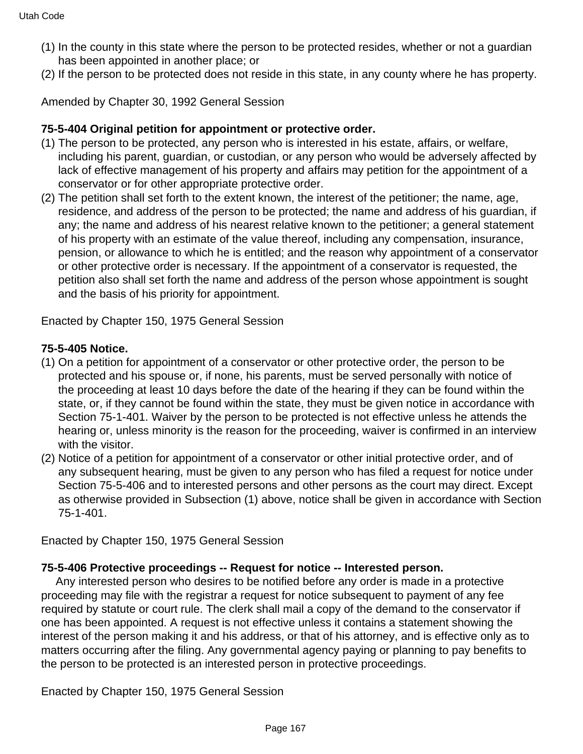(1) In the county in this state where the person to be protected resides, whether or not a guardian has been appointed in another place; or
(2) If the person to be protected does not reside in this state, in any county where he has property.

Amended by Chapter 30, 1992 General Session

**75-5-404 Original petition for appointment or protective order.**

(1) The person to be protected, any person who is interested in his estate, affairs, or welfare, including his parent, guardian, or custodian, or any person who would be adversely affected by lack of effective management of his property and affairs may petition for the appointment of a conservator or for other appropriate protective order.
(2) The petition shall set forth to the extent known, the interest of the petitioner; the name, age, residence, and address of the person to be protected; the name and address of his guardian, if any; the name and address of his nearest relative known to the petitioner; a general statement of his property with an estimate of the value thereof, including any compensation, insurance, pension, or allowance to which he is entitled; and the reason why appointment of a conservator or other protective order is necessary. If the appointment of a conservator is requested, the petition also shall set forth the name and address of the person whose appointment is sought and the basis of his priority for appointment.

Enacted by Chapter 150, 1975 General Session

**75-5-405 Notice.**

(1) On a petition for appointment of a conservator or other protective order, the person to be protected and his spouse or, if none, his parents, must be served personally with notice of the proceeding at least 10 days before the date of the hearing if they can be found within the state, or, if they cannot be found within the state, they must be given notice in accordance with Section 75-1-401. Waiver by the person to be protected is not effective unless he attends the hearing or, unless minority is the reason for the proceeding, waiver is confirmed in an interview with the visitor.
(2) Notice of a petition for appointment of a conservator or other initial protective order, and of any subsequent hearing, must be given to any person who has filed a request for notice under Section 75-5-406 and to interested persons and other persons as the court may direct. Except as otherwise provided in Subsection (1) above, notice shall be given in accordance with Section 75-1-401.

Enacted by Chapter 150, 1975 General Session

**75-5-406 Protective proceedings -- Request for notice -- Interested person.**

Any interested person who desires to be notified before any order is made in a protective proceeding may file with the registrar a request for notice subsequent to payment of any fee required by statute or court rule. The clerk shall mail a copy of the demand to the conservator if one has been appointed. A request is not effective unless it contains a statement showing the interest of the person making it and his address, or that of his attorney, and is effective only as to matters occurring after the filing. Any governmental agency paying or planning to pay benefits to the person to be protected is an interested person in protective proceedings.

Enacted by Chapter 150, 1975 General Session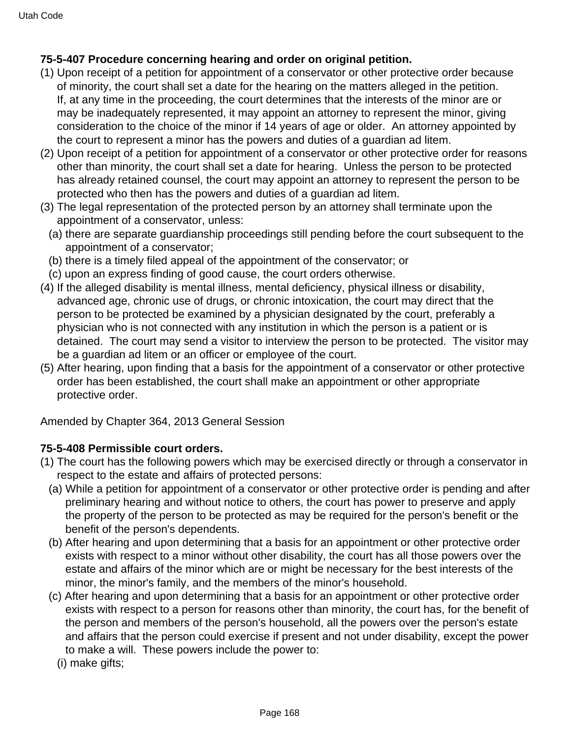**75-5-407 Procedure concerning hearing and order on original petition.**

(1) Upon receipt of a petition for appointment of a conservator or other protective order because of minority, the court shall set a date for the hearing on the matters alleged in the petition. If, at any time in the proceeding, the court determines that the interests of the minor are or may be inadequately represented, it may appoint an attorney to represent the minor, giving consideration to the choice of the minor if 14 years of age or older. An attorney appointed by the court to represent a minor has the powers and duties of a guardian ad litem.

(2) Upon receipt of a petition for appointment of a conservator or other protective order for reasons other than minority, the court shall set a date for hearing. Unless the person to be protected has already retained counsel, the court may appoint an attorney to represent the person to be protected who then has the powers and duties of a guardian ad litem.

(3) The legal representation of the protected person by an attorney shall terminate upon the appointment of a conservator, unless:

  (a) there are separate guardianship proceedings still pending before the court subsequent to the appointment of a conservator;

  (b) there is a timely filed appeal of the appointment of the conservator; or

  (c) upon an express finding of good cause, the court orders otherwise.

(4) If the alleged disability is mental illness, mental deficiency, physical illness or disability, advanced age, chronic use of drugs, or chronic intoxication, the court may direct that the person to be protected be examined by a physician designated by the court, preferably a physician who is not connected with any institution in which the person is a patient or is detained. The court may send a visitor to interview the person to be protected. The visitor may be a guardian ad litem or an officer or employee of the court.

(5) After hearing, upon finding that a basis for the appointment of a conservator or other protective order has been established, the court shall make an appointment or other appropriate protective order.

Amended by Chapter 364, 2013 General Session

**75-5-408 Permissible court orders.**

(1) The court has the following powers which may be exercised directly or through a conservator in respect to the estate and affairs of protected persons:

  (a) While a petition for appointment of a conservator or other protective order is pending and after preliminary hearing and without notice to others, the court has power to preserve and apply the property of the person to be protected as may be required for the person's benefit or the benefit of the person's dependents.

  (b) After hearing and upon determining that a basis for an appointment or other protective order exists with respect to a minor without other disability, the court has all those powers over the estate and affairs of the minor which are or might be necessary for the best interests of the minor, the minor's family, and the members of the minor's household.

  (c) After hearing and upon determining that a basis for an appointment or other protective order exists with respect to a person for reasons other than minority, the court has, for the benefit of the person and members of the person's household, all the powers over the person's estate and affairs that the person could exercise if present and not under disability, except the power to make a will. These powers include the power to:

    (i) make gifts;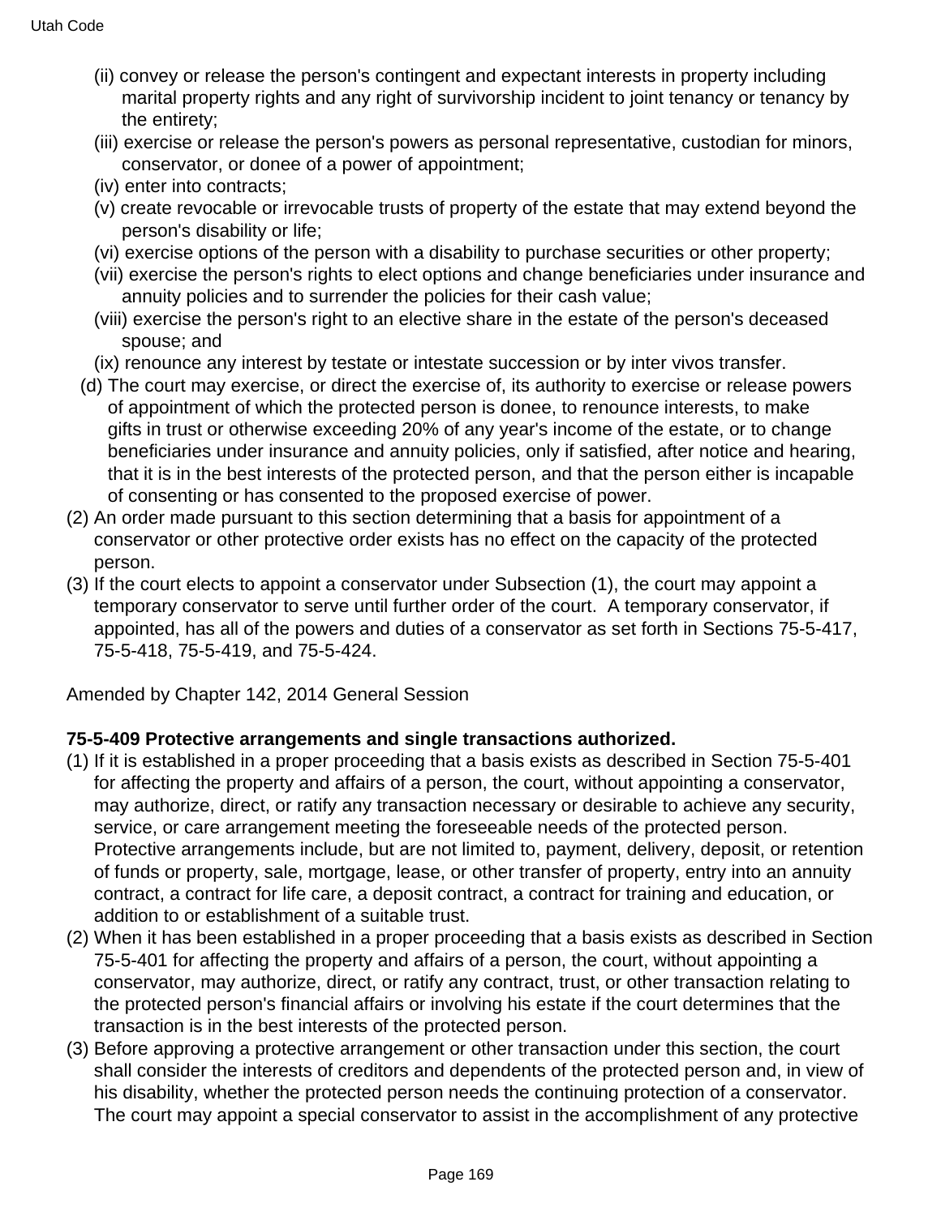(ii) convey or release the person's contingent and expectant interests in property including marital property rights and any right of survivorship incident to joint tenancy or tenancy by the entirety;

(iii) exercise or release the person's powers as personal representative, custodian for minors, conservator, or donee of a power of appointment;

(iv) enter into contracts;

(v) create revocable or irrevocable trusts of property of the estate that may extend beyond the person's disability or life;

(vi) exercise options of the person with a disability to purchase securities or other property;

(vii) exercise the person's rights to elect options and change beneficiaries under insurance and annuity policies and to surrender the policies for their cash value;

(viii) exercise the person's right to an elective share in the estate of the person's deceased spouse; and

(ix) renounce any interest by testate or intestate succession or by inter vivos transfer.

(d) The court may exercise, or direct the exercise of, its authority to exercise or release powers of appointment of which the protected person is donee, to renounce interests, to make gifts in trust or otherwise exceeding 20% of any year's income of the estate, or to change beneficiaries under insurance and annuity policies, only if satisfied, after notice and hearing, that it is in the best interests of the protected person, and that the person either is incapable of consenting or has consented to the proposed exercise of power.

(2) An order made pursuant to this section determining that a basis for appointment of a conservator or other protective order exists has no effect on the capacity of the protected person.

(3) If the court elects to appoint a conservator under Subsection (1), the court may appoint a temporary conservator to serve until further order of the court. A temporary conservator, if appointed, has all of the powers and duties of a conservator as set forth in Sections 75-5-417, 75-5-418, 75-5-419, and 75-5-424.

Amended by Chapter 142, 2014 General Session

**75-5-409 Protective arrangements and single transactions authorized.**

(1) If it is established in a proper proceeding that a basis exists as described in Section 75-5-401 for affecting the property and affairs of a person, the court, without appointing a conservator, may authorize, direct, or ratify any transaction necessary or desirable to achieve any security, service, or care arrangement meeting the foreseeable needs of the protected person. Protective arrangements include, but are not limited to, payment, delivery, deposit, or retention of funds or property, sale, mortgage, lease, or other transfer of property, entry into an annuity contract, a contract for life care, a deposit contract, a contract for training and education, or addition to or establishment of a suitable trust.

(2) When it has been established in a proper proceeding that a basis exists as described in Section 75-5-401 for affecting the property and affairs of a person, the court, without appointing a conservator, may authorize, direct, or ratify any contract, trust, or other transaction relating to the protected person's financial affairs or involving his estate if the court determines that the transaction is in the best interests of the protected person.

(3) Before approving a protective arrangement or other transaction under this section, the court shall consider the interests of creditors and dependents of the protected person and, in view of his disability, whether the protected person needs the continuing protection of a conservator. The court may appoint a special conservator to assist in the accomplishment of any protective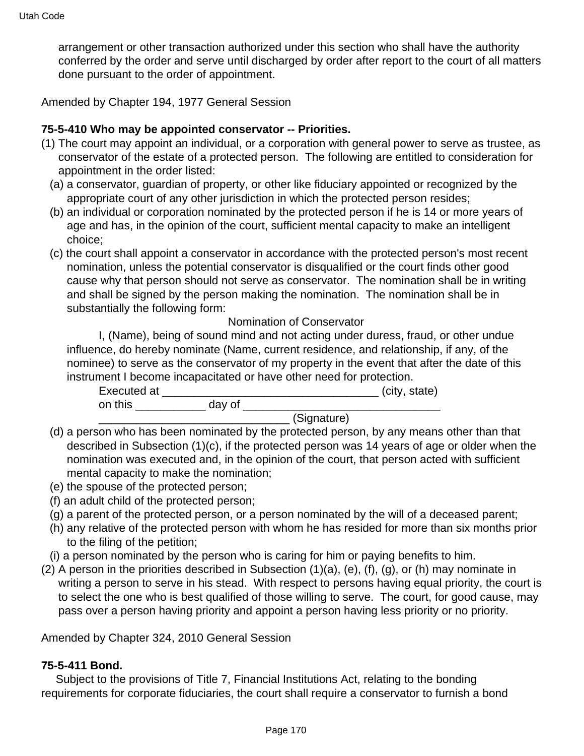arrangement or other transaction authorized under this section who shall have the authority conferred by the order and serve until discharged by order after report to the court of all matters done pursuant to the order of appointment.

Amended by Chapter 194, 1977 General Session

**75-5-410 Who may be appointed conservator -- Priorities.**

(1) The court may appoint an individual, or a corporation with general power to serve as trustee, as conservator of the estate of a protected person. The following are entitled to consideration for appointment in the order listed:

(a) a conservator, guardian of property, or other like fiduciary appointed or recognized by the appropriate court of any other jurisdiction in which the protected person resides;

(b) an individual or corporation nominated by the protected person if he is 14 or more years of age and has, in the opinion of the court, sufficient mental capacity to make an intelligent choice;

(c) the court shall appoint a conservator in accordance with the protected person's most recent nomination, unless the potential conservator is disqualified or the court finds other good cause why that person should not serve as conservator. The nomination shall be in writing and shall be signed by the person making the nomination. The nomination shall be in substantially the following form:

Nomination of Conservator

I, (Name), being of sound mind and not acting under duress, fraud, or other undue influence, do hereby nominate (Name, current residence, and relationship, if any, of the nominee) to serve as the conservator of my property in the event that after the date of this instrument I become incapacitated or have other need for protection.

Executed at __________________________________ (city, state)

on this ___________ day of _______________________________

______________________________ (Signature)

(d) a person who has been nominated by the protected person, by any means other than that described in Subsection (1)(c), if the protected person was 14 years of age or older when the nomination was executed and, in the opinion of the court, that person acted with sufficient mental capacity to make the nomination;

(e) the spouse of the protected person;

(f) an adult child of the protected person;

(g) a parent of the protected person, or a person nominated by the will of a deceased parent;

(h) any relative of the protected person with whom he has resided for more than six months prior to the filing of the petition;

(i) a person nominated by the person who is caring for him or paying benefits to him.

(2) A person in the priorities described in Subsection (1)(a), (e), (f), (g), or (h) may nominate in writing a person to serve in his stead. With respect to persons having equal priority, the court is to select the one who is best qualified of those willing to serve. The court, for good cause, may pass over a person having priority and appoint a person having less priority or no priority.

Amended by Chapter 324, 2010 General Session

**75-5-411 Bond.**

Subject to the provisions of Title 7, Financial Institutions Act, relating to the bonding requirements for corporate fiduciaries, the court shall require a conservator to furnish a bond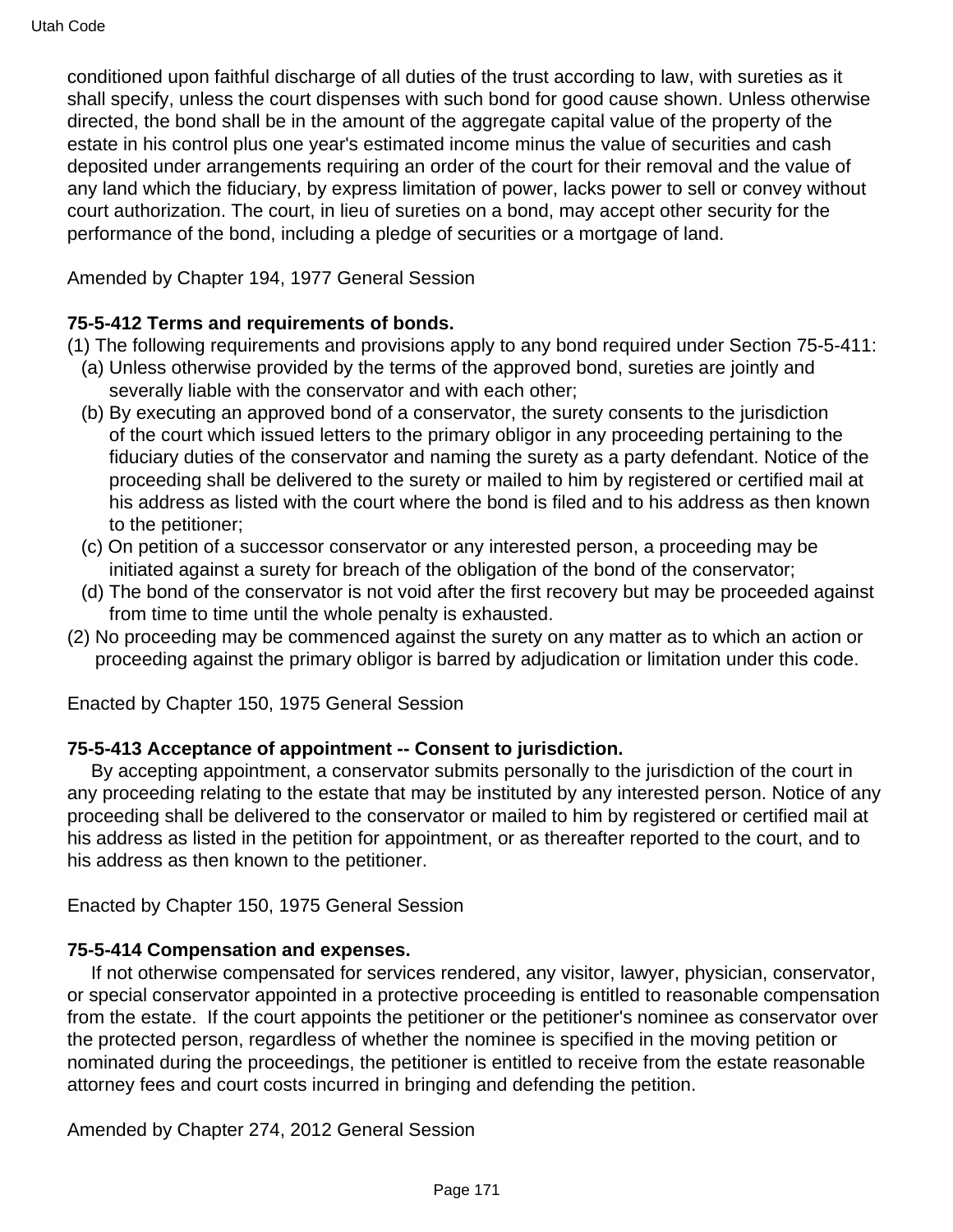conditioned upon faithful discharge of all duties of the trust according to law, with sureties as it shall specify, unless the court dispenses with such bond for good cause shown. Unless otherwise directed, the bond shall be in the amount of the aggregate capital value of the property of the estate in his control plus one year's estimated income minus the value of securities and cash deposited under arrangements requiring an order of the court for their removal and the value of any land which the fiduciary, by express limitation of power, lacks power to sell or convey without court authorization. The court, in lieu of sureties on a bond, may accept other security for the performance of the bond, including a pledge of securities or a mortgage of land.

Amended by Chapter 194, 1977 General Session

**75-5-412 Terms and requirements of bonds.**

(1) The following requirements and provisions apply to any bond required under Section 75-5-411:
  (a) Unless otherwise provided by the terms of the approved bond, sureties are jointly and severally liable with the conservator and with each other;
  (b) By executing an approved bond of a conservator, the surety consents to the jurisdiction of the court which issued letters to the primary obligor in any proceeding pertaining to the fiduciary duties of the conservator and naming the surety as a party defendant. Notice of the proceeding shall be delivered to the surety or mailed to him by registered or certified mail at his address as listed with the court where the bond is filed and to his address as then known to the petitioner;
  (c) On petition of a successor conservator or any interested person, a proceeding may be initiated against a surety for breach of the obligation of the bond of the conservator;
  (d) The bond of the conservator is not void after the first recovery but may be proceeded against from time to time until the whole penalty is exhausted.

(2) No proceeding may be commenced against the surety on any matter as to which an action or proceeding against the primary obligor is barred by adjudication or limitation under this code.

Enacted by Chapter 150, 1975 General Session

**75-5-413 Acceptance of appointment -- Consent to jurisdiction.**

By accepting appointment, a conservator submits personally to the jurisdiction of the court in any proceeding relating to the estate that may be instituted by any interested person. Notice of any proceeding shall be delivered to the conservator or mailed to him by registered or certified mail at his address as listed in the petition for appointment, or as thereafter reported to the court, and to his address as then known to the petitioner.

Enacted by Chapter 150, 1975 General Session

**75-5-414 Compensation and expenses.**

If not otherwise compensated for services rendered, any visitor, lawyer, physician, conservator, or special conservator appointed in a protective proceeding is entitled to reasonable compensation from the estate. If the court appoints the petitioner or the petitioner's nominee as conservator over the protected person, regardless of whether the nominee is specified in the moving petition or nominated during the proceedings, the petitioner is entitled to receive from the estate reasonable attorney fees and court costs incurred in bringing and defending the petition.

Amended by Chapter 274, 2012 General Session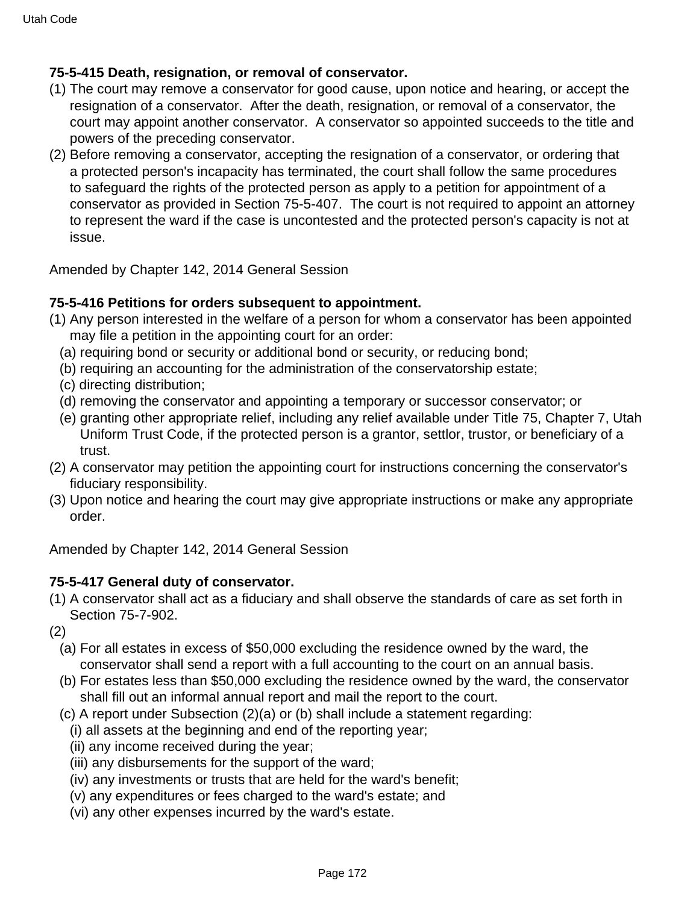**75-5-415 Death, resignation, or removal of conservator.**

(1) The court may remove a conservator for good cause, upon notice and hearing, or accept the resignation of a conservator. After the death, resignation, or removal of a conservator, the court may appoint another conservator. A conservator so appointed succeeds to the title and powers of the preceding conservator.

(2) Before removing a conservator, accepting the resignation of a conservator, or ordering that a protected person's incapacity has terminated, the court shall follow the same procedures to safeguard the rights of the protected person as apply to a petition for appointment of a conservator as provided in Section 75-5-407. The court is not required to appoint an attorney to represent the ward if the case is uncontested and the protected person's capacity is not at issue.

Amended by Chapter 142, 2014 General Session

**75-5-416 Petitions for orders subsequent to appointment.**

(1) Any person interested in the welfare of a person for whom a conservator has been appointed may file a petition in the appointing court for an order:
  (a) requiring bond or security or additional bond or security, or reducing bond;
  (b) requiring an accounting for the administration of the conservatorship estate;
  (c) directing distribution;
  (d) removing the conservator and appointing a temporary or successor conservator; or
  (e) granting other appropriate relief, including any relief available under Title 75, Chapter 7, Utah Uniform Trust Code, if the protected person is a grantor, settlor, trustor, or beneficiary of a trust.

(2) A conservator may petition the appointing court for instructions concerning the conservator's fiduciary responsibility.

(3) Upon notice and hearing the court may give appropriate instructions or make any appropriate order.

Amended by Chapter 142, 2014 General Session

**75-5-417 General duty of conservator.**

(1) A conservator shall act as a fiduciary and shall observe the standards of care as set forth in Section 75-7-902.

(2)
  (a) For all estates in excess of $50,000 excluding the residence owned by the ward, the conservator shall send a report with a full accounting to the court on an annual basis.
  (b) For estates less than $50,000 excluding the residence owned by the ward, the conservator shall fill out an informal annual report and mail the report to the court.
  (c) A report under Subsection (2)(a) or (b) shall include a statement regarding:
    (i) all assets at the beginning and end of the reporting year;
    (ii) any income received during the year;
    (iii) any disbursements for the support of the ward;
    (iv) any investments or trusts that are held for the ward's benefit;
    (v) any expenditures or fees charged to the ward's estate; and
    (vi) any other expenses incurred by the ward's estate.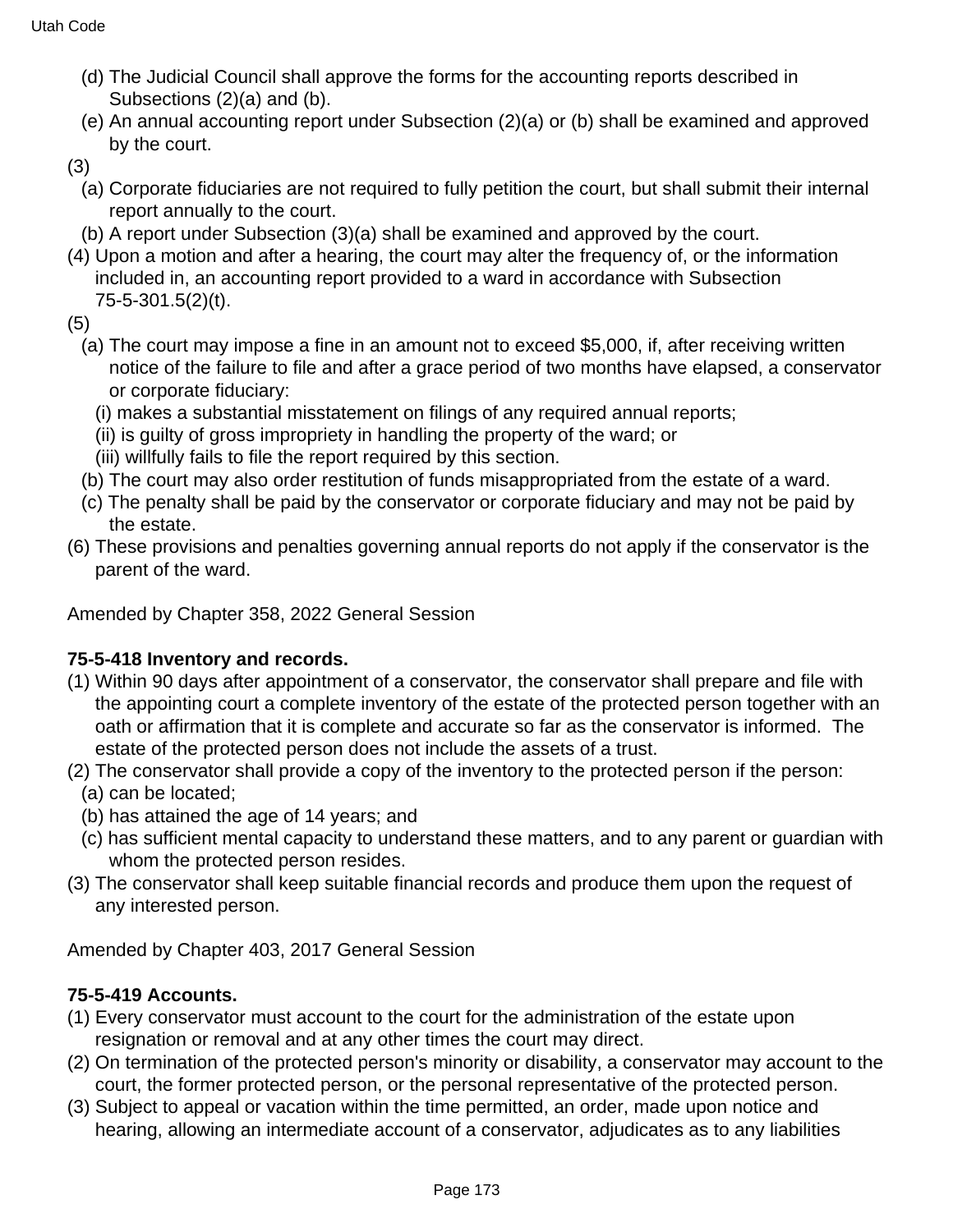(d) The Judicial Council shall approve the forms for the accounting reports described in Subsections (2)(a) and (b).

(e) An annual accounting report under Subsection (2)(a) or (b) shall be examined and approved by the court.

(3)

(a) Corporate fiduciaries are not required to fully petition the court, but shall submit their internal report annually to the court.

(b) A report under Subsection (3)(a) shall be examined and approved by the court.

(4) Upon a motion and after a hearing, the court may alter the frequency of, or the information included in, an accounting report provided to a ward in accordance with Subsection 75-5-301.5(2)(t).

(5)

(a) The court may impose a fine in an amount not to exceed $5,000, if, after receiving written notice of the failure to file and after a grace period of two months have elapsed, a conservator or corporate fiduciary:

(i) makes a substantial misstatement on filings of any required annual reports;

(ii) is guilty of gross impropriety in handling the property of the ward; or

(iii) willfully fails to file the report required by this section.

(b) The court may also order restitution of funds misappropriated from the estate of a ward.

(c) The penalty shall be paid by the conservator or corporate fiduciary and may not be paid by the estate.

(6) These provisions and penalties governing annual reports do not apply if the conservator is the parent of the ward.

Amended by Chapter 358, 2022 General Session

**75-5-418 Inventory and records.**

(1) Within 90 days after appointment of a conservator, the conservator shall prepare and file with the appointing court a complete inventory of the estate of the protected person together with an oath or affirmation that it is complete and accurate so far as the conservator is informed. The estate of the protected person does not include the assets of a trust.

(2) The conservator shall provide a copy of the inventory to the protected person if the person:

(a) can be located;

(b) has attained the age of 14 years; and

(c) has sufficient mental capacity to understand these matters, and to any parent or guardian with whom the protected person resides.

(3) The conservator shall keep suitable financial records and produce them upon the request of any interested person.

Amended by Chapter 403, 2017 General Session

**75-5-419 Accounts.**

(1) Every conservator must account to the court for the administration of the estate upon resignation or removal and at any other times the court may direct.

(2) On termination of the protected person's minority or disability, a conservator may account to the court, the former protected person, or the personal representative of the protected person.

(3) Subject to appeal or vacation within the time permitted, an order, made upon notice and hearing, allowing an intermediate account of a conservator, adjudicates as to any liabilities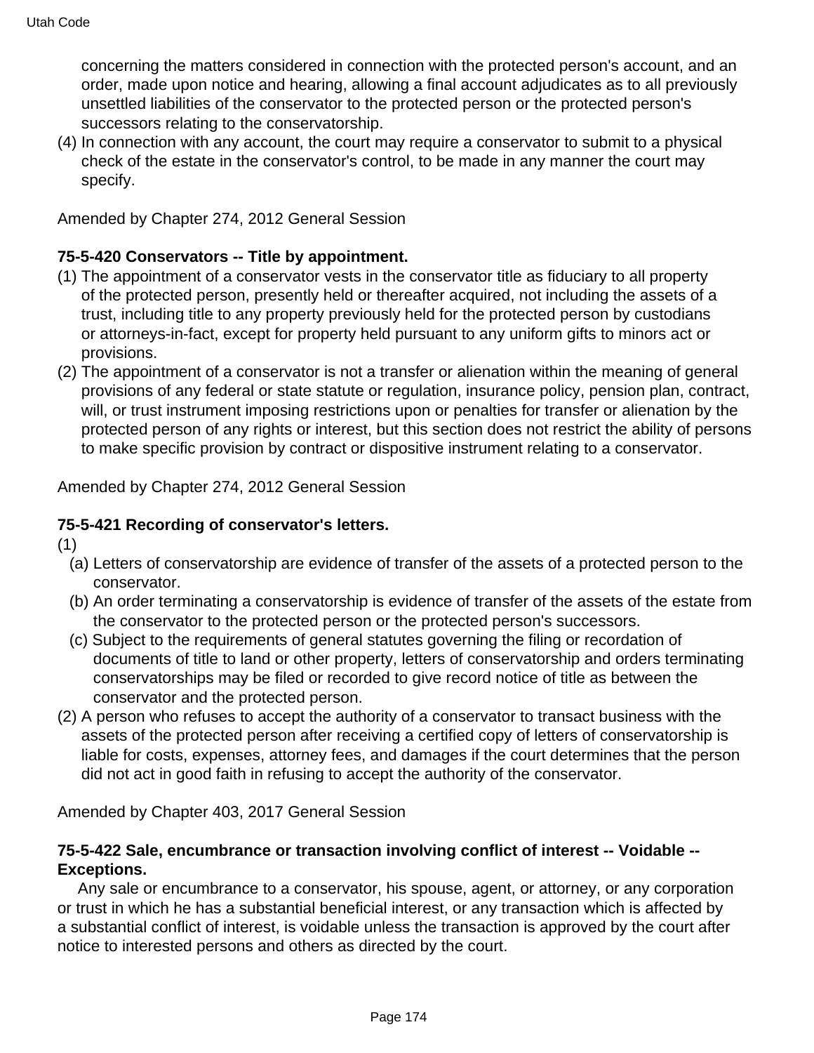concerning the matters considered in connection with the protected person's account, and an order, made upon notice and hearing, allowing a final account adjudicates as to all previously unsettled liabilities of the conservator to the protected person or the protected person's successors relating to the conservatorship.

(4) In connection with any account, the court may require a conservator to submit to a physical check of the estate in the conservator's control, to be made in any manner the court may specify.

Amended by Chapter 274, 2012 General Session

**75-5-420 Conservators -- Title by appointment.**

(1) The appointment of a conservator vests in the conservator title as fiduciary to all property of the protected person, presently held or thereafter acquired, not including the assets of a trust, including title to any property previously held for the protected person by custodians or attorneys-in-fact, except for property held pursuant to any uniform gifts to minors act or provisions.

(2) The appointment of a conservator is not a transfer or alienation within the meaning of general provisions of any federal or state statute or regulation, insurance policy, pension plan, contract, will, or trust instrument imposing restrictions upon or penalties for transfer or alienation by the protected person of any rights or interest, but this section does not restrict the ability of persons to make specific provision by contract or dispositive instrument relating to a conservator.

Amended by Chapter 274, 2012 General Session

**75-5-421 Recording of conservator's letters.**

(1)

(a) Letters of conservatorship are evidence of transfer of the assets of a protected person to the conservator.

(b) An order terminating a conservatorship is evidence of transfer of the assets of the estate from the conservator to the protected person or the protected person's successors.

(c) Subject to the requirements of general statutes governing the filing or recordation of documents of title to land or other property, letters of conservatorship and orders terminating conservatorships may be filed or recorded to give record notice of title as between the conservator and the protected person.

(2) A person who refuses to accept the authority of a conservator to transact business with the assets of the protected person after receiving a certified copy of letters of conservatorship is liable for costs, expenses, attorney fees, and damages if the court determines that the person did not act in good faith in refusing to accept the authority of the conservator.

Amended by Chapter 403, 2017 General Session

**75-5-422 Sale, encumbrance or transaction involving conflict of interest -- Voidable -- Exceptions.**

Any sale or encumbrance to a conservator, his spouse, agent, or attorney, or any corporation or trust in which he has a substantial beneficial interest, or any transaction which is affected by a substantial conflict of interest, is voidable unless the transaction is approved by the court after notice to interested persons and others as directed by the court.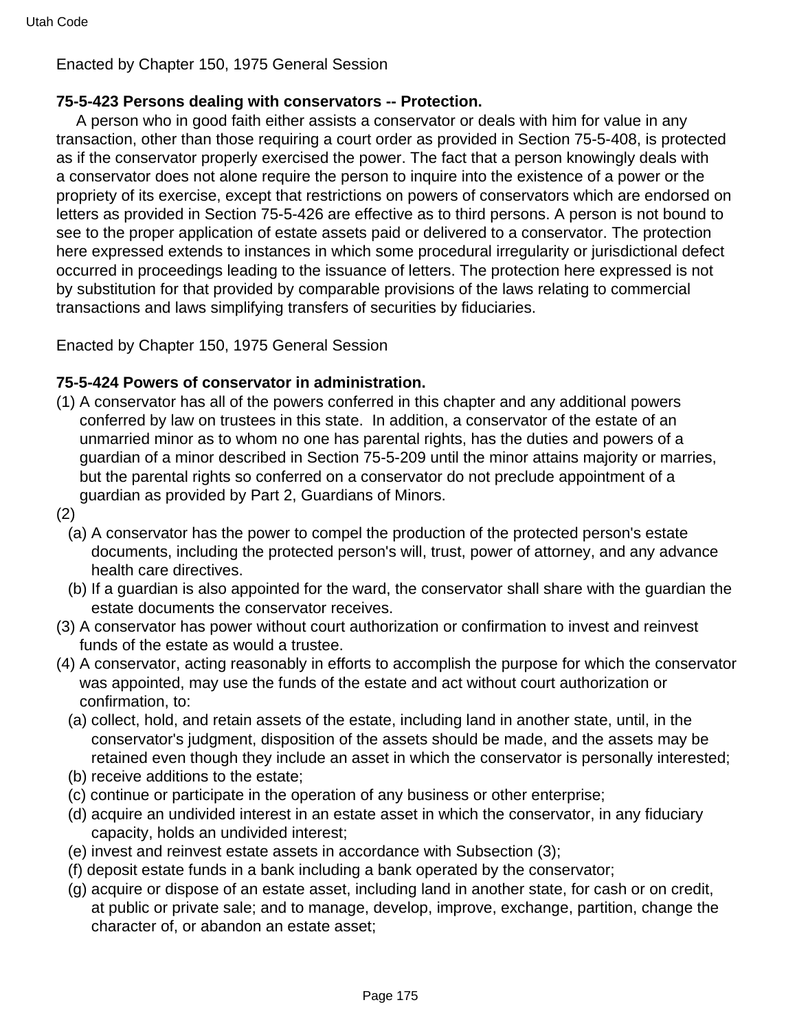Enacted by Chapter 150, 1975 General Session

**75-5-423 Persons dealing with conservators -- Protection.**

A person who in good faith either assists a conservator or deals with him for value in any transaction, other than those requiring a court order as provided in Section 75-5-408, is protected as if the conservator properly exercised the power. The fact that a person knowingly deals with a conservator does not alone require the person to inquire into the existence of a power or the propriety of its exercise, except that restrictions on powers of conservators which are endorsed on letters as provided in Section 75-5-426 are effective as to third persons. A person is not bound to see to the proper application of estate assets paid or delivered to a conservator. The protection here expressed extends to instances in which some procedural irregularity or jurisdictional defect occurred in proceedings leading to the issuance of letters. The protection here expressed is not by substitution for that provided by comparable provisions of the laws relating to commercial transactions and laws simplifying transfers of securities by fiduciaries.

Enacted by Chapter 150, 1975 General Session

**75-5-424 Powers of conservator in administration.**

(1) A conservator has all of the powers conferred in this chapter and any additional powers conferred by law on trustees in this state. In addition, a conservator of the estate of an unmarried minor as to whom no one has parental rights, has the duties and powers of a guardian of a minor described in Section 75-5-209 until the minor attains majority or marries, but the parental rights so conferred on a conservator do not preclude appointment of a guardian as provided by Part 2, Guardians of Minors.

(2)

(a) A conservator has the power to compel the production of the protected person's estate documents, including the protected person's will, trust, power of attorney, and any advance health care directives.

(b) If a guardian is also appointed for the ward, the conservator shall share with the guardian the estate documents the conservator receives.

(3) A conservator has power without court authorization or confirmation to invest and reinvest funds of the estate as would a trustee.

(4) A conservator, acting reasonably in efforts to accomplish the purpose for which the conservator was appointed, may use the funds of the estate and act without court authorization or confirmation, to:

(a) collect, hold, and retain assets of the estate, including land in another state, until, in the conservator's judgment, disposition of the assets should be made, and the assets may be retained even though they include an asset in which the conservator is personally interested;

(b) receive additions to the estate;

(c) continue or participate in the operation of any business or other enterprise;

(d) acquire an undivided interest in an estate asset in which the conservator, in any fiduciary capacity, holds an undivided interest;

(e) invest and reinvest estate assets in accordance with Subsection (3);

(f) deposit estate funds in a bank including a bank operated by the conservator;

(g) acquire or dispose of an estate asset, including land in another state, for cash or on credit, at public or private sale; and to manage, develop, improve, exchange, partition, change the character of, or abandon an estate asset;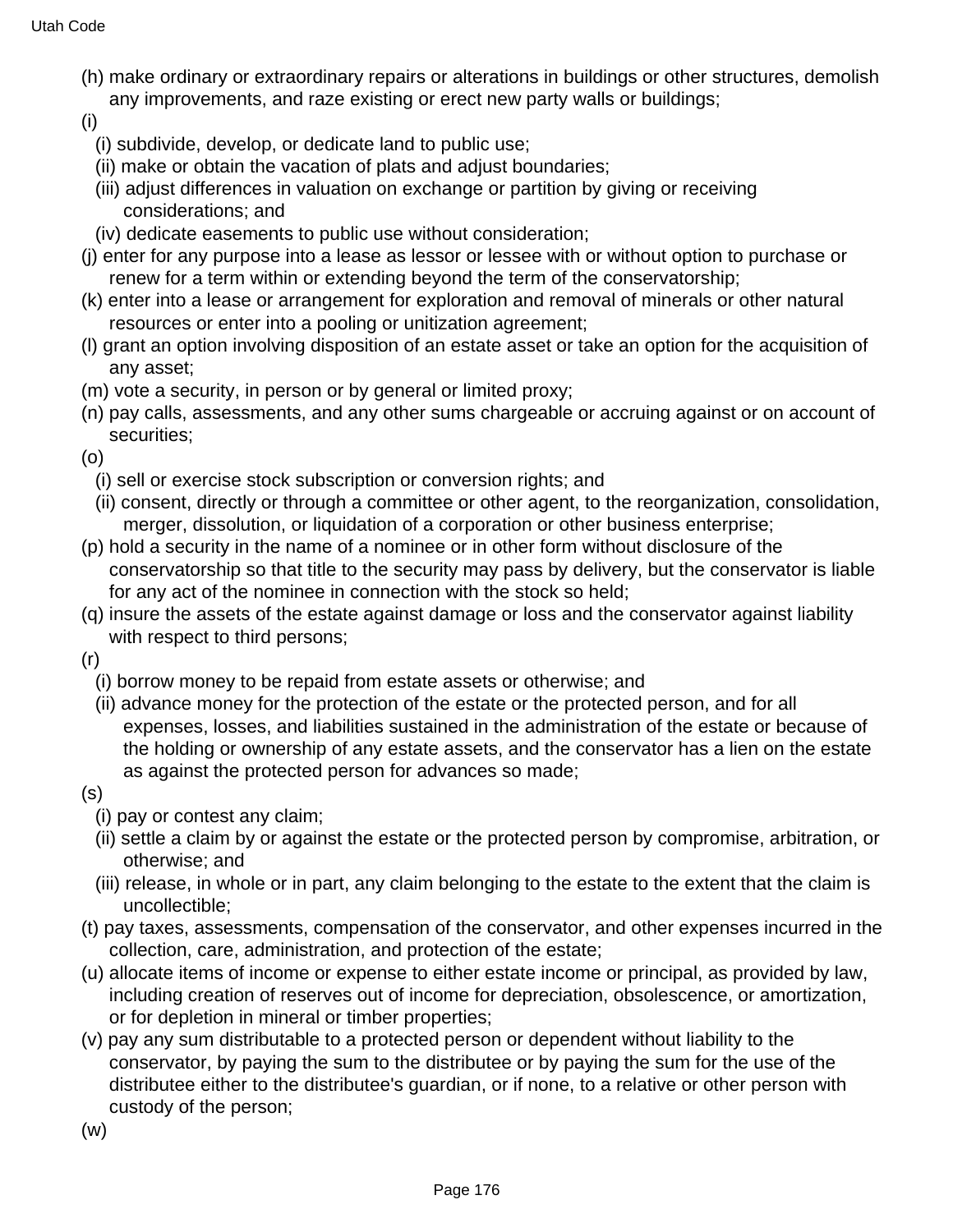(h) make ordinary or extraordinary repairs or alterations in buildings or other structures, demolish any improvements, and raze existing or erect new party walls or buildings;

(i)

(i) subdivide, develop, or dedicate land to public use;

(ii) make or obtain the vacation of plats and adjust boundaries;

(iii) adjust differences in valuation on exchange or partition by giving or receiving considerations; and

(iv) dedicate easements to public use without consideration;

(j) enter for any purpose into a lease as lessor or lessee with or without option to purchase or renew for a term within or extending beyond the term of the conservatorship;

(k) enter into a lease or arrangement for exploration and removal of minerals or other natural resources or enter into a pooling or unitization agreement;

(l) grant an option involving disposition of an estate asset or take an option for the acquisition of any asset;

(m) vote a security, in person or by general or limited proxy;

(n) pay calls, assessments, and any other sums chargeable or accruing against or on account of securities;

(o)

(i) sell or exercise stock subscription or conversion rights; and

(ii) consent, directly or through a committee or other agent, to the reorganization, consolidation, merger, dissolution, or liquidation of a corporation or other business enterprise;

(p) hold a security in the name of a nominee or in other form without disclosure of the conservatorship so that title to the security may pass by delivery, but the conservator is liable for any act of the nominee in connection with the stock so held;

(q) insure the assets of the estate against damage or loss and the conservator against liability with respect to third persons;

(r)

(i) borrow money to be repaid from estate assets or otherwise; and

(ii) advance money for the protection of the estate or the protected person, and for all expenses, losses, and liabilities sustained in the administration of the estate or because of the holding or ownership of any estate assets, and the conservator has a lien on the estate as against the protected person for advances so made;

(s)

(i) pay or contest any claim;

(ii) settle a claim by or against the estate or the protected person by compromise, arbitration, or otherwise; and

(iii) release, in whole or in part, any claim belonging to the estate to the extent that the claim is uncollectible;

(t) pay taxes, assessments, compensation of the conservator, and other expenses incurred in the collection, care, administration, and protection of the estate;

(u) allocate items of income or expense to either estate income or principal, as provided by law, including creation of reserves out of income for depreciation, obsolescence, or amortization, or for depletion in mineral or timber properties;

(v) pay any sum distributable to a protected person or dependent without liability to the conservator, by paying the sum to the distributee or by paying the sum for the use of the distributee either to the distributee's guardian, or if none, to a relative or other person with custody of the person;

(w)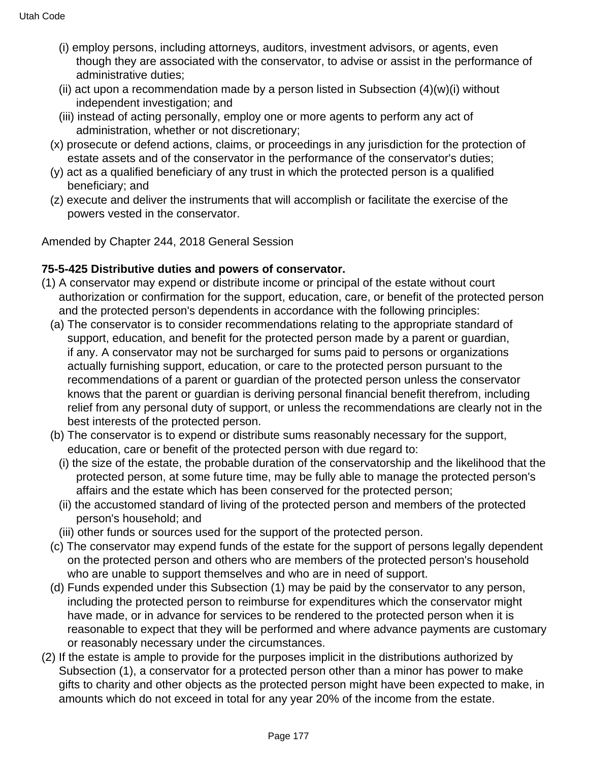(i) employ persons, including attorneys, auditors, investment advisors, or agents, even though they are associated with the conservator, to advise or assist in the performance of administrative duties;

(ii) act upon a recommendation made by a person listed in Subsection (4)(w)(i) without independent investigation; and

(iii) instead of acting personally, employ one or more agents to perform any act of administration, whether or not discretionary;

(x) prosecute or defend actions, claims, or proceedings in any jurisdiction for the protection of estate assets and of the conservator in the performance of the conservator's duties;

(y) act as a qualified beneficiary of any trust in which the protected person is a qualified beneficiary; and

(z) execute and deliver the instruments that will accomplish or facilitate the exercise of the powers vested in the conservator.

Amended by Chapter 244, 2018 General Session

**75-5-425 Distributive duties and powers of conservator.**

(1) A conservator may expend or distribute income or principal of the estate without court authorization or confirmation for the support, education, care, or benefit of the protected person and the protected person's dependents in accordance with the following principles:

(a) The conservator is to consider recommendations relating to the appropriate standard of support, education, and benefit for the protected person made by a parent or guardian, if any. A conservator may not be surcharged for sums paid to persons or organizations actually furnishing support, education, or care to the protected person pursuant to the recommendations of a parent or guardian of the protected person unless the conservator knows that the parent or guardian is deriving personal financial benefit therefrom, including relief from any personal duty of support, or unless the recommendations are clearly not in the best interests of the protected person.

(b) The conservator is to expend or distribute sums reasonably necessary for the support, education, care or benefit of the protected person with due regard to:

(i) the size of the estate, the probable duration of the conservatorship and the likelihood that the protected person, at some future time, may be fully able to manage the protected person's affairs and the estate which has been conserved for the protected person;

(ii) the accustomed standard of living of the protected person and members of the protected person's household; and

(iii) other funds or sources used for the support of the protected person.

(c) The conservator may expend funds of the estate for the support of persons legally dependent on the protected person and others who are members of the protected person's household who are unable to support themselves and who are in need of support.

(d) Funds expended under this Subsection (1) may be paid by the conservator to any person, including the protected person to reimburse for expenditures which the conservator might have made, or in advance for services to be rendered to the protected person when it is reasonable to expect that they will be performed and where advance payments are customary or reasonably necessary under the circumstances.

(2) If the estate is ample to provide for the purposes implicit in the distributions authorized by Subsection (1), a conservator for a protected person other than a minor has power to make gifts to charity and other objects as the protected person might have been expected to make, in amounts which do not exceed in total for any year 20% of the income from the estate.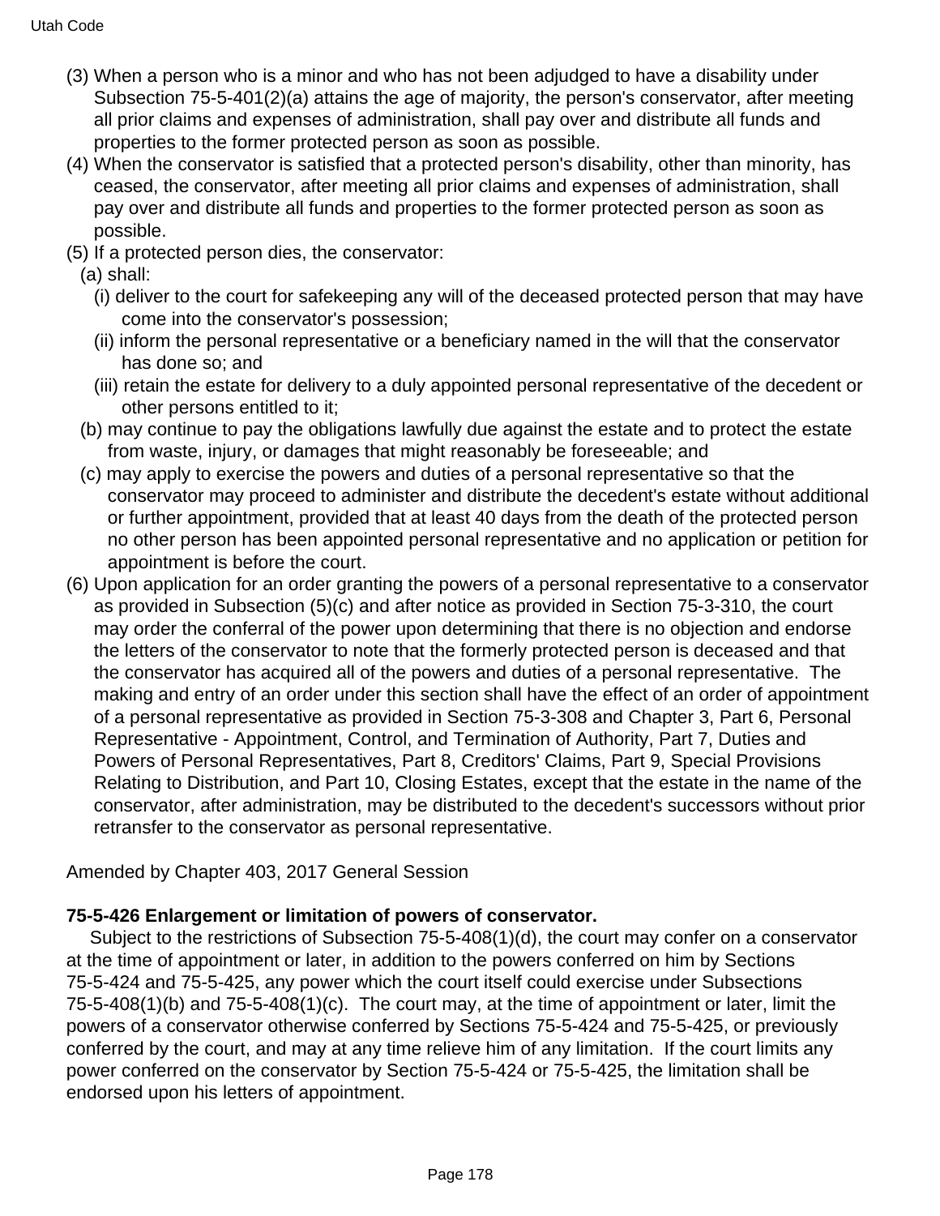(3) When a person who is a minor and who has not been adjudged to have a disability under Subsection 75-5-401(2)(a) attains the age of majority, the person's conservator, after meeting all prior claims and expenses of administration, shall pay over and distribute all funds and properties to the former protected person as soon as possible.

(4) When the conservator is satisfied that a protected person's disability, other than minority, has ceased, the conservator, after meeting all prior claims and expenses of administration, shall pay over and distribute all funds and properties to the former protected person as soon as possible.

(5) If a protected person dies, the conservator:

(a) shall:

(i) deliver to the court for safekeeping any will of the deceased protected person that may have come into the conservator's possession;

(ii) inform the personal representative or a beneficiary named in the will that the conservator has done so; and

(iii) retain the estate for delivery to a duly appointed personal representative of the decedent or other persons entitled to it;

(b) may continue to pay the obligations lawfully due against the estate and to protect the estate from waste, injury, or damages that might reasonably be foreseeable; and

(c) may apply to exercise the powers and duties of a personal representative so that the conservator may proceed to administer and distribute the decedent's estate without additional or further appointment, provided that at least 40 days from the death of the protected person no other person has been appointed personal representative and no application or petition for appointment is before the court.

(6) Upon application for an order granting the powers of a personal representative to a conservator as provided in Subsection (5)(c) and after notice as provided in Section 75-3-310, the court may order the conferral of the power upon determining that there is no objection and endorse the letters of the conservator to note that the formerly protected person is deceased and that the conservator has acquired all of the powers and duties of a personal representative. The making and entry of an order under this section shall have the effect of an order of appointment of a personal representative as provided in Section 75-3-308 and Chapter 3, Part 6, Personal Representative - Appointment, Control, and Termination of Authority, Part 7, Duties and Powers of Personal Representatives, Part 8, Creditors' Claims, Part 9, Special Provisions Relating to Distribution, and Part 10, Closing Estates, except that the estate in the name of the conservator, after administration, may be distributed to the decedent's successors without prior retransfer to the conservator as personal representative.

Amended by Chapter 403, 2017 General Session

**75-5-426 Enlargement or limitation of powers of conservator.**

Subject to the restrictions of Subsection 75-5-408(1)(d), the court may confer on a conservator at the time of appointment or later, in addition to the powers conferred on him by Sections 75-5-424 and 75-5-425, any power which the court itself could exercise under Subsections 75-5-408(1)(b) and 75-5-408(1)(c). The court may, at the time of appointment or later, limit the powers of a conservator otherwise conferred by Sections 75-5-424 and 75-5-425, or previously conferred by the court, and may at any time relieve him of any limitation. If the court limits any power conferred on the conservator by Section 75-5-424 or 75-5-425, the limitation shall be endorsed upon his letters of appointment.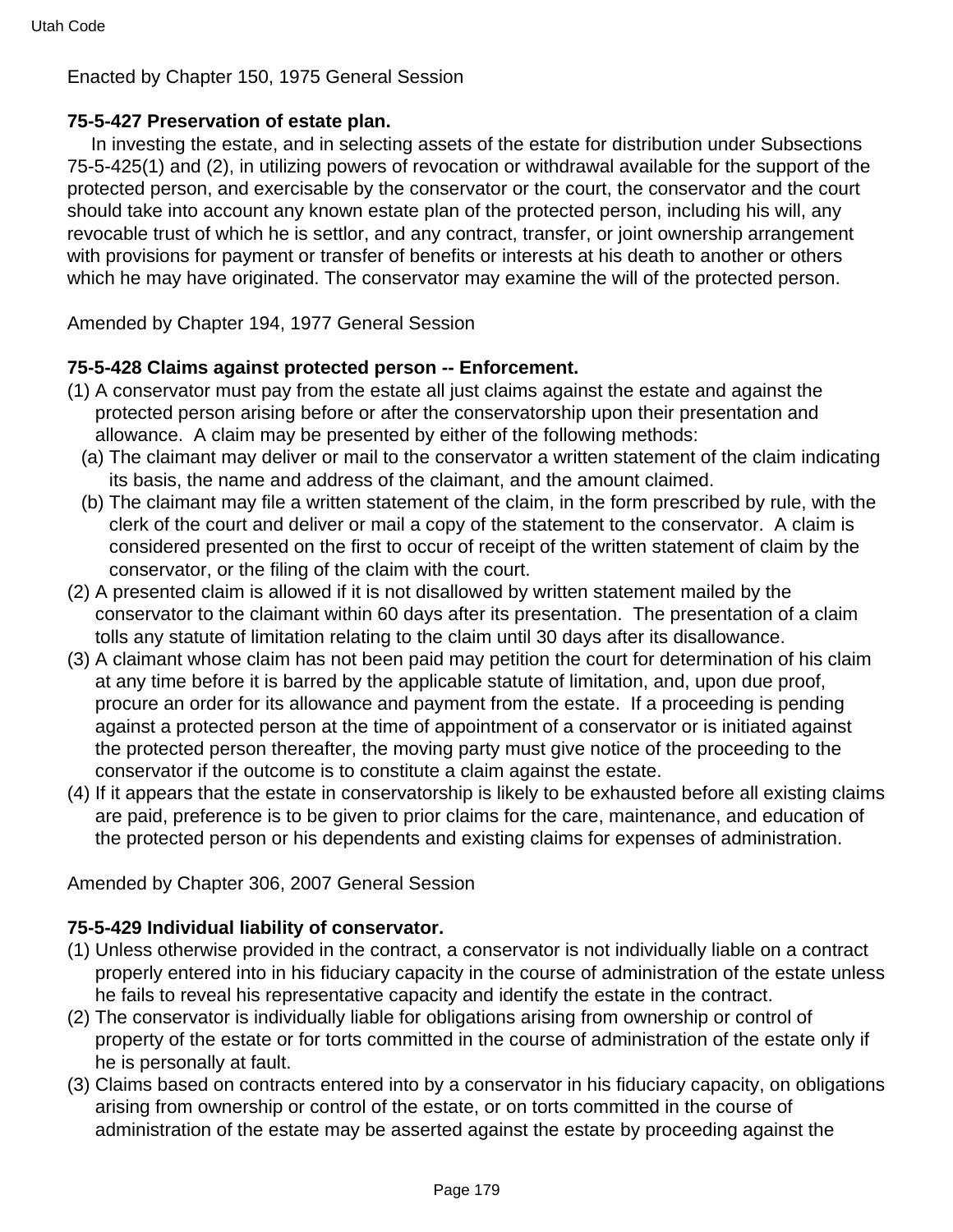Enacted by Chapter 150, 1975 General Session

**75-5-427 Preservation of estate plan.**

In investing the estate, and in selecting assets of the estate for distribution under Subsections 75-5-425(1) and (2), in utilizing powers of revocation or withdrawal available for the support of the protected person, and exercisable by the conservator or the court, the conservator and the court should take into account any known estate plan of the protected person, including his will, any revocable trust of which he is settlor, and any contract, transfer, or joint ownership arrangement with provisions for payment or transfer of benefits or interests at his death to another or others which he may have originated. The conservator may examine the will of the protected person.

Amended by Chapter 194, 1977 General Session

**75-5-428 Claims against protected person -- Enforcement.**

(1) A conservator must pay from the estate all just claims against the estate and against the protected person arising before or after the conservatorship upon their presentation and allowance. A claim may be presented by either of the following methods:
  (a) The claimant may deliver or mail to the conservator a written statement of the claim indicating its basis, the name and address of the claimant, and the amount claimed.
  (b) The claimant may file a written statement of the claim, in the form prescribed by rule, with the clerk of the court and deliver or mail a copy of the statement to the conservator. A claim is considered presented on the first to occur of receipt of the written statement of claim by the conservator, or the filing of the claim with the court.
(2) A presented claim is allowed if it is not disallowed by written statement mailed by the conservator to the claimant within 60 days after its presentation. The presentation of a claim tolls any statute of limitation relating to the claim until 30 days after its disallowance.
(3) A claimant whose claim has not been paid may petition the court for determination of his claim at any time before it is barred by the applicable statute of limitation, and, upon due proof, procure an order for its allowance and payment from the estate. If a proceeding is pending against a protected person at the time of appointment of a conservator or is initiated against the protected person thereafter, the moving party must give notice of the proceeding to the conservator if the outcome is to constitute a claim against the estate.
(4) If it appears that the estate in conservatorship is likely to be exhausted before all existing claims are paid, preference is to be given to prior claims for the care, maintenance, and education of the protected person or his dependents and existing claims for expenses of administration.

Amended by Chapter 306, 2007 General Session

**75-5-429 Individual liability of conservator.**

(1) Unless otherwise provided in the contract, a conservator is not individually liable on a contract properly entered into in his fiduciary capacity in the course of administration of the estate unless he fails to reveal his representative capacity and identify the estate in the contract.
(2) The conservator is individually liable for obligations arising from ownership or control of property of the estate or for torts committed in the course of administration of the estate only if he is personally at fault.
(3) Claims based on contracts entered into by a conservator in his fiduciary capacity, on obligations arising from ownership or control of the estate, or on torts committed in the course of administration of the estate may be asserted against the estate by proceeding against the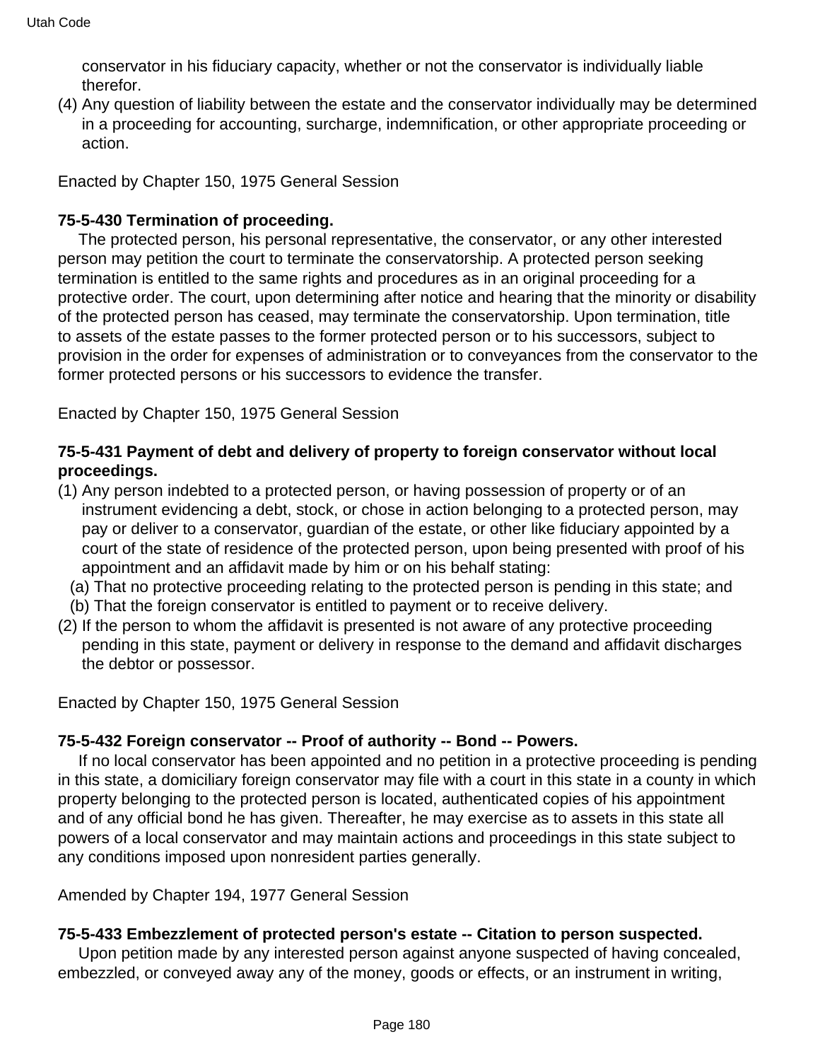conservator in his fiduciary capacity, whether or not the conservator is individually liable therefor.

(4) Any question of liability between the estate and the conservator individually may be determined in a proceeding for accounting, surcharge, indemnification, or other appropriate proceeding or action.

Enacted by Chapter 150, 1975 General Session

**75-5-430 Termination of proceeding.**

The protected person, his personal representative, the conservator, or any other interested person may petition the court to terminate the conservatorship. A protected person seeking termination is entitled to the same rights and procedures as in an original proceeding for a protective order. The court, upon determining after notice and hearing that the minority or disability of the protected person has ceased, may terminate the conservatorship. Upon termination, title to assets of the estate passes to the former protected person or to his successors, subject to provision in the order for expenses of administration or to conveyances from the conservator to the former protected persons or his successors to evidence the transfer.

Enacted by Chapter 150, 1975 General Session

**75-5-431 Payment of debt and delivery of property to foreign conservator without local proceedings.**

(1) Any person indebted to a protected person, or having possession of property or of an instrument evidencing a debt, stock, or chose in action belonging to a protected person, may pay or deliver to a conservator, guardian of the estate, or other like fiduciary appointed by a court of the state of residence of the protected person, upon being presented with proof of his appointment and an affidavit made by him or on his behalf stating:

  (a) That no protective proceeding relating to the protected person is pending in this state; and

  (b) That the foreign conservator is entitled to payment or to receive delivery.

(2) If the person to whom the affidavit is presented is not aware of any protective proceeding pending in this state, payment or delivery in response to the demand and affidavit discharges the debtor or possessor.

Enacted by Chapter 150, 1975 General Session

**75-5-432 Foreign conservator -- Proof of authority -- Bond -- Powers.**

If no local conservator has been appointed and no petition in a protective proceeding is pending in this state, a domiciliary foreign conservator may file with a court in this state in a county in which property belonging to the protected person is located, authenticated copies of his appointment and of any official bond he has given. Thereafter, he may exercise as to assets in this state all powers of a local conservator and may maintain actions and proceedings in this state subject to any conditions imposed upon nonresident parties generally.

Amended by Chapter 194, 1977 General Session

**75-5-433 Embezzlement of protected person's estate -- Citation to person suspected.**

Upon petition made by any interested person against anyone suspected of having concealed, embezzled, or conveyed away any of the money, goods or effects, or an instrument in writing,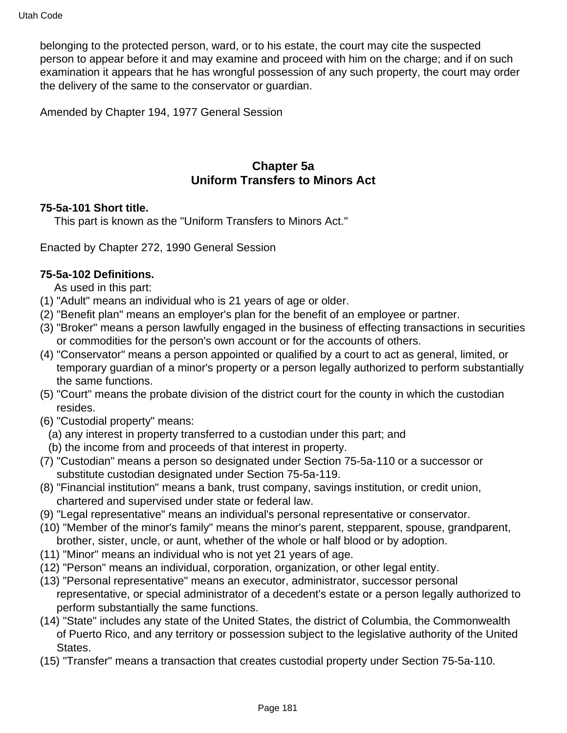belonging to the protected person, ward, or to his estate, the court may cite the suspected person to appear before it and may examine and proceed with him on the charge; and if on such examination it appears that he has wrongful possession of any such property, the court may order the delivery of the same to the conservator or guardian.

Amended by Chapter 194, 1977 General Session

## Chapter 5a
## Uniform Transfers to Minors Act

**75-5a-101 Short title.**

This part is known as the "Uniform Transfers to Minors Act."

Enacted by Chapter 272, 1990 General Session

**75-5a-102 Definitions.**

As used in this part:

(1) "Adult" means an individual who is 21 years of age or older.

(2) "Benefit plan" means an employer's plan for the benefit of an employee or partner.

(3) "Broker" means a person lawfully engaged in the business of effecting transactions in securities or commodities for the person's own account or for the accounts of others.

(4) "Conservator" means a person appointed or qualified by a court to act as general, limited, or temporary guardian of a minor's property or a person legally authorized to perform substantially the same functions.

(5) "Court" means the probate division of the district court for the county in which the custodian resides.

(6) "Custodial property" means:

(a) any interest in property transferred to a custodian under this part; and

(b) the income from and proceeds of that interest in property.

(7) "Custodian" means a person so designated under Section 75-5a-110 or a successor or substitute custodian designated under Section 75-5a-119.

(8) "Financial institution" means a bank, trust company, savings institution, or credit union, chartered and supervised under state or federal law.

(9) "Legal representative" means an individual's personal representative or conservator.

(10) "Member of the minor's family" means the minor's parent, stepparent, spouse, grandparent, brother, sister, uncle, or aunt, whether of the whole or half blood or by adoption.

(11) "Minor" means an individual who is not yet 21 years of age.

(12) "Person" means an individual, corporation, organization, or other legal entity.

(13) "Personal representative" means an executor, administrator, successor personal representative, or special administrator of a decedent's estate or a person legally authorized to perform substantially the same functions.

(14) "State" includes any state of the United States, the district of Columbia, the Commonwealth of Puerto Rico, and any territory or possession subject to the legislative authority of the United States.

(15) "Transfer" means a transaction that creates custodial property under Section 75-5a-110.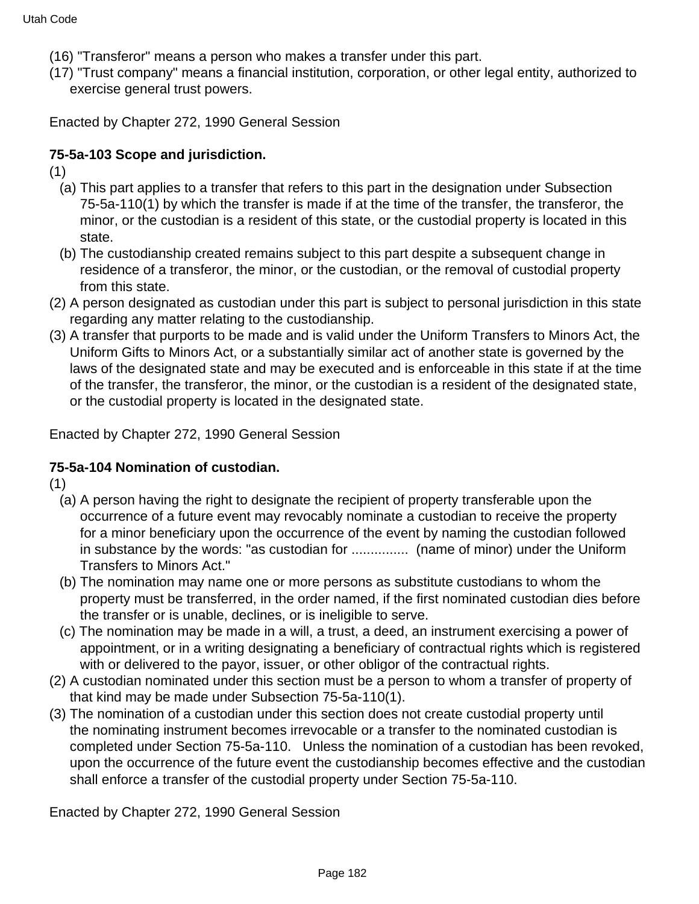(16) "Transferor" means a person who makes a transfer under this part.
(17) "Trust company" means a financial institution, corporation, or other legal entity, authorized to exercise general trust powers.

Enacted by Chapter 272, 1990 General Session

**75-5a-103 Scope and jurisdction.**

(1)
- (a) This part applies to a transfer that refers to this part in the designation under Subsection 75-5a-110(1) by which the transfer is made if at the time of the transfer, the transferor, the minor, or the custodian is a resident of this state, or the custodial property is located in this state.
- (b) The custodianship created remains subject to this part despite a subsequent change in residence of a transferor, the minor, or the custodian, or the removal of custodial property from this state.

(2) A person designated as custodian under this part is subject to personal jurisdiction in this state regarding any matter relating to the custodianship.
(3) A transfer that purports to be made and is valid under the Uniform Transfers to Minors Act, the Uniform Gifts to Minors Act, or a substantially similar act of another state is governed by the laws of the designated state and may be executed and is enforceable in this state if at the time of the transfer, the transferor, the minor, or the custodian is a resident of the designated state, or the custodial property is located in the designated state.

Enacted by Chapter 272, 1990 General Session

**75-5a-104 Nomination of custodian.**

(1)
- (a) A person having the right to designate the recipient of property transferable upon the occurrence of a future event may revocably nominate a custodian to receive the property for a minor beneficiary upon the occurrence of the event by naming the custodian followed in substance by the words: "as custodian for ............... (name of minor) under the Uniform Transfers to Minors Act."
- (b) The nomination may name one or more persons as substitute custodians to whom the property must be transferred, in the order named, if the first nominated custodian dies before the transfer or is unable, declines, or is ineligible to serve.
- (c) The nomination may be made in a will, a trust, a deed, an instrument exercising a power of appointment, or in a writing designating a beneficiary of contractual rights which is registered with or delivered to the payor, issuer, or other obligor of the contractual rights.

(2) A custodian nominated under this section must be a person to whom a transfer of property of that kind may be made under Subsection 75-5a-110(1).
(3) The nomination of a custodian under this section does not create custodial property until the nominating instrument becomes irrevocable or a transfer to the nominated custodian is completed under Section 75-5a-110. Unless the nomination of a custodian has been revoked, upon the occurrence of the future event the custodianship becomes effective and the custodian shall enforce a transfer of the custodial property under Section 75-5a-110.

Enacted by Chapter 272, 1990 General Session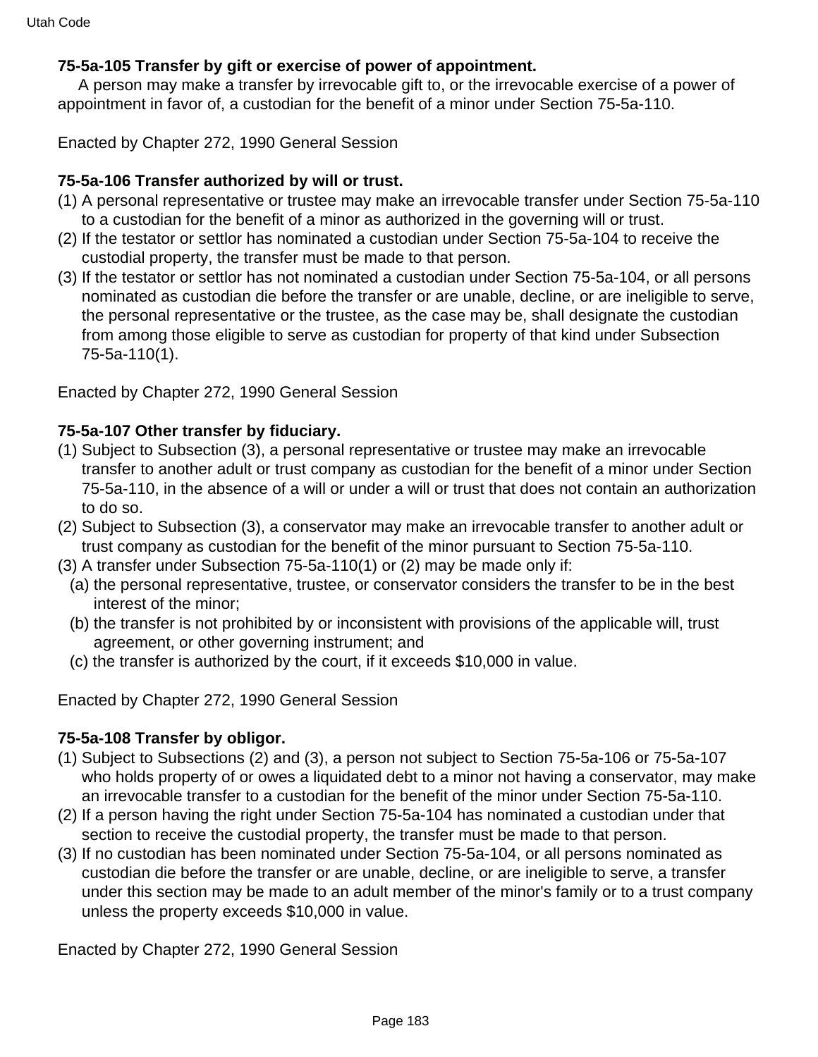**75-5a-105 Transfer by gift or exercise of power of appointment.**

A person may make a transfer by irrevocable gift to, or the irrevocable exercise of a power of appointment in favor of, a custodian for the benefit of a minor under Section 75-5a-110.

Enacted by Chapter 272, 1990 General Session

**75-5a-106 Transfer authorized by will or trust.**

(1) A personal representative or trustee may make an irrevocable transfer under Section 75-5a-110 to a custodian for the benefit of a minor as authorized in the governing will or trust.
(2) If the testator or settlor has nominated a custodian under Section 75-5a-104 to receive the custodial property, the transfer must be made to that person.
(3) If the testator or settlor has not nominated a custodian under Section 75-5a-104, or all persons nominated as custodian die before the transfer or are unable, decline, or are ineligible to serve, the personal representative or the trustee, as the case may be, shall designate the custodian from among those eligible to serve as custodian for property of that kind under Subsection 75-5a-110(1).

Enacted by Chapter 272, 1990 General Session

**75-5a-107 Other transfer by fiduciary.**

(1) Subject to Subsection (3), a personal representative or trustee may make an irrevocable transfer to another adult or trust company as custodian for the benefit of a minor under Section 75-5a-110, in the absence of a will or under a will or trust that does not contain an authorization to do so.
(2) Subject to Subsection (3), a conservator may make an irrevocable transfer to another adult or trust company as custodian for the benefit of the minor pursuant to Section 75-5a-110.
(3) A transfer under Subsection 75-5a-110(1) or (2) may be made only if:
  (a) the personal representative, trustee, or conservator considers the transfer to be in the best interest of the minor;
  (b) the transfer is not prohibited by or inconsistent with provisions of the applicable will, trust agreement, or other governing instrument; and
  (c) the transfer is authorized by the court, if it exceeds $10,000 in value.

Enacted by Chapter 272, 1990 General Session

**75-5a-108 Transfer by obligor.**

(1) Subject to Subsections (2) and (3), a person not subject to Section 75-5a-106 or 75-5a-107 who holds property of or owes a liquidated debt to a minor not having a conservator, may make an irrevocable transfer to a custodian for the benefit of the minor under Section 75-5a-110.
(2) If a person having the right under Section 75-5a-104 has nominated a custodian under that section to receive the custodial property, the transfer must be made to that person.
(3) If no custodian has been nominated under Section 75-5a-104, or all persons nominated as custodian die before the transfer or are unable, decline, or are ineligible to serve, a transfer under this section may be made to an adult member of the minor's family or to a trust company unless the property exceeds $10,000 in value.

Enacted by Chapter 272, 1990 General Session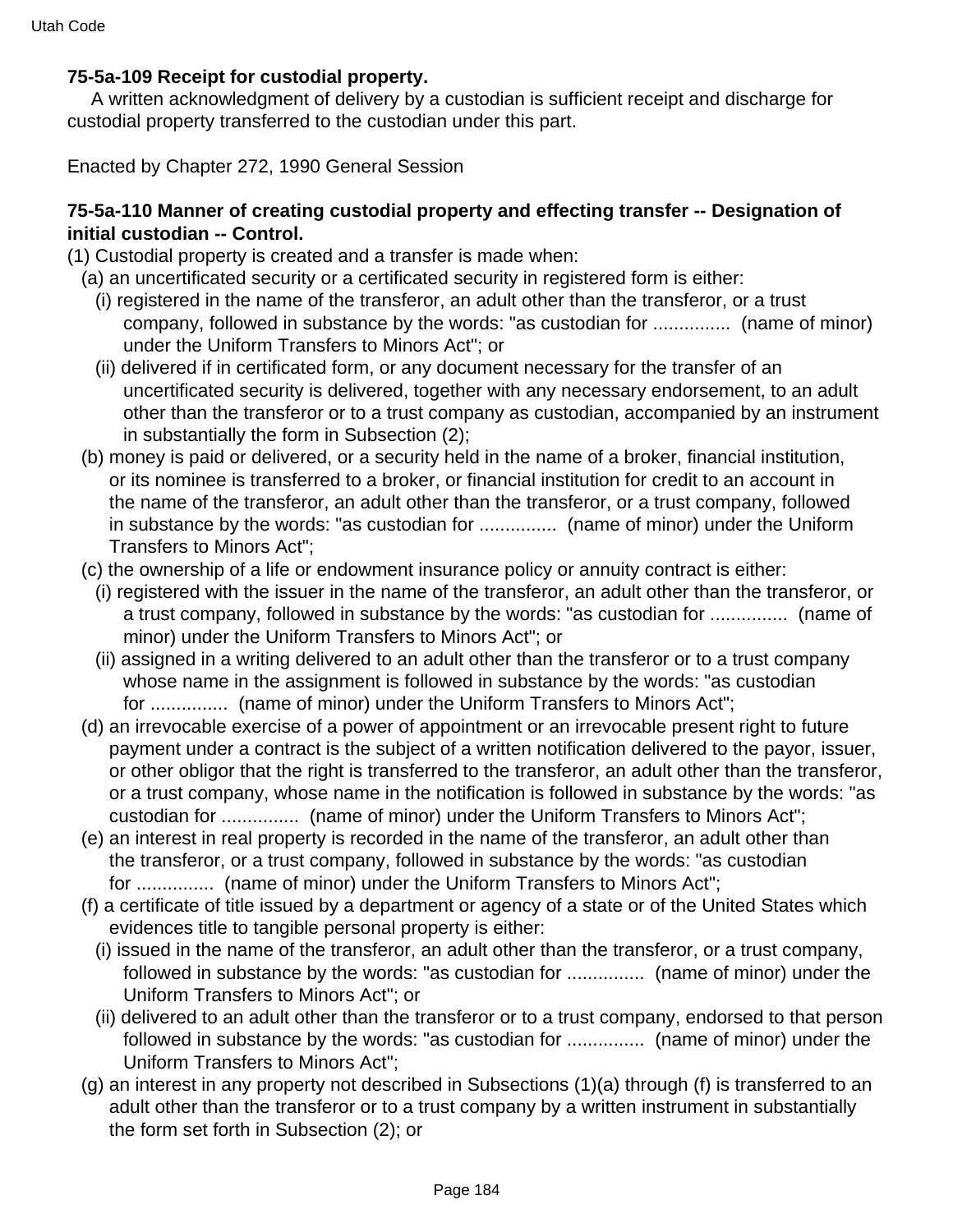**75-5a-109 Receipt for custodial property.**

A written acknowledgment of delivery by a custodian is sufficient receipt and discharge for custodial property transferred to the custodian under this part.

Enacted by Chapter 272, 1990 General Session

**75-5a-110 Manner of creating custodial property and effecting transfer -- Designation of initial custodian -- Control.**

(1) Custodial property is created and a transfer is made when:

(a) an uncertificated security or a certificated security in registered form is either:

(i) registered in the name of the transferor, an adult other than the transferor, or a trust company, followed in substance by the words: "as custodian for ............... (name of minor) under the Uniform Transfers to Minors Act"; or

(ii) delivered if in certificated form, or any document necessary for the transfer of an uncertificated security is delivered, together with any necessary endorsement, to an adult other than the transferor or to a trust company as custodian, accompanied by an instrument in substantially the form in Subsection (2);

(b) money is paid or delivered, or a security held in the name of a broker, financial institution, or its nominee is transferred to a broker, or financial institution for credit to an account in the name of the transferor, an adult other than the transferor, or a trust company, followed in substance by the words: "as custodian for ............... (name of minor) under the Uniform Transfers to Minors Act";

(c) the ownership of a life or endowment insurance policy or annuity contract is either:

(i) registered with the issuer in the name of the transferor, an adult other than the transferor, or a trust company, followed in substance by the words: "as custodian for ............... (name of minor) under the Uniform Transfers to Minors Act"; or

(ii) assigned in a writing delivered to an adult other than the transferor or to a trust company whose name in the assignment is followed in substance by the words: "as custodian for ............... (name of minor) under the Uniform Transfers to Minors Act";

(d) an irrevocable exercise of a power of appointment or an irrevocable present right to future payment under a contract is the subject of a written notification delivered to the payor, issuer, or other obligor that the right is transferred to the transferor, an adult other than the transferor, or a trust company, whose name in the notification is followed in substance by the words: "as custodian for ............... (name of minor) under the Uniform Transfers to Minors Act";

(e) an interest in real property is recorded in the name of the transferor, an adult other than the transferor, or a trust company, followed in substance by the words: "as custodian for ............... (name of minor) under the Uniform Transfers to Minors Act";

(f) a certificate of title issued by a department or agency of a state or of the United States which evidences title to tangible personal property is either:

(i) issued in the name of the transferor, an adult other than the transferor, or a trust company, followed in substance by the words: "as custodian for ............... (name of minor) under the Uniform Transfers to Minors Act"; or

(ii) delivered to an adult other than the transferor or to a trust company, endorsed to that person followed in substance by the words: "as custodian for ............... (name of minor) under the Uniform Transfers to Minors Act";

(g) an interest in any property not described in Subsections (1)(a) through (f) is transferred to an adult other than the transferor or to a trust company by a written instrument in substantially the form set forth in Subsection (2); or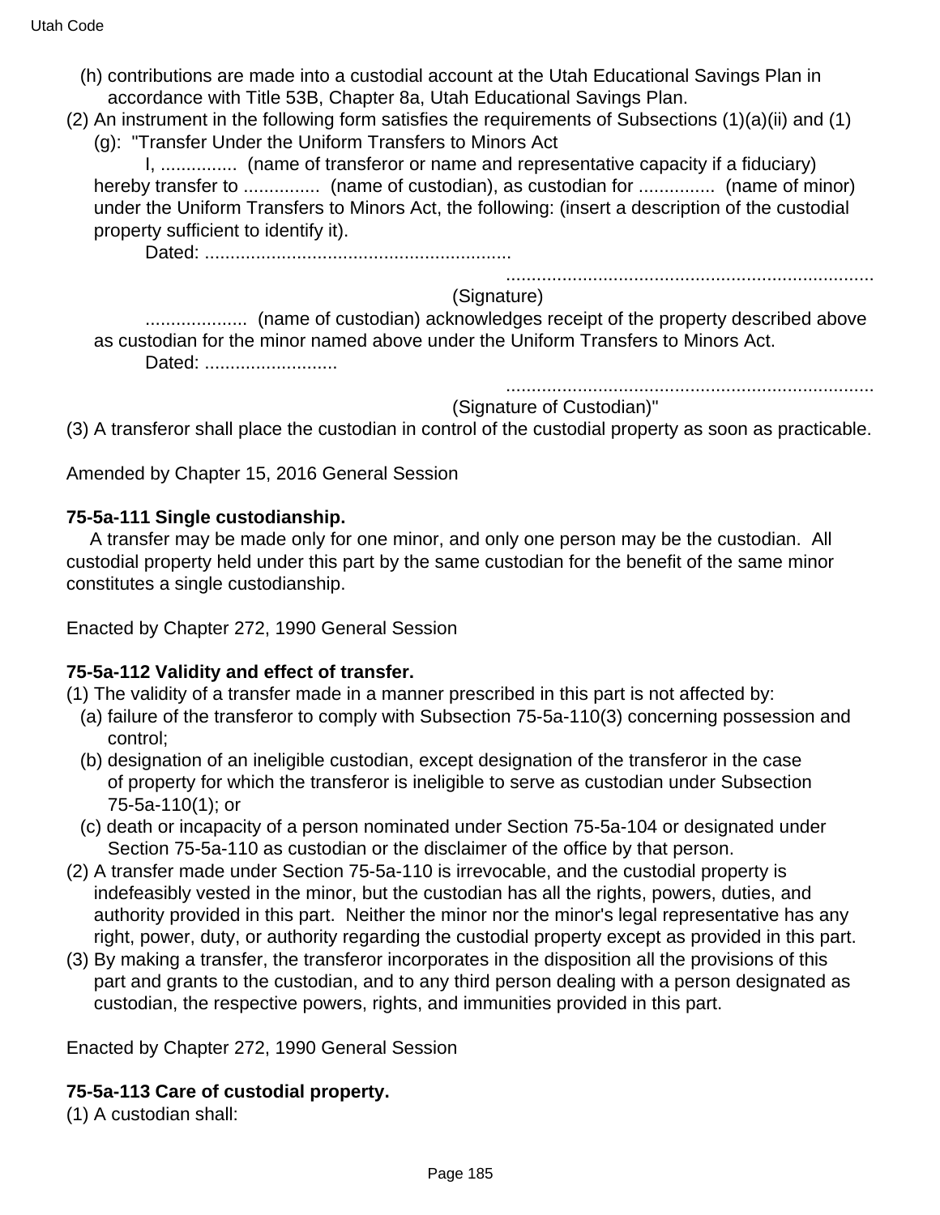(h) contributions are made into a custodial account at the Utah Educational Savings Plan in accordance with Title 53B, Chapter 8a, Utah Educational Savings Plan.

(2) An instrument in the following form satisfies the requirements of Subsections (1)(a)(ii) and (1)(g): "Transfer Under the Uniform Transfers to Minors Act

I, ............... (name of transferor or name and representative capacity if a fiduciary) hereby transfer to ............... (name of custodian), as custodian for ............... (name of minor) under the Uniform Transfers to Minors Act, the following: (insert a description of the custodial property sufficient to identify it).

Dated: ............................................................

........................................................................
(Signature)

.................... (name of custodian) acknowledges receipt of the property described above as custodian for the minor named above under the Uniform Transfers to Minors Act.

Dated: ..........................

........................................................................
(Signature of Custodian)"

(3) A transferor shall place the custodian in control of the custodial property as soon as practicable.

Amended by Chapter 15, 2016 General Session

**75-5a-111 Single custodianship.**

A transfer may be made only for one minor, and only one person may be the custodian. All custodial property held under this part by the same custodian for the benefit of the same minor constitutes a single custodianship.

Enacted by Chapter 272, 1990 General Session

**75-5a-112 Validity and effect of transfer.**

(1) The validity of a transfer made in a manner prescribed in this part is not affected by:

(a) failure of the transferor to comply with Subsection 75-5a-110(3) concerning possession and control;

(b) designation of an ineligible custodian, except designation of the transferor in the case of property for which the transferor is ineligible to serve as custodian under Subsection 75-5a-110(1); or

(c) death or incapacity of a person nominated under Section 75-5a-104 or designated under Section 75-5a-110 as custodian or the disclaimer of the office by that person.

(2) A transfer made under Section 75-5a-110 is irrevocable, and the custodial property is indefeasibly vested in the minor, but the custodian has all the rights, powers, duties, and authority provided in this part. Neither the minor nor the minor's legal representative has any right, power, duty, or authority regarding the custodial property except as provided in this part.

(3) By making a transfer, the transferor incorporates in the disposition all the provisions of this part and grants to the custodian, and to any third person dealing with a person designated as custodian, the respective powers, rights, and immunities provided in this part.

Enacted by Chapter 272, 1990 General Session

**75-5a-113 Care of custodial property.**

(1) A custodian shall: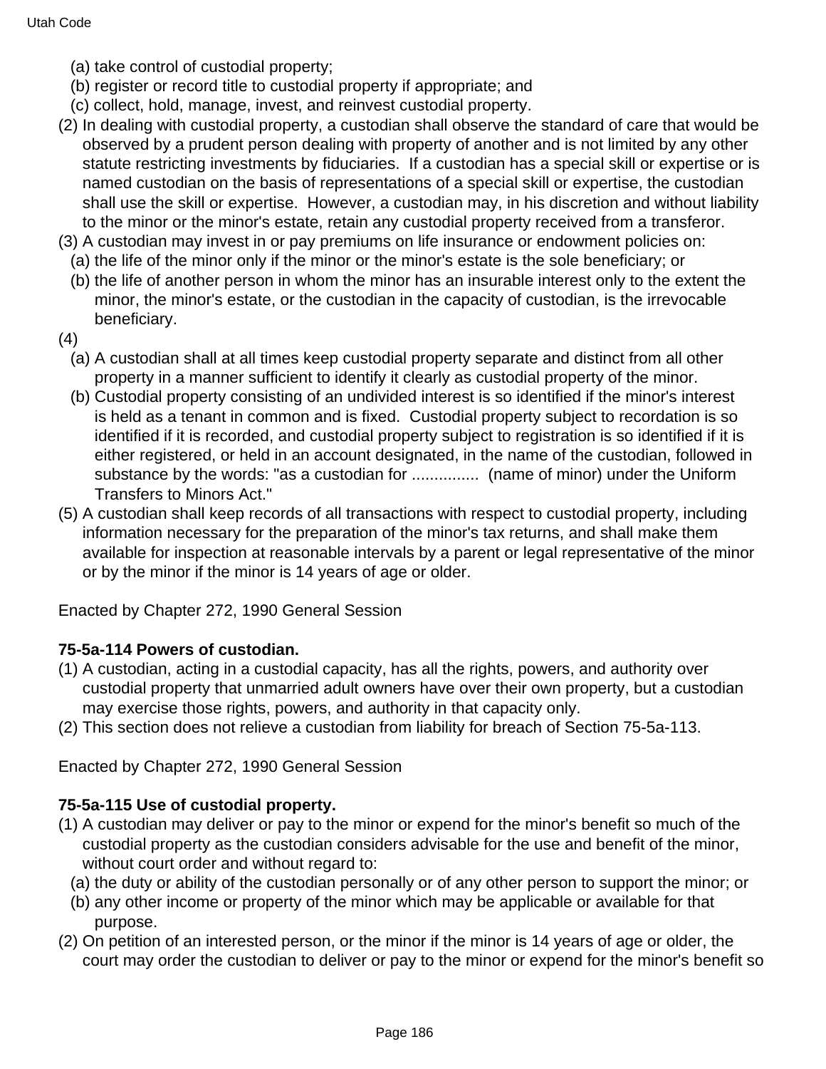(a) take control of custodial property;
(b) register or record title to custodial property if appropriate; and
(c) collect, hold, manage, invest, and reinvest custodial property.

(2) In dealing with custodial property, a custodian shall observe the standard of care that would be observed by a prudent person dealing with property of another and is not limited by any other statute restricting investments by fiduciaries. If a custodian has a special skill or expertise or is named custodian on the basis of representations of a special skill or expertise, the custodian shall use the skill or expertise. However, a custodian may, in his discretion and without liability to the minor or the minor's estate, retain any custodial property received from a transferor.

(3) A custodian may invest in or pay premiums on life insurance or endowment policies on:
(a) the life of the minor only if the minor or the minor's estate is the sole beneficiary; or
(b) the life of another person in whom the minor has an insurable interest only to the extent the minor, the minor's estate, or the custodian in the capacity of custodian, is the irrevocable beneficiary.

(4)
(a) A custodian shall at all times keep custodial property separate and distinct from all other property in a manner sufficient to identify it clearly as custodial property of the minor.
(b) Custodial property consisting of an undivided interest is so identified if the minor's interest is held as a tenant in common and is fixed. Custodial property subject to recordation is so identified if it is recorded, and custodial property subject to registration is so identified if it is either registered, or held in an account designated, in the name of the custodian, followed in substance by the words: "as a custodian for ............... (name of minor) under the Uniform Transfers to Minors Act."

(5) A custodian shall keep records of all transactions with respect to custodial property, including information necessary for the preparation of the minor's tax returns, and shall make them available for inspection at reasonable intervals by a parent or legal representative of the minor or by the minor if the minor is 14 years of age or older.

Enacted by Chapter 272, 1990 General Session

**75-5a-114 Powers of custodian.**

(1) A custodian, acting in a custodial capacity, has all the rights, powers, and authority over custodial property that unmarried adult owners have over their own property, but a custodian may exercise those rights, powers, and authority in that capacity only.

(2) This section does not relieve a custodian from liability for breach of Section 75-5a-113.

Enacted by Chapter 272, 1990 General Session

**75-5a-115 Use of custodial property.**

(1) A custodian may deliver or pay to the minor or expend for the minor's benefit so much of the custodial property as the custodian considers advisable for the use and benefit of the minor, without court order and without regard to:
(a) the duty or ability of the custodian personally or of any other person to support the minor; or
(b) any other income or property of the minor which may be applicable or available for that purpose.

(2) On petition of an interested person, or the minor if the minor is 14 years of age or older, the court may order the custodian to deliver or pay to the minor or expend for the minor's benefit so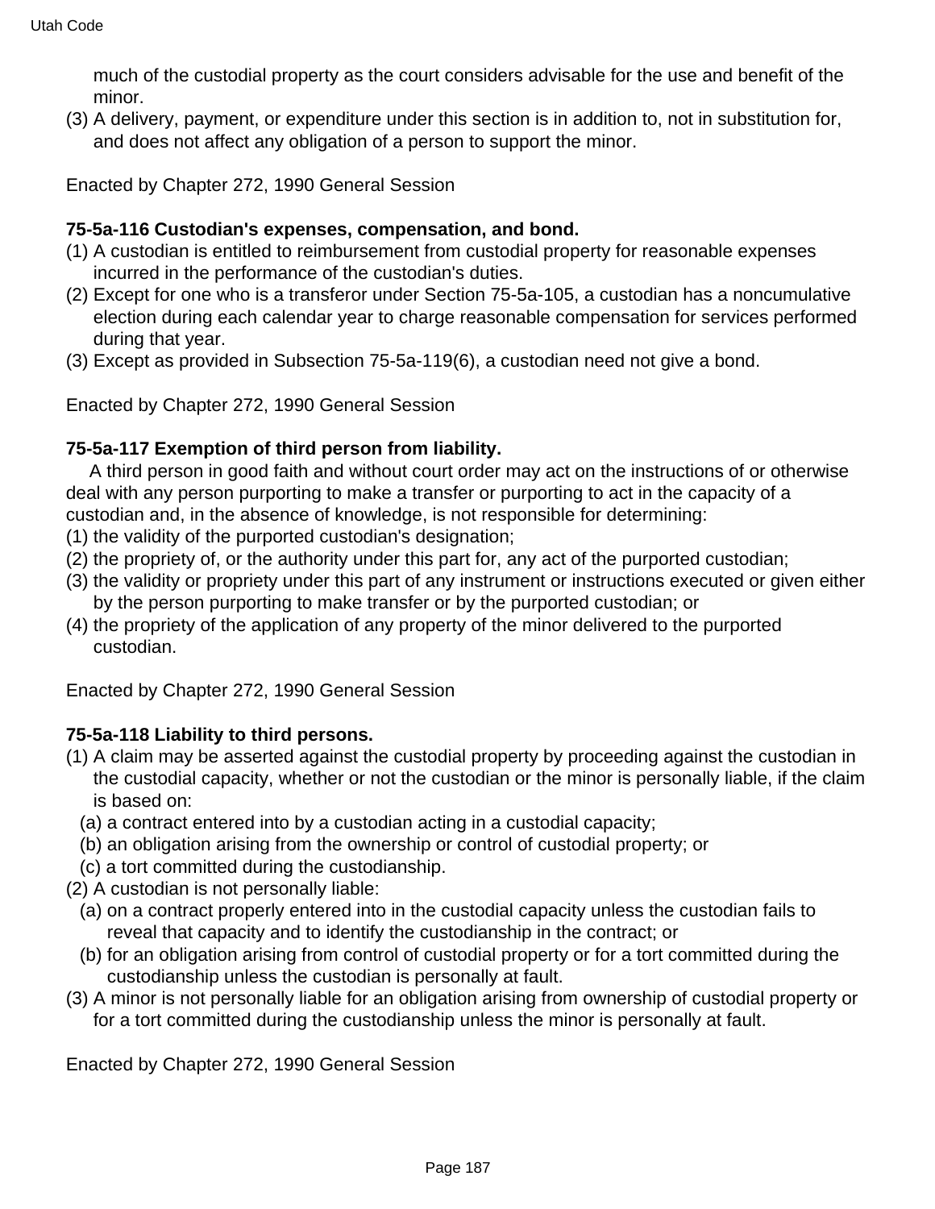much of the custodial property as the court considers advisable for the use and benefit of the minor.

(3) A delivery, payment, or expenditure under this section is in addition to, not in substitution for, and does not affect any obligation of a person to support the minor.

Enacted by Chapter 272, 1990 General Session

**75-5a-116 Custodian's expenses, compensation, and bond.**

(1) A custodian is entitled to reimbursement from custodial property for reasonable expenses incurred in the performance of the custodian's duties.

(2) Except for one who is a transferor under Section 75-5a-105, a custodian has a noncumulative election during each calendar year to charge reasonable compensation for services performed during that year.

(3) Except as provided in Subsection 75-5a-119(6), a custodian need not give a bond.

Enacted by Chapter 272, 1990 General Session

**75-5a-117 Exemption of third person from liability.**

A third person in good faith and without court order may act on the instructions of or otherwise deal with any person purporting to make a transfer or purporting to act in the capacity of a custodian and, in the absence of knowledge, is not responsible for determining:

(1) the validity of the purported custodian's designation;

(2) the propriety of, or the authority under this part for, any act of the purported custodian;

(3) the validity or propriety under this part of any instrument or instructions executed or given either by the person purporting to make transfer or by the purported custodian; or

(4) the propriety of the application of any property of the minor delivered to the purported custodian.

Enacted by Chapter 272, 1990 General Session

**75-5a-118 Liability to third persons.**

(1) A claim may be asserted against the custodial property by proceeding against the custodian in the custodial capacity, whether or not the custodian or the minor is personally liable, if the claim is based on:

(a) a contract entered into by a custodian acting in a custodial capacity;

(b) an obligation arising from the ownership or control of custodial property; or

(c) a tort committed during the custodianship.

(2) A custodian is not personally liable:

(a) on a contract properly entered into in the custodial capacity unless the custodian fails to reveal that capacity and to identify the custodianship in the contract; or

(b) for an obligation arising from control of custodial property or for a tort committed during the custodianship unless the custodian is personally at fault.

(3) A minor is not personally liable for an obligation arising from ownership of custodial property or for a tort committed during the custodianship unless the minor is personally at fault.

Enacted by Chapter 272, 1990 General Session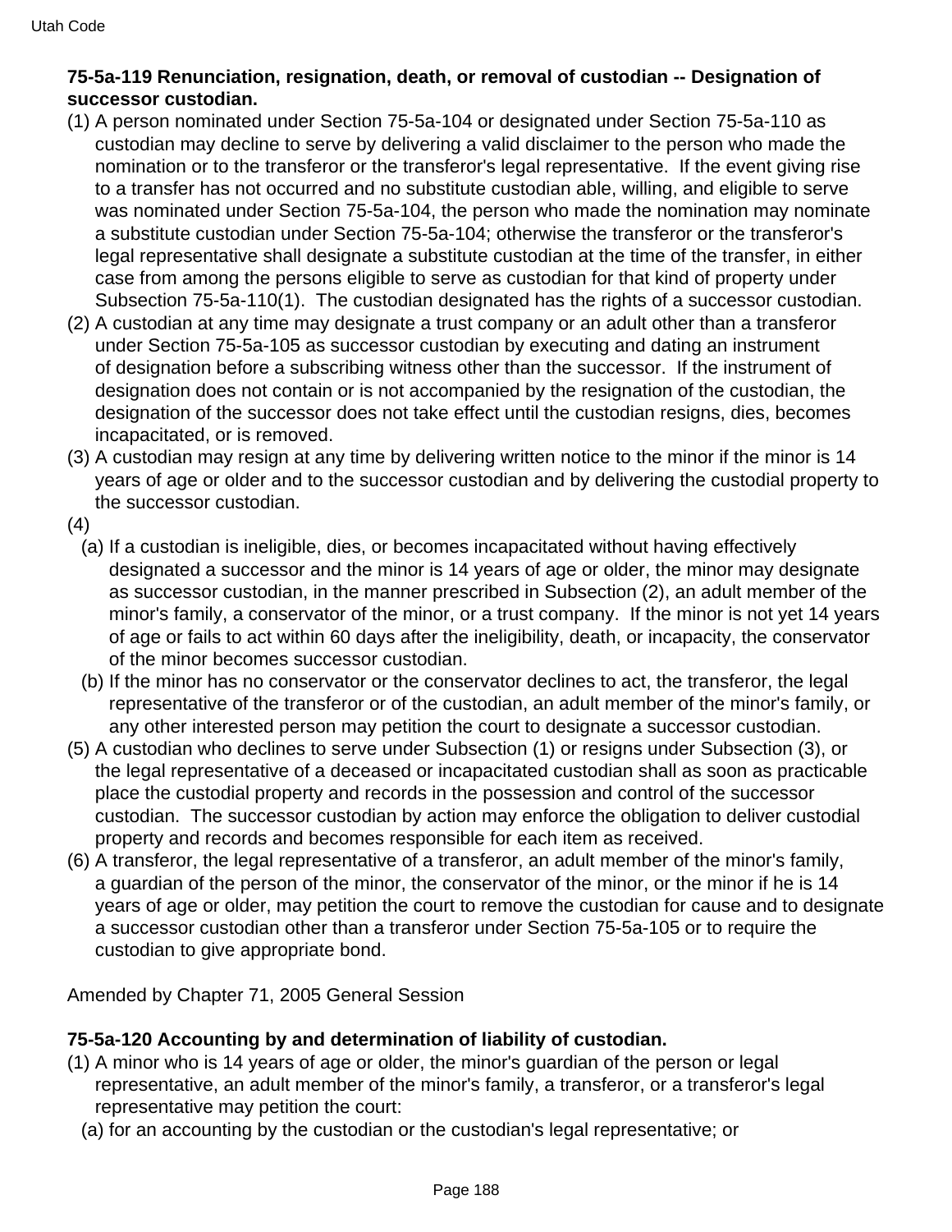**75-5a-119 Renunciation, resignation, death, or removal of custodian -- Designation of successor custodian.**

(1) A person nominated under Section 75-5a-104 or designated under Section 75-5a-110 as custodian may decline to serve by delivering a valid disclaimer to the person who made the nomination or to the transferor or the transferor's legal representative. If the event giving rise to a transfer has not occurred and no substitute custodian able, willing, and eligible to serve was nominated under Section 75-5a-104, the person who made the nomination may nominate a substitute custodian under Section 75-5a-104; otherwise the transferor or the transferor's legal representative shall designate a substitute custodian at the time of the transfer, in either case from among the persons eligible to serve as custodian for that kind of property under Subsection 75-5a-110(1). The custodian designated has the rights of a successor custodian.

(2) A custodian at any time may designate a trust company or an adult other than a transferor under Section 75-5a-105 as successor custodian by executing and dating an instrument of designation before a subscribing witness other than the successor. If the instrument of designation does not contain or is not accompanied by the resignation of the custodian, the designation of the successor does not take effect until the custodian resigns, dies, becomes incapacitated, or is removed.

(3) A custodian may resign at any time by delivering written notice to the minor if the minor is 14 years of age or older and to the successor custodian and by delivering the custodial property to the successor custodian.

(4)

(a) If a custodian is ineligible, dies, or becomes incapacitated without having effectively designated a successor and the minor is 14 years of age or older, the minor may designate as successor custodian, in the manner prescribed in Subsection (2), an adult member of the minor's family, a conservator of the minor, or a trust company. If the minor is not yet 14 years of age or fails to act within 60 days after the ineligibility, death, or incapacity, the conservator of the minor becomes successor custodian.

(b) If the minor has no conservator or the conservator declines to act, the transferor, the legal representative of the transferor or of the custodian, an adult member of the minor's family, or any other interested person may petition the court to designate a successor custodian.

(5) A custodian who declines to serve under Subsection (1) or resigns under Subsection (3), or the legal representative of a deceased or incapacitated custodian shall as soon as practicable place the custodial property and records in the possession and control of the successor custodian. The successor custodian by action may enforce the obligation to deliver custodial property and records and becomes responsible for each item as received.

(6) A transferor, the legal representative of a transferor, an adult member of the minor's family, a guardian of the person of the minor, the conservator of the minor, or the minor if he is 14 years of age or older, may petition the court to remove the custodian for cause and to designate a successor custodian other than a transferor under Section 75-5a-105 or to require the custodian to give appropriate bond.

Amended by Chapter 71, 2005 General Session

**75-5a-120 Accounting by and determination of liability of custodian.**

(1) A minor who is 14 years of age or older, the minor's guardian of the person or legal representative, an adult member of the minor's family, a transferor, or a transferor's legal representative may petition the court:

(a) for an accounting by the custodian or the custodian's legal representative; or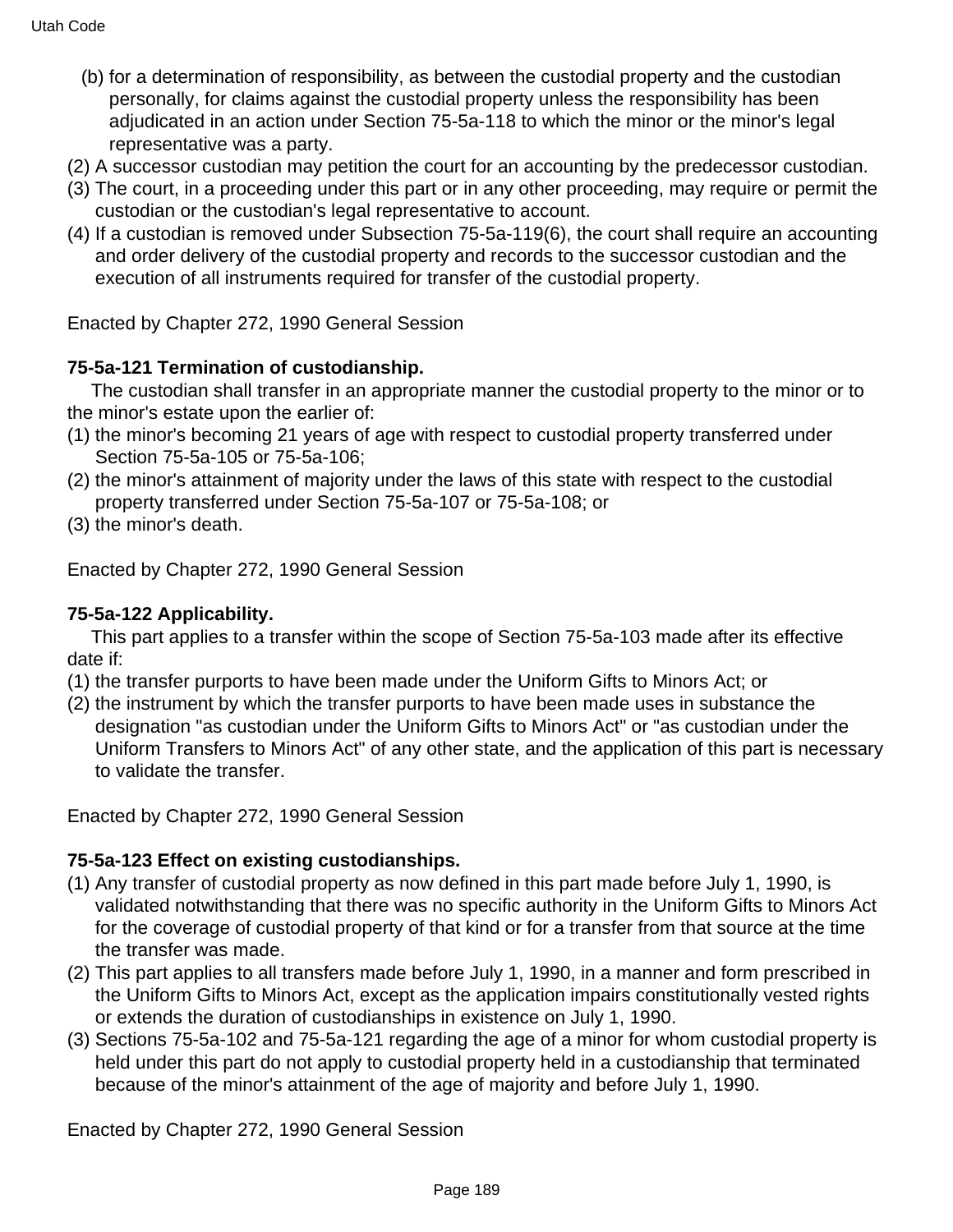(b) for a determination of responsibility, as between the custodial property and the custodian personally, for claims against the custodial property unless the responsibility has been adjudicated in an action under Section 75-5a-118 to which the minor or the minor's legal representative was a party.

(2) A successor custodian may petition the court for an accounting by the predecessor custodian.

(3) The court, in a proceeding under this part or in any other proceeding, may require or permit the custodian or the custodian's legal representative to account.

(4) If a custodian is removed under Subsection 75-5a-119(6), the court shall require an accounting and order delivery of the custodial property and records to the successor custodian and the execution of all instruments required for transfer of the custodial property.

Enacted by Chapter 272, 1990 General Session

**75-5a-121 Termination of custodianship.**

The custodian shall transfer in an appropriate manner the custodial property to the minor or to the minor's estate upon the earlier of:

(1) the minor's becoming 21 years of age with respect to custodial property transferred under Section 75-5a-105 or 75-5a-106;

(2) the minor's attainment of majority under the laws of this state with respect to the custodial property transferred under Section 75-5a-107 or 75-5a-108; or

(3) the minor's death.

Enacted by Chapter 272, 1990 General Session

**75-5a-122 Applicability.**

This part applies to a transfer within the scope of Section 75-5a-103 made after its effective date if:

(1) the transfer purports to have been made under the Uniform Gifts to Minors Act; or

(2) the instrument by which the transfer purports to have been made uses in substance the designation "as custodian under the Uniform Gifts to Minors Act" or "as custodian under the Uniform Transfers to Minors Act" of any other state, and the application of this part is necessary to validate the transfer.

Enacted by Chapter 272, 1990 General Session

**75-5a-123 Effect on existing custodianships.**

(1) Any transfer of custodial property as now defined in this part made before July 1, 1990, is validated notwithstanding that there was no specific authority in the Uniform Gifts to Minors Act for the coverage of custodial property of that kind or for a transfer from that source at the time the transfer was made.

(2) This part applies to all transfers made before July 1, 1990, in a manner and form prescribed in the Uniform Gifts to Minors Act, except as the application impairs constitutionally vested rights or extends the duration of custodianships in existence on July 1, 1990.

(3) Sections 75-5a-102 and 75-5a-121 regarding the age of a minor for whom custodial property is held under this part do not apply to custodial property held in a custodianship that terminated because of the minor's attainment of the age of majority and before July 1, 1990.

Enacted by Chapter 272, 1990 General Session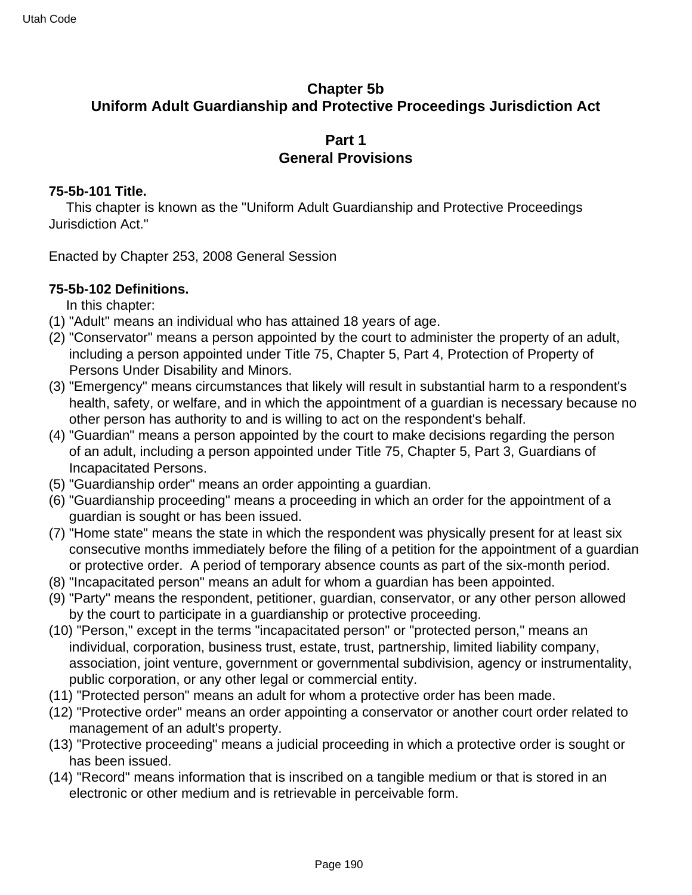## Chapter 5b
## Uniform Adult Guardianship and Protective Proceedings Jurisdiction Act

## Part 1
## General Provisions

**75-5b-101 Title.**

This chapter is known as the "Uniform Adult Guardianship and Protective Proceedings Jurisdiction Act."

Enacted by Chapter 253, 2008 General Session

**75-5b-102 Definitions.**

In this chapter:

(1) "Adult" means an individual who has attained 18 years of age.

(2) "Conservator" means a person appointed by the court to administer the property of an adult, including a person appointed under Title 75, Chapter 5, Part 4, Protection of Property of Persons Under Disability and Minors.

(3) "Emergency" means circumstances that likely will result in substantial harm to a respondent's health, safety, or welfare, and in which the appointment of a guardian is necessary because no other person has authority to and is willing to act on the respondent's behalf.

(4) "Guardian" means a person appointed by the court to make decisions regarding the person of an adult, including a person appointed under Title 75, Chapter 5, Part 3, Guardians of Incapacitated Persons.

(5) "Guardianship order" means an order appointing a guardian.

(6) "Guardianship proceeding" means a proceeding in which an order for the appointment of a guardian is sought or has been issued.

(7) "Home state" means the state in which the respondent was physically present for at least six consecutive months immediately before the filing of a petition for the appointment of a guardian or protective order. A period of temporary absence counts as part of the six-month period.

(8) "Incapacitated person" means an adult for whom a guardian has been appointed.

(9) "Party" means the respondent, petitioner, guardian, conservator, or any other person allowed by the court to participate in a guardianship or protective proceeding.

(10) "Person," except in the terms "incapacitated person" or "protected person," means an individual, corporation, business trust, estate, trust, partnership, limited liability company, association, joint venture, government or governmental subdivision, agency or instrumentality, public corporation, or any other legal or commercial entity.

(11) "Protected person" means an adult for whom a protective order has been made.

(12) "Protective order" means an order appointing a conservator or another court order related to management of an adult's property.

(13) "Protective proceeding" means a judicial proceeding in which a protective order is sought or has been issued.

(14) "Record" means information that is inscribed on a tangible medium or that is stored in an electronic or other medium and is retrievable in perceivable form.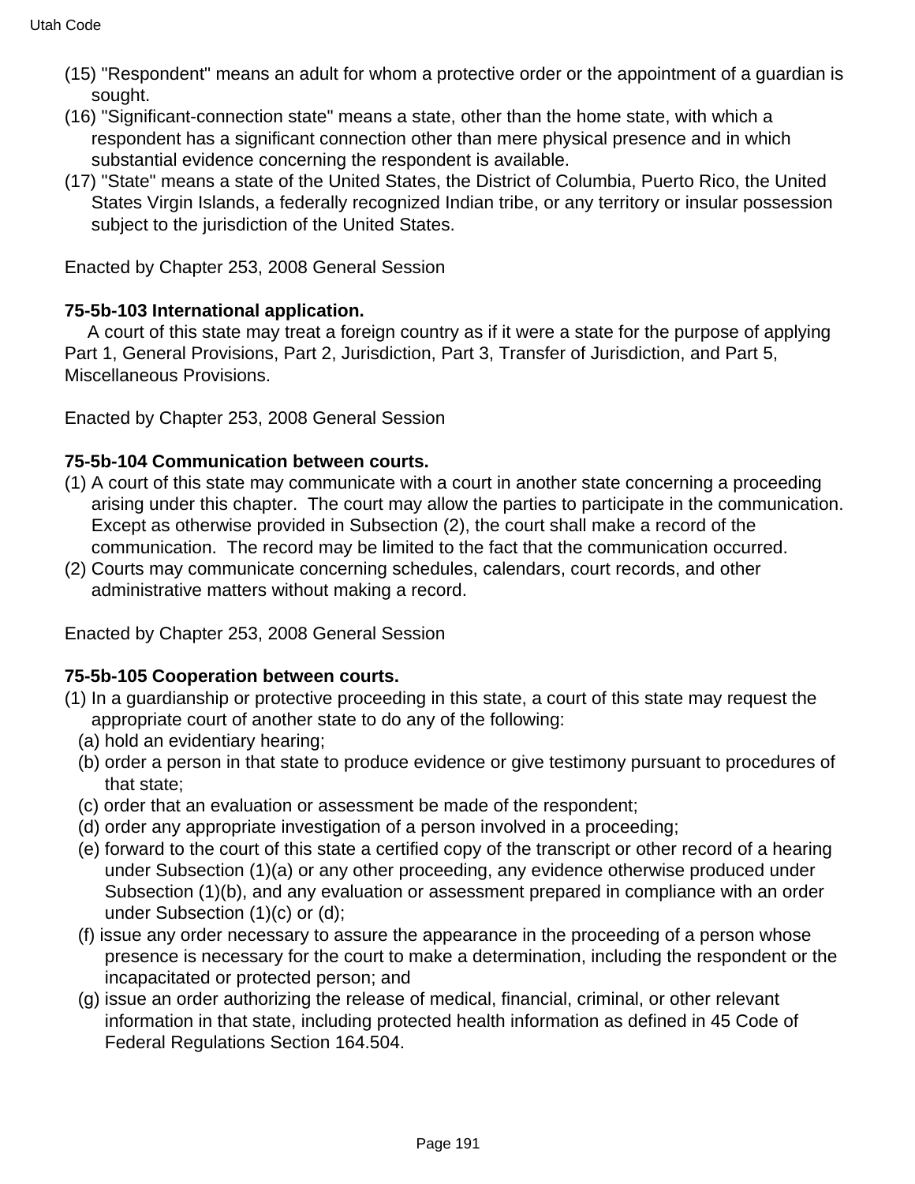(15) "Respondent" means an adult for whom a protective order or the appointment of a guardian is sought.

(16) "Significant-connection state" means a state, other than the home state, with which a respondent has a significant connection other than mere physical presence and in which substantial evidence concerning the respondent is available.

(17) "State" means a state of the United States, the District of Columbia, Puerto Rico, the United States Virgin Islands, a federally recognized Indian tribe, or any territory or insular possession subject to the jurisdiction of the United States.

Enacted by Chapter 253, 2008 General Session

**75-5b-103 International application.**

A court of this state may treat a foreign country as if it were a state for the purpose of applying Part 1, General Provisions, Part 2, Jurisdiction, Part 3, Transfer of Jurisdiction, and Part 5, Miscellaneous Provisions.

Enacted by Chapter 253, 2008 General Session

**75-5b-104 Communication between courts.**

(1) A court of this state may communicate with a court in another state concerning a proceeding arising under this chapter. The court may allow the parties to participate in the communication. Except as otherwise provided in Subsection (2), the court shall make a record of the communication. The record may be limited to the fact that the communication occurred.

(2) Courts may communicate concerning schedules, calendars, court records, and other administrative matters without making a record.

Enacted by Chapter 253, 2008 General Session

**75-5b-105 Cooperation between courts.**

(1) In a guardianship or protective proceeding in this state, a court of this state may request the appropriate court of another state to do any of the following:
  (a) hold an evidentiary hearing;
  (b) order a person in that state to produce evidence or give testimony pursuant to procedures of that state;
  (c) order that an evaluation or assessment be made of the respondent;
  (d) order any appropriate investigation of a person involved in a proceeding;
  (e) forward to the court of this state a certified copy of the transcript or other record of a hearing under Subsection (1)(a) or any other proceeding, any evidence otherwise produced under Subsection (1)(b), and any evaluation or assessment prepared in compliance with an order under Subsection (1)(c) or (d);
  (f) issue any order necessary to assure the appearance in the proceeding of a person whose presence is necessary for the court to make a determination, including the respondent or the incapacitated or protected person; and
  (g) issue an order authorizing the release of medical, financial, criminal, or other relevant information in that state, including protected health information as defined in 45 Code of Federal Regulations Section 164.504.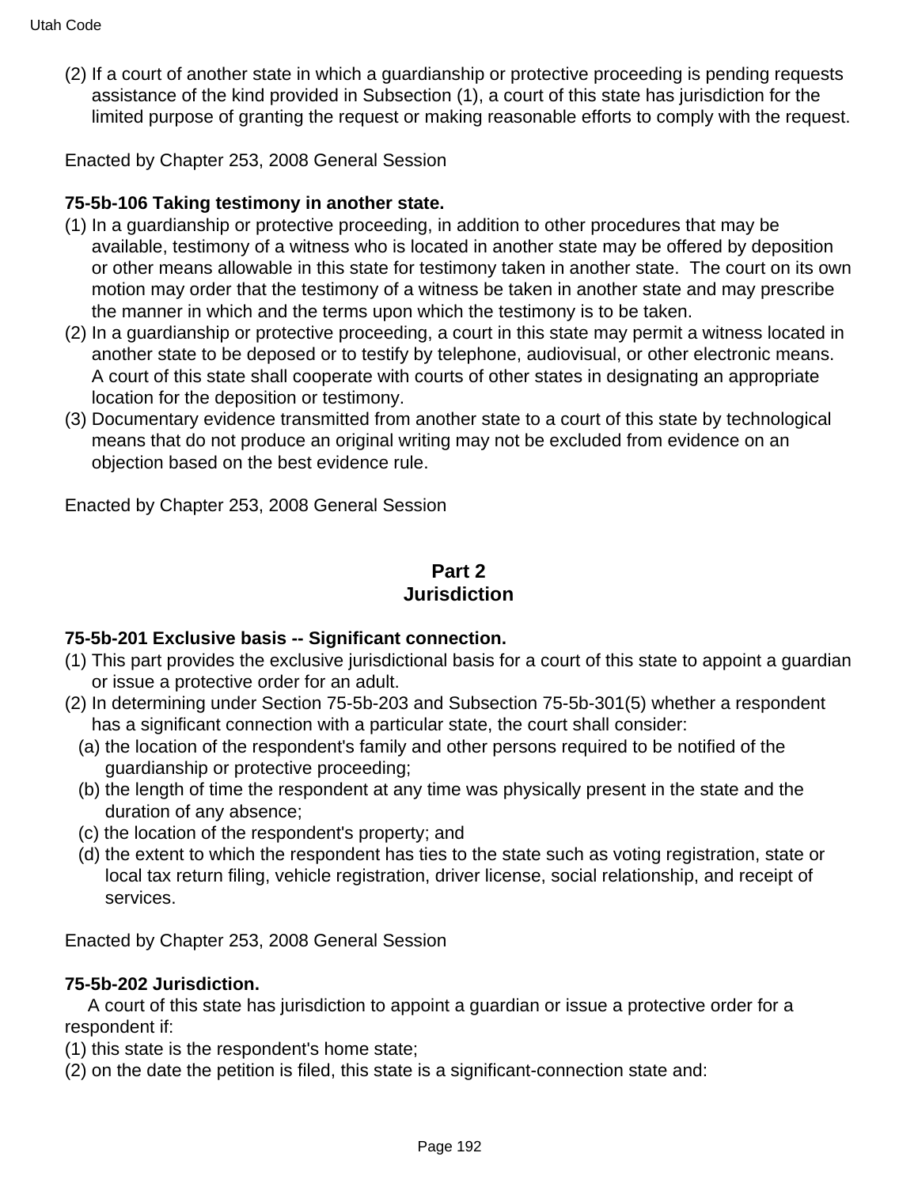(2) If a court of another state in which a guardianship or protective proceeding is pending requests assistance of the kind provided in Subsection (1), a court of this state has jurisdiction for the limited purpose of granting the request or making reasonable efforts to comply with the request.

Enacted by Chapter 253, 2008 General Session

**75-5b-106 Taking testimony in another state.**

(1) In a guardianship or protective proceeding, in addition to other procedures that may be available, testimony of a witness who is located in another state may be offered by deposition or other means allowable in this state for testimony taken in another state. The court on its own motion may order that the testimony of a witness be taken in another state and may prescribe the manner in which and the terms upon which the testimony is to be taken.

(2) In a guardianship or protective proceeding, a court in this state may permit a witness located in another state to be deposed or to testify by telephone, audiovisual, or other electronic means. A court of this state shall cooperate with courts of other states in designating an appropriate location for the deposition or testimony.

(3) Documentary evidence transmitted from another state to a court of this state by technological means that do not produce an original writing may not be excluded from evidence on an objection based on the best evidence rule.

Enacted by Chapter 253, 2008 General Session

## Part 2
## Jurisdiction

**75-5b-201 Exclusive basis -- Significant connection.**

(1) This part provides the exclusive jurisdictional basis for a court of this state to appoint a guardian or issue a protective order for an adult.

(2) In determining under Section 75-5b-203 and Subsection 75-5b-301(5) whether a respondent has a significant connection with a particular state, the court shall consider:

  (a) the location of the respondent's family and other persons required to be notified of the guardianship or protective proceeding;

  (b) the length of time the respondent at any time was physically present in the state and the duration of any absence;

  (c) the location of the respondent's property; and

  (d) the extent to which the respondent has ties to the state such as voting registration, state or local tax return filing, vehicle registration, driver license, social relationship, and receipt of services.

Enacted by Chapter 253, 2008 General Session

**75-5b-202 Jurisdiction.**

A court of this state has jurisdiction to appoint a guardian or issue a protective order for a respondent if:

(1) this state is the respondent's home state;

(2) on the date the petition is filed, this state is a significant-connection state and: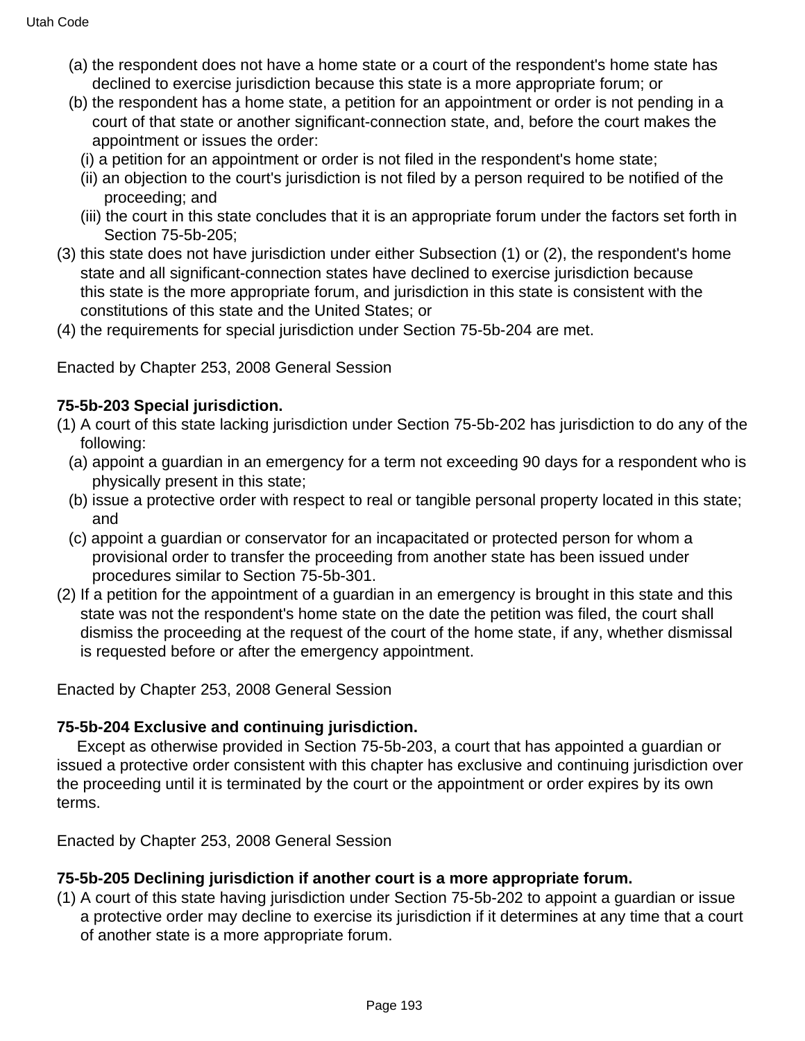(a) the respondent does not have a home state or a court of the respondent's home state has declined to exercise jurisdiction because this state is a more appropriate forum; or

(b) the respondent has a home state, a petition for an appointment or order is not pending in a court of that state or another significant-connection state, and, before the court makes the appointment or issues the order:

(i) a petition for an appointment or order is not filed in the respondent's home state;

(ii) an objection to the court's jurisdiction is not filed by a person required to be notified of the proceeding; and

(iii) the court in this state concludes that it is an appropriate forum under the factors set forth in Section 75-5b-205;

(3) this state does not have jurisdiction under either Subsection (1) or (2), the respondent's home state and all significant-connection states have declined to exercise jurisdiction because this state is the more appropriate forum, and jurisdiction in this state is consistent with the constitutions of this state and the United States; or

(4) the requirements for special jurisdiction under Section 75-5b-204 are met.

Enacted by Chapter 253, 2008 General Session

**75-5b-203 Special jurisdiction.**

(1) A court of this state lacking jurisdiction under Section 75-5b-202 has jurisdiction to do any of the following:

(a) appoint a guardian in an emergency for a term not exceeding 90 days for a respondent who is physically present in this state;

(b) issue a protective order with respect to real or tangible personal property located in this state; and

(c) appoint a guardian or conservator for an incapacitated or protected person for whom a provisional order to transfer the proceeding from another state has been issued under procedures similar to Section 75-5b-301.

(2) If a petition for the appointment of a guardian in an emergency is brought in this state and this state was not the respondent's home state on the date the petition was filed, the court shall dismiss the proceeding at the request of the court of the home state, if any, whether dismissal is requested before or after the emergency appointment.

Enacted by Chapter 253, 2008 General Session

**75-5b-204 Exclusive and continuing jurisdiction.**

Except as otherwise provided in Section 75-5b-203, a court that has appointed a guardian or issued a protective order consistent with this chapter has exclusive and continuing jurisdiction over the proceeding until it is terminated by the court or the appointment or order expires by its own terms.

Enacted by Chapter 253, 2008 General Session

**75-5b-205 Declining jurisdiction if another court is a more appropriate forum.**

(1) A court of this state having jurisdiction under Section 75-5b-202 to appoint a guardian or issue a protective order may decline to exercise its jurisdiction if it determines at any time that a court of another state is a more appropriate forum.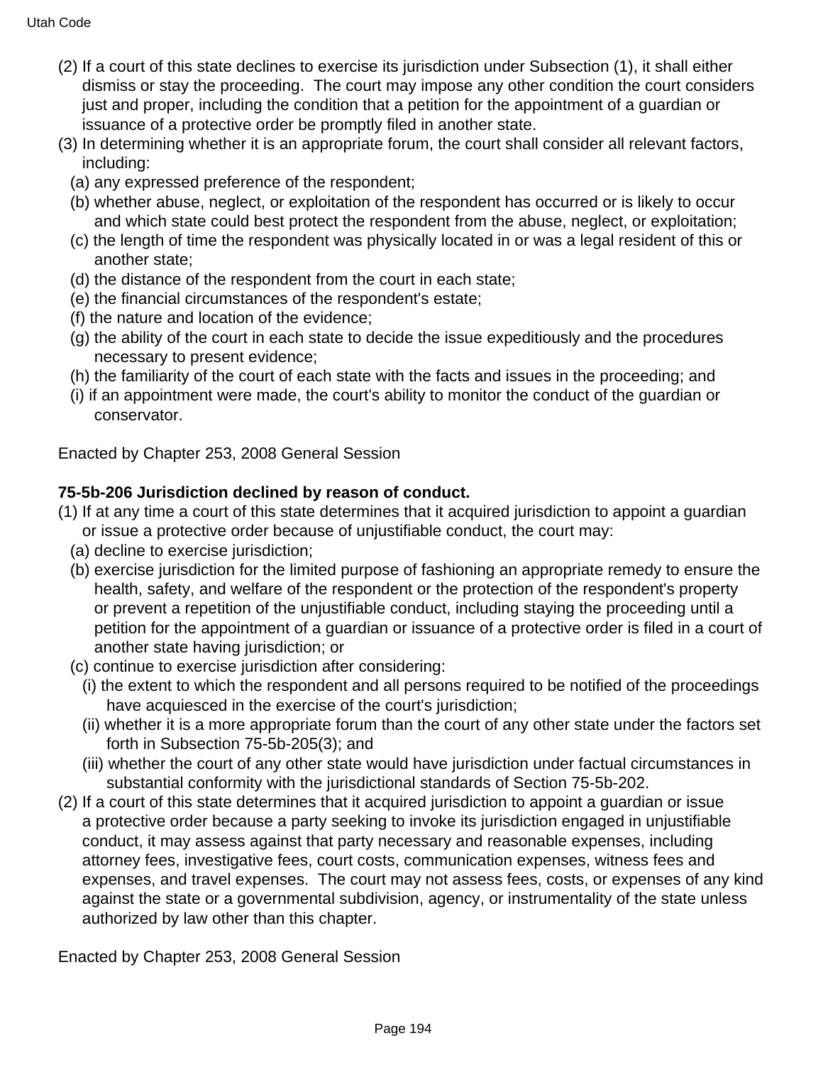(2) If a court of this state declines to exercise its jurisdiction under Subsection (1), it shall either dismiss or stay the proceeding. The court may impose any other condition the court considers just and proper, including the condition that a petition for the appointment of a guardian or issuance of a protective order be promptly filed in another state.

(3) In determining whether it is an appropriate forum, the court shall consider all relevant factors, including:

(a) any expressed preference of the respondent;

(b) whether abuse, neglect, or exploitation of the respondent has occurred or is likely to occur and which state could best protect the respondent from the abuse, neglect, or exploitation;

(c) the length of time the respondent was physically located in or was a legal resident of this or another state;

(d) the distance of the respondent from the court in each state;

(e) the financial circumstances of the respondent's estate;

(f) the nature and location of the evidence;

(g) the ability of the court in each state to decide the issue expeditiously and the procedures necessary to present evidence;

(h) the familiarity of the court of each state with the facts and issues in the proceeding; and

(i) if an appointment were made, the court's ability to monitor the conduct of the guardian or conservator.

Enacted by Chapter 253, 2008 General Session

**75-5b-206 Jurisdiction declined by reason of conduct.**

(1) If at any time a court of this state determines that it acquired jurisdiction to appoint a guardian or issue a protective order because of unjustifiable conduct, the court may:

(a) decline to exercise jurisdiction;

(b) exercise jurisdiction for the limited purpose of fashioning an appropriate remedy to ensure the health, safety, and welfare of the respondent or the protection of the respondent's property or prevent a repetition of the unjustifiable conduct, including staying the proceeding until a petition for the appointment of a guardian or issuance of a protective order is filed in a court of another state having jurisdiction; or

(c) continue to exercise jurisdiction after considering:

(i) the extent to which the respondent and all persons required to be notified of the proceedings have acquiesced in the exercise of the court's jurisdiction;

(ii) whether it is a more appropriate forum than the court of any other state under the factors set forth in Subsection 75-5b-205(3); and

(iii) whether the court of any other state would have jurisdiction under factual circumstances in substantial conformity with the jurisdictional standards of Section 75-5b-202.

(2) If a court of this state determines that it acquired jurisdiction to appoint a guardian or issue a protective order because a party seeking to invoke its jurisdiction engaged in unjustifiable conduct, it may assess against that party necessary and reasonable expenses, including attorney fees, investigative fees, court costs, communication expenses, witness fees and expenses, and travel expenses. The court may not assess fees, costs, or expenses of any kind against the state or a governmental subdivision, agency, or instrumentality of the state unless authorized by law other than this chapter.

Enacted by Chapter 253, 2008 General Session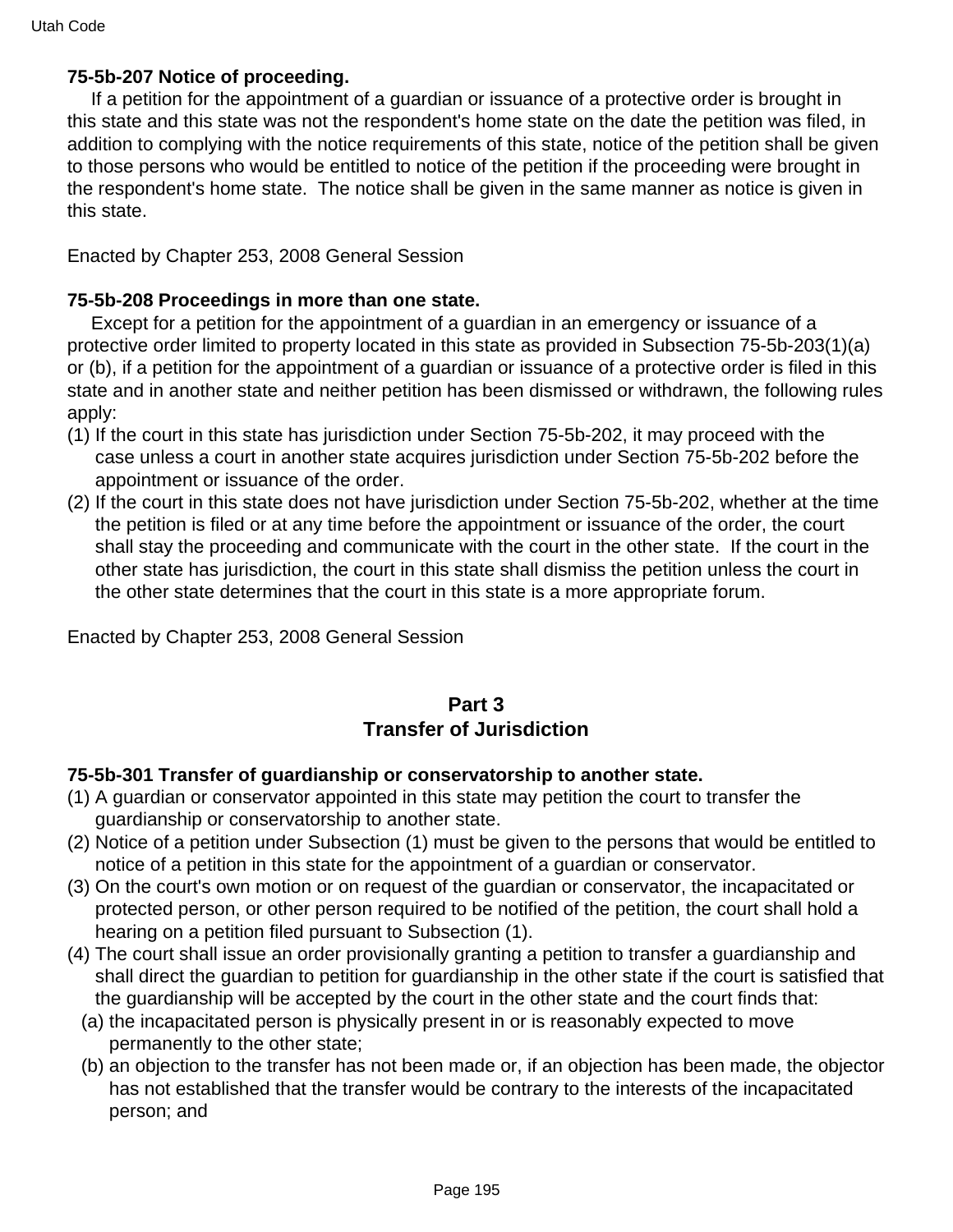**75-5b-207 Notice of proceeding.**

If a petition for the appointment of a guardian or issuance of a protective order is brought in this state and this state was not the respondent's home state on the date the petition was filed, in addition to complying with the notice requirements of this state, notice of the petition shall be given to those persons who would be entitled to notice of the petition if the proceeding were brought in the respondent's home state. The notice shall be given in the same manner as notice is given in this state.

Enacted by Chapter 253, 2008 General Session

**75-5b-208 Proceedings in more than one state.**

Except for a petition for the appointment of a guardian in an emergency or issuance of a protective order limited to property located in this state as provided in Subsection 75-5b-203(1)(a) or (b), if a petition for the appointment of a guardian or issuance of a protective order is filed in this state and in another state and neither petition has been dismissed or withdrawn, the following rules apply:

(1) If the court in this state has jurisdiction under Section 75-5b-202, it may proceed with the case unless a court in another state acquires jurisdiction under Section 75-5b-202 before the appointment or issuance of the order.

(2) If the court in this state does not have jurisdiction under Section 75-5b-202, whether at the time the petition is filed or at any time before the appointment or issuance of the order, the court shall stay the proceeding and communicate with the court in the other state. If the court in the other state has jurisdiction, the court in this state shall dismiss the petition unless the court in the other state determines that the court in this state is a more appropriate forum.

Enacted by Chapter 253, 2008 General Session

## Part 3
## Transfer of Jurisdiction

**75-5b-301 Transfer of guardianship or conservatorship to another state.**

(1) A guardian or conservator appointed in this state may petition the court to transfer the guardianship or conservatorship to another state.

(2) Notice of a petition under Subsection (1) must be given to the persons that would be entitled to notice of a petition in this state for the appointment of a guardian or conservator.

(3) On the court's own motion or on request of the guardian or conservator, the incapacitated or protected person, or other person required to be notified of the petition, the court shall hold a hearing on a petition filed pursuant to Subsection (1).

(4) The court shall issue an order provisionally granting a petition to transfer a guardianship and shall direct the guardian to petition for guardianship in the other state if the court is satisfied that the guardianship will be accepted by the court in the other state and the court finds that:

  (a) the incapacitated person is physically present in or is reasonably expected to move permanently to the other state;

  (b) an objection to the transfer has not been made or, if an objection has been made, the objector has not established that the transfer would be contrary to the interests of the incapacitated person; and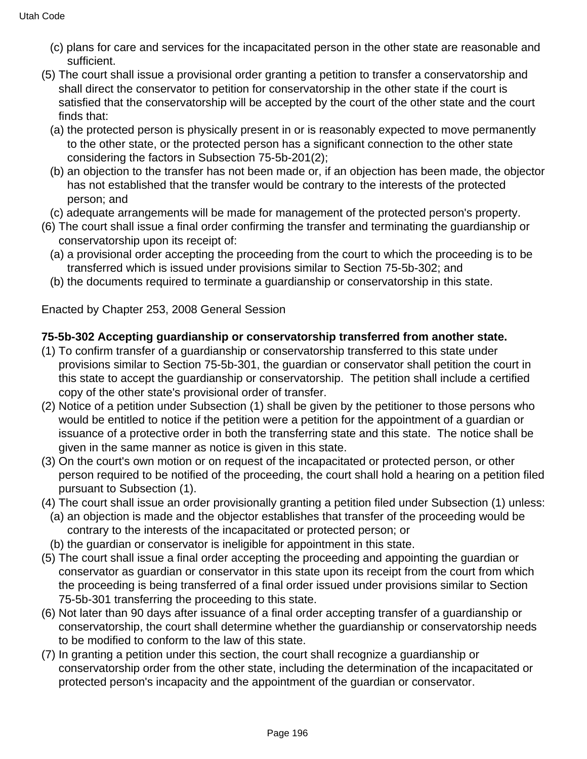(c) plans for care and services for the incapacitated person in the other state are reasonable and sufficient.

(5) The court shall issue a provisional order granting a petition to transfer a conservatorship and shall direct the conservator to petition for conservatorship in the other state if the court is satisfied that the conservatorship will be accepted by the court of the other state and the court finds that:

(a) the protected person is physically present in or is reasonably expected to move permanently to the other state, or the protected person has a significant connection to the other state considering the factors in Subsection 75-5b-201(2);

(b) an objection to the transfer has not been made or, if an objection has been made, the objector has not established that the transfer would be contrary to the interests of the protected person; and

(c) adequate arrangements will be made for management of the protected person's property.

(6) The court shall issue a final order confirming the transfer and terminating the guardianship or conservatorship upon its receipt of:

(a) a provisional order accepting the proceeding from the court to which the proceeding is to be transferred which is issued under provisions similar to Section 75-5b-302; and

(b) the documents required to terminate a guardianship or conservatorship in this state.

Enacted by Chapter 253, 2008 General Session

**75-5b-302 Accepting guardianship or conservatorship transferred from another state.**

(1) To confirm transfer of a guardianship or conservatorship transferred to this state under provisions similar to Section 75-5b-301, the guardian or conservator shall petition the court in this state to accept the guardianship or conservatorship. The petition shall include a certified copy of the other state's provisional order of transfer.

(2) Notice of a petition under Subsection (1) shall be given by the petitioner to those persons who would be entitled to notice if the petition were a petition for the appointment of a guardian or issuance of a protective order in both the transferring state and this state. The notice shall be given in the same manner as notice is given in this state.

(3) On the court's own motion or on request of the incapacitated or protected person, or other person required to be notified of the proceeding, the court shall hold a hearing on a petition filed pursuant to Subsection (1).

(4) The court shall issue an order provisionally granting a petition filed under Subsection (1) unless:

(a) an objection is made and the objector establishes that transfer of the proceeding would be contrary to the interests of the incapacitated or protected person; or

(b) the guardian or conservator is ineligible for appointment in this state.

(5) The court shall issue a final order accepting the proceeding and appointing the guardian or conservator as guardian or conservator in this state upon its receipt from the court from which the proceeding is being transferred of a final order issued under provisions similar to Section 75-5b-301 transferring the proceeding to this state.

(6) Not later than 90 days after issuance of a final order accepting transfer of a guardianship or conservatorship, the court shall determine whether the guardianship or conservatorship needs to be modified to conform to the law of this state.

(7) In granting a petition under this section, the court shall recognize a guardianship or conservatorship order from the other state, including the determination of the incapacitated or protected person's incapacity and the appointment of the guardian or conservator.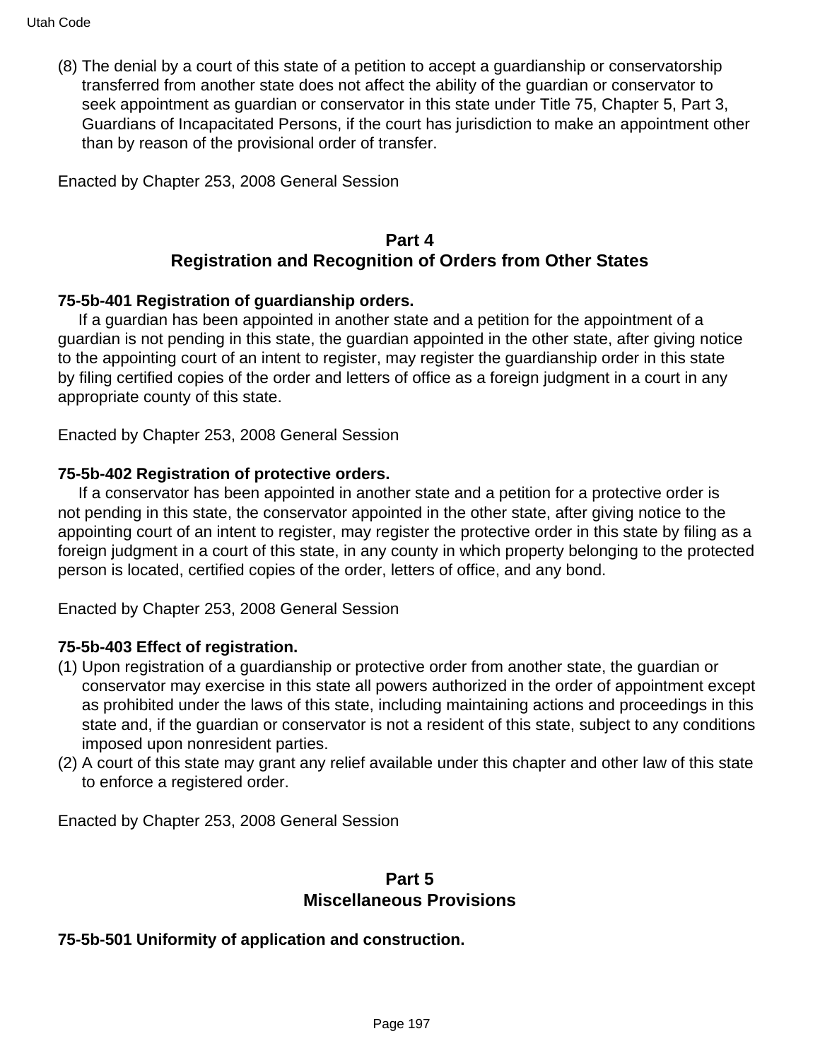(8) The denial by a court of this state of a petition to accept a guardianship or conservatorship transferred from another state does not affect the ability of the guardian or conservator to seek appointment as guardian or conservator in this state under Title 75, Chapter 5, Part 3, Guardians of Incapacitated Persons, if the court has jurisdiction to make an appointment other than by reason of the provisional order of transfer.

Enacted by Chapter 253, 2008 General Session

## Part 4
## Registration and Recognition of Orders from Other States

**75-5b-401 Registration of guardianship orders.**

If a guardian has been appointed in another state and a petition for the appointment of a guardian is not pending in this state, the guardian appointed in the other state, after giving notice to the appointing court of an intent to register, may register the guardianship order in this state by filing certified copies of the order and letters of office as a foreign judgment in a court in any appropriate county of this state.

Enacted by Chapter 253, 2008 General Session

**75-5b-402 Registration of protective orders.**

If a conservator has been appointed in another state and a petition for a protective order is not pending in this state, the conservator appointed in the other state, after giving notice to the appointing court of an intent to register, may register the protective order in this state by filing as a foreign judgment in a court of this state, in any county in which property belonging to the protected person is located, certified copies of the order, letters of office, and any bond.

Enacted by Chapter 253, 2008 General Session

**75-5b-403 Effect of registration.**

(1) Upon registration of a guardianship or protective order from another state, the guardian or conservator may exercise in this state all powers authorized in the order of appointment except as prohibited under the laws of this state, including maintaining actions and proceedings in this state and, if the guardian or conservator is not a resident of this state, subject to any conditions imposed upon nonresident parties.
(2) A court of this state may grant any relief available under this chapter and other law of this state to enforce a registered order.

Enacted by Chapter 253, 2008 General Session

## Part 5
## Miscellaneous Provisions

**75-5b-501 Uniformity of application and construction.**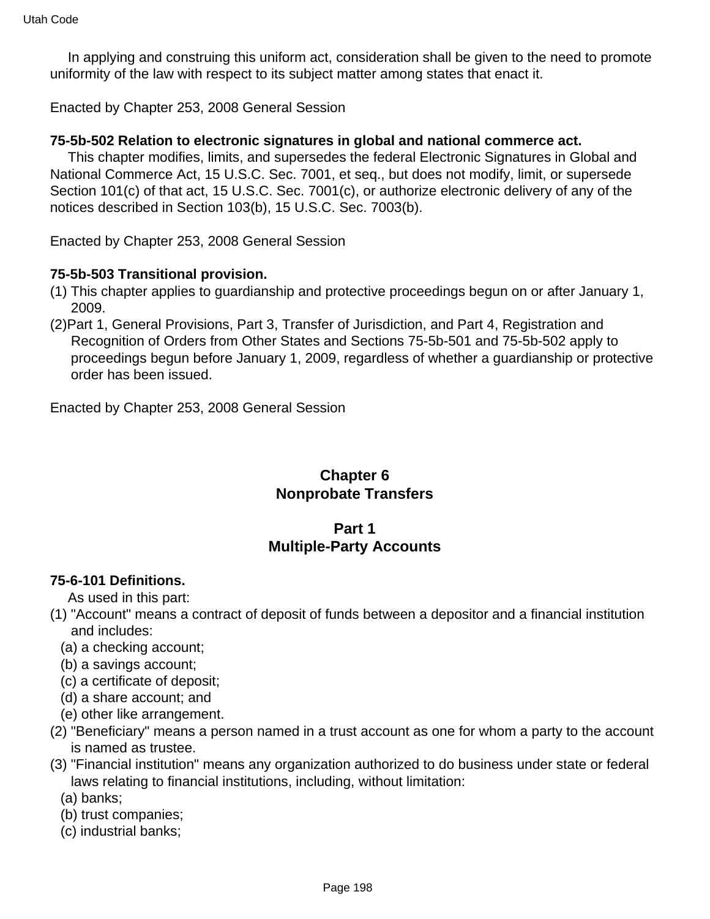In applying and construing this uniform act, consideration shall be given to the need to promote uniformity of the law with respect to its subject matter among states that enact it.

Enacted by Chapter 253, 2008 General Session

**75-5b-502 Relation to electronic signatures in global and national commerce act.**

This chapter modifies, limits, and supersedes the federal Electronic Signatures in Global and National Commerce Act, 15 U.S.C. Sec. 7001, et seq., but does not modify, limit, or supersede Section 101(c) of that act, 15 U.S.C. Sec. 7001(c), or authorize electronic delivery of any of the notices described in Section 103(b), 15 U.S.C. Sec. 7003(b).

Enacted by Chapter 253, 2008 General Session

**75-5b-503 Transitional provision.**

(1) This chapter applies to guardianship and protective proceedings begun on or after January 1, 2009.

(2)Part 1, General Provisions, Part 3, Transfer of Jurisdiction, and Part 4, Registration and Recognition of Orders from Other States and Sections 75-5b-501 and 75-5b-502 apply to proceedings begun before January 1, 2009, regardless of whether a guardianship or protective order has been issued.

Enacted by Chapter 253, 2008 General Session

## Chapter 6
## Nonprobate Transfers

### Part 1
### Multiple-Party Accounts

**75-6-101 Definitions.**

As used in this part:

(1) "Account" means a contract of deposit of funds between a depositor and a financial institution and includes:
  (a) a checking account;
  (b) a savings account;
  (c) a certificate of deposit;
  (d) a share account; and
  (e) other like arrangement.

(2) "Beneficiary" means a person named in a trust account as one for whom a party to the account is named as trustee.

(3) "Financial institution" means any organization authorized to do business under state or federal laws relating to financial institutions, including, without limitation:
  (a) banks;
  (b) trust companies;
  (c) industrial banks;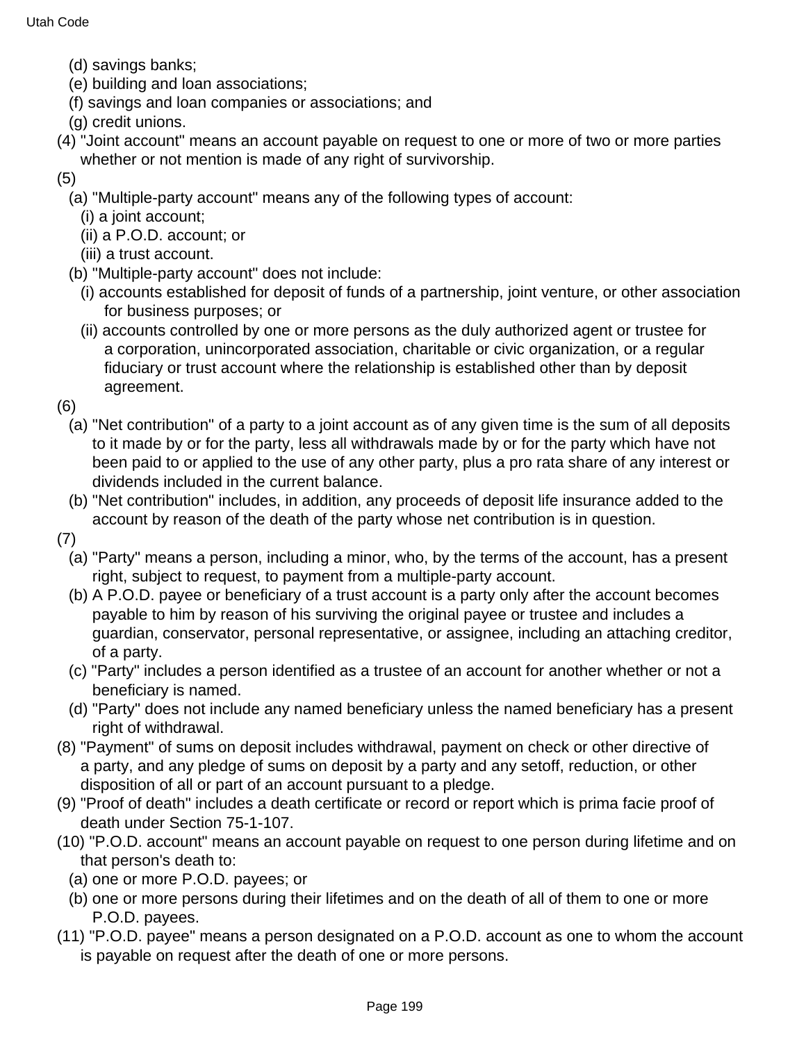(d) savings banks;

(e) building and loan associations;

(f) savings and loan companies or associations; and

(g) credit unions.

(4) "Joint account" means an account payable on request to one or more of two or more parties whether or not mention is made of any right of survivorship.

(5)

(a) "Multiple-party account" means any of the following types of account:

(i) a joint account;

(ii) a P.O.D. account; or

(iii) a trust account.

(b) "Multiple-party account" does not include:

(i) accounts established for deposit of funds of a partnership, joint venture, or other association for business purposes; or

(ii) accounts controlled by one or more persons as the duly authorized agent or trustee for a corporation, unincorporated association, charitable or civic organization, or a regular fiduciary or trust account where the relationship is established other than by deposit agreement.

(6)

(a) "Net contribution" of a party to a joint account as of any given time is the sum of all deposits to it made by or for the party, less all withdrawals made by or for the party which have not been paid to or applied to the use of any other party, plus a pro rata share of any interest or dividends included in the current balance.

(b) "Net contribution" includes, in addition, any proceeds of deposit life insurance added to the account by reason of the death of the party whose net contribution is in question.

(7)

(a) "Party" means a person, including a minor, who, by the terms of the account, has a present right, subject to request, to payment from a multiple-party account.

(b) A P.O.D. payee or beneficiary of a trust account is a party only after the account becomes payable to him by reason of his surviving the original payee or trustee and includes a guardian, conservator, personal representative, or assignee, including an attaching creditor, of a party.

(c) "Party" includes a person identified as a trustee of an account for another whether or not a beneficiary is named.

(d) "Party" does not include any named beneficiary unless the named beneficiary has a present right of withdrawal.

(8) "Payment" of sums on deposit includes withdrawal, payment on check or other directive of a party, and any pledge of sums on deposit by a party and any setoff, reduction, or other disposition of all or part of an account pursuant to a pledge.

(9) "Proof of death" includes a death certificate or record or report which is prima facie proof of death under Section 75-1-107.

(10) "P.O.D. account" means an account payable on request to one person during lifetime and on that person's death to:

(a) one or more P.O.D. payees; or

(b) one or more persons during their lifetimes and on the death of all of them to one or more P.O.D. payees.

(11) "P.O.D. payee" means a person designated on a P.O.D. account as one to whom the account is payable on request after the death of one or more persons.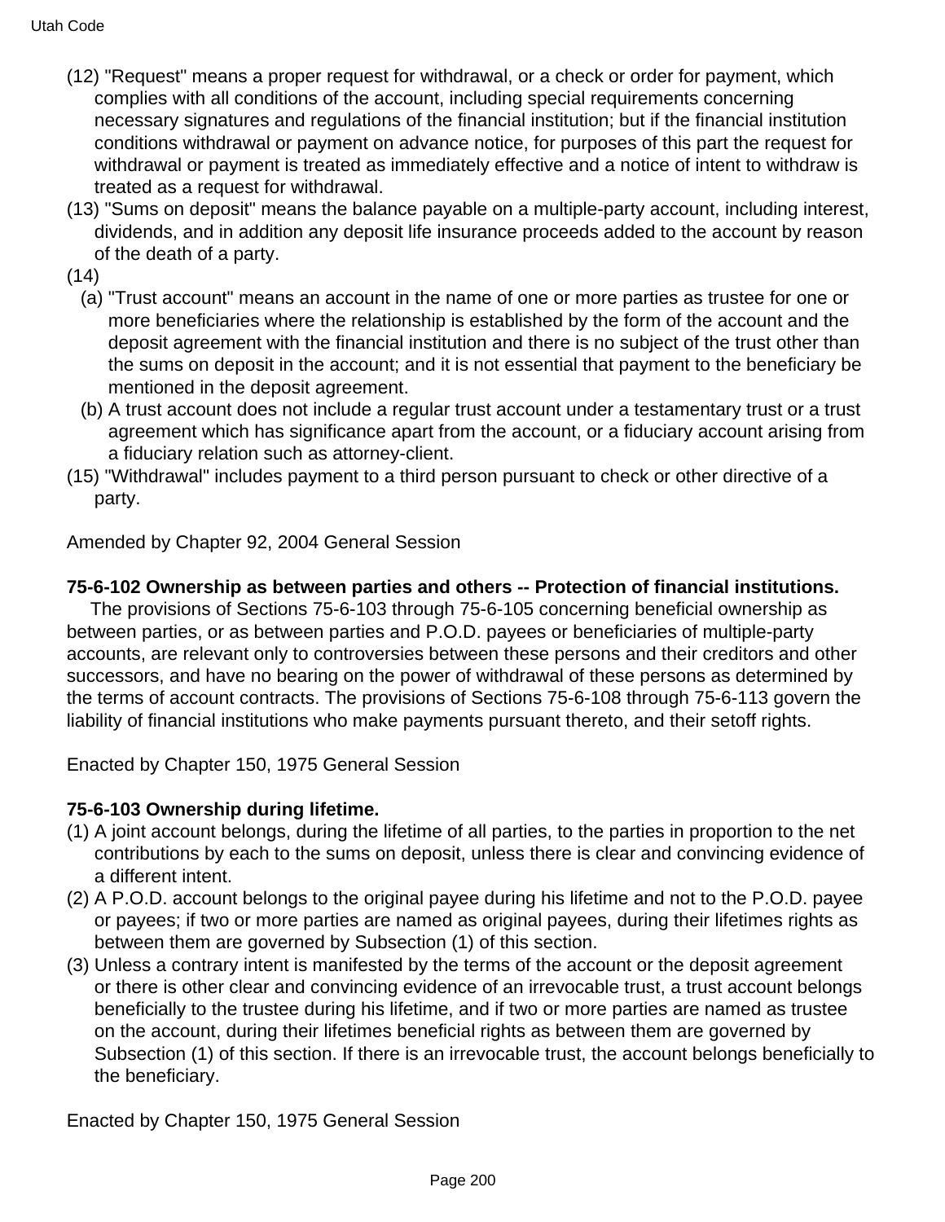(12) "Request" means a proper request for withdrawal, or a check or order for payment, which complies with all conditions of the account, including special requirements concerning necessary signatures and regulations of the financial institution; but if the financial institution conditions withdrawal or payment on advance notice, for purposes of this part the request for withdrawal or payment is treated as immediately effective and a notice of intent to withdraw is treated as a request for withdrawal.

(13) "Sums on deposit" means the balance payable on a multiple-party account, including interest, dividends, and in addition any deposit life insurance proceeds added to the account by reason of the death of a party.

(14)

(a) "Trust account" means an account in the name of one or more parties as trustee for one or more beneficiaries where the relationship is established by the form of the account and the deposit agreement with the financial institution and there is no subject of the trust other than the sums on deposit in the account; and it is not essential that payment to the beneficiary be mentioned in the deposit agreement.

(b) A trust account does not include a regular trust account under a testamentary trust or a trust agreement which has significance apart from the account, or a fiduciary account arising from a fiduciary relation such as attorney-client.

(15) "Withdrawal" includes payment to a third person pursuant to check or other directive of a party.

Amended by Chapter 92, 2004 General Session

**75-6-102 Ownership as between parties and others -- Protection of financial institutions.**

The provisions of Sections 75-6-103 through 75-6-105 concerning beneficial ownership as between parties, or as between parties and P.O.D. payees or beneficiaries of multiple-party accounts, are relevant only to controversies between these persons and their creditors and other successors, and have no bearing on the power of withdrawal of these persons as determined by the terms of account contracts. The provisions of Sections 75-6-108 through 75-6-113 govern the liability of financial institutions who make payments pursuant thereto, and their setoff rights.

Enacted by Chapter 150, 1975 General Session

**75-6-103 Ownership during lifetime.**

(1) A joint account belongs, during the lifetime of all parties, to the parties in proportion to the net contributions by each to the sums on deposit, unless there is clear and convincing evidence of a different intent.

(2) A P.O.D. account belongs to the original payee during his lifetime and not to the P.O.D. payee or payees; if two or more parties are named as original payees, during their lifetimes rights as between them are governed by Subsection (1) of this section.

(3) Unless a contrary intent is manifested by the terms of the account or the deposit agreement or there is other clear and convincing evidence of an irrevocable trust, a trust account belongs beneficially to the trustee during his lifetime, and if two or more parties are named as trustee on the account, during their lifetimes beneficial rights as between them are governed by Subsection (1) of this section. If there is an irrevocable trust, the account belongs beneficially to the beneficiary.

Enacted by Chapter 150, 1975 General Session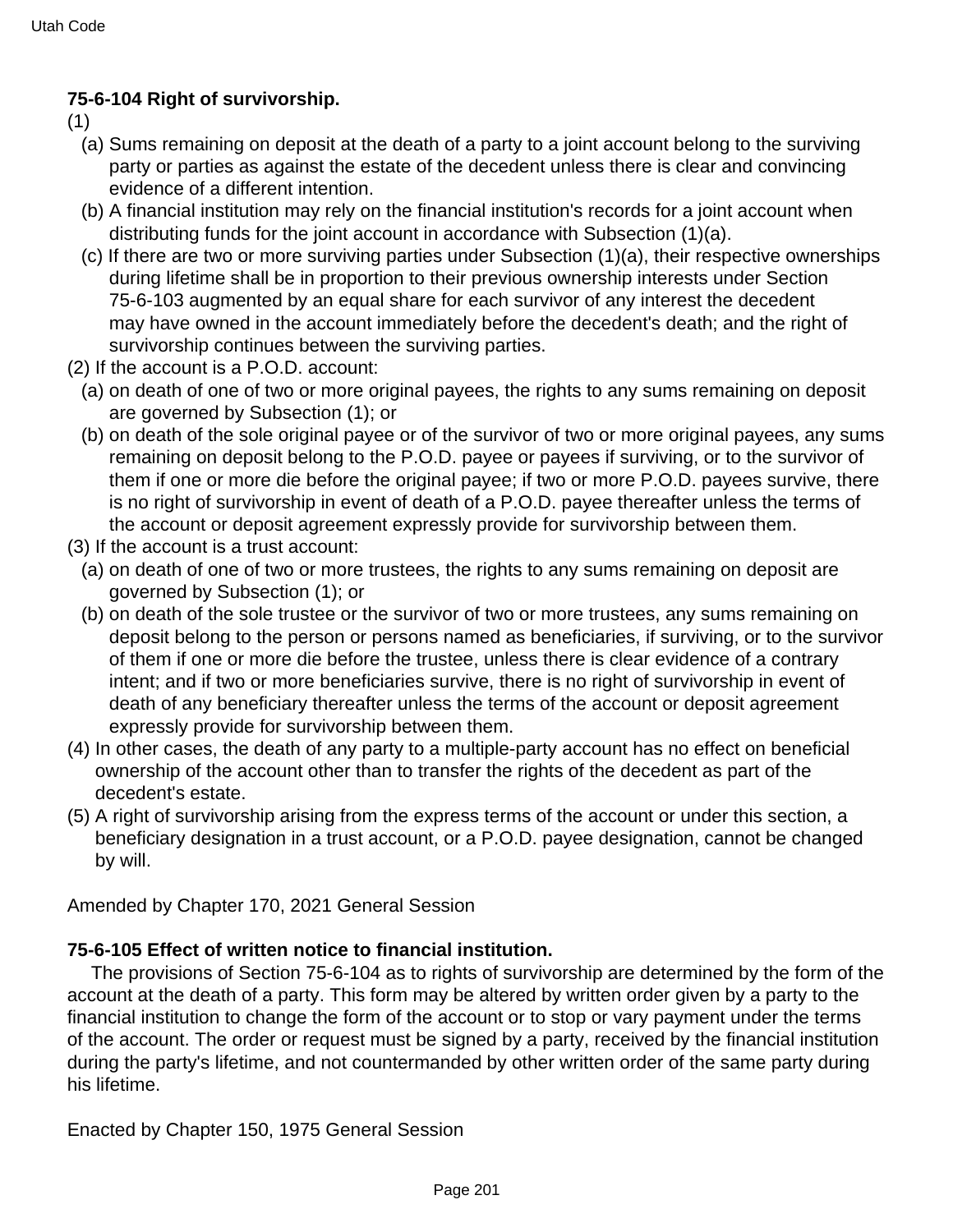**75-6-104 Right of survivorship.**

(1)

(a) Sums remaining on deposit at the death of a party to a joint account belong to the surviving party or parties as against the estate of the decedent unless there is clear and convincing evidence of a different intention.

(b) A financial institution may rely on the financial institution's records for a joint account when distributing funds for the joint account in accordance with Subsection (1)(a).

(c) If there are two or more surviving parties under Subsection (1)(a), their respective ownerships during lifetime shall be in proportion to their previous ownership interests under Section 75-6-103 augmented by an equal share for each survivor of any interest the decedent may have owned in the account immediately before the decedent's death; and the right of survivorship continues between the surviving parties.

(2) If the account is a P.O.D. account:

(a) on death of one of two or more original payees, the rights to any sums remaining on deposit are governed by Subsection (1); or

(b) on death of the sole original payee or of the survivor of two or more original payees, any sums remaining on deposit belong to the P.O.D. payee or payees if surviving, or to the survivor of them if one or more die before the original payee; if two or more P.O.D. payees survive, there is no right of survivorship in event of death of a P.O.D. payee thereafter unless the terms of the account or deposit agreement expressly provide for survivorship between them.

(3) If the account is a trust account:

(a) on death of one of two or more trustees, the rights to any sums remaining on deposit are governed by Subsection (1); or

(b) on death of the sole trustee or the survivor of two or more trustees, any sums remaining on deposit belong to the person or persons named as beneficiaries, if surviving, or to the survivor of them if one or more die before the trustee, unless there is clear evidence of a contrary intent; and if two or more beneficiaries survive, there is no right of survivorship in event of death of any beneficiary thereafter unless the terms of the account or deposit agreement expressly provide for survivorship between them.

(4) In other cases, the death of any party to a multiple-party account has no effect on beneficial ownership of the account other than to transfer the rights of the decedent as part of the decedent's estate.

(5) A right of survivorship arising from the express terms of the account or under this section, a beneficiary designation in a trust account, or a P.O.D. payee designation, cannot be changed by will.

Amended by Chapter 170, 2021 General Session

**75-6-105 Effect of written notice to financial institution.**

The provisions of Section 75-6-104 as to rights of survivorship are determined by the form of the account at the death of a party. This form may be altered by written order given by a party to the financial institution to change the form of the account or to stop or vary payment under the terms of the account. The order or request must be signed by a party, received by the financial institution during the party's lifetime, and not countermanded by other written order of the same party during his lifetime.

Enacted by Chapter 150, 1975 General Session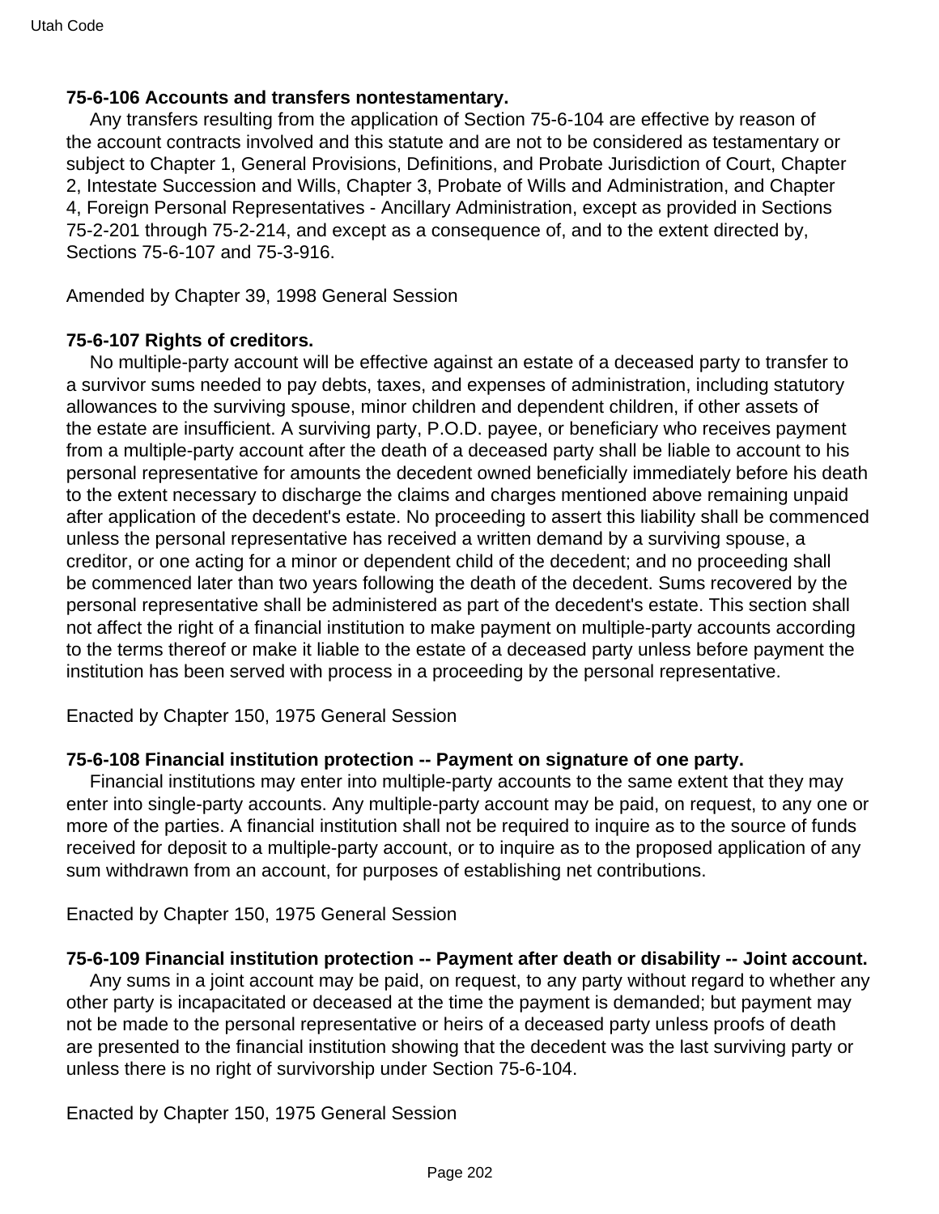**75-6-106 Accounts and transfers nontestamentary.**

Any transfers resulting from the application of Section 75-6-104 are effective by reason of the account contracts involved and this statute and are not to be considered as testamentary or subject to Chapter 1, General Provisions, Definitions, and Probate Jurisdiction of Court, Chapter 2, Intestate Succession and Wills, Chapter 3, Probate of Wills and Administration, and Chapter 4, Foreign Personal Representatives - Ancillary Administration, except as provided in Sections 75-2-201 through 75-2-214, and except as a consequence of, and to the extent directed by, Sections 75-6-107 and 75-3-916.

Amended by Chapter 39, 1998 General Session

**75-6-107 Rights of creditors.**

No multiple-party account will be effective against an estate of a deceased party to transfer to a survivor sums needed to pay debts, taxes, and expenses of administration, including statutory allowances to the surviving spouse, minor children and dependent children, if other assets of the estate are insufficient. A surviving party, P.O.D. payee, or beneficiary who receives payment from a multiple-party account after the death of a deceased party shall be liable to account to his personal representative for amounts the decedent owned beneficially immediately before his death to the extent necessary to discharge the claims and charges mentioned above remaining unpaid after application of the decedent's estate. No proceeding to assert this liability shall be commenced unless the personal representative has received a written demand by a surviving spouse, a creditor, or one acting for a minor or dependent child of the decedent; and no proceeding shall be commenced later than two years following the death of the decedent. Sums recovered by the personal representative shall be administered as part of the decedent's estate. This section shall not affect the right of a financial institution to make payment on multiple-party accounts according to the terms thereof or make it liable to the estate of a deceased party unless before payment the institution has been served with process in a proceeding by the personal representative.

Enacted by Chapter 150, 1975 General Session

**75-6-108 Financial institution protection -- Payment on signature of one party.**

Financial institutions may enter into multiple-party accounts to the same extent that they may enter into single-party accounts. Any multiple-party account may be paid, on request, to any one or more of the parties. A financial institution shall not be required to inquire as to the source of funds received for deposit to a multiple-party account, or to inquire as to the proposed application of any sum withdrawn from an account, for purposes of establishing net contributions.

Enacted by Chapter 150, 1975 General Session

**75-6-109 Financial institution protection -- Payment after death or disability -- Joint account.**

Any sums in a joint account may be paid, on request, to any party without regard to whether any other party is incapacitated or deceased at the time the payment is demanded; but payment may not be made to the personal representative or heirs of a deceased party unless proofs of death are presented to the financial institution showing that the decedent was the last surviving party or unless there is no right of survivorship under Section 75-6-104.

Enacted by Chapter 150, 1975 General Session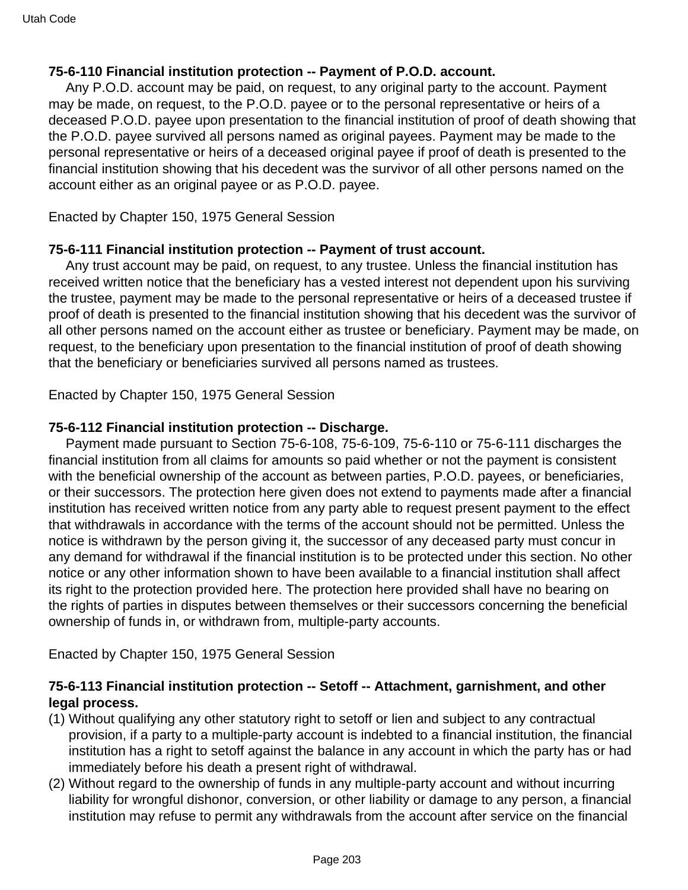**75-6-110 Financial institution protection -- Payment of P.O.D. account.**

Any P.O.D. account may be paid, on request, to any original party to the account. Payment may be made, on request, to the P.O.D. payee or to the personal representative or heirs of a deceased P.O.D. payee upon presentation to the financial institution of proof of death showing that the P.O.D. payee survived all persons named as original payees. Payment may be made to the personal representative or heirs of a deceased original payee if proof of death is presented to the financial institution showing that his decedent was the survivor of all other persons named on the account either as an original payee or as P.O.D. payee.

Enacted by Chapter 150, 1975 General Session

**75-6-111 Financial institution protection -- Payment of trust account.**

Any trust account may be paid, on request, to any trustee. Unless the financial institution has received written notice that the beneficiary has a vested interest not dependent upon his surviving the trustee, payment may be made to the personal representative or heirs of a deceased trustee if proof of death is presented to the financial institution showing that his decedent was the survivor of all other persons named on the account either as trustee or beneficiary. Payment may be made, on request, to the beneficiary upon presentation to the financial institution of proof of death showing that the beneficiary or beneficiaries survived all persons named as trustees.

Enacted by Chapter 150, 1975 General Session

**75-6-112 Financial institution protection -- Discharge.**

Payment made pursuant to Section 75-6-108, 75-6-109, 75-6-110 or 75-6-111 discharges the financial institution from all claims for amounts so paid whether or not the payment is consistent with the beneficial ownership of the account as between parties, P.O.D. payees, or beneficiaries, or their successors. The protection here given does not extend to payments made after a financial institution has received written notice from any party able to request present payment to the effect that withdrawals in accordance with the terms of the account should not be permitted. Unless the notice is withdrawn by the person giving it, the successor of any deceased party must concur in any demand for withdrawal if the financial institution is to be protected under this section. No other notice or any other information shown to have been available to a financial institution shall affect its right to the protection provided here. The protection here provided shall have no bearing on the rights of parties in disputes between themselves or their successors concerning the beneficial ownership of funds in, or withdrawn from, multiple-party accounts.

Enacted by Chapter 150, 1975 General Session

**75-6-113 Financial institution protection -- Setoff -- Attachment, garnishment, and other legal process.**

(1) Without qualifying any other statutory right to setoff or lien and subject to any contractual provision, if a party to a multiple-party account is indebted to a financial institution, the financial institution has a right to setoff against the balance in any account in which the party has or had immediately before his death a present right of withdrawal.

(2) Without regard to the ownership of funds in any multiple-party account and without incurring liability for wrongful dishonor, conversion, or other liability or damage to any person, a financial institution may refuse to permit any withdrawals from the account after service on the financial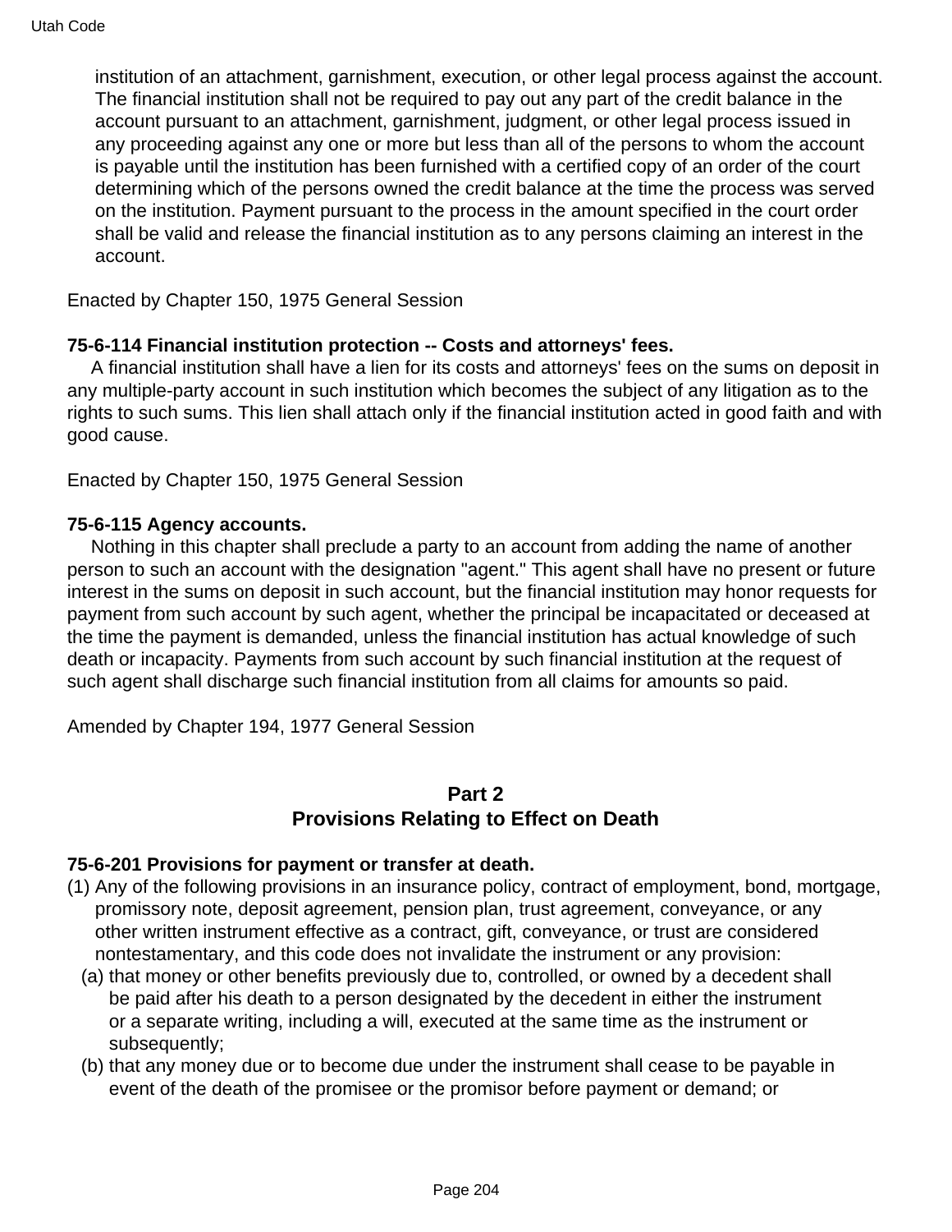institution of an attachment, garnishment, execution, or other legal process against the account. The financial institution shall not be required to pay out any part of the credit balance in the account pursuant to an attachment, garnishment, judgment, or other legal process issued in any proceeding against any one or more but less than all of the persons to whom the account is payable until the institution has been furnished with a certified copy of an order of the court determining which of the persons owned the credit balance at the time the process was served on the institution. Payment pursuant to the process in the amount specified in the court order shall be valid and release the financial institution as to any persons claiming an interest in the account.

Enacted by Chapter 150, 1975 General Session

**75-6-114 Financial institution protection -- Costs and attorneys' fees.**

A financial institution shall have a lien for its costs and attorneys' fees on the sums on deposit in any multiple-party account in such institution which becomes the subject of any litigation as to the rights to such sums. This lien shall attach only if the financial institution acted in good faith and with good cause.

Enacted by Chapter 150, 1975 General Session

**75-6-115 Agency accounts.**

Nothing in this chapter shall preclude a party to an account from adding the name of another person to such an account with the designation "agent." This agent shall have no present or future interest in the sums on deposit in such account, but the financial institution may honor requests for payment from such account by such agent, whether the principal be incapacitated or deceased at the time the payment is demanded, unless the financial institution has actual knowledge of such death or incapacity. Payments from such account by such financial institution at the request of such agent shall discharge such financial institution from all claims for amounts so paid.

Amended by Chapter 194, 1977 General Session

## Part 2
## Provisions Relating to Effect on Death

**75-6-201 Provisions for payment or transfer at death.**

(1) Any of the following provisions in an insurance policy, contract of employment, bond, mortgage, promissory note, deposit agreement, pension plan, trust agreement, conveyance, or any other written instrument effective as a contract, gift, conveyance, or trust are considered nontestamentary, and this code does not invalidate the instrument or any provision:

(a) that money or other benefits previously due to, controlled, or owned by a decedent shall be paid after his death to a person designated by the decedent in either the instrument or a separate writing, including a will, executed at the same time as the instrument or subsequently;

(b) that any money due or to become due under the instrument shall cease to be payable in event of the death of the promisee or the promisor before payment or demand; or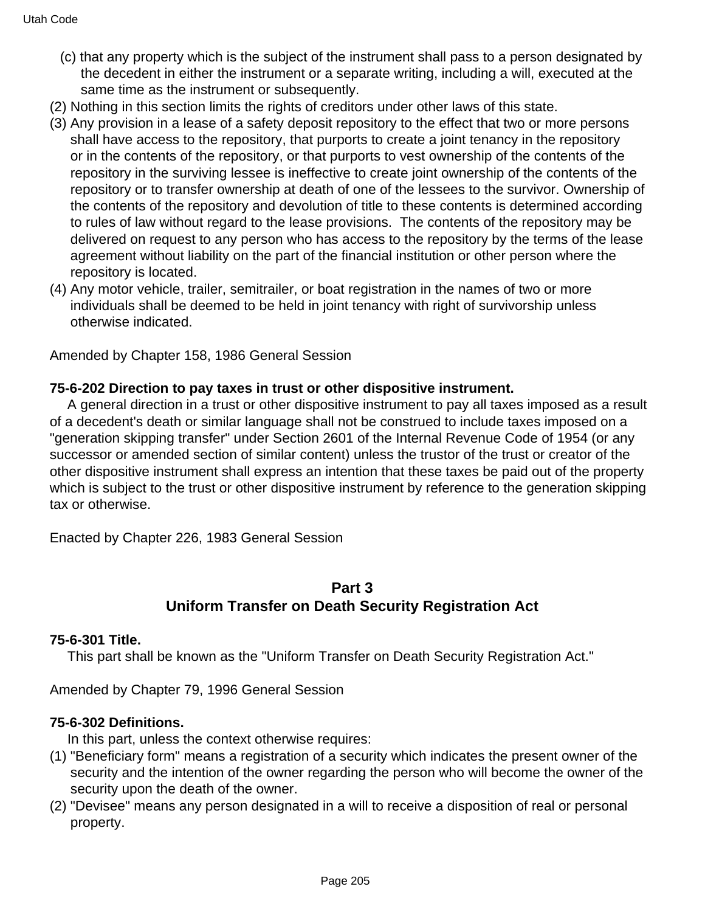(c) that any property which is the subject of the instrument shall pass to a person designated by the decedent in either the instrument or a separate writing, including a will, executed at the same time as the instrument or subsequently.

(2) Nothing in this section limits the rights of creditors under other laws of this state.

(3) Any provision in a lease of a safety deposit repository to the effect that two or more persons shall have access to the repository, that purports to create a joint tenancy in the repository or in the contents of the repository, or that purports to vest ownership of the contents of the repository in the surviving lessee is ineffective to create joint ownership of the contents of the repository or to transfer ownership at death of one of the lessees to the survivor. Ownership of the contents of the repository and devolution of title to these contents is determined according to rules of law without regard to the lease provisions. The contents of the repository may be delivered on request to any person who has access to the repository by the terms of the lease agreement without liability on the part of the financial institution or other person where the repository is located.

(4) Any motor vehicle, trailer, semitrailer, or boat registration in the names of two or more individuals shall be deemed to be held in joint tenancy with right of survivorship unless otherwise indicated.

Amended by Chapter 158, 1986 General Session

**75-6-202 Direction to pay taxes in trust or other dispositive instrument.**

A general direction in a trust or other dispositive instrument to pay all taxes imposed as a result of a decedent's death or similar language shall not be construed to include taxes imposed on a "generation skipping transfer" under Section 2601 of the Internal Revenue Code of 1954 (or any successor or amended section of similar content) unless the trustor of the trust or creator of the other dispositive instrument shall express an intention that these taxes be paid out of the property which is subject to the trust or other dispositive instrument by reference to the generation skipping tax or otherwise.

Enacted by Chapter 226, 1983 General Session

## Part 3
## Uniform Transfer on Death Security Registration Act

**75-6-301 Title.**

This part shall be known as the "Uniform Transfer on Death Security Registration Act."

Amended by Chapter 79, 1996 General Session

**75-6-302 Definitions.**

In this part, unless the context otherwise requires:

(1) "Beneficiary form" means a registration of a security which indicates the present owner of the security and the intention of the owner regarding the person who will become the owner of the security upon the death of the owner.

(2) "Devisee" means any person designated in a will to receive a disposition of real or personal property.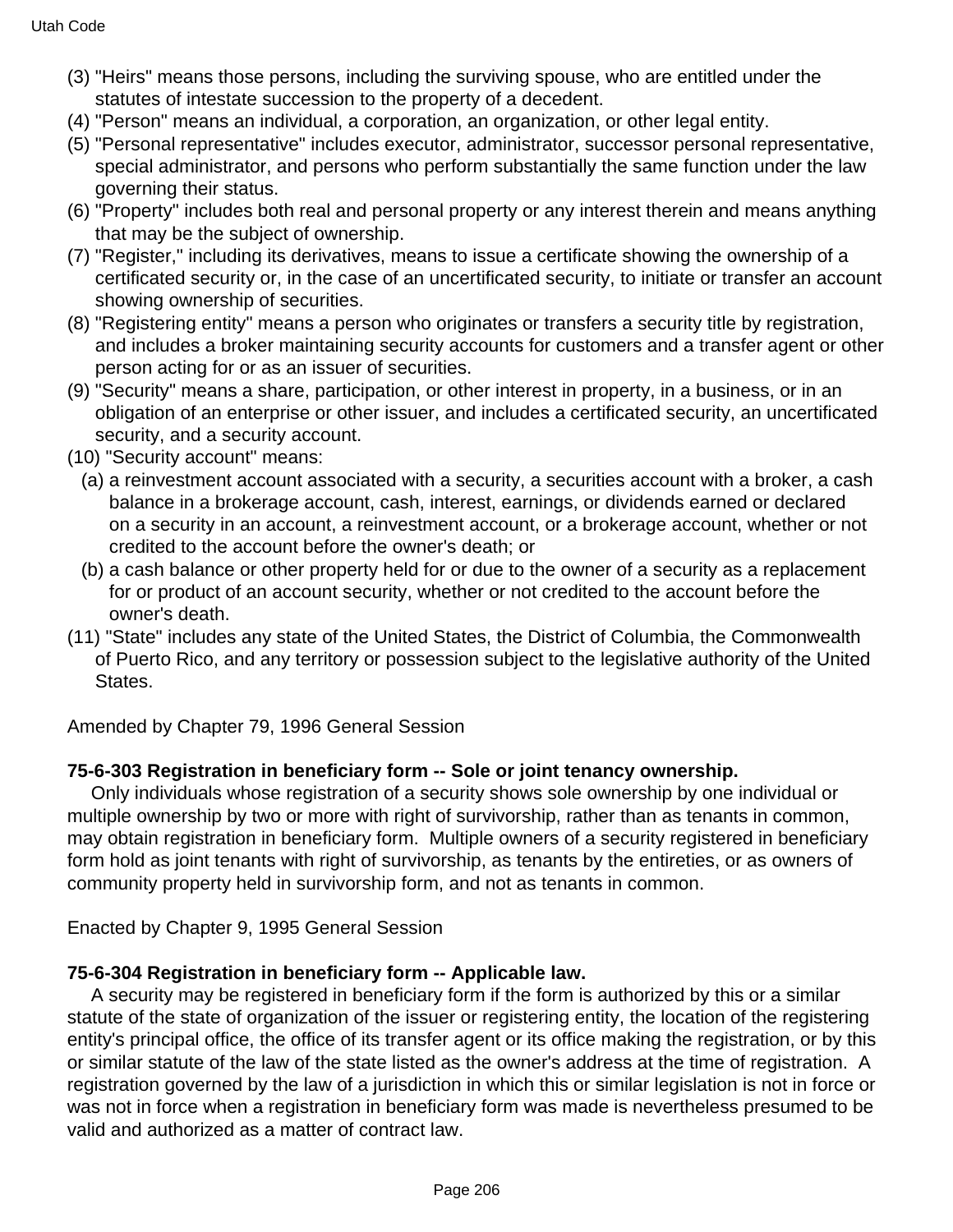(3) "Heirs" means those persons, including the surviving spouse, who are entitled under the statutes of intestate succession to the property of a decedent.
(4) "Person" means an individual, a corporation, an organization, or other legal entity.
(5) "Personal representative" includes executor, administrator, successor personal representative, special administrator, and persons who perform substantially the same function under the law governing their status.
(6) "Property" includes both real and personal property or any interest therein and means anything that may be the subject of ownership.
(7) "Register," including its derivatives, means to issue a certificate showing the ownership of a certificated security or, in the case of an uncertificated security, to initiate or transfer an account showing ownership of securities.
(8) "Registering entity" means a person who originates or transfers a security title by registration, and includes a broker maintaining security accounts for customers and a transfer agent or other person acting for or as an issuer of securities.
(9) "Security" means a share, participation, or other interest in property, in a business, or in an obligation of an enterprise or other issuer, and includes a certificated security, an uncertificated security, and a security account.
(10) "Security account" means:
  (a) a reinvestment account associated with a security, a securities account with a broker, a cash balance in a brokerage account, cash, interest, earnings, or dividends earned or declared on a security in an account, a reinvestment account, or a brokerage account, whether or not credited to the account before the owner's death; or
  (b) a cash balance or other property held for or due to the owner of a security as a replacement for or product of an account security, whether or not credited to the account before the owner's death.
(11) "State" includes any state of the United States, the District of Columbia, the Commonwealth of Puerto Rico, and any territory or possession subject to the legislative authority of the United States.

Amended by Chapter 79, 1996 General Session

**75-6-303 Registration in beneficiary form -- Sole or joint tenancy ownership.**

Only individuals whose registration of a security shows sole ownership by one individual or multiple ownership by two or more with right of survivorship, rather than as tenants in common, may obtain registration in beneficiary form. Multiple owners of a security registered in beneficiary form hold as joint tenants with right of survivorship, as tenants by the entireties, or as owners of community property held in survivorship form, and not as tenants in common.

Enacted by Chapter 9, 1995 General Session

**75-6-304 Registration in beneficiary form -- Applicable law.**

A security may be registered in beneficiary form if the form is authorized by this or a similar statute of the state of organization of the issuer or registering entity, the location of the registering entity's principal office, the office of its transfer agent or its office making the registration, or by this or similar statute of the law of the state listed as the owner's address at the time of registration. A registration governed by the law of a jurisdiction in which this or similar legislation is not in force or was not in force when a registration in beneficiary form was made is nevertheless presumed to be valid and authorized as a matter of contract law.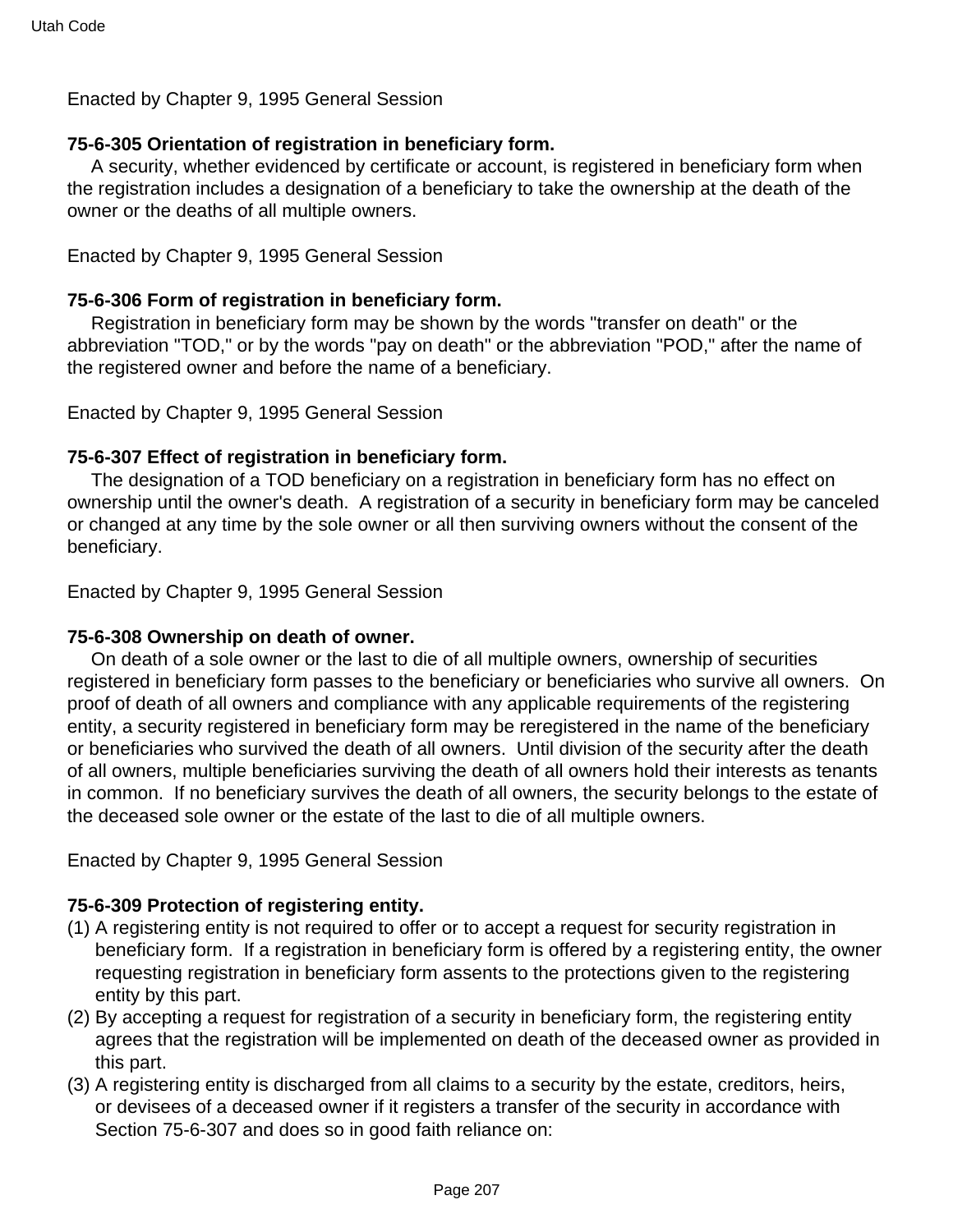Enacted by Chapter 9, 1995 General Session

**75-6-305 Orientation of registration in beneficiary form.**

A security, whether evidenced by certificate or account, is registered in beneficiary form when the registration includes a designation of a beneficiary to take the ownership at the death of the owner or the deaths of all multiple owners.

Enacted by Chapter 9, 1995 General Session

**75-6-306 Form of registration in beneficiary form.**

Registration in beneficiary form may be shown by the words "transfer on death" or the abbreviation "TOD," or by the words "pay on death" or the abbreviation "POD," after the name of the registered owner and before the name of a beneficiary.

Enacted by Chapter 9, 1995 General Session

**75-6-307 Effect of registration in beneficiary form.**

The designation of a TOD beneficiary on a registration in beneficiary form has no effect on ownership until the owner's death. A registration of a security in beneficiary form may be canceled or changed at any time by the sole owner or all then surviving owners without the consent of the beneficiary.

Enacted by Chapter 9, 1995 General Session

**75-6-308 Ownership on death of owner.**

On death of a sole owner or the last to die of all multiple owners, ownership of securities registered in beneficiary form passes to the beneficiary or beneficiaries who survive all owners. On proof of death of all owners and compliance with any applicable requirements of the registering entity, a security registered in beneficiary form may be reregistered in the name of the beneficiary or beneficiaries who survived the death of all owners. Until division of the security after the death of all owners, multiple beneficiaries surviving the death of all owners hold their interests as tenants in common. If no beneficiary survives the death of all owners, the security belongs to the estate of the deceased sole owner or the estate of the last to die of all multiple owners.

Enacted by Chapter 9, 1995 General Session

**75-6-309 Protection of registering entity.**

(1) A registering entity is not required to offer or to accept a request for security registration in beneficiary form. If a registration in beneficiary form is offered by a registering entity, the owner requesting registration in beneficiary form assents to the protections given to the registering entity by this part.

(2) By accepting a request for registration of a security in beneficiary form, the registering entity agrees that the registration will be implemented on death of the deceased owner as provided in this part.

(3) A registering entity is discharged from all claims to a security by the estate, creditors, heirs, or devisees of a deceased owner if it registers a transfer of the security in accordance with Section 75-6-307 and does so in good faith reliance on: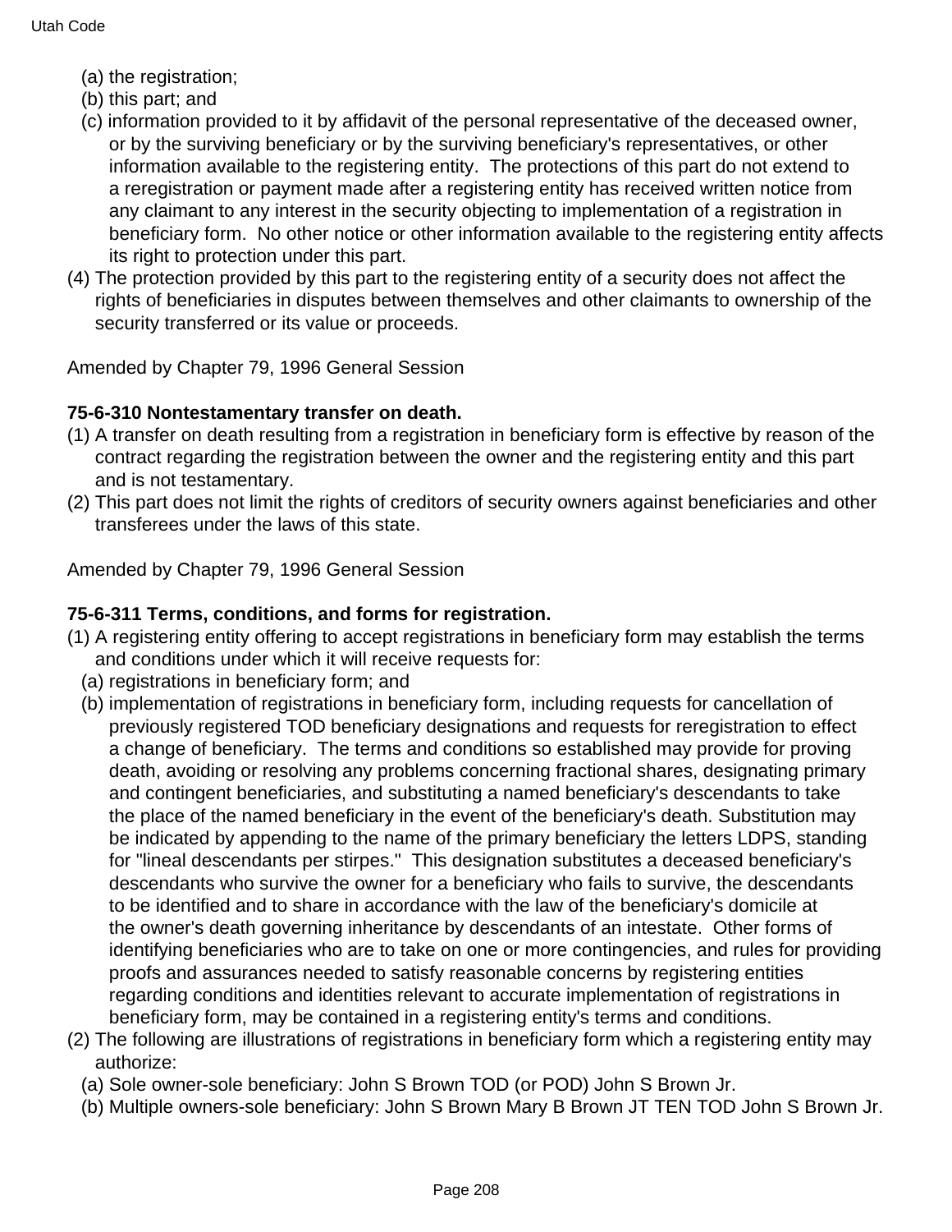(a) the registration;

(b) this part; and

(c) information provided to it by affidavit of the personal representative of the deceased owner, or by the surviving beneficiary or by the surviving beneficiary's representatives, or other information available to the registering entity. The protections of this part do not extend to a reregistration or payment made after a registering entity has received written notice from any claimant to any interest in the security objecting to implementation of a registration in beneficiary form. No other notice or other information available to the registering entity affects its right to protection under this part.

(4) The protection provided by this part to the registering entity of a security does not affect the rights of beneficiaries in disputes between themselves and other claimants to ownership of the security transferred or its value or proceeds.

Amended by Chapter 79, 1996 General Session

**75-6-310 Nontestamentary transfer on death.**

(1) A transfer on death resulting from a registration in beneficiary form is effective by reason of the contract regarding the registration between the owner and the registering entity and this part and is not testamentary.

(2) This part does not limit the rights of creditors of security owners against beneficiaries and other transferees under the laws of this state.

Amended by Chapter 79, 1996 General Session

**75-6-311 Terms, conditions, and forms for registration.**

(1) A registering entity offering to accept registrations in beneficiary form may establish the terms and conditions under which it will receive requests for:

(a) registrations in beneficiary form; and

(b) implementation of registrations in beneficiary form, including requests for cancellation of previously registered TOD beneficiary designations and requests for reregistration to effect a change of beneficiary. The terms and conditions so established may provide for proving death, avoiding or resolving any problems concerning fractional shares, designating primary and contingent beneficiaries, and substituting a named beneficiary's descendants to take the place of the named beneficiary in the event of the beneficiary's death. Substitution may be indicated by appending to the name of the primary beneficiary the letters LDPS, standing for "lineal descendants per stirpes." This designation substitutes a deceased beneficiary's descendants who survive the owner for a beneficiary who fails to survive, the descendants to be identified and to share in accordance with the law of the beneficiary's domicile at the owner's death governing inheritance by descendants of an intestate. Other forms of identifying beneficiaries who are to take on one or more contingencies, and rules for providing proofs and assurances needed to satisfy reasonable concerns by registering entities regarding conditions and identities relevant to accurate implementation of registrations in beneficiary form, may be contained in a registering entity's terms and conditions.

(2) The following are illustrations of registrations in beneficiary form which a registering entity may authorize:

(a) Sole owner-sole beneficiary: John S Brown TOD (or POD) John S Brown Jr.

(b) Multiple owners-sole beneficiary: John S Brown Mary B Brown JT TEN TOD John S Brown Jr.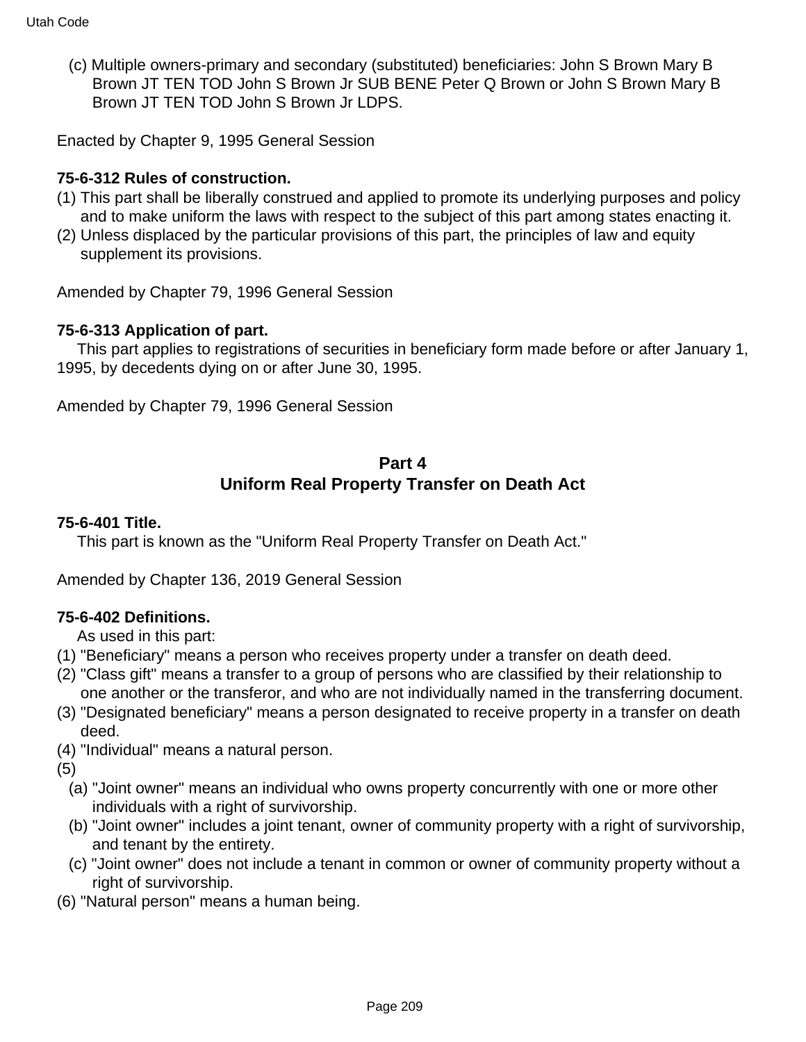(c) Multiple owners-primary and secondary (substituted) beneficiaries: John S Brown Mary B Brown JT TEN TOD John S Brown Jr SUB BENE Peter Q Brown or John S Brown Mary B Brown JT TEN TOD John S Brown Jr LDPS.

Enacted by Chapter 9, 1995 General Session

**75-6-312 Rules of construction.**

(1) This part shall be liberally construed and applied to promote its underlying purposes and policy and to make uniform the laws with respect to the subject of this part among states enacting it.
(2) Unless displaced by the particular provisions of this part, the principles of law and equity supplement its provisions.

Amended by Chapter 79, 1996 General Session

**75-6-313 Application of part.**

This part applies to registrations of securities in beneficiary form made before or after January 1, 1995, by decedents dying on or after June 30, 1995.

Amended by Chapter 79, 1996 General Session

## Part 4
## Uniform Real Property Transfer on Death Act

**75-6-401 Title.**

This part is known as the "Uniform Real Property Transfer on Death Act."

Amended by Chapter 136, 2019 General Session

**75-6-402 Definitions.**

As used in this part:

(1) "Beneficiary" means a person who receives property under a transfer on death deed.
(2) "Class gift" means a transfer to a group of persons who are classified by their relationship to one another or the transferor, and who are not individually named in the transferring document.
(3) "Designated beneficiary" means a person designated to receive property in a transfer on death deed.
(4) "Individual" means a natural person.
(5)
  (a) "Joint owner" means an individual who owns property concurrently with one or more other individuals with a right of survivorship.
  (b) "Joint owner" includes a joint tenant, owner of community property with a right of survivorship, and tenant by the entirety.
  (c) "Joint owner" does not include a tenant in common or owner of community property without a right of survivorship.
(6) "Natural person" means a human being.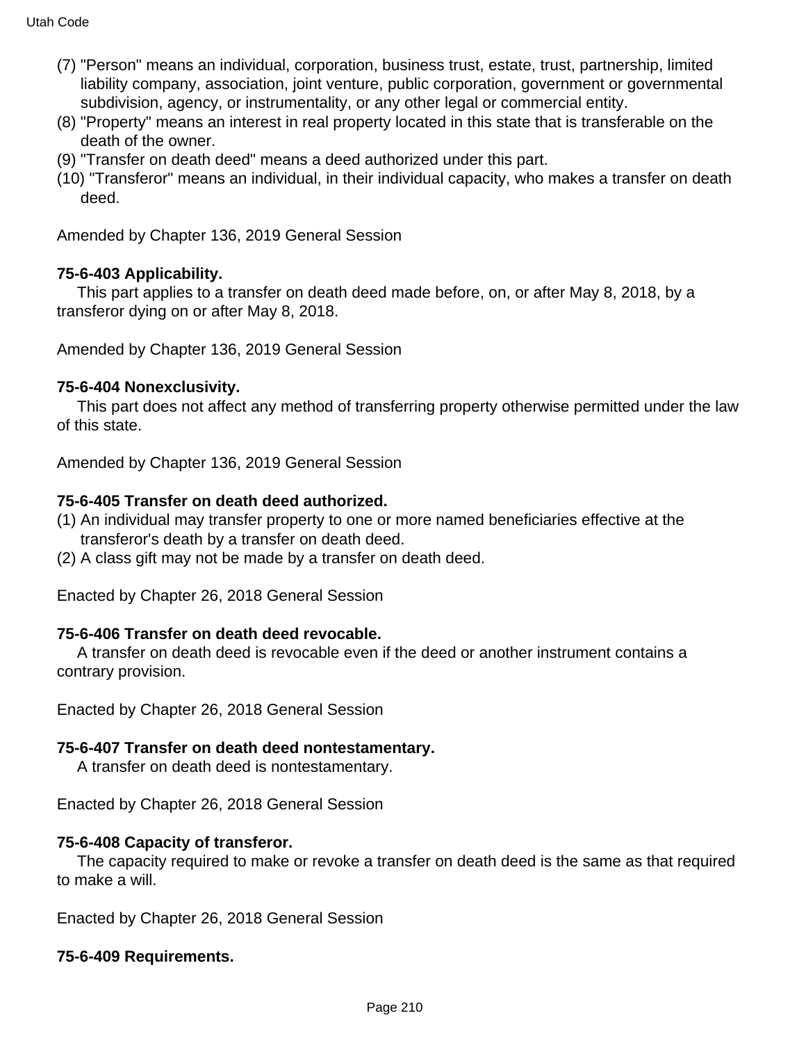(7) "Person" means an individual, corporation, business trust, estate, trust, partnership, limited liability company, association, joint venture, public corporation, government or governmental subdivision, agency, or instrumentality, or any other legal or commercial entity.

(8) "Property" means an interest in real property located in this state that is transferable on the death of the owner.

(9) "Transfer on death deed" means a deed authorized under this part.

(10) "Transferor" means an individual, in their individual capacity, who makes a transfer on death deed.

Amended by Chapter 136, 2019 General Session

**75-6-403 Applicability.**

This part applies to a transfer on death deed made before, on, or after May 8, 2018, by a transferor dying on or after May 8, 2018.

Amended by Chapter 136, 2019 General Session

**75-6-404 Nonexclusivity.**

This part does not affect any method of transferring property otherwise permitted under the law of this state.

Amended by Chapter 136, 2019 General Session

**75-6-405 Transfer on death deed authorized.**

(1) An individual may transfer property to one or more named beneficiaries effective at the transferor's death by a transfer on death deed.

(2) A class gift may not be made by a transfer on death deed.

Enacted by Chapter 26, 2018 General Session

**75-6-406 Transfer on death deed revocable.**

A transfer on death deed is revocable even if the deed or another instrument contains a contrary provision.

Enacted by Chapter 26, 2018 General Session

**75-6-407 Transfer on death deed nontestamentary.**

A transfer on death deed is nontestamentary.

Enacted by Chapter 26, 2018 General Session

**75-6-408 Capacity of transferor.**

The capacity required to make or revoke a transfer on death deed is the same as that required to make a will.

Enacted by Chapter 26, 2018 General Session

**75-6-409 Requirements.**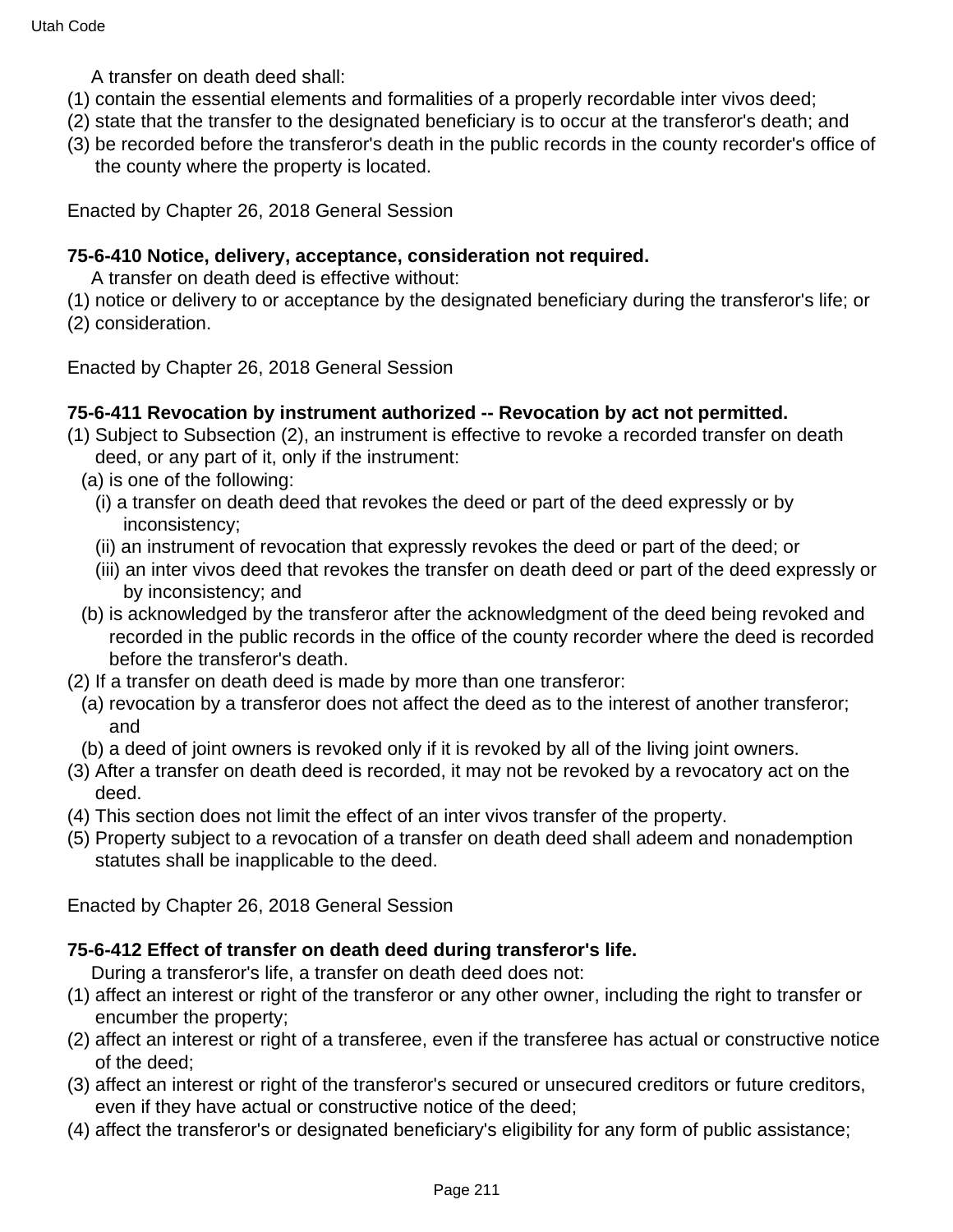A transfer on death deed shall:

(1) contain the essential elements and formalities of a properly recordable inter vivos deed;
(2) state that the transfer to the designated beneficiary is to occur at the transferor's death; and
(3) be recorded before the transferor's death in the public records in the county recorder's office of the county where the property is located.

Enacted by Chapter 26, 2018 General Session

**75-6-410 Notice, delivery, acceptance, consideration not required.**

A transfer on death deed is effective without:

(1) notice or delivery to or acceptance by the designated beneficiary during the transferor's life; or
(2) consideration.

Enacted by Chapter 26, 2018 General Session

**75-6-411 Revocation by instrument authorized -- Revocation by act not permitted.**

(1) Subject to Subsection (2), an instrument is effective to revoke a recorded transfer on death deed, or any part of it, only if the instrument:
  (a) is one of the following:
    (i) a transfer on death deed that revokes the deed or part of the deed expressly or by inconsistency;
    (ii) an instrument of revocation that expressly revokes the deed or part of the deed; or
    (iii) an inter vivos deed that revokes the transfer on death deed or part of the deed expressly or by inconsistency; and
  (b) is acknowledged by the transferor after the acknowledgment of the deed being revoked and recorded in the public records in the office of the county recorder where the deed is recorded before the transferor's death.
(2) If a transfer on death deed is made by more than one transferor:
  (a) revocation by a transferor does not affect the deed as to the interest of another transferor; and
  (b) a deed of joint owners is revoked only if it is revoked by all of the living joint owners.
(3) After a transfer on death deed is recorded, it may not be revoked by a revocatory act on the deed.
(4) This section does not limit the effect of an inter vivos transfer of the property.
(5) Property subject to a revocation of a transfer on death deed shall adeem and nonademption statutes shall be inapplicable to the deed.

Enacted by Chapter 26, 2018 General Session

**75-6-412 Effect of transfer on death deed during transferor's life.**

During a transferor's life, a transfer on death deed does not:

(1) affect an interest or right of the transferor or any other owner, including the right to transfer or encumber the property;
(2) affect an interest or right of a transferee, even if the transferee has actual or constructive notice of the deed;
(3) affect an interest or right of the transferor's secured or unsecured creditors or future creditors, even if they have actual or constructive notice of the deed;
(4) affect the transferor's or designated beneficiary's eligibility for any form of public assistance;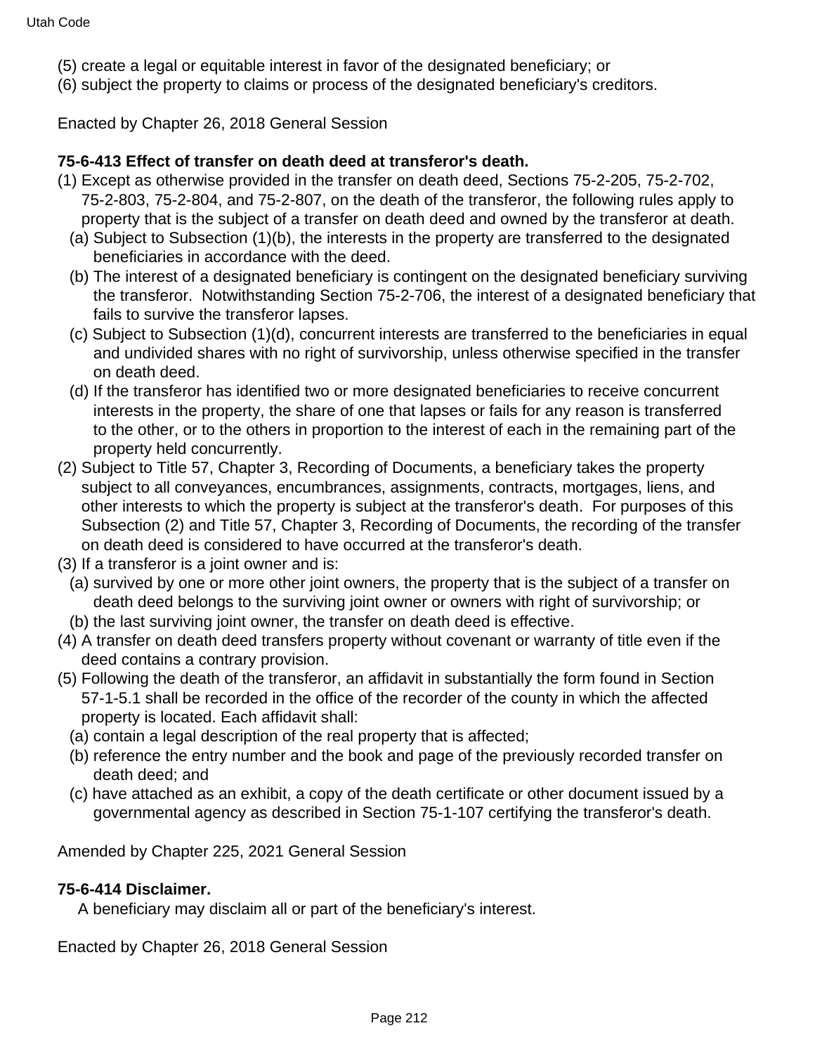(5) create a legal or equitable interest in favor of the designated beneficiary; or

(6) subject the property to claims or process of the designated beneficiary's creditors.

Enacted by Chapter 26, 2018 General Session

**75-6-413 Effect of transfer on death deed at transferor's death.**

(1) Except as otherwise provided in the transfer on death deed, Sections 75-2-205, 75-2-702, 75-2-803, 75-2-804, and 75-2-807, on the death of the transferor, the following rules apply to property that is the subject of a transfer on death deed and owned by the transferor at death.

(a) Subject to Subsection (1)(b), the interests in the property are transferred to the designated beneficiaries in accordance with the deed.

(b) The interest of a designated beneficiary is contingent on the designated beneficiary surviving the transferor. Notwithstanding Section 75-2-706, the interest of a designated beneficiary that fails to survive the transferor lapses.

(c) Subject to Subsection (1)(d), concurrent interests are transferred to the beneficiaries in equal and undivided shares with no right of survivorship, unless otherwise specified in the transfer on death deed.

(d) If the transferor has identified two or more designated beneficiaries to receive concurrent interests in the property, the share of one that lapses or fails for any reason is transferred to the other, or to the others in proportion to the interest of each in the remaining part of the property held concurrently.

(2) Subject to Title 57, Chapter 3, Recording of Documents, a beneficiary takes the property subject to all conveyances, encumbrances, assignments, contracts, mortgages, liens, and other interests to which the property is subject at the transferor's death. For purposes of this Subsection (2) and Title 57, Chapter 3, Recording of Documents, the recording of the transfer on death deed is considered to have occurred at the transferor's death.

(3) If a transferor is a joint owner and is:

(a) survived by one or more other joint owners, the property that is the subject of a transfer on death deed belongs to the surviving joint owner or owners with right of survivorship; or

(b) the last surviving joint owner, the transfer on death deed is effective.

(4) A transfer on death deed transfers property without covenant or warranty of title even if the deed contains a contrary provision.

(5) Following the death of the transferor, an affidavit in substantially the form found in Section 57-1-5.1 shall be recorded in the office of the recorder of the county in which the affected property is located. Each affidavit shall:

(a) contain a legal description of the real property that is affected;

(b) reference the entry number and the book and page of the previously recorded transfer on death deed; and

(c) have attached as an exhibit, a copy of the death certificate or other document issued by a governmental agency as described in Section 75-1-107 certifying the transferor's death.

Amended by Chapter 225, 2021 General Session

**75-6-414 Disclaimer.**

A beneficiary may disclaim all or part of the beneficiary's interest.

Enacted by Chapter 26, 2018 General Session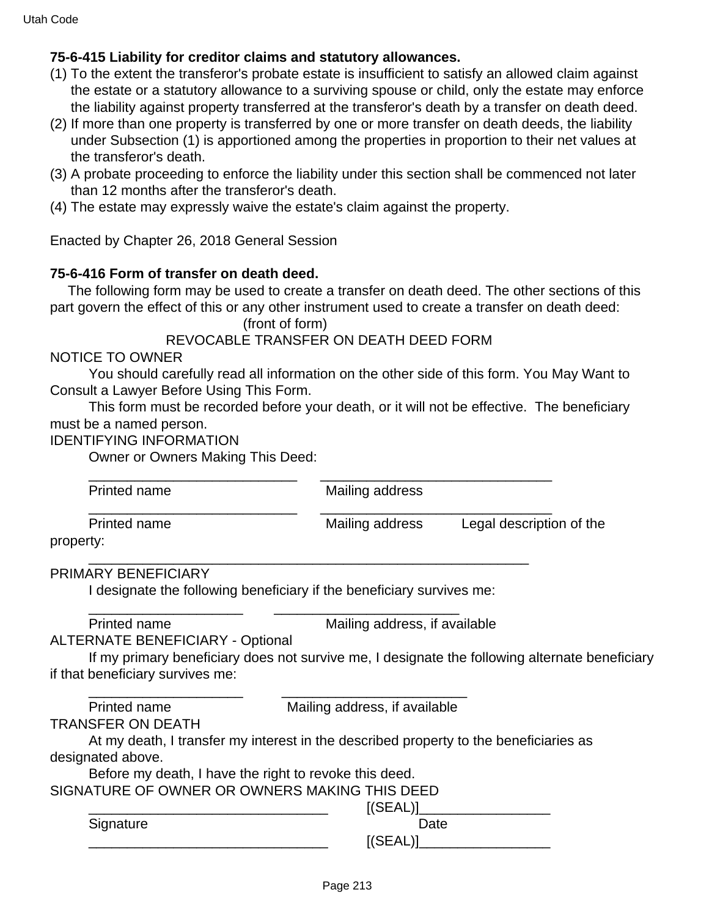### 75-6-415 Liability for creditor claims and statutory allowances.

(1) To the extent the transferor's probate estate is insufficient to satisfy an allowed claim against the estate or a statutory allowance to a surviving spouse or child, only the estate may enforce the liability against property transferred at the transferor's death by a transfer on death deed.

(2) If more than one property is transferred by one or more transfer on death deeds, the liability under Subsection (1) is apportioned among the properties in proportion to their net values at the transferor's death.

(3) A probate proceeding to enforce the liability under this section shall be commenced not later than 12 months after the transferor's death.

(4) The estate may expressly waive the estate's claim against the property.

Enacted by Chapter 26, 2018 General Session

### 75-6-416 Form of transfer on death deed.

The following form may be used to create a transfer on death deed. The other sections of this part govern the effect of this or any other instrument used to create a transfer on death deed:

(front of form)

REVOCABLE TRANSFER ON DEATH DEED FORM

NOTICE TO OWNER

You should carefully read all information on the other side of this form. You May Want to Consult a Lawyer Before Using This Form.

This form must be recorded before your death, or it will not be effective. The beneficiary must be a named person.

IDENTIFYING INFORMATION

Owner or Owners Making This Deed:

____________________________ ________________________________
Printed name Mailing address

____________________________ ________________________________
Printed name Mailing address Legal description of the property:

____________________________________________________________

PRIMARY BENEFICIARY

I designate the following beneficiary if the beneficiary survives me:

_____________________ _________________________
Printed name Mailing address, if available

ALTERNATE BENEFICIARY - Optional

If my primary beneficiary does not survive me, I designate the following alternate beneficiary if that beneficiary survives me:

_____________________ _________________________
Printed name Mailing address, if available

TRANSFER ON DEATH

At my death, I transfer my interest in the described property to the beneficiaries as designated above.

Before my death, I have the right to revoke this deed.

SIGNATURE OF OWNER OR OWNERS MAKING THIS DEED

________________________________ [(SEAL)]_________________
Signature Date

________________________________ [(SEAL)]_________________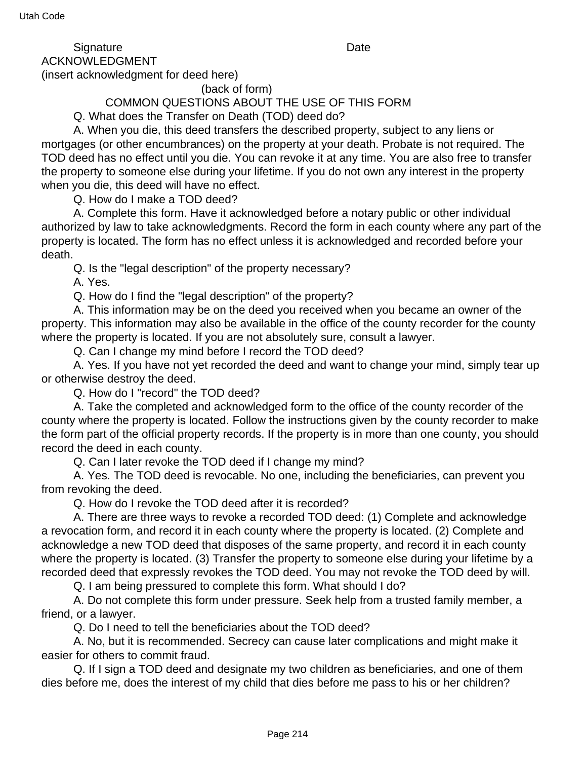Signature                                        Date

ACKNOWLEDGMENT

(insert acknowledgment for deed here)

(back of form)

COMMON QUESTIONS ABOUT THE USE OF THIS FORM

Q. What does the Transfer on Death (TOD) deed do?

A. When you die, this deed transfers the described property, subject to any liens or mortgages (or other encumbrances) on the property at your death. Probate is not required. The TOD deed has no effect until you die. You can revoke it at any time. You are also free to transfer the property to someone else during your lifetime. If you do not own any interest in the property when you die, this deed will have no effect.

Q. How do I make a TOD deed?

A. Complete this form. Have it acknowledged before a notary public or other individual authorized by law to take acknowledgments. Record the form in each county where any part of the property is located. The form has no effect unless it is acknowledged and recorded before your death.

Q. Is the "legal description" of the property necessary?

A. Yes.

Q. How do I find the "legal description" of the property?

A. This information may be on the deed you received when you became an owner of the property. This information may also be available in the office of the county recorder for the county where the property is located. If you are not absolutely sure, consult a lawyer.

Q. Can I change my mind before I record the TOD deed?

A. Yes. If you have not yet recorded the deed and want to change your mind, simply tear up or otherwise destroy the deed.

Q. How do I "record" the TOD deed?

A. Take the completed and acknowledged form to the office of the county recorder of the county where the property is located. Follow the instructions given by the county recorder to make the form part of the official property records. If the property is in more than one county, you should record the deed in each county.

Q. Can I later revoke the TOD deed if I change my mind?

A. Yes. The TOD deed is revocable. No one, including the beneficiaries, can prevent you from revoking the deed.

Q. How do I revoke the TOD deed after it is recorded?

A. There are three ways to revoke a recorded TOD deed: (1) Complete and acknowledge a revocation form, and record it in each county where the property is located. (2) Complete and acknowledge a new TOD deed that disposes of the same property, and record it in each county where the property is located. (3) Transfer the property to someone else during your lifetime by a recorded deed that expressly revokes the TOD deed. You may not revoke the TOD deed by will.

Q. I am being pressured to complete this form. What should I do?

A. Do not complete this form under pressure. Seek help from a trusted family member, a friend, or a lawyer.

Q. Do I need to tell the beneficiaries about the TOD deed?

A. No, but it is recommended. Secrecy can cause later complications and might make it easier for others to commit fraud.

Q. If I sign a TOD deed and designate my two children as beneficiaries, and one of them dies before me, does the interest of my child that dies before me pass to his or her children?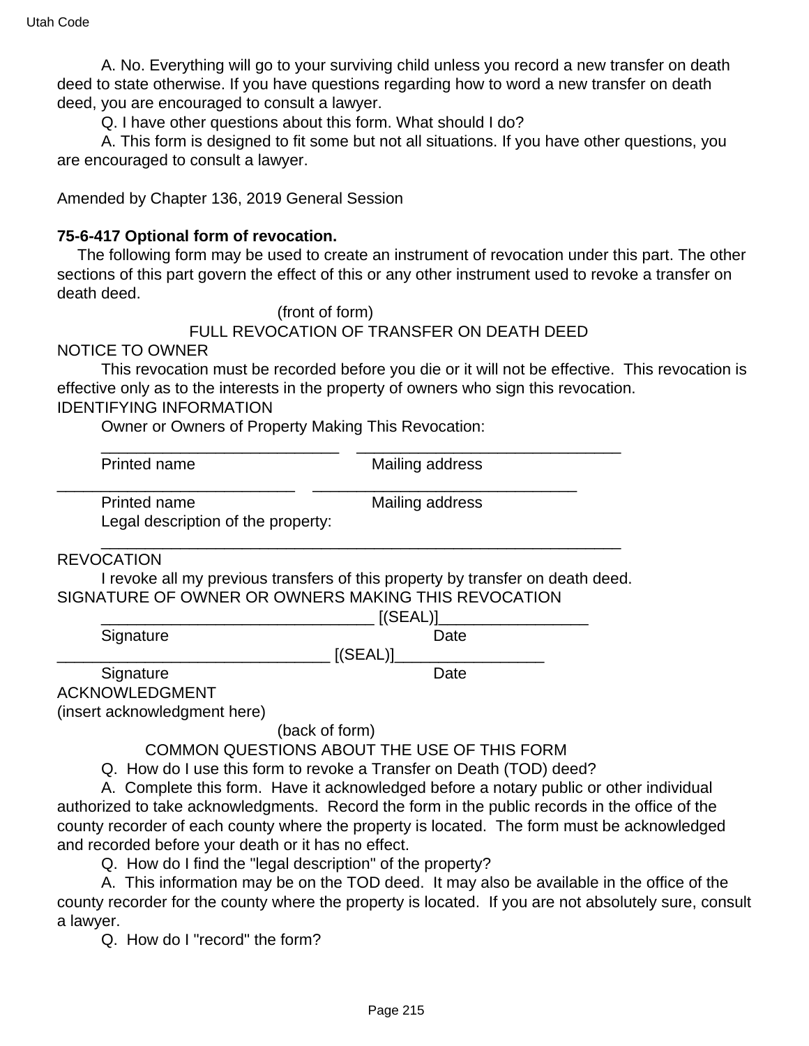A. No. Everything will go to your surviving child unless you record a new transfer on death deed to state otherwise. If you have questions regarding how to word a new transfer on death deed, you are encouraged to consult a lawyer.

Q. I have other questions about this form. What should I do?

A. This form is designed to fit some but not all situations. If you have other questions, you are encouraged to consult a lawyer.

Amended by Chapter 136, 2019 General Session

**75-6-417 Optional form of revocation.**

The following form may be used to create an instrument of revocation under this part. The other sections of this part govern the effect of this or any other instrument used to revoke a transfer on death deed.

(front of form)

FULL REVOCATION OF TRANSFER ON DEATH DEED

NOTICE TO OWNER

This revocation must be recorded before you die or it will not be effective. This revocation is effective only as to the interests in the property of owners who sign this revocation.

IDENTIFYING INFORMATION

Owner or Owners of Property Making This Revocation:

____________________________ _______________________________

Printed name Mailing address

____________________________ _______________________________

Printed name Mailing address

Legal description of the property:

_____________________________________________________________

REVOCATION

I revoke all my previous transfers of this property by transfer on death deed.

SIGNATURE OF OWNER OR OWNERS MAKING THIS REVOCATION

_______________________________ [(SEAL)]_________________

Signature Date

_______________________________ [(SEAL)]_________________

Signature Date

ACKNOWLEDGMENT

(insert acknowledgment here)

(back of form)

COMMON QUESTIONS ABOUT THE USE OF THIS FORM

Q. How do I use this form to revoke a Transfer on Death (TOD) deed?

A. Complete this form. Have it acknowledged before a notary public or other individual authorized to take acknowledgments. Record the form in the public records in the office of the county recorder of each county where the property is located. The form must be acknowledged and recorded before your death or it has no effect.

Q. How do I find the "legal description" of the property?

A. This information may be on the TOD deed. It may also be available in the office of the county recorder for the county where the property is located. If you are not absolutely sure, consult a lawyer.

Q. How do I "record" the form?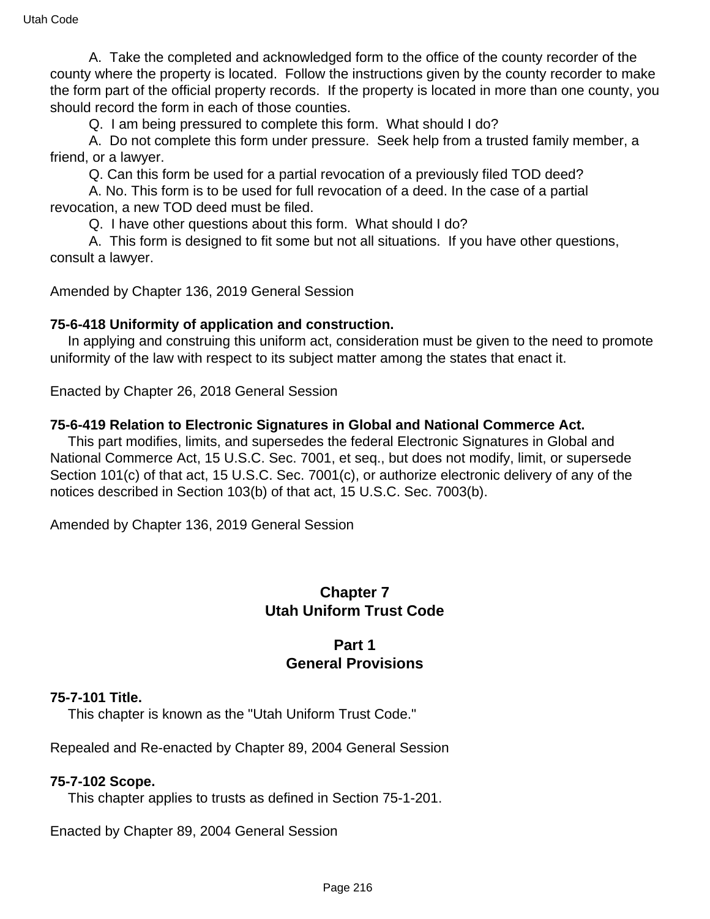A. Take the completed and acknowledged form to the office of the county recorder of the county where the property is located. Follow the instructions given by the county recorder to make the form part of the official property records. If the property is located in more than one county, you should record the form in each of those counties.

Q. I am being pressured to complete this form. What should I do?

A. Do not complete this form under pressure. Seek help from a trusted family member, a friend, or a lawyer.

Q. Can this form be used for a partial revocation of a previously filed TOD deed?

A. No. This form is to be used for full revocation of a deed. In the case of a partial revocation, a new TOD deed must be filed.

Q. I have other questions about this form. What should I do?

A. This form is designed to fit some but not all situations. If you have other questions, consult a lawyer.

Amended by Chapter 136, 2019 General Session

**75-6-418 Uniformity of application and construction.**

In applying and construing this uniform act, consideration must be given to the need to promote uniformity of the law with respect to its subject matter among the states that enact it.

Enacted by Chapter 26, 2018 General Session

**75-6-419 Relation to Electronic Signatures in Global and National Commerce Act.**

This part modifies, limits, and supersedes the federal Electronic Signatures in Global and National Commerce Act, 15 U.S.C. Sec. 7001, et seq., but does not modify, limit, or supersede Section 101(c) of that act, 15 U.S.C. Sec. 7001(c), or authorize electronic delivery of any of the notices described in Section 103(b) of that act, 15 U.S.C. Sec. 7003(b).

Amended by Chapter 136, 2019 General Session

## Chapter 7
## Utah Uniform Trust Code

### Part 1
### General Provisions

**75-7-101 Title.**

This chapter is known as the "Utah Uniform Trust Code."

Repealed and Re-enacted by Chapter 89, 2004 General Session

**75-7-102 Scope.**

This chapter applies to trusts as defined in Section 75-1-201.

Enacted by Chapter 89, 2004 General Session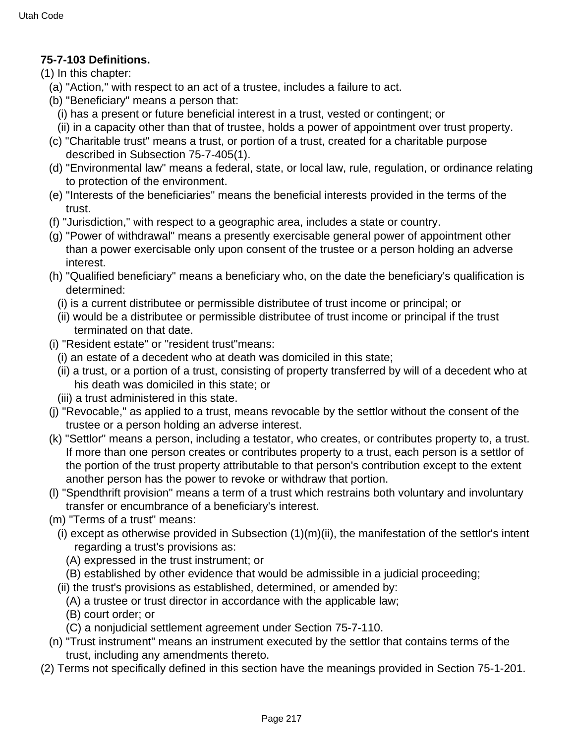**75-7-103 Definitions.**

(1) In this chapter:

(a) "Action," with respect to an act of a trustee, includes a failure to act.

(b) "Beneficiary" means a person that:

(i) has a present or future beneficial interest in a trust, vested or contingent; or

(ii) in a capacity other than that of trustee, holds a power of appointment over trust property.

(c) "Charitable trust" means a trust, or portion of a trust, created for a charitable purpose described in Subsection 75-7-405(1).

(d) "Environmental law" means a federal, state, or local law, rule, regulation, or ordinance relating to protection of the environment.

(e) "Interests of the beneficiaries" means the beneficial interests provided in the terms of the trust.

(f) "Jurisdiction," with respect to a geographic area, includes a state or country.

(g) "Power of withdrawal" means a presently exercisable general power of appointment other than a power exercisable only upon consent of the trustee or a person holding an adverse interest.

(h) "Qualified beneficiary" means a beneficiary who, on the date the beneficiary's qualification is determined:

(i) is a current distributee or permissible distributee of trust income or principal; or

(ii) would be a distributee or permissible distributee of trust income or principal if the trust terminated on that date.

(i) "Resident estate" or "resident trust"means:

(i) an estate of a decedent who at death was domiciled in this state;

(ii) a trust, or a portion of a trust, consisting of property transferred by will of a decedent who at his death was domiciled in this state; or

(iii) a trust administered in this state.

(j) "Revocable," as applied to a trust, means revocable by the settlor without the consent of the trustee or a person holding an adverse interest.

(k) "Settlor" means a person, including a testator, who creates, or contributes property to, a trust. If more than one person creates or contributes property to a trust, each person is a settlor of the portion of the trust property attributable to that person's contribution except to the extent another person has the power to revoke or withdraw that portion.

(l) "Spendthrift provision" means a term of a trust which restrains both voluntary and involuntary transfer or encumbrance of a beneficiary's interest.

(m) "Terms of a trust" means:

(i) except as otherwise provided in Subsection (1)(m)(ii), the manifestation of the settlor's intent regarding a trust's provisions as:

(A) expressed in the trust instrument; or

(B) established by other evidence that would be admissible in a judicial proceeding;

(ii) the trust's provisions as established, determined, or amended by:

(A) a trustee or trust director in accordance with the applicable law;

(B) court order; or

(C) a nonjudicial settlement agreement under Section 75-7-110.

(n) "Trust instrument" means an instrument executed by the settlor that contains terms of the trust, including any amendments thereto.

(2) Terms not specifically defined in this section have the meanings provided in Section 75-1-201.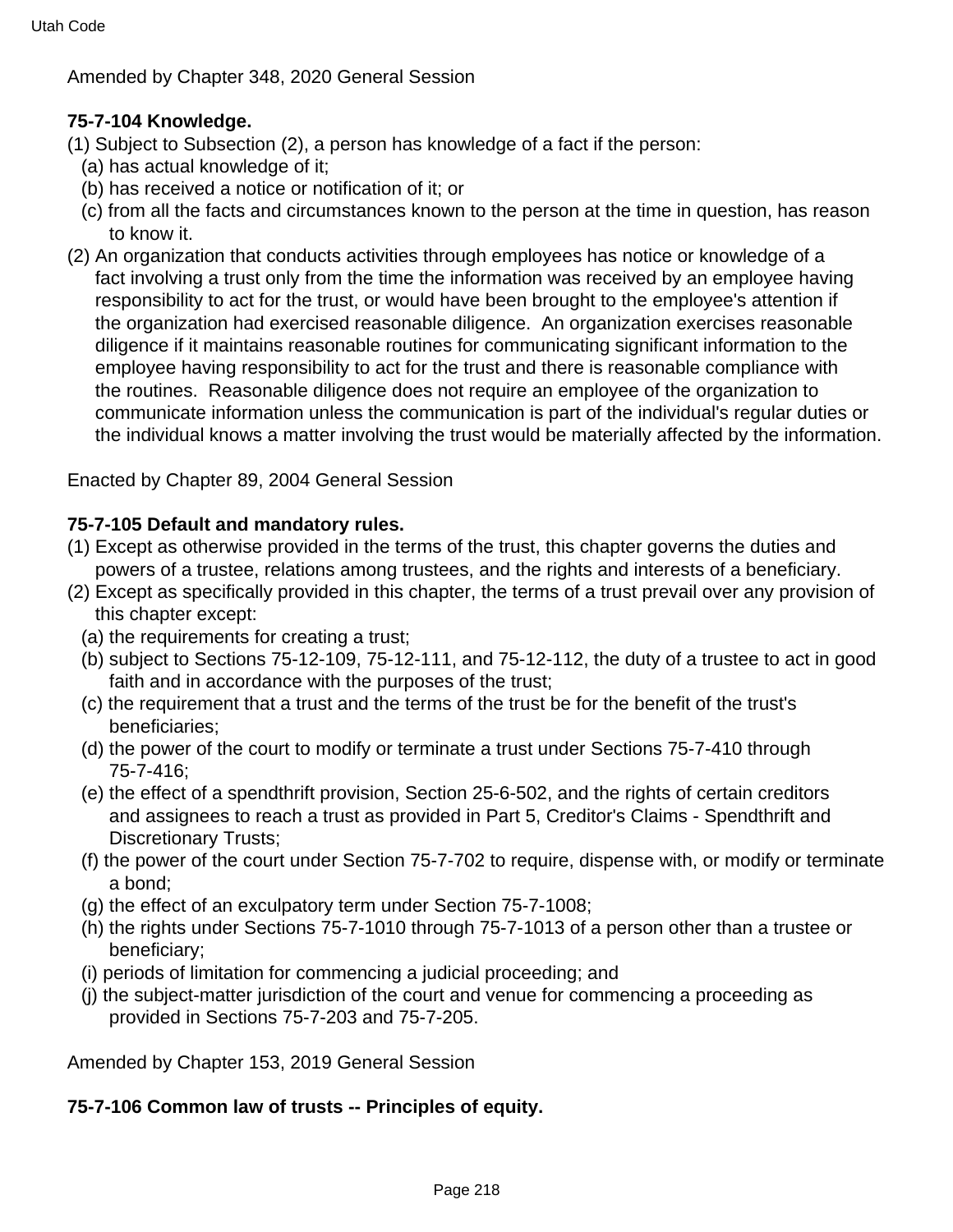Amended by Chapter 348, 2020 General Session

**75-7-104 Knowledge.**

(1) Subject to Subsection (2), a person has knowledge of a fact if the person:
  (a) has actual knowledge of it;
  (b) has received a notice or notification of it; or
  (c) from all the facts and circumstances known to the person at the time in question, has reason to know it.

(2) An organization that conducts activities through employees has notice or knowledge of a fact involving a trust only from the time the information was received by an employee having responsibility to act for the trust, or would have been brought to the employee's attention if the organization had exercised reasonable diligence. An organization exercises reasonable diligence if it maintains reasonable routines for communicating significant information to the employee having responsibility to act for the trust and there is reasonable compliance with the routines. Reasonable diligence does not require an employee of the organization to communicate information unless the communication is part of the individual's regular duties or the individual knows a matter involving the trust would be materially affected by the information.

Enacted by Chapter 89, 2004 General Session

**75-7-105 Default and mandatory rules.**

(1) Except as otherwise provided in the terms of the trust, this chapter governs the duties and powers of a trustee, relations among trustees, and the rights and interests of a beneficiary.

(2) Except as specifically provided in this chapter, the terms of a trust prevail over any provision of this chapter except:
  (a) the requirements for creating a trust;
  (b) subject to Sections 75-12-109, 75-12-111, and 75-12-112, the duty of a trustee to act in good faith and in accordance with the purposes of the trust;
  (c) the requirement that a trust and the terms of the trust be for the benefit of the trust's beneficiaries;
  (d) the power of the court to modify or terminate a trust under Sections 75-7-410 through 75-7-416;
  (e) the effect of a spendthrift provision, Section 25-6-502, and the rights of certain creditors and assignees to reach a trust as provided in Part 5, Creditor's Claims - Spendthrift and Discretionary Trusts;
  (f) the power of the court under Section 75-7-702 to require, dispense with, or modify or terminate a bond;
  (g) the effect of an exculpatory term under Section 75-7-1008;
  (h) the rights under Sections 75-7-1010 through 75-7-1013 of a person other than a trustee or beneficiary;
  (i) periods of limitation for commencing a judicial proceeding; and
  (j) the subject-matter jurisdiction of the court and venue for commencing a proceeding as provided in Sections 75-7-203 and 75-7-205.

Amended by Chapter 153, 2019 General Session

**75-7-106 Common law of trusts -- Principles of equity.**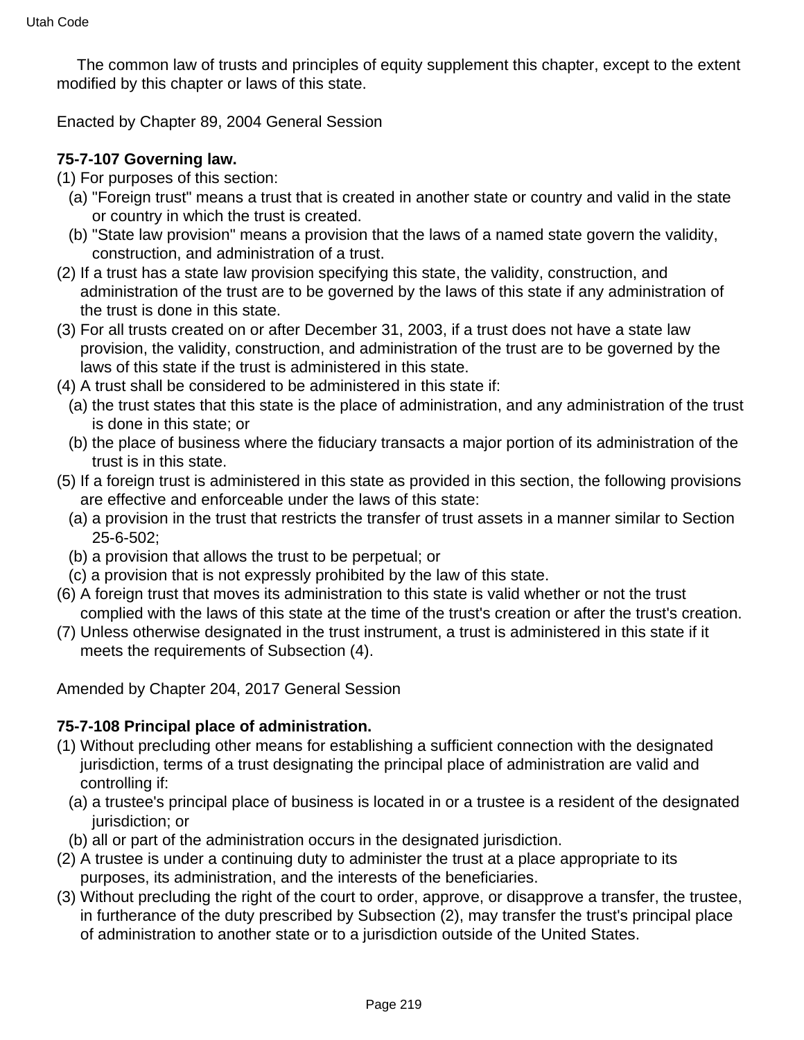The common law of trusts and principles of equity supplement this chapter, except to the extent modified by this chapter or laws of this state.

Enacted by Chapter 89, 2004 General Session

**75-7-107 Governing law.**

(1) For purposes of this section:

  (a) "Foreign trust" means a trust that is created in another state or country and valid in the state or country in which the trust is created.

  (b) "State law provision" means a provision that the laws of a named state govern the validity, construction, and administration of a trust.

(2) If a trust has a state law provision specifying this state, the validity, construction, and administration of the trust are to be governed by the laws of this state if any administration of the trust is done in this state.

(3) For all trusts created on or after December 31, 2003, if a trust does not have a state law provision, the validity, construction, and administration of the trust are to be governed by the laws of this state if the trust is administered in this state.

(4) A trust shall be considered to be administered in this state if:

  (a) the trust states that this state is the place of administration, and any administration of the trust is done in this state; or

  (b) the place of business where the fiduciary transacts a major portion of its administration of the trust is in this state.

(5) If a foreign trust is administered in this state as provided in this section, the following provisions are effective and enforceable under the laws of this state:

  (a) a provision in the trust that restricts the transfer of trust assets in a manner similar to Section 25-6-502;

  (b) a provision that allows the trust to be perpetual; or

  (c) a provision that is not expressly prohibited by the law of this state.

(6) A foreign trust that moves its administration to this state is valid whether or not the trust complied with the laws of this state at the time of the trust's creation or after the trust's creation.

(7) Unless otherwise designated in the trust instrument, a trust is administered in this state if it meets the requirements of Subsection (4).

Amended by Chapter 204, 2017 General Session

**75-7-108 Principal place of administration.**

(1) Without precluding other means for establishing a sufficient connection with the designated jurisdiction, terms of a trust designating the principal place of administration are valid and controlling if:

  (a) a trustee's principal place of business is located in or a trustee is a resident of the designated jurisdiction; or

  (b) all or part of the administration occurs in the designated jurisdiction.

(2) A trustee is under a continuing duty to administer the trust at a place appropriate to its purposes, its administration, and the interests of the beneficiaries.

(3) Without precluding the right of the court to order, approve, or disapprove a transfer, the trustee, in furtherance of the duty prescribed by Subsection (2), may transfer the trust's principal place of administration to another state or to a jurisdiction outside of the United States.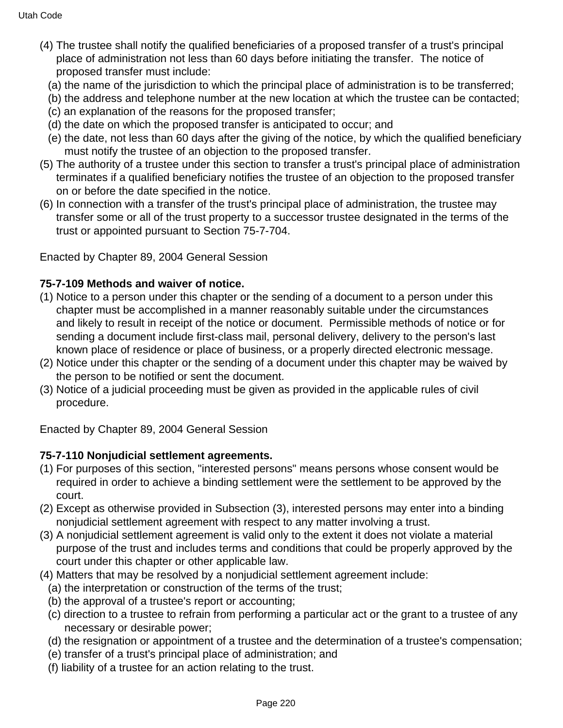(4) The trustee shall notify the qualified beneficiaries of a proposed transfer of a trust's principal place of administration not less than 60 days before initiating the transfer. The notice of proposed transfer must include:

   (a) the name of the jurisdiction to which the principal place of administration is to be transferred;

   (b) the address and telephone number at the new location at which the trustee can be contacted;

   (c) an explanation of the reasons for the proposed transfer;

   (d) the date on which the proposed transfer is anticipated to occur; and

   (e) the date, not less than 60 days after the giving of the notice, by which the qualified beneficiary must notify the trustee of an objection to the proposed transfer.

(5) The authority of a trustee under this section to transfer a trust's principal place of administration terminates if a qualified beneficiary notifies the trustee of an objection to the proposed transfer on or before the date specified in the notice.

(6) In connection with a transfer of the trust's principal place of administration, the trustee may transfer some or all of the trust property to a successor trustee designated in the terms of the trust or appointed pursuant to Section 75-7-704.

Enacted by Chapter 89, 2004 General Session

**75-7-109 Methods and waiver of notice.**

(1) Notice to a person under this chapter or the sending of a document to a person under this chapter must be accomplished in a manner reasonably suitable under the circumstances and likely to result in receipt of the notice or document. Permissible methods of notice or for sending a document include first-class mail, personal delivery, delivery to the person's last known place of residence or place of business, or a properly directed electronic message.

(2) Notice under this chapter or the sending of a document under this chapter may be waived by the person to be notified or sent the document.

(3) Notice of a judicial proceeding must be given as provided in the applicable rules of civil procedure.

Enacted by Chapter 89, 2004 General Session

**75-7-110 Nonjudicial settlement agreements.**

(1) For purposes of this section, "interested persons" means persons whose consent would be required in order to achieve a binding settlement were the settlement to be approved by the court.

(2) Except as otherwise provided in Subsection (3), interested persons may enter into a binding nonjudicial settlement agreement with respect to any matter involving a trust.

(3) A nonjudicial settlement agreement is valid only to the extent it does not violate a material purpose of the trust and includes terms and conditions that could be properly approved by the court under this chapter or other applicable law.

(4) Matters that may be resolved by a nonjudicial settlement agreement include:

   (a) the interpretation or construction of the terms of the trust;

   (b) the approval of a trustee's report or accounting;

   (c) direction to a trustee to refrain from performing a particular act or the grant to a trustee of any necessary or desirable power;

   (d) the resignation or appointment of a trustee and the determination of a trustee's compensation;

   (e) transfer of a trust's principal place of administration; and

   (f) liability of a trustee for an action relating to the trust.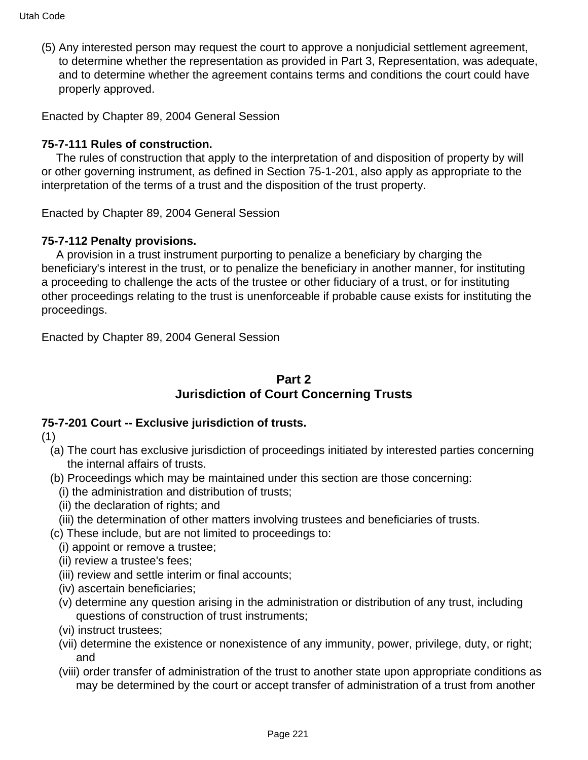(5) Any interested person may request the court to approve a nonjudicial settlement agreement, to determine whether the representation as provided in Part 3, Representation, was adequate, and to determine whether the agreement contains terms and conditions the court could have properly approved.

Enacted by Chapter 89, 2004 General Session

**75-7-111 Rules of construction.**

The rules of construction that apply to the interpretation of and disposition of property by will or other governing instrument, as defined in Section 75-1-201, also apply as appropriate to the interpretation of the terms of a trust and the disposition of the trust property.

Enacted by Chapter 89, 2004 General Session

**75-7-112 Penalty provisions.**

A provision in a trust instrument purporting to penalize a beneficiary by charging the beneficiary's interest in the trust, or to penalize the beneficiary in another manner, for instituting a proceeding to challenge the acts of the trustee or other fiduciary of a trust, or for instituting other proceedings relating to the trust is unenforceable if probable cause exists for instituting the proceedings.

Enacted by Chapter 89, 2004 General Session

## Part 2
## Jurisdiction of Court Concerning Trusts

**75-7-201 Court -- Exclusive jurisdiction of trusts.**

(1)
- (a) The court has exclusive jurisdiction of proceedings initiated by interested parties concerning the internal affairs of trusts.
- (b) Proceedings which may be maintained under this section are those concerning:
  - (i) the administration and distribution of trusts;
  - (ii) the declaration of rights; and
  - (iii) the determination of other matters involving trustees and beneficiaries of trusts.
- (c) These include, but are not limited to proceedings to:
  - (i) appoint or remove a trustee;
  - (ii) review a trustee's fees;
  - (iii) review and settle interim or final accounts;
  - (iv) ascertain beneficiaries;
  - (v) determine any question arising in the administration or distribution of any trust, including questions of construction of trust instruments;
  - (vi) instruct trustees;
  - (vii) determine the existence or nonexistence of any immunity, power, privilege, duty, or right; and
  - (viii) order transfer of administration of the trust to another state upon appropriate conditions as may be determined by the court or accept transfer of administration of a trust from another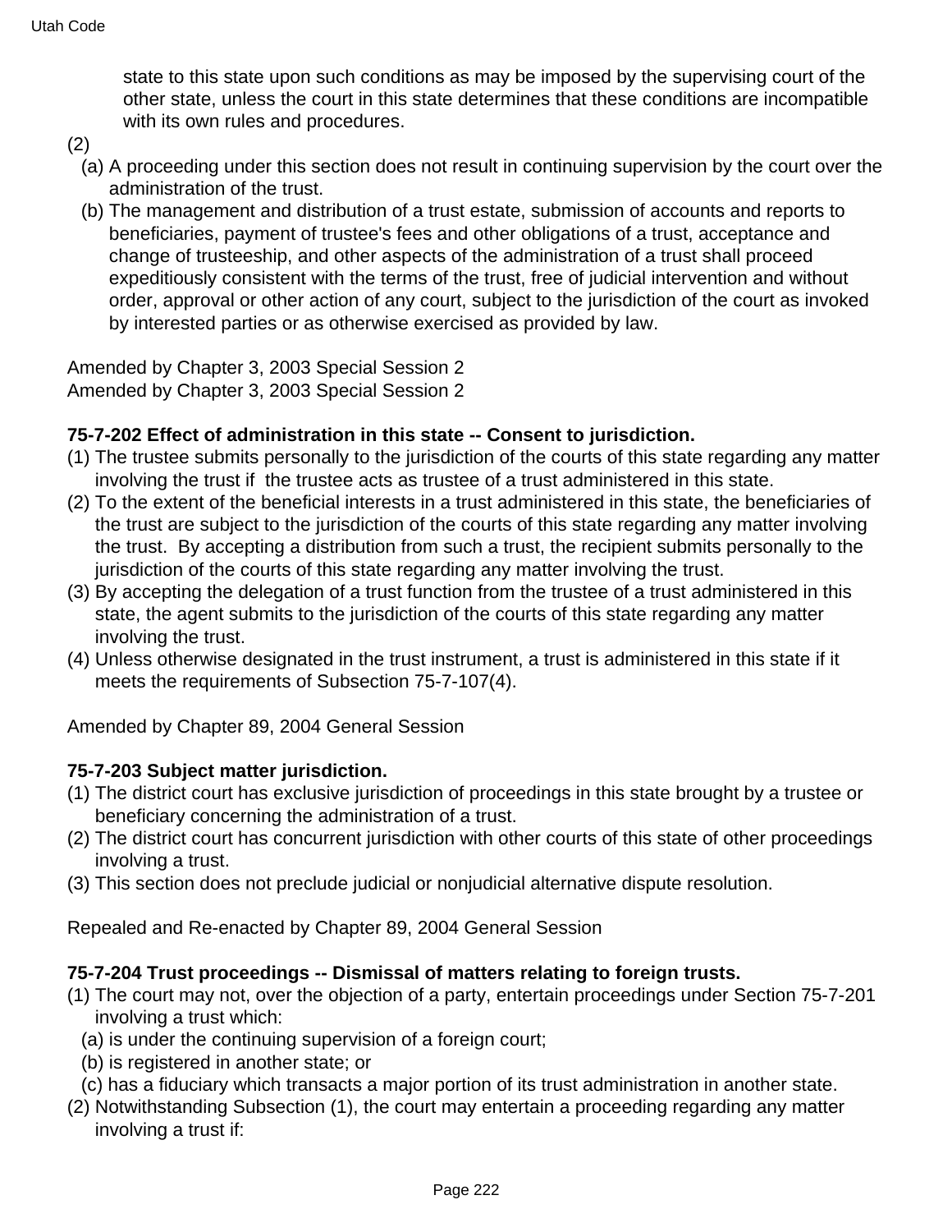state to this state upon such conditions as may be imposed by the supervising court of the other state, unless the court in this state determines that these conditions are incompatible with its own rules and procedures.

(2)

(a) A proceeding under this section does not result in continuing supervision by the court over the administration of the trust.

(b) The management and distribution of a trust estate, submission of accounts and reports to beneficiaries, payment of trustee's fees and other obligations of a trust, acceptance and change of trusteeship, and other aspects of the administration of a trust shall proceed expeditiously consistent with the terms of the trust, free of judicial intervention and without order, approval or other action of any court, subject to the jurisdiction of the court as invoked by interested parties or as otherwise exercised as provided by law.

Amended by Chapter 3, 2003 Special Session 2
Amended by Chapter 3, 2003 Special Session 2

**75-7-202 Effect of administration in this state -- Consent to jurisdiction.**

(1) The trustee submits personally to the jurisdiction of the courts of this state regarding any matter involving the trust if the trustee acts as trustee of a trust administered in this state.

(2) To the extent of the beneficial interests in a trust administered in this state, the beneficiaries of the trust are subject to the jurisdiction of the courts of this state regarding any matter involving the trust. By accepting a distribution from such a trust, the recipient submits personally to the jurisdiction of the courts of this state regarding any matter involving the trust.

(3) By accepting the delegation of a trust function from the trustee of a trust administered in this state, the agent submits to the jurisdiction of the courts of this state regarding any matter involving the trust.

(4) Unless otherwise designated in the trust instrument, a trust is administered in this state if it meets the requirements of Subsection 75-7-107(4).

Amended by Chapter 89, 2004 General Session

**75-7-203 Subject matter jurisdiction.**

(1) The district court has exclusive jurisdiction of proceedings in this state brought by a trustee or beneficiary concerning the administration of a trust.

(2) The district court has concurrent jurisdiction with other courts of this state of other proceedings involving a trust.

(3) This section does not preclude judicial or nonjudicial alternative dispute resolution.

Repealed and Re-enacted by Chapter 89, 2004 General Session

**75-7-204 Trust proceedings -- Dismissal of matters relating to foreign trusts.**

(1) The court may not, over the objection of a party, entertain proceedings under Section 75-7-201 involving a trust which:

(a) is under the continuing supervision of a foreign court;

(b) is registered in another state; or

(c) has a fiduciary which transacts a major portion of its trust administration in another state.

(2) Notwithstanding Subsection (1), the court may entertain a proceeding regarding any matter involving a trust if: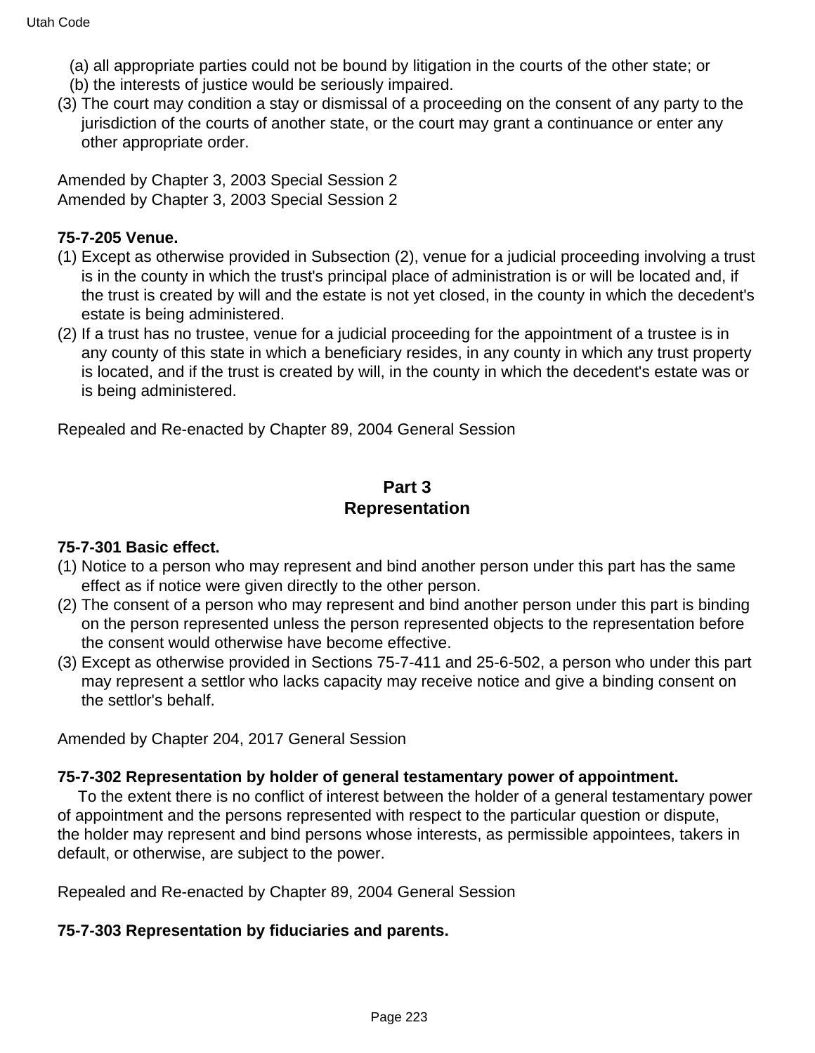(a) all appropriate parties could not be bound by litigation in the courts of the other state; or

(b) the interests of justice would be seriously impaired.

(3) The court may condition a stay or dismissal of a proceeding on the consent of any party to the jurisdiction of the courts of another state, or the court may grant a continuance or enter any other appropriate order.

Amended by Chapter 3, 2003 Special Session 2
Amended by Chapter 3, 2003 Special Session 2

**75-7-205 Venue.**

(1) Except as otherwise provided in Subsection (2), venue for a judicial proceeding involving a trust is in the county in which the trust's principal place of administration is or will be located and, if the trust is created by will and the estate is not yet closed, in the county in which the decedent's estate is being administered.

(2) If a trust has no trustee, venue for a judicial proceeding for the appointment of a trustee is in any county of this state in which a beneficiary resides, in any county in which any trust property is located, and if the trust is created by will, in the county in which the decedent's estate was or is being administered.

Repealed and Re-enacted by Chapter 89, 2004 General Session

## Part 3
## Representation

**75-7-301 Basic effect.**

(1) Notice to a person who may represent and bind another person under this part has the same effect as if notice were given directly to the other person.

(2) The consent of a person who may represent and bind another person under this part is binding on the person represented unless the person represented objects to the representation before the consent would otherwise have become effective.

(3) Except as otherwise provided in Sections 75-7-411 and 25-6-502, a person who under this part may represent a settlor who lacks capacity may receive notice and give a binding consent on the settlor's behalf.

Amended by Chapter 204, 2017 General Session

**75-7-302 Representation by holder of general testamentary power of appointment.**

To the extent there is no conflict of interest between the holder of a general testamentary power of appointment and the persons represented with respect to the particular question or dispute, the holder may represent and bind persons whose interests, as permissible appointees, takers in default, or otherwise, are subject to the power.

Repealed and Re-enacted by Chapter 89, 2004 General Session

**75-7-303 Representation by fiduciaries and parents.**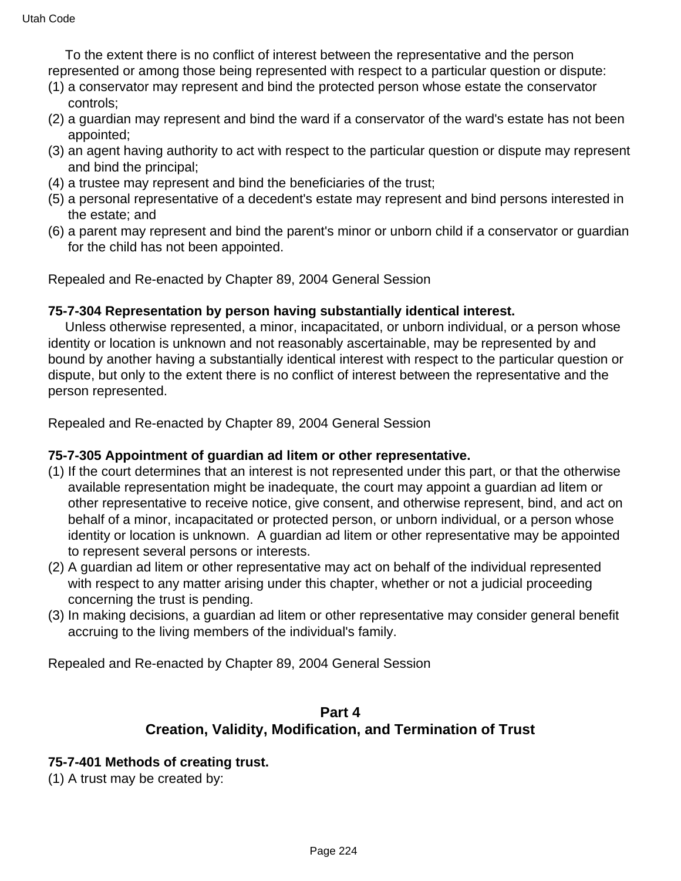To the extent there is no conflict of interest between the representative and the person represented or among those being represented with respect to a particular question or dispute:

(1) a conservator may represent and bind the protected person whose estate the conservator controls;
(2) a guardian may represent and bind the ward if a conservator of the ward's estate has not been appointed;
(3) an agent having authority to act with respect to the particular question or dispute may represent and bind the principal;
(4) a trustee may represent and bind the beneficiaries of the trust;
(5) a personal representative of a decedent's estate may represent and bind persons interested in the estate; and
(6) a parent may represent and bind the parent's minor or unborn child if a conservator or guardian for the child has not been appointed.

Repealed and Re-enacted by Chapter 89, 2004 General Session

**75-7-304 Representation by person having substantially identical interest.**

Unless otherwise represented, a minor, incapacitated, or unborn individual, or a person whose identity or location is unknown and not reasonably ascertainable, may be represented by and bound by another having a substantially identical interest with respect to the particular question or dispute, but only to the extent there is no conflict of interest between the representative and the person represented.

Repealed and Re-enacted by Chapter 89, 2004 General Session

**75-7-305 Appointment of guardian ad litem or other representative.**

(1) If the court determines that an interest is not represented under this part, or that the otherwise available representation might be inadequate, the court may appoint a guardian ad litem or other representative to receive notice, give consent, and otherwise represent, bind, and act on behalf of a minor, incapacitated or protected person, or unborn individual, or a person whose identity or location is unknown. A guardian ad litem or other representative may be appointed to represent several persons or interests.
(2) A guardian ad litem or other representative may act on behalf of the individual represented with respect to any matter arising under this chapter, whether or not a judicial proceeding concerning the trust is pending.
(3) In making decisions, a guardian ad litem or other representative may consider general benefit accruing to the living members of the individual's family.

Repealed and Re-enacted by Chapter 89, 2004 General Session

## Part 4
## Creation, Validity, Modification, and Termination of Trust

**75-7-401 Methods of creating trust.**

(1) A trust may be created by: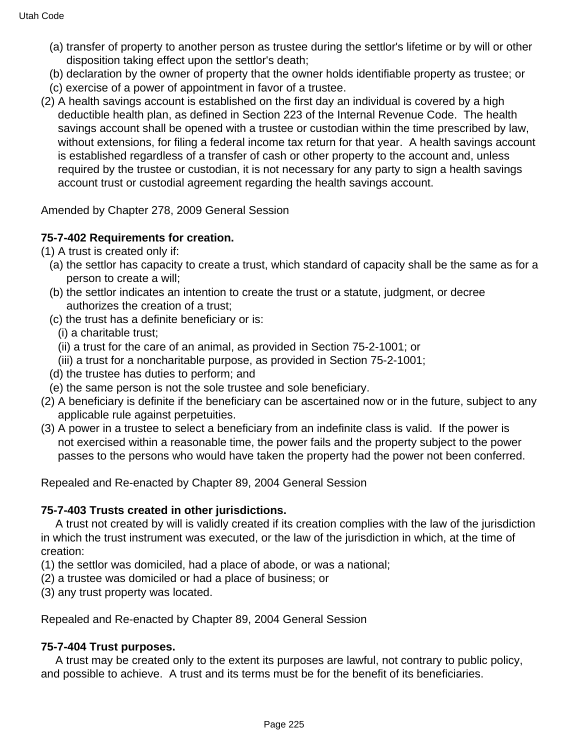(a) transfer of property to another person as trustee during the settlor's lifetime or by will or other disposition taking effect upon the settlor's death;

(b) declaration by the owner of property that the owner holds identifiable property as trustee; or

(c) exercise of a power of appointment in favor of a trustee.

(2) A health savings account is established on the first day an individual is covered by a high deductible health plan, as defined in Section 223 of the Internal Revenue Code. The health savings account shall be opened with a trustee or custodian within the time prescribed by law, without extensions, for filing a federal income tax return for that year. A health savings account is established regardless of a transfer of cash or other property to the account and, unless required by the trustee or custodian, it is not necessary for any party to sign a health savings account trust or custodial agreement regarding the health savings account.

Amended by Chapter 278, 2009 General Session

**75-7-402 Requirements for creation.**

(1) A trust is created only if:

(a) the settlor has capacity to create a trust, which standard of capacity shall be the same as for a person to create a will;

(b) the settlor indicates an intention to create the trust or a statute, judgment, or decree authorizes the creation of a trust;

(c) the trust has a definite beneficiary or is:

(i) a charitable trust;

(ii) a trust for the care of an animal, as provided in Section 75-2-1001; or

(iii) a trust for a noncharitable purpose, as provided in Section 75-2-1001;

(d) the trustee has duties to perform; and

(e) the same person is not the sole trustee and sole beneficiary.

(2) A beneficiary is definite if the beneficiary can be ascertained now or in the future, subject to any applicable rule against perpetuities.

(3) A power in a trustee to select a beneficiary from an indefinite class is valid. If the power is not exercised within a reasonable time, the power fails and the property subject to the power passes to the persons who would have taken the property had the power not been conferred.

Repealed and Re-enacted by Chapter 89, 2004 General Session

**75-7-403 Trusts created in other jurisdictions.**

A trust not created by will is validly created if its creation complies with the law of the jurisdiction in which the trust instrument was executed, or the law of the jurisdiction in which, at the time of creation:

(1) the settlor was domiciled, had a place of abode, or was a national;

(2) a trustee was domiciled or had a place of business; or

(3) any trust property was located.

Repealed and Re-enacted by Chapter 89, 2004 General Session

**75-7-404 Trust purposes.**

A trust may be created only to the extent its purposes are lawful, not contrary to public policy, and possible to achieve. A trust and its terms must be for the benefit of its beneficiaries.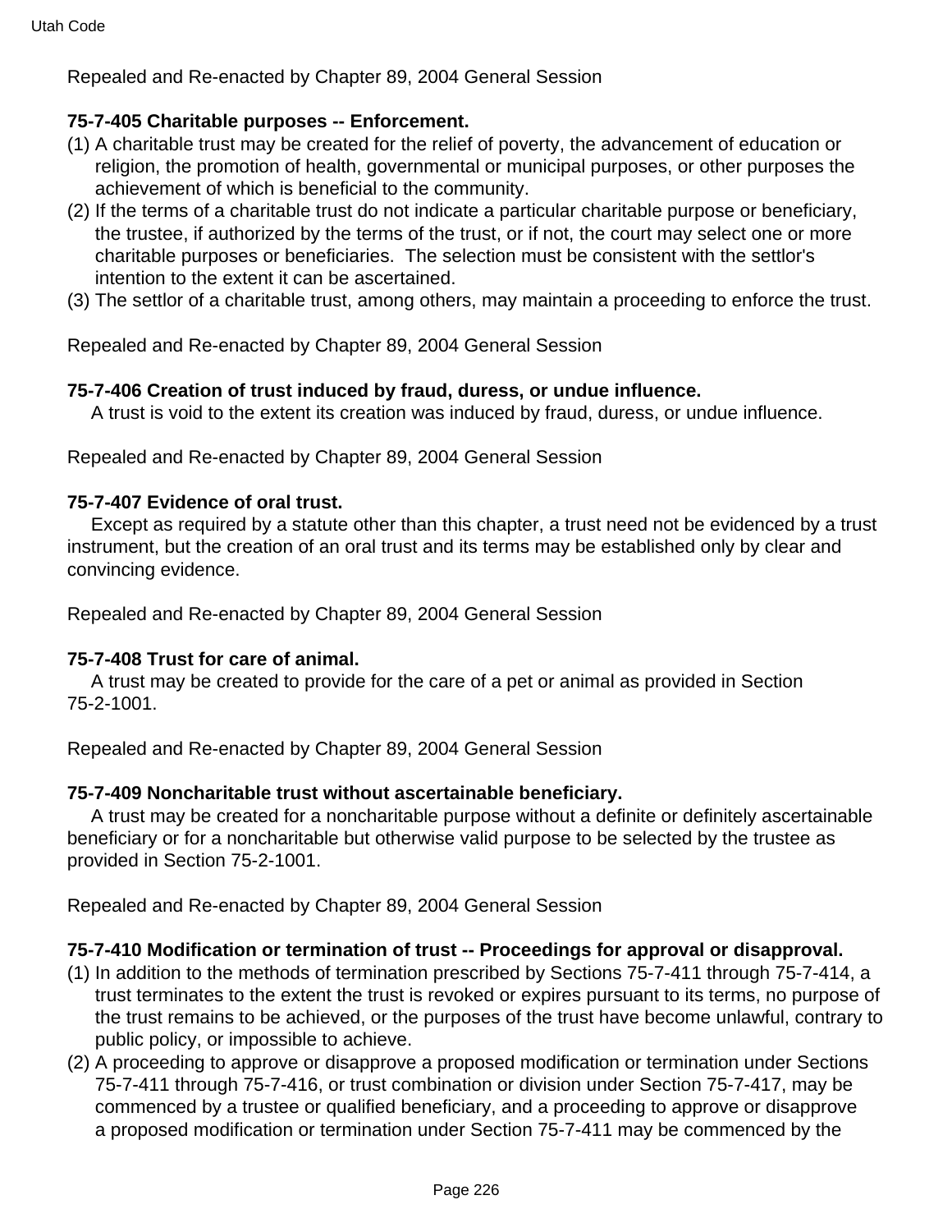Repealed and Re-enacted by Chapter 89, 2004 General Session

**75-7-405 Charitable purposes -- Enforcement.**

(1) A charitable trust may be created for the relief of poverty, the advancement of education or religion, the promotion of health, governmental or municipal purposes, or other purposes the achievement of which is beneficial to the community.

(2) If the terms of a charitable trust do not indicate a particular charitable purpose or beneficiary, the trustee, if authorized by the terms of the trust, or if not, the court may select one or more charitable purposes or beneficiaries. The selection must be consistent with the settlor's intention to the extent it can be ascertained.

(3) The settlor of a charitable trust, among others, may maintain a proceeding to enforce the trust.

Repealed and Re-enacted by Chapter 89, 2004 General Session

**75-7-406 Creation of trust induced by fraud, duress, or undue influence.**

A trust is void to the extent its creation was induced by fraud, duress, or undue influence.

Repealed and Re-enacted by Chapter 89, 2004 General Session

**75-7-407 Evidence of oral trust.**

Except as required by a statute other than this chapter, a trust need not be evidenced by a trust instrument, but the creation of an oral trust and its terms may be established only by clear and convincing evidence.

Repealed and Re-enacted by Chapter 89, 2004 General Session

**75-7-408 Trust for care of animal.**

A trust may be created to provide for the care of a pet or animal as provided in Section 75-2-1001.

Repealed and Re-enacted by Chapter 89, 2004 General Session

**75-7-409 Noncharitable trust without ascertainable beneficiary.**

A trust may be created for a noncharitable purpose without a definite or definitely ascertainable beneficiary or for a noncharitable but otherwise valid purpose to be selected by the trustee as provided in Section 75-2-1001.

Repealed and Re-enacted by Chapter 89, 2004 General Session

**75-7-410 Modification or termination of trust -- Proceedings for approval or disapproval.**

(1) In addition to the methods of termination prescribed by Sections 75-7-411 through 75-7-414, a trust terminates to the extent the trust is revoked or expires pursuant to its terms, no purpose of the trust remains to be achieved, or the purposes of the trust have become unlawful, contrary to public policy, or impossible to achieve.

(2) A proceeding to approve or disapprove a proposed modification or termination under Sections 75-7-411 through 75-7-416, or trust combination or division under Section 75-7-417, may be commenced by a trustee or qualified beneficiary, and a proceeding to approve or disapprove a proposed modification or termination under Section 75-7-411 may be commenced by the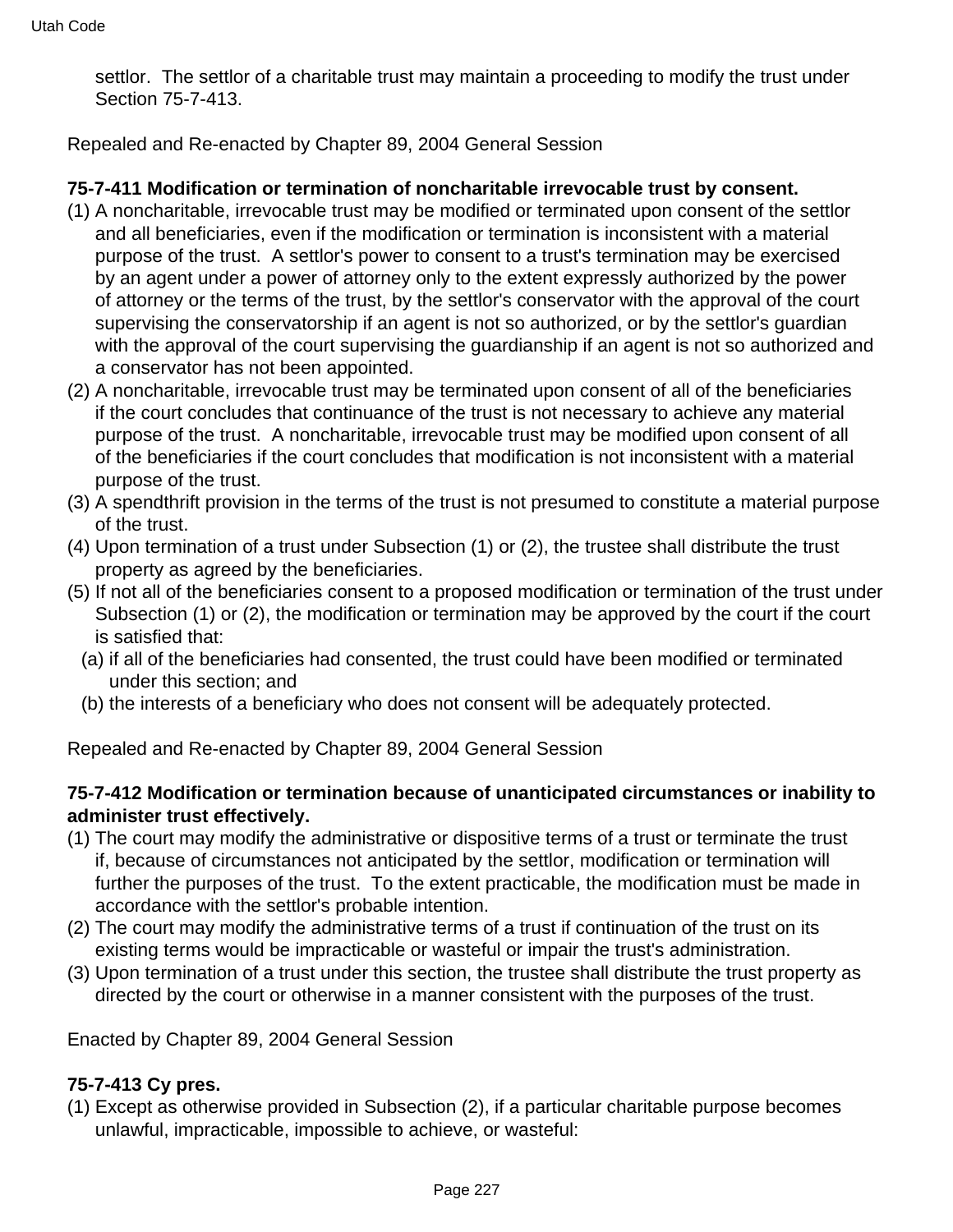settlor. The settlor of a charitable trust may maintain a proceeding to modify the trust under Section 75-7-413.

Repealed and Re-enacted by Chapter 89, 2004 General Session

**75-7-411 Modification or termination of noncharitable irrevocable trust by consent.**

(1) A noncharitable, irrevocable trust may be modified or terminated upon consent of the settlor and all beneficiaries, even if the modification or termination is inconsistent with a material purpose of the trust. A settlor's power to consent to a trust's termination may be exercised by an agent under a power of attorney only to the extent expressly authorized by the power of attorney or the terms of the trust, by the settlor's conservator with the approval of the court supervising the conservatorship if an agent is not so authorized, or by the settlor's guardian with the approval of the court supervising the guardianship if an agent is not so authorized and a conservator has not been appointed.

(2) A noncharitable, irrevocable trust may be terminated upon consent of all of the beneficiaries if the court concludes that continuance of the trust is not necessary to achieve any material purpose of the trust. A noncharitable, irrevocable trust may be modified upon consent of all of the beneficiaries if the court concludes that modification is not inconsistent with a material purpose of the trust.

(3) A spendthrift provision in the terms of the trust is not presumed to constitute a material purpose of the trust.

(4) Upon termination of a trust under Subsection (1) or (2), the trustee shall distribute the trust property as agreed by the beneficiaries.

(5) If not all of the beneficiaries consent to a proposed modification or termination of the trust under Subsection (1) or (2), the modification or termination may be approved by the court if the court is satisfied that:

(a) if all of the beneficiaries had consented, the trust could have been modified or terminated under this section; and

(b) the interests of a beneficiary who does not consent will be adequately protected.

Repealed and Re-enacted by Chapter 89, 2004 General Session

**75-7-412 Modification or termination because of unanticipated circumstances or inability to administer trust effectively.**

(1) The court may modify the administrative or dispositive terms of a trust or terminate the trust if, because of circumstances not anticipated by the settlor, modification or termination will further the purposes of the trust. To the extent practicable, the modification must be made in accordance with the settlor's probable intention.

(2) The court may modify the administrative terms of a trust if continuation of the trust on its existing terms would be impracticable or wasteful or impair the trust's administration.

(3) Upon termination of a trust under this section, the trustee shall distribute the trust property as directed by the court or otherwise in a manner consistent with the purposes of the trust.

Enacted by Chapter 89, 2004 General Session

**75-7-413 Cy pres.**

(1) Except as otherwise provided in Subsection (2), if a particular charitable purpose becomes unlawful, impracticable, impossible to achieve, or wasteful: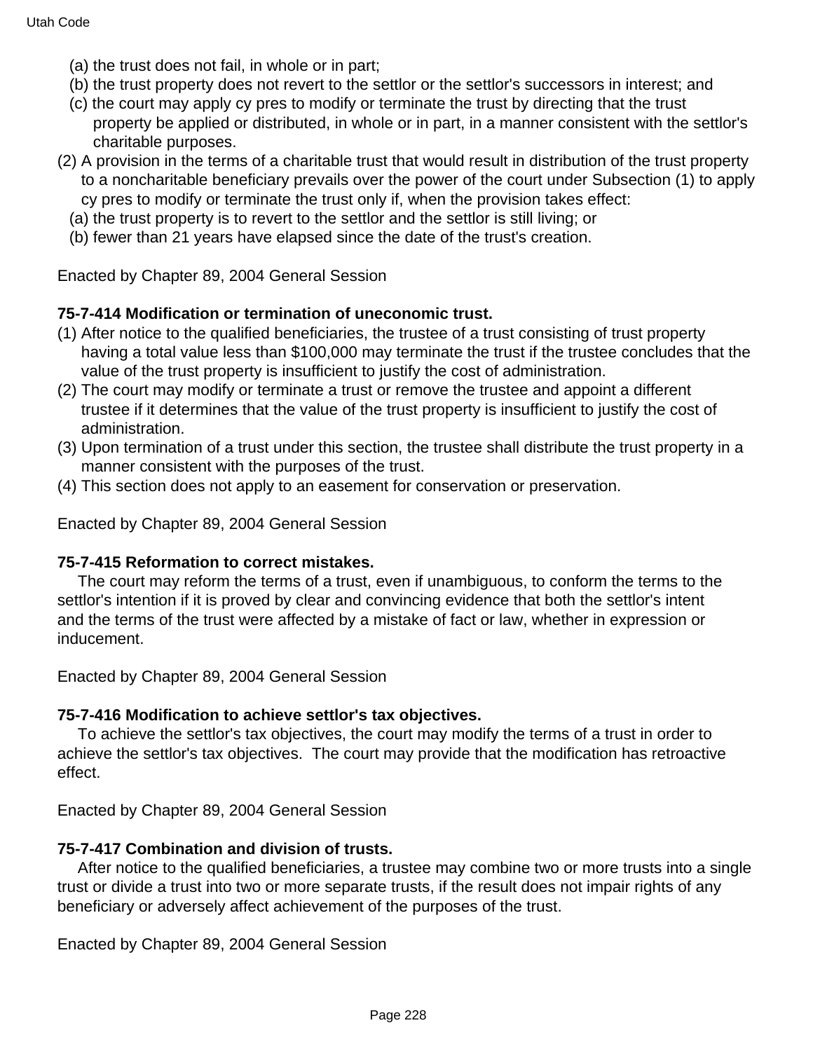(a) the trust does not fail, in whole or in part;

(b) the trust property does not revert to the settlor or the settlor's successors in interest; and

(c) the court may apply cy pres to modify or terminate the trust by directing that the trust property be applied or distributed, in whole or in part, in a manner consistent with the settlor's charitable purposes.

(2) A provision in the terms of a charitable trust that would result in distribution of the trust property to a noncharitable beneficiary prevails over the power of the court under Subsection (1) to apply cy pres to modify or terminate the trust only if, when the provision takes effect:

(a) the trust property is to revert to the settlor and the settlor is still living; or

(b) fewer than 21 years have elapsed since the date of the trust's creation.

Enacted by Chapter 89, 2004 General Session

**75-7-414 Modification or termination of uneconomic trust.**

(1) After notice to the qualified beneficiaries, the trustee of a trust consisting of trust property having a total value less than $100,000 may terminate the trust if the trustee concludes that the value of the trust property is insufficient to justify the cost of administration.

(2) The court may modify or terminate a trust or remove the trustee and appoint a different trustee if it determines that the value of the trust property is insufficient to justify the cost of administration.

(3) Upon termination of a trust under this section, the trustee shall distribute the trust property in a manner consistent with the purposes of the trust.

(4) This section does not apply to an easement for conservation or preservation.

Enacted by Chapter 89, 2004 General Session

**75-7-415 Reformation to correct mistakes.**

The court may reform the terms of a trust, even if unambiguous, to conform the terms to the settlor's intention if it is proved by clear and convincing evidence that both the settlor's intent and the terms of the trust were affected by a mistake of fact or law, whether in expression or inducement.

Enacted by Chapter 89, 2004 General Session

**75-7-416 Modification to achieve settlor's tax objectives.**

To achieve the settlor's tax objectives, the court may modify the terms of a trust in order to achieve the settlor's tax objectives. The court may provide that the modification has retroactive effect.

Enacted by Chapter 89, 2004 General Session

**75-7-417 Combination and division of trusts.**

After notice to the qualified beneficiaries, a trustee may combine two or more trusts into a single trust or divide a trust into two or more separate trusts, if the result does not impair rights of any beneficiary or adversely affect achievement of the purposes of the trust.

Enacted by Chapter 89, 2004 General Session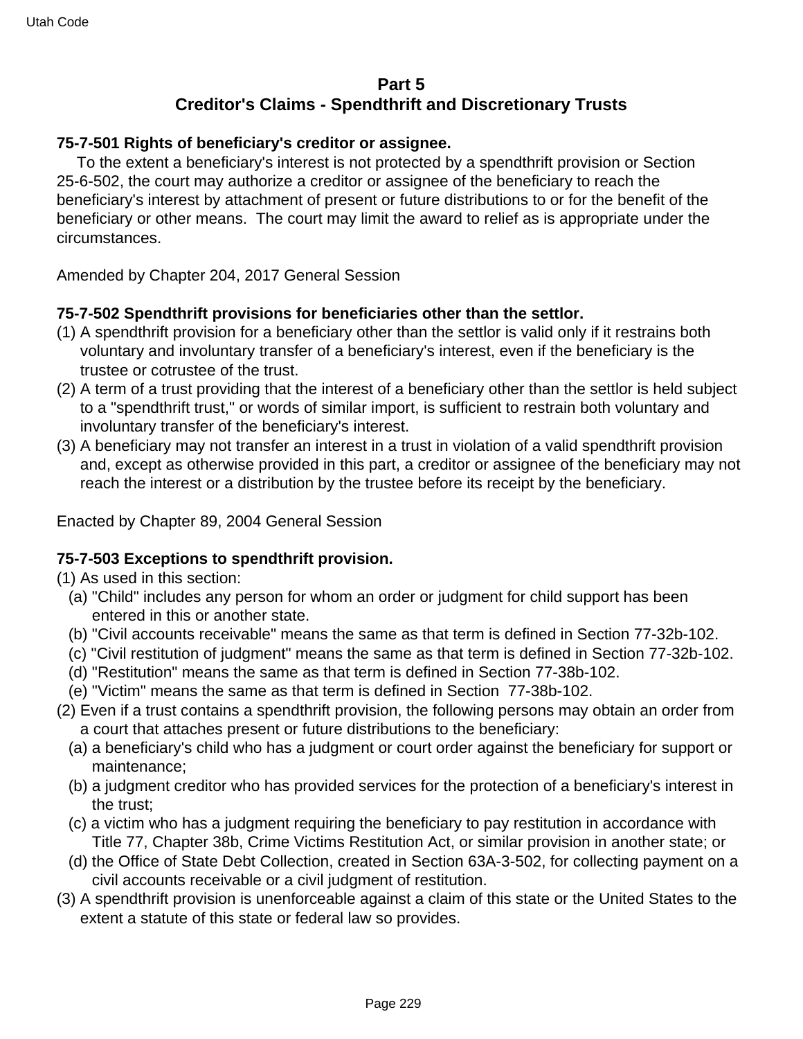## Part 5
## Creditor's Claims - Spendthrift and Discretionary Trusts

**75-7-501 Rights of beneficiary's creditor or assignee.**

To the extent a beneficiary's interest is not protected by a spendthrift provision or Section 25-6-502, the court may authorize a creditor or assignee of the beneficiary to reach the beneficiary's interest by attachment of present or future distributions to or for the benefit of the beneficiary or other means. The court may limit the award to relief as is appropriate under the circumstances.

Amended by Chapter 204, 2017 General Session

**75-7-502 Spendthrift provisions for beneficiaries other than the settlor.**

(1) A spendthrift provision for a beneficiary other than the settlor is valid only if it restrains both voluntary and involuntary transfer of a beneficiary's interest, even if the beneficiary is the trustee or cotrustee of the trust.
(2) A term of a trust providing that the interest of a beneficiary other than the settlor is held subject to a "spendthrift trust," or words of similar import, is sufficient to restrain both voluntary and involuntary transfer of the beneficiary's interest.
(3) A beneficiary may not transfer an interest in a trust in violation of a valid spendthrift provision and, except as otherwise provided in this part, a creditor or assignee of the beneficiary may not reach the interest or a distribution by the trustee before its receipt by the beneficiary.

Enacted by Chapter 89, 2004 General Session

**75-7-503 Exceptions to spendthrift provision.**

(1) As used in this section:
  (a) "Child" includes any person for whom an order or judgment for child support has been entered in this or another state.
  (b) "Civil accounts receivable" means the same as that term is defined in Section 77-32b-102.
  (c) "Civil restitution of judgment" means the same as that term is defined in Section 77-32b-102.
  (d) "Restitution" means the same as that term is defined in Section 77-38b-102.
  (e) "Victim" means the same as that term is defined in Section 77-38b-102.
(2) Even if a trust contains a spendthrift provision, the following persons may obtain an order from a court that attaches present or future distributions to the beneficiary:
  (a) a beneficiary's child who has a judgment or court order against the beneficiary for support or maintenance;
  (b) a judgment creditor who has provided services for the protection of a beneficiary's interest in the trust;
  (c) a victim who has a judgment requiring the beneficiary to pay restitution in accordance with Title 77, Chapter 38b, Crime Victims Restitution Act, or similar provision in another state; or
  (d) the Office of State Debt Collection, created in Section 63A-3-502, for collecting payment on a civil accounts receivable or a civil judgment of restitution.
(3) A spendthrift provision is unenforceable against a claim of this state or the United States to the extent a statute of this state or federal law so provides.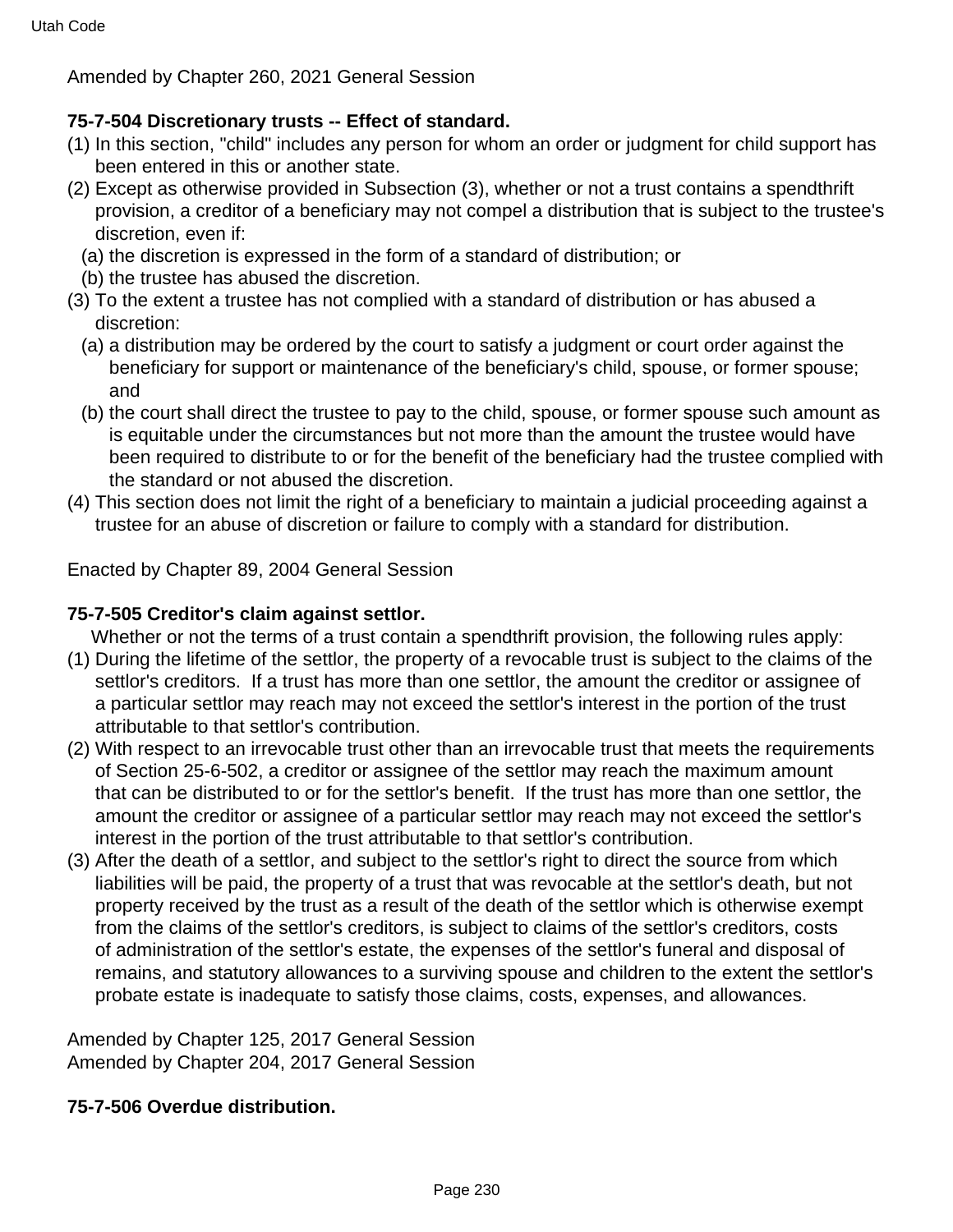Amended by Chapter 260, 2021 General Session

**75-7-504 Discretionary trusts -- Effect of standard.**

(1) In this section, "child" includes any person for whom an order or judgment for child support has been entered in this or another state.

(2) Except as otherwise provided in Subsection (3), whether or not a trust contains a spendthrift provision, a creditor of a beneficiary may not compel a distribution that is subject to the trustee's discretion, even if:

(a) the discretion is expressed in the form of a standard of distribution; or

(b) the trustee has abused the discretion.

(3) To the extent a trustee has not complied with a standard of distribution or has abused a discretion:

(a) a distribution may be ordered by the court to satisfy a judgment or court order against the beneficiary for support or maintenance of the beneficiary's child, spouse, or former spouse; and

(b) the court shall direct the trustee to pay to the child, spouse, or former spouse such amount as is equitable under the circumstances but not more than the amount the trustee would have been required to distribute to or for the benefit of the beneficiary had the trustee complied with the standard or not abused the discretion.

(4) This section does not limit the right of a beneficiary to maintain a judicial proceeding against a trustee for an abuse of discretion or failure to comply with a standard for distribution.

Enacted by Chapter 89, 2004 General Session

**75-7-505 Creditor's claim against settlor.**

Whether or not the terms of a trust contain a spendthrift provision, the following rules apply:

(1) During the lifetime of the settlor, the property of a revocable trust is subject to the claims of the settlor's creditors. If a trust has more than one settlor, the amount the creditor or assignee of a particular settlor may reach may not exceed the settlor's interest in the portion of the trust attributable to that settlor's contribution.

(2) With respect to an irrevocable trust other than an irrevocable trust that meets the requirements of Section 25-6-502, a creditor or assignee of the settlor may reach the maximum amount that can be distributed to or for the settlor's benefit. If the trust has more than one settlor, the amount the creditor or assignee of a particular settlor may reach may not exceed the settlor's interest in the portion of the trust attributable to that settlor's contribution.

(3) After the death of a settlor, and subject to the settlor's right to direct the source from which liabilities will be paid, the property of a trust that was revocable at the settlor's death, but not property received by the trust as a result of the death of the settlor which is otherwise exempt from the claims of the settlor's creditors, is subject to claims of the settlor's creditors, costs of administration of the settlor's estate, the expenses of the settlor's funeral and disposal of remains, and statutory allowances to a surviving spouse and children to the extent the settlor's probate estate is inadequate to satisfy those claims, costs, expenses, and allowances.

Amended by Chapter 125, 2017 General Session
Amended by Chapter 204, 2017 General Session

**75-7-506 Overdue distribution.**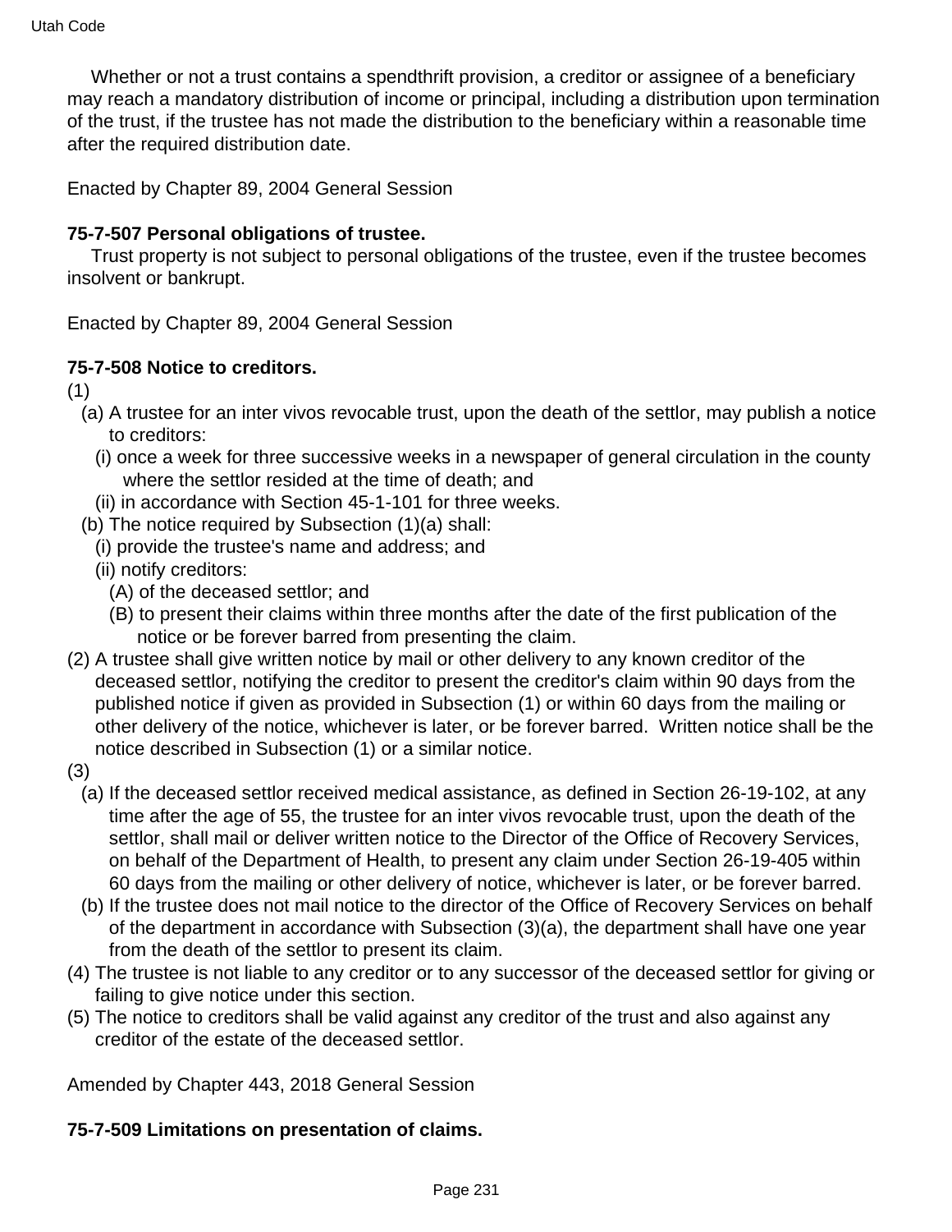Whether or not a trust contains a spendthrift provision, a creditor or assignee of a beneficiary may reach a mandatory distribution of income or principal, including a distribution upon termination of the trust, if the trustee has not made the distribution to the beneficiary within a reasonable time after the required distribution date.

Enacted by Chapter 89, 2004 General Session

**75-7-507 Personal obligations of trustee.**

Trust property is not subject to personal obligations of the trustee, even if the trustee becomes insolvent or bankrupt.

Enacted by Chapter 89, 2004 General Session

**75-7-508 Notice to creditors.**

(1)

- (a) A trustee for an inter vivos revocable trust, upon the death of the settlor, may publish a notice to creditors:
  - (i) once a week for three successive weeks in a newspaper of general circulation in the county where the settlor resided at the time of death; and
  - (ii) in accordance with Section 45-1-101 for three weeks.
- (b) The notice required by Subsection (1)(a) shall:
  - (i) provide the trustee's name and address; and
  - (ii) notify creditors:
    - (A) of the deceased settlor; and
    - (B) to present their claims within three months after the date of the first publication of the notice or be forever barred from presenting the claim.

(2) A trustee shall give written notice by mail or other delivery to any known creditor of the deceased settlor, notifying the creditor to present the creditor's claim within 90 days from the published notice if given as provided in Subsection (1) or within 60 days from the mailing or other delivery of the notice, whichever is later, or be forever barred. Written notice shall be the notice described in Subsection (1) or a similar notice.

(3)

- (a) If the deceased settlor received medical assistance, as defined in Section 26-19-102, at any time after the age of 55, the trustee for an inter vivos revocable trust, upon the death of the settlor, shall mail or deliver written notice to the Director of the Office of Recovery Services, on behalf of the Department of Health, to present any claim under Section 26-19-405 within 60 days from the mailing or other delivery of notice, whichever is later, or be forever barred.
- (b) If the trustee does not mail notice to the director of the Office of Recovery Services on behalf of the department in accordance with Subsection (3)(a), the department shall have one year from the death of the settlor to present its claim.

(4) The trustee is not liable to any creditor or to any successor of the deceased settlor for giving or failing to give notice under this section.

(5) The notice to creditors shall be valid against any creditor of the trust and also against any creditor of the estate of the deceased settlor.

Amended by Chapter 443, 2018 General Session

**75-7-509 Limitations on presentation of claims.**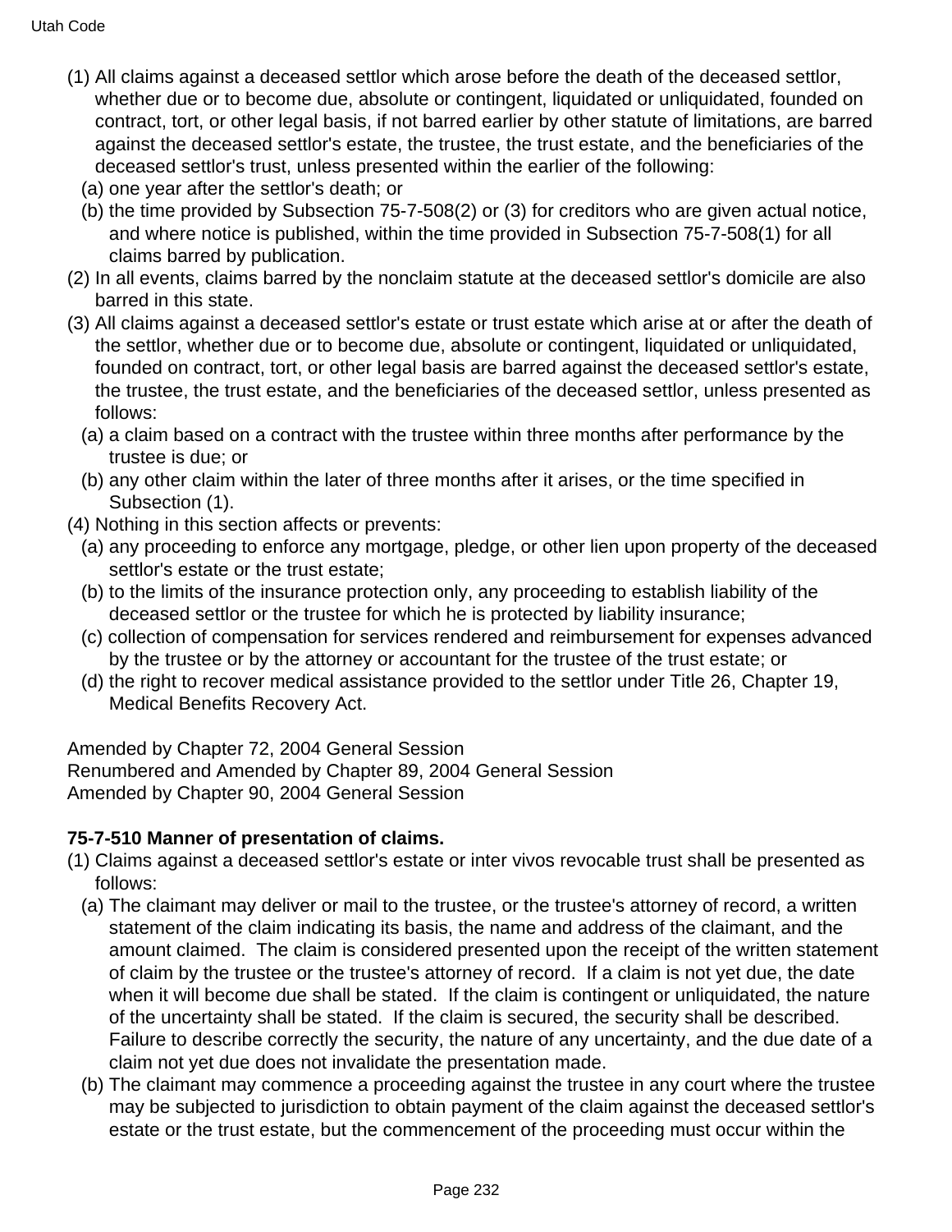(1) All claims against a deceased settlor which arose before the death of the deceased settlor, whether due or to become due, absolute or contingent, liquidated or unliquidated, founded on contract, tort, or other legal basis, if not barred earlier by other statute of limitations, are barred against the deceased settlor's estate, the trustee, the trust estate, and the beneficiaries of the deceased settlor's trust, unless presented within the earlier of the following:

(a) one year after the settlor's death; or

(b) the time provided by Subsection 75-7-508(2) or (3) for creditors who are given actual notice, and where notice is published, within the time provided in Subsection 75-7-508(1) for all claims barred by publication.

(2) In all events, claims barred by the nonclaim statute at the deceased settlor's domicile are also barred in this state.

(3) All claims against a deceased settlor's estate or trust estate which arise at or after the death of the settlor, whether due or to become due, absolute or contingent, liquidated or unliquidated, founded on contract, tort, or other legal basis are barred against the deceased settlor's estate, the trustee, the trust estate, and the beneficiaries of the deceased settlor, unless presented as follows:

(a) a claim based on a contract with the trustee within three months after performance by the trustee is due; or

(b) any other claim within the later of three months after it arises, or the time specified in Subsection (1).

(4) Nothing in this section affects or prevents:

(a) any proceeding to enforce any mortgage, pledge, or other lien upon property of the deceased settlor's estate or the trust estate;

(b) to the limits of the insurance protection only, any proceeding to establish liability of the deceased settlor or the trustee for which he is protected by liability insurance;

(c) collection of compensation for services rendered and reimbursement for expenses advanced by the trustee or by the attorney or accountant for the trustee of the trust estate; or

(d) the right to recover medical assistance provided to the settlor under Title 26, Chapter 19, Medical Benefits Recovery Act.

Amended by Chapter 72, 2004 General Session
Renumbered and Amended by Chapter 89, 2004 General Session
Amended by Chapter 90, 2004 General Session

**75-7-510 Manner of presentation of claims.**

(1) Claims against a deceased settlor's estate or inter vivos revocable trust shall be presented as follows:

(a) The claimant may deliver or mail to the trustee, or the trustee's attorney of record, a written statement of the claim indicating its basis, the name and address of the claimant, and the amount claimed. The claim is considered presented upon the receipt of the written statement of claim by the trustee or the trustee's attorney of record. If a claim is not yet due, the date when it will become due shall be stated. If the claim is contingent or unliquidated, the nature of the uncertainty shall be stated. If the claim is secured, the security shall be described. Failure to describe correctly the security, the nature of any uncertainty, and the due date of a claim not yet due does not invalidate the presentation made.

(b) The claimant may commence a proceeding against the trustee in any court where the trustee may be subjected to jurisdiction to obtain payment of the claim against the deceased settlor's estate or the trust estate, but the commencement of the proceeding must occur within the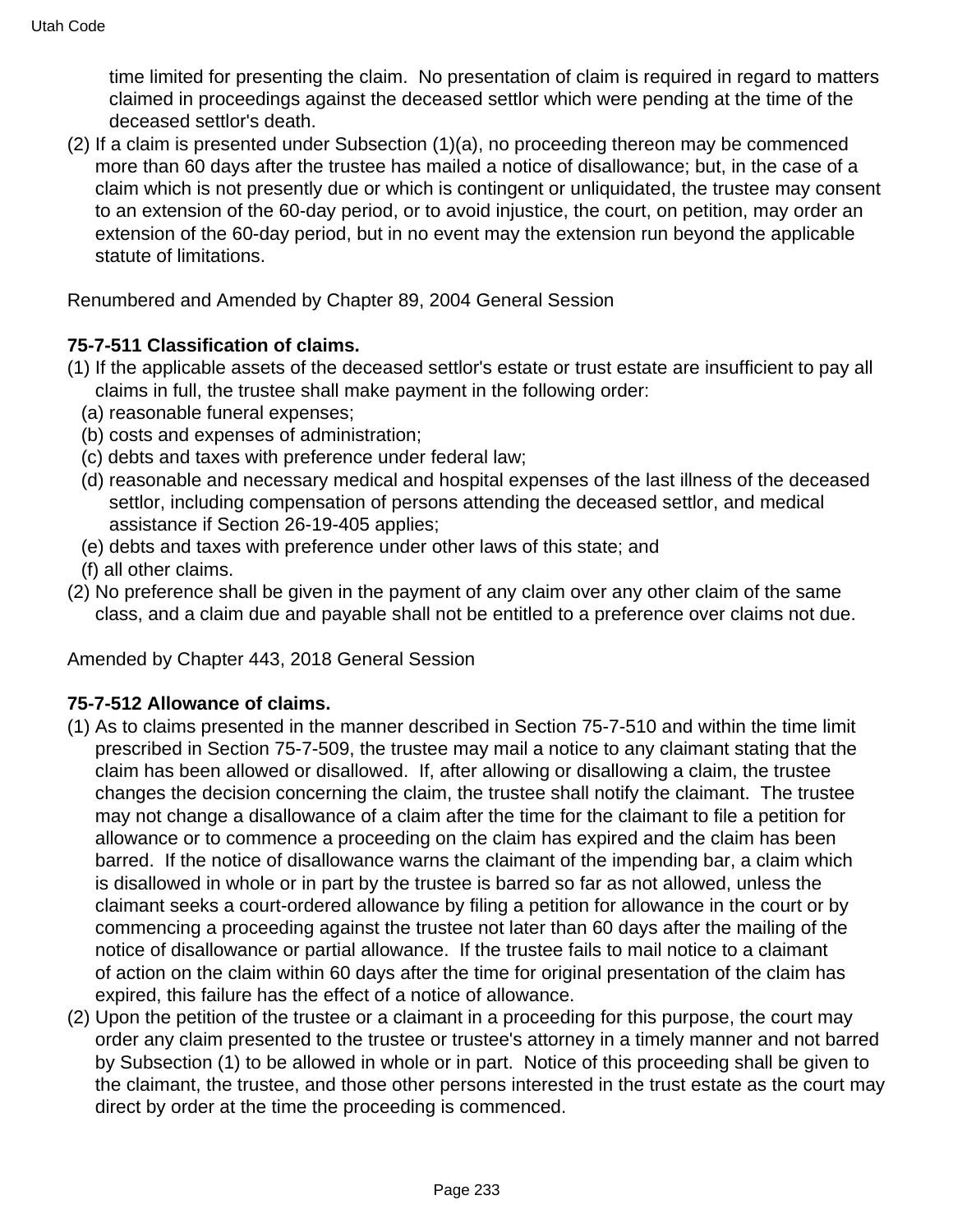time limited for presenting the claim. No presentation of claim is required in regard to matters claimed in proceedings against the deceased settlor which were pending at the time of the deceased settlor's death.

(2) If a claim is presented under Subsection (1)(a), no proceeding thereon may be commenced more than 60 days after the trustee has mailed a notice of disallowance; but, in the case of a claim which is not presently due or which is contingent or unliquidated, the trustee may consent to an extension of the 60-day period, or to avoid injustice, the court, on petition, may order an extension of the 60-day period, but in no event may the extension run beyond the applicable statute of limitations.

Renumbered and Amended by Chapter 89, 2004 General Session

**75-7-511 Classification of claims.**

(1) If the applicable assets of the deceased settlor's estate or trust estate are insufficient to pay all claims in full, the trustee shall make payment in the following order:
   (a) reasonable funeral expenses;
   (b) costs and expenses of administration;
   (c) debts and taxes with preference under federal law;
   (d) reasonable and necessary medical and hospital expenses of the last illness of the deceased settlor, including compensation of persons attending the deceased settlor, and medical assistance if Section 26-19-405 applies;
   (e) debts and taxes with preference under other laws of this state; and
   (f) all other claims.

(2) No preference shall be given in the payment of any claim over any other claim of the same class, and a claim due and payable shall not be entitled to a preference over claims not due.

Amended by Chapter 443, 2018 General Session

**75-7-512 Allowance of claims.**

(1) As to claims presented in the manner described in Section 75-7-510 and within the time limit prescribed in Section 75-7-509, the trustee may mail a notice to any claimant stating that the claim has been allowed or disallowed. If, after allowing or disallowing a claim, the trustee changes the decision concerning the claim, the trustee shall notify the claimant. The trustee may not change a disallowance of a claim after the time for the claimant to file a petition for allowance or to commence a proceeding on the claim has expired and the claim has been barred. If the notice of disallowance warns the claimant of the impending bar, a claim which is disallowed in whole or in part by the trustee is barred so far as not allowed, unless the claimant seeks a court-ordered allowance by filing a petition for allowance in the court or by commencing a proceeding against the trustee not later than 60 days after the mailing of the notice of disallowance or partial allowance. If the trustee fails to mail notice to a claimant of action on the claim within 60 days after the time for original presentation of the claim has expired, this failure has the effect of a notice of allowance.

(2) Upon the petition of the trustee or a claimant in a proceeding for this purpose, the court may order any claim presented to the trustee or trustee's attorney in a timely manner and not barred by Subsection (1) to be allowed in whole or in part. Notice of this proceeding shall be given to the claimant, the trustee, and those other persons interested in the trust estate as the court may direct by order at the time the proceeding is commenced.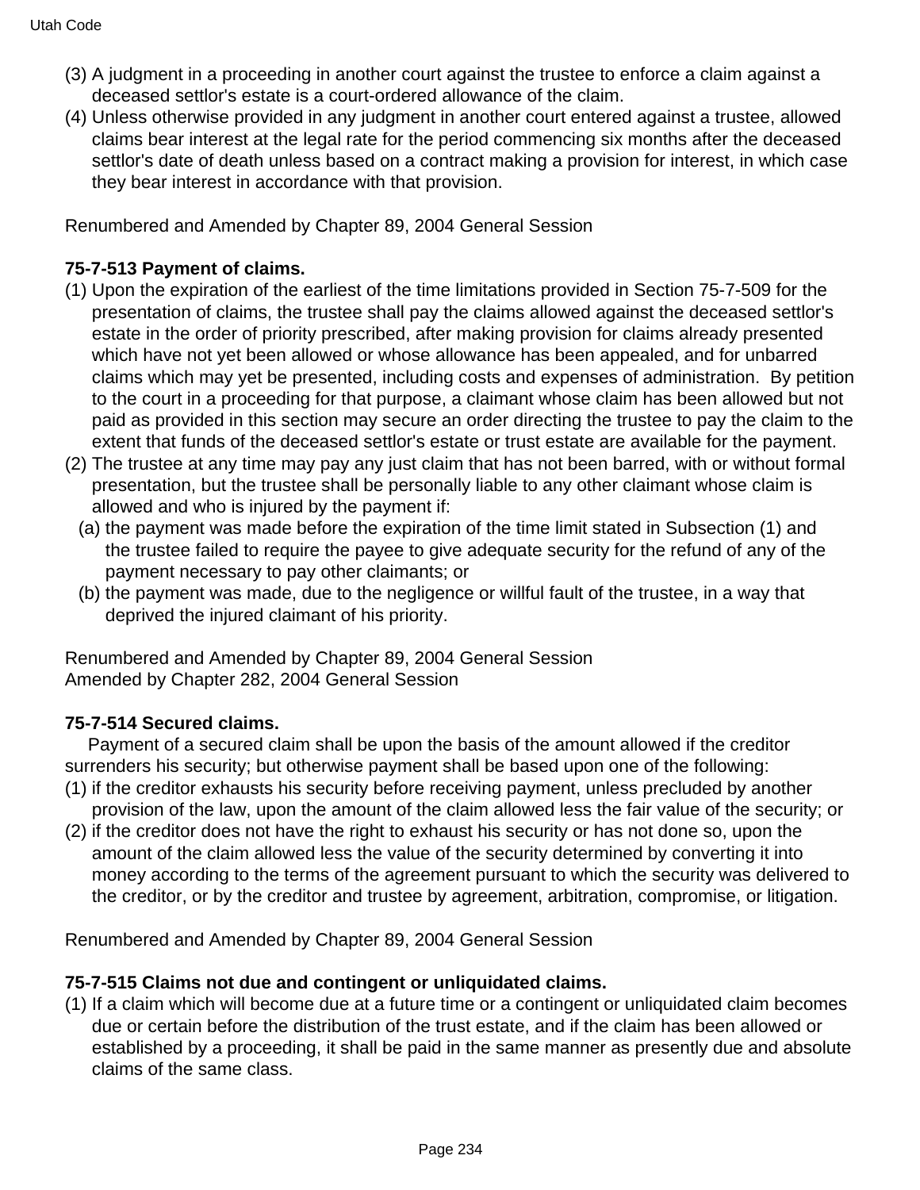(3) A judgment in a proceeding in another court against the trustee to enforce a claim against a deceased settlor's estate is a court-ordered allowance of the claim.

(4) Unless otherwise provided in any judgment in another court entered against a trustee, allowed claims bear interest at the legal rate for the period commencing six months after the deceased settlor's date of death unless based on a contract making a provision for interest, in which case they bear interest in accordance with that provision.

Renumbered and Amended by Chapter 89, 2004 General Session

**75-7-513 Payment of claims.**

(1) Upon the expiration of the earliest of the time limitations provided in Section 75-7-509 for the presentation of claims, the trustee shall pay the claims allowed against the deceased settlor's estate in the order of priority prescribed, after making provision for claims already presented which have not yet been allowed or whose allowance has been appealed, and for unbarred claims which may yet be presented, including costs and expenses of administration. By petition to the court in a proceeding for that purpose, a claimant whose claim has been allowed but not paid as provided in this section may secure an order directing the trustee to pay the claim to the extent that funds of the deceased settlor's estate or trust estate are available for the payment.

(2) The trustee at any time may pay any just claim that has not been barred, with or without formal presentation, but the trustee shall be personally liable to any other claimant whose claim is allowed and who is injured by the payment if:
  (a) the payment was made before the expiration of the time limit stated in Subsection (1) and the trustee failed to require the payee to give adequate security for the refund of any of the payment necessary to pay other claimants; or
  (b) the payment was made, due to the negligence or willful fault of the trustee, in a way that deprived the injured claimant of his priority.

Renumbered and Amended by Chapter 89, 2004 General Session
Amended by Chapter 282, 2004 General Session

**75-7-514 Secured claims.**

Payment of a secured claim shall be upon the basis of the amount allowed if the creditor surrenders his security; but otherwise payment shall be based upon one of the following:

(1) if the creditor exhausts his security before receiving payment, unless precluded by another provision of the law, upon the amount of the claim allowed less the fair value of the security; or

(2) if the creditor does not have the right to exhaust his security or has not done so, upon the amount of the claim allowed less the value of the security determined by converting it into money according to the terms of the agreement pursuant to which the security was delivered to the creditor, or by the creditor and trustee by agreement, arbitration, compromise, or litigation.

Renumbered and Amended by Chapter 89, 2004 General Session

**75-7-515 Claims not due and contingent or unliquidated claims.**

(1) If a claim which will become due at a future time or a contingent or unliquidated claim becomes due or certain before the distribution of the trust estate, and if the claim has been allowed or established by a proceeding, it shall be paid in the same manner as presently due and absolute claims of the same class.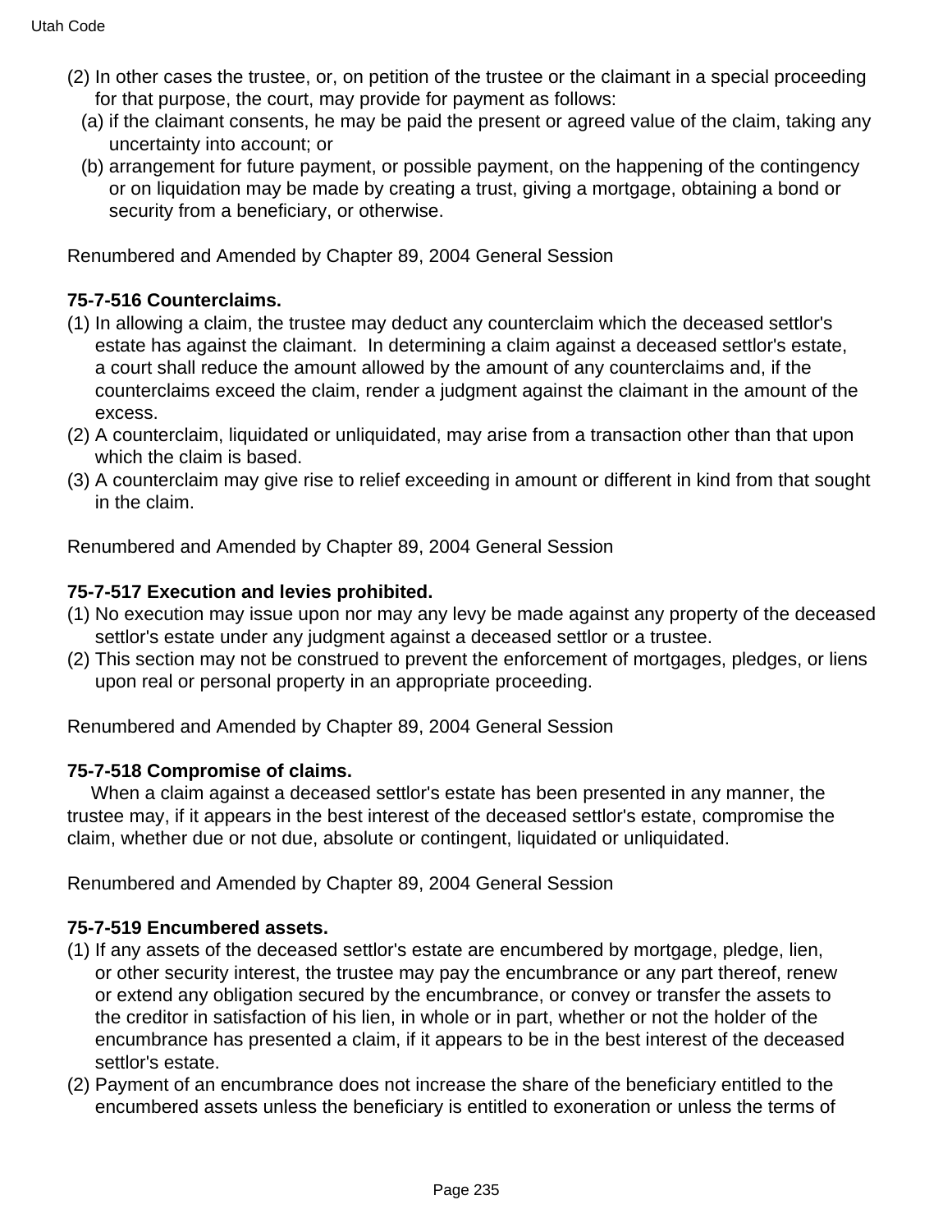(2) In other cases the trustee, or, on petition of the trustee or the claimant in a special proceeding for that purpose, the court, may provide for payment as follows:
   (a) if the claimant consents, he may be paid the present or agreed value of the claim, taking any uncertainty into account; or
   (b) arrangement for future payment, or possible payment, on the happening of the contingency or on liquidation may be made by creating a trust, giving a mortgage, obtaining a bond or security from a beneficiary, or otherwise.

Renumbered and Amended by Chapter 89, 2004 General Session

**75-7-516 Counterclaims.**

(1) In allowing a claim, the trustee may deduct any counterclaim which the deceased settlor's estate has against the claimant. In determining a claim against a deceased settlor's estate, a court shall reduce the amount allowed by the amount of any counterclaims and, if the counterclaims exceed the claim, render a judgment against the claimant in the amount of the excess.
(2) A counterclaim, liquidated or unliquidated, may arise from a transaction other than that upon which the claim is based.
(3) A counterclaim may give rise to relief exceeding in amount or different in kind from that sought in the claim.

Renumbered and Amended by Chapter 89, 2004 General Session

**75-7-517 Execution and levies prohibited.**

(1) No execution may issue upon nor may any levy be made against any property of the deceased settlor's estate under any judgment against a deceased settlor or a trustee.
(2) This section may not be construed to prevent the enforcement of mortgages, pledges, or liens upon real or personal property in an appropriate proceeding.

Renumbered and Amended by Chapter 89, 2004 General Session

**75-7-518 Compromise of claims.**

When a claim against a deceased settlor's estate has been presented in any manner, the trustee may, if it appears in the best interest of the deceased settlor's estate, compromise the claim, whether due or not due, absolute or contingent, liquidated or unliquidated.

Renumbered and Amended by Chapter 89, 2004 General Session

**75-7-519 Encumbered assets.**

(1) If any assets of the deceased settlor's estate are encumbered by mortgage, pledge, lien, or other security interest, the trustee may pay the encumbrance or any part thereof, renew or extend any obligation secured by the encumbrance, or convey or transfer the assets to the creditor in satisfaction of his lien, in whole or in part, whether or not the holder of the encumbrance has presented a claim, if it appears to be in the best interest of the deceased settlor's estate.
(2) Payment of an encumbrance does not increase the share of the beneficiary entitled to the encumbered assets unless the beneficiary is entitled to exoneration or unless the terms of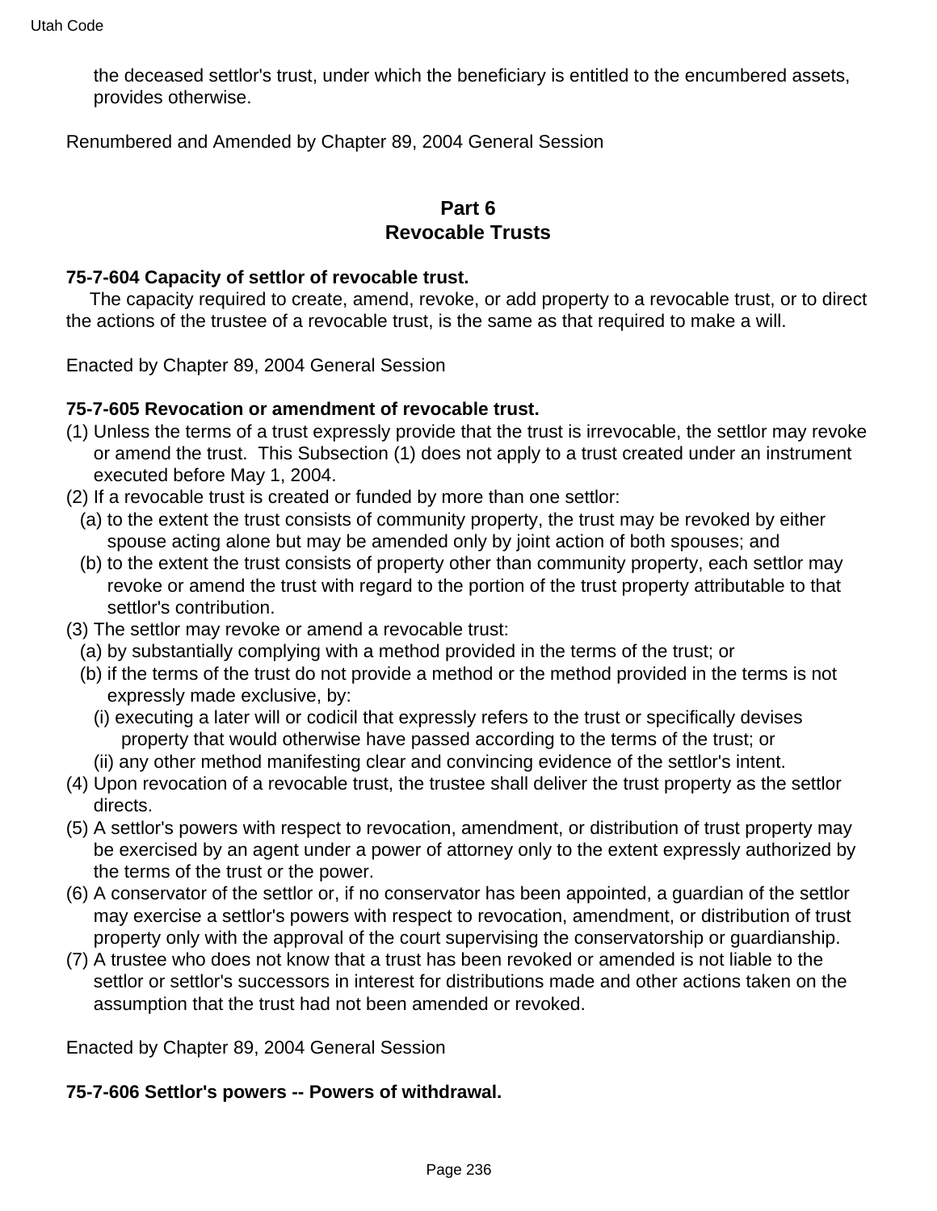the deceased settlor's trust, under which the beneficiary is entitled to the encumbered assets, provides otherwise.

Renumbered and Amended by Chapter 89, 2004 General Session

## Part 6
## Revocable Trusts

**75-7-604 Capacity of settlor of revocable trust.**

The capacity required to create, amend, revoke, or add property to a revocable trust, or to direct the actions of the trustee of a revocable trust, is the same as that required to make a will.

Enacted by Chapter 89, 2004 General Session

**75-7-605 Revocation or amendment of revocable trust.**

(1) Unless the terms of a trust expressly provide that the trust is irrevocable, the settlor may revoke or amend the trust. This Subsection (1) does not apply to a trust created under an instrument executed before May 1, 2004.

(2) If a revocable trust is created or funded by more than one settlor:

- (a) to the extent the trust consists of community property, the trust may be revoked by either spouse acting alone but may be amended only by joint action of both spouses; and
- (b) to the extent the trust consists of property other than community property, each settlor may revoke or amend the trust with regard to the portion of the trust property attributable to that settlor's contribution.

(3) The settlor may revoke or amend a revocable trust:

- (a) by substantially complying with a method provided in the terms of the trust; or
- (b) if the terms of the trust do not provide a method or the method provided in the terms is not expressly made exclusive, by:
  - (i) executing a later will or codicil that expressly refers to the trust or specifically devises property that would otherwise have passed according to the terms of the trust; or
  - (ii) any other method manifesting clear and convincing evidence of the settlor's intent.

(4) Upon revocation of a revocable trust, the trustee shall deliver the trust property as the settlor directs.

(5) A settlor's powers with respect to revocation, amendment, or distribution of trust property may be exercised by an agent under a power of attorney only to the extent expressly authorized by the terms of the trust or the power.

(6) A conservator of the settlor or, if no conservator has been appointed, a guardian of the settlor may exercise a settlor's powers with respect to revocation, amendment, or distribution of trust property only with the approval of the court supervising the conservatorship or guardianship.

(7) A trustee who does not know that a trust has been revoked or amended is not liable to the settlor or settlor's successors in interest for distributions made and other actions taken on the assumption that the trust had not been amended or revoked.

Enacted by Chapter 89, 2004 General Session

**75-7-606 Settlor's powers -- Powers of withdrawal.**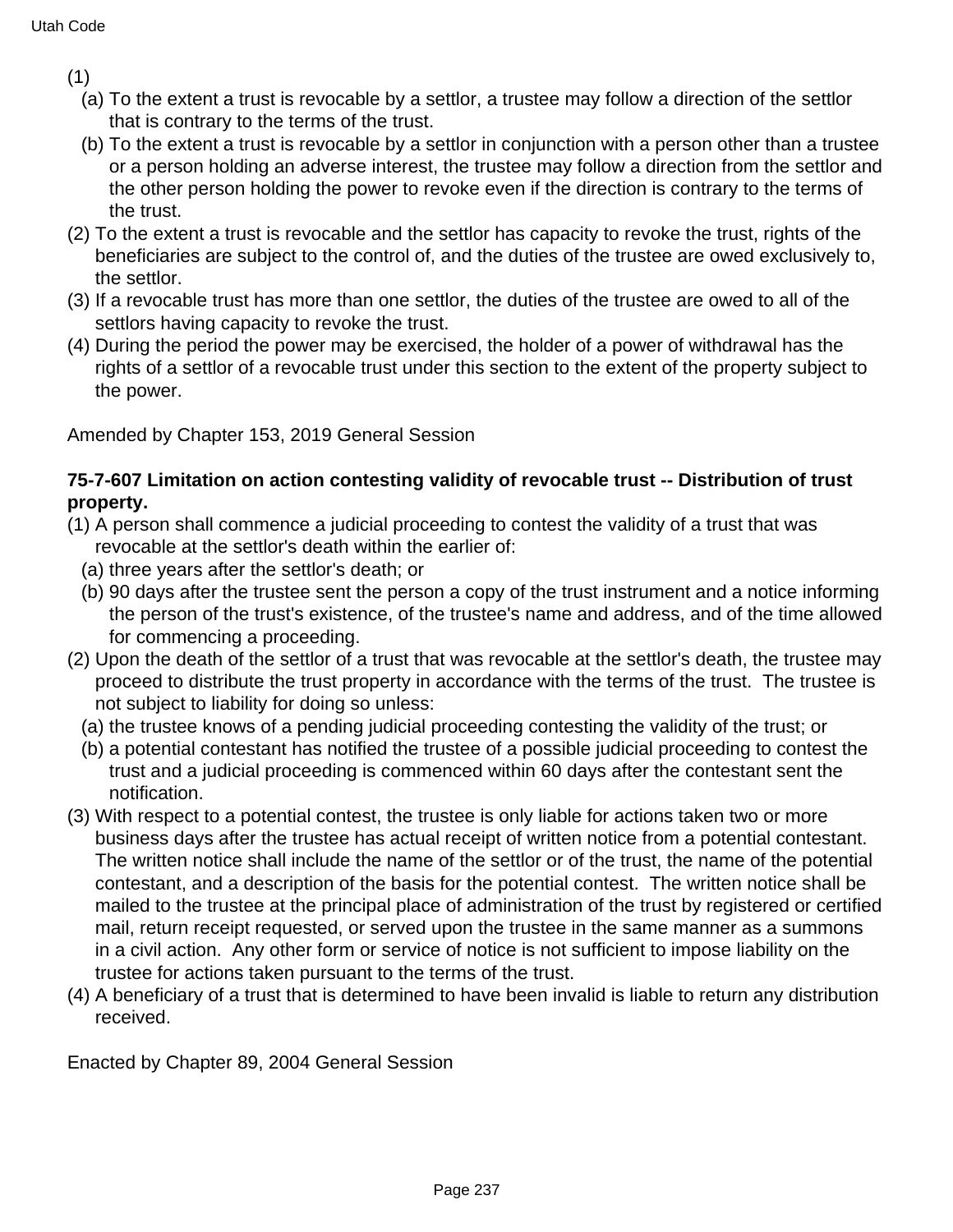(1)

(a) To the extent a trust is revocable by a settlor, a trustee may follow a direction of the settlor that is contrary to the terms of the trust.

(b) To the extent a trust is revocable by a settlor in conjunction with a person other than a trustee or a person holding an adverse interest, the trustee may follow a direction from the settlor and the other person holding the power to revoke even if the direction is contrary to the terms of the trust.

(2) To the extent a trust is revocable and the settlor has capacity to revoke the trust, rights of the beneficiaries are subject to the control of, and the duties of the trustee are owed exclusively to, the settlor.

(3) If a revocable trust has more than one settlor, the duties of the trustee are owed to all of the settlors having capacity to revoke the trust.

(4) During the period the power may be exercised, the holder of a power of withdrawal has the rights of a settlor of a revocable trust under this section to the extent of the property subject to the power.

Amended by Chapter 153, 2019 General Session

**75-7-607 Limitation on action contesting validity of revocable trust -- Distribution of trust property.**

(1) A person shall commence a judicial proceeding to contest the validity of a trust that was revocable at the settlor's death within the earlier of:

(a) three years after the settlor's death; or

(b) 90 days after the trustee sent the person a copy of the trust instrument and a notice informing the person of the trust's existence, of the trustee's name and address, and of the time allowed for commencing a proceeding.

(2) Upon the death of the settlor of a trust that was revocable at the settlor's death, the trustee may proceed to distribute the trust property in accordance with the terms of the trust. The trustee is not subject to liability for doing so unless:

(a) the trustee knows of a pending judicial proceeding contesting the validity of the trust; or

(b) a potential contestant has notified the trustee of a possible judicial proceeding to contest the trust and a judicial proceeding is commenced within 60 days after the contestant sent the notification.

(3) With respect to a potential contest, the trustee is only liable for actions taken two or more business days after the trustee has actual receipt of written notice from a potential contestant. The written notice shall include the name of the settlor or of the trust, the name of the potential contestant, and a description of the basis for the potential contest. The written notice shall be mailed to the trustee at the principal place of administration of the trust by registered or certified mail, return receipt requested, or served upon the trustee in the same manner as a summons in a civil action. Any other form or service of notice is not sufficient to impose liability on the trustee for actions taken pursuant to the terms of the trust.

(4) A beneficiary of a trust that is determined to have been invalid is liable to return any distribution received.

Enacted by Chapter 89, 2004 General Session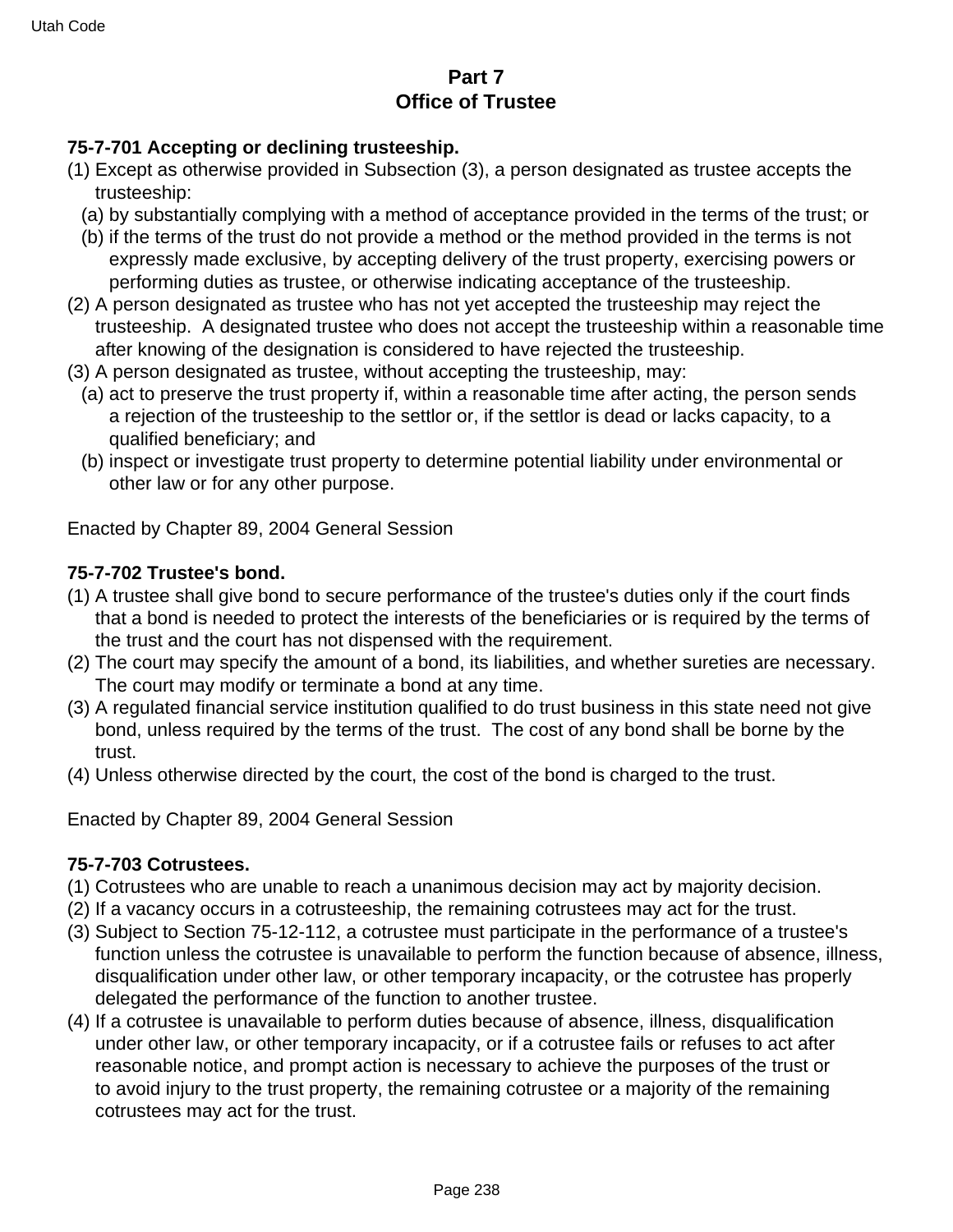## Part 7
## Office of Trustee

**75-7-701 Accepting or declining trusteeship.**

(1) Except as otherwise provided in Subsection (3), a person designated as trustee accepts the trusteeship:

  (a) by substantially complying with a method of acceptance provided in the terms of the trust; or

  (b) if the terms of the trust do not provide a method or the method provided in the terms is not expressly made exclusive, by accepting delivery of the trust property, exercising powers or performing duties as trustee, or otherwise indicating acceptance of the trusteeship.

(2) A person designated as trustee who has not yet accepted the trusteeship may reject the trusteeship. A designated trustee who does not accept the trusteeship within a reasonable time after knowing of the designation is considered to have rejected the trusteeship.

(3) A person designated as trustee, without accepting the trusteeship, may:

  (a) act to preserve the trust property if, within a reasonable time after acting, the person sends a rejection of the trusteeship to the settlor or, if the settlor is dead or lacks capacity, to a qualified beneficiary; and

  (b) inspect or investigate trust property to determine potential liability under environmental or other law or for any other purpose.

Enacted by Chapter 89, 2004 General Session

**75-7-702 Trustee's bond.**

(1) A trustee shall give bond to secure performance of the trustee's duties only if the court finds that a bond is needed to protect the interests of the beneficiaries or is required by the terms of the trust and the court has not dispensed with the requirement.

(2) The court may specify the amount of a bond, its liabilities, and whether sureties are necessary. The court may modify or terminate a bond at any time.

(3) A regulated financial service institution qualified to do trust business in this state need not give bond, unless required by the terms of the trust. The cost of any bond shall be borne by the trust.

(4) Unless otherwise directed by the court, the cost of the bond is charged to the trust.

Enacted by Chapter 89, 2004 General Session

**75-7-703 Cotrustees.**

(1) Cotrustees who are unable to reach a unanimous decision may act by majority decision.

(2) If a vacancy occurs in a cotrusteeship, the remaining cotrustees may act for the trust.

(3) Subject to Section 75-12-112, a cotrustee must participate in the performance of a trustee's function unless the cotrustee is unavailable to perform the function because of absence, illness, disqualification under other law, or other temporary incapacity, or the cotrustee has properly delegated the performance of the function to another trustee.

(4) If a cotrustee is unavailable to perform duties because of absence, illness, disqualification under other law, or other temporary incapacity, or if a cotrustee fails or refuses to act after reasonable notice, and prompt action is necessary to achieve the purposes of the trust or to avoid injury to the trust property, the remaining cotrustee or a majority of the remaining cotrustees may act for the trust.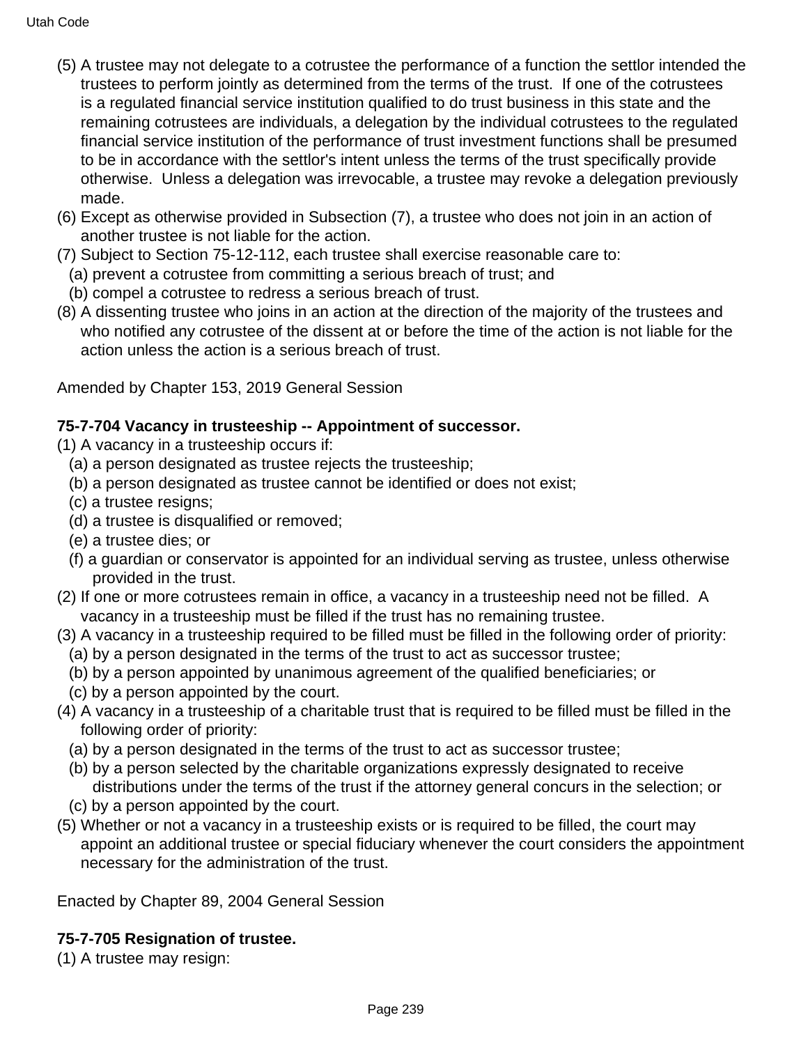(5) A trustee may not delegate to a cotrustee the performance of a function the settlor intended the trustees to perform jointly as determined from the terms of the trust. If one of the cotrustees is a regulated financial service institution qualified to do trust business in this state and the remaining cotrustees are individuals, a delegation by the individual cotrustees to the regulated financial service institution of the performance of trust investment functions shall be presumed to be in accordance with the settlor's intent unless the terms of the trust specifically provide otherwise. Unless a delegation was irrevocable, a trustee may revoke a delegation previously made.

(6) Except as otherwise provided in Subsection (7), a trustee who does not join in an action of another trustee is not liable for the action.

(7) Subject to Section 75-12-112, each trustee shall exercise reasonable care to:

- (a) prevent a cotrustee from committing a serious breach of trust; and
- (b) compel a cotrustee to redress a serious breach of trust.

(8) A dissenting trustee who joins in an action at the direction of the majority of the trustees and who notified any cotrustee of the dissent at or before the time of the action is not liable for the action unless the action is a serious breach of trust.

Amended by Chapter 153, 2019 General Session

**75-7-704 Vacancy in trusteeship -- Appointment of successor.**

(1) A vacancy in a trusteeship occurs if:

- (a) a person designated as trustee rejects the trusteeship;
- (b) a person designated as trustee cannot be identified or does not exist;
- (c) a trustee resigns;
- (d) a trustee is disqualified or removed;
- (e) a trustee dies; or
- (f) a guardian or conservator is appointed for an individual serving as trustee, unless otherwise provided in the trust.

(2) If one or more cotrustees remain in office, a vacancy in a trusteeship need not be filled. A vacancy in a trusteeship must be filled if the trust has no remaining trustee.

(3) A vacancy in a trusteeship required to be filled must be filled in the following order of priority:

- (a) by a person designated in the terms of the trust to act as successor trustee;
- (b) by a person appointed by unanimous agreement of the qualified beneficiaries; or
- (c) by a person appointed by the court.

(4) A vacancy in a trusteeship of a charitable trust that is required to be filled must be filled in the following order of priority:

- (a) by a person designated in the terms of the trust to act as successor trustee;
- (b) by a person selected by the charitable organizations expressly designated to receive distributions under the terms of the trust if the attorney general concurs in the selection; or
- (c) by a person appointed by the court.

(5) Whether or not a vacancy in a trusteeship exists or is required to be filled, the court may appoint an additional trustee or special fiduciary whenever the court considers the appointment necessary for the administration of the trust.

Enacted by Chapter 89, 2004 General Session

**75-7-705 Resignation of trustee.**

(1) A trustee may resign: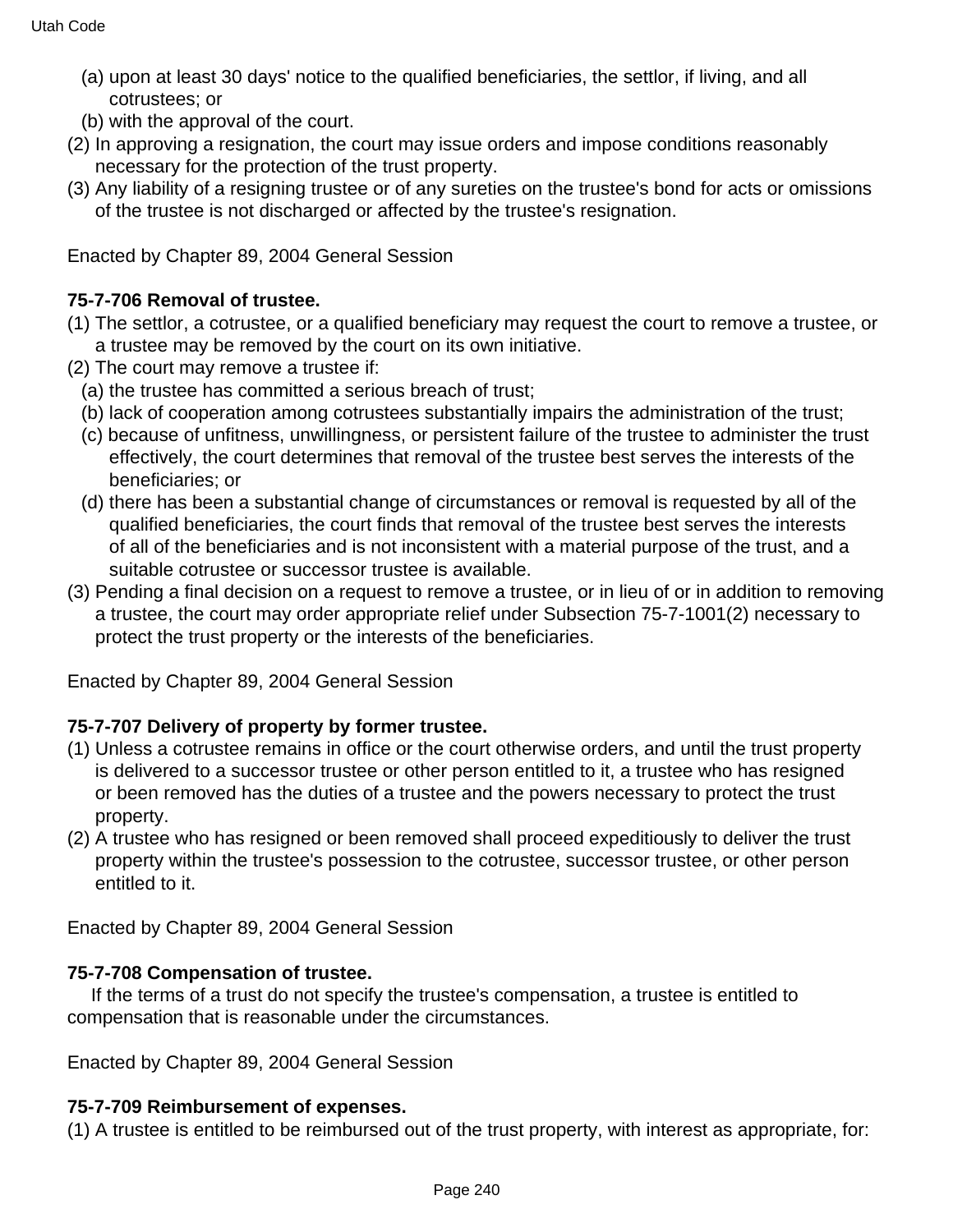(a) upon at least 30 days' notice to the qualified beneficiaries, the settlor, if living, and all cotrustees; or

(b) with the approval of the court.

(2) In approving a resignation, the court may issue orders and impose conditions reasonably necessary for the protection of the trust property.

(3) Any liability of a resigning trustee or of any sureties on the trustee's bond for acts or omissions of the trustee is not discharged or affected by the trustee's resignation.

Enacted by Chapter 89, 2004 General Session

**75-7-706 Removal of trustee.**

(1) The settlor, a cotrustee, or a qualified beneficiary may request the court to remove a trustee, or a trustee may be removed by the court on its own initiative.

(2) The court may remove a trustee if:

(a) the trustee has committed a serious breach of trust;

(b) lack of cooperation among cotrustees substantially impairs the administration of the trust;

(c) because of unfitness, unwillingness, or persistent failure of the trustee to administer the trust effectively, the court determines that removal of the trustee best serves the interests of the beneficiaries; or

(d) there has been a substantial change of circumstances or removal is requested by all of the qualified beneficiaries, the court finds that removal of the trustee best serves the interests of all of the beneficiaries and is not inconsistent with a material purpose of the trust, and a suitable cotrustee or successor trustee is available.

(3) Pending a final decision on a request to remove a trustee, or in lieu of or in addition to removing a trustee, the court may order appropriate relief under Subsection 75-7-1001(2) necessary to protect the trust property or the interests of the beneficiaries.

Enacted by Chapter 89, 2004 General Session

**75-7-707 Delivery of property by former trustee.**

(1) Unless a cotrustee remains in office or the court otherwise orders, and until the trust property is delivered to a successor trustee or other person entitled to it, a trustee who has resigned or been removed has the duties of a trustee and the powers necessary to protect the trust property.

(2) A trustee who has resigned or been removed shall proceed expeditiously to deliver the trust property within the trustee's possession to the cotrustee, successor trustee, or other person entitled to it.

Enacted by Chapter 89, 2004 General Session

**75-7-708 Compensation of trustee.**

If the terms of a trust do not specify the trustee's compensation, a trustee is entitled to compensation that is reasonable under the circumstances.

Enacted by Chapter 89, 2004 General Session

**75-7-709 Reimbursement of expenses.**

(1) A trustee is entitled to be reimbursed out of the trust property, with interest as appropriate, for: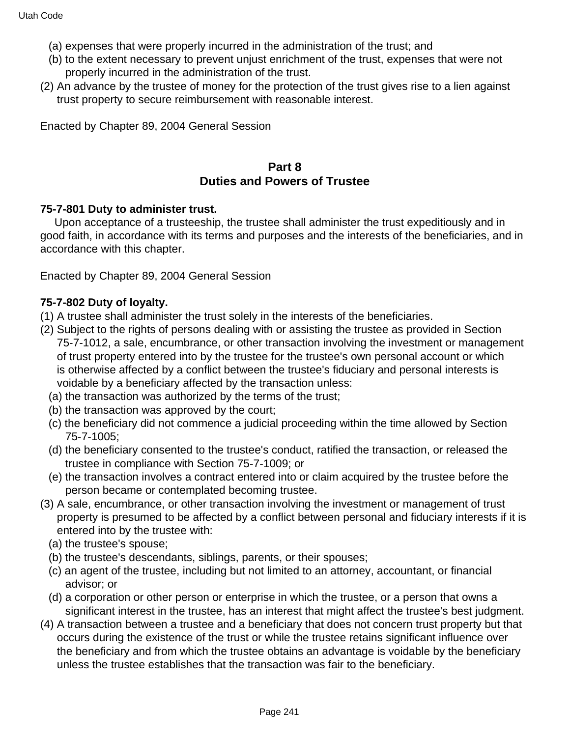(a) expenses that were properly incurred in the administration of the trust; and

(b) to the extent necessary to prevent unjust enrichment of the trust, expenses that were not properly incurred in the administration of the trust.

(2) An advance by the trustee of money for the protection of the trust gives rise to a lien against trust property to secure reimbursement with reasonable interest.

Enacted by Chapter 89, 2004 General Session

## Part 8
## Duties and Powers of Trustee

**75-7-801 Duty to administer trust.**

Upon acceptance of a trusteeship, the trustee shall administer the trust expeditiously and in good faith, in accordance with its terms and purposes and the interests of the beneficiaries, and in accordance with this chapter.

Enacted by Chapter 89, 2004 General Session

**75-7-802 Duty of loyalty.**

(1) A trustee shall administer the trust solely in the interests of the beneficiaries.

(2) Subject to the rights of persons dealing with or assisting the trustee as provided in Section 75-7-1012, a sale, encumbrance, or other transaction involving the investment or management of trust property entered into by the trustee for the trustee's own personal account or which is otherwise affected by a conflict between the trustee's fiduciary and personal interests is voidable by a beneficiary affected by the transaction unless:

(a) the transaction was authorized by the terms of the trust;

(b) the transaction was approved by the court;

(c) the beneficiary did not commence a judicial proceeding within the time allowed by Section 75-7-1005;

(d) the beneficiary consented to the trustee's conduct, ratified the transaction, or released the trustee in compliance with Section 75-7-1009; or

(e) the transaction involves a contract entered into or claim acquired by the trustee before the person became or contemplated becoming trustee.

(3) A sale, encumbrance, or other transaction involving the investment or management of trust property is presumed to be affected by a conflict between personal and fiduciary interests if it is entered into by the trustee with:

(a) the trustee's spouse;

(b) the trustee's descendants, siblings, parents, or their spouses;

(c) an agent of the trustee, including but not limited to an attorney, accountant, or financial advisor; or

(d) a corporation or other person or enterprise in which the trustee, or a person that owns a significant interest in the trustee, has an interest that might affect the trustee's best judgment.

(4) A transaction between a trustee and a beneficiary that does not concern trust property but that occurs during the existence of the trust or while the trustee retains significant influence over the beneficiary and from which the trustee obtains an advantage is voidable by the beneficiary unless the trustee establishes that the transaction was fair to the beneficiary.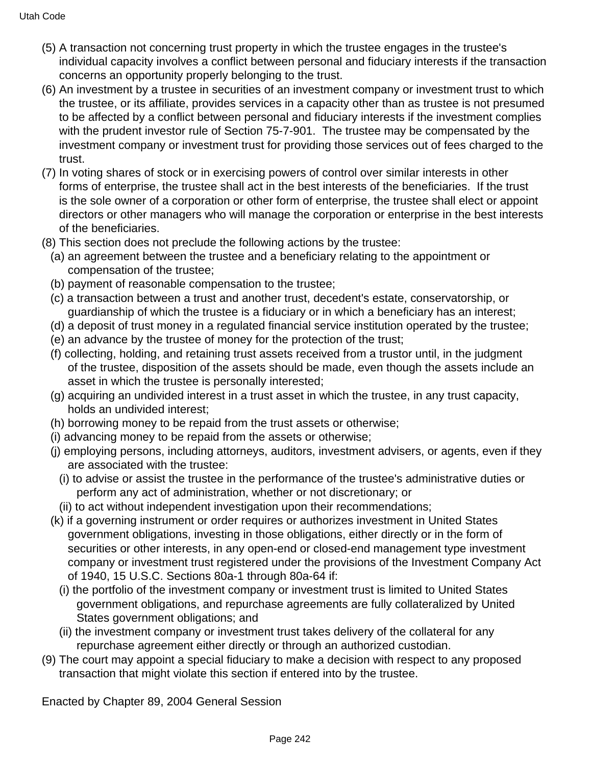(5) A transaction not concerning trust property in which the trustee engages in the trustee's individual capacity involves a conflict between personal and fiduciary interests if the transaction concerns an opportunity properly belonging to the trust.

(6) An investment by a trustee in securities of an investment company or investment trust to which the trustee, or its affiliate, provides services in a capacity other than as trustee is not presumed to be affected by a conflict between personal and fiduciary interests if the investment complies with the prudent investor rule of Section 75-7-901. The trustee may be compensated by the investment company or investment trust for providing those services out of fees charged to the trust.

(7) In voting shares of stock or in exercising powers of control over similar interests in other forms of enterprise, the trustee shall act in the best interests of the beneficiaries. If the trust is the sole owner of a corporation or other form of enterprise, the trustee shall elect or appoint directors or other managers who will manage the corporation or enterprise in the best interests of the beneficiaries.

(8) This section does not preclude the following actions by the trustee:

- (a) an agreement between the trustee and a beneficiary relating to the appointment or compensation of the trustee;
- (b) payment of reasonable compensation to the trustee;
- (c) a transaction between a trust and another trust, decedent's estate, conservatorship, or guardianship of which the trustee is a fiduciary or in which a beneficiary has an interest;
- (d) a deposit of trust money in a regulated financial service institution operated by the trustee;
- (e) an advance by the trustee of money for the protection of the trust;
- (f) collecting, holding, and retaining trust assets received from a trustor until, in the judgment of the trustee, disposition of the assets should be made, even though the assets include an asset in which the trustee is personally interested;
- (g) acquiring an undivided interest in a trust asset in which the trustee, in any trust capacity, holds an undivided interest;
- (h) borrowing money to be repaid from the trust assets or otherwise;
- (i) advancing money to be repaid from the assets or otherwise;
- (j) employing persons, including attorneys, auditors, investment advisers, or agents, even if they are associated with the trustee:
  - (i) to advise or assist the trustee in the performance of the trustee's administrative duties or perform any act of administration, whether or not discretionary; or
  - (ii) to act without independent investigation upon their recommendations;
- (k) if a governing instrument or order requires or authorizes investment in United States government obligations, investing in those obligations, either directly or in the form of securities or other interests, in any open-end or closed-end management type investment company or investment trust registered under the provisions of the Investment Company Act of 1940, 15 U.S.C. Sections 80a-1 through 80a-64 if:
  - (i) the portfolio of the investment company or investment trust is limited to United States government obligations, and repurchase agreements are fully collateralized by United States government obligations; and
  - (ii) the investment company or investment trust takes delivery of the collateral for any repurchase agreement either directly or through an authorized custodian.

(9) The court may appoint a special fiduciary to make a decision with respect to any proposed transaction that might violate this section if entered into by the trustee.

Enacted by Chapter 89, 2004 General Session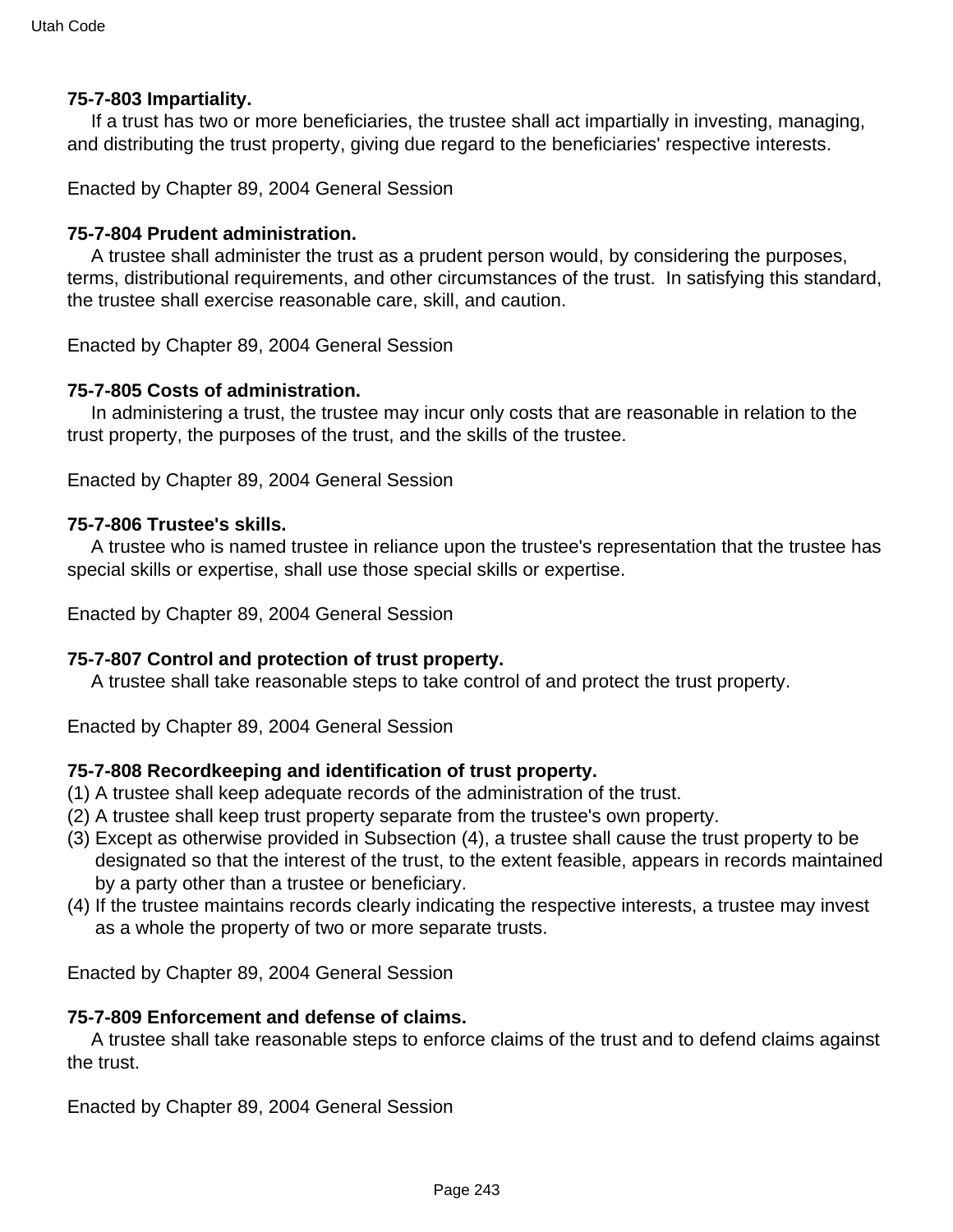**75-7-803 Impartiality.**

If a trust has two or more beneficiaries, the trustee shall act impartially in investing, managing, and distributing the trust property, giving due regard to the beneficiaries' respective interests.

Enacted by Chapter 89, 2004 General Session

**75-7-804 Prudent administration.**

A trustee shall administer the trust as a prudent person would, by considering the purposes, terms, distributional requirements, and other circumstances of the trust. In satisfying this standard, the trustee shall exercise reasonable care, skill, and caution.

Enacted by Chapter 89, 2004 General Session

**75-7-805 Costs of administration.**

In administering a trust, the trustee may incur only costs that are reasonable in relation to the trust property, the purposes of the trust, and the skills of the trustee.

Enacted by Chapter 89, 2004 General Session

**75-7-806 Trustee's skills.**

A trustee who is named trustee in reliance upon the trustee's representation that the trustee has special skills or expertise, shall use those special skills or expertise.

Enacted by Chapter 89, 2004 General Session

**75-7-807 Control and protection of trust property.**

A trustee shall take reasonable steps to take control of and protect the trust property.

Enacted by Chapter 89, 2004 General Session

**75-7-808 Recordkeeping and identification of trust property.**

(1) A trustee shall keep adequate records of the administration of the trust.
(2) A trustee shall keep trust property separate from the trustee's own property.
(3) Except as otherwise provided in Subsection (4), a trustee shall cause the trust property to be designated so that the interest of the trust, to the extent feasible, appears in records maintained by a party other than a trustee or beneficiary.
(4) If the trustee maintains records clearly indicating the respective interests, a trustee may invest as a whole the property of two or more separate trusts.

Enacted by Chapter 89, 2004 General Session

**75-7-809 Enforcement and defense of claims.**

A trustee shall take reasonable steps to enforce claims of the trust and to defend claims against the trust.

Enacted by Chapter 89, 2004 General Session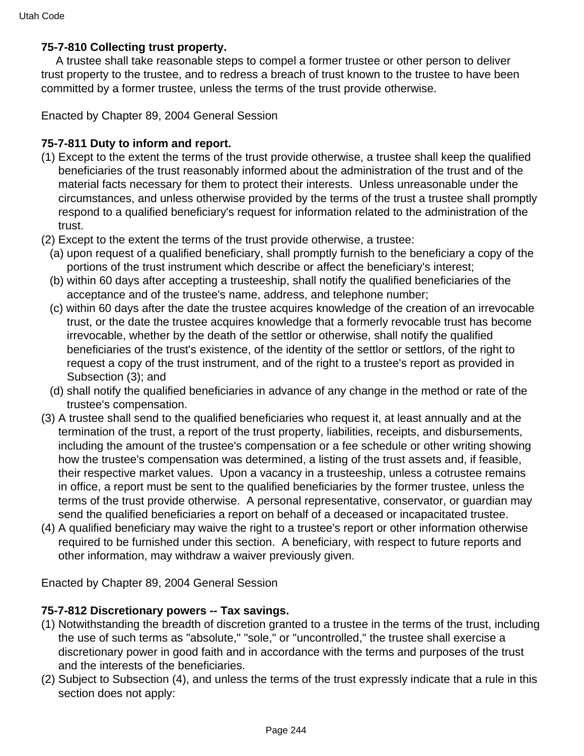**75-7-810 Collecting trust property.**

A trustee shall take reasonable steps to compel a former trustee or other person to deliver trust property to the trustee, and to redress a breach of trust known to the trustee to have been committed by a former trustee, unless the terms of the trust provide otherwise.

Enacted by Chapter 89, 2004 General Session

**75-7-811 Duty to inform and report.**

(1) Except to the extent the terms of the trust provide otherwise, a trustee shall keep the qualified beneficiaries of the trust reasonably informed about the administration of the trust and of the material facts necessary for them to protect their interests. Unless unreasonable under the circumstances, and unless otherwise provided by the terms of the trust a trustee shall promptly respond to a qualified beneficiary's request for information related to the administration of the trust.

(2) Except to the extent the terms of the trust provide otherwise, a trustee:

(a) upon request of a qualified beneficiary, shall promptly furnish to the beneficiary a copy of the portions of the trust instrument which describe or affect the beneficiary's interest;

(b) within 60 days after accepting a trusteeship, shall notify the qualified beneficiaries of the acceptance and of the trustee's name, address, and telephone number;

(c) within 60 days after the date the trustee acquires knowledge of the creation of an irrevocable trust, or the date the trustee acquires knowledge that a formerly revocable trust has become irrevocable, whether by the death of the settlor or otherwise, shall notify the qualified beneficiaries of the trust's existence, of the identity of the settlor or settlors, of the right to request a copy of the trust instrument, and of the right to a trustee's report as provided in Subsection (3); and

(d) shall notify the qualified beneficiaries in advance of any change in the method or rate of the trustee's compensation.

(3) A trustee shall send to the qualified beneficiaries who request it, at least annually and at the termination of the trust, a report of the trust property, liabilities, receipts, and disbursements, including the amount of the trustee's compensation or a fee schedule or other writing showing how the trustee's compensation was determined, a listing of the trust assets and, if feasible, their respective market values. Upon a vacancy in a trusteeship, unless a cotrustee remains in office, a report must be sent to the qualified beneficiaries by the former trustee, unless the terms of the trust provide otherwise. A personal representative, conservator, or guardian may send the qualified beneficiaries a report on behalf of a deceased or incapacitated trustee.

(4) A qualified beneficiary may waive the right to a trustee's report or other information otherwise required to be furnished under this section. A beneficiary, with respect to future reports and other information, may withdraw a waiver previously given.

Enacted by Chapter 89, 2004 General Session

**75-7-812 Discretionary powers -- Tax savings.**

(1) Notwithstanding the breadth of discretion granted to a trustee in the terms of the trust, including the use of such terms as "absolute," "sole," or "uncontrolled," the trustee shall exercise a discretionary power in good faith and in accordance with the terms and purposes of the trust and the interests of the beneficiaries.

(2) Subject to Subsection (4), and unless the terms of the trust expressly indicate that a rule in this section does not apply: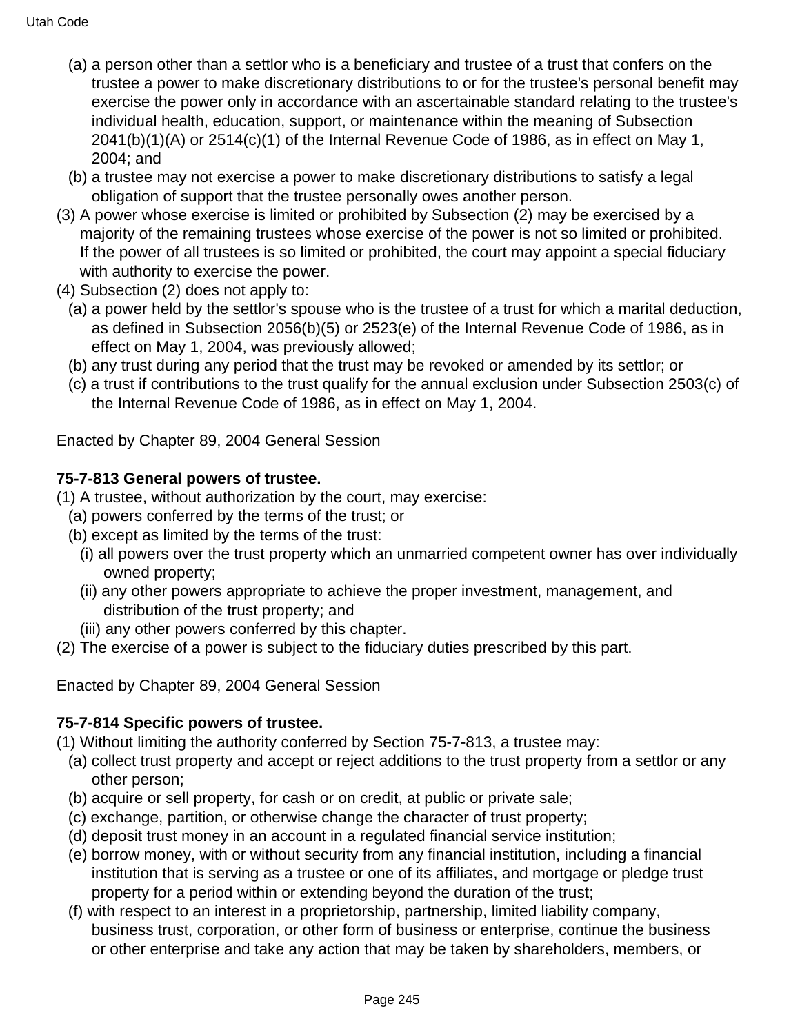(a) a person other than a settlor who is a beneficiary and trustee of a trust that confers on the trustee a power to make discretionary distributions to or for the trustee's personal benefit may exercise the power only in accordance with an ascertainable standard relating to the trustee's individual health, education, support, or maintenance within the meaning of Subsection 2041(b)(1)(A) or 2514(c)(1) of the Internal Revenue Code of 1986, as in effect on May 1, 2004; and

(b) a trustee may not exercise a power to make discretionary distributions to satisfy a legal obligation of support that the trustee personally owes another person.

(3) A power whose exercise is limited or prohibited by Subsection (2) may be exercised by a majority of the remaining trustees whose exercise of the power is not so limited or prohibited. If the power of all trustees is so limited or prohibited, the court may appoint a special fiduciary with authority to exercise the power.

(4) Subsection (2) does not apply to:

(a) a power held by the settlor's spouse who is the trustee of a trust for which a marital deduction, as defined in Subsection 2056(b)(5) or 2523(e) of the Internal Revenue Code of 1986, as in effect on May 1, 2004, was previously allowed;

(b) any trust during any period that the trust may be revoked or amended by its settlor; or

(c) a trust if contributions to the trust qualify for the annual exclusion under Subsection 2503(c) of the Internal Revenue Code of 1986, as in effect on May 1, 2004.

Enacted by Chapter 89, 2004 General Session

**75-7-813 General powers of trustee.**

(1) A trustee, without authorization by the court, may exercise:

(a) powers conferred by the terms of the trust; or

(b) except as limited by the terms of the trust:

(i) all powers over the trust property which an unmarried competent owner has over individually owned property;

(ii) any other powers appropriate to achieve the proper investment, management, and distribution of the trust property; and

(iii) any other powers conferred by this chapter.

(2) The exercise of a power is subject to the fiduciary duties prescribed by this part.

Enacted by Chapter 89, 2004 General Session

**75-7-814 Specific powers of trustee.**

(1) Without limiting the authority conferred by Section 75-7-813, a trustee may:

(a) collect trust property and accept or reject additions to the trust property from a settlor or any other person;

(b) acquire or sell property, for cash or on credit, at public or private sale;

(c) exchange, partition, or otherwise change the character of trust property;

(d) deposit trust money in an account in a regulated financial service institution;

(e) borrow money, with or without security from any financial institution, including a financial institution that is serving as a trustee or one of its affiliates, and mortgage or pledge trust property for a period within or extending beyond the duration of the trust;

(f) with respect to an interest in a proprietorship, partnership, limited liability company, business trust, corporation, or other form of business or enterprise, continue the business or other enterprise and take any action that may be taken by shareholders, members, or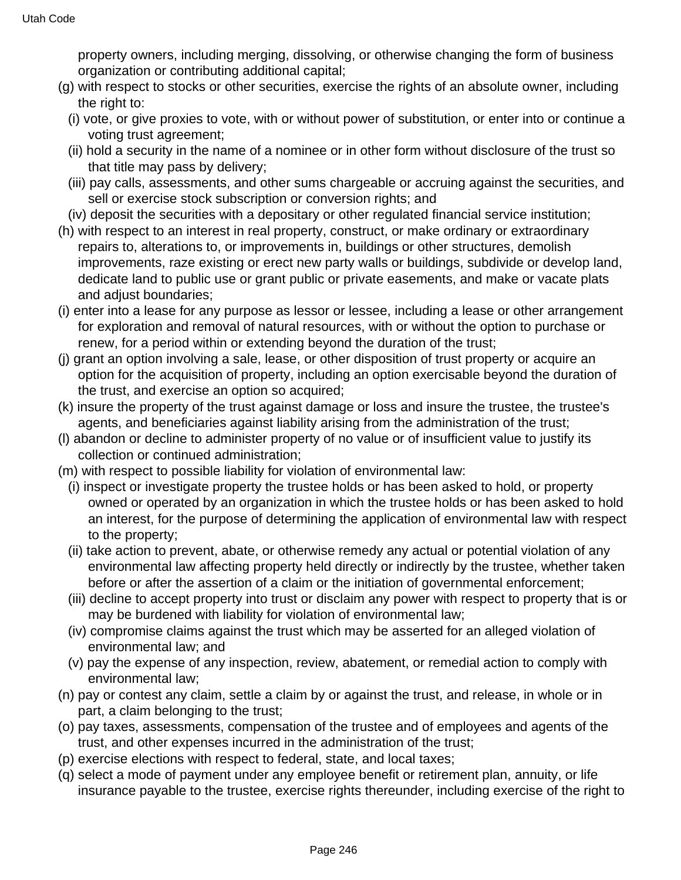property owners, including merging, dissolving, or otherwise changing the form of business organization or contributing additional capital;

(g) with respect to stocks or other securities, exercise the rights of an absolute owner, including the right to:

  (i) vote, or give proxies to vote, with or without power of substitution, or enter into or continue a voting trust agreement;

  (ii) hold a security in the name of a nominee or in other form without disclosure of the trust so that title may pass by delivery;

  (iii) pay calls, assessments, and other sums chargeable or accruing against the securities, and sell or exercise stock subscription or conversion rights; and

  (iv) deposit the securities with a depositary or other regulated financial service institution;

(h) with respect to an interest in real property, construct, or make ordinary or extraordinary repairs to, alterations to, or improvements in, buildings or other structures, demolish improvements, raze existing or erect new party walls or buildings, subdivide or develop land, dedicate land to public use or grant public or private easements, and make or vacate plats and adjust boundaries;

(i) enter into a lease for any purpose as lessor or lessee, including a lease or other arrangement for exploration and removal of natural resources, with or without the option to purchase or renew, for a period within or extending beyond the duration of the trust;

(j) grant an option involving a sale, lease, or other disposition of trust property or acquire an option for the acquisition of property, including an option exercisable beyond the duration of the trust, and exercise an option so acquired;

(k) insure the property of the trust against damage or loss and insure the trustee, the trustee's agents, and beneficiaries against liability arising from the administration of the trust;

(l) abandon or decline to administer property of no value or of insufficient value to justify its collection or continued administration;

(m) with respect to possible liability for violation of environmental law:

  (i) inspect or investigate property the trustee holds or has been asked to hold, or property owned or operated by an organization in which the trustee holds or has been asked to hold an interest, for the purpose of determining the application of environmental law with respect to the property;

  (ii) take action to prevent, abate, or otherwise remedy any actual or potential violation of any environmental law affecting property held directly or indirectly by the trustee, whether taken before or after the assertion of a claim or the initiation of governmental enforcement;

  (iii) decline to accept property into trust or disclaim any power with respect to property that is or may be burdened with liability for violation of environmental law;

  (iv) compromise claims against the trust which may be asserted for an alleged violation of environmental law; and

  (v) pay the expense of any inspection, review, abatement, or remedial action to comply with environmental law;

(n) pay or contest any claim, settle a claim by or against the trust, and release, in whole or in part, a claim belonging to the trust;

(o) pay taxes, assessments, compensation of the trustee and of employees and agents of the trust, and other expenses incurred in the administration of the trust;

(p) exercise elections with respect to federal, state, and local taxes;

(q) select a mode of payment under any employee benefit or retirement plan, annuity, or life insurance payable to the trustee, exercise rights thereunder, including exercise of the right to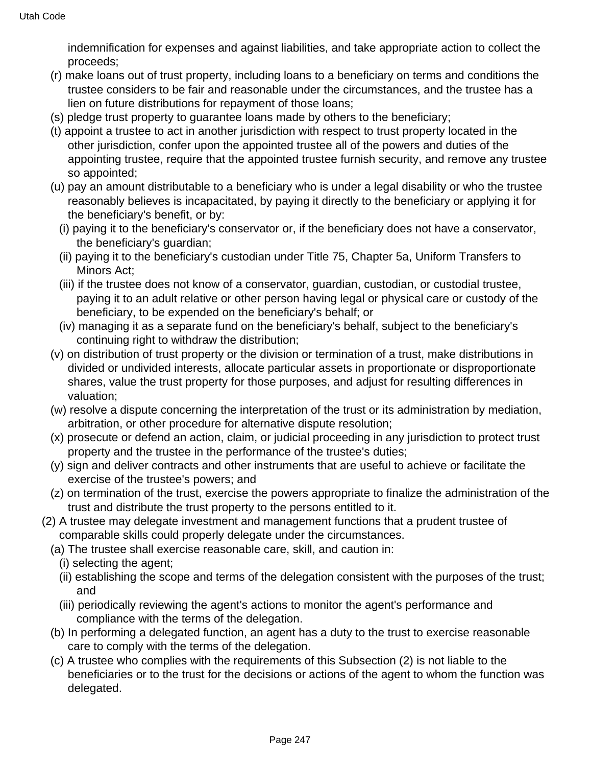indemnification for expenses and against liabilities, and take appropriate action to collect the proceeds;

(r) make loans out of trust property, including loans to a beneficiary on terms and conditions the trustee considers to be fair and reasonable under the circumstances, and the trustee has a lien on future distributions for repayment of those loans;

(s) pledge trust property to guarantee loans made by others to the beneficiary;

(t) appoint a trustee to act in another jurisdiction with respect to trust property located in the other jurisdiction, confer upon the appointed trustee all of the powers and duties of the appointing trustee, require that the appointed trustee furnish security, and remove any trustee so appointed;

(u) pay an amount distributable to a beneficiary who is under a legal disability or who the trustee reasonably believes is incapacitated, by paying it directly to the beneficiary or applying it for the beneficiary's benefit, or by:

(i) paying it to the beneficiary's conservator or, if the beneficiary does not have a conservator, the beneficiary's guardian;

(ii) paying it to the beneficiary's custodian under Title 75, Chapter 5a, Uniform Transfers to Minors Act;

(iii) if the trustee does not know of a conservator, guardian, custodian, or custodial trustee, paying it to an adult relative or other person having legal or physical care or custody of the beneficiary, to be expended on the beneficiary's behalf; or

(iv) managing it as a separate fund on the beneficiary's behalf, subject to the beneficiary's continuing right to withdraw the distribution;

(v) on distribution of trust property or the division or termination of a trust, make distributions in divided or undivided interests, allocate particular assets in proportionate or disproportionate shares, value the trust property for those purposes, and adjust for resulting differences in valuation;

(w) resolve a dispute concerning the interpretation of the trust or its administration by mediation, arbitration, or other procedure for alternative dispute resolution;

(x) prosecute or defend an action, claim, or judicial proceeding in any jurisdiction to protect trust property and the trustee in the performance of the trustee's duties;

(y) sign and deliver contracts and other instruments that are useful to achieve or facilitate the exercise of the trustee's powers; and

(z) on termination of the trust, exercise the powers appropriate to finalize the administration of the trust and distribute the trust property to the persons entitled to it.

(2) A trustee may delegate investment and management functions that a prudent trustee of comparable skills could properly delegate under the circumstances.

(a) The trustee shall exercise reasonable care, skill, and caution in:

(i) selecting the agent;

(ii) establishing the scope and terms of the delegation consistent with the purposes of the trust; and

(iii) periodically reviewing the agent's actions to monitor the agent's performance and compliance with the terms of the delegation.

(b) In performing a delegated function, an agent has a duty to the trust to exercise reasonable care to comply with the terms of the delegation.

(c) A trustee who complies with the requirements of this Subsection (2) is not liable to the beneficiaries or to the trust for the decisions or actions of the agent to whom the function was delegated.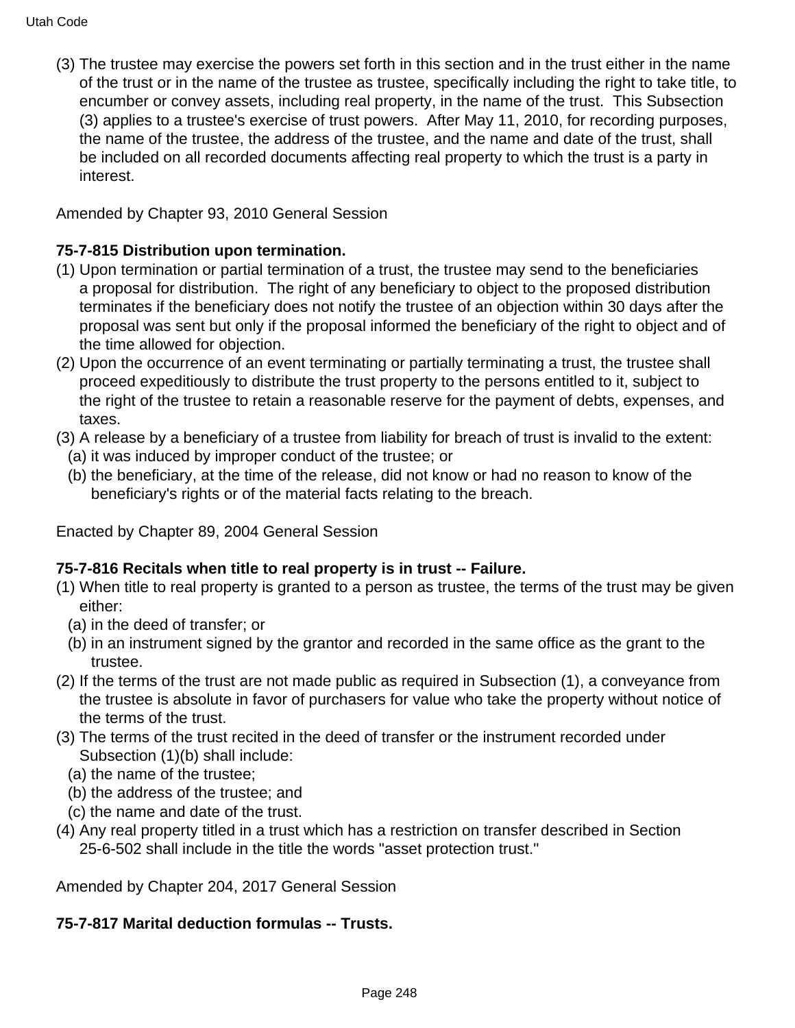(3) The trustee may exercise the powers set forth in this section and in the trust either in the name of the trust or in the name of the trustee as trustee, specifically including the right to take title, to encumber or convey assets, including real property, in the name of the trust. This Subsection (3) applies to a trustee's exercise of trust powers. After May 11, 2010, for recording purposes, the name of the trustee, the address of the trustee, and the name and date of the trust, shall be included on all recorded documents affecting real property to which the trust is a party in interest.

Amended by Chapter 93, 2010 General Session

**75-7-815 Distribution upon termination.**

(1) Upon termination or partial termination of a trust, the trustee may send to the beneficiaries a proposal for distribution. The right of any beneficiary to object to the proposed distribution terminates if the beneficiary does not notify the trustee of an objection within 30 days after the proposal was sent but only if the proposal informed the beneficiary of the right to object and of the time allowed for objection.

(2) Upon the occurrence of an event terminating or partially terminating a trust, the trustee shall proceed expeditiously to distribute the trust property to the persons entitled to it, subject to the right of the trustee to retain a reasonable reserve for the payment of debts, expenses, and taxes.

(3) A release by a beneficiary of a trustee from liability for breach of trust is invalid to the extent:
  (a) it was induced by improper conduct of the trustee; or
  (b) the beneficiary, at the time of the release, did not know or had no reason to know of the beneficiary's rights or of the material facts relating to the breach.

Enacted by Chapter 89, 2004 General Session

**75-7-816 Recitals when title to real property is in trust -- Failure.**

(1) When title to real property is granted to a person as trustee, the terms of the trust may be given either:
  (a) in the deed of transfer; or
  (b) in an instrument signed by the grantor and recorded in the same office as the grant to the trustee.

(2) If the terms of the trust are not made public as required in Subsection (1), a conveyance from the trustee is absolute in favor of purchasers for value who take the property without notice of the terms of the trust.

(3) The terms of the trust recited in the deed of transfer or the instrument recorded under Subsection (1)(b) shall include:
  (a) the name of the trustee;
  (b) the address of the trustee; and
  (c) the name and date of the trust.

(4) Any real property titled in a trust which has a restriction on transfer described in Section 25-6-502 shall include in the title the words "asset protection trust."

Amended by Chapter 204, 2017 General Session

**75-7-817 Marital deduction formulas -- Trusts.**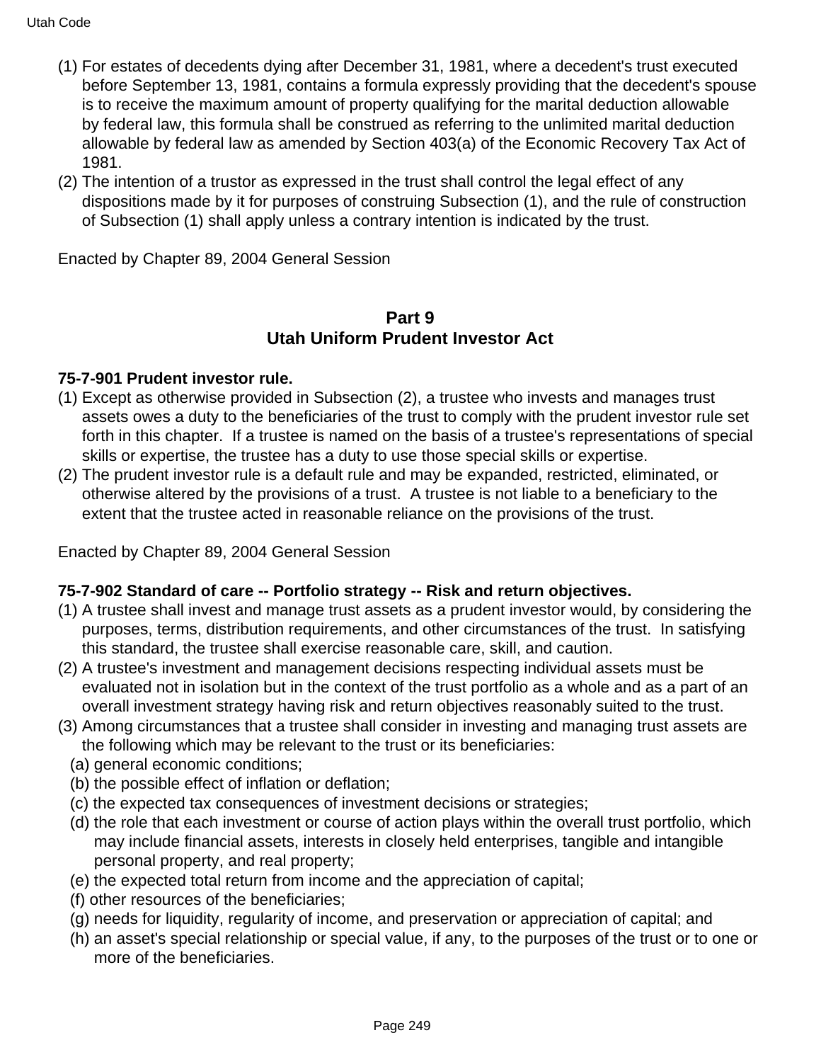(1) For estates of decedents dying after December 31, 1981, where a decedent's trust executed before September 13, 1981, contains a formula expressly providing that the decedent's spouse is to receive the maximum amount of property qualifying for the marital deduction allowable by federal law, this formula shall be construed as referring to the unlimited marital deduction allowable by federal law as amended by Section 403(a) of the Economic Recovery Tax Act of 1981.

(2) The intention of a trustor as expressed in the trust shall control the legal effect of any dispositions made by it for purposes of construing Subsection (1), and the rule of construction of Subsection (1) shall apply unless a contrary intention is indicated by the trust.

Enacted by Chapter 89, 2004 General Session

## Part 9
## Utah Uniform Prudent Investor Act

### 75-7-901 Prudent investor rule.

(1) Except as otherwise provided in Subsection (2), a trustee who invests and manages trust assets owes a duty to the beneficiaries of the trust to comply with the prudent investor rule set forth in this chapter. If a trustee is named on the basis of a trustee's representations of special skills or expertise, the trustee has a duty to use those special skills or expertise.

(2) The prudent investor rule is a default rule and may be expanded, restricted, eliminated, or otherwise altered by the provisions of a trust. A trustee is not liable to a beneficiary to the extent that the trustee acted in reasonable reliance on the provisions of the trust.

Enacted by Chapter 89, 2004 General Session

### 75-7-902 Standard of care -- Portfolio strategy -- Risk and return objectives.

(1) A trustee shall invest and manage trust assets as a prudent investor would, by considering the purposes, terms, distribution requirements, and other circumstances of the trust. In satisfying this standard, the trustee shall exercise reasonable care, skill, and caution.

(2) A trustee's investment and management decisions respecting individual assets must be evaluated not in isolation but in the context of the trust portfolio as a whole and as a part of an overall investment strategy having risk and return objectives reasonably suited to the trust.

(3) Among circumstances that a trustee shall consider in investing and managing trust assets are the following which may be relevant to the trust or its beneficiaries:
   (a) general economic conditions;
   (b) the possible effect of inflation or deflation;
   (c) the expected tax consequences of investment decisions or strategies;
   (d) the role that each investment or course of action plays within the overall trust portfolio, which may include financial assets, interests in closely held enterprises, tangible and intangible personal property, and real property;
   (e) the expected total return from income and the appreciation of capital;
   (f) other resources of the beneficiaries;
   (g) needs for liquidity, regularity of income, and preservation or appreciation of capital; and
   (h) an asset's special relationship or special value, if any, to the purposes of the trust or to one or more of the beneficiaries.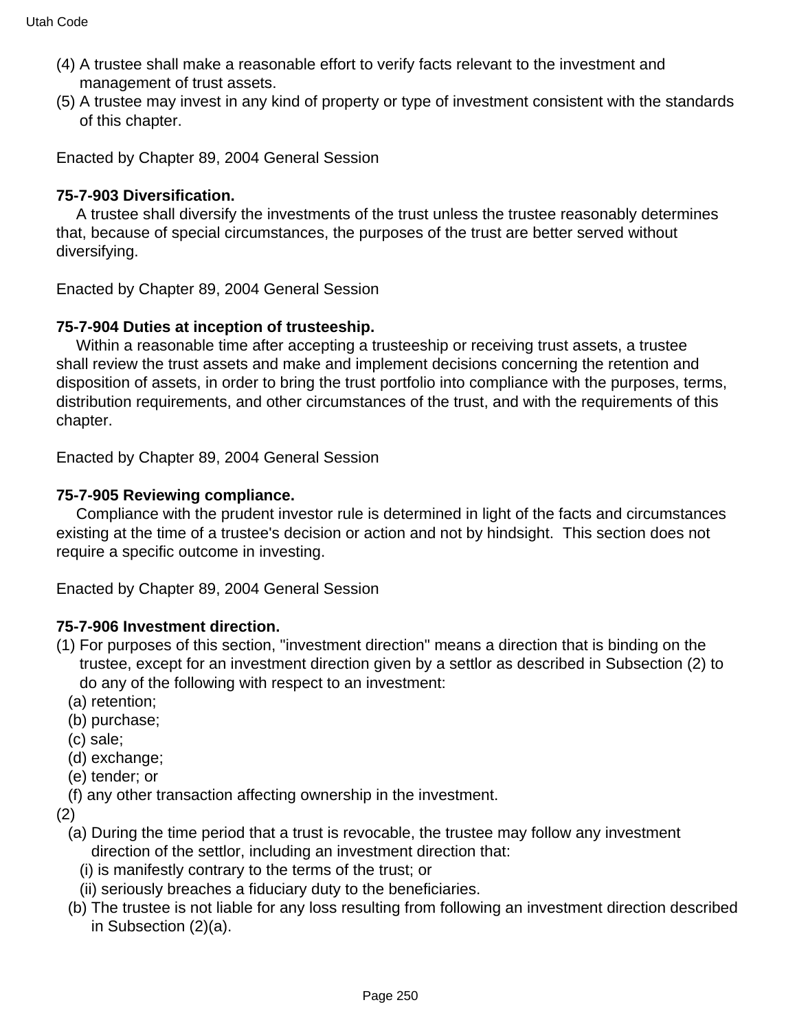(4) A trustee shall make a reasonable effort to verify facts relevant to the investment and management of trust assets.

(5) A trustee may invest in any kind of property or type of investment consistent with the standards of this chapter.

Enacted by Chapter 89, 2004 General Session

**75-7-903 Diversification.**

A trustee shall diversify the investments of the trust unless the trustee reasonably determines that, because of special circumstances, the purposes of the trust are better served without diversifying.

Enacted by Chapter 89, 2004 General Session

**75-7-904 Duties at inception of trusteeship.**

Within a reasonable time after accepting a trusteeship or receiving trust assets, a trustee shall review the trust assets and make and implement decisions concerning the retention and disposition of assets, in order to bring the trust portfolio into compliance with the purposes, terms, distribution requirements, and other circumstances of the trust, and with the requirements of this chapter.

Enacted by Chapter 89, 2004 General Session

**75-7-905 Reviewing compliance.**

Compliance with the prudent investor rule is determined in light of the facts and circumstances existing at the time of a trustee's decision or action and not by hindsight. This section does not require a specific outcome in investing.

Enacted by Chapter 89, 2004 General Session

**75-7-906 Investment direction.**

(1) For purposes of this section, "investment direction" means a direction that is binding on the trustee, except for an investment direction given by a settlor as described in Subsection (2) to do any of the following with respect to an investment:
  - (a) retention;
  - (b) purchase;
  - (c) sale;
  - (d) exchange;
  - (e) tender; or
  - (f) any other transaction affecting ownership in the investment.

(2)
  - (a) During the time period that a trust is revocable, the trustee may follow any investment direction of the settlor, including an investment direction that:
    - (i) is manifestly contrary to the terms of the trust; or
    - (ii) seriously breaches a fiduciary duty to the beneficiaries.
  - (b) The trustee is not liable for any loss resulting from following an investment direction described in Subsection (2)(a).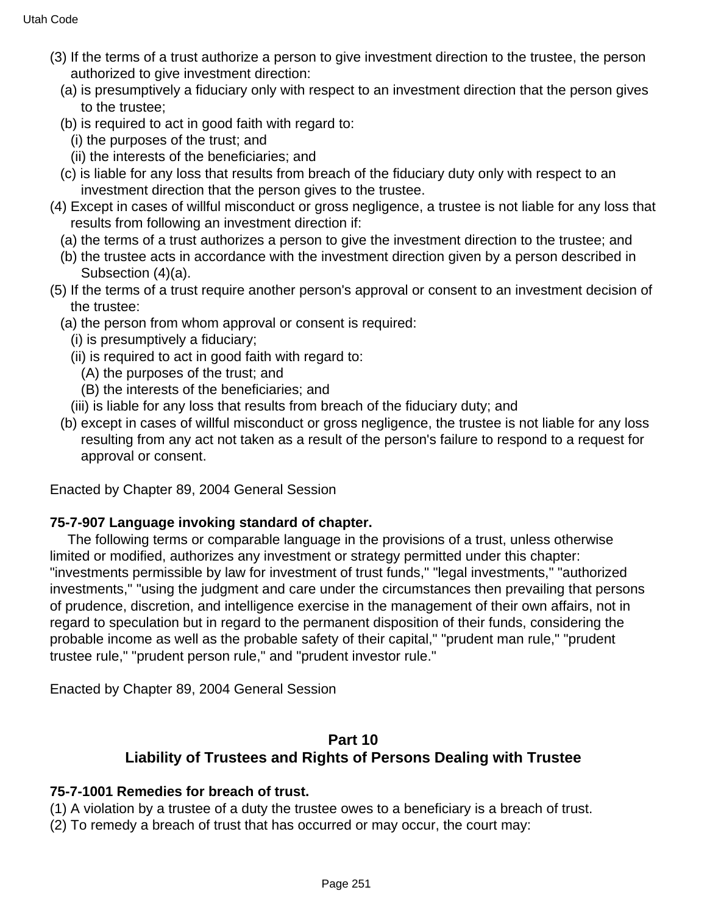(3) If the terms of a trust authorize a person to give investment direction to the trustee, the person authorized to give investment direction:
  (a) is presumptively a fiduciary only with respect to an investment direction that the person gives to the trustee;
  (b) is required to act in good faith with regard to:
    (i) the purposes of the trust; and
    (ii) the interests of the beneficiaries; and
  (c) is liable for any loss that results from breach of the fiduciary duty only with respect to an investment direction that the person gives to the trustee.
(4) Except in cases of willful misconduct or gross negligence, a trustee is not liable for any loss that results from following an investment direction if:
  (a) the terms of a trust authorizes a person to give the investment direction to the trustee; and
  (b) the trustee acts in accordance with the investment direction given by a person described in Subsection (4)(a).
(5) If the terms of a trust require another person's approval or consent to an investment decision of the trustee:
  (a) the person from whom approval or consent is required:
    (i) is presumptively a fiduciary;
    (ii) is required to act in good faith with regard to:
      (A) the purposes of the trust; and
      (B) the interests of the beneficiaries; and
    (iii) is liable for any loss that results from breach of the fiduciary duty; and
  (b) except in cases of willful misconduct or gross negligence, the trustee is not liable for any loss resulting from any act not taken as a result of the person's failure to respond to a request for approval or consent.

Enacted by Chapter 89, 2004 General Session

**75-7-907 Language invoking standard of chapter.**

The following terms or comparable language in the provisions of a trust, unless otherwise limited or modified, authorizes any investment or strategy permitted under this chapter: "investments permissible by law for investment of trust funds," "legal investments," "authorized investments," "using the judgment and care under the circumstances then prevailing that persons of prudence, discretion, and intelligence exercise in the management of their own affairs, not in regard to speculation but in regard to the permanent disposition of their funds, considering the probable income as well as the probable safety of their capital," "prudent man rule," "prudent trustee rule," "prudent person rule," and "prudent investor rule."

Enacted by Chapter 89, 2004 General Session

## Part 10
## Liability of Trustees and Rights of Persons Dealing with Trustee

**75-7-1001 Remedies for breach of trust.**

(1) A violation by a trustee of a duty the trustee owes to a beneficiary is a breach of trust.
(2) To remedy a breach of trust that has occurred or may occur, the court may: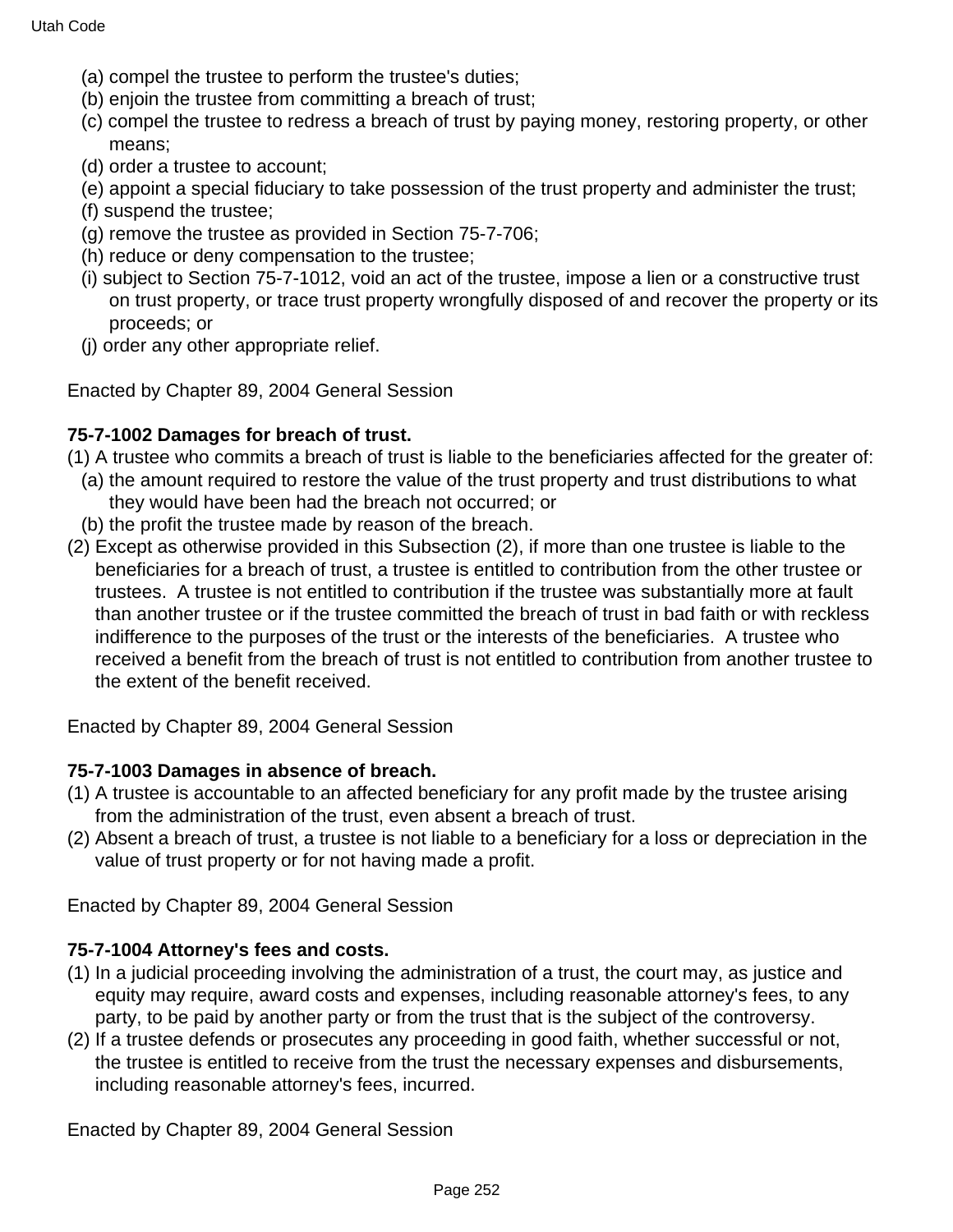(a) compel the trustee to perform the trustee's duties;
(b) enjoin the trustee from committing a breach of trust;
(c) compel the trustee to redress a breach of trust by paying money, restoring property, or other means;
(d) order a trustee to account;
(e) appoint a special fiduciary to take possession of the trust property and administer the trust;
(f) suspend the trustee;
(g) remove the trustee as provided in Section 75-7-706;
(h) reduce or deny compensation to the trustee;
(i) subject to Section 75-7-1012, void an act of the trustee, impose a lien or a constructive trust on trust property, or trace trust property wrongfully disposed of and recover the property or its proceeds; or
(j) order any other appropriate relief.

Enacted by Chapter 89, 2004 General Session

**75-7-1002 Damages for breach of trust.**

(1) A trustee who commits a breach of trust is liable to the beneficiaries affected for the greater of:
(a) the amount required to restore the value of the trust property and trust distributions to what they would have been had the breach not occurred; or
(b) the profit the trustee made by reason of the breach.

(2) Except as otherwise provided in this Subsection (2), if more than one trustee is liable to the beneficiaries for a breach of trust, a trustee is entitled to contribution from the other trustee or trustees. A trustee is not entitled to contribution if the trustee was substantially more at fault than another trustee or if the trustee committed the breach of trust in bad faith or with reckless indifference to the purposes of the trust or the interests of the beneficiaries. A trustee who received a benefit from the breach of trust is not entitled to contribution from another trustee to the extent of the benefit received.

Enacted by Chapter 89, 2004 General Session

**75-7-1003 Damages in absence of breach.**

(1) A trustee is accountable to an affected beneficiary for any profit made by the trustee arising from the administration of the trust, even absent a breach of trust.

(2) Absent a breach of trust, a trustee is not liable to a beneficiary for a loss or depreciation in the value of trust property or for not having made a profit.

Enacted by Chapter 89, 2004 General Session

**75-7-1004 Attorney's fees and costs.**

(1) In a judicial proceeding involving the administration of a trust, the court may, as justice and equity may require, award costs and expenses, including reasonable attorney's fees, to any party, to be paid by another party or from the trust that is the subject of the controversy.

(2) If a trustee defends or prosecutes any proceeding in good faith, whether successful or not, the trustee is entitled to receive from the trust the necessary expenses and disbursements, including reasonable attorney's fees, incurred.

Enacted by Chapter 89, 2004 General Session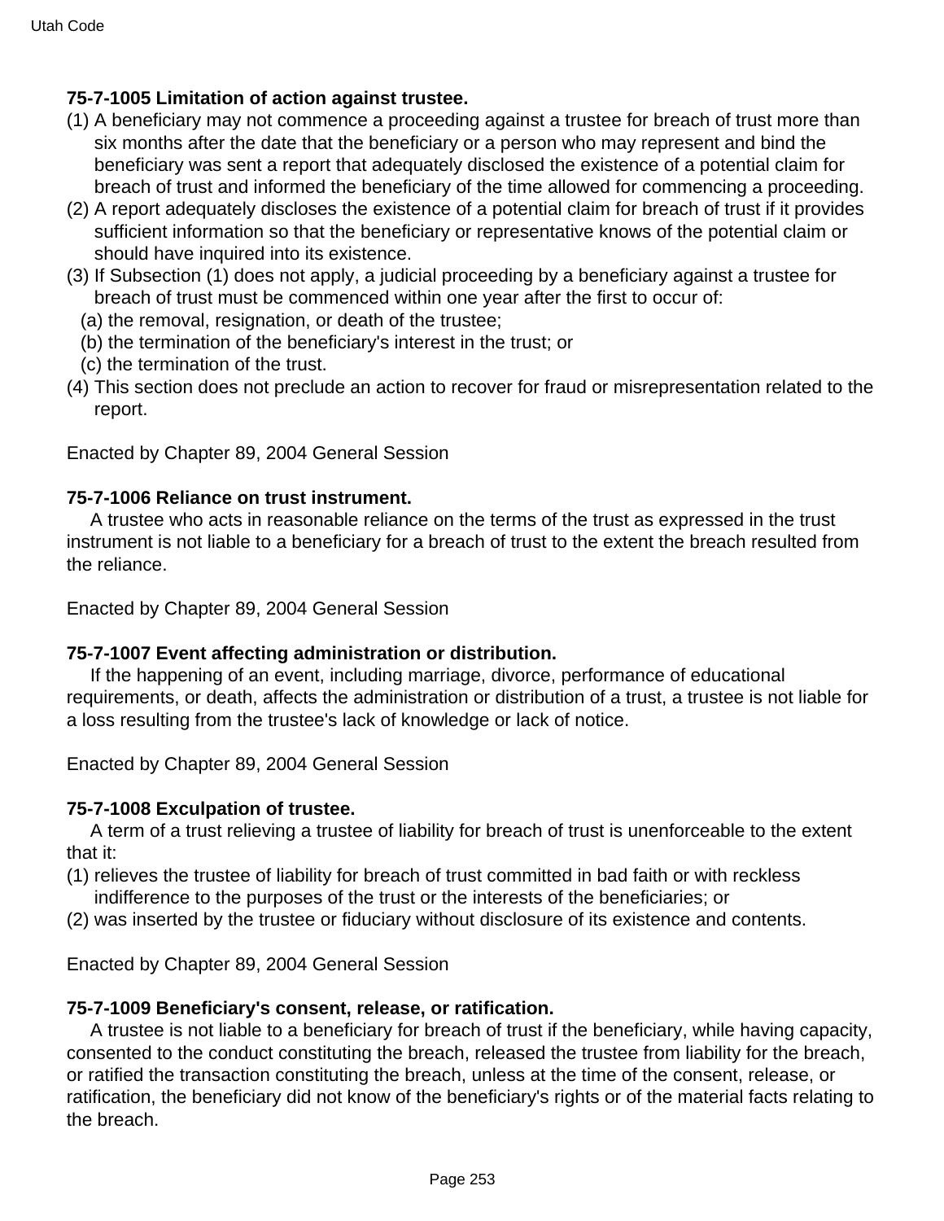**75-7-1005 Limitation of action against trustee.**

(1) A beneficiary may not commence a proceeding against a trustee for breach of trust more than six months after the date that the beneficiary or a person who may represent and bind the beneficiary was sent a report that adequately disclosed the existence of a potential claim for breach of trust and informed the beneficiary of the time allowed for commencing a proceeding.

(2) A report adequately discloses the existence of a potential claim for breach of trust if it provides sufficient information so that the beneficiary or representative knows of the potential claim or should have inquired into its existence.

(3) If Subsection (1) does not apply, a judicial proceeding by a beneficiary against a trustee for breach of trust must be commenced within one year after the first to occur of:

  (a) the removal, resignation, or death of the trustee;

  (b) the termination of the beneficiary's interest in the trust; or

  (c) the termination of the trust.

(4) This section does not preclude an action to recover for fraud or misrepresentation related to the report.

Enacted by Chapter 89, 2004 General Session

**75-7-1006 Reliance on trust instrument.**

A trustee who acts in reasonable reliance on the terms of the trust as expressed in the trust instrument is not liable to a beneficiary for a breach of trust to the extent the breach resulted from the reliance.

Enacted by Chapter 89, 2004 General Session

**75-7-1007 Event affecting administration or distribution.**

If the happening of an event, including marriage, divorce, performance of educational requirements, or death, affects the administration or distribution of a trust, a trustee is not liable for a loss resulting from the trustee's lack of knowledge or lack of notice.

Enacted by Chapter 89, 2004 General Session

**75-7-1008 Exculpation of trustee.**

A term of a trust relieving a trustee of liability for breach of trust is unenforceable to the extent that it:

(1) relieves the trustee of liability for breach of trust committed in bad faith or with reckless indifference to the purposes of the trust or the interests of the beneficiaries; or

(2) was inserted by the trustee or fiduciary without disclosure of its existence and contents.

Enacted by Chapter 89, 2004 General Session

**75-7-1009 Beneficiary's consent, release, or ratification.**

A trustee is not liable to a beneficiary for breach of trust if the beneficiary, while having capacity, consented to the conduct constituting the breach, released the trustee from liability for the breach, or ratified the transaction constituting the breach, unless at the time of the consent, release, or ratification, the beneficiary did not know of the beneficiary's rights or of the material facts relating to the breach.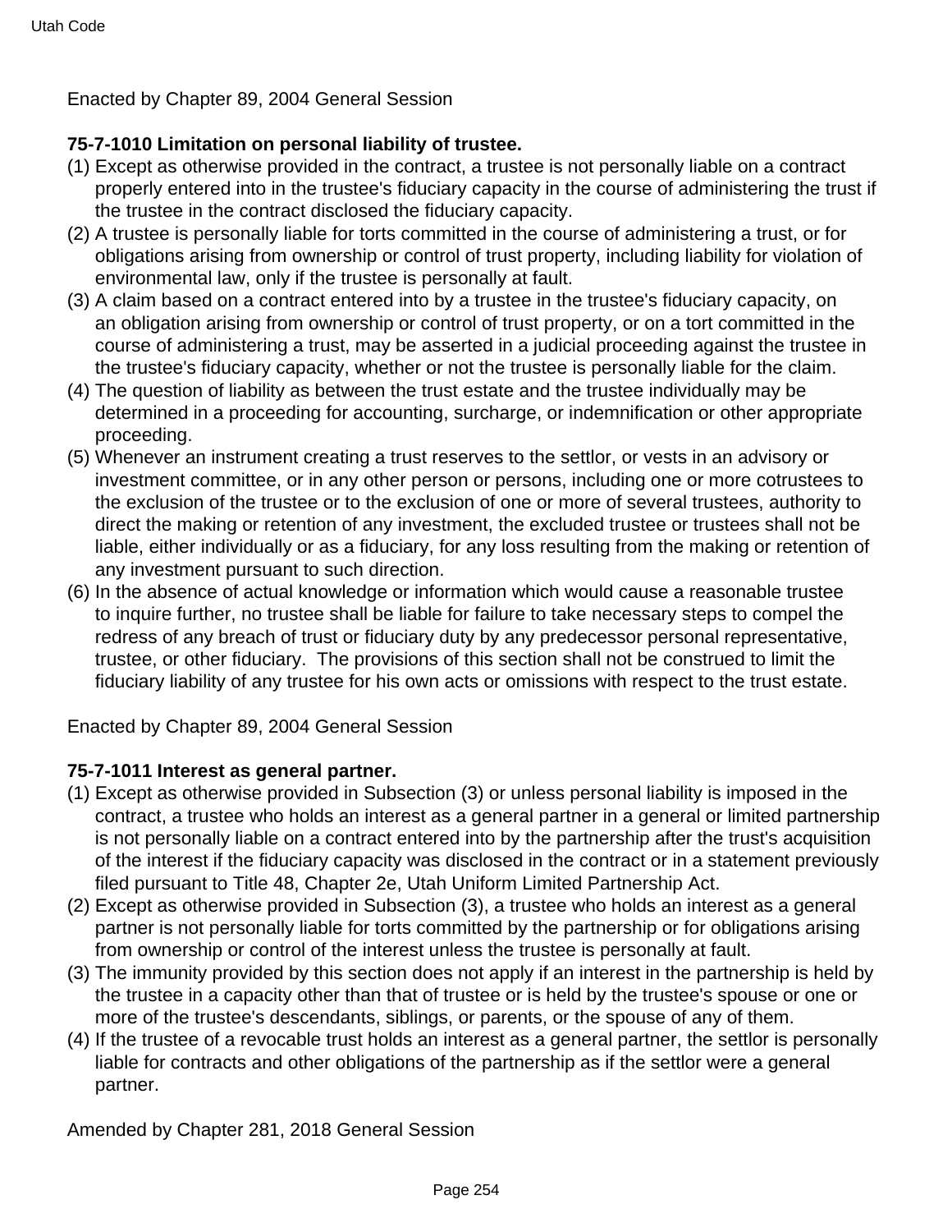Enacted by Chapter 89, 2004 General Session

**75-7-1010 Limitation on personal liability of trustee.**

(1) Except as otherwise provided in the contract, a trustee is not personally liable on a contract properly entered into in the trustee's fiduciary capacity in the course of administering the trust if the trustee in the contract disclosed the fiduciary capacity.

(2) A trustee is personally liable for torts committed in the course of administering a trust, or for obligations arising from ownership or control of trust property, including liability for violation of environmental law, only if the trustee is personally at fault.

(3) A claim based on a contract entered into by a trustee in the trustee's fiduciary capacity, on an obligation arising from ownership or control of trust property, or on a tort committed in the course of administering a trust, may be asserted in a judicial proceeding against the trustee in the trustee's fiduciary capacity, whether or not the trustee is personally liable for the claim.

(4) The question of liability as between the trust estate and the trustee individually may be determined in a proceeding for accounting, surcharge, or indemnification or other appropriate proceeding.

(5) Whenever an instrument creating a trust reserves to the settlor, or vests in an advisory or investment committee, or in any other person or persons, including one or more cotrustees to the exclusion of the trustee or to the exclusion of one or more of several trustees, authority to direct the making or retention of any investment, the excluded trustee or trustees shall not be liable, either individually or as a fiduciary, for any loss resulting from the making or retention of any investment pursuant to such direction.

(6) In the absence of actual knowledge or information which would cause a reasonable trustee to inquire further, no trustee shall be liable for failure to take necessary steps to compel the redress of any breach of trust or fiduciary duty by any predecessor personal representative, trustee, or other fiduciary. The provisions of this section shall not be construed to limit the fiduciary liability of any trustee for his own acts or omissions with respect to the trust estate.

Enacted by Chapter 89, 2004 General Session

**75-7-1011 Interest as general partner.**

(1) Except as otherwise provided in Subsection (3) or unless personal liability is imposed in the contract, a trustee who holds an interest as a general partner in a general or limited partnership is not personally liable on a contract entered into by the partnership after the trust's acquisition of the interest if the fiduciary capacity was disclosed in the contract or in a statement previously filed pursuant to Title 48, Chapter 2e, Utah Uniform Limited Partnership Act.

(2) Except as otherwise provided in Subsection (3), a trustee who holds an interest as a general partner is not personally liable for torts committed by the partnership or for obligations arising from ownership or control of the interest unless the trustee is personally at fault.

(3) The immunity provided by this section does not apply if an interest in the partnership is held by the trustee in a capacity other than that of trustee or is held by the trustee's spouse or one or more of the trustee's descendants, siblings, or parents, or the spouse of any of them.

(4) If the trustee of a revocable trust holds an interest as a general partner, the settlor is personally liable for contracts and other obligations of the partnership as if the settlor were a general partner.

Amended by Chapter 281, 2018 General Session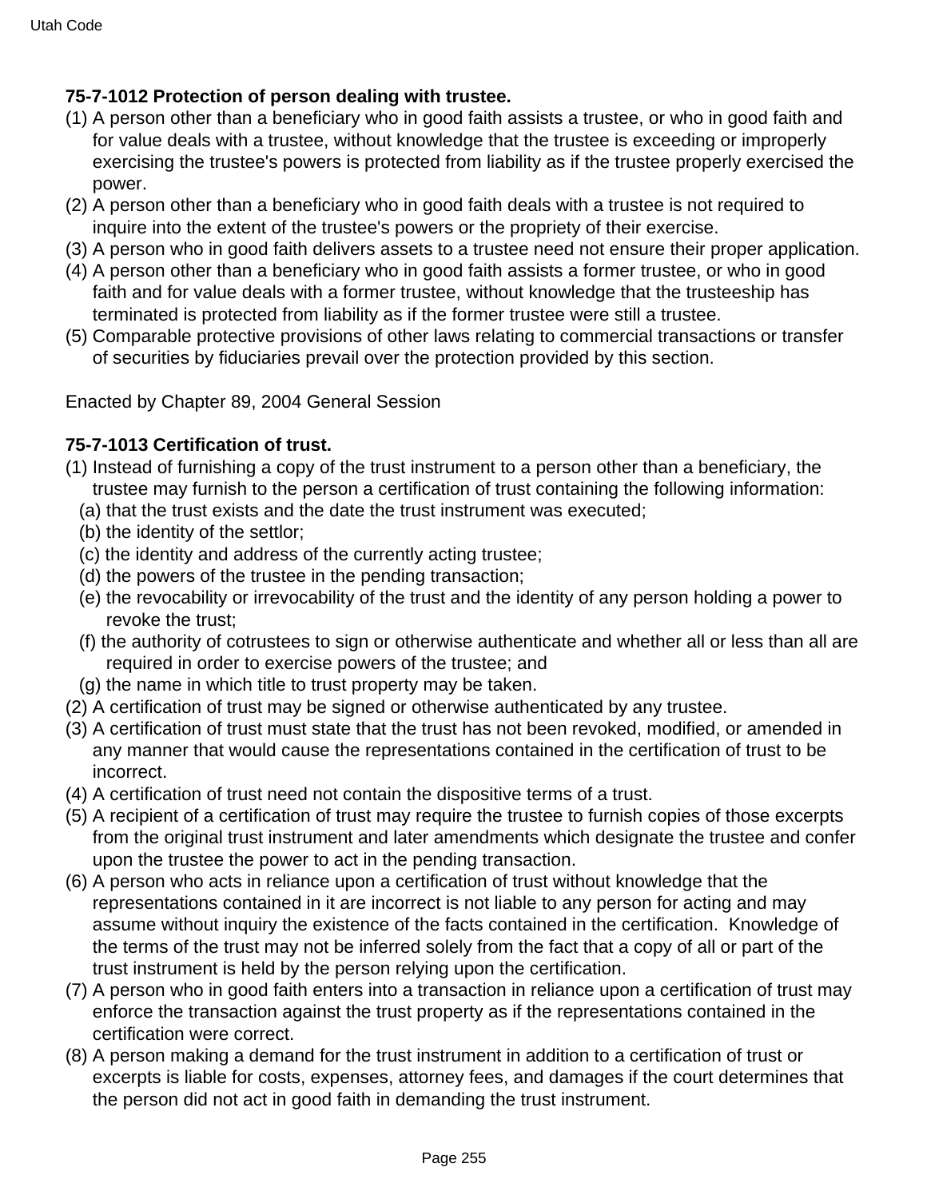**75-7-1012 Protection of person dealing with trustee.**

(1) A person other than a beneficiary who in good faith assists a trustee, or who in good faith and for value deals with a trustee, without knowledge that the trustee is exceeding or improperly exercising the trustee's powers is protected from liability as if the trustee properly exercised the power.

(2) A person other than a beneficiary who in good faith deals with a trustee is not required to inquire into the extent of the trustee's powers or the propriety of their exercise.

(3) A person who in good faith delivers assets to a trustee need not ensure their proper application.

(4) A person other than a beneficiary who in good faith assists a former trustee, or who in good faith and for value deals with a former trustee, without knowledge that the trusteeship has terminated is protected from liability as if the former trustee were still a trustee.

(5) Comparable protective provisions of other laws relating to commercial transactions or transfer of securities by fiduciaries prevail over the protection provided by this section.

Enacted by Chapter 89, 2004 General Session

**75-7-1013 Certification of trust.**

(1) Instead of furnishing a copy of the trust instrument to a person other than a beneficiary, the trustee may furnish to the person a certification of trust containing the following information:

  (a) that the trust exists and the date the trust instrument was executed;

  (b) the identity of the settlor;

  (c) the identity and address of the currently acting trustee;

  (d) the powers of the trustee in the pending transaction;

  (e) the revocability or irrevocability of the trust and the identity of any person holding a power to revoke the trust;

  (f) the authority of cotrustees to sign or otherwise authenticate and whether all or less than all are required in order to exercise powers of the trustee; and

  (g) the name in which title to trust property may be taken.

(2) A certification of trust may be signed or otherwise authenticated by any trustee.

(3) A certification of trust must state that the trust has not been revoked, modified, or amended in any manner that would cause the representations contained in the certification of trust to be incorrect.

(4) A certification of trust need not contain the dispositive terms of a trust.

(5) A recipient of a certification of trust may require the trustee to furnish copies of those excerpts from the original trust instrument and later amendments which designate the trustee and confer upon the trustee the power to act in the pending transaction.

(6) A person who acts in reliance upon a certification of trust without knowledge that the representations contained in it are incorrect is not liable to any person for acting and may assume without inquiry the existence of the facts contained in the certification. Knowledge of the terms of the trust may not be inferred solely from the fact that a copy of all or part of the trust instrument is held by the person relying upon the certification.

(7) A person who in good faith enters into a transaction in reliance upon a certification of trust may enforce the transaction against the trust property as if the representations contained in the certification were correct.

(8) A person making a demand for the trust instrument in addition to a certification of trust or excerpts is liable for costs, expenses, attorney fees, and damages if the court determines that the person did not act in good faith in demanding the trust instrument.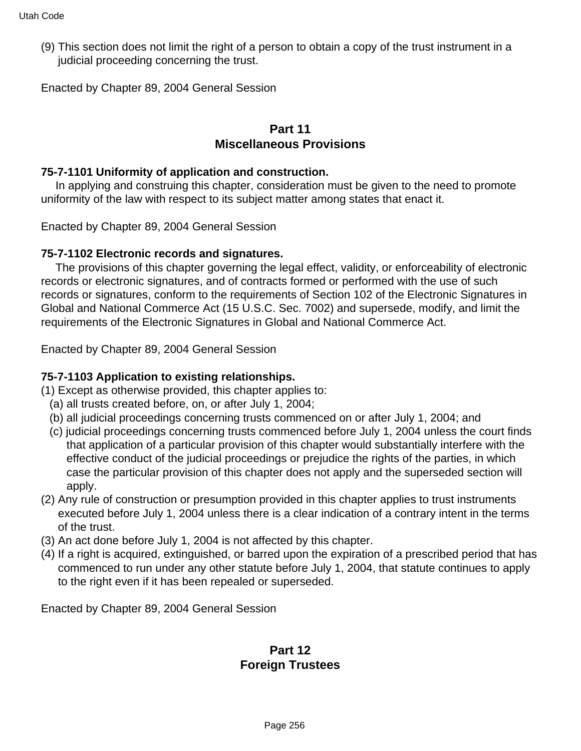(9) This section does not limit the right of a person to obtain a copy of the trust instrument in a judicial proceeding concerning the trust.

Enacted by Chapter 89, 2004 General Session

## Part 11
## Miscellaneous Provisions

**75-7-1101 Uniformity of application and construction.**

In applying and construing this chapter, consideration must be given to the need to promote uniformity of the law with respect to its subject matter among states that enact it.

Enacted by Chapter 89, 2004 General Session

**75-7-1102 Electronic records and signatures.**

The provisions of this chapter governing the legal effect, validity, or enforceability of electronic records or electronic signatures, and of contracts formed or performed with the use of such records or signatures, conform to the requirements of Section 102 of the Electronic Signatures in Global and National Commerce Act (15 U.S.C. Sec. 7002) and supersede, modify, and limit the requirements of the Electronic Signatures in Global and National Commerce Act.

Enacted by Chapter 89, 2004 General Session

**75-7-1103 Application to existing relationships.**

(1) Except as otherwise provided, this chapter applies to:
  (a) all trusts created before, on, or after July 1, 2004;
  (b) all judicial proceedings concerning trusts commenced on or after July 1, 2004; and
  (c) judicial proceedings concerning trusts commenced before July 1, 2004 unless the court finds that application of a particular provision of this chapter would substantially interfere with the effective conduct of the judicial proceedings or prejudice the rights of the parties, in which case the particular provision of this chapter does not apply and the superseded section will apply.
(2) Any rule of construction or presumption provided in this chapter applies to trust instruments executed before July 1, 2004 unless there is a clear indication of a contrary intent in the terms of the trust.
(3) An act done before July 1, 2004 is not affected by this chapter.
(4) If a right is acquired, extinguished, or barred upon the expiration of a prescribed period that has commenced to run under any other statute before July 1, 2004, that statute continues to apply to the right even if it has been repealed or superseded.

Enacted by Chapter 89, 2004 General Session

## Part 12
## Foreign Trustees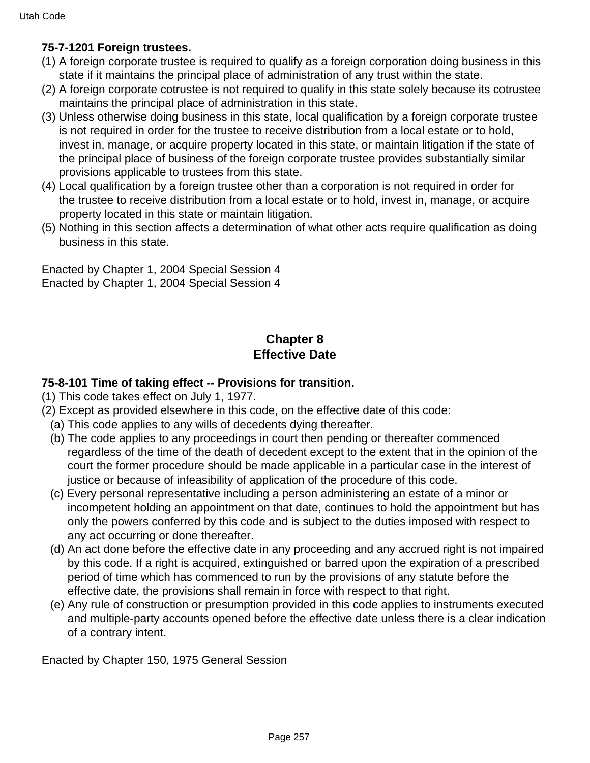**75-7-1201 Foreign trustees.**

(1) A foreign corporate trustee is required to qualify as a foreign corporation doing business in this state if it maintains the principal place of administration of any trust within the state.

(2) A foreign corporate cotrustee is not required to qualify in this state solely because its cotrustee maintains the principal place of administration in this state.

(3) Unless otherwise doing business in this state, local qualification by a foreign corporate trustee is not required in order for the trustee to receive distribution from a local estate or to hold, invest in, manage, or acquire property located in this state, or maintain litigation if the state of the principal place of business of the foreign corporate trustee provides substantially similar provisions applicable to trustees from this state.

(4) Local qualification by a foreign trustee other than a corporation is not required in order for the trustee to receive distribution from a local estate or to hold, invest in, manage, or acquire property located in this state or maintain litigation.

(5) Nothing in this section affects a determination of what other acts require qualification as doing business in this state.

Enacted by Chapter 1, 2004 Special Session 4
Enacted by Chapter 1, 2004 Special Session 4

## Chapter 8
## Effective Date

**75-8-101 Time of taking effect -- Provisions for transition.**

(1) This code takes effect on July 1, 1977.

(2) Except as provided elsewhere in this code, on the effective date of this code:

  (a) This code applies to any wills of decedents dying thereafter.

  (b) The code applies to any proceedings in court then pending or thereafter commenced regardless of the time of the death of decedent except to the extent that in the opinion of the court the former procedure should be made applicable in a particular case in the interest of justice or because of infeasibility of application of the procedure of this code.

  (c) Every personal representative including a person administering an estate of a minor or incompetent holding an appointment on that date, continues to hold the appointment but has only the powers conferred by this code and is subject to the duties imposed with respect to any act occurring or done thereafter.

  (d) An act done before the effective date in any proceeding and any accrued right is not impaired by this code. If a right is acquired, extinguished or barred upon the expiration of a prescribed period of time which has commenced to run by the provisions of any statute before the effective date, the provisions shall remain in force with respect to that right.

  (e) Any rule of construction or presumption provided in this code applies to instruments executed and multiple-party accounts opened before the effective date unless there is a clear indication of a contrary intent.

Enacted by Chapter 150, 1975 General Session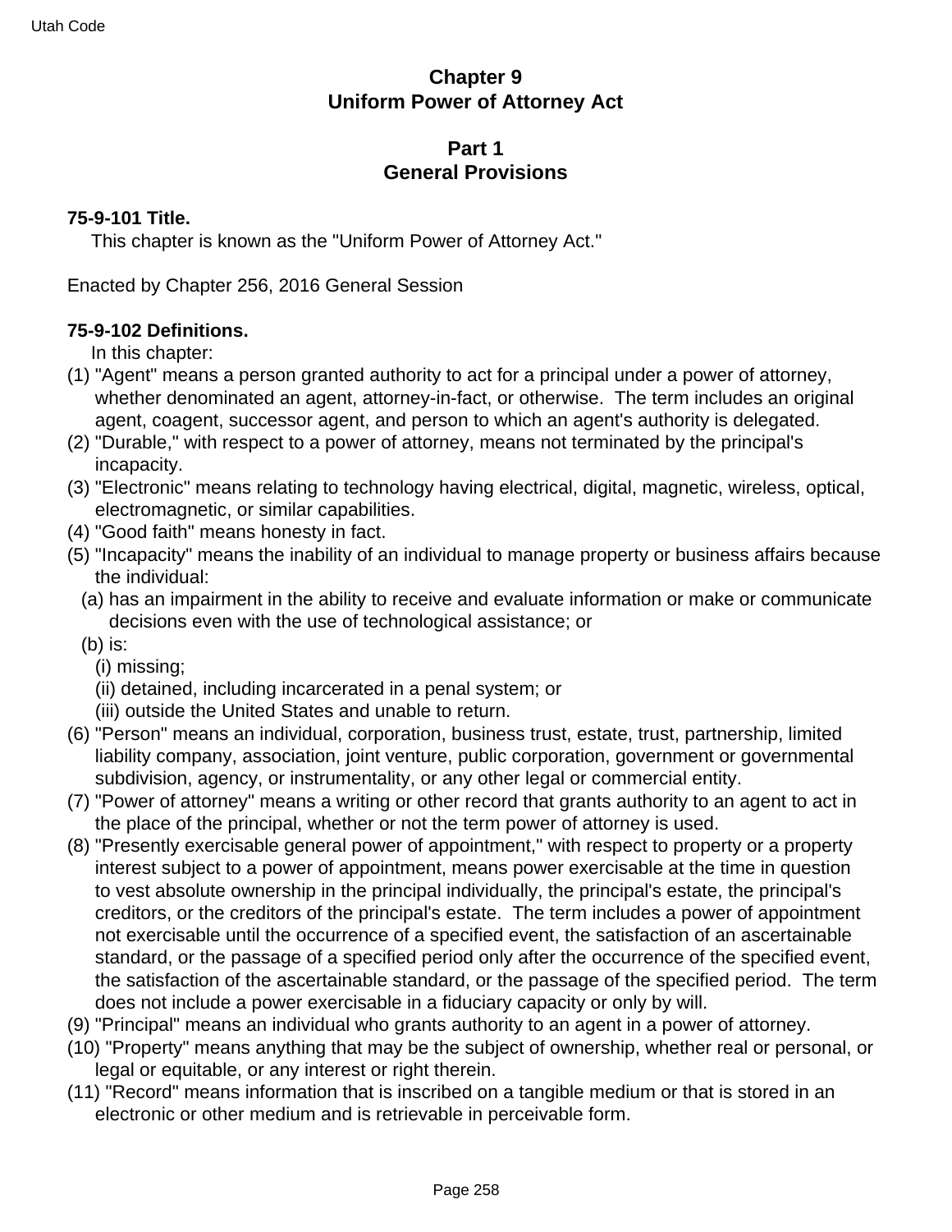# Chapter 9
# Uniform Power of Attorney Act

## Part 1
## General Provisions

### 75-9-101 Title.

This chapter is known as the "Uniform Power of Attorney Act."

Enacted by Chapter 256, 2016 General Session

### 75-9-102 Definitions.

In this chapter:

(1) "Agent" means a person granted authority to act for a principal under a power of attorney, whether denominated an agent, attorney-in-fact, or otherwise. The term includes an original agent, coagent, successor agent, and person to which an agent's authority is delegated.

(2) "Durable," with respect to a power of attorney, means not terminated by the principal's incapacity.

(3) "Electronic" means relating to technology having electrical, digital, magnetic, wireless, optical, electromagnetic, or similar capabilities.

(4) "Good faith" means honesty in fact.

(5) "Incapacity" means the inability of an individual to manage property or business affairs because the individual:

  (a) has an impairment in the ability to receive and evaluate information or make or communicate decisions even with the use of technological assistance; or

  (b) is:

    (i) missing;

    (ii) detained, including incarcerated in a penal system; or

    (iii) outside the United States and unable to return.

(6) "Person" means an individual, corporation, business trust, estate, trust, partnership, limited liability company, association, joint venture, public corporation, government or governmental subdivision, agency, or instrumentality, or any other legal or commercial entity.

(7) "Power of attorney" means a writing or other record that grants authority to an agent to act in the place of the principal, whether or not the term power of attorney is used.

(8) "Presently exercisable general power of appointment," with respect to property or a property interest subject to a power of appointment, means power exercisable at the time in question to vest absolute ownership in the principal individually, the principal's estate, the principal's creditors, or the creditors of the principal's estate. The term includes a power of appointment not exercisable until the occurrence of a specified event, the satisfaction of an ascertainable standard, or the passage of a specified period only after the occurrence of the specified event, the satisfaction of the ascertainable standard, or the passage of the specified period. The term does not include a power exercisable in a fiduciary capacity or only by will.

(9) "Principal" means an individual who grants authority to an agent in a power of attorney.

(10) "Property" means anything that may be the subject of ownership, whether real or personal, or legal or equitable, or any interest or right therein.

(11) "Record" means information that is inscribed on a tangible medium or that is stored in an electronic or other medium and is retrievable in perceivable form.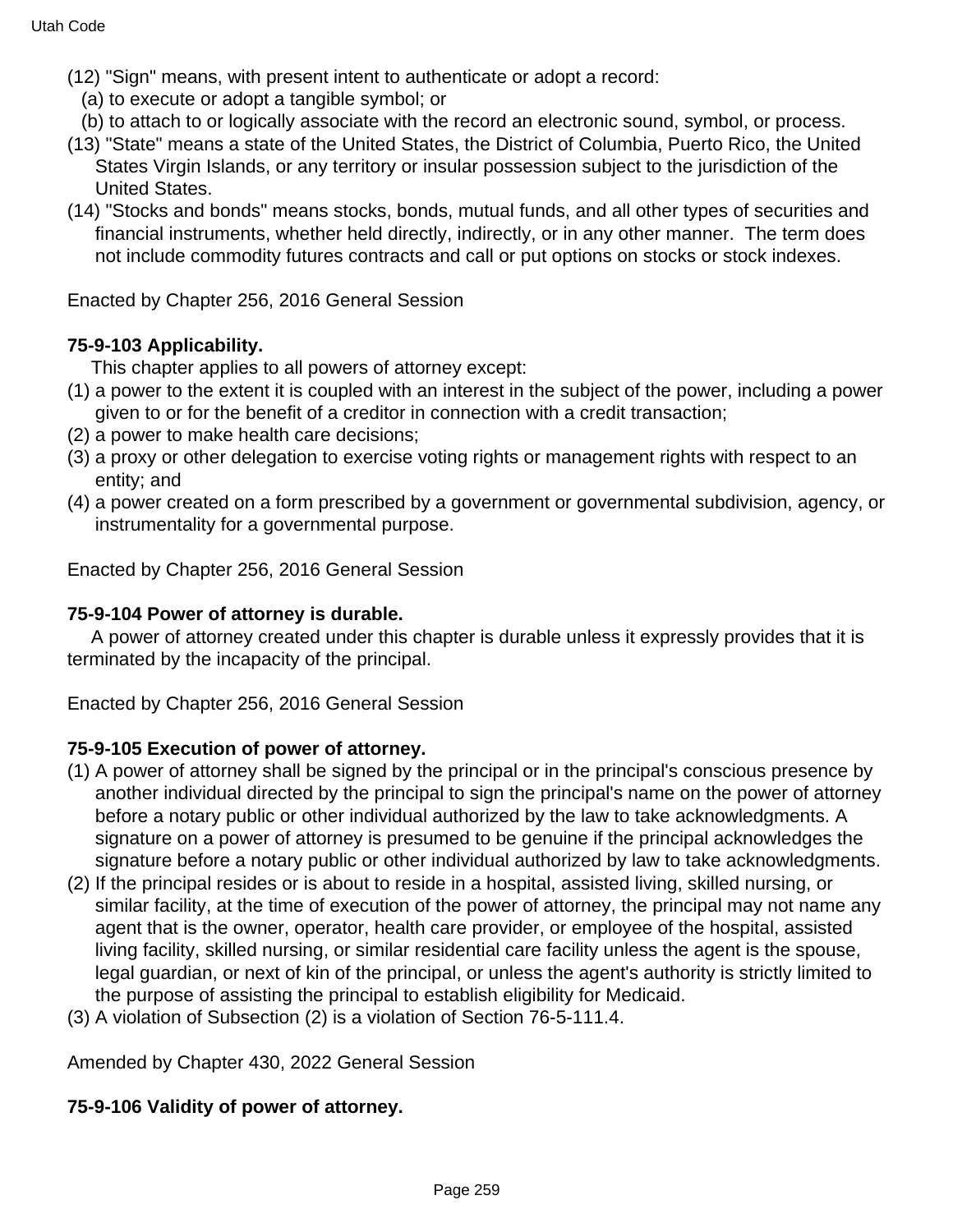(12) "Sign" means, with present intent to authenticate or adopt a record:

(a) to execute or adopt a tangible symbol; or

(b) to attach to or logically associate with the record an electronic sound, symbol, or process.

(13) "State" means a state of the United States, the District of Columbia, Puerto Rico, the United States Virgin Islands, or any territory or insular possession subject to the jurisdiction of the United States.

(14) "Stocks and bonds" means stocks, bonds, mutual funds, and all other types of securities and financial instruments, whether held directly, indirectly, or in any other manner. The term does not include commodity futures contracts and call or put options on stocks or stock indexes.

Enacted by Chapter 256, 2016 General Session

**75-9-103 Applicability.**

This chapter applies to all powers of attorney except:

(1) a power to the extent it is coupled with an interest in the subject of the power, including a power given to or for the benefit of a creditor in connection with a credit transaction;

(2) a power to make health care decisions;

(3) a proxy or other delegation to exercise voting rights or management rights with respect to an entity; and

(4) a power created on a form prescribed by a government or governmental subdivision, agency, or instrumentality for a governmental purpose.

Enacted by Chapter 256, 2016 General Session

**75-9-104 Power of attorney is durable.**

A power of attorney created under this chapter is durable unless it expressly provides that it is terminated by the incapacity of the principal.

Enacted by Chapter 256, 2016 General Session

**75-9-105 Execution of power of attorney.**

(1) A power of attorney shall be signed by the principal or in the principal's conscious presence by another individual directed by the principal to sign the principal's name on the power of attorney before a notary public or other individual authorized by the law to take acknowledgments. A signature on a power of attorney is presumed to be genuine if the principal acknowledges the signature before a notary public or other individual authorized by law to take acknowledgments.

(2) If the principal resides or is about to reside in a hospital, assisted living, skilled nursing, or similar facility, at the time of execution of the power of attorney, the principal may not name any agent that is the owner, operator, health care provider, or employee of the hospital, assisted living facility, skilled nursing, or similar residential care facility unless the agent is the spouse, legal guardian, or next of kin of the principal, or unless the agent's authority is strictly limited to the purpose of assisting the principal to establish eligibility for Medicaid.

(3) A violation of Subsection (2) is a violation of Section 76-5-111.4.

Amended by Chapter 430, 2022 General Session

**75-9-106 Validity of power of attorney.**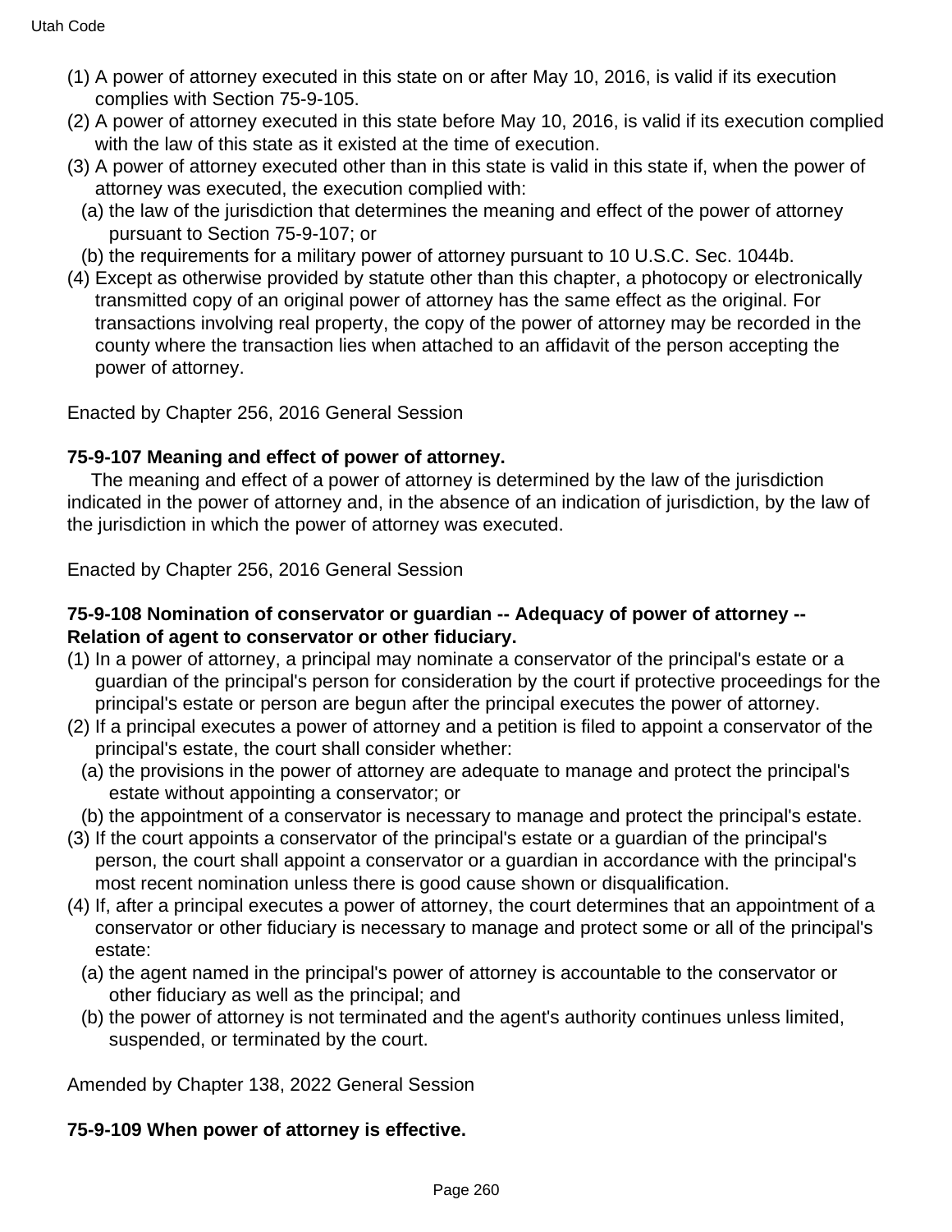(1) A power of attorney executed in this state on or after May 10, 2016, is valid if its execution complies with Section 75-9-105.
(2) A power of attorney executed in this state before May 10, 2016, is valid if its execution complied with the law of this state as it existed at the time of execution.
(3) A power of attorney executed other than in this state is valid in this state if, when the power of attorney was executed, the execution complied with:
  (a) the law of the jurisdiction that determines the meaning and effect of the power of attorney pursuant to Section 75-9-107; or
  (b) the requirements for a military power of attorney pursuant to 10 U.S.C. Sec. 1044b.
(4) Except as otherwise provided by statute other than this chapter, a photocopy or electronically transmitted copy of an original power of attorney has the same effect as the original. For transactions involving real property, the copy of the power of attorney may be recorded in the county where the transaction lies when attached to an affidavit of the person accepting the power of attorney.

Enacted by Chapter 256, 2016 General Session

**75-9-107 Meaning and effect of power of attorney.**

The meaning and effect of a power of attorney is determined by the law of the jurisdiction indicated in the power of attorney and, in the absence of an indication of jurisdiction, by the law of the jurisdiction in which the power of attorney was executed.

Enacted by Chapter 256, 2016 General Session

**75-9-108 Nomination of conservator or guardian -- Adequacy of power of attorney -- Relation of agent to conservator or other fiduciary.**

(1) In a power of attorney, a principal may nominate a conservator of the principal's estate or a guardian of the principal's person for consideration by the court if protective proceedings for the principal's estate or person are begun after the principal executes the power of attorney.
(2) If a principal executes a power of attorney and a petition is filed to appoint a conservator of the principal's estate, the court shall consider whether:
  (a) the provisions in the power of attorney are adequate to manage and protect the principal's estate without appointing a conservator; or
  (b) the appointment of a conservator is necessary to manage and protect the principal's estate.
(3) If the court appoints a conservator of the principal's estate or a guardian of the principal's person, the court shall appoint a conservator or a guardian in accordance with the principal's most recent nomination unless there is good cause shown or disqualification.
(4) If, after a principal executes a power of attorney, the court determines that an appointment of a conservator or other fiduciary is necessary to manage and protect some or all of the principal's estate:
  (a) the agent named in the principal's power of attorney is accountable to the conservator or other fiduciary as well as the principal; and
  (b) the power of attorney is not terminated and the agent's authority continues unless limited, suspended, or terminated by the court.

Amended by Chapter 138, 2022 General Session

**75-9-109 When power of attorney is effective.**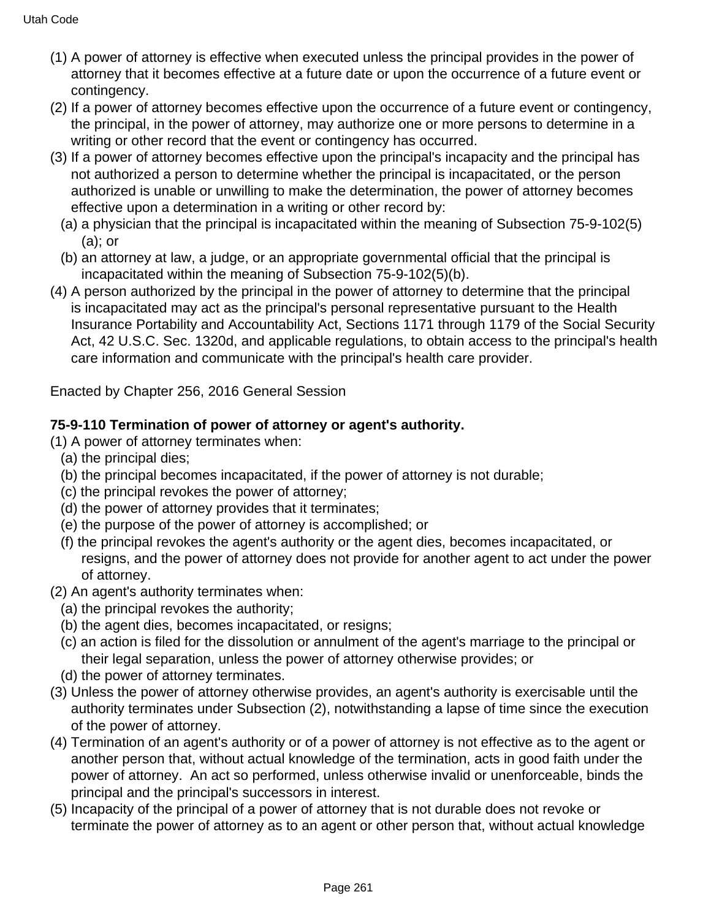(1) A power of attorney is effective when executed unless the principal provides in the power of attorney that it becomes effective at a future date or upon the occurrence of a future event or contingency.
(2) If a power of attorney becomes effective upon the occurrence of a future event or contingency, the principal, in the power of attorney, may authorize one or more persons to determine in a writing or other record that the event or contingency has occurred.
(3) If a power of attorney becomes effective upon the principal's incapacity and the principal has not authorized a person to determine whether the principal is incapacitated, or the person authorized is unable or unwilling to make the determination, the power of attorney becomes effective upon a determination in a writing or other record by:
  (a) a physician that the principal is incapacitated within the meaning of Subsection 75-9-102(5)(a); or
  (b) an attorney at law, a judge, or an appropriate governmental official that the principal is incapacitated within the meaning of Subsection 75-9-102(5)(b).
(4) A person authorized by the principal in the power of attorney to determine that the principal is incapacitated may act as the principal's personal representative pursuant to the Health Insurance Portability and Accountability Act, Sections 1171 through 1179 of the Social Security Act, 42 U.S.C. Sec. 1320d, and applicable regulations, to obtain access to the principal's health care information and communicate with the principal's health care provider.

Enacted by Chapter 256, 2016 General Session

**75-9-110 Termination of power of attorney or agent's authority.**

(1) A power of attorney terminates when:
  (a) the principal dies;
  (b) the principal becomes incapacitated, if the power of attorney is not durable;
  (c) the principal revokes the power of attorney;
  (d) the power of attorney provides that it terminates;
  (e) the purpose of the power of attorney is accomplished; or
  (f) the principal revokes the agent's authority or the agent dies, becomes incapacitated, or resigns, and the power of attorney does not provide for another agent to act under the power of attorney.
(2) An agent's authority terminates when:
  (a) the principal revokes the authority;
  (b) the agent dies, becomes incapacitated, or resigns;
  (c) an action is filed for the dissolution or annulment of the agent's marriage to the principal or their legal separation, unless the power of attorney otherwise provides; or
  (d) the power of attorney terminates.
(3) Unless the power of attorney otherwise provides, an agent's authority is exercisable until the authority terminates under Subsection (2), notwithstanding a lapse of time since the execution of the power of attorney.
(4) Termination of an agent's authority or of a power of attorney is not effective as to the agent or another person that, without actual knowledge of the termination, acts in good faith under the power of attorney. An act so performed, unless otherwise invalid or unenforceable, binds the principal and the principal's successors in interest.
(5) Incapacity of the principal of a power of attorney that is not durable does not revoke or terminate the power of attorney as to an agent or other person that, without actual knowledge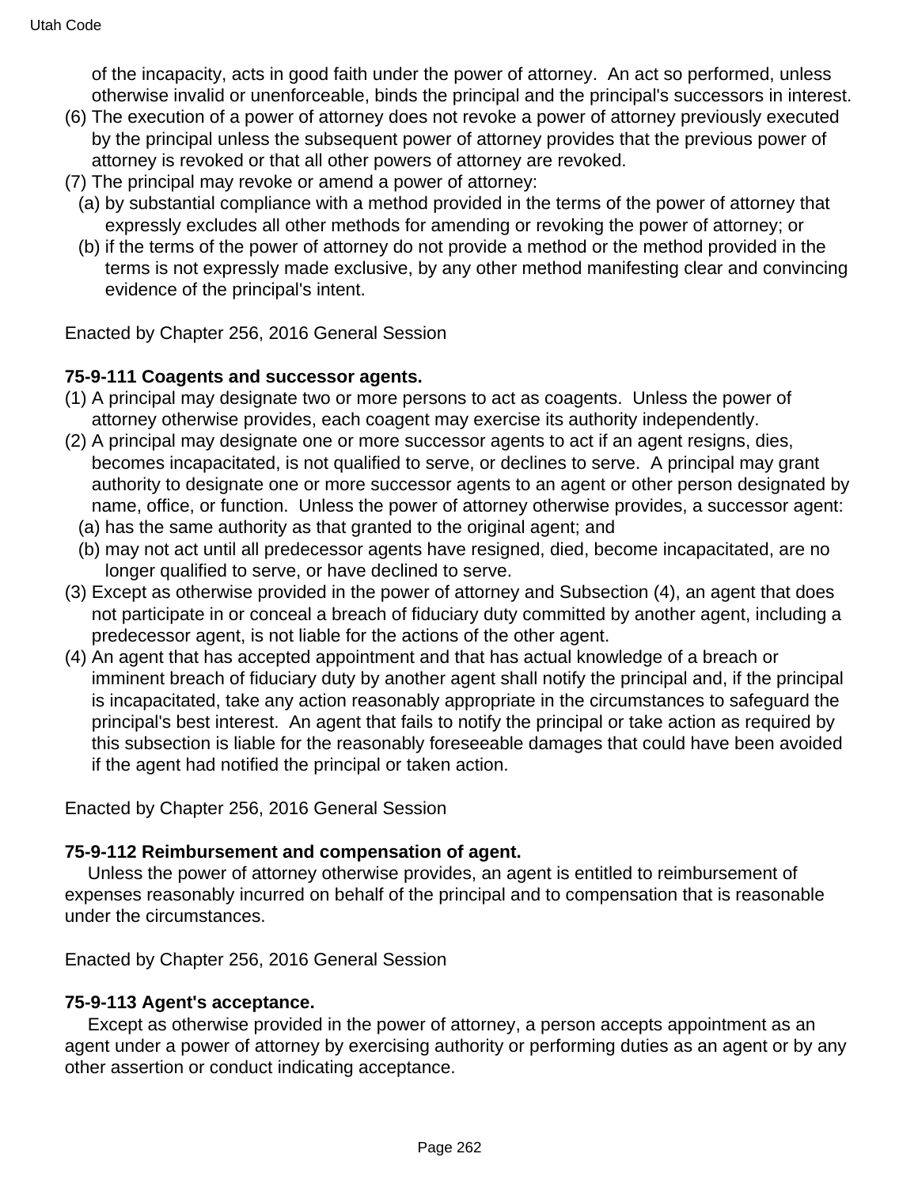of the incapacity, acts in good faith under the power of attorney. An act so performed, unless otherwise invalid or unenforceable, binds the principal and the principal's successors in interest.

(6) The execution of a power of attorney does not revoke a power of attorney previously executed by the principal unless the subsequent power of attorney provides that the previous power of attorney is revoked or that all other powers of attorney are revoked.

(7) The principal may revoke or amend a power of attorney:

  (a) by substantial compliance with a method provided in the terms of the power of attorney that expressly excludes all other methods for amending or revoking the power of attorney; or

  (b) if the terms of the power of attorney do not provide a method or the method provided in the terms is not expressly made exclusive, by any other method manifesting clear and convincing evidence of the principal's intent.

Enacted by Chapter 256, 2016 General Session

**75-9-111 Coagents and successor agents.**

(1) A principal may designate two or more persons to act as coagents. Unless the power of attorney otherwise provides, each coagent may exercise its authority independently.

(2) A principal may designate one or more successor agents to act if an agent resigns, dies, becomes incapacitated, is not qualified to serve, or declines to serve. A principal may grant authority to designate one or more successor agents to an agent or other person designated by name, office, or function. Unless the power of attorney otherwise provides, a successor agent:

  (a) has the same authority as that granted to the original agent; and

  (b) may not act until all predecessor agents have resigned, died, become incapacitated, are no longer qualified to serve, or have declined to serve.

(3) Except as otherwise provided in the power of attorney and Subsection (4), an agent that does not participate in or conceal a breach of fiduciary duty committed by another agent, including a predecessor agent, is not liable for the actions of the other agent.

(4) An agent that has accepted appointment and that has actual knowledge of a breach or imminent breach of fiduciary duty by another agent shall notify the principal and, if the principal is incapacitated, take any action reasonably appropriate in the circumstances to safeguard the principal's best interest. An agent that fails to notify the principal or take action as required by this subsection is liable for the reasonably foreseeable damages that could have been avoided if the agent had notified the principal or taken action.

Enacted by Chapter 256, 2016 General Session

**75-9-112 Reimbursement and compensation of agent.**

Unless the power of attorney otherwise provides, an agent is entitled to reimbursement of expenses reasonably incurred on behalf of the principal and to compensation that is reasonable under the circumstances.

Enacted by Chapter 256, 2016 General Session

**75-9-113 Agent's acceptance.**

Except as otherwise provided in the power of attorney, a person accepts appointment as an agent under a power of attorney by exercising authority or performing duties as an agent or by any other assertion or conduct indicating acceptance.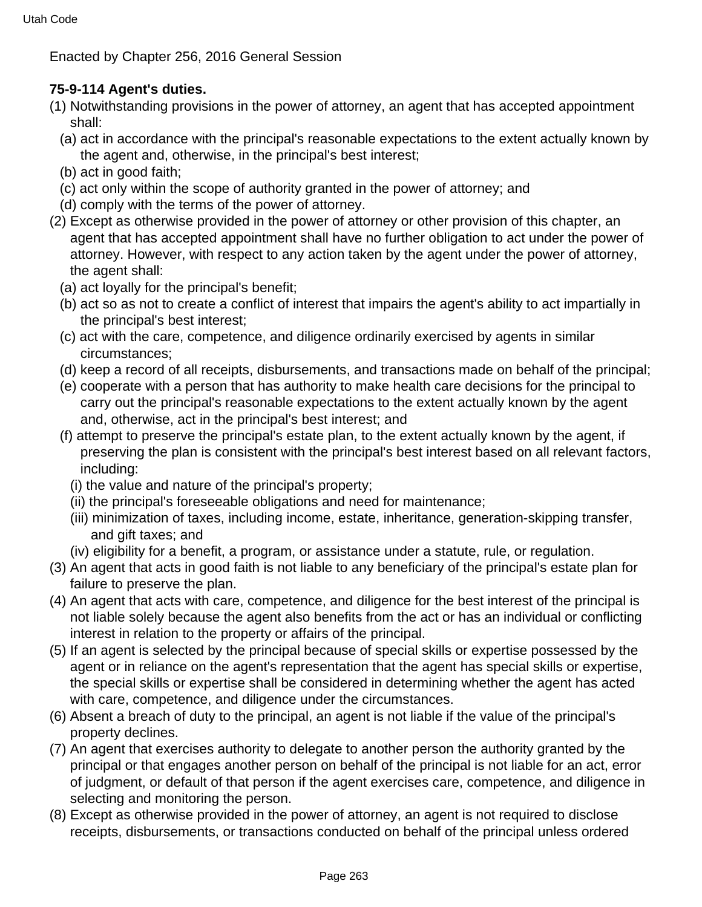Enacted by Chapter 256, 2016 General Session

**75-9-114 Agent's duties.**

(1) Notwithstanding provisions in the power of attorney, an agent that has accepted appointment shall:

(a) act in accordance with the principal's reasonable expectations to the extent actually known by the agent and, otherwise, in the principal's best interest;

(b) act in good faith;

(c) act only within the scope of authority granted in the power of attorney; and

(d) comply with the terms of the power of attorney.

(2) Except as otherwise provided in the power of attorney or other provision of this chapter, an agent that has accepted appointment shall have no further obligation to act under the power of attorney. However, with respect to any action taken by the agent under the power of attorney, the agent shall:

(a) act loyally for the principal's benefit;

(b) act so as not to create a conflict of interest that impairs the agent's ability to act impartially in the principal's best interest;

(c) act with the care, competence, and diligence ordinarily exercised by agents in similar circumstances;

(d) keep a record of all receipts, disbursements, and transactions made on behalf of the principal;

(e) cooperate with a person that has authority to make health care decisions for the principal to carry out the principal's reasonable expectations to the extent actually known by the agent and, otherwise, act in the principal's best interest; and

(f) attempt to preserve the principal's estate plan, to the extent actually known by the agent, if preserving the plan is consistent with the principal's best interest based on all relevant factors, including:

(i) the value and nature of the principal's property;

(ii) the principal's foreseeable obligations and need for maintenance;

(iii) minimization of taxes, including income, estate, inheritance, generation-skipping transfer, and gift taxes; and

(iv) eligibility for a benefit, a program, or assistance under a statute, rule, or regulation.

(3) An agent that acts in good faith is not liable to any beneficiary of the principal's estate plan for failure to preserve the plan.

(4) An agent that acts with care, competence, and diligence for the best interest of the principal is not liable solely because the agent also benefits from the act or has an individual or conflicting interest in relation to the property or affairs of the principal.

(5) If an agent is selected by the principal because of special skills or expertise possessed by the agent or in reliance on the agent's representation that the agent has special skills or expertise, the special skills or expertise shall be considered in determining whether the agent has acted with care, competence, and diligence under the circumstances.

(6) Absent a breach of duty to the principal, an agent is not liable if the value of the principal's property declines.

(7) An agent that exercises authority to delegate to another person the authority granted by the principal or that engages another person on behalf of the principal is not liable for an act, error of judgment, or default of that person if the agent exercises care, competence, and diligence in selecting and monitoring the person.

(8) Except as otherwise provided in the power of attorney, an agent is not required to disclose receipts, disbursements, or transactions conducted on behalf of the principal unless ordered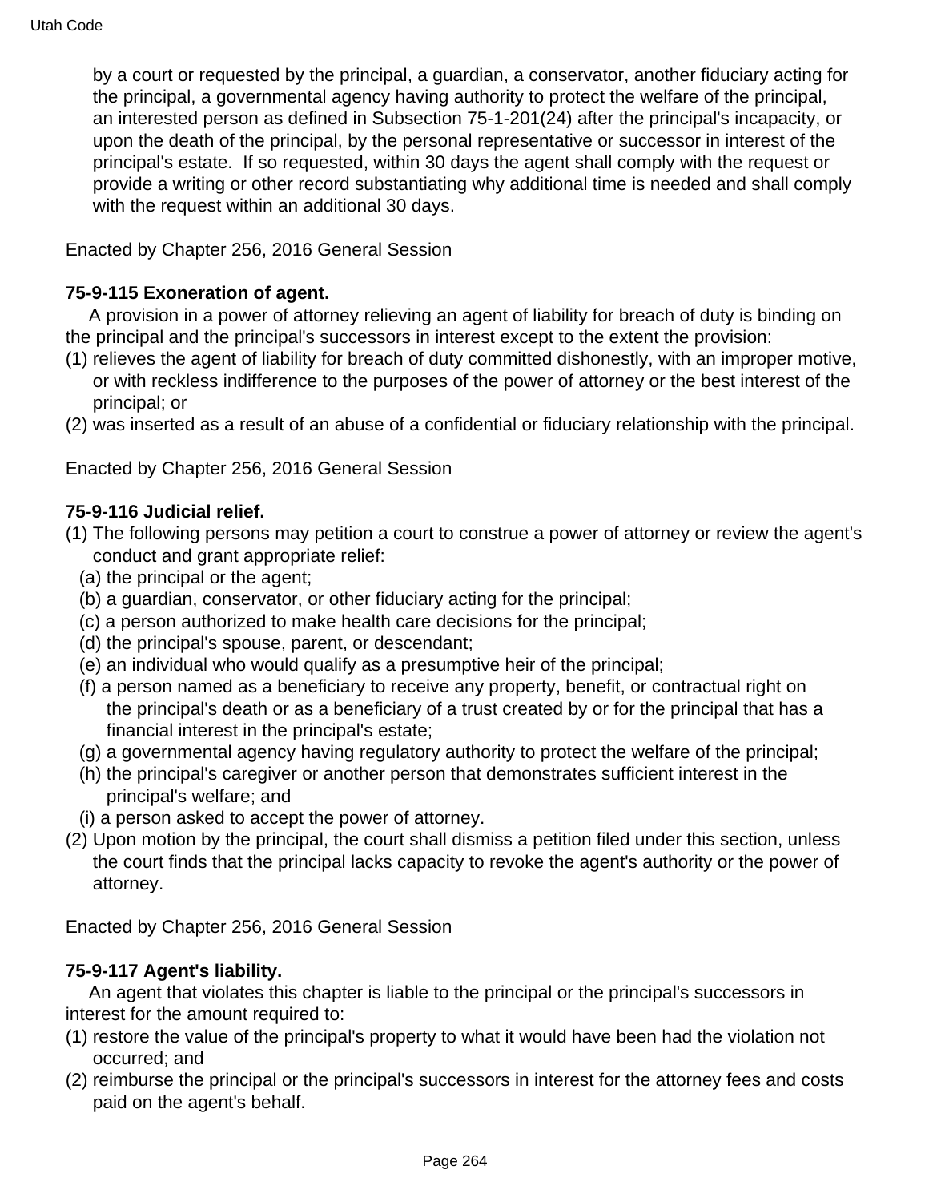by a court or requested by the principal, a guardian, a conservator, another fiduciary acting for the principal, a governmental agency having authority to protect the welfare of the principal, an interested person as defined in Subsection 75-1-201(24) after the principal's incapacity, or upon the death of the principal, by the personal representative or successor in interest of the principal's estate. If so requested, within 30 days the agent shall comply with the request or provide a writing or other record substantiating why additional time is needed and shall comply with the request within an additional 30 days.

Enacted by Chapter 256, 2016 General Session

**75-9-115 Exoneration of agent.**

A provision in a power of attorney relieving an agent of liability for breach of duty is binding on the principal and the principal's successors in interest except to the extent the provision:

(1) relieves the agent of liability for breach of duty committed dishonestly, with an improper motive, or with reckless indifference to the purposes of the power of attorney or the best interest of the principal; or

(2) was inserted as a result of an abuse of a confidential or fiduciary relationship with the principal.

Enacted by Chapter 256, 2016 General Session

**75-9-116 Judicial relief.**

(1) The following persons may petition a court to construe a power of attorney or review the agent's conduct and grant appropriate relief:

  (a) the principal or the agent;

  (b) a guardian, conservator, or other fiduciary acting for the principal;

  (c) a person authorized to make health care decisions for the principal;

  (d) the principal's spouse, parent, or descendant;

  (e) an individual who would qualify as a presumptive heir of the principal;

  (f) a person named as a beneficiary to receive any property, benefit, or contractual right on the principal's death or as a beneficiary of a trust created by or for the principal that has a financial interest in the principal's estate;

  (g) a governmental agency having regulatory authority to protect the welfare of the principal;

  (h) the principal's caregiver or another person that demonstrates sufficient interest in the principal's welfare; and

  (i) a person asked to accept the power of attorney.

(2) Upon motion by the principal, the court shall dismiss a petition filed under this section, unless the court finds that the principal lacks capacity to revoke the agent's authority or the power of attorney.

Enacted by Chapter 256, 2016 General Session

**75-9-117 Agent's liability.**

An agent that violates this chapter is liable to the principal or the principal's successors in interest for the amount required to:

(1) restore the value of the principal's property to what it would have been had the violation not occurred; and

(2) reimburse the principal or the principal's successors in interest for the attorney fees and costs paid on the agent's behalf.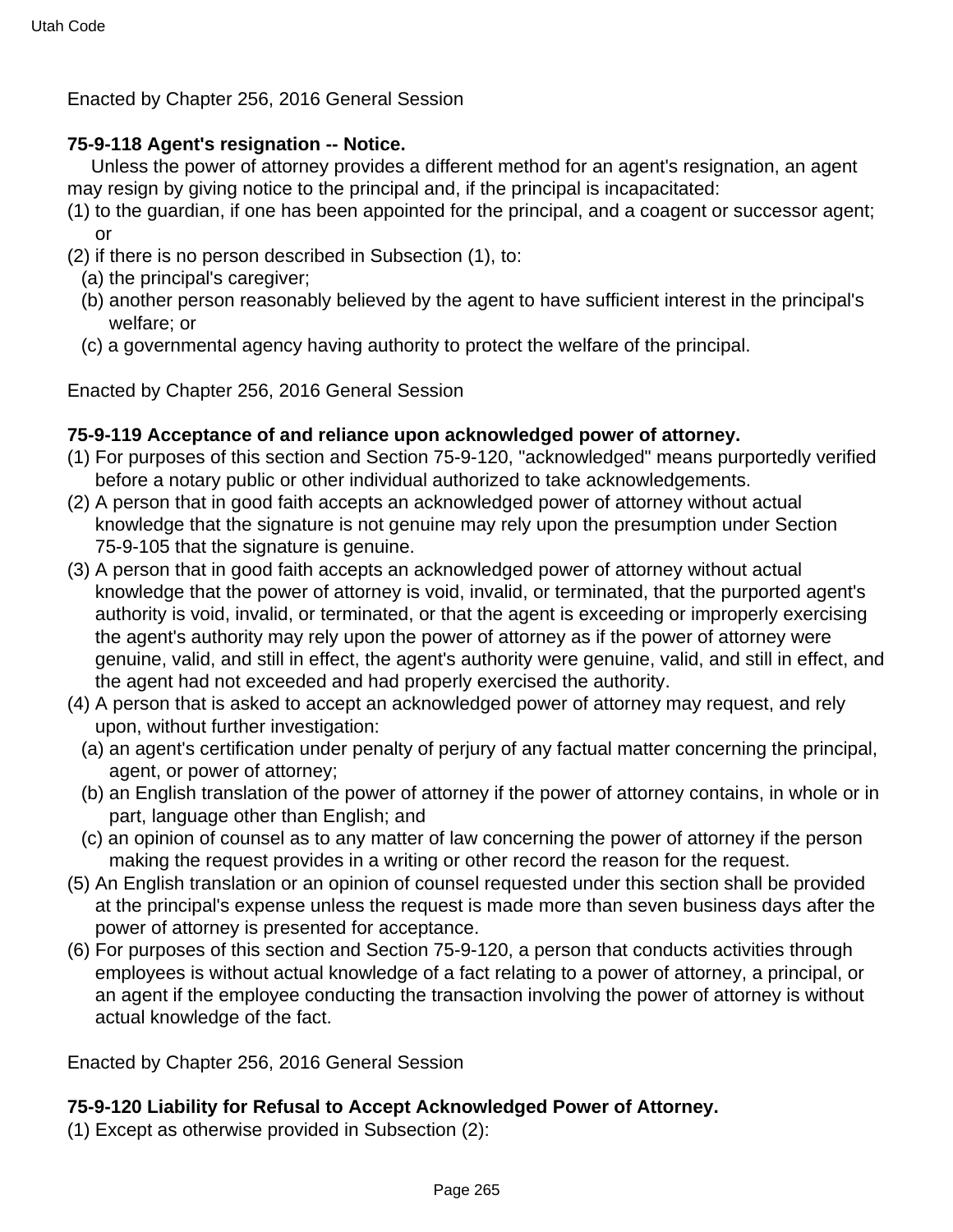Enacted by Chapter 256, 2016 General Session

**75-9-118 Agent's resignation -- Notice.**

Unless the power of attorney provides a different method for an agent's resignation, an agent may resign by giving notice to the principal and, if the principal is incapacitated:

(1) to the guardian, if one has been appointed for the principal, and a coagent or successor agent; or

(2) if there is no person described in Subsection (1), to:

(a) the principal's caregiver;

(b) another person reasonably believed by the agent to have sufficient interest in the principal's welfare; or

(c) a governmental agency having authority to protect the welfare of the principal.

Enacted by Chapter 256, 2016 General Session

**75-9-119 Acceptance of and reliance upon acknowledged power of attorney.**

(1) For purposes of this section and Section 75-9-120, "acknowledged" means purportedly verified before a notary public or other individual authorized to take acknowledgements.

(2) A person that in good faith accepts an acknowledged power of attorney without actual knowledge that the signature is not genuine may rely upon the presumption under Section 75-9-105 that the signature is genuine.

(3) A person that in good faith accepts an acknowledged power of attorney without actual knowledge that the power of attorney is void, invalid, or terminated, that the purported agent's authority is void, invalid, or terminated, or that the agent is exceeding or improperly exercising the agent's authority may rely upon the power of attorney as if the power of attorney were genuine, valid, and still in effect, the agent's authority were genuine, valid, and still in effect, and the agent had not exceeded and had properly exercised the authority.

(4) A person that is asked to accept an acknowledged power of attorney may request, and rely upon, without further investigation:

(a) an agent's certification under penalty of perjury of any factual matter concerning the principal, agent, or power of attorney;

(b) an English translation of the power of attorney if the power of attorney contains, in whole or in part, language other than English; and

(c) an opinion of counsel as to any matter of law concerning the power of attorney if the person making the request provides in a writing or other record the reason for the request.

(5) An English translation or an opinion of counsel requested under this section shall be provided at the principal's expense unless the request is made more than seven business days after the power of attorney is presented for acceptance.

(6) For purposes of this section and Section 75-9-120, a person that conducts activities through employees is without actual knowledge of a fact relating to a power of attorney, a principal, or an agent if the employee conducting the transaction involving the power of attorney is without actual knowledge of the fact.

Enacted by Chapter 256, 2016 General Session

**75-9-120 Liability for Refusal to Accept Acknowledged Power of Attorney.**

(1) Except as otherwise provided in Subsection (2):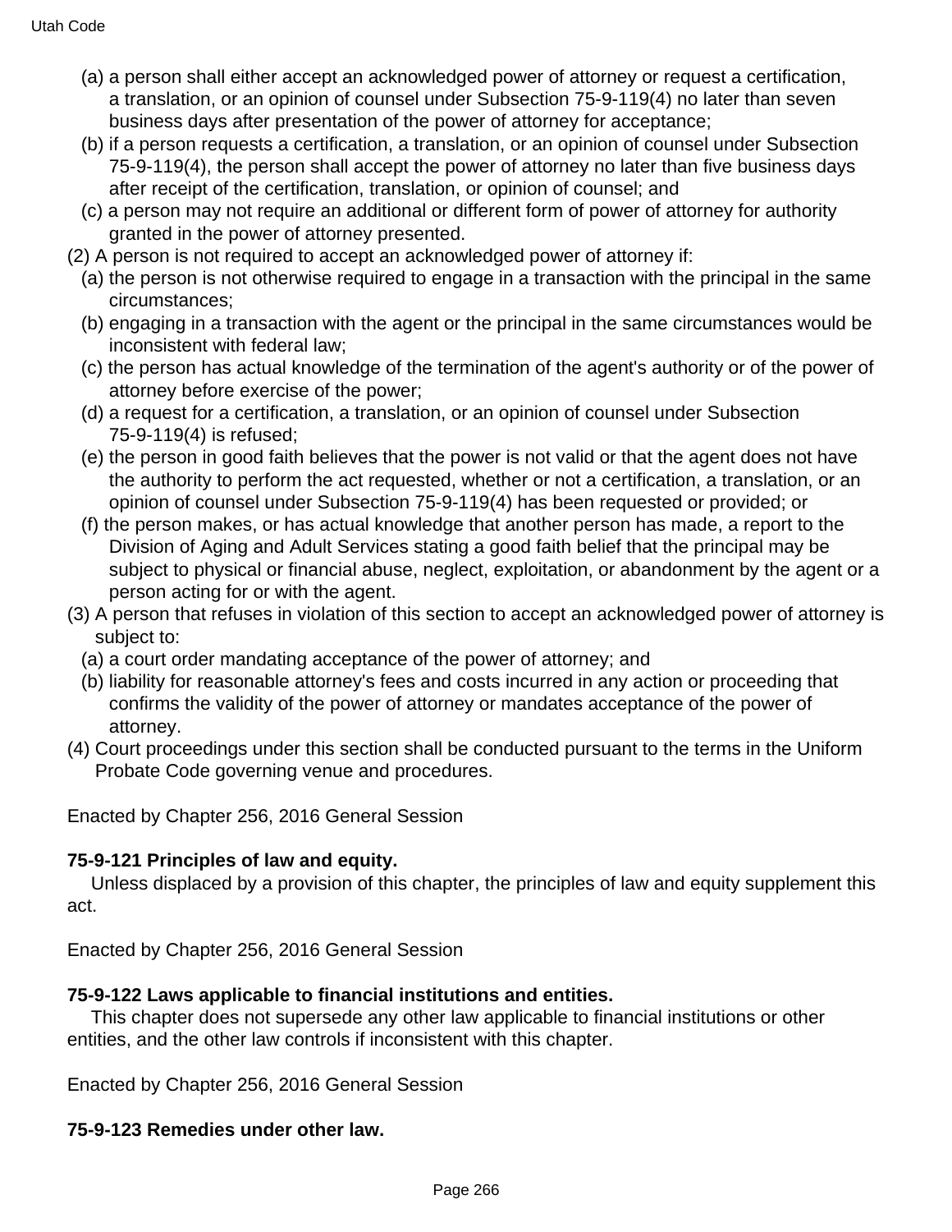(a) a person shall either accept an acknowledged power of attorney or request a certification, a translation, or an opinion of counsel under Subsection 75-9-119(4) no later than seven business days after presentation of the power of attorney for acceptance;

(b) if a person requests a certification, a translation, or an opinion of counsel under Subsection 75-9-119(4), the person shall accept the power of attorney no later than five business days after receipt of the certification, translation, or opinion of counsel; and

(c) a person may not require an additional or different form of power of attorney for authority granted in the power of attorney presented.

(2) A person is not required to accept an acknowledged power of attorney if:

(a) the person is not otherwise required to engage in a transaction with the principal in the same circumstances;

(b) engaging in a transaction with the agent or the principal in the same circumstances would be inconsistent with federal law;

(c) the person has actual knowledge of the termination of the agent's authority or of the power of attorney before exercise of the power;

(d) a request for a certification, a translation, or an opinion of counsel under Subsection 75-9-119(4) is refused;

(e) the person in good faith believes that the power is not valid or that the agent does not have the authority to perform the act requested, whether or not a certification, a translation, or an opinion of counsel under Subsection 75-9-119(4) has been requested or provided; or

(f) the person makes, or has actual knowledge that another person has made, a report to the Division of Aging and Adult Services stating a good faith belief that the principal may be subject to physical or financial abuse, neglect, exploitation, or abandonment by the agent or a person acting for or with the agent.

(3) A person that refuses in violation of this section to accept an acknowledged power of attorney is subject to:

(a) a court order mandating acceptance of the power of attorney; and

(b) liability for reasonable attorney's fees and costs incurred in any action or proceeding that confirms the validity of the power of attorney or mandates acceptance of the power of attorney.

(4) Court proceedings under this section shall be conducted pursuant to the terms in the Uniform Probate Code governing venue and procedures.

Enacted by Chapter 256, 2016 General Session

**75-9-121 Principles of law and equity.**

Unless displaced by a provision of this chapter, the principles of law and equity supplement this act.

Enacted by Chapter 256, 2016 General Session

**75-9-122 Laws applicable to financial institutions and entities.**

This chapter does not supersede any other law applicable to financial institutions or other entities, and the other law controls if inconsistent with this chapter.

Enacted by Chapter 256, 2016 General Session

**75-9-123 Remedies under other law.**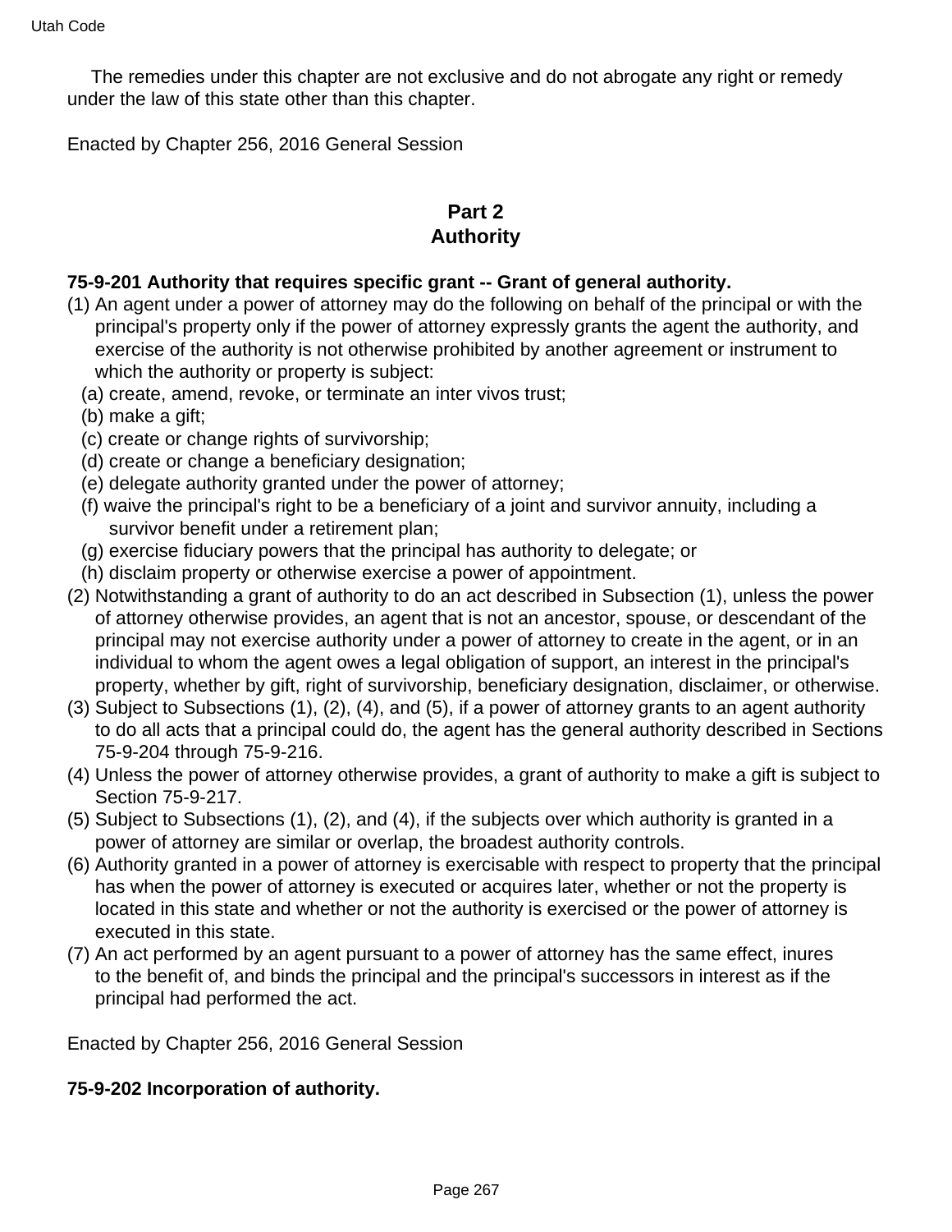The remedies under this chapter are not exclusive and do not abrogate any right or remedy under the law of this state other than this chapter.

Enacted by Chapter 256, 2016 General Session

## Part 2
## Authority

**75-9-201 Authority that requires specific grant -- Grant of general authority.**

(1) An agent under a power of attorney may do the following on behalf of the principal or with the principal's property only if the power of attorney expressly grants the agent the authority, and exercise of the authority is not otherwise prohibited by another agreement or instrument to which the authority or property is subject:
  (a) create, amend, revoke, or terminate an inter vivos trust;
  (b) make a gift;
  (c) create or change rights of survivorship;
  (d) create or change a beneficiary designation;
  (e) delegate authority granted under the power of attorney;
  (f) waive the principal's right to be a beneficiary of a joint and survivor annuity, including a survivor benefit under a retirement plan;
  (g) exercise fiduciary powers that the principal has authority to delegate; or
  (h) disclaim property or otherwise exercise a power of appointment.

(2) Notwithstanding a grant of authority to do an act described in Subsection (1), unless the power of attorney otherwise provides, an agent that is not an ancestor, spouse, or descendant of the principal may not exercise authority under a power of attorney to create in the agent, or in an individual to whom the agent owes a legal obligation of support, an interest in the principal's property, whether by gift, right of survivorship, beneficiary designation, disclaimer, or otherwise.

(3) Subject to Subsections (1), (2), (4), and (5), if a power of attorney grants to an agent authority to do all acts that a principal could do, the agent has the general authority described in Sections 75-9-204 through 75-9-216.

(4) Unless the power of attorney otherwise provides, a grant of authority to make a gift is subject to Section 75-9-217.

(5) Subject to Subsections (1), (2), and (4), if the subjects over which authority is granted in a power of attorney are similar or overlap, the broadest authority controls.

(6) Authority granted in a power of attorney is exercisable with respect to property that the principal has when the power of attorney is executed or acquires later, whether or not the property is located in this state and whether or not the authority is exercised or the power of attorney is executed in this state.

(7) An act performed by an agent pursuant to a power of attorney has the same effect, inures to the benefit of, and binds the principal and the principal's successors in interest as if the principal had performed the act.

Enacted by Chapter 256, 2016 General Session

**75-9-202 Incorporation of authority.**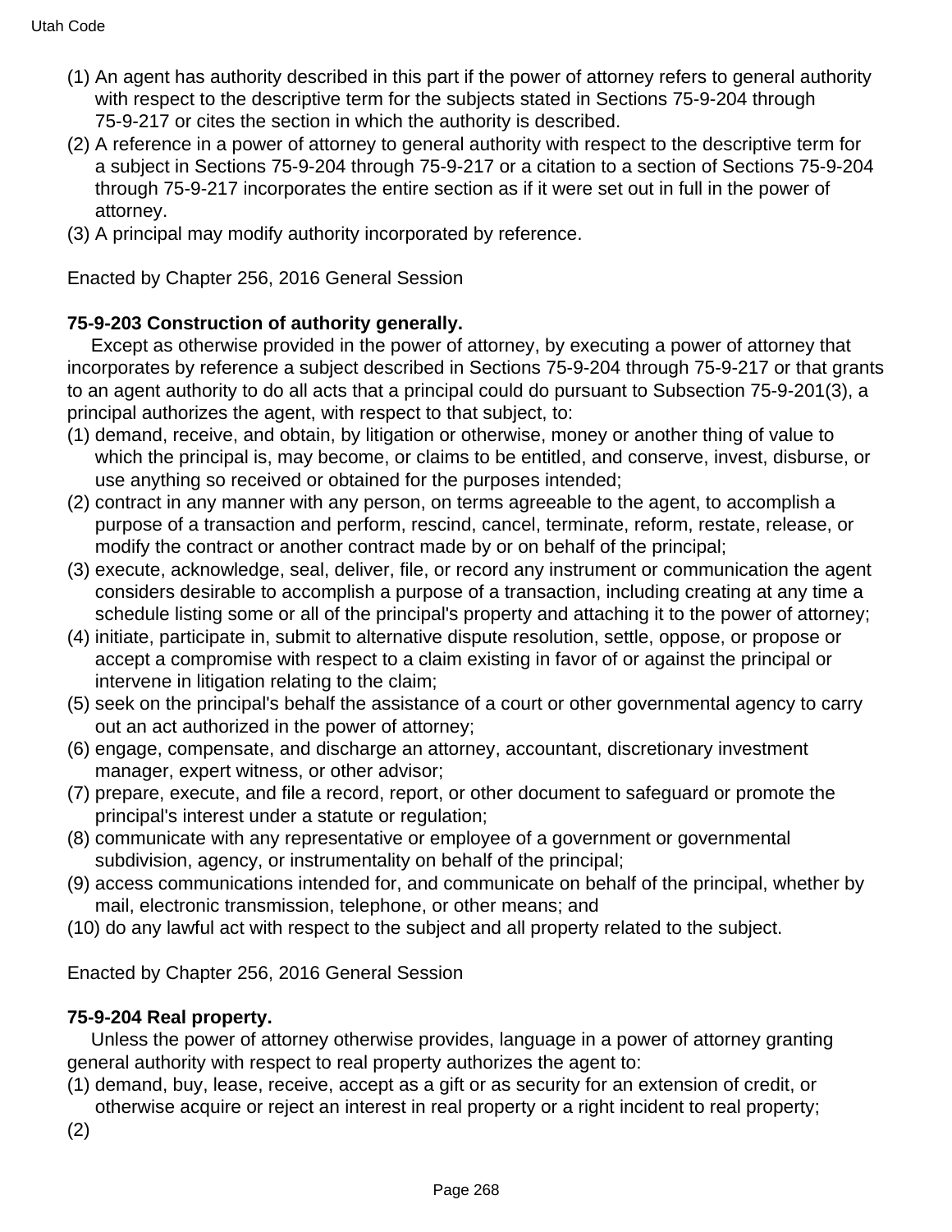(1) An agent has authority described in this part if the power of attorney refers to general authority with respect to the descriptive term for the subjects stated in Sections 75-9-204 through 75-9-217 or cites the section in which the authority is described.
(2) A reference in a power of attorney to general authority with respect to the descriptive term for a subject in Sections 75-9-204 through 75-9-217 or a citation to a section of Sections 75-9-204 through 75-9-217 incorporates the entire section as if it were set out in full in the power of attorney.
(3) A principal may modify authority incorporated by reference.

Enacted by Chapter 256, 2016 General Session

**75-9-203 Construction of authority generally.**

Except as otherwise provided in the power of attorney, by executing a power of attorney that incorporates by reference a subject described in Sections 75-9-204 through 75-9-217 or that grants to an agent authority to do all acts that a principal could do pursuant to Subsection 75-9-201(3), a principal authorizes the agent, with respect to that subject, to:
(1) demand, receive, and obtain, by litigation or otherwise, money or another thing of value to which the principal is, may become, or claims to be entitled, and conserve, invest, disburse, or use anything so received or obtained for the purposes intended;
(2) contract in any manner with any person, on terms agreeable to the agent, to accomplish a purpose of a transaction and perform, rescind, cancel, terminate, reform, restate, release, or modify the contract or another contract made by or on behalf of the principal;
(3) execute, acknowledge, seal, deliver, file, or record any instrument or communication the agent considers desirable to accomplish a purpose of a transaction, including creating at any time a schedule listing some or all of the principal's property and attaching it to the power of attorney;
(4) initiate, participate in, submit to alternative dispute resolution, settle, oppose, or propose or accept a compromise with respect to a claim existing in favor of or against the principal or intervene in litigation relating to the claim;
(5) seek on the principal's behalf the assistance of a court or other governmental agency to carry out an act authorized in the power of attorney;
(6) engage, compensate, and discharge an attorney, accountant, discretionary investment manager, expert witness, or other advisor;
(7) prepare, execute, and file a record, report, or other document to safeguard or promote the principal's interest under a statute or regulation;
(8) communicate with any representative or employee of a government or governmental subdivision, agency, or instrumentality on behalf of the principal;
(9) access communications intended for, and communicate on behalf of the principal, whether by mail, electronic transmission, telephone, or other means; and
(10) do any lawful act with respect to the subject and all property related to the subject.

Enacted by Chapter 256, 2016 General Session

**75-9-204 Real property.**

Unless the power of attorney otherwise provides, language in a power of attorney granting general authority with respect to real property authorizes the agent to:
(1) demand, buy, lease, receive, accept as a gift or as security for an extension of credit, or otherwise acquire or reject an interest in real property or a right incident to real property;
(2)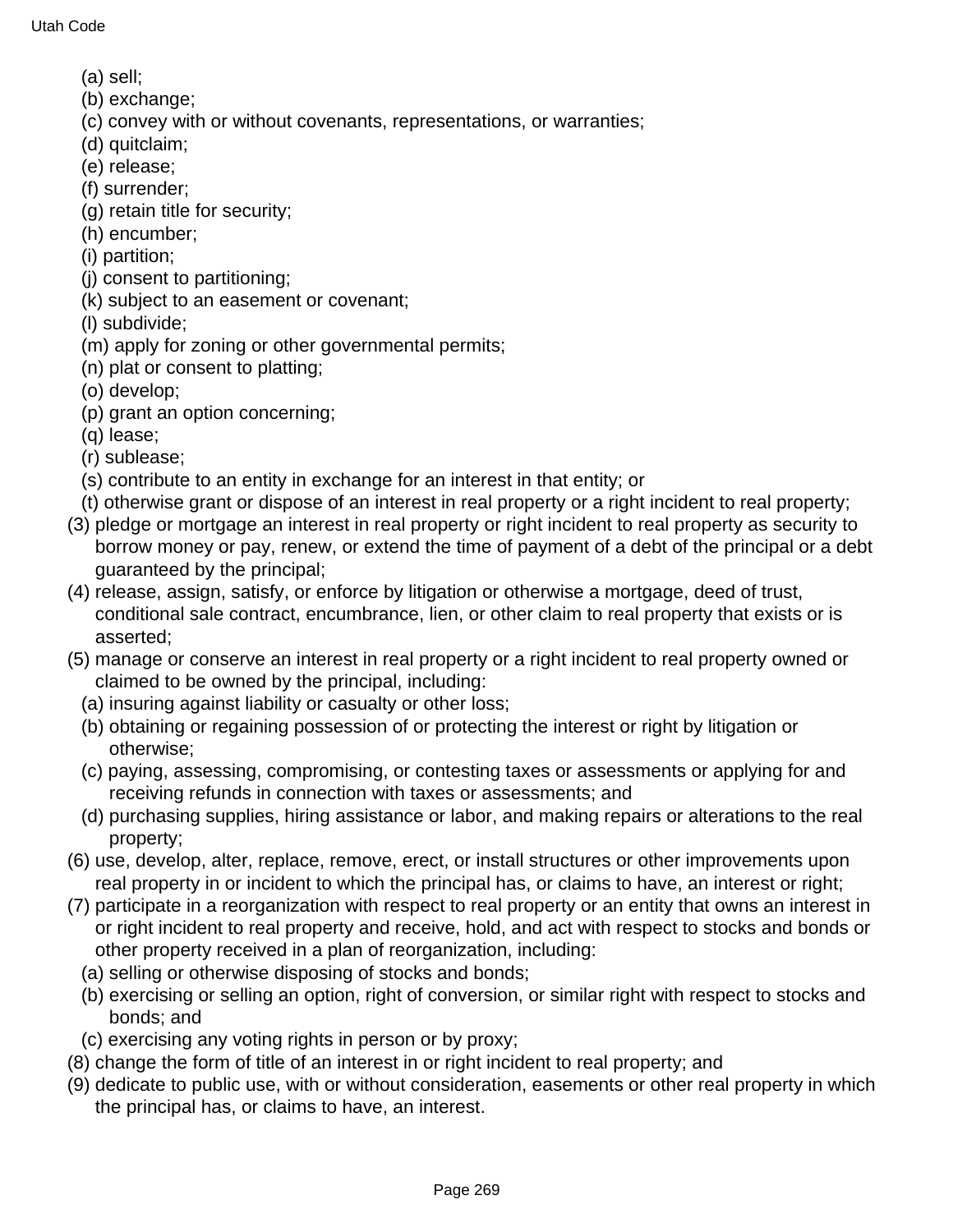(a) sell;
(b) exchange;
(c) convey with or without covenants, representations, or warranties;
(d) quitclaim;
(e) release;
(f) surrender;
(g) retain title for security;
(h) encumber;
(i) partition;
(j) consent to partitioning;
(k) subject to an easement or covenant;
(l) subdivide;
(m) apply for zoning or other governmental permits;
(n) plat or consent to platting;
(o) develop;
(p) grant an option concerning;
(q) lease;
(r) sublease;
(s) contribute to an entity in exchange for an interest in that entity; or
(t) otherwise grant or dispose of an interest in real property or a right incident to real property;

(3) pledge or mortgage an interest in real property or right incident to real property as security to borrow money or pay, renew, or extend the time of payment of a debt of the principal or a debt guaranteed by the principal;

(4) release, assign, satisfy, or enforce by litigation or otherwise a mortgage, deed of trust, conditional sale contract, encumbrance, lien, or other claim to real property that exists or is asserted;

(5) manage or conserve an interest in real property or a right incident to real property owned or claimed to be owned by the principal, including:
(a) insuring against liability or casualty or other loss;
(b) obtaining or regaining possession of or protecting the interest or right by litigation or otherwise;
(c) paying, assessing, compromising, or contesting taxes or assessments or applying for and receiving refunds in connection with taxes or assessments; and
(d) purchasing supplies, hiring assistance or labor, and making repairs or alterations to the real property;

(6) use, develop, alter, replace, remove, erect, or install structures or other improvements upon real property in or incident to which the principal has, or claims to have, an interest or right;

(7) participate in a reorganization with respect to real property or an entity that owns an interest in or right incident to real property and receive, hold, and act with respect to stocks and bonds or other property received in a plan of reorganization, including:
(a) selling or otherwise disposing of stocks and bonds;
(b) exercising or selling an option, right of conversion, or similar right with respect to stocks and bonds; and
(c) exercising any voting rights in person or by proxy;

(8) change the form of title of an interest in or right incident to real property; and

(9) dedicate to public use, with or without consideration, easements or other real property in which the principal has, or claims to have, an interest.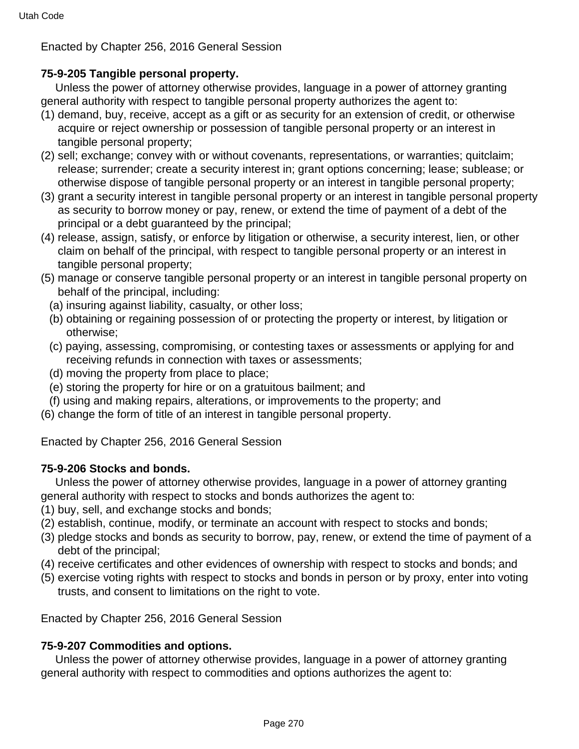Enacted by Chapter 256, 2016 General Session

**75-9-205 Tangible personal property.**

Unless the power of attorney otherwise provides, language in a power of attorney granting general authority with respect to tangible personal property authorizes the agent to:

(1) demand, buy, receive, accept as a gift or as security for an extension of credit, or otherwise acquire or reject ownership or possession of tangible personal property or an interest in tangible personal property;

(2) sell; exchange; convey with or without covenants, representations, or warranties; quitclaim; release; surrender; create a security interest in; grant options concerning; lease; sublease; or otherwise dispose of tangible personal property or an interest in tangible personal property;

(3) grant a security interest in tangible personal property or an interest in tangible personal property as security to borrow money or pay, renew, or extend the time of payment of a debt of the principal or a debt guaranteed by the principal;

(4) release, assign, satisfy, or enforce by litigation or otherwise, a security interest, lien, or other claim on behalf of the principal, with respect to tangible personal property or an interest in tangible personal property;

(5) manage or conserve tangible personal property or an interest in tangible personal property on behalf of the principal, including:

(a) insuring against liability, casualty, or other loss;

(b) obtaining or regaining possession of or protecting the property or interest, by litigation or otherwise;

(c) paying, assessing, compromising, or contesting taxes or assessments or applying for and receiving refunds in connection with taxes or assessments;

(d) moving the property from place to place;

(e) storing the property for hire or on a gratuitous bailment; and

(f) using and making repairs, alterations, or improvements to the property; and

(6) change the form of title of an interest in tangible personal property.

Enacted by Chapter 256, 2016 General Session

**75-9-206 Stocks and bonds.**

Unless the power of attorney otherwise provides, language in a power of attorney granting general authority with respect to stocks and bonds authorizes the agent to:

(1) buy, sell, and exchange stocks and bonds;

(2) establish, continue, modify, or terminate an account with respect to stocks and bonds;

(3) pledge stocks and bonds as security to borrow, pay, renew, or extend the time of payment of a debt of the principal;

(4) receive certificates and other evidences of ownership with respect to stocks and bonds; and

(5) exercise voting rights with respect to stocks and bonds in person or by proxy, enter into voting trusts, and consent to limitations on the right to vote.

Enacted by Chapter 256, 2016 General Session

**75-9-207 Commodities and options.**

Unless the power of attorney otherwise provides, language in a power of attorney granting general authority with respect to commodities and options authorizes the agent to: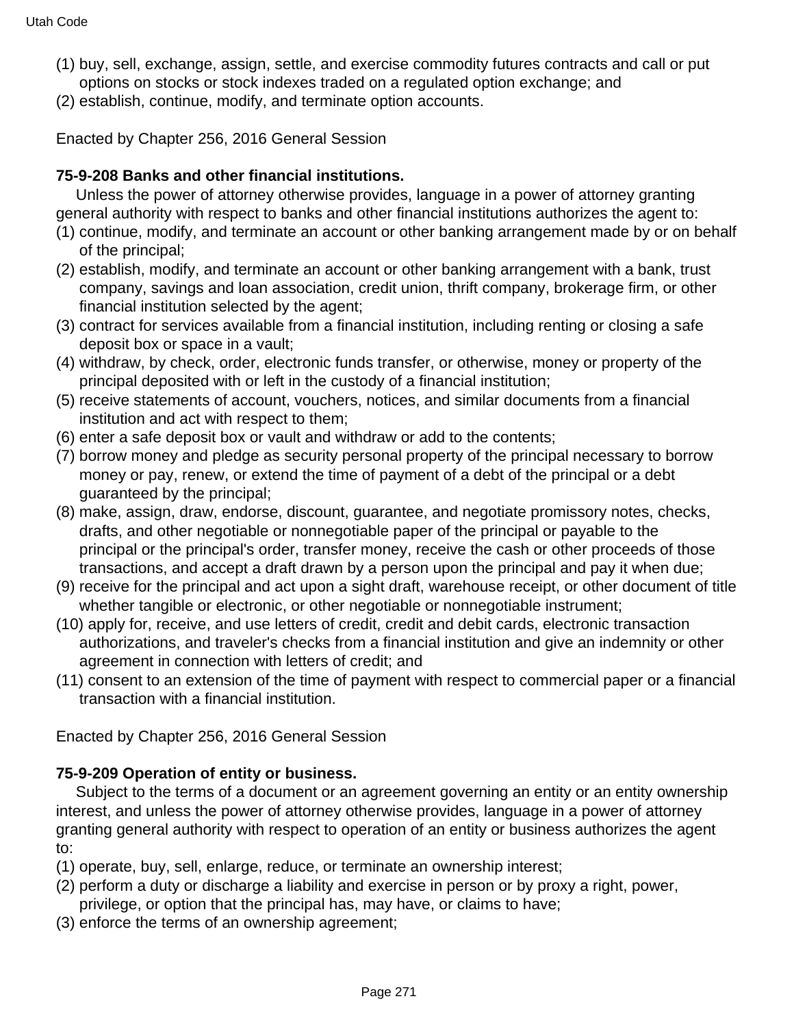(1) buy, sell, exchange, assign, settle, and exercise commodity futures contracts and call or put options on stocks or stock indexes traded on a regulated option exchange; and
(2) establish, continue, modify, and terminate option accounts.

Enacted by Chapter 256, 2016 General Session

**75-9-208 Banks and other financial institutions.**

Unless the power of attorney otherwise provides, language in a power of attorney granting general authority with respect to banks and other financial institutions authorizes the agent to:
(1) continue, modify, and terminate an account or other banking arrangement made by or on behalf of the principal;
(2) establish, modify, and terminate an account or other banking arrangement with a bank, trust company, savings and loan association, credit union, thrift company, brokerage firm, or other financial institution selected by the agent;
(3) contract for services available from a financial institution, including renting or closing a safe deposit box or space in a vault;
(4) withdraw, by check, order, electronic funds transfer, or otherwise, money or property of the principal deposited with or left in the custody of a financial institution;
(5) receive statements of account, vouchers, notices, and similar documents from a financial institution and act with respect to them;
(6) enter a safe deposit box or vault and withdraw or add to the contents;
(7) borrow money and pledge as security personal property of the principal necessary to borrow money or pay, renew, or extend the time of payment of a debt of the principal or a debt guaranteed by the principal;
(8) make, assign, draw, endorse, discount, guarantee, and negotiate promissory notes, checks, drafts, and other negotiable or nonnegotiable paper of the principal or payable to the principal or the principal's order, transfer money, receive the cash or other proceeds of those transactions, and accept a draft drawn by a person upon the principal and pay it when due;
(9) receive for the principal and act upon a sight draft, warehouse receipt, or other document of title whether tangible or electronic, or other negotiable or nonnegotiable instrument;
(10) apply for, receive, and use letters of credit, credit and debit cards, electronic transaction authorizations, and traveler's checks from a financial institution and give an indemnity or other agreement in connection with letters of credit; and
(11) consent to an extension of the time of payment with respect to commercial paper or a financial transaction with a financial institution.

Enacted by Chapter 256, 2016 General Session

**75-9-209 Operation of entity or business.**

Subject to the terms of a document or an agreement governing an entity or an entity ownership interest, and unless the power of attorney otherwise provides, language in a power of attorney granting general authority with respect to operation of an entity or business authorizes the agent to:
(1) operate, buy, sell, enlarge, reduce, or terminate an ownership interest;
(2) perform a duty or discharge a liability and exercise in person or by proxy a right, power, privilege, or option that the principal has, may have, or claims to have;
(3) enforce the terms of an ownership agreement;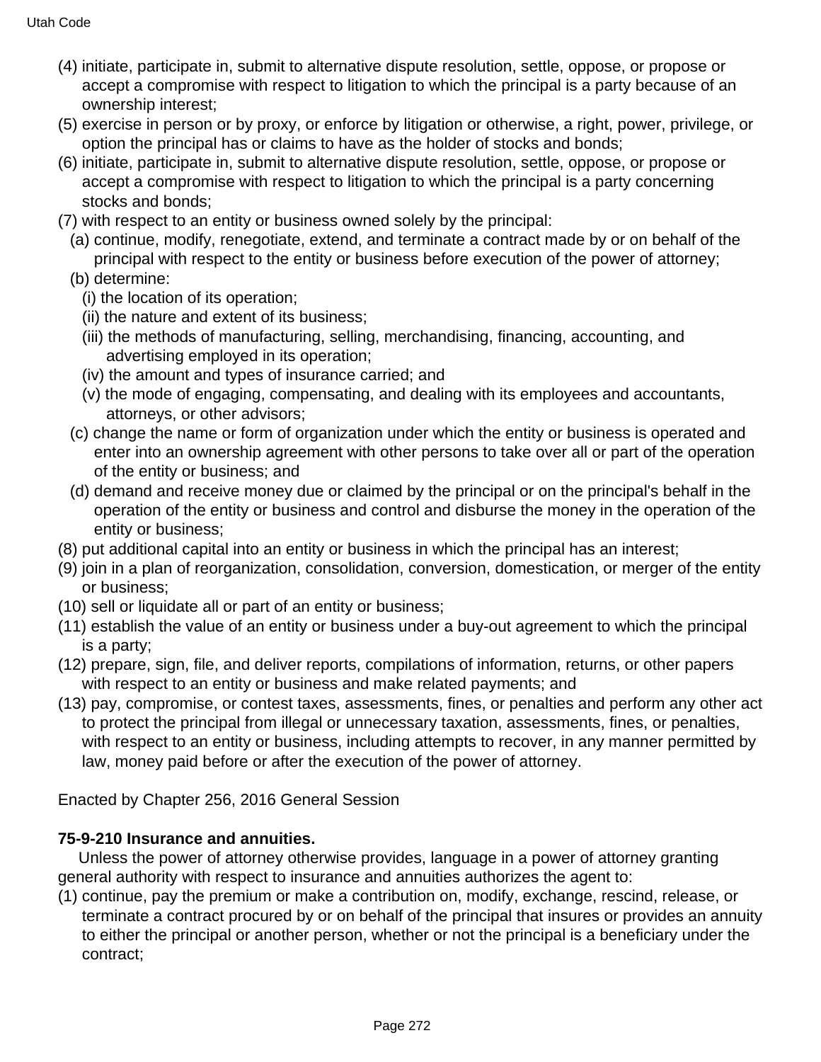(4) initiate, participate in, submit to alternative dispute resolution, settle, oppose, or propose or accept a compromise with respect to litigation to which the principal is a party because of an ownership interest;

(5) exercise in person or by proxy, or enforce by litigation or otherwise, a right, power, privilege, or option the principal has or claims to have as the holder of stocks and bonds;

(6) initiate, participate in, submit to alternative dispute resolution, settle, oppose, or propose or accept a compromise with respect to litigation to which the principal is a party concerning stocks and bonds;

(7) with respect to an entity or business owned solely by the principal:

(a) continue, modify, renegotiate, extend, and terminate a contract made by or on behalf of the principal with respect to the entity or business before execution of the power of attorney;

(b) determine:

(i) the location of its operation;

(ii) the nature and extent of its business;

(iii) the methods of manufacturing, selling, merchandising, financing, accounting, and advertising employed in its operation;

(iv) the amount and types of insurance carried; and

(v) the mode of engaging, compensating, and dealing with its employees and accountants, attorneys, or other advisors;

(c) change the name or form of organization under which the entity or business is operated and enter into an ownership agreement with other persons to take over all or part of the operation of the entity or business; and

(d) demand and receive money due or claimed by the principal or on the principal's behalf in the operation of the entity or business and control and disburse the money in the operation of the entity or business;

(8) put additional capital into an entity or business in which the principal has an interest;

(9) join in a plan of reorganization, consolidation, conversion, domestication, or merger of the entity or business;

(10) sell or liquidate all or part of an entity or business;

(11) establish the value of an entity or business under a buy-out agreement to which the principal is a party;

(12) prepare, sign, file, and deliver reports, compilations of information, returns, or other papers with respect to an entity or business and make related payments; and

(13) pay, compromise, or contest taxes, assessments, fines, or penalties and perform any other act to protect the principal from illegal or unnecessary taxation, assessments, fines, or penalties, with respect to an entity or business, including attempts to recover, in any manner permitted by law, money paid before or after the execution of the power of attorney.

Enacted by Chapter 256, 2016 General Session

**75-9-210 Insurance and annuities.**

Unless the power of attorney otherwise provides, language in a power of attorney granting general authority with respect to insurance and annuities authorizes the agent to:

(1) continue, pay the premium or make a contribution on, modify, exchange, rescind, release, or terminate a contract procured by or on behalf of the principal that insures or provides an annuity to either the principal or another person, whether or not the principal is a beneficiary under the contract;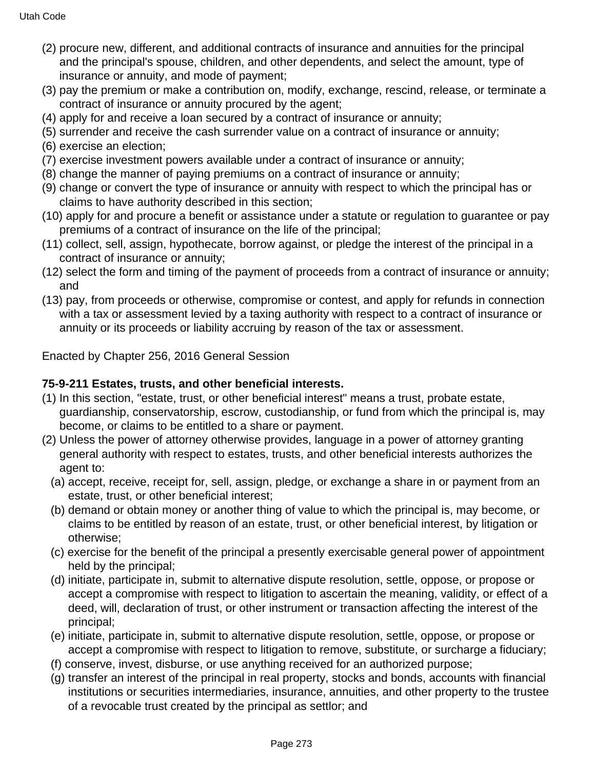(2) procure new, different, and additional contracts of insurance and annuities for the principal and the principal's spouse, children, and other dependents, and select the amount, type of insurance or annuity, and mode of payment;
(3) pay the premium or make a contribution on, modify, exchange, rescind, release, or terminate a contract of insurance or annuity procured by the agent;
(4) apply for and receive a loan secured by a contract of insurance or annuity;
(5) surrender and receive the cash surrender value on a contract of insurance or annuity;
(6) exercise an election;
(7) exercise investment powers available under a contract of insurance or annuity;
(8) change the manner of paying premiums on a contract of insurance or annuity;
(9) change or convert the type of insurance or annuity with respect to which the principal has or claims to have authority described in this section;
(10) apply for and procure a benefit or assistance under a statute or regulation to guarantee or pay premiums of a contract of insurance on the life of the principal;
(11) collect, sell, assign, hypothecate, borrow against, or pledge the interest of the principal in a contract of insurance or annuity;
(12) select the form and timing of the payment of proceeds from a contract of insurance or annuity; and
(13) pay, from proceeds or otherwise, compromise or contest, and apply for refunds in connection with a tax or assessment levied by a taxing authority with respect to a contract of insurance or annuity or its proceeds or liability accruing by reason of the tax or assessment.

Enacted by Chapter 256, 2016 General Session

**75-9-211 Estates, trusts, and other beneficial interests.**

(1) In this section, "estate, trust, or other beneficial interest" means a trust, probate estate, guardianship, conservatorship, escrow, custodianship, or fund from which the principal is, may become, or claims to be entitled to a share or payment.
(2) Unless the power of attorney otherwise provides, language in a power of attorney granting general authority with respect to estates, trusts, and other beneficial interests authorizes the agent to:
  (a) accept, receive, receipt for, sell, assign, pledge, or exchange a share in or payment from an estate, trust, or other beneficial interest;
  (b) demand or obtain money or another thing of value to which the principal is, may become, or claims to be entitled by reason of an estate, trust, or other beneficial interest, by litigation or otherwise;
  (c) exercise for the benefit of the principal a presently exercisable general power of appointment held by the principal;
  (d) initiate, participate in, submit to alternative dispute resolution, settle, oppose, or propose or accept a compromise with respect to litigation to ascertain the meaning, validity, or effect of a deed, will, declaration of trust, or other instrument or transaction affecting the interest of the principal;
  (e) initiate, participate in, submit to alternative dispute resolution, settle, oppose, or propose or accept a compromise with respect to litigation to remove, substitute, or surcharge a fiduciary;
  (f) conserve, invest, disburse, or use anything received for an authorized purpose;
  (g) transfer an interest of the principal in real property, stocks and bonds, accounts with financial institutions or securities intermediaries, insurance, annuities, and other property to the trustee of a revocable trust created by the principal as settlor; and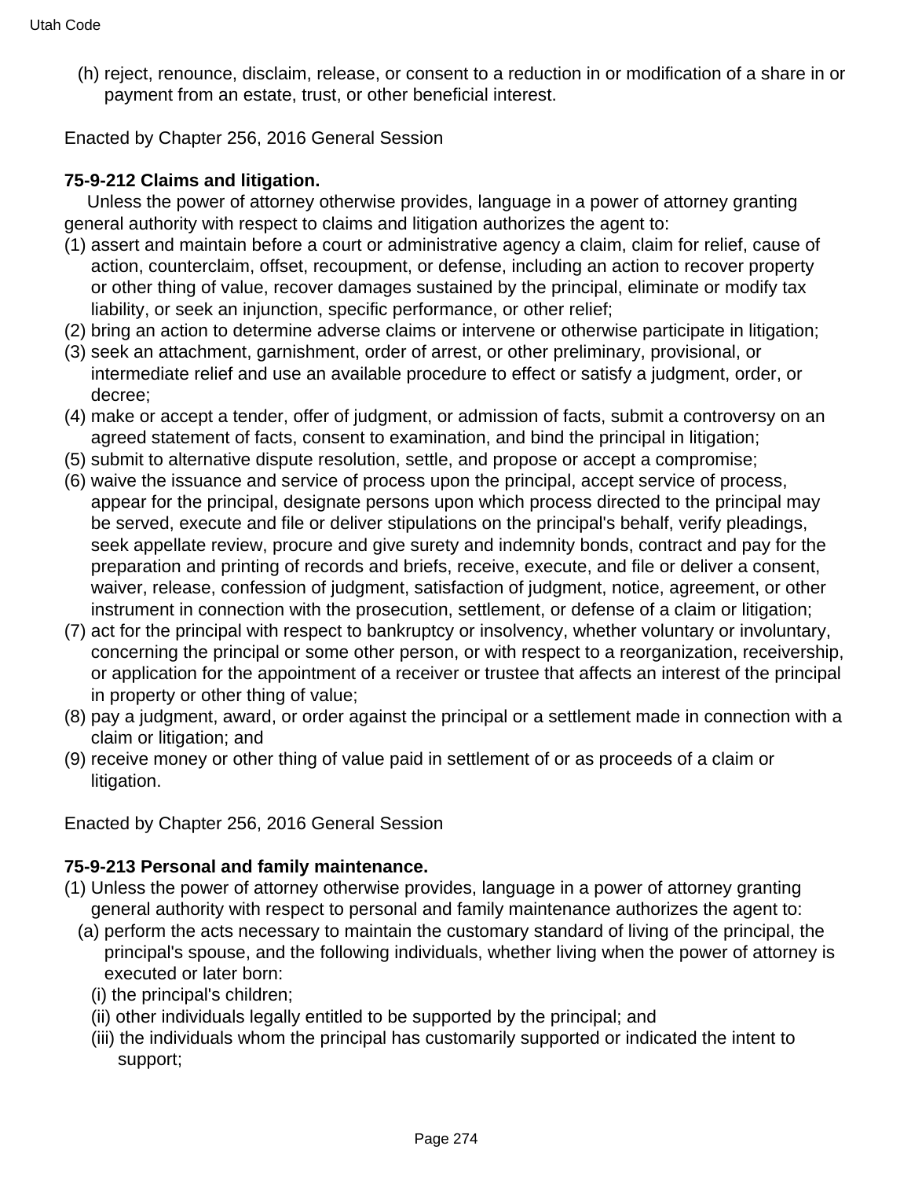(h) reject, renounce, disclaim, release, or consent to a reduction in or modification of a share in or payment from an estate, trust, or other beneficial interest.

Enacted by Chapter 256, 2016 General Session

**75-9-212 Claims and litigation.**

Unless the power of attorney otherwise provides, language in a power of attorney granting general authority with respect to claims and litigation authorizes the agent to:

(1) assert and maintain before a court or administrative agency a claim, claim for relief, cause of action, counterclaim, offset, recoupment, or defense, including an action to recover property or other thing of value, recover damages sustained by the principal, eliminate or modify tax liability, or seek an injunction, specific performance, or other relief;

(2) bring an action to determine adverse claims or intervene or otherwise participate in litigation;

(3) seek an attachment, garnishment, order of arrest, or other preliminary, provisional, or intermediate relief and use an available procedure to effect or satisfy a judgment, order, or decree;

(4) make or accept a tender, offer of judgment, or admission of facts, submit a controversy on an agreed statement of facts, consent to examination, and bind the principal in litigation;

(5) submit to alternative dispute resolution, settle, and propose or accept a compromise;

(6) waive the issuance and service of process upon the principal, accept service of process, appear for the principal, designate persons upon which process directed to the principal may be served, execute and file or deliver stipulations on the principal's behalf, verify pleadings, seek appellate review, procure and give surety and indemnity bonds, contract and pay for the preparation and printing of records and briefs, receive, execute, and file or deliver a consent, waiver, release, confession of judgment, satisfaction of judgment, notice, agreement, or other instrument in connection with the prosecution, settlement, or defense of a claim or litigation;

(7) act for the principal with respect to bankruptcy or insolvency, whether voluntary or involuntary, concerning the principal or some other person, or with respect to a reorganization, receivership, or application for the appointment of a receiver or trustee that affects an interest of the principal in property or other thing of value;

(8) pay a judgment, award, or order against the principal or a settlement made in connection with a claim or litigation; and

(9) receive money or other thing of value paid in settlement of or as proceeds of a claim or litigation.

Enacted by Chapter 256, 2016 General Session

**75-9-213 Personal and family maintenance.**

(1) Unless the power of attorney otherwise provides, language in a power of attorney granting general authority with respect to personal and family maintenance authorizes the agent to:

(a) perform the acts necessary to maintain the customary standard of living of the principal, the principal's spouse, and the following individuals, whether living when the power of attorney is executed or later born:

(i) the principal's children;

(ii) other individuals legally entitled to be supported by the principal; and

(iii) the individuals whom the principal has customarily supported or indicated the intent to support;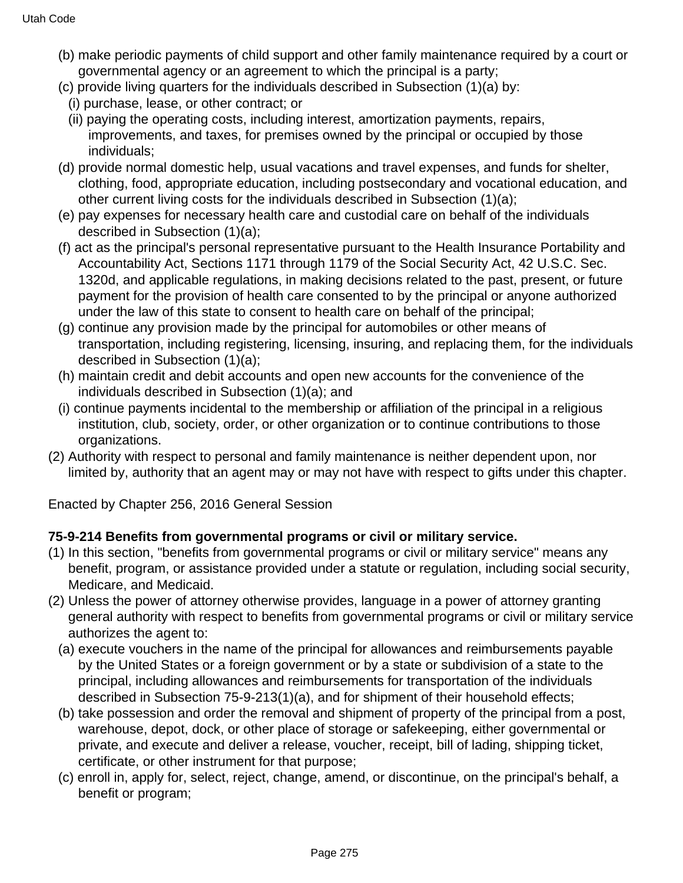(b) make periodic payments of child support and other family maintenance required by a court or governmental agency or an agreement to which the principal is a party;

(c) provide living quarters for the individuals described in Subsection (1)(a) by:

(i) purchase, lease, or other contract; or

(ii) paying the operating costs, including interest, amortization payments, repairs, improvements, and taxes, for premises owned by the principal or occupied by those individuals;

(d) provide normal domestic help, usual vacations and travel expenses, and funds for shelter, clothing, food, appropriate education, including postsecondary and vocational education, and other current living costs for the individuals described in Subsection (1)(a);

(e) pay expenses for necessary health care and custodial care on behalf of the individuals described in Subsection (1)(a);

(f) act as the principal's personal representative pursuant to the Health Insurance Portability and Accountability Act, Sections 1171 through 1179 of the Social Security Act, 42 U.S.C. Sec. 1320d, and applicable regulations, in making decisions related to the past, present, or future payment for the provision of health care consented to by the principal or anyone authorized under the law of this state to consent to health care on behalf of the principal;

(g) continue any provision made by the principal for automobiles or other means of transportation, including registering, licensing, insuring, and replacing them, for the individuals described in Subsection (1)(a);

(h) maintain credit and debit accounts and open new accounts for the convenience of the individuals described in Subsection (1)(a); and

(i) continue payments incidental to the membership or affiliation of the principal in a religious institution, club, society, order, or other organization or to continue contributions to those organizations.

(2) Authority with respect to personal and family maintenance is neither dependent upon, nor limited by, authority that an agent may or may not have with respect to gifts under this chapter.

Enacted by Chapter 256, 2016 General Session

**75-9-214 Benefits from governmental programs or civil or military service.**

(1) In this section, "benefits from governmental programs or civil or military service" means any benefit, program, or assistance provided under a statute or regulation, including social security, Medicare, and Medicaid.

(2) Unless the power of attorney otherwise provides, language in a power of attorney granting general authority with respect to benefits from governmental programs or civil or military service authorizes the agent to:

(a) execute vouchers in the name of the principal for allowances and reimbursements payable by the United States or a foreign government or by a state or subdivision of a state to the principal, including allowances and reimbursements for transportation of the individuals described in Subsection 75-9-213(1)(a), and for shipment of their household effects;

(b) take possession and order the removal and shipment of property of the principal from a post, warehouse, depot, dock, or other place of storage or safekeeping, either governmental or private, and execute and deliver a release, voucher, receipt, bill of lading, shipping ticket, certificate, or other instrument for that purpose;

(c) enroll in, apply for, select, reject, change, amend, or discontinue, on the principal's behalf, a benefit or program;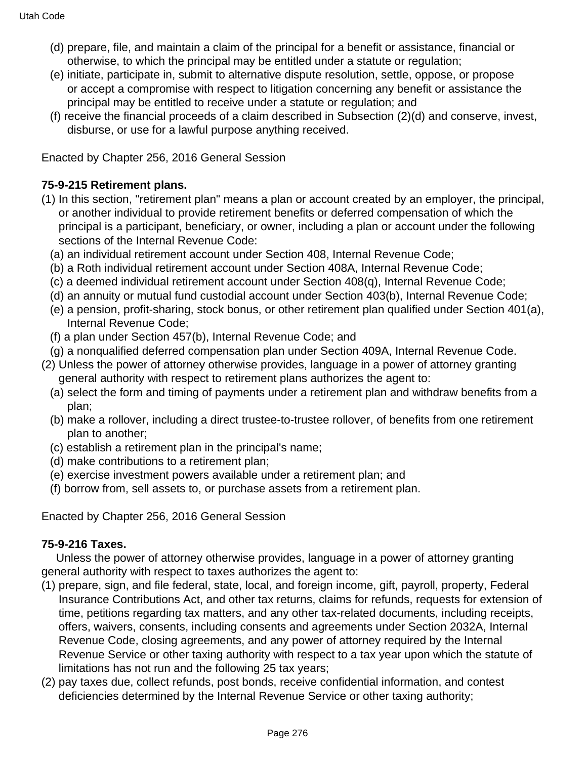(d) prepare, file, and maintain a claim of the principal for a benefit or assistance, financial or otherwise, to which the principal may be entitled under a statute or regulation;

(e) initiate, participate in, submit to alternative dispute resolution, settle, oppose, or propose or accept a compromise with respect to litigation concerning any benefit or assistance the principal may be entitled to receive under a statute or regulation; and

(f) receive the financial proceeds of a claim described in Subsection (2)(d) and conserve, invest, disburse, or use for a lawful purpose anything received.

Enacted by Chapter 256, 2016 General Session

**75-9-215 Retirement plans.**

(1) In this section, "retirement plan" means a plan or account created by an employer, the principal, or another individual to provide retirement benefits or deferred compensation of which the principal is a participant, beneficiary, or owner, including a plan or account under the following sections of the Internal Revenue Code:

(a) an individual retirement account under Section 408, Internal Revenue Code;

(b) a Roth individual retirement account under Section 408A, Internal Revenue Code;

(c) a deemed individual retirement account under Section 408(q), Internal Revenue Code;

(d) an annuity or mutual fund custodial account under Section 403(b), Internal Revenue Code;

(e) a pension, profit-sharing, stock bonus, or other retirement plan qualified under Section 401(a), Internal Revenue Code;

(f) a plan under Section 457(b), Internal Revenue Code; and

(g) a nonqualified deferred compensation plan under Section 409A, Internal Revenue Code.

(2) Unless the power of attorney otherwise provides, language in a power of attorney granting general authority with respect to retirement plans authorizes the agent to:

(a) select the form and timing of payments under a retirement plan and withdraw benefits from a plan;

(b) make a rollover, including a direct trustee-to-trustee rollover, of benefits from one retirement plan to another;

(c) establish a retirement plan in the principal's name;

(d) make contributions to a retirement plan;

(e) exercise investment powers available under a retirement plan; and

(f) borrow from, sell assets to, or purchase assets from a retirement plan.

Enacted by Chapter 256, 2016 General Session

**75-9-216 Taxes.**

Unless the power of attorney otherwise provides, language in a power of attorney granting general authority with respect to taxes authorizes the agent to:

(1) prepare, sign, and file federal, state, local, and foreign income, gift, payroll, property, Federal Insurance Contributions Act, and other tax returns, claims for refunds, requests for extension of time, petitions regarding tax matters, and any other tax-related documents, including receipts, offers, waivers, consents, including consents and agreements under Section 2032A, Internal Revenue Code, closing agreements, and any power of attorney required by the Internal Revenue Service or other taxing authority with respect to a tax year upon which the statute of limitations has not run and the following 25 tax years;

(2) pay taxes due, collect refunds, post bonds, receive confidential information, and contest deficiencies determined by the Internal Revenue Service or other taxing authority;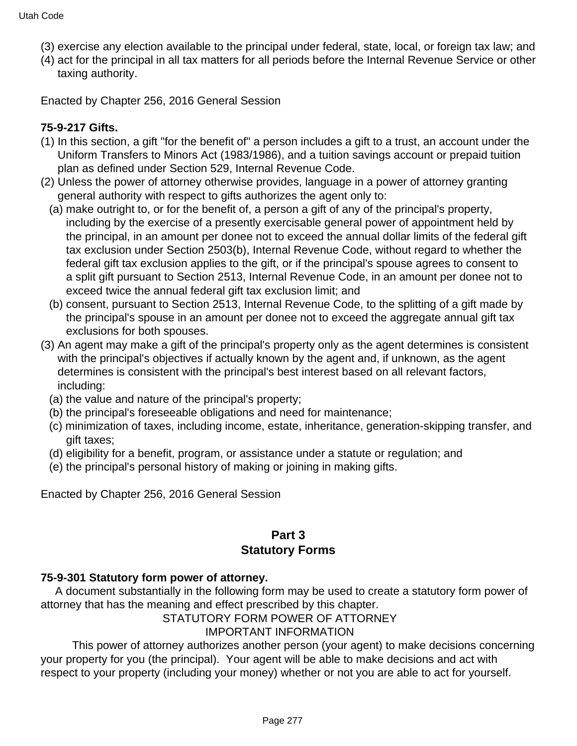(3) exercise any election available to the principal under federal, state, local, or foreign tax law; and
(4) act for the principal in all tax matters for all periods before the Internal Revenue Service or other taxing authority.

Enacted by Chapter 256, 2016 General Session

**75-9-217 Gifts.**

(1) In this section, a gift "for the benefit of" a person includes a gift to a trust, an account under the Uniform Transfers to Minors Act (1983/1986), and a tuition savings account or prepaid tuition plan as defined under Section 529, Internal Revenue Code.
(2) Unless the power of attorney otherwise provides, language in a power of attorney granting general authority with respect to gifts authorizes the agent only to:
  (a) make outright to, or for the benefit of, a person a gift of any of the principal's property, including by the exercise of a presently exercisable general power of appointment held by the principal, in an amount per donee not to exceed the annual dollar limits of the federal gift tax exclusion under Section 2503(b), Internal Revenue Code, without regard to whether the federal gift tax exclusion applies to the gift, or if the principal's spouse agrees to consent to a split gift pursuant to Section 2513, Internal Revenue Code, in an amount per donee not to exceed twice the annual federal gift tax exclusion limit; and
  (b) consent, pursuant to Section 2513, Internal Revenue Code, to the splitting of a gift made by the principal's spouse in an amount per donee not to exceed the aggregate annual gift tax exclusions for both spouses.
(3) An agent may make a gift of the principal's property only as the agent determines is consistent with the principal's objectives if actually known by the agent and, if unknown, as the agent determines is consistent with the principal's best interest based on all relevant factors, including:
  (a) the value and nature of the principal's property;
  (b) the principal's foreseeable obligations and need for maintenance;
  (c) minimization of taxes, including income, estate, inheritance, generation-skipping transfer, and gift taxes;
  (d) eligibility for a benefit, program, or assistance under a statute or regulation; and
  (e) the principal's personal history of making or joining in making gifts.

Enacted by Chapter 256, 2016 General Session

## Part 3
## Statutory Forms

**75-9-301 Statutory form power of attorney.**

A document substantially in the following form may be used to create a statutory form power of attorney that has the meaning and effect prescribed by this chapter.

STATUTORY FORM POWER OF ATTORNEY

IMPORTANT INFORMATION

This power of attorney authorizes another person (your agent) to make decisions concerning your property for you (the principal). Your agent will be able to make decisions and act with respect to your property (including your money) whether or not you are able to act for yourself.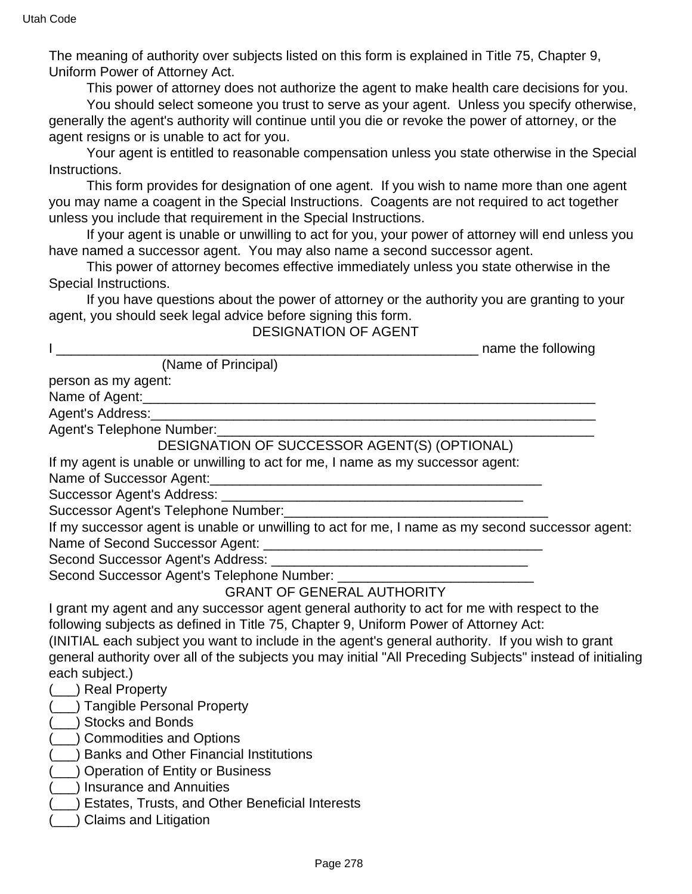The meaning of authority over subjects listed on this form is explained in Title 75, Chapter 9, Uniform Power of Attorney Act.

This power of attorney does not authorize the agent to make health care decisions for you.

You should select someone you trust to serve as your agent. Unless you specify otherwise, generally the agent's authority will continue until you die or revoke the power of attorney, or the agent resigns or is unable to act for you.

Your agent is entitled to reasonable compensation unless you state otherwise in the Special Instructions.

This form provides for designation of one agent. If you wish to name more than one agent you may name a coagent in the Special Instructions. Coagents are not required to act together unless you include that requirement in the Special Instructions.

If your agent is unable or unwilling to act for you, your power of attorney will end unless you have named a successor agent. You may also name a second successor agent.

This power of attorney becomes effective immediately unless you state otherwise in the Special Instructions.

If you have questions about the power of attorney or the authority you are granting to your agent, you should seek legal advice before signing this form.

DESIGNATION OF AGENT

I ________________________________________________________ name the following
(Name of Principal)
person as my agent:

Name of Agent:_____________________________________________________

Agent's Address:____________________________________________________

Agent's Telephone Number:___________________________________________

DESIGNATION OF SUCCESSOR AGENT(S) (OPTIONAL)

If my agent is unable or unwilling to act for me, I name as my successor agent:

Name of Successor Agent:_____________________________________

Successor Agent's Address: ___________________________________

Successor Agent's Telephone Number:_____________________________

If my successor agent is unable or unwilling to act for me, I name as my second successor agent:

Name of Second Successor Agent: ______________________________

Second Successor Agent's Address: ____________________________

Second Successor Agent's Telephone Number: ____________________

GRANT OF GENERAL AUTHORITY

I grant my agent and any successor agent general authority to act for me with respect to the following subjects as defined in Title 75, Chapter 9, Uniform Power of Attorney Act:

(INITIAL each subject you want to include in the agent's general authority. If you wish to grant general authority over all of the subjects you may initial "All Preceding Subjects" instead of initialing each subject.)

(___) Real Property

(___) Tangible Personal Property

(___) Stocks and Bonds

(___) Commodities and Options

(___) Banks and Other Financial Institutions

(___) Operation of Entity or Business

(___) Insurance and Annuities

(___) Estates, Trusts, and Other Beneficial Interests

(___) Claims and Litigation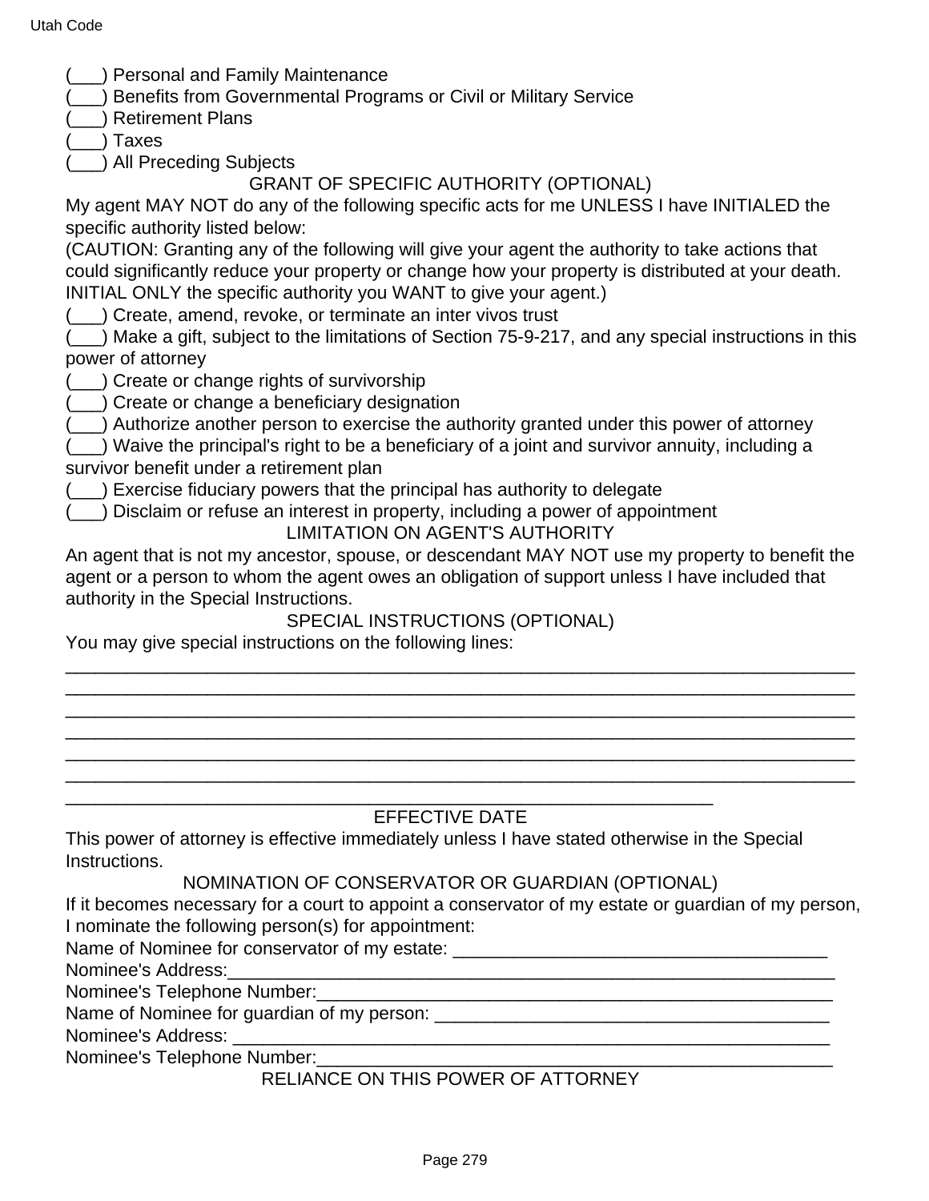(___) Personal and Family Maintenance
(___) Benefits from Governmental Programs or Civil or Military Service
(___) Retirement Plans
(___) Taxes
(___) All Preceding Subjects

GRANT OF SPECIFIC AUTHORITY (OPTIONAL)

My agent MAY NOT do any of the following specific acts for me UNLESS I have INITIALED the specific authority listed below:

(CAUTION: Granting any of the following will give your agent the authority to take actions that could significantly reduce your property or change how your property is distributed at your death. INITIAL ONLY the specific authority you WANT to give your agent.)

(___) Create, amend, revoke, or terminate an inter vivos trust
(___) Make a gift, subject to the limitations of Section 75-9-217, and any special instructions in this power of attorney
(___) Create or change rights of survivorship
(___) Create or change a beneficiary designation
(___) Authorize another person to exercise the authority granted under this power of attorney
(___) Waive the principal's right to be a beneficiary of a joint and survivor annuity, including a survivor benefit under a retirement plan
(___) Exercise fiduciary powers that the principal has authority to delegate
(___) Disclaim or refuse an interest in property, including a power of appointment

LIMITATION ON AGENT'S AUTHORITY

An agent that is not my ancestor, spouse, or descendant MAY NOT use my property to benefit the agent or a person to whom the agent owes an obligation of support unless I have included that authority in the Special Instructions.

SPECIAL INSTRUCTIONS (OPTIONAL)

You may give special instructions on the following lines:

______________________________________________________________________________
______________________________________________________________________________
______________________________________________________________________________
______________________________________________________________________________
______________________________________________________________________________
______________________________________________________________________________
______________________________________________________________

EFFECTIVE DATE

This power of attorney is effective immediately unless I have stated otherwise in the Special Instructions.

NOMINATION OF CONSERVATOR OR GUARDIAN (OPTIONAL)

If it becomes necessary for a court to appoint a conservator of my estate or guardian of my person, I nominate the following person(s) for appointment:

Name of Nominee for conservator of my estate: ____________________________________
Nominee's Address:_____________________________________________________________
Nominee's Telephone Number:_____________________________________________________
Name of Nominee for guardian of my person: ______________________________________
Nominee's Address: _____________________________________________________________
Nominee's Telephone Number:_____________________________________________________

RELIANCE ON THIS POWER OF ATTORNEY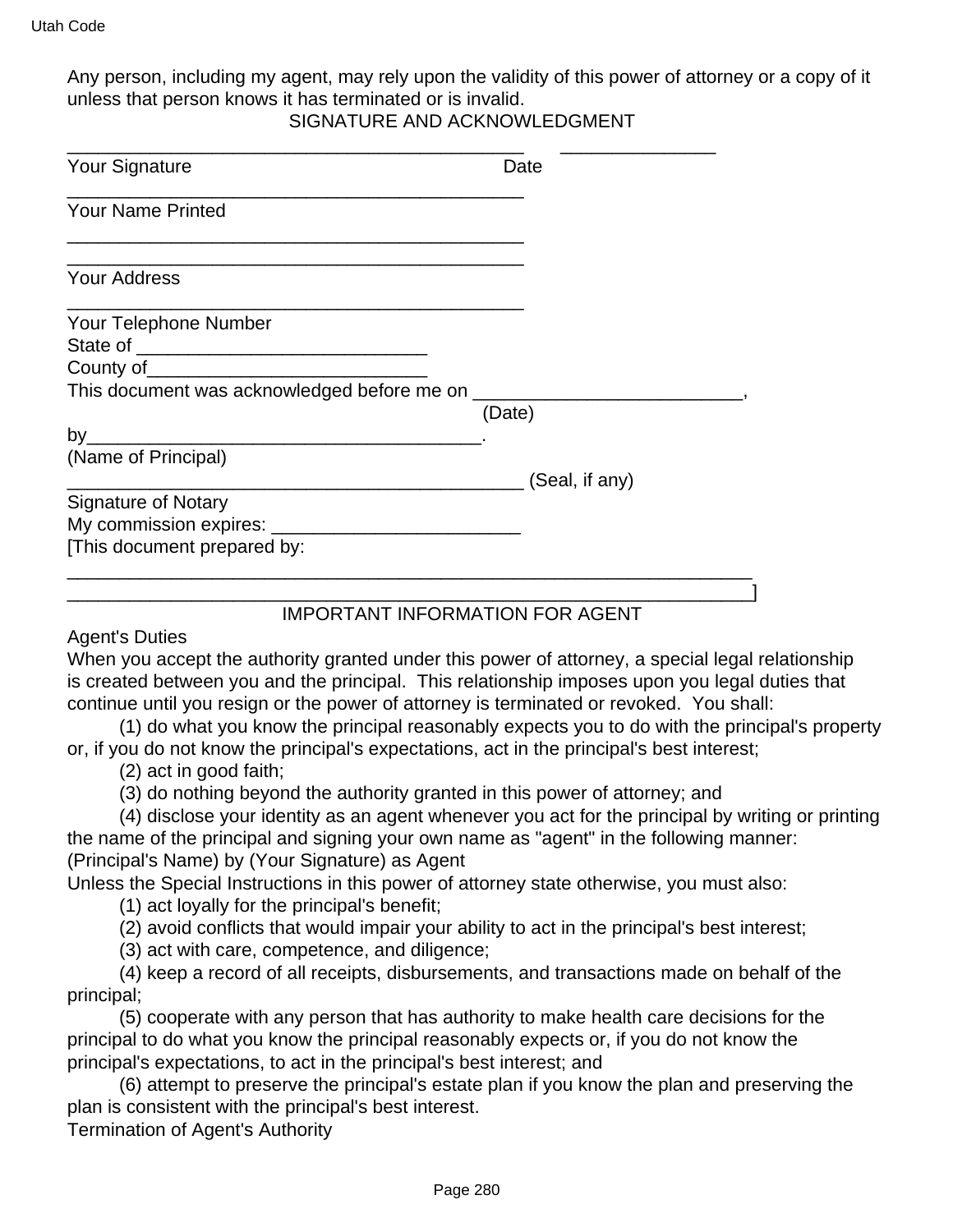Any person, including my agent, may rely upon the validity of this power of attorney or a copy of it unless that person knows it has terminated or is invalid.

SIGNATURE AND ACKNOWLEDGMENT

_______________________________________________ _______________
Your Signature Date

_______________________________________________
Your Name Printed

_______________________________________________
_______________________________________________
Your Address

_______________________________________________
Your Telephone Number

State of ____________________________

County of___________________________

This document was acknowledged before me on __________________________,
(Date)

by______________________________________.
(Name of Principal)

_______________________________________________ (Seal, if any)
Signature of Notary

My commission expires: ________________________

[This document prepared by:

______________________________________________________________________
______________________________________________________________________]

IMPORTANT INFORMATION FOR AGENT

Agent's Duties

When you accept the authority granted under this power of attorney, a special legal relationship is created between you and the principal. This relationship imposes upon you legal duties that continue until you resign or the power of attorney is terminated or revoked. You shall:

(1) do what you know the principal reasonably expects you to do with the principal's property or, if you do not know the principal's expectations, act in the principal's best interest;

(2) act in good faith;

(3) do nothing beyond the authority granted in this power of attorney; and

(4) disclose your identity as an agent whenever you act for the principal by writing or printing the name of the principal and signing your own name as "agent" in the following manner:

(Principal's Name) by (Your Signature) as Agent

Unless the Special Instructions in this power of attorney state otherwise, you must also:

(1) act loyally for the principal's benefit;

(2) avoid conflicts that would impair your ability to act in the principal's best interest;

(3) act with care, competence, and diligence;

(4) keep a record of all receipts, disbursements, and transactions made on behalf of the principal;

(5) cooperate with any person that has authority to make health care decisions for the principal to do what you know the principal reasonably expects or, if you do not know the principal's expectations, to act in the principal's best interest; and

(6) attempt to preserve the principal's estate plan if you know the plan and preserving the plan is consistent with the principal's best interest.

Termination of Agent's Authority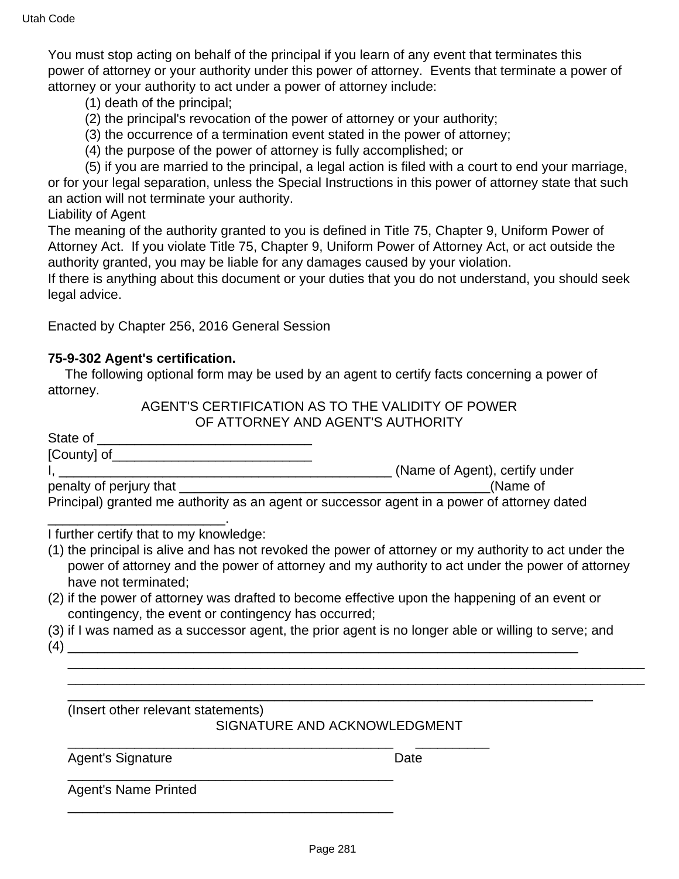You must stop acting on behalf of the principal if you learn of any event that terminates this power of attorney or your authority under this power of attorney. Events that terminate a power of attorney or your authority to act under a power of attorney include:

(1) death of the principal;

(2) the principal's revocation of the power of attorney or your authority;

(3) the occurrence of a termination event stated in the power of attorney;

(4) the purpose of the power of attorney is fully accomplished; or

(5) if you are married to the principal, a legal action is filed with a court to end your marriage, or for your legal separation, unless the Special Instructions in this power of attorney state that such an action will not terminate your authority.

Liability of Agent

The meaning of the authority granted to you is defined in Title 75, Chapter 9, Uniform Power of Attorney Act. If you violate Title 75, Chapter 9, Uniform Power of Attorney Act, or act outside the authority granted, you may be liable for any damages caused by your violation.

If there is anything about this document or your duties that you do not understand, you should seek legal advice.

Enacted by Chapter 256, 2016 General Session

**75-9-302 Agent's certification.**

The following optional form may be used by an agent to certify facts concerning a power of attorney.

AGENT'S CERTIFICATION AS TO THE VALIDITY OF POWER OF ATTORNEY AND AGENT'S AUTHORITY

State of ______________________________

[County] of____________________________

I, ________________________________________________ (Name of Agent), certify under penalty of perjury that ___________________________________________(Name of Principal) granted me authority as an agent or successor agent in a power of attorney dated ________________________.

I further certify that to my knowledge:

(1) the principal is alive and has not revoked the power of attorney or my authority to act under the power of attorney and the power of attorney and my authority to act under the power of attorney have not terminated;

(2) if the power of attorney was drafted to become effective upon the happening of an event or contingency, the event or contingency has occurred;

(3) if I was named as a successor agent, the prior agent is no longer able or willing to serve; and

(4) ______________________________________________________________________________
______________________________________________________________________________
______________________________________________________________________________
______________________________________________________________________________

(Insert other relevant statements)

SIGNATURE AND ACKNOWLEDGMENT

______________________________________________ __________

Agent's Signature Date

______________________________________________

Agent's Name Printed

______________________________________________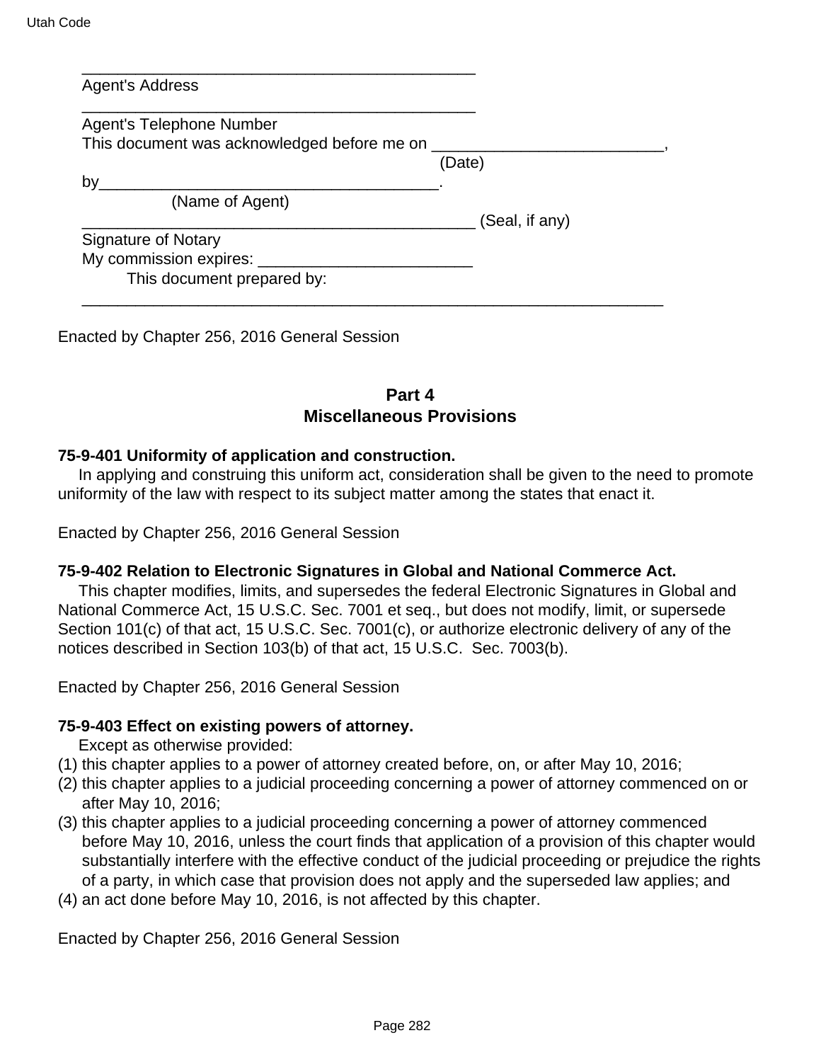_____________________________________________
Agent's Address

_____________________________________________
Agent's Telephone Number

This document was acknowledged before me on _________________________,
(Date)

by_____________________________________.
(Name of Agent)

_____________________________________________ (Seal, if any)
Signature of Notary

My commission expires: ________________________

This document prepared by:

__________________________________________________________________

Enacted by Chapter 256, 2016 General Session

## Part 4
## Miscellaneous Provisions

**75-9-401 Uniformity of application and construction.**

In applying and construing this uniform act, consideration shall be given to the need to promote uniformity of the law with respect to its subject matter among the states that enact it.

Enacted by Chapter 256, 2016 General Session

**75-9-402 Relation to Electronic Signatures in Global and National Commerce Act.**

This chapter modifies, limits, and supersedes the federal Electronic Signatures in Global and National Commerce Act, 15 U.S.C. Sec. 7001 et seq., but does not modify, limit, or supersede Section 101(c) of that act, 15 U.S.C. Sec. 7001(c), or authorize electronic delivery of any of the notices described in Section 103(b) of that act, 15 U.S.C. Sec. 7003(b).

Enacted by Chapter 256, 2016 General Session

**75-9-403 Effect on existing powers of attorney.**

Except as otherwise provided:

(1) this chapter applies to a power of attorney created before, on, or after May 10, 2016;
(2) this chapter applies to a judicial proceeding concerning a power of attorney commenced on or after May 10, 2016;
(3) this chapter applies to a judicial proceeding concerning a power of attorney commenced before May 10, 2016, unless the court finds that application of a provision of this chapter would substantially interfere with the effective conduct of the judicial proceeding or prejudice the rights of a party, in which case that provision does not apply and the superseded law applies; and
(4) an act done before May 10, 2016, is not affected by this chapter.

Enacted by Chapter 256, 2016 General Session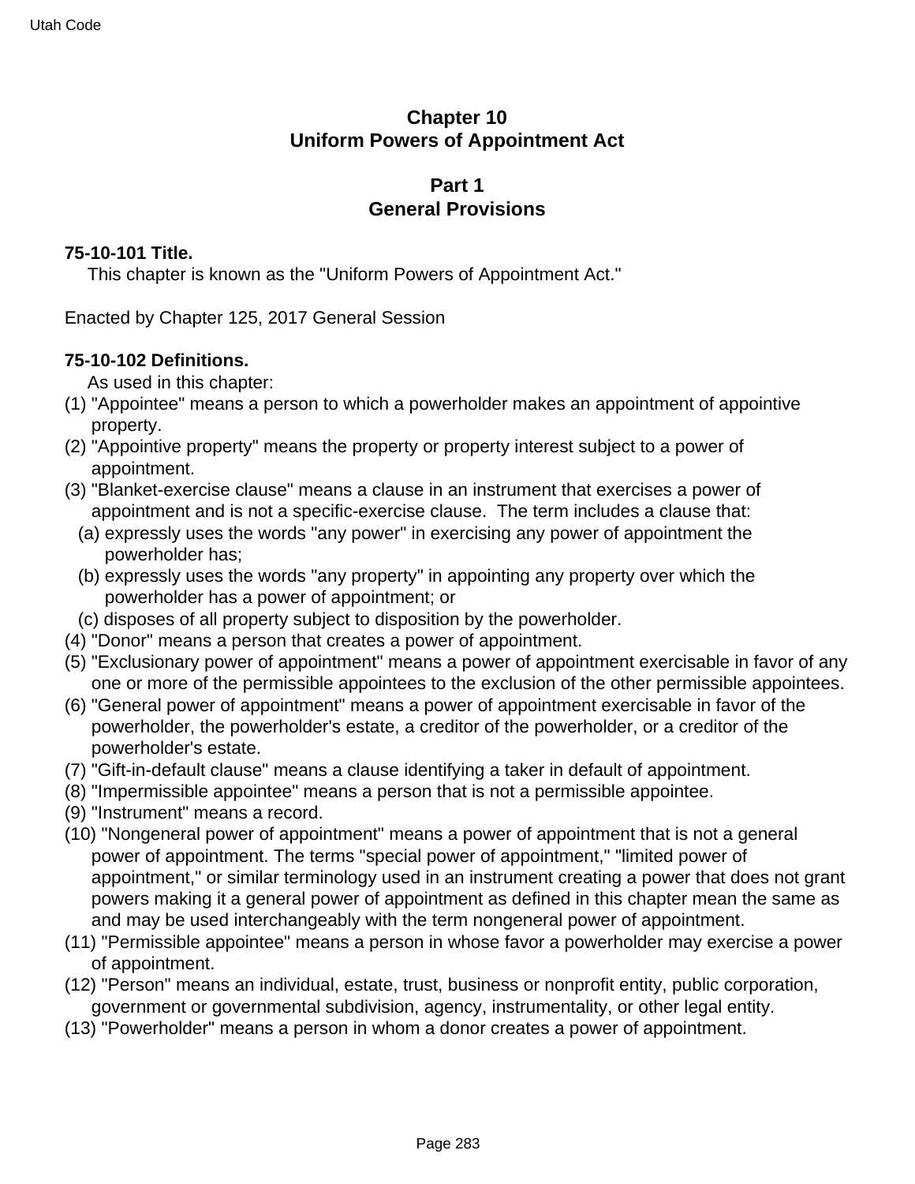# Chapter 10
# Uniform Powers of Appointment Act

## Part 1
## General Provisions

### 75-10-101 Title.

This chapter is known as the "Uniform Powers of Appointment Act."

Enacted by Chapter 125, 2017 General Session

### 75-10-102 Definitions.

As used in this chapter:

(1) "Appointee" means a person to which a powerholder makes an appointment of appointive property.

(2) "Appointive property" means the property or property interest subject to a power of appointment.

(3) "Blanket-exercise clause" means a clause in an instrument that exercises a power of appointment and is not a specific-exercise clause. The term includes a clause that:

  (a) expressly uses the words "any power" in exercising any power of appointment the powerholder has;

  (b) expressly uses the words "any property" in appointing any property over which the powerholder has a power of appointment; or

  (c) disposes of all property subject to disposition by the powerholder.

(4) "Donor" means a person that creates a power of appointment.

(5) "Exclusionary power of appointment" means a power of appointment exercisable in favor of any one or more of the permissible appointees to the exclusion of the other permissible appointees.

(6) "General power of appointment" means a power of appointment exercisable in favor of the powerholder, the powerholder's estate, a creditor of the powerholder, or a creditor of the powerholder's estate.

(7) "Gift-in-default clause" means a clause identifying a taker in default of appointment.

(8) "Impermissible appointee" means a person that is not a permissible appointee.

(9) "Instrument" means a record.

(10) "Nongeneral power of appointment" means a power of appointment that is not a general power of appointment. The terms "special power of appointment," "limited power of appointment," or similar terminology used in an instrument creating a power that does not grant powers making it a general power of appointment as defined in this chapter mean the same as and may be used interchangeably with the term nongeneral power of appointment.

(11) "Permissible appointee" means a person in whose favor a powerholder may exercise a power of appointment.

(12) "Person" means an individual, estate, trust, business or nonprofit entity, public corporation, government or governmental subdivision, agency, instrumentality, or other legal entity.

(13) "Powerholder" means a person in whom a donor creates a power of appointment.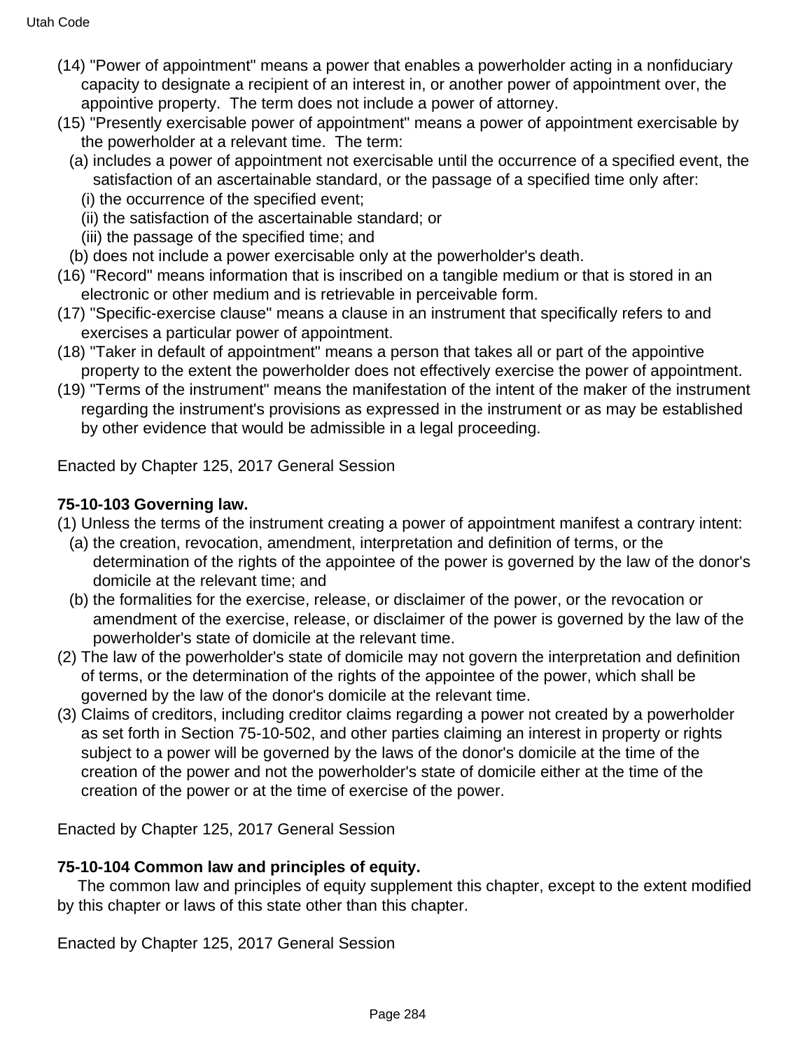(14) "Power of appointment" means a power that enables a powerholder acting in a nonfiduciary capacity to designate a recipient of an interest in, or another power of appointment over, the appointive property. The term does not include a power of attorney.

(15) "Presently exercisable power of appointment" means a power of appointment exercisable by the powerholder at a relevant time. The term:

(a) includes a power of appointment not exercisable until the occurrence of a specified event, the satisfaction of an ascertainable standard, or the passage of a specified time only after:

(i) the occurrence of the specified event;

(ii) the satisfaction of the ascertainable standard; or

(iii) the passage of the specified time; and

(b) does not include a power exercisable only at the powerholder's death.

(16) "Record" means information that is inscribed on a tangible medium or that is stored in an electronic or other medium and is retrievable in perceivable form.

(17) "Specific-exercise clause" means a clause in an instrument that specifically refers to and exercises a particular power of appointment.

(18) "Taker in default of appointment" means a person that takes all or part of the appointive property to the extent the powerholder does not effectively exercise the power of appointment.

(19) "Terms of the instrument" means the manifestation of the intent of the maker of the instrument regarding the instrument's provisions as expressed in the instrument or as may be established by other evidence that would be admissible in a legal proceeding.

Enacted by Chapter 125, 2017 General Session

**75-10-103 Governing law.**

(1) Unless the terms of the instrument creating a power of appointment manifest a contrary intent:

(a) the creation, revocation, amendment, interpretation and definition of terms, or the determination of the rights of the appointee of the power is governed by the law of the donor's domicile at the relevant time; and

(b) the formalities for the exercise, release, or disclaimer of the power, or the revocation or amendment of the exercise, release, or disclaimer of the power is governed by the law of the powerholder's state of domicile at the relevant time.

(2) The law of the powerholder's state of domicile may not govern the interpretation and definition of terms, or the determination of the rights of the appointee of the power, which shall be governed by the law of the donor's domicile at the relevant time.

(3) Claims of creditors, including creditor claims regarding a power not created by a powerholder as set forth in Section 75-10-502, and other parties claiming an interest in property or rights subject to a power will be governed by the laws of the donor's domicile at the time of the creation of the power and not the powerholder's state of domicile either at the time of the creation of the power or at the time of exercise of the power.

Enacted by Chapter 125, 2017 General Session

**75-10-104 Common law and principles of equity.**

The common law and principles of equity supplement this chapter, except to the extent modified by this chapter or laws of this state other than this chapter.

Enacted by Chapter 125, 2017 General Session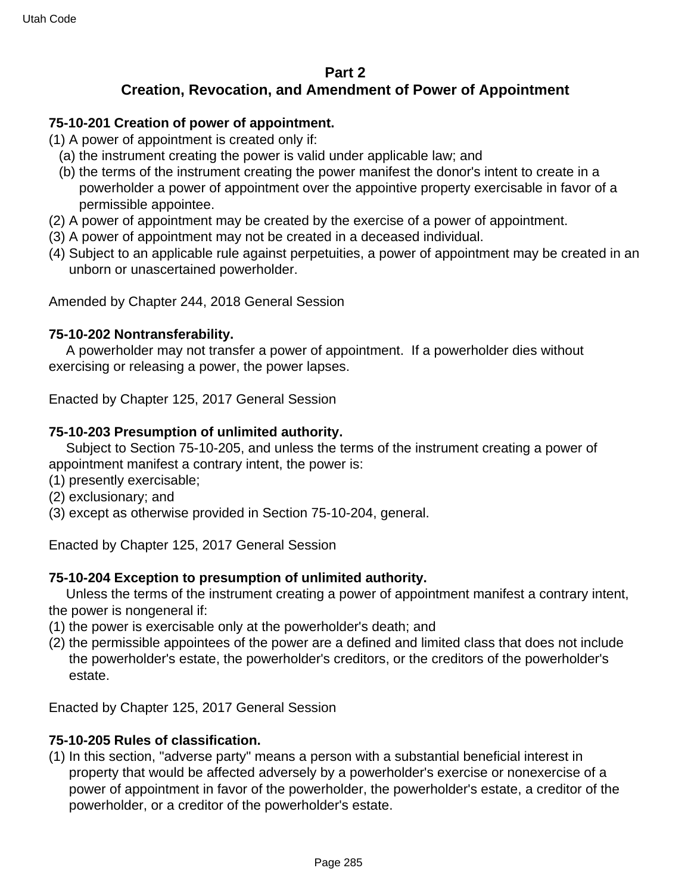## Part 2
## Creation, Revocation, and Amendment of Power of Appointment

**75-10-201 Creation of power of appointment.**

(1) A power of appointment is created only if:
  (a) the instrument creating the power is valid under applicable law; and
  (b) the terms of the instrument creating the power manifest the donor's intent to create in a powerholder a power of appointment over the appointive property exercisable in favor of a permissible appointee.
(2) A power of appointment may be created by the exercise of a power of appointment.
(3) A power of appointment may not be created in a deceased individual.
(4) Subject to an applicable rule against perpetuities, a power of appointment may be created in an unborn or unascertained powerholder.

Amended by Chapter 244, 2018 General Session

**75-10-202 Nontransferability.**

A powerholder may not transfer a power of appointment. If a powerholder dies without exercising or releasing a power, the power lapses.

Enacted by Chapter 125, 2017 General Session

**75-10-203 Presumption of unlimited authority.**

Subject to Section 75-10-205, and unless the terms of the instrument creating a power of appointment manifest a contrary intent, the power is:
(1) presently exercisable;
(2) exclusionary; and
(3) except as otherwise provided in Section 75-10-204, general.

Enacted by Chapter 125, 2017 General Session

**75-10-204 Exception to presumption of unlimited authority.**

Unless the terms of the instrument creating a power of appointment manifest a contrary intent, the power is nongeneral if:
(1) the power is exercisable only at the powerholder's death; and
(2) the permissible appointees of the power are a defined and limited class that does not include the powerholder's estate, the powerholder's creditors, or the creditors of the powerholder's estate.

Enacted by Chapter 125, 2017 General Session

**75-10-205 Rules of classification.**

(1) In this section, "adverse party" means a person with a substantial beneficial interest in property that would be affected adversely by a powerholder's exercise or nonexercise of a power of appointment in favor of the powerholder, the powerholder's estate, a creditor of the powerholder, or a creditor of the powerholder's estate.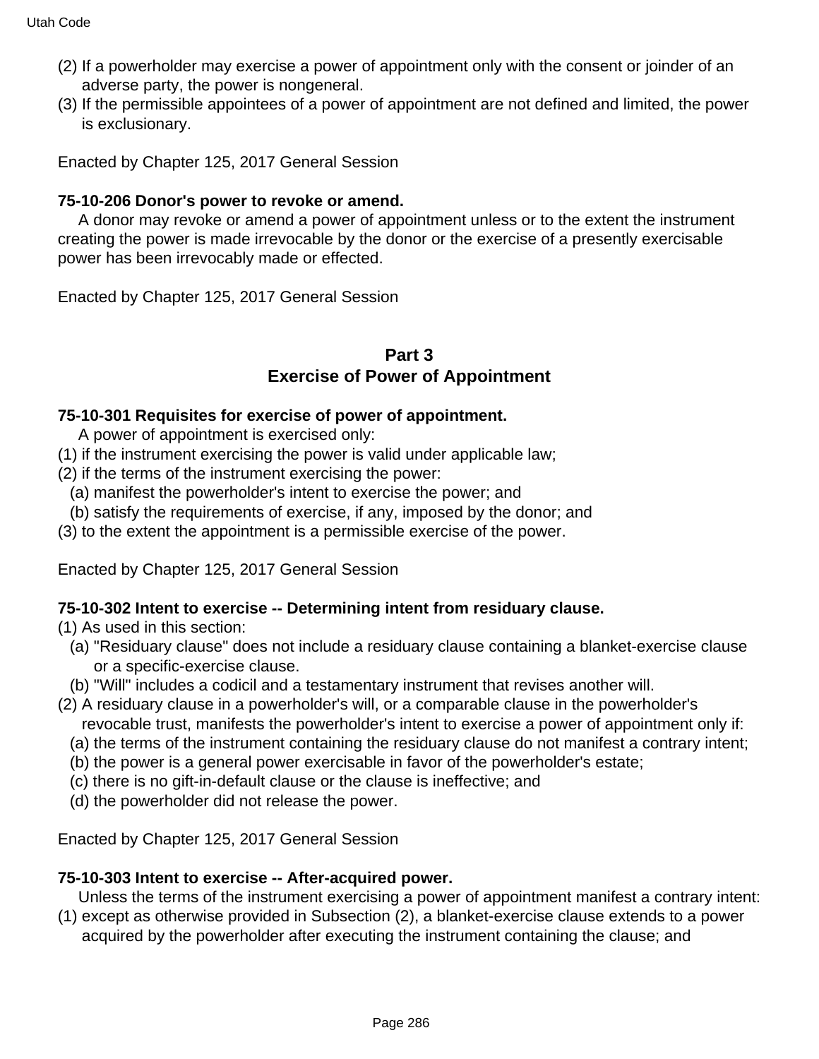(2) If a powerholder may exercise a power of appointment only with the consent or joinder of an adverse party, the power is nongeneral.

(3) If the permissible appointees of a power of appointment are not defined and limited, the power is exclusionary.

Enacted by Chapter 125, 2017 General Session

**75-10-206 Donor's power to revoke or amend.**

A donor may revoke or amend a power of appointment unless or to the extent the instrument creating the power is made irrevocable by the donor or the exercise of a presently exercisable power has been irrevocably made or effected.

Enacted by Chapter 125, 2017 General Session

## Part 3
## Exercise of Power of Appointment

**75-10-301 Requisites for exercise of power of appointment.**

A power of appointment is exercised only:

(1) if the instrument exercising the power is valid under applicable law;

(2) if the terms of the instrument exercising the power:

  (a) manifest the powerholder's intent to exercise the power; and

  (b) satisfy the requirements of exercise, if any, imposed by the donor; and

(3) to the extent the appointment is a permissible exercise of the power.

Enacted by Chapter 125, 2017 General Session

**75-10-302 Intent to exercise -- Determining intent from residuary clause.**

(1) As used in this section:

  (a) "Residuary clause" does not include a residuary clause containing a blanket-exercise clause or a specific-exercise clause.

  (b) "Will" includes a codicil and a testamentary instrument that revises another will.

(2) A residuary clause in a powerholder's will, or a comparable clause in the powerholder's revocable trust, manifests the powerholder's intent to exercise a power of appointment only if:

  (a) the terms of the instrument containing the residuary clause do not manifest a contrary intent;

  (b) the power is a general power exercisable in favor of the powerholder's estate;

  (c) there is no gift-in-default clause or the clause is ineffective; and

  (d) the powerholder did not release the power.

Enacted by Chapter 125, 2017 General Session

**75-10-303 Intent to exercise -- After-acquired power.**

Unless the terms of the instrument exercising a power of appointment manifest a contrary intent:

(1) except as otherwise provided in Subsection (2), a blanket-exercise clause extends to a power acquired by the powerholder after executing the instrument containing the clause; and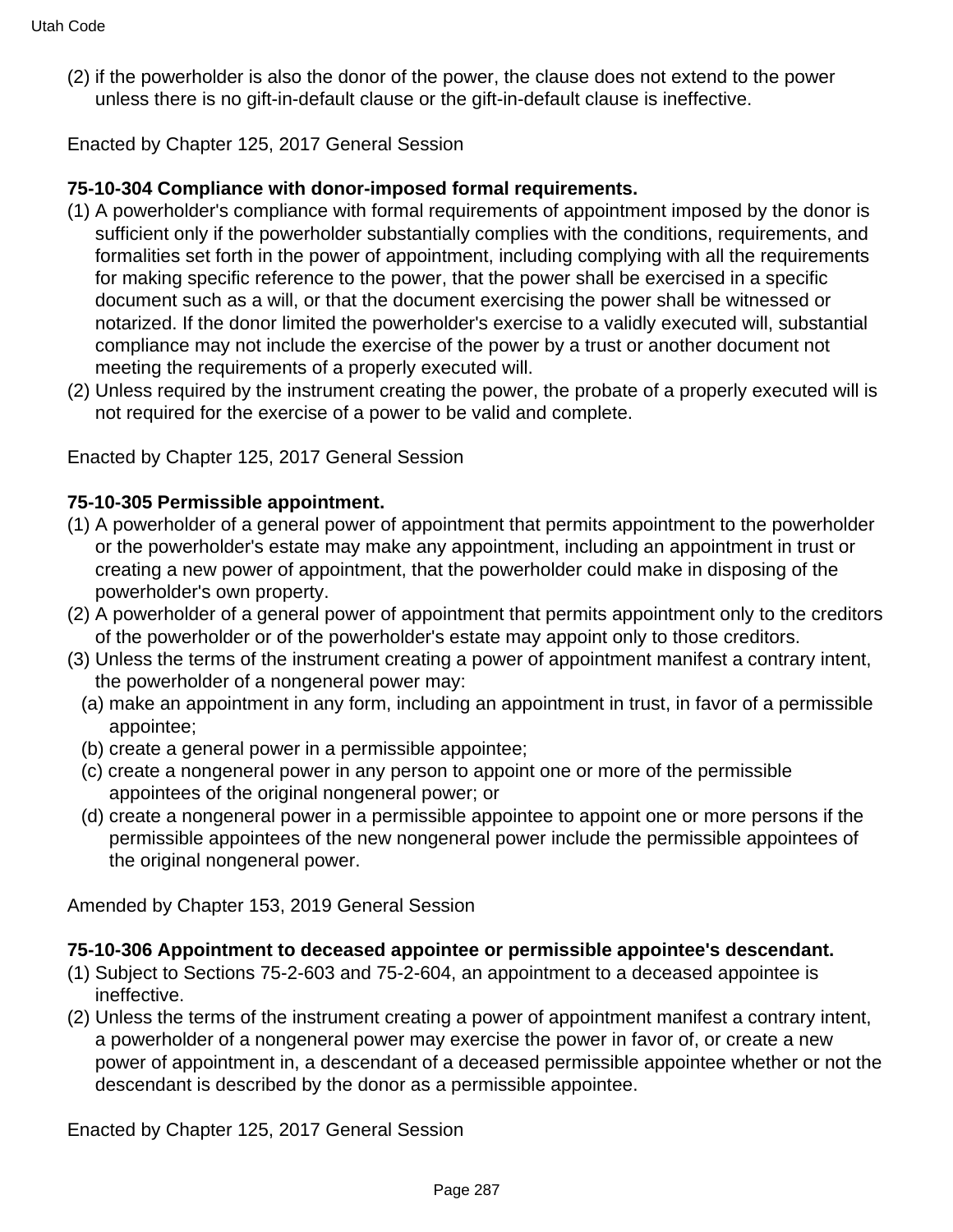(2) if the powerholder is also the donor of the power, the clause does not extend to the power unless there is no gift-in-default clause or the gift-in-default clause is ineffective.

Enacted by Chapter 125, 2017 General Session

**75-10-304 Compliance with donor-imposed formal requirements.**

(1) A powerholder's compliance with formal requirements of appointment imposed by the donor is sufficient only if the powerholder substantially complies with the conditions, requirements, and formalities set forth in the power of appointment, including complying with all the requirements for making specific reference to the power, that the power shall be exercised in a specific document such as a will, or that the document exercising the power shall be witnessed or notarized. If the donor limited the powerholder's exercise to a validly executed will, substantial compliance may not include the exercise of the power by a trust or another document not meeting the requirements of a properly executed will.

(2) Unless required by the instrument creating the power, the probate of a properly executed will is not required for the exercise of a power to be valid and complete.

Enacted by Chapter 125, 2017 General Session

**75-10-305 Permissible appointment.**

(1) A powerholder of a general power of appointment that permits appointment to the powerholder or the powerholder's estate may make any appointment, including an appointment in trust or creating a new power of appointment, that the powerholder could make in disposing of the powerholder's own property.

(2) A powerholder of a general power of appointment that permits appointment only to the creditors of the powerholder or of the powerholder's estate may appoint only to those creditors.

(3) Unless the terms of the instrument creating a power of appointment manifest a contrary intent, the powerholder of a nongeneral power may:

  (a) make an appointment in any form, including an appointment in trust, in favor of a permissible appointee;

  (b) create a general power in a permissible appointee;

  (c) create a nongeneral power in any person to appoint one or more of the permissible appointees of the original nongeneral power; or

  (d) create a nongeneral power in a permissible appointee to appoint one or more persons if the permissible appointees of the new nongeneral power include the permissible appointees of the original nongeneral power.

Amended by Chapter 153, 2019 General Session

**75-10-306 Appointment to deceased appointee or permissible appointee's descendant.**

(1) Subject to Sections 75-2-603 and 75-2-604, an appointment to a deceased appointee is ineffective.

(2) Unless the terms of the instrument creating a power of appointment manifest a contrary intent, a powerholder of a nongeneral power may exercise the power in favor of, or create a new power of appointment in, a descendant of a deceased permissible appointee whether or not the descendant is described by the donor as a permissible appointee.

Enacted by Chapter 125, 2017 General Session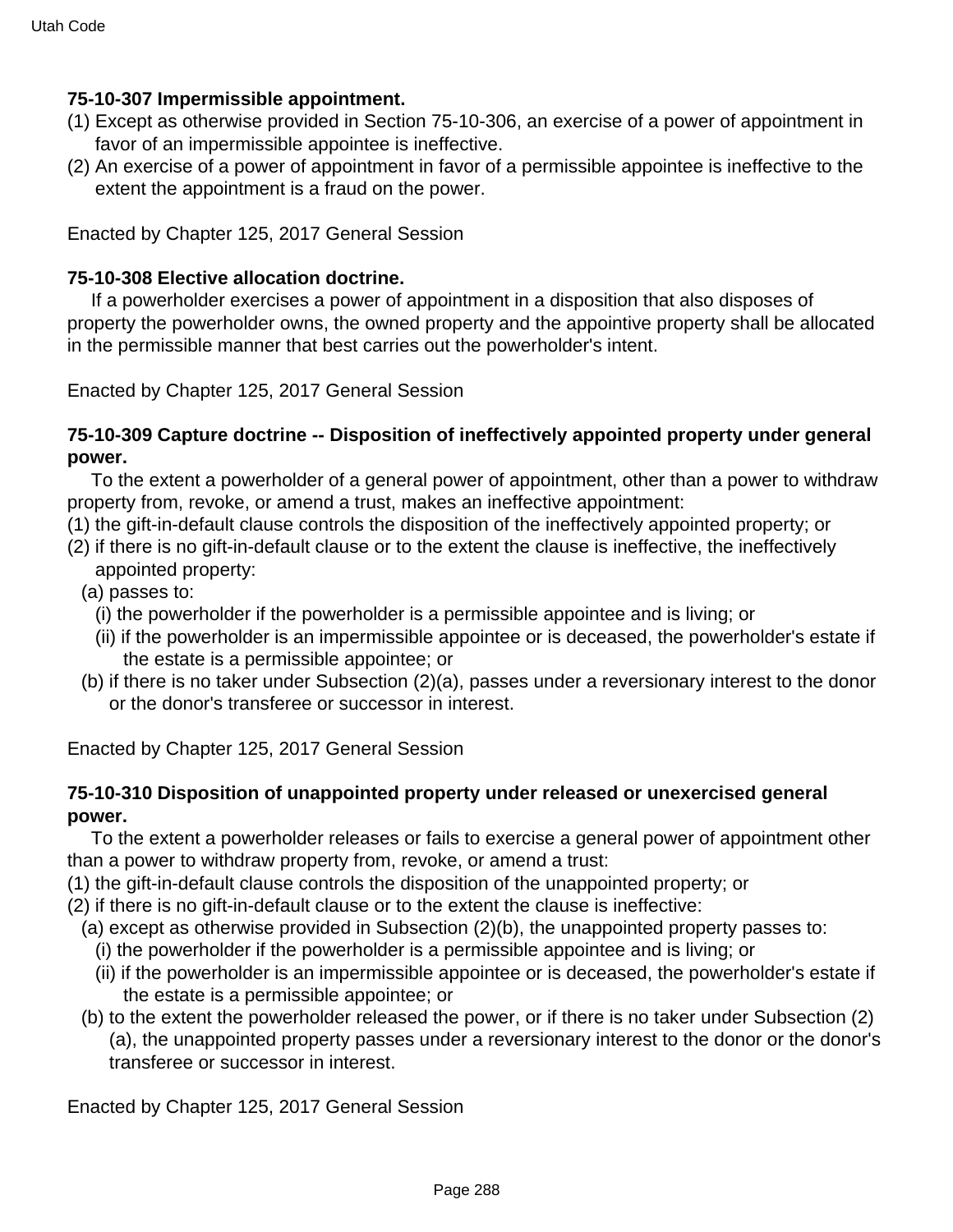**75-10-307 Impermissible appointment.**

(1) Except as otherwise provided in Section 75-10-306, an exercise of a power of appointment in favor of an impermissible appointee is ineffective.

(2) An exercise of a power of appointment in favor of a permissible appointee is ineffective to the extent the appointment is a fraud on the power.

Enacted by Chapter 125, 2017 General Session

**75-10-308 Elective allocation doctrine.**

If a powerholder exercises a power of appointment in a disposition that also disposes of property the powerholder owns, the owned property and the appointive property shall be allocated in the permissible manner that best carries out the powerholder's intent.

Enacted by Chapter 125, 2017 General Session

**75-10-309 Capture doctrine -- Disposition of ineffectively appointed property under general power.**

To the extent a powerholder of a general power of appointment, other than a power to withdraw property from, revoke, or amend a trust, makes an ineffective appointment:

(1) the gift-in-default clause controls the disposition of the ineffectively appointed property; or

(2) if there is no gift-in-default clause or to the extent the clause is ineffective, the ineffectively appointed property:

(a) passes to:

(i) the powerholder if the powerholder is a permissible appointee and is living; or

(ii) if the powerholder is an impermissible appointee or is deceased, the powerholder's estate if the estate is a permissible appointee; or

(b) if there is no taker under Subsection (2)(a), passes under a reversionary interest to the donor or the donor's transferee or successor in interest.

Enacted by Chapter 125, 2017 General Session

**75-10-310 Disposition of unappointed property under released or unexercised general power.**

To the extent a powerholder releases or fails to exercise a general power of appointment other than a power to withdraw property from, revoke, or amend a trust:

(1) the gift-in-default clause controls the disposition of the unappointed property; or

(2) if there is no gift-in-default clause or to the extent the clause is ineffective:

(a) except as otherwise provided in Subsection (2)(b), the unappointed property passes to:

(i) the powerholder if the powerholder is a permissible appointee and is living; or

(ii) if the powerholder is an impermissible appointee or is deceased, the powerholder's estate if the estate is a permissible appointee; or

(b) to the extent the powerholder released the power, or if there is no taker under Subsection (2)(a), the unappointed property passes under a reversionary interest to the donor or the donor's transferee or successor in interest.

Enacted by Chapter 125, 2017 General Session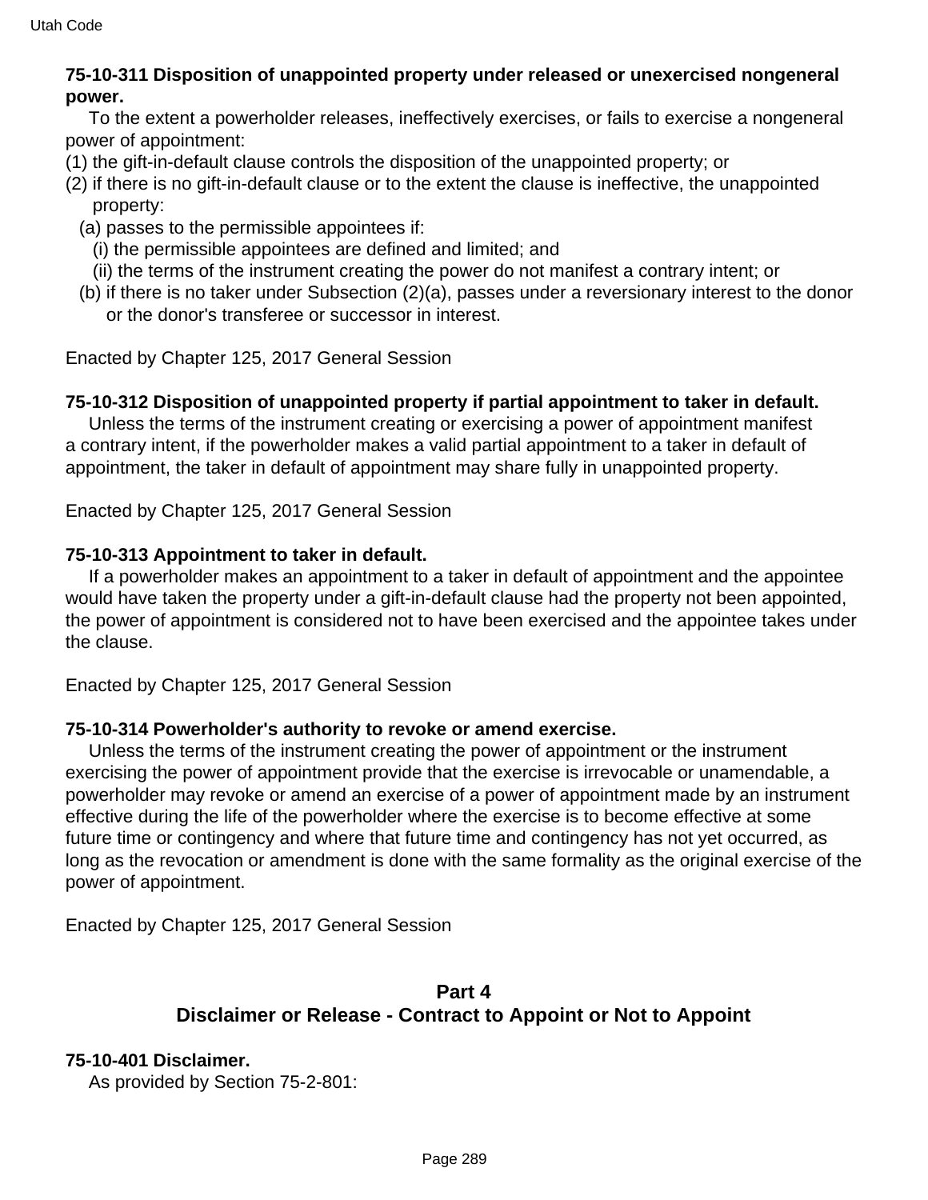**75-10-311 Disposition of unappointed property under released or unexercised nongeneral power.**

To the extent a powerholder releases, ineffectively exercises, or fails to exercise a nongeneral power of appointment:

(1) the gift-in-default clause controls the disposition of the unappointed property; or

(2) if there is no gift-in-default clause or to the extent the clause is ineffective, the unappointed property:

  (a) passes to the permissible appointees if:

    (i) the permissible appointees are defined and limited; and

    (ii) the terms of the instrument creating the power do not manifest a contrary intent; or

  (b) if there is no taker under Subsection (2)(a), passes under a reversionary interest to the donor or the donor's transferee or successor in interest.

Enacted by Chapter 125, 2017 General Session

**75-10-312 Disposition of unappointed property if partial appointment to taker in default.**

Unless the terms of the instrument creating or exercising a power of appointment manifest a contrary intent, if the powerholder makes a valid partial appointment to a taker in default of appointment, the taker in default of appointment may share fully in unappointed property.

Enacted by Chapter 125, 2017 General Session

**75-10-313 Appointment to taker in default.**

If a powerholder makes an appointment to a taker in default of appointment and the appointee would have taken the property under a gift-in-default clause had the property not been appointed, the power of appointment is considered not to have been exercised and the appointee takes under the clause.

Enacted by Chapter 125, 2017 General Session

**75-10-314 Powerholder's authority to revoke or amend exercise.**

Unless the terms of the instrument creating the power of appointment or the instrument exercising the power of appointment provide that the exercise is irrevocable or unamendable, a powerholder may revoke or amend an exercise of a power of appointment made by an instrument effective during the life of the powerholder where the exercise is to become effective at some future time or contingency and where that future time and contingency has not yet occurred, as long as the revocation or amendment is done with the same formality as the original exercise of the power of appointment.

Enacted by Chapter 125, 2017 General Session

## Part 4
## Disclaimer or Release - Contract to Appoint or Not to Appoint

**75-10-401 Disclaimer.**

As provided by Section 75-2-801: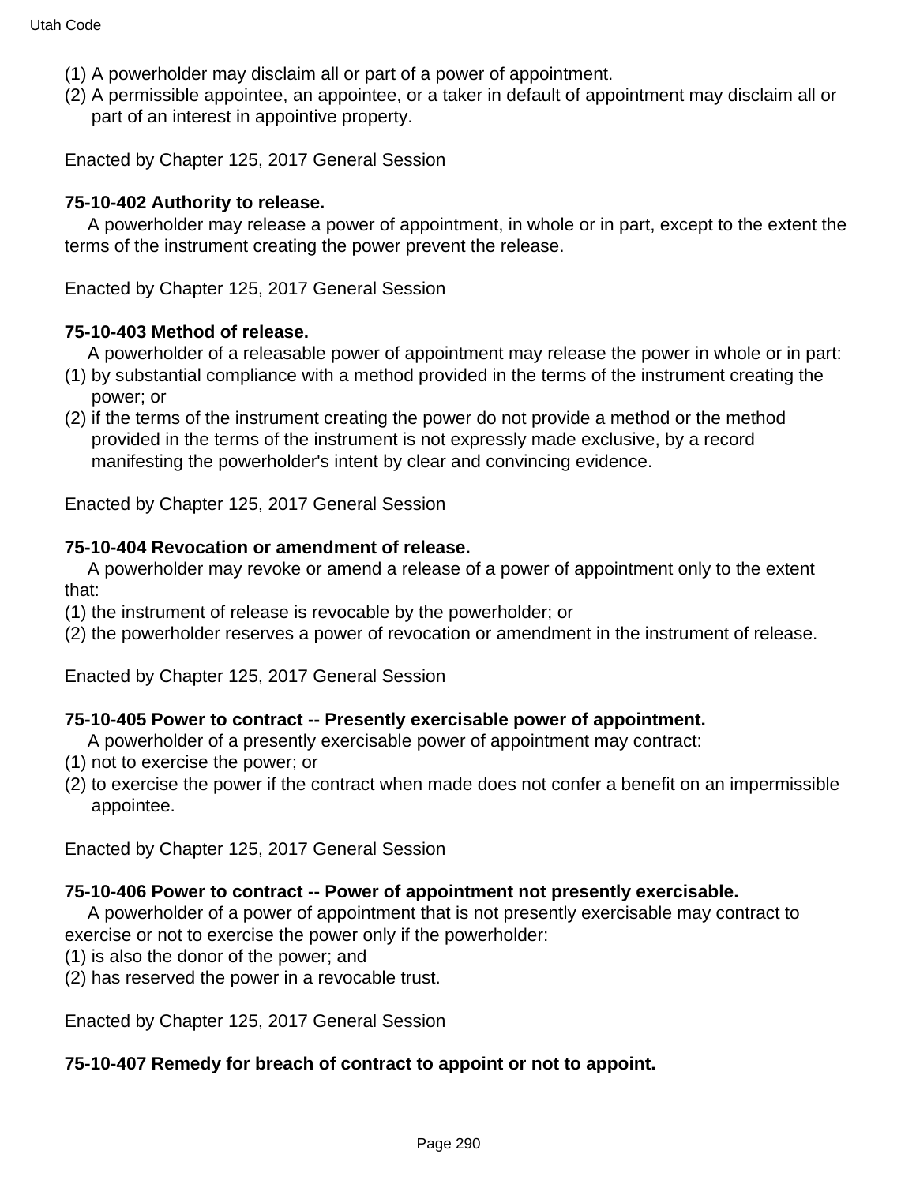(1) A powerholder may disclaim all or part of a power of appointment.
(2) A permissible appointee, an appointee, or a taker in default of appointment may disclaim all or part of an interest in appointive property.

Enacted by Chapter 125, 2017 General Session

**75-10-402 Authority to release.**

A powerholder may release a power of appointment, in whole or in part, except to the extent the terms of the instrument creating the power prevent the release.

Enacted by Chapter 125, 2017 General Session

**75-10-403 Method of release.**

A powerholder of a releasable power of appointment may release the power in whole or in part:
(1) by substantial compliance with a method provided in the terms of the instrument creating the power; or
(2) if the terms of the instrument creating the power do not provide a method or the method provided in the terms of the instrument is not expressly made exclusive, by a record manifesting the powerholder's intent by clear and convincing evidence.

Enacted by Chapter 125, 2017 General Session

**75-10-404 Revocation or amendment of release.**

A powerholder may revoke or amend a release of a power of appointment only to the extent that:
(1) the instrument of release is revocable by the powerholder; or
(2) the powerholder reserves a power of revocation or amendment in the instrument of release.

Enacted by Chapter 125, 2017 General Session

**75-10-405 Power to contract -- Presently exercisable power of appointment.**

A powerholder of a presently exercisable power of appointment may contract:
(1) not to exercise the power; or
(2) to exercise the power if the contract when made does not confer a benefit on an impermissible appointee.

Enacted by Chapter 125, 2017 General Session

**75-10-406 Power to contract -- Power of appointment not presently exercisable.**

A powerholder of a power of appointment that is not presently exercisable may contract to exercise or not to exercise the power only if the powerholder:
(1) is also the donor of the power; and
(2) has reserved the power in a revocable trust.

Enacted by Chapter 125, 2017 General Session

**75-10-407 Remedy for breach of contract to appoint or not to appoint.**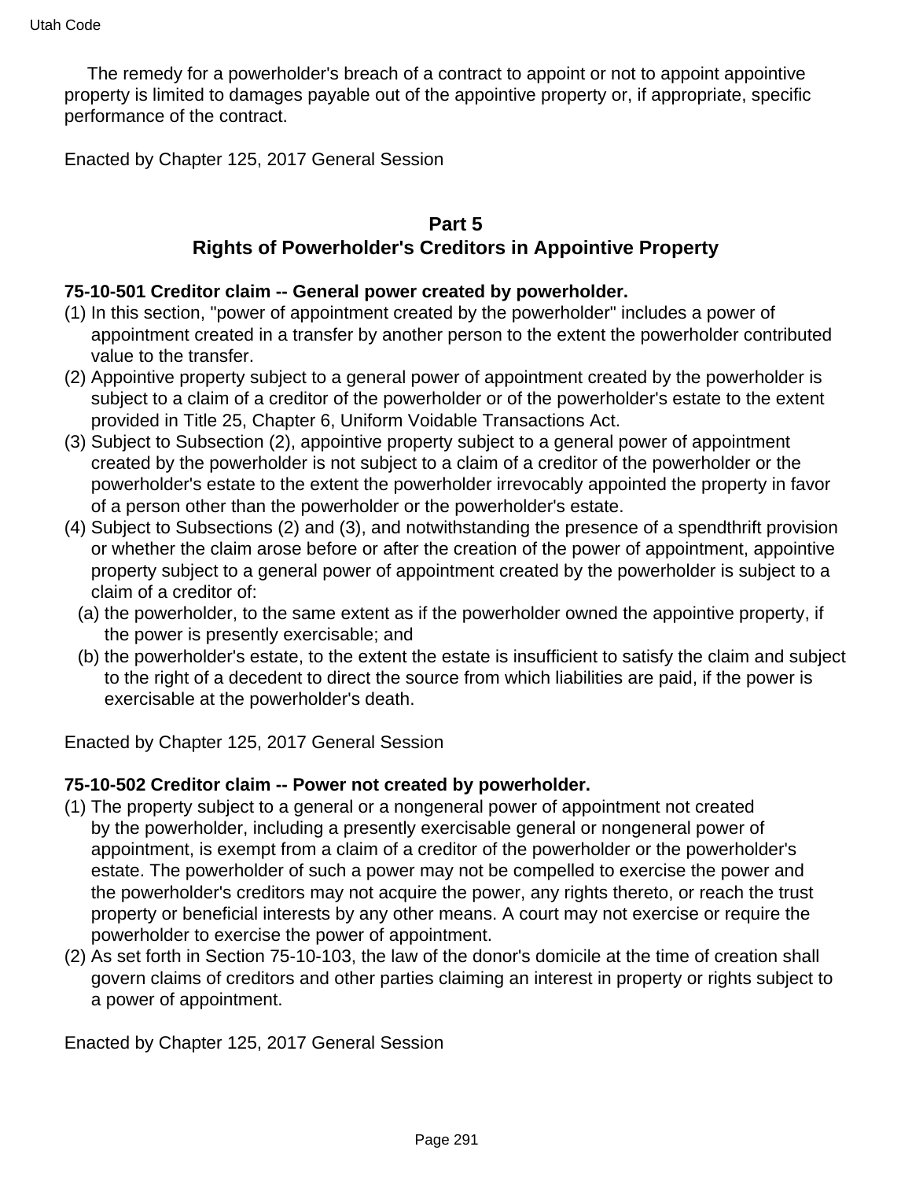The remedy for a powerholder's breach of a contract to appoint or not to appoint appointive property is limited to damages payable out of the appointive property or, if appropriate, specific performance of the contract.

Enacted by Chapter 125, 2017 General Session

## Part 5
## Rights of Powerholder's Creditors in Appointive Property

**75-10-501 Creditor claim -- General power created by powerholder.**

(1) In this section, "power of appointment created by the powerholder" includes a power of appointment created in a transfer by another person to the extent the powerholder contributed value to the transfer.

(2) Appointive property subject to a general power of appointment created by the powerholder is subject to a claim of a creditor of the powerholder or of the powerholder's estate to the extent provided in Title 25, Chapter 6, Uniform Voidable Transactions Act.

(3) Subject to Subsection (2), appointive property subject to a general power of appointment created by the powerholder is not subject to a claim of a creditor of the powerholder or the powerholder's estate to the extent the powerholder irrevocably appointed the property in favor of a person other than the powerholder or the powerholder's estate.

(4) Subject to Subsections (2) and (3), and notwithstanding the presence of a spendthrift provision or whether the claim arose before or after the creation of the power of appointment, appointive property subject to a general power of appointment created by the powerholder is subject to a claim of a creditor of:

  (a) the powerholder, to the same extent as if the powerholder owned the appointive property, if the power is presently exercisable; and

  (b) the powerholder's estate, to the extent the estate is insufficient to satisfy the claim and subject to the right of a decedent to direct the source from which liabilities are paid, if the power is exercisable at the powerholder's death.

Enacted by Chapter 125, 2017 General Session

**75-10-502 Creditor claim -- Power not created by powerholder.**

(1) The property subject to a general or a nongeneral power of appointment not created by the powerholder, including a presently exercisable general or nongeneral power of appointment, is exempt from a claim of a creditor of the powerholder or the powerholder's estate. The powerholder of such a power may not be compelled to exercise the power and the powerholder's creditors may not acquire the power, any rights thereto, or reach the trust property or beneficial interests by any other means. A court may not exercise or require the powerholder to exercise the power of appointment.

(2) As set forth in Section 75-10-103, the law of the donor's domicile at the time of creation shall govern claims of creditors and other parties claiming an interest in property or rights subject to a power of appointment.

Enacted by Chapter 125, 2017 General Session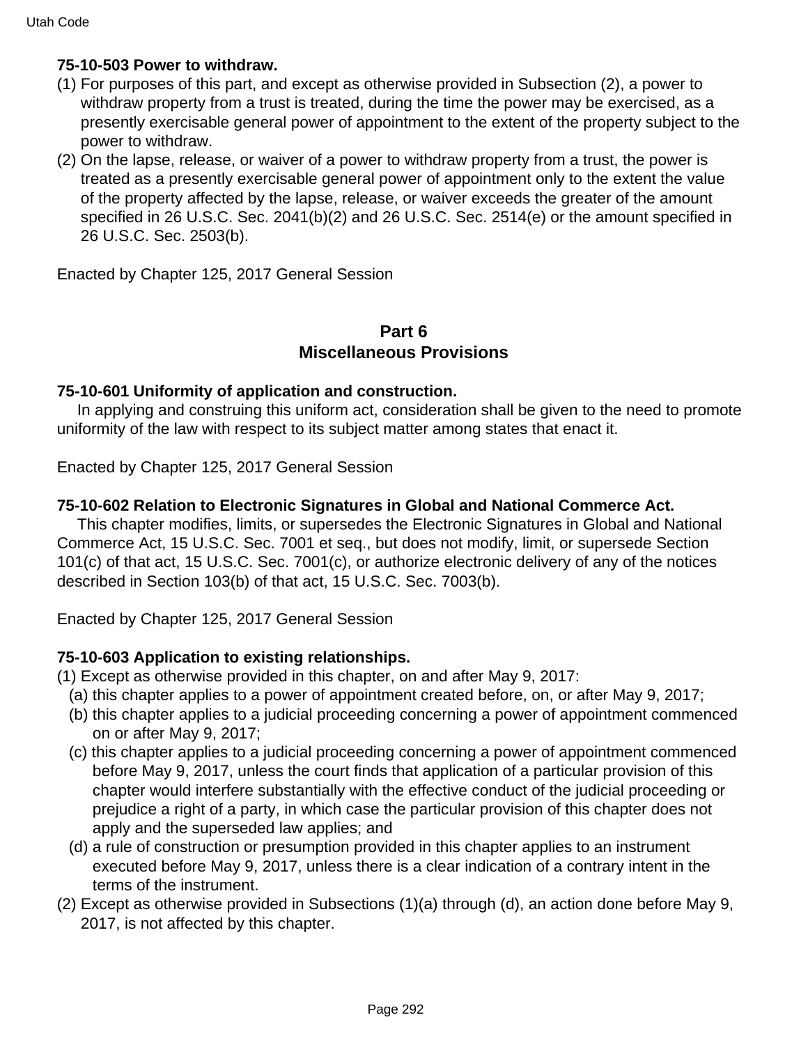**75-10-503 Power to withdraw.**

(1) For purposes of this part, and except as otherwise provided in Subsection (2), a power to withdraw property from a trust is treated, during the time the power may be exercised, as a presently exercisable general power of appointment to the extent of the property subject to the power to withdraw.

(2) On the lapse, release, or waiver of a power to withdraw property from a trust, the power is treated as a presently exercisable general power of appointment only to the extent the value of the property affected by the lapse, release, or waiver exceeds the greater of the amount specified in 26 U.S.C. Sec. 2041(b)(2) and 26 U.S.C. Sec. 2514(e) or the amount specified in 26 U.S.C. Sec. 2503(b).

Enacted by Chapter 125, 2017 General Session

## Part 6
## Miscellaneous Provisions

**75-10-601 Uniformity of application and construction.**

In applying and construing this uniform act, consideration shall be given to the need to promote uniformity of the law with respect to its subject matter among states that enact it.

Enacted by Chapter 125, 2017 General Session

**75-10-602 Relation to Electronic Signatures in Global and National Commerce Act.**

This chapter modifies, limits, or supersedes the Electronic Signatures in Global and National Commerce Act, 15 U.S.C. Sec. 7001 et seq., but does not modify, limit, or supersede Section 101(c) of that act, 15 U.S.C. Sec. 7001(c), or authorize electronic delivery of any of the notices described in Section 103(b) of that act, 15 U.S.C. Sec. 7003(b).

Enacted by Chapter 125, 2017 General Session

**75-10-603 Application to existing relationships.**

(1) Except as otherwise provided in this chapter, on and after May 9, 2017:
   (a) this chapter applies to a power of appointment created before, on, or after May 9, 2017;
   (b) this chapter applies to a judicial proceeding concerning a power of appointment commenced on or after May 9, 2017;
   (c) this chapter applies to a judicial proceeding concerning a power of appointment commenced before May 9, 2017, unless the court finds that application of a particular provision of this chapter would interfere substantially with the effective conduct of the judicial proceeding or prejudice a right of a party, in which case the particular provision of this chapter does not apply and the superseded law applies; and
   (d) a rule of construction or presumption provided in this chapter applies to an instrument executed before May 9, 2017, unless there is a clear indication of a contrary intent in the terms of the instrument.

(2) Except as otherwise provided in Subsections (1)(a) through (d), an action done before May 9, 2017, is not affected by this chapter.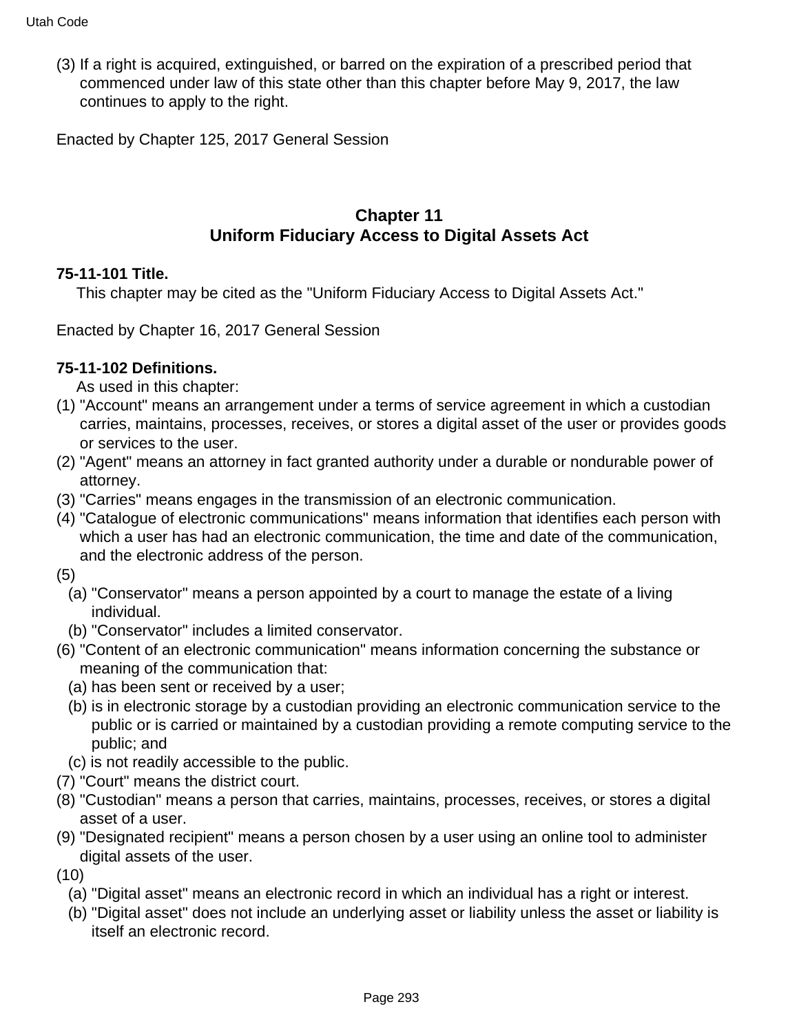(3) If a right is acquired, extinguished, or barred on the expiration of a prescribed period that commenced under law of this state other than this chapter before May 9, 2017, the law continues to apply to the right.

Enacted by Chapter 125, 2017 General Session

## Chapter 11
## Uniform Fiduciary Access to Digital Assets Act

**75-11-101 Title.**

This chapter may be cited as the "Uniform Fiduciary Access to Digital Assets Act."

Enacted by Chapter 16, 2017 General Session

**75-11-102 Definitions.**

As used in this chapter:

(1) "Account" means an arrangement under a terms of service agreement in which a custodian carries, maintains, processes, receives, or stores a digital asset of the user or provides goods or services to the user.

(2) "Agent" means an attorney in fact granted authority under a durable or nondurable power of attorney.

(3) "Carries" means engages in the transmission of an electronic communication.

(4) "Catalogue of electronic communications" means information that identifies each person with which a user has had an electronic communication, the time and date of the communication, and the electronic address of the person.

(5)

(a) "Conservator" means a person appointed by a court to manage the estate of a living individual.

(b) "Conservator" includes a limited conservator.

(6) "Content of an electronic communication" means information concerning the substance or meaning of the communication that:

(a) has been sent or received by a user;

(b) is in electronic storage by a custodian providing an electronic communication service to the public or is carried or maintained by a custodian providing a remote computing service to the public; and

(c) is not readily accessible to the public.

(7) "Court" means the district court.

(8) "Custodian" means a person that carries, maintains, processes, receives, or stores a digital asset of a user.

(9) "Designated recipient" means a person chosen by a user using an online tool to administer digital assets of the user.

(10)

(a) "Digital asset" means an electronic record in which an individual has a right or interest.

(b) "Digital asset" does not include an underlying asset or liability unless the asset or liability is itself an electronic record.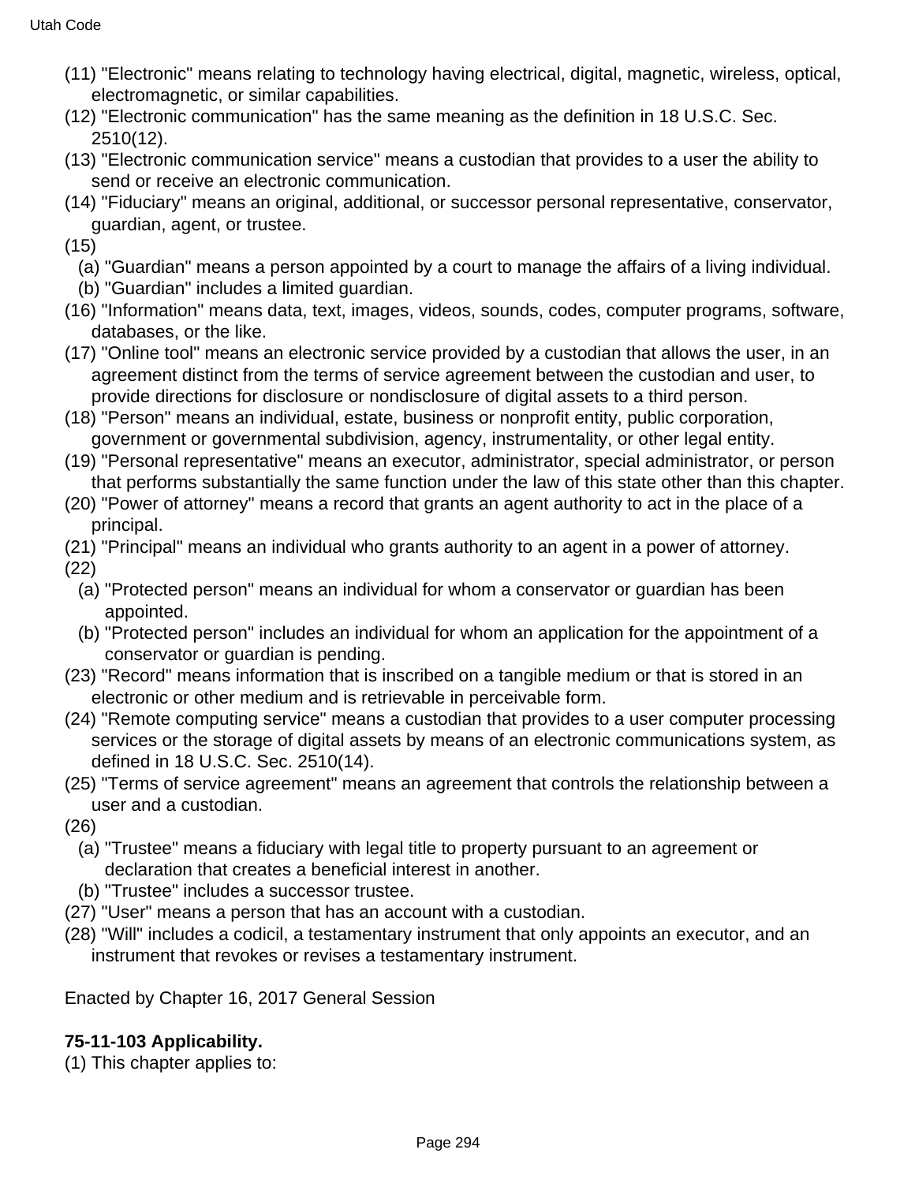(11) "Electronic" means relating to technology having electrical, digital, magnetic, wireless, optical, electromagnetic, or similar capabilities.

(12) "Electronic communication" has the same meaning as the definition in 18 U.S.C. Sec. 2510(12).

(13) "Electronic communication service" means a custodian that provides to a user the ability to send or receive an electronic communication.

(14) "Fiduciary" means an original, additional, or successor personal representative, conservator, guardian, agent, or trustee.

(15)

(a) "Guardian" means a person appointed by a court to manage the affairs of a living individual.

(b) "Guardian" includes a limited guardian.

(16) "Information" means data, text, images, videos, sounds, codes, computer programs, software, databases, or the like.

(17) "Online tool" means an electronic service provided by a custodian that allows the user, in an agreement distinct from the terms of service agreement between the custodian and user, to provide directions for disclosure or nondisclosure of digital assets to a third person.

(18) "Person" means an individual, estate, business or nonprofit entity, public corporation, government or governmental subdivision, agency, instrumentality, or other legal entity.

(19) "Personal representative" means an executor, administrator, special administrator, or person that performs substantially the same function under the law of this state other than this chapter.

(20) "Power of attorney" means a record that grants an agent authority to act in the place of a principal.

(21) "Principal" means an individual who grants authority to an agent in a power of attorney.

(22)

(a) "Protected person" means an individual for whom a conservator or guardian has been appointed.

(b) "Protected person" includes an individual for whom an application for the appointment of a conservator or guardian is pending.

(23) "Record" means information that is inscribed on a tangible medium or that is stored in an electronic or other medium and is retrievable in perceivable form.

(24) "Remote computing service" means a custodian that provides to a user computer processing services or the storage of digital assets by means of an electronic communications system, as defined in 18 U.S.C. Sec. 2510(14).

(25) "Terms of service agreement" means an agreement that controls the relationship between a user and a custodian.

(26)

(a) "Trustee" means a fiduciary with legal title to property pursuant to an agreement or declaration that creates a beneficial interest in another.

(b) "Trustee" includes a successor trustee.

(27) "User" means a person that has an account with a custodian.

(28) "Will" includes a codicil, a testamentary instrument that only appoints an executor, and an instrument that revokes or revises a testamentary instrument.

Enacted by Chapter 16, 2017 General Session

**75-11-103 Applicability.**

(1) This chapter applies to: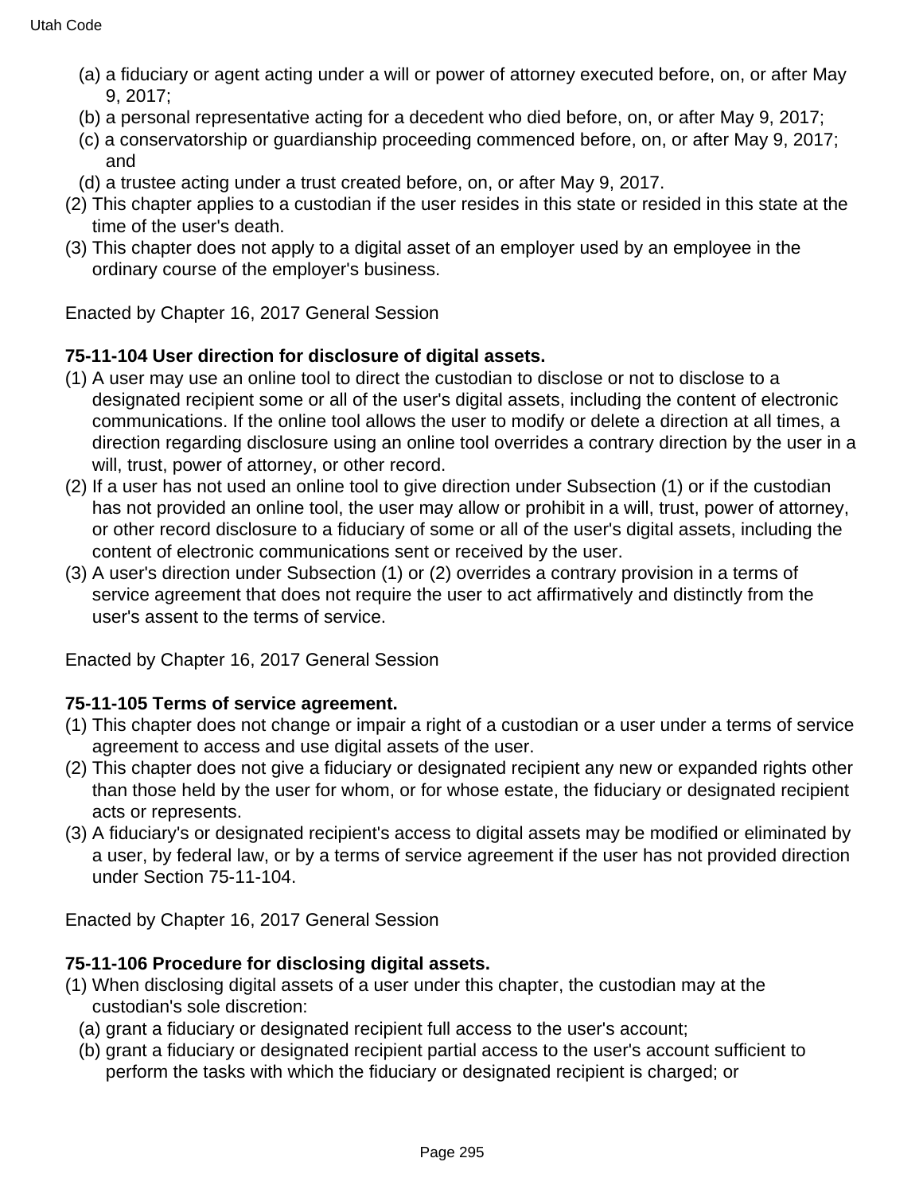(a) a fiduciary or agent acting under a will or power of attorney executed before, on, or after May 9, 2017;

(b) a personal representative acting for a decedent who died before, on, or after May 9, 2017;

(c) a conservatorship or guardianship proceeding commenced before, on, or after May 9, 2017; and

(d) a trustee acting under a trust created before, on, or after May 9, 2017.

(2) This chapter applies to a custodian if the user resides in this state or resided in this state at the time of the user's death.

(3) This chapter does not apply to a digital asset of an employer used by an employee in the ordinary course of the employer's business.

Enacted by Chapter 16, 2017 General Session

**75-11-104 User direction for disclosure of digital assets.**

(1) A user may use an online tool to direct the custodian to disclose or not to disclose to a designated recipient some or all of the user's digital assets, including the content of electronic communications. If the online tool allows the user to modify or delete a direction at all times, a direction regarding disclosure using an online tool overrides a contrary direction by the user in a will, trust, power of attorney, or other record.

(2) If a user has not used an online tool to give direction under Subsection (1) or if the custodian has not provided an online tool, the user may allow or prohibit in a will, trust, power of attorney, or other record disclosure to a fiduciary of some or all of the user's digital assets, including the content of electronic communications sent or received by the user.

(3) A user's direction under Subsection (1) or (2) overrides a contrary provision in a terms of service agreement that does not require the user to act affirmatively and distinctly from the user's assent to the terms of service.

Enacted by Chapter 16, 2017 General Session

**75-11-105 Terms of service agreement.**

(1) This chapter does not change or impair a right of a custodian or a user under a terms of service agreement to access and use digital assets of the user.

(2) This chapter does not give a fiduciary or designated recipient any new or expanded rights other than those held by the user for whom, or for whose estate, the fiduciary or designated recipient acts or represents.

(3) A fiduciary's or designated recipient's access to digital assets may be modified or eliminated by a user, by federal law, or by a terms of service agreement if the user has not provided direction under Section 75-11-104.

Enacted by Chapter 16, 2017 General Session

**75-11-106 Procedure for disclosing digital assets.**

(1) When disclosing digital assets of a user under this chapter, the custodian may at the custodian's sole discretion:

(a) grant a fiduciary or designated recipient full access to the user's account;

(b) grant a fiduciary or designated recipient partial access to the user's account sufficient to perform the tasks with which the fiduciary or designated recipient is charged; or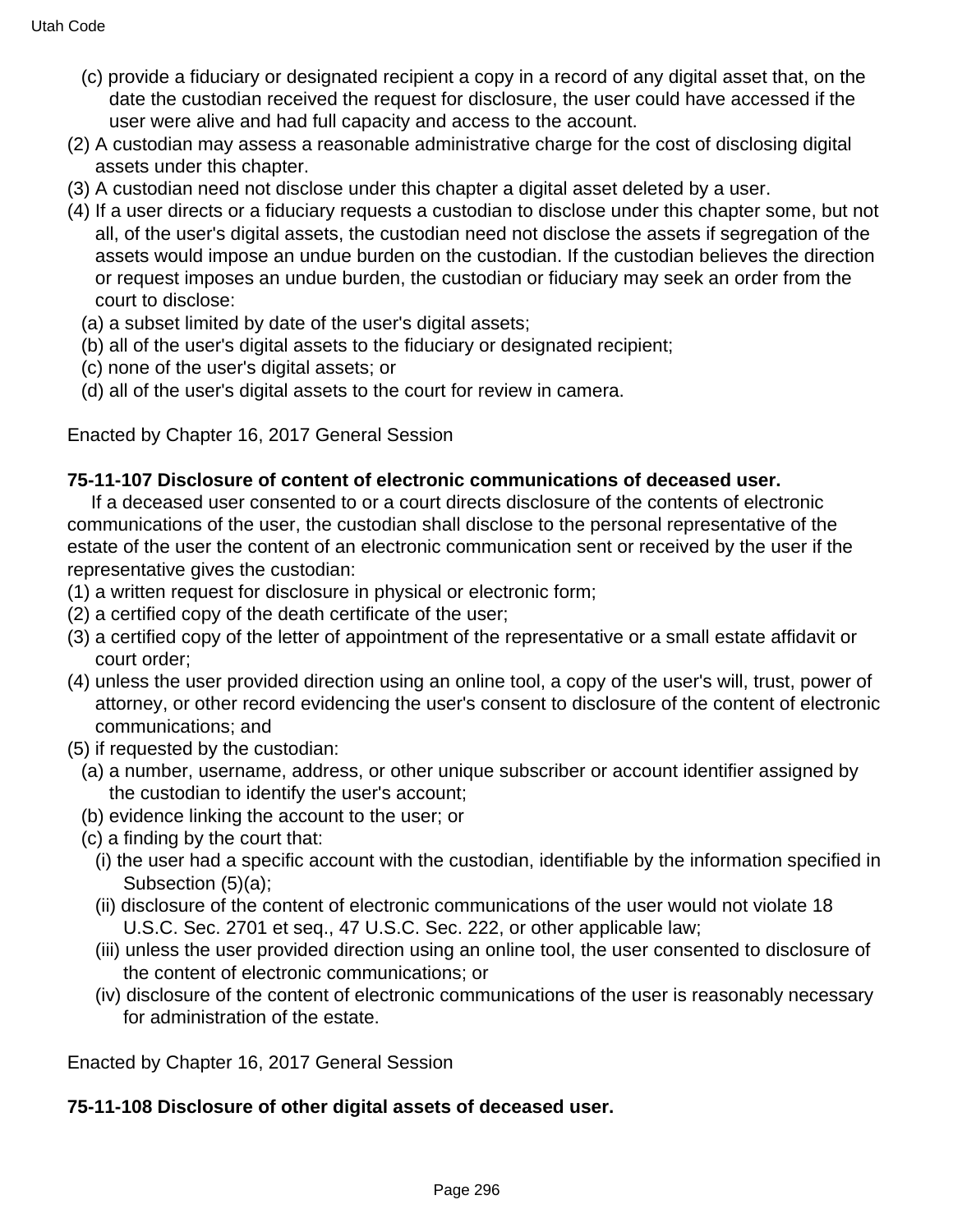(c) provide a fiduciary or designated recipient a copy in a record of any digital asset that, on the date the custodian received the request for disclosure, the user could have accessed if the user were alive and had full capacity and access to the account.

(2) A custodian may assess a reasonable administrative charge for the cost of disclosing digital assets under this chapter.

(3) A custodian need not disclose under this chapter a digital asset deleted by a user.

(4) If a user directs or a fiduciary requests a custodian to disclose under this chapter some, but not all, of the user's digital assets, the custodian need not disclose the assets if segregation of the assets would impose an undue burden on the custodian. If the custodian believes the direction or request imposes an undue burden, the custodian or fiduciary may seek an order from the court to disclose:

(a) a subset limited by date of the user's digital assets;

(b) all of the user's digital assets to the fiduciary or designated recipient;

(c) none of the user's digital assets; or

(d) all of the user's digital assets to the court for review in camera.

Enacted by Chapter 16, 2017 General Session

**75-11-107 Disclosure of content of electronic communications of deceased user.**

If a deceased user consented to or a court directs disclosure of the contents of electronic communications of the user, the custodian shall disclose to the personal representative of the estate of the user the content of an electronic communication sent or received by the user if the representative gives the custodian:

(1) a written request for disclosure in physical or electronic form;

(2) a certified copy of the death certificate of the user;

(3) a certified copy of the letter of appointment of the representative or a small estate affidavit or court order;

(4) unless the user provided direction using an online tool, a copy of the user's will, trust, power of attorney, or other record evidencing the user's consent to disclosure of the content of electronic communications; and

(5) if requested by the custodian:

(a) a number, username, address, or other unique subscriber or account identifier assigned by the custodian to identify the user's account;

(b) evidence linking the account to the user; or

(c) a finding by the court that:

(i) the user had a specific account with the custodian, identifiable by the information specified in Subsection (5)(a);

(ii) disclosure of the content of electronic communications of the user would not violate 18 U.S.C. Sec. 2701 et seq., 47 U.S.C. Sec. 222, or other applicable law;

(iii) unless the user provided direction using an online tool, the user consented to disclosure of the content of electronic communications; or

(iv) disclosure of the content of electronic communications of the user is reasonably necessary for administration of the estate.

Enacted by Chapter 16, 2017 General Session

**75-11-108 Disclosure of other digital assets of deceased user.**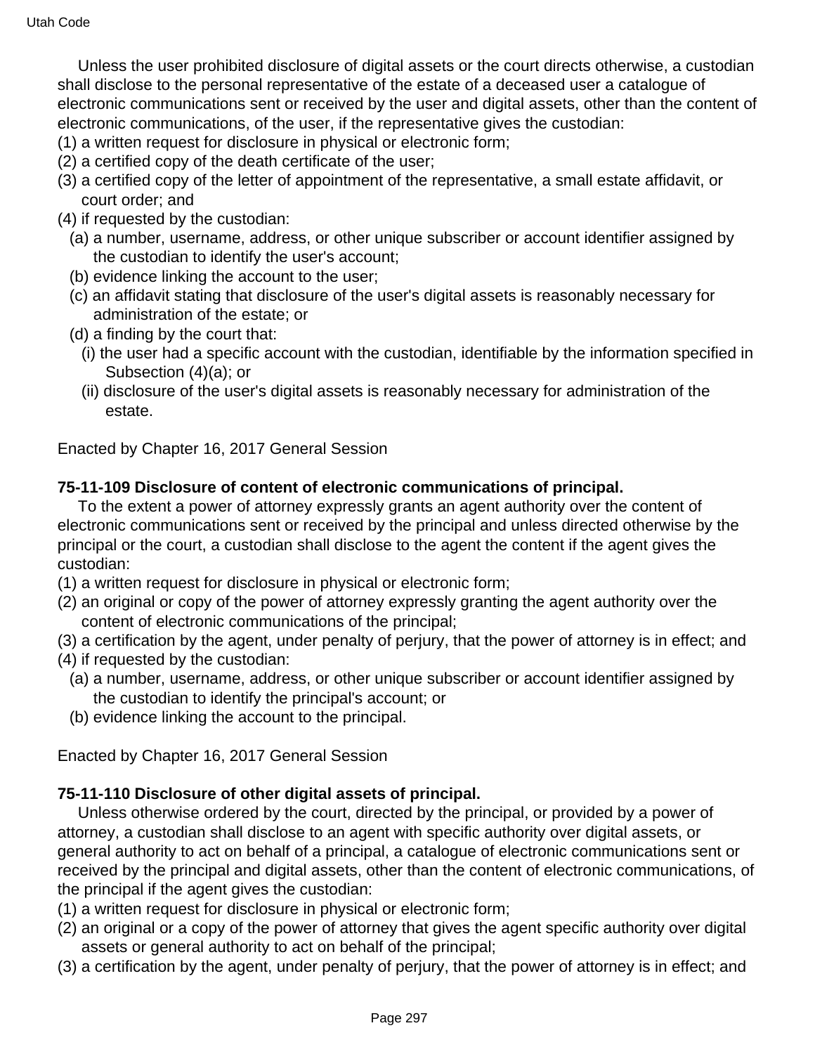Unless the user prohibited disclosure of digital assets or the court directs otherwise, a custodian shall disclose to the personal representative of the estate of a deceased user a catalogue of electronic communications sent or received by the user and digital assets, other than the content of electronic communications, of the user, if the representative gives the custodian:

(1) a written request for disclosure in physical or electronic form;

(2) a certified copy of the death certificate of the user;

(3) a certified copy of the letter of appointment of the representative, a small estate affidavit, or court order; and

(4) if requested by the custodian:

  (a) a number, username, address, or other unique subscriber or account identifier assigned by the custodian to identify the user's account;

  (b) evidence linking the account to the user;

  (c) an affidavit stating that disclosure of the user's digital assets is reasonably necessary for administration of the estate; or

  (d) a finding by the court that:

    (i) the user had a specific account with the custodian, identifiable by the information specified in Subsection (4)(a); or

    (ii) disclosure of the user's digital assets is reasonably necessary for administration of the estate.

Enacted by Chapter 16, 2017 General Session

**75-11-109 Disclosure of content of electronic communications of principal.**

To the extent a power of attorney expressly grants an agent authority over the content of electronic communications sent or received by the principal and unless directed otherwise by the principal or the court, a custodian shall disclose to the agent the content if the agent gives the custodian:

(1) a written request for disclosure in physical or electronic form;

(2) an original or copy of the power of attorney expressly granting the agent authority over the content of electronic communications of the principal;

(3) a certification by the agent, under penalty of perjury, that the power of attorney is in effect; and

(4) if requested by the custodian:

  (a) a number, username, address, or other unique subscriber or account identifier assigned by the custodian to identify the principal's account; or

  (b) evidence linking the account to the principal.

Enacted by Chapter 16, 2017 General Session

**75-11-110 Disclosure of other digital assets of principal.**

Unless otherwise ordered by the court, directed by the principal, or provided by a power of attorney, a custodian shall disclose to an agent with specific authority over digital assets, or general authority to act on behalf of a principal, a catalogue of electronic communications sent or received by the principal and digital assets, other than the content of electronic communications, of the principal if the agent gives the custodian:

(1) a written request for disclosure in physical or electronic form;

(2) an original or a copy of the power of attorney that gives the agent specific authority over digital assets or general authority to act on behalf of the principal;

(3) a certification by the agent, under penalty of perjury, that the power of attorney is in effect; and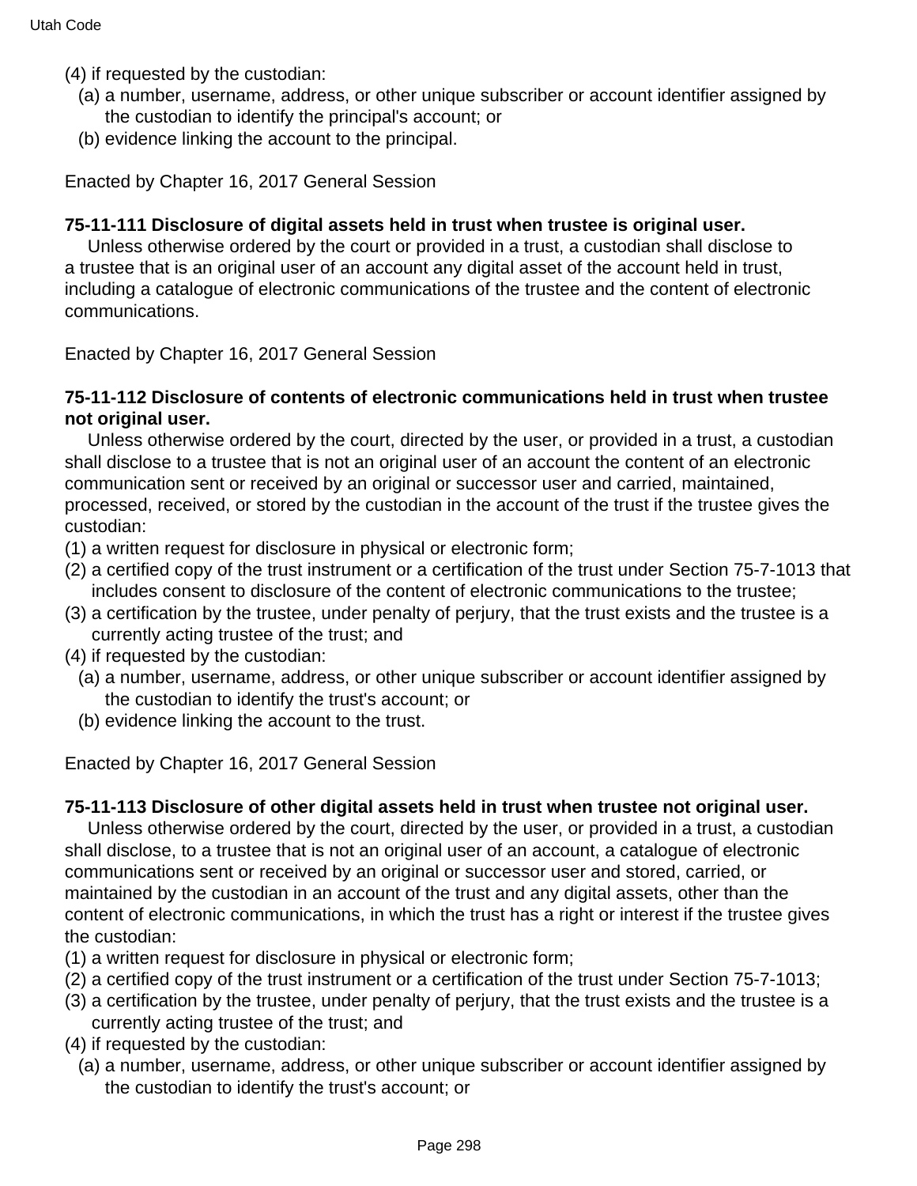(4) if requested by the custodian:

  (a) a number, username, address, or other unique subscriber or account identifier assigned by the custodian to identify the principal's account; or

  (b) evidence linking the account to the principal.

Enacted by Chapter 16, 2017 General Session

**75-11-111 Disclosure of digital assets held in trust when trustee is original user.**

Unless otherwise ordered by the court or provided in a trust, a custodian shall disclose to a trustee that is an original user of an account any digital asset of the account held in trust, including a catalogue of electronic communications of the trustee and the content of electronic communications.

Enacted by Chapter 16, 2017 General Session

**75-11-112 Disclosure of contents of electronic communications held in trust when trustee not original user.**

Unless otherwise ordered by the court, directed by the user, or provided in a trust, a custodian shall disclose to a trustee that is not an original user of an account the content of an electronic communication sent or received by an original or successor user and carried, maintained, processed, received, or stored by the custodian in the account of the trust if the trustee gives the custodian:

(1) a written request for disclosure in physical or electronic form;

(2) a certified copy of the trust instrument or a certification of the trust under Section 75-7-1013 that includes consent to disclosure of the content of electronic communications to the trustee;

(3) a certification by the trustee, under penalty of perjury, that the trust exists and the trustee is a currently acting trustee of the trust; and

(4) if requested by the custodian:

  (a) a number, username, address, or other unique subscriber or account identifier assigned by the custodian to identify the trust's account; or

  (b) evidence linking the account to the trust.

Enacted by Chapter 16, 2017 General Session

**75-11-113 Disclosure of other digital assets held in trust when trustee not original user.**

Unless otherwise ordered by the court, directed by the user, or provided in a trust, a custodian shall disclose, to a trustee that is not an original user of an account, a catalogue of electronic communications sent or received by an original or successor user and stored, carried, or maintained by the custodian in an account of the trust and any digital assets, other than the content of electronic communications, in which the trust has a right or interest if the trustee gives the custodian:

(1) a written request for disclosure in physical or electronic form;

(2) a certified copy of the trust instrument or a certification of the trust under Section 75-7-1013;

(3) a certification by the trustee, under penalty of perjury, that the trust exists and the trustee is a currently acting trustee of the trust; and

(4) if requested by the custodian:

  (a) a number, username, address, or other unique subscriber or account identifier assigned by the custodian to identify the trust's account; or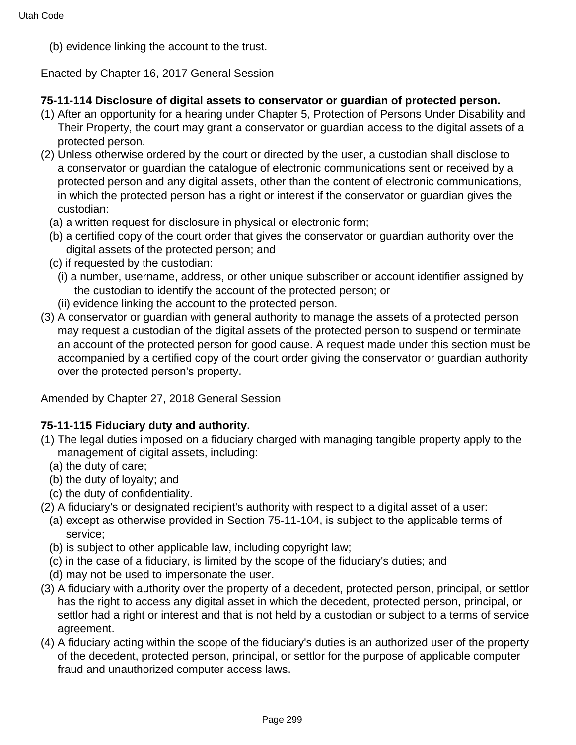(b) evidence linking the account to the trust.

Enacted by Chapter 16, 2017 General Session

**75-11-114 Disclosure of digital assets to conservator or guardian of protected person.**

(1) After an opportunity for a hearing under Chapter 5, Protection of Persons Under Disability and Their Property, the court may grant a conservator or guardian access to the digital assets of a protected person.

(2) Unless otherwise ordered by the court or directed by the user, a custodian shall disclose to a conservator or guardian the catalogue of electronic communications sent or received by a protected person and any digital assets, other than the content of electronic communications, in which the protected person has a right or interest if the conservator or guardian gives the custodian:

(a) a written request for disclosure in physical or electronic form;

(b) a certified copy of the court order that gives the conservator or guardian authority over the digital assets of the protected person; and

(c) if requested by the custodian:

(i) a number, username, address, or other unique subscriber or account identifier assigned by the custodian to identify the account of the protected person; or

(ii) evidence linking the account to the protected person.

(3) A conservator or guardian with general authority to manage the assets of a protected person may request a custodian of the digital assets of the protected person to suspend or terminate an account of the protected person for good cause. A request made under this section must be accompanied by a certified copy of the court order giving the conservator or guardian authority over the protected person's property.

Amended by Chapter 27, 2018 General Session

**75-11-115 Fiduciary duty and authority.**

(1) The legal duties imposed on a fiduciary charged with managing tangible property apply to the management of digital assets, including:

(a) the duty of care;

(b) the duty of loyalty; and

(c) the duty of confidentiality.

(2) A fiduciary's or designated recipient's authority with respect to a digital asset of a user:

(a) except as otherwise provided in Section 75-11-104, is subject to the applicable terms of service;

(b) is subject to other applicable law, including copyright law;

(c) in the case of a fiduciary, is limited by the scope of the fiduciary's duties; and

(d) may not be used to impersonate the user.

(3) A fiduciary with authority over the property of a decedent, protected person, principal, or settlor has the right to access any digital asset in which the decedent, protected person, principal, or settlor had a right or interest and that is not held by a custodian or subject to a terms of service agreement.

(4) A fiduciary acting within the scope of the fiduciary's duties is an authorized user of the property of the decedent, protected person, principal, or settlor for the purpose of applicable computer fraud and unauthorized computer access laws.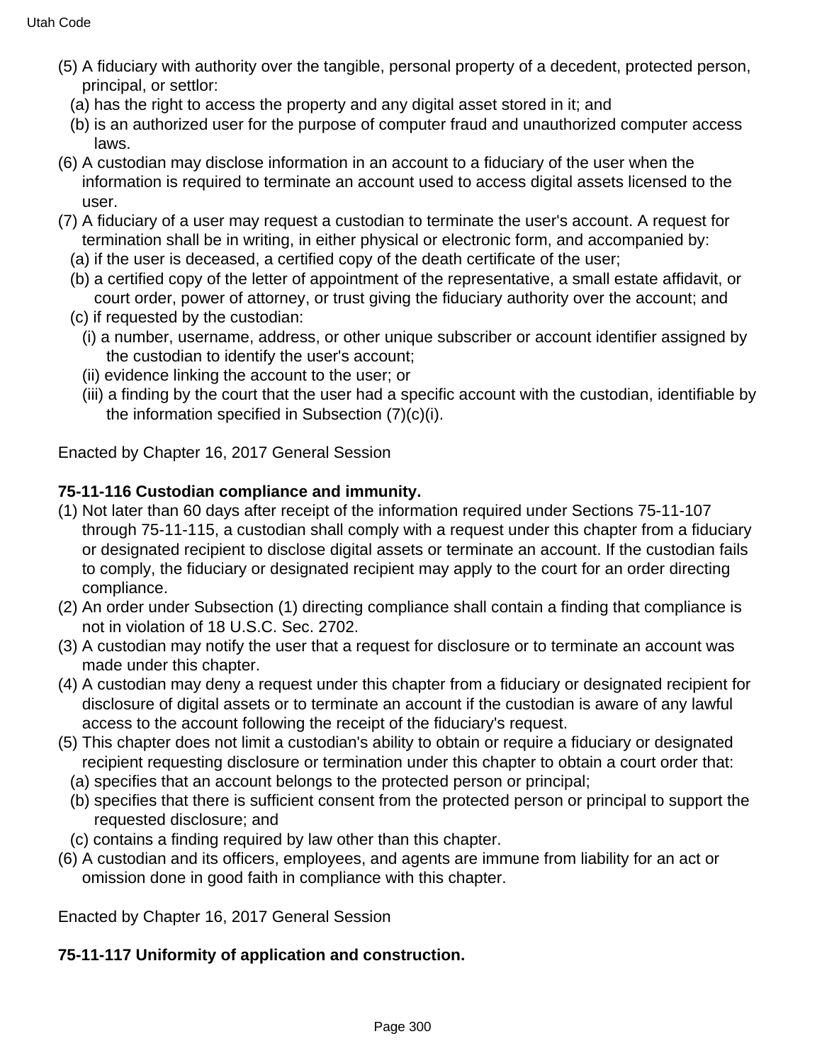(5) A fiduciary with authority over the tangible, personal property of a decedent, protected person, principal, or settlor:

(a) has the right to access the property and any digital asset stored in it; and

(b) is an authorized user for the purpose of computer fraud and unauthorized computer access laws.

(6) A custodian may disclose information in an account to a fiduciary of the user when the information is required to terminate an account used to access digital assets licensed to the user.

(7) A fiduciary of a user may request a custodian to terminate the user's account. A request for termination shall be in writing, in either physical or electronic form, and accompanied by:

(a) if the user is deceased, a certified copy of the death certificate of the user;

(b) a certified copy of the letter of appointment of the representative, a small estate affidavit, or court order, power of attorney, or trust giving the fiduciary authority over the account; and

(c) if requested by the custodian:

(i) a number, username, address, or other unique subscriber or account identifier assigned by the custodian to identify the user's account;

(ii) evidence linking the account to the user; or

(iii) a finding by the court that the user had a specific account with the custodian, identifiable by the information specified in Subsection (7)(c)(i).

Enacted by Chapter 16, 2017 General Session

**75-11-116 Custodian compliance and immunity.**

(1) Not later than 60 days after receipt of the information required under Sections 75-11-107 through 75-11-115, a custodian shall comply with a request under this chapter from a fiduciary or designated recipient to disclose digital assets or terminate an account. If the custodian fails to comply, the fiduciary or designated recipient may apply to the court for an order directing compliance.

(2) An order under Subsection (1) directing compliance shall contain a finding that compliance is not in violation of 18 U.S.C. Sec. 2702.

(3) A custodian may notify the user that a request for disclosure or to terminate an account was made under this chapter.

(4) A custodian may deny a request under this chapter from a fiduciary or designated recipient for disclosure of digital assets or to terminate an account if the custodian is aware of any lawful access to the account following the receipt of the fiduciary's request.

(5) This chapter does not limit a custodian's ability to obtain or require a fiduciary or designated recipient requesting disclosure or termination under this chapter to obtain a court order that:

(a) specifies that an account belongs to the protected person or principal;

(b) specifies that there is sufficient consent from the protected person or principal to support the requested disclosure; and

(c) contains a finding required by law other than this chapter.

(6) A custodian and its officers, employees, and agents are immune from liability for an act or omission done in good faith in compliance with this chapter.

Enacted by Chapter 16, 2017 General Session

**75-11-117 Uniformity of application and construction.**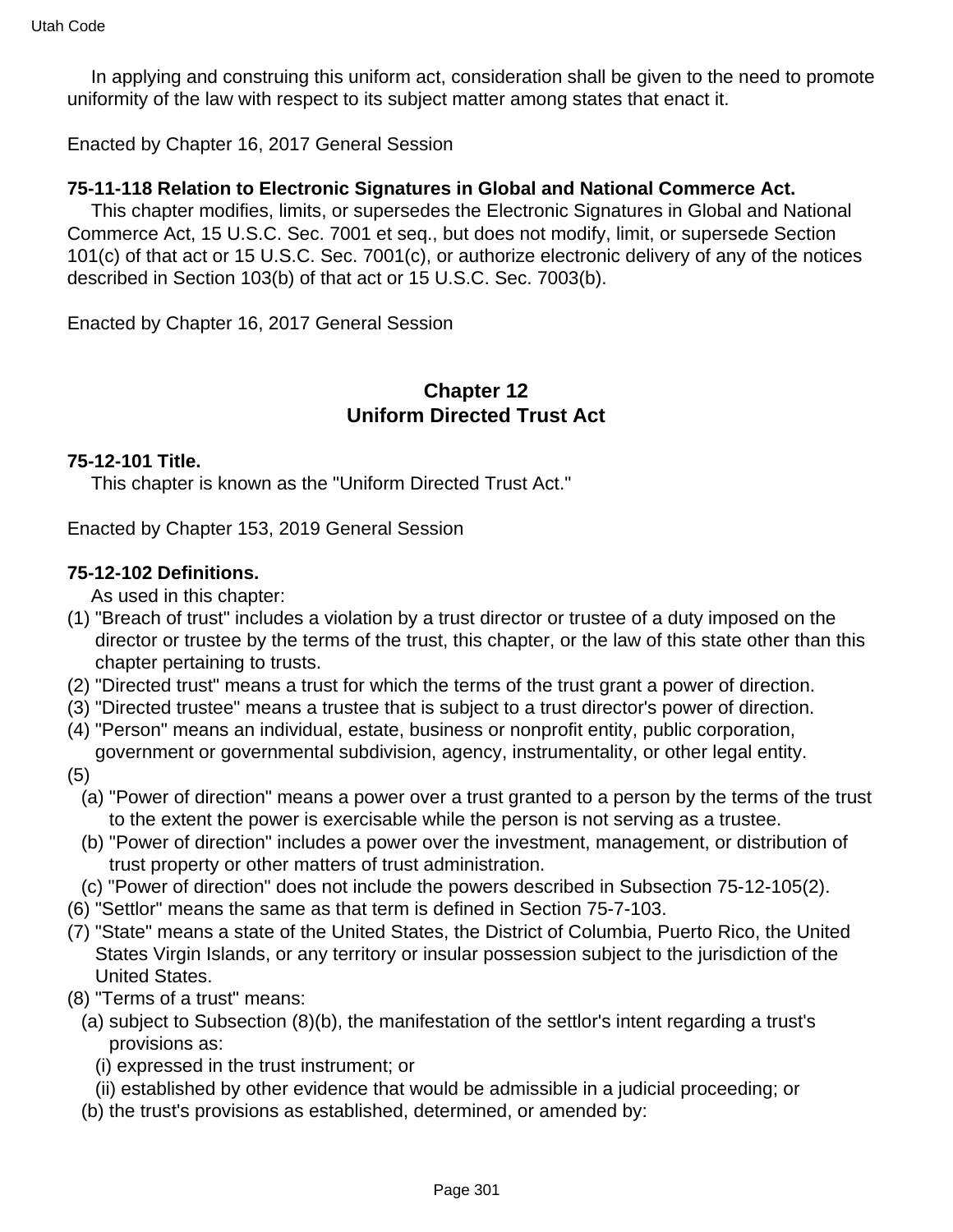In applying and construing this uniform act, consideration shall be given to the need to promote uniformity of the law with respect to its subject matter among states that enact it.

Enacted by Chapter 16, 2017 General Session

**75-11-118 Relation to Electronic Signatures in Global and National Commerce Act.**

This chapter modifies, limits, or supersedes the Electronic Signatures in Global and National Commerce Act, 15 U.S.C. Sec. 7001 et seq., but does not modify, limit, or supersede Section 101(c) of that act or 15 U.S.C. Sec. 7001(c), or authorize electronic delivery of any of the notices described in Section 103(b) of that act or 15 U.S.C. Sec. 7003(b).

Enacted by Chapter 16, 2017 General Session

## Chapter 12 Uniform Directed Trust Act

**75-12-101 Title.**

This chapter is known as the "Uniform Directed Trust Act."

Enacted by Chapter 153, 2019 General Session

**75-12-102 Definitions.**

As used in this chapter:

(1) "Breach of trust" includes a violation by a trust director or trustee of a duty imposed on the director or trustee by the terms of the trust, this chapter, or the law of this state other than this chapter pertaining to trusts.

(2) "Directed trust" means a trust for which the terms of the trust grant a power of direction.

(3) "Directed trustee" means a trustee that is subject to a trust director's power of direction.

(4) "Person" means an individual, estate, business or nonprofit entity, public corporation, government or governmental subdivision, agency, instrumentality, or other legal entity.

(5)

(a) "Power of direction" means a power over a trust granted to a person by the terms of the trust to the extent the power is exercisable while the person is not serving as a trustee.

(b) "Power of direction" includes a power over the investment, management, or distribution of trust property or other matters of trust administration.

(c) "Power of direction" does not include the powers described in Subsection 75-12-105(2).

(6) "Settlor" means the same as that term is defined in Section 75-7-103.

(7) "State" means a state of the United States, the District of Columbia, Puerto Rico, the United States Virgin Islands, or any territory or insular possession subject to the jurisdiction of the United States.

(8) "Terms of a trust" means:

(a) subject to Subsection (8)(b), the manifestation of the settlor's intent regarding a trust's provisions as:

(i) expressed in the trust instrument; or

(ii) established by other evidence that would be admissible in a judicial proceeding; or

(b) the trust's provisions as established, determined, or amended by: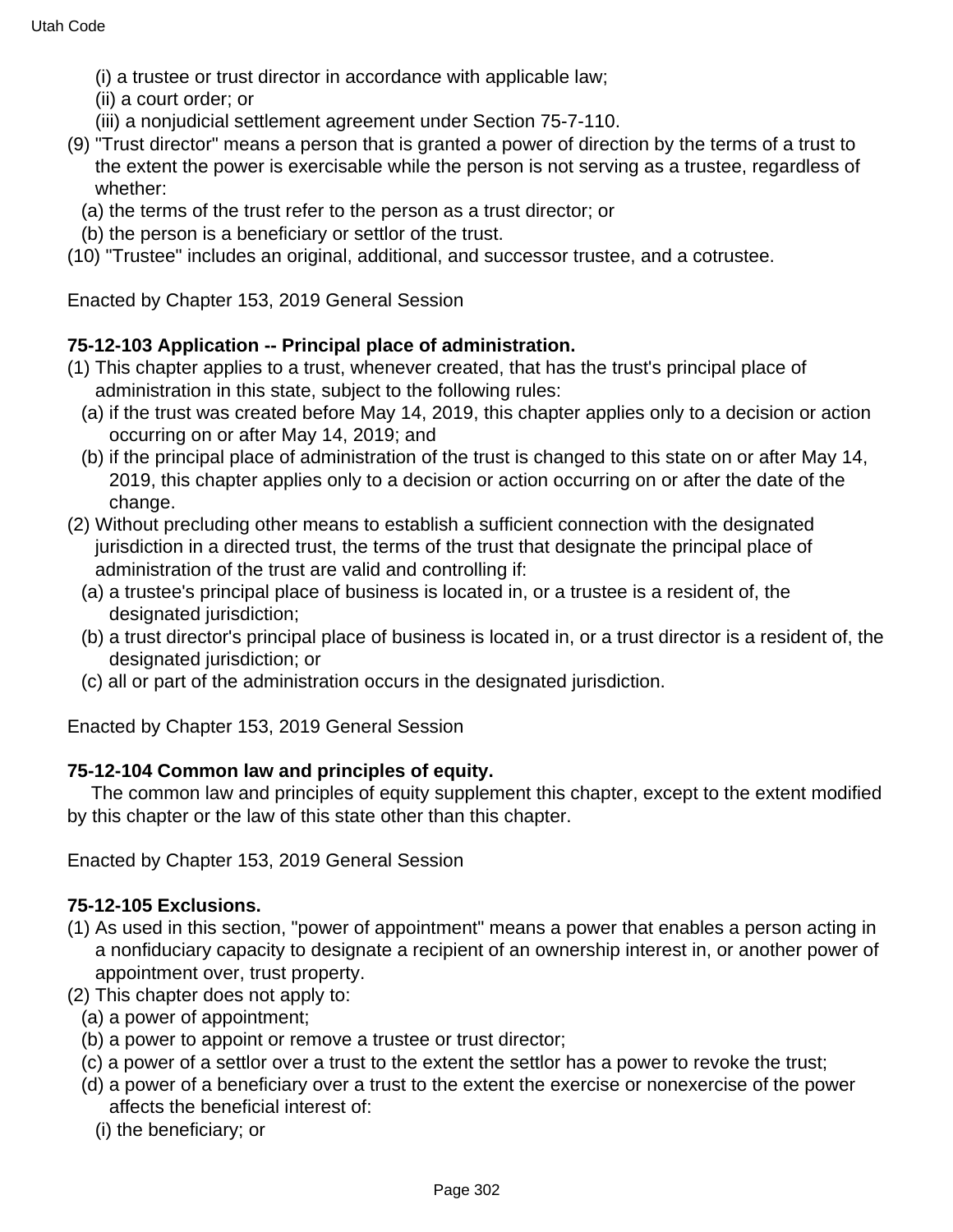(i) a trustee or trust director in accordance with applicable law;

(ii) a court order; or

(iii) a nonjudicial settlement agreement under Section 75-7-110.

(9) "Trust director" means a person that is granted a power of direction by the terms of a trust to the extent the power is exercisable while the person is not serving as a trustee, regardless of whether:

(a) the terms of the trust refer to the person as a trust director; or

(b) the person is a beneficiary or settlor of the trust.

(10) "Trustee" includes an original, additional, and successor trustee, and a cotrustee.

Enacted by Chapter 153, 2019 General Session

**75-12-103 Application -- Principal place of administration.**

(1) This chapter applies to a trust, whenever created, that has the trust's principal place of administration in this state, subject to the following rules:

(a) if the trust was created before May 14, 2019, this chapter applies only to a decision or action occurring on or after May 14, 2019; and

(b) if the principal place of administration of the trust is changed to this state on or after May 14, 2019, this chapter applies only to a decision or action occurring on or after the date of the change.

(2) Without precluding other means to establish a sufficient connection with the designated jurisdiction in a directed trust, the terms of the trust that designate the principal place of administration of the trust are valid and controlling if:

(a) a trustee's principal place of business is located in, or a trustee is a resident of, the designated jurisdiction;

(b) a trust director's principal place of business is located in, or a trust director is a resident of, the designated jurisdiction; or

(c) all or part of the administration occurs in the designated jurisdiction.

Enacted by Chapter 153, 2019 General Session

**75-12-104 Common law and principles of equity.**

The common law and principles of equity supplement this chapter, except to the extent modified by this chapter or the law of this state other than this chapter.

Enacted by Chapter 153, 2019 General Session

**75-12-105 Exclusions.**

(1) As used in this section, "power of appointment" means a power that enables a person acting in a nonfiduciary capacity to designate a recipient of an ownership interest in, or another power of appointment over, trust property.

(2) This chapter does not apply to:

(a) a power of appointment;

(b) a power to appoint or remove a trustee or trust director;

(c) a power of a settlor over a trust to the extent the settlor has a power to revoke the trust;

(d) a power of a beneficiary over a trust to the extent the exercise or nonexercise of the power affects the beneficial interest of:

(i) the beneficiary; or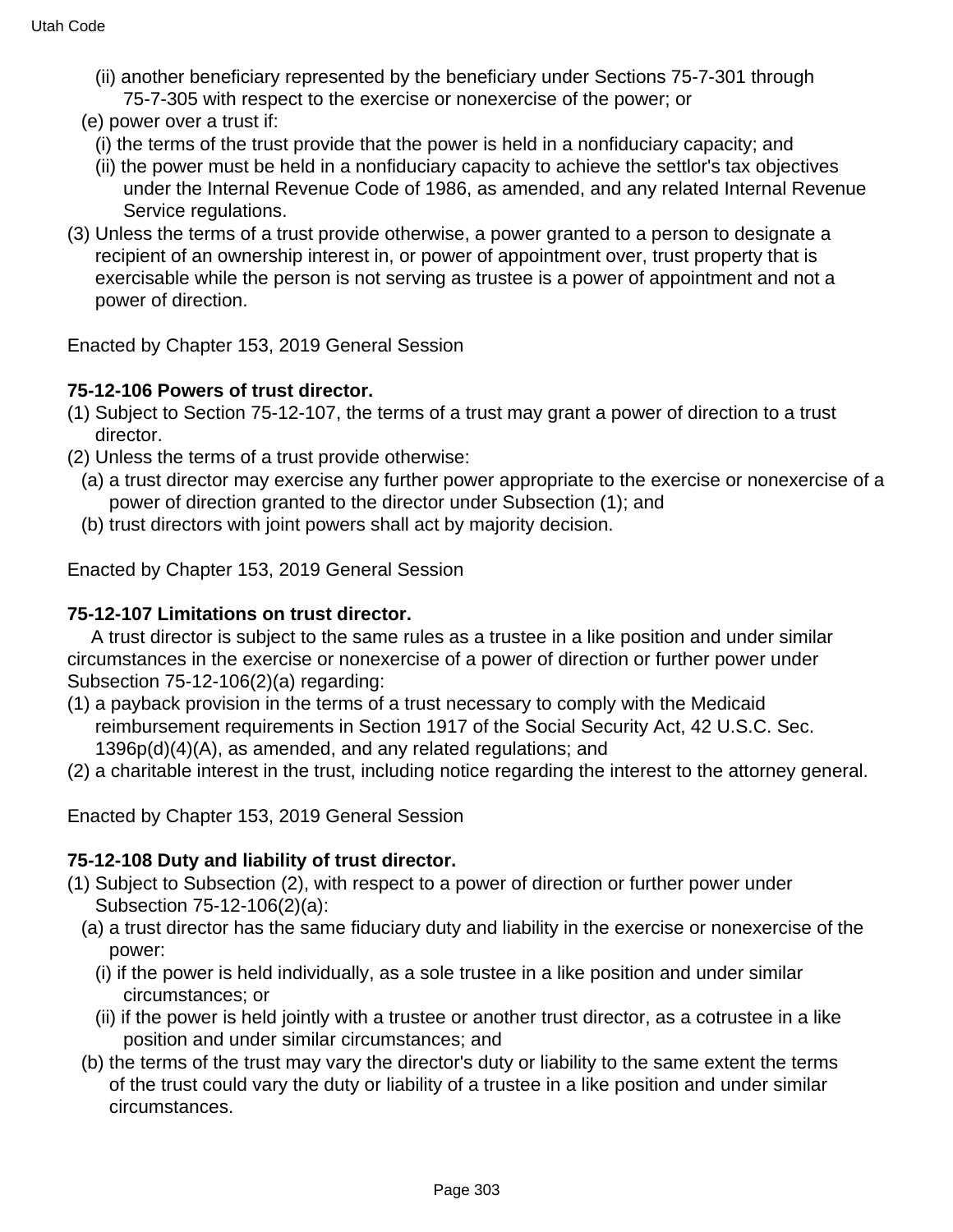(ii) another beneficiary represented by the beneficiary under Sections 75-7-301 through 75-7-305 with respect to the exercise or nonexercise of the power; or

(e) power over a trust if:

(i) the terms of the trust provide that the power is held in a nonfiduciary capacity; and

(ii) the power must be held in a nonfiduciary capacity to achieve the settlor's tax objectives under the Internal Revenue Code of 1986, as amended, and any related Internal Revenue Service regulations.

(3) Unless the terms of a trust provide otherwise, a power granted to a person to designate a recipient of an ownership interest in, or power of appointment over, trust property that is exercisable while the person is not serving as trustee is a power of appointment and not a power of direction.

Enacted by Chapter 153, 2019 General Session

**75-12-106 Powers of trust director.**

(1) Subject to Section 75-12-107, the terms of a trust may grant a power of direction to a trust director.

(2) Unless the terms of a trust provide otherwise:

(a) a trust director may exercise any further power appropriate to the exercise or nonexercise of a power of direction granted to the director under Subsection (1); and

(b) trust directors with joint powers shall act by majority decision.

Enacted by Chapter 153, 2019 General Session

**75-12-107 Limitations on trust director.**

A trust director is subject to the same rules as a trustee in a like position and under similar circumstances in the exercise or nonexercise of a power of direction or further power under Subsection 75-12-106(2)(a) regarding:

(1) a payback provision in the terms of a trust necessary to comply with the Medicaid reimbursement requirements in Section 1917 of the Social Security Act, 42 U.S.C. Sec. 1396p(d)(4)(A), as amended, and any related regulations; and

(2) a charitable interest in the trust, including notice regarding the interest to the attorney general.

Enacted by Chapter 153, 2019 General Session

**75-12-108 Duty and liability of trust director.**

(1) Subject to Subsection (2), with respect to a power of direction or further power under Subsection 75-12-106(2)(a):

(a) a trust director has the same fiduciary duty and liability in the exercise or nonexercise of the power:

(i) if the power is held individually, as a sole trustee in a like position and under similar circumstances; or

(ii) if the power is held jointly with a trustee or another trust director, as a cotrustee in a like position and under similar circumstances; and

(b) the terms of the trust may vary the director's duty or liability to the same extent the terms of the trust could vary the duty or liability of a trustee in a like position and under similar circumstances.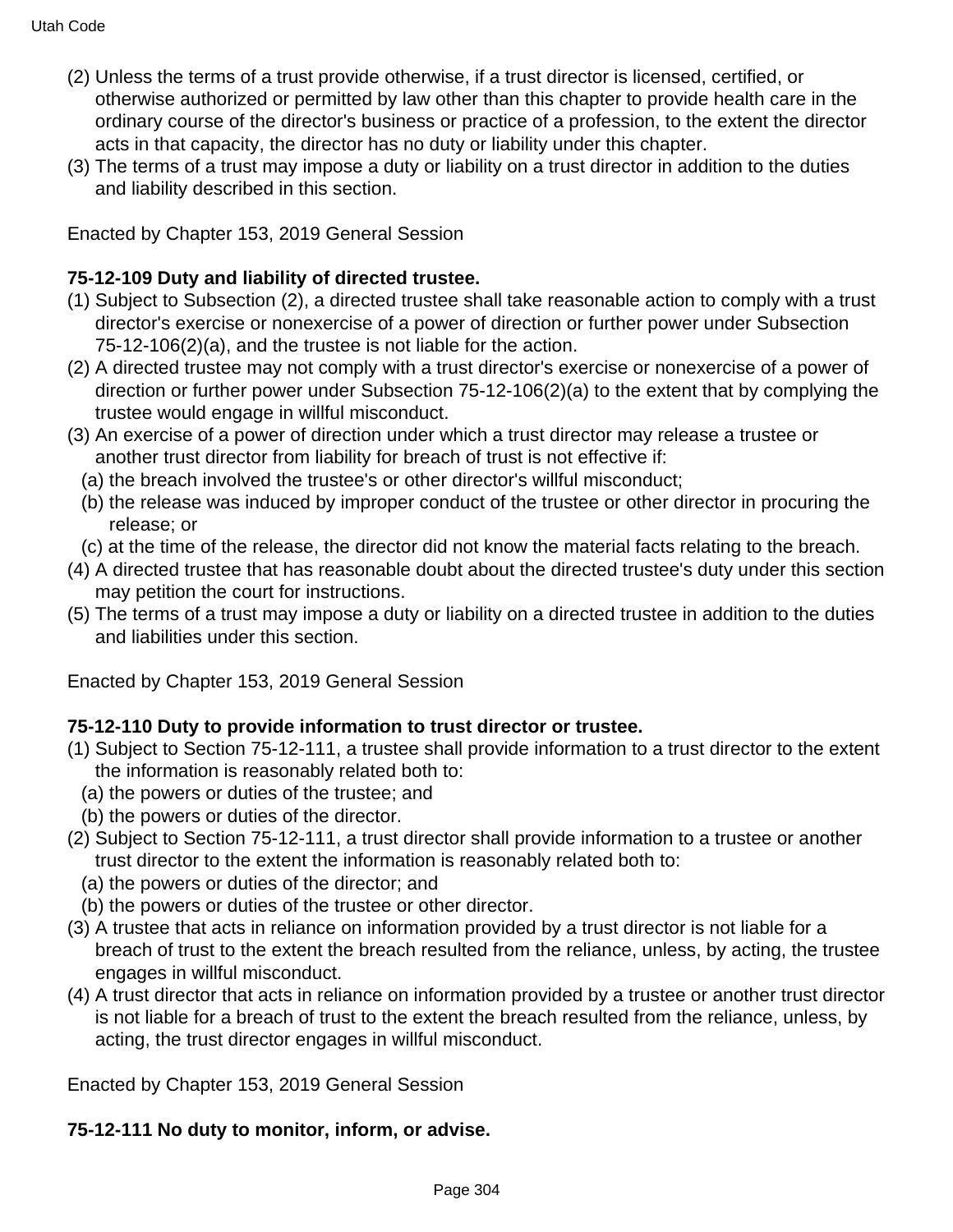(2) Unless the terms of a trust provide otherwise, if a trust director is licensed, certified, or otherwise authorized or permitted by law other than this chapter to provide health care in the ordinary course of the director's business or practice of a profession, to the extent the director acts in that capacity, the director has no duty or liability under this chapter.

(3) The terms of a trust may impose a duty or liability on a trust director in addition to the duties and liability described in this section.

Enacted by Chapter 153, 2019 General Session

**75-12-109 Duty and liability of directed trustee.**

(1) Subject to Subsection (2), a directed trustee shall take reasonable action to comply with a trust director's exercise or nonexercise of a power of direction or further power under Subsection 75-12-106(2)(a), and the trustee is not liable for the action.

(2) A directed trustee may not comply with a trust director's exercise or nonexercise of a power of direction or further power under Subsection 75-12-106(2)(a) to the extent that by complying the trustee would engage in willful misconduct.

(3) An exercise of a power of direction under which a trust director may release a trustee or another trust director from liability for breach of trust is not effective if:
  (a) the breach involved the trustee's or other director's willful misconduct;
  (b) the release was induced by improper conduct of the trustee or other director in procuring the release; or
  (c) at the time of the release, the director did not know the material facts relating to the breach.

(4) A directed trustee that has reasonable doubt about the directed trustee's duty under this section may petition the court for instructions.

(5) The terms of a trust may impose a duty or liability on a directed trustee in addition to the duties and liabilities under this section.

Enacted by Chapter 153, 2019 General Session

**75-12-110 Duty to provide information to trust director or trustee.**

(1) Subject to Section 75-12-111, a trustee shall provide information to a trust director to the extent the information is reasonably related both to:
  (a) the powers or duties of the trustee; and
  (b) the powers or duties of the director.

(2) Subject to Section 75-12-111, a trust director shall provide information to a trustee or another trust director to the extent the information is reasonably related both to:
  (a) the powers or duties of the director; and
  (b) the powers or duties of the trustee or other director.

(3) A trustee that acts in reliance on information provided by a trust director is not liable for a breach of trust to the extent the breach resulted from the reliance, unless, by acting, the trustee engages in willful misconduct.

(4) A trust director that acts in reliance on information provided by a trustee or another trust director is not liable for a breach of trust to the extent the breach resulted from the reliance, unless, by acting, the trust director engages in willful misconduct.

Enacted by Chapter 153, 2019 General Session

**75-12-111 No duty to monitor, inform, or advise.**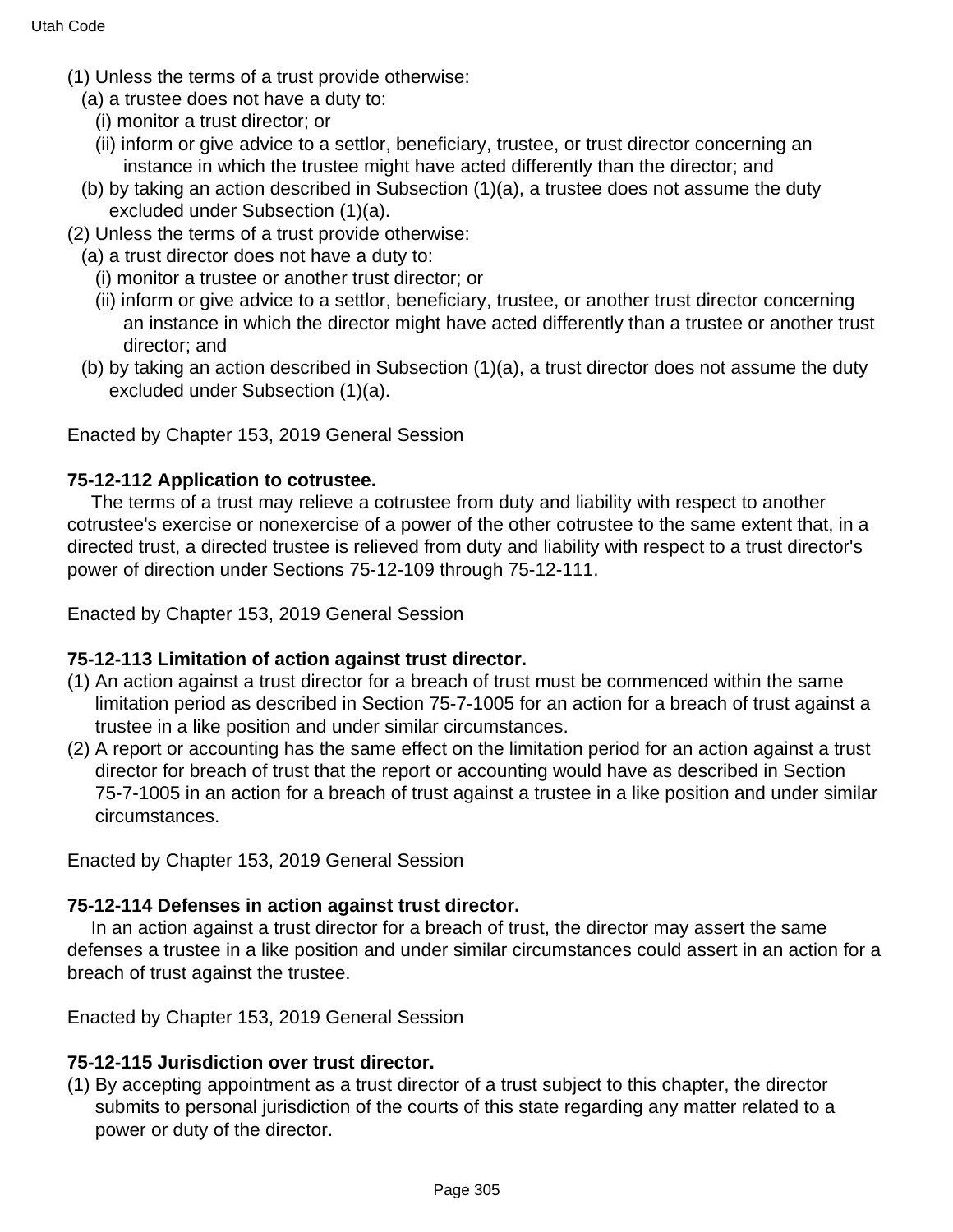(1) Unless the terms of a trust provide otherwise:

(a) a trustee does not have a duty to:

(i) monitor a trust director; or

(ii) inform or give advice to a settlor, beneficiary, trustee, or trust director concerning an instance in which the trustee might have acted differently than the director; and

(b) by taking an action described in Subsection (1)(a), a trustee does not assume the duty excluded under Subsection (1)(a).

(2) Unless the terms of a trust provide otherwise:

(a) a trust director does not have a duty to:

(i) monitor a trustee or another trust director; or

(ii) inform or give advice to a settlor, beneficiary, trustee, or another trust director concerning an instance in which the director might have acted differently than a trustee or another trust director; and

(b) by taking an action described in Subsection (1)(a), a trust director does not assume the duty excluded under Subsection (1)(a).

Enacted by Chapter 153, 2019 General Session

**75-12-112 Application to cotrustee.**

The terms of a trust may relieve a cotrustee from duty and liability with respect to another cotrustee's exercise or nonexercise of a power of the other cotrustee to the same extent that, in a directed trust, a directed trustee is relieved from duty and liability with respect to a trust director's power of direction under Sections 75-12-109 through 75-12-111.

Enacted by Chapter 153, 2019 General Session

**75-12-113 Limitation of action against trust director.**

(1) An action against a trust director for a breach of trust must be commenced within the same limitation period as described in Section 75-7-1005 for an action for a breach of trust against a trustee in a like position and under similar circumstances.

(2) A report or accounting has the same effect on the limitation period for an action against a trust director for breach of trust that the report or accounting would have as described in Section 75-7-1005 in an action for a breach of trust against a trustee in a like position and under similar circumstances.

Enacted by Chapter 153, 2019 General Session

**75-12-114 Defenses in action against trust director.**

In an action against a trust director for a breach of trust, the director may assert the same defenses a trustee in a like position and under similar circumstances could assert in an action for a breach of trust against the trustee.

Enacted by Chapter 153, 2019 General Session

**75-12-115 Jurisdiction over trust director.**

(1) By accepting appointment as a trust director of a trust subject to this chapter, the director submits to personal jurisdiction of the courts of this state regarding any matter related to a power or duty of the director.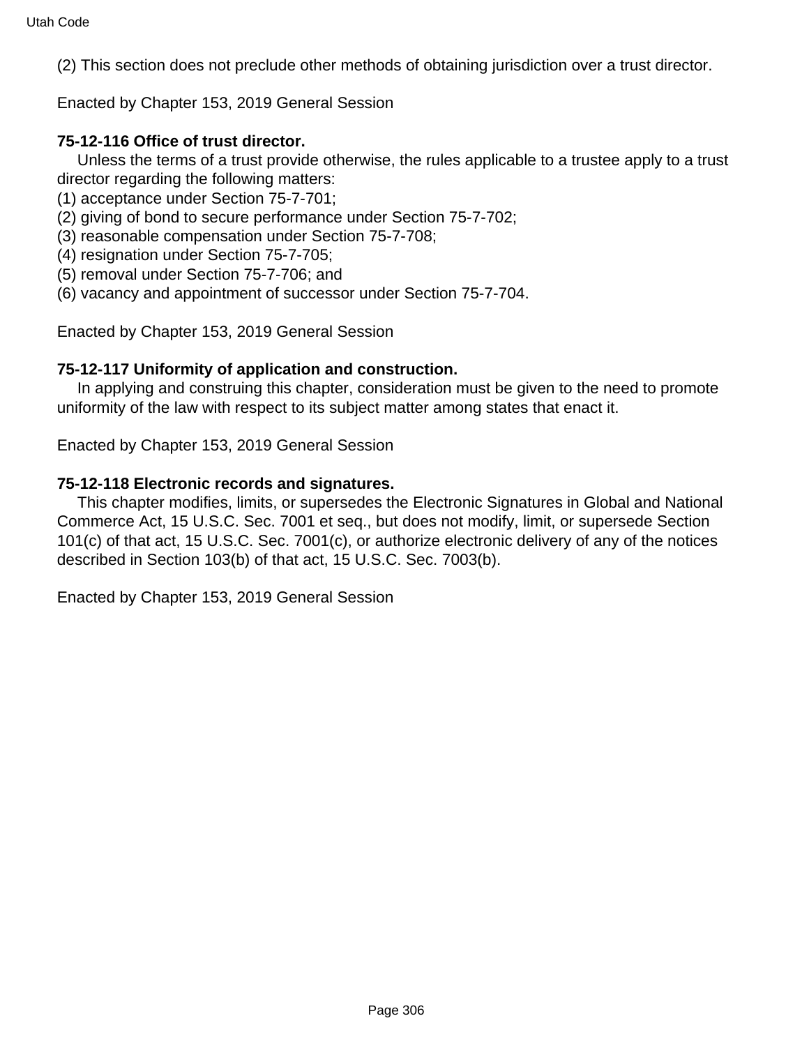(2) This section does not preclude other methods of obtaining jurisdiction over a trust director.

Enacted by Chapter 153, 2019 General Session

**75-12-116 Office of trust director.**

Unless the terms of a trust provide otherwise, the rules applicable to a trustee apply to a trust director regarding the following matters:

(1) acceptance under Section 75-7-701;
(2) giving of bond to secure performance under Section 75-7-702;
(3) reasonable compensation under Section 75-7-708;
(4) resignation under Section 75-7-705;
(5) removal under Section 75-7-706; and
(6) vacancy and appointment of successor under Section 75-7-704.

Enacted by Chapter 153, 2019 General Session

**75-12-117 Uniformity of application and construction.**

In applying and construing this chapter, consideration must be given to the need to promote uniformity of the law with respect to its subject matter among states that enact it.

Enacted by Chapter 153, 2019 General Session

**75-12-118 Electronic records and signatures.**

This chapter modifies, limits, or supersedes the Electronic Signatures in Global and National Commerce Act, 15 U.S.C. Sec. 7001 et seq., but does not modify, limit, or supersede Section 101(c) of that act, 15 U.S.C. Sec. 7001(c), or authorize electronic delivery of any of the notices described in Section 103(b) of that act, 15 U.S.C. Sec. 7003(b).

Enacted by Chapter 153, 2019 General Session